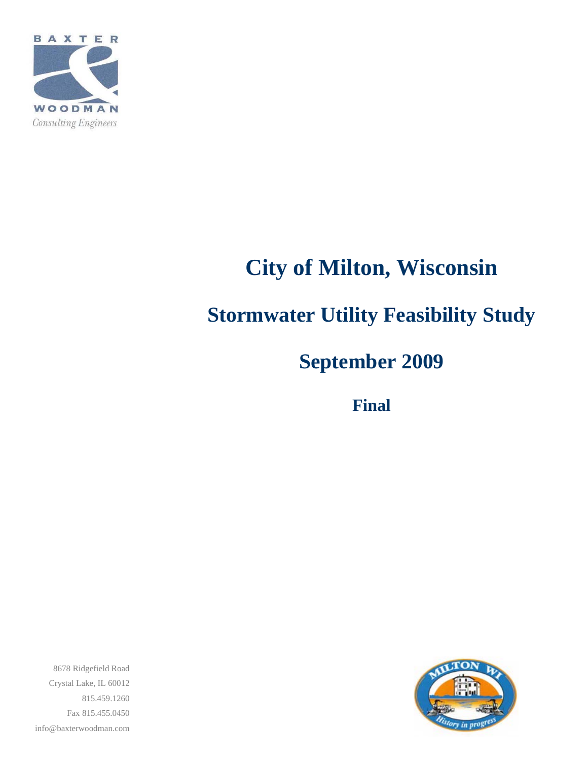BAXTER & WOODMAN

Consulting Engineers

# City of Milton, Wisconsin

## Stormwater Utility Feasibility Study

## September 2009

**Final**

8678 Ridgefield Road
Crystal Lake, IL 60012
815.459.1260
Fax 815.455.0450
info@baxterwoodman.com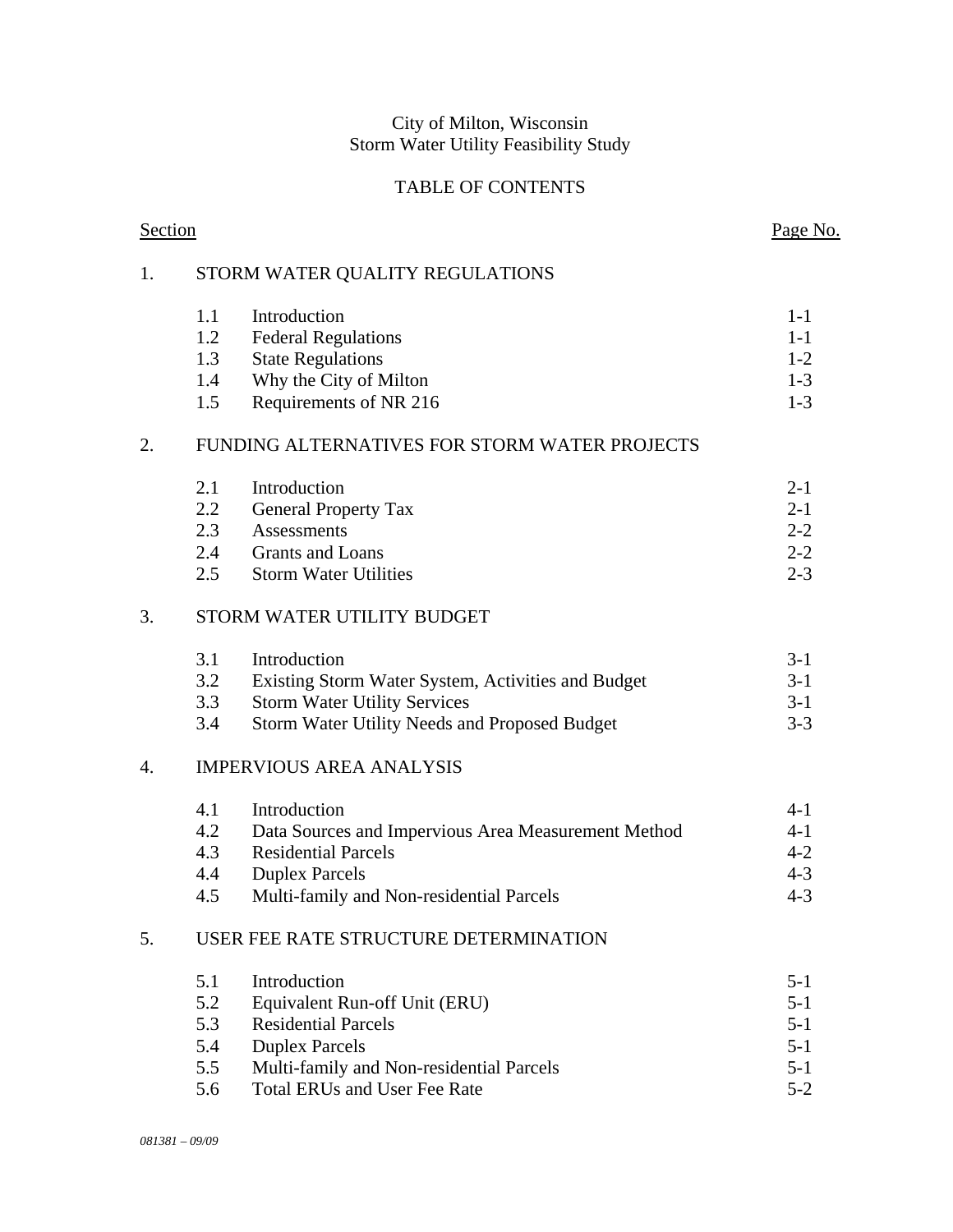City of Milton, Wisconsin
Storm Water Utility Feasibility Study

# TABLE OF CONTENTS

| Section | | | Page No. |
|---|---|---|---|
| 1. | STORM WATER QUALITY REGULATIONS | | |
| | 1.1 | Introduction | 1-1 |
| | 1.2 | Federal Regulations | 1-1 |
| | 1.3 | State Regulations | 1-2 |
| | 1.4 | Why the City of Milton | 1-3 |
| | 1.5 | Requirements of NR 216 | 1-3 |
| 2. | FUNDING ALTERNATIVES FOR STORM WATER PROJECTS | | |
| | 2.1 | Introduction | 2-1 |
| | 2.2 | General Property Tax | 2-1 |
| | 2.3 | Assessments | 2-2 |
| | 2.4 | Grants and Loans | 2-2 |
| | 2.5 | Storm Water Utilities | 2-3 |
| 3. | STORM WATER UTILITY BUDGET | | |
| | 3.1 | Introduction | 3-1 |
| | 3.2 | Existing Storm Water System, Activities and Budget | 3-1 |
| | 3.3 | Storm Water Utility Services | 3-1 |
| | 3.4 | Storm Water Utility Needs and Proposed Budget | 3-3 |
| 4. | IMPERVIOUS AREA ANALYSIS | | |
| | 4.1 | Introduction | 4-1 |
| | 4.2 | Data Sources and Impervious Area Measurement Method | 4-1 |
| | 4.3 | Residential Parcels | 4-2 |
| | 4.4 | Duplex Parcels | 4-3 |
| | 4.5 | Multi-family and Non-residential Parcels | 4-3 |
| 5. | USER FEE RATE STRUCTURE DETERMINATION | | |
| | 5.1 | Introduction | 5-1 |
| | 5.2 | Equivalent Run-off Unit (ERU) | 5-1 |
| | 5.3 | Residential Parcels | 5-1 |
| | 5.4 | Duplex Parcels | 5-1 |
| | 5.5 | Multi-family and Non-residential Parcels | 5-1 |
| | 5.6 | Total ERUs and User Fee Rate | 5-2 |

*081381 – 09/09*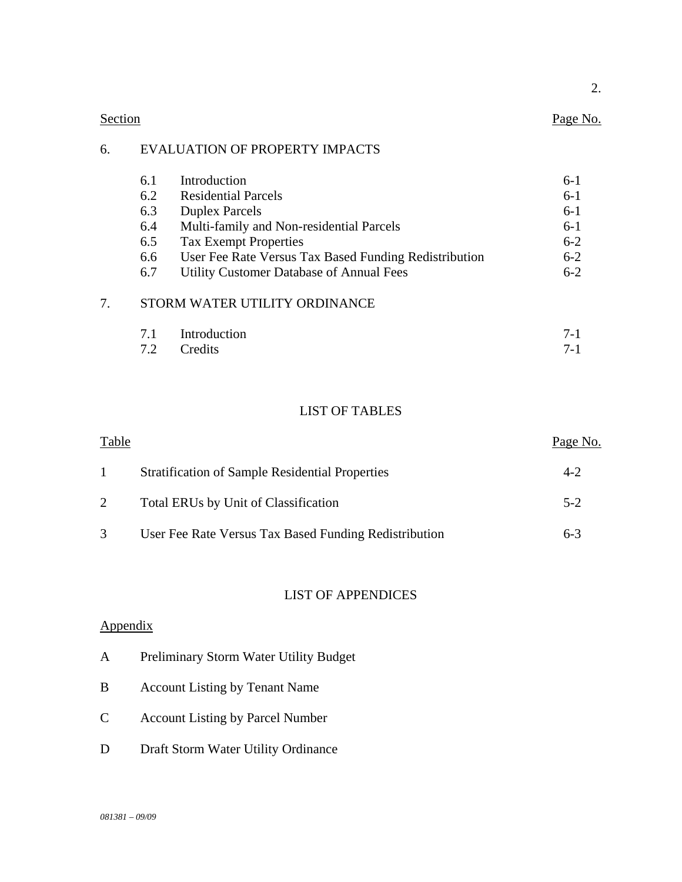| Section | | | Page No. |
|---|---|---|---|
| 6. | EVALUATION OF PROPERTY IMPACTS | | |
| | 6.1 | Introduction | 6-1 |
| | 6.2 | Residential Parcels | 6-1 |
| | 6.3 | Duplex Parcels | 6-1 |
| | 6.4 | Multi-family and Non-residential Parcels | 6-1 |
| | 6.5 | Tax Exempt Properties | 6-2 |
| | 6.6 | User Fee Rate Versus Tax Based Funding Redistribution | 6-2 |
| | 6.7 | Utility Customer Database of Annual Fees | 6-2 |
| 7. | STORM WATER UTILITY ORDINANCE | | |
| | 7.1 | Introduction | 7-1 |
| | 7.2 | Credits | 7-1 |

## LIST OF TABLES

| Table | | Page No. |
|---|---|---|
| 1 | Stratification of Sample Residential Properties | 4-2 |
| 2 | Total ERUs by Unit of Classification | 5-2 |
| 3 | User Fee Rate Versus Tax Based Funding Redistribution | 6-3 |

## LIST OF APPENDICES

| Appendix | |
|---|---|
| A | Preliminary Storm Water Utility Budget |
| B | Account Listing by Tenant Name |
| C | Account Listing by Parcel Number |
| D | Draft Storm Water Utility Ordinance |

*081381 – 09/09*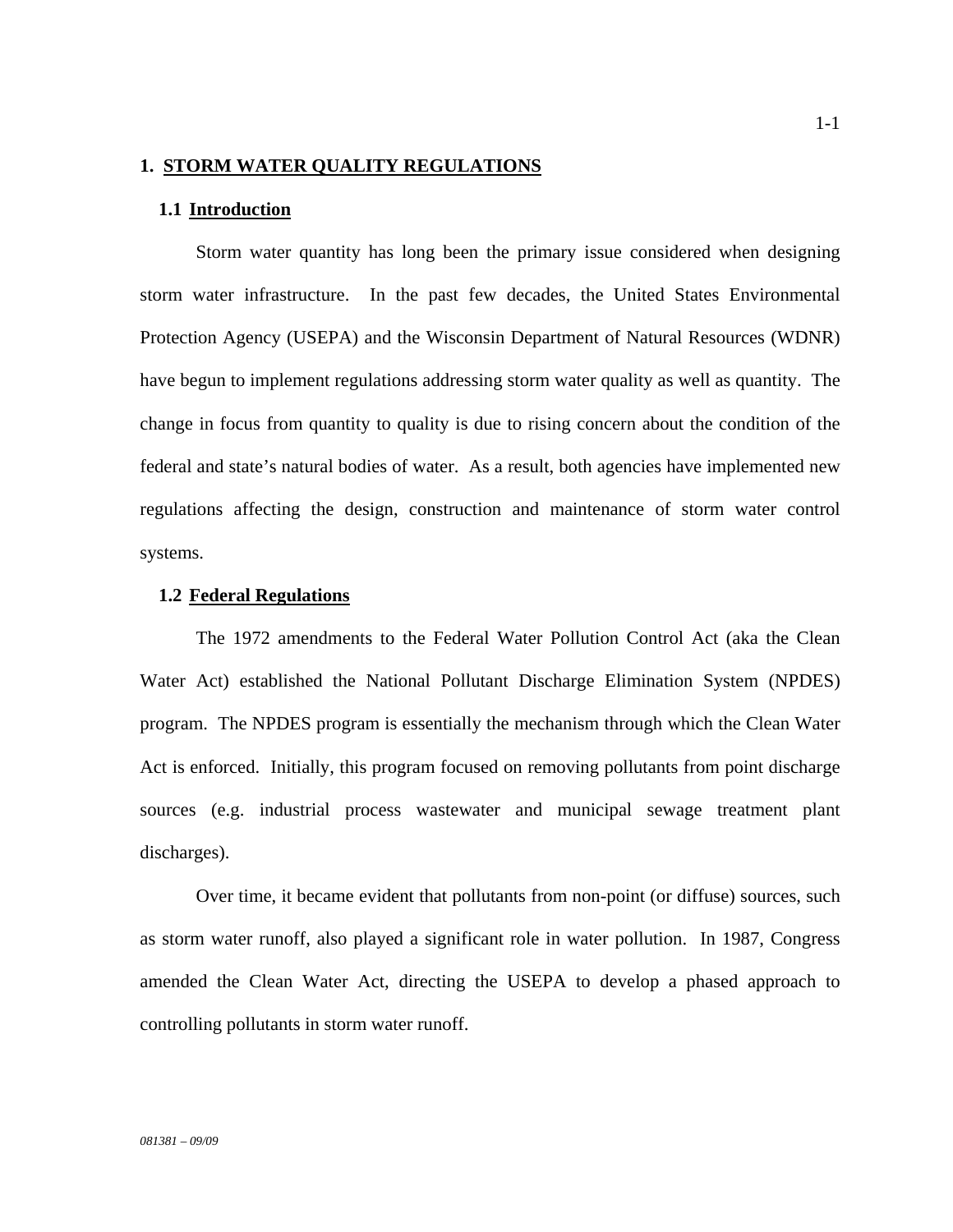# 1. STORM WATER QUALITY REGULATIONS

## 1.1 Introduction

Storm water quantity has long been the primary issue considered when designing storm water infrastructure. In the past few decades, the United States Environmental Protection Agency (USEPA) and the Wisconsin Department of Natural Resources (WDNR) have begun to implement regulations addressing storm water quality as well as quantity. The change in focus from quantity to quality is due to rising concern about the condition of the federal and state's natural bodies of water. As a result, both agencies have implemented new regulations affecting the design, construction and maintenance of storm water control systems.

## 1.2 Federal Regulations

The 1972 amendments to the Federal Water Pollution Control Act (aka the Clean Water Act) established the National Pollutant Discharge Elimination System (NPDES) program. The NPDES program is essentially the mechanism through which the Clean Water Act is enforced. Initially, this program focused on removing pollutants from point discharge sources (e.g. industrial process wastewater and municipal sewage treatment plant discharges).

Over time, it became evident that pollutants from non-point (or diffuse) sources, such as storm water runoff, also played a significant role in water pollution. In 1987, Congress amended the Clean Water Act, directing the USEPA to develop a phased approach to controlling pollutants in storm water runoff.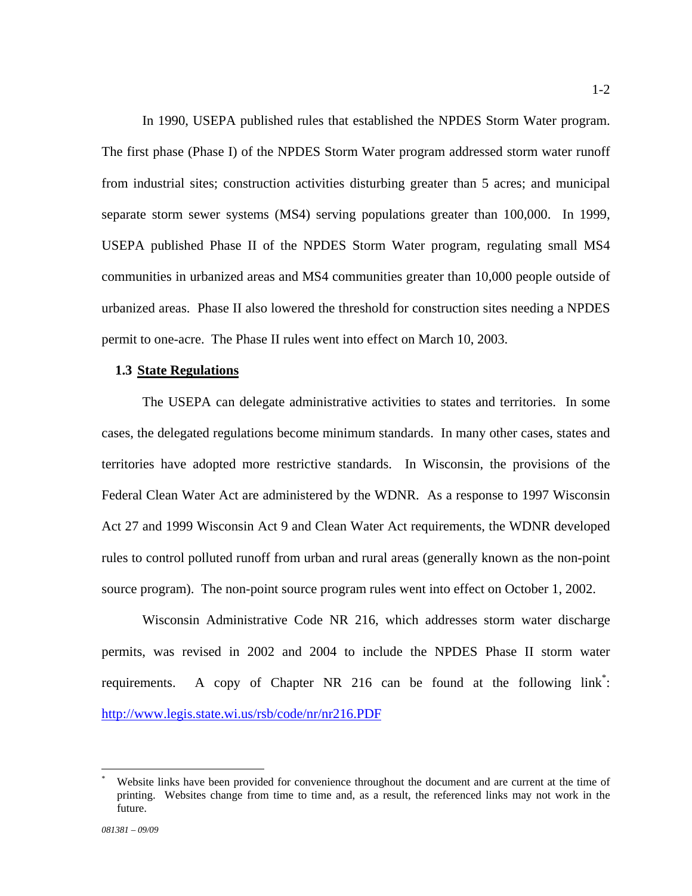In 1990, USEPA published rules that established the NPDES Storm Water program. The first phase (Phase I) of the NPDES Storm Water program addressed storm water runoff from industrial sites; construction activities disturbing greater than 5 acres; and municipal separate storm sewer systems (MS4) serving populations greater than 100,000. In 1999, USEPA published Phase II of the NPDES Storm Water program, regulating small MS4 communities in urbanized areas and MS4 communities greater than 10,000 people outside of urbanized areas. Phase II also lowered the threshold for construction sites needing a NPDES permit to one-acre. The Phase II rules went into effect on March 10, 2003.

### 1.3 State Regulations

The USEPA can delegate administrative activities to states and territories. In some cases, the delegated regulations become minimum standards. In many other cases, states and territories have adopted more restrictive standards. In Wisconsin, the provisions of the Federal Clean Water Act are administered by the WDNR. As a response to 1997 Wisconsin Act 27 and 1999 Wisconsin Act 9 and Clean Water Act requirements, the WDNR developed rules to control polluted runoff from urban and rural areas (generally known as the non-point source program). The non-point source program rules went into effect on October 1, 2002.

Wisconsin Administrative Code NR 216, which addresses storm water discharge permits, was revised in 2002 and 2004 to include the NPDES Phase II storm water requirements. A copy of Chapter NR 216 can be found at the following link*: http://www.legis.state.wi.us/rsb/code/nr/nr216.PDF

* Website links have been provided for convenience throughout the document and are current at the time of printing. Websites change from time to time and, as a result, the referenced links may not work in the future.

*081381 – 09/09*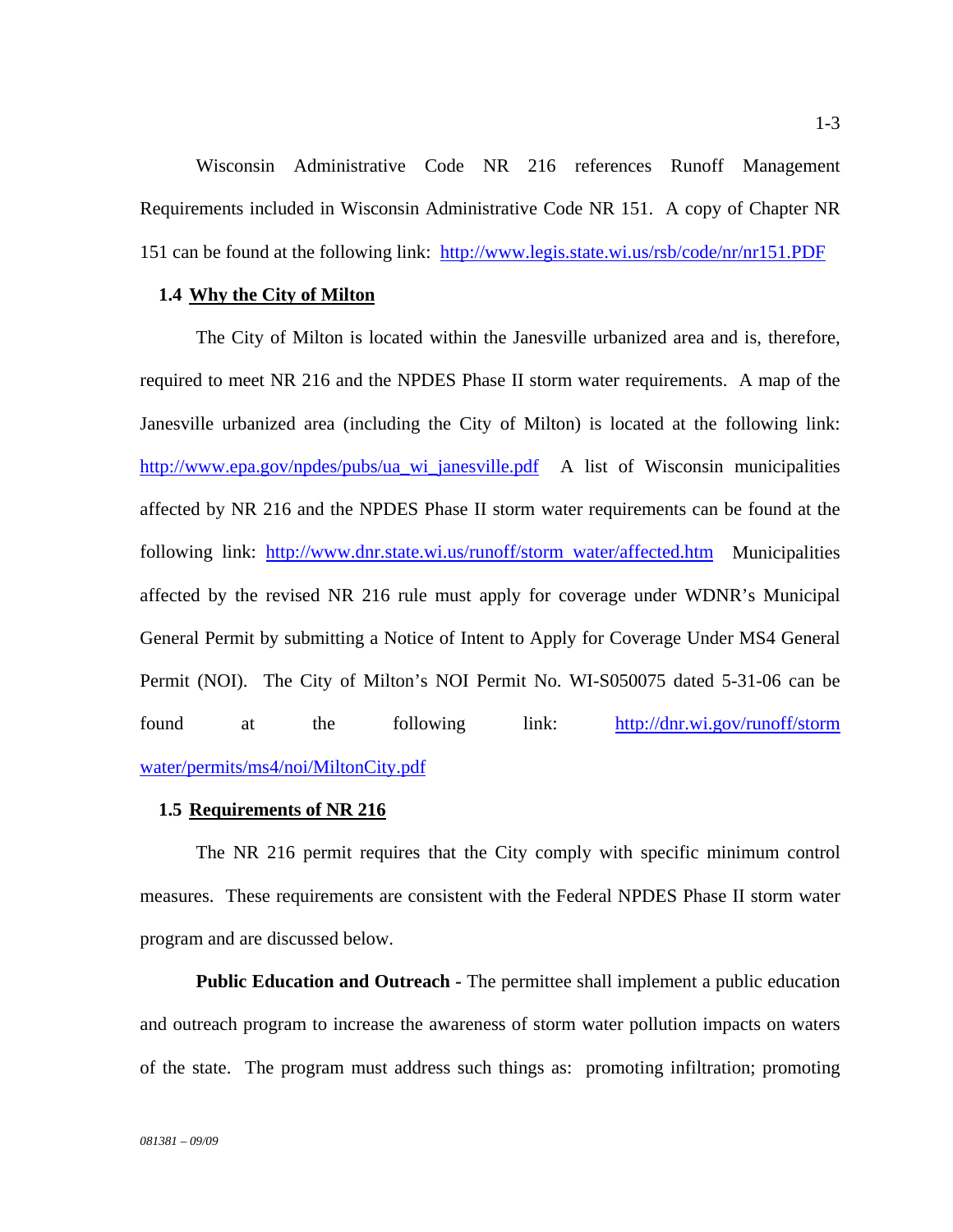Wisconsin Administrative Code NR 216 references Runoff Management Requirements included in Wisconsin Administrative Code NR 151. A copy of Chapter NR 151 can be found at the following link: http://www.legis.state.wi.us/rsb/code/nr/nr151.PDF

### 1.4 Why the City of Milton

The City of Milton is located within the Janesville urbanized area and is, therefore, required to meet NR 216 and the NPDES Phase II storm water requirements. A map of the Janesville urbanized area (including the City of Milton) is located at the following link: http://www.epa.gov/npdes/pubs/ua_wi_janesville.pdf A list of Wisconsin municipalities affected by NR 216 and the NPDES Phase II storm water requirements can be found at the following link: http://www.dnr.state.wi.us/runoff/storm_water/affected.htm Municipalities affected by the revised NR 216 rule must apply for coverage under WDNR's Municipal General Permit by submitting a Notice of Intent to Apply for Coverage Under MS4 General Permit (NOI). The City of Milton's NOI Permit No. WI-S050075 dated 5-31-06 can be found at the following link: http://dnr.wi.gov/runoff/storm water/permits/ms4/noi/MiltonCity.pdf

### 1.5 Requirements of NR 216

The NR 216 permit requires that the City comply with specific minimum control measures. These requirements are consistent with the Federal NPDES Phase II storm water program and are discussed below.

**Public Education and Outreach** - The permittee shall implement a public education and outreach program to increase the awareness of storm water pollution impacts on waters of the state. The program must address such things as: promoting infiltration; promoting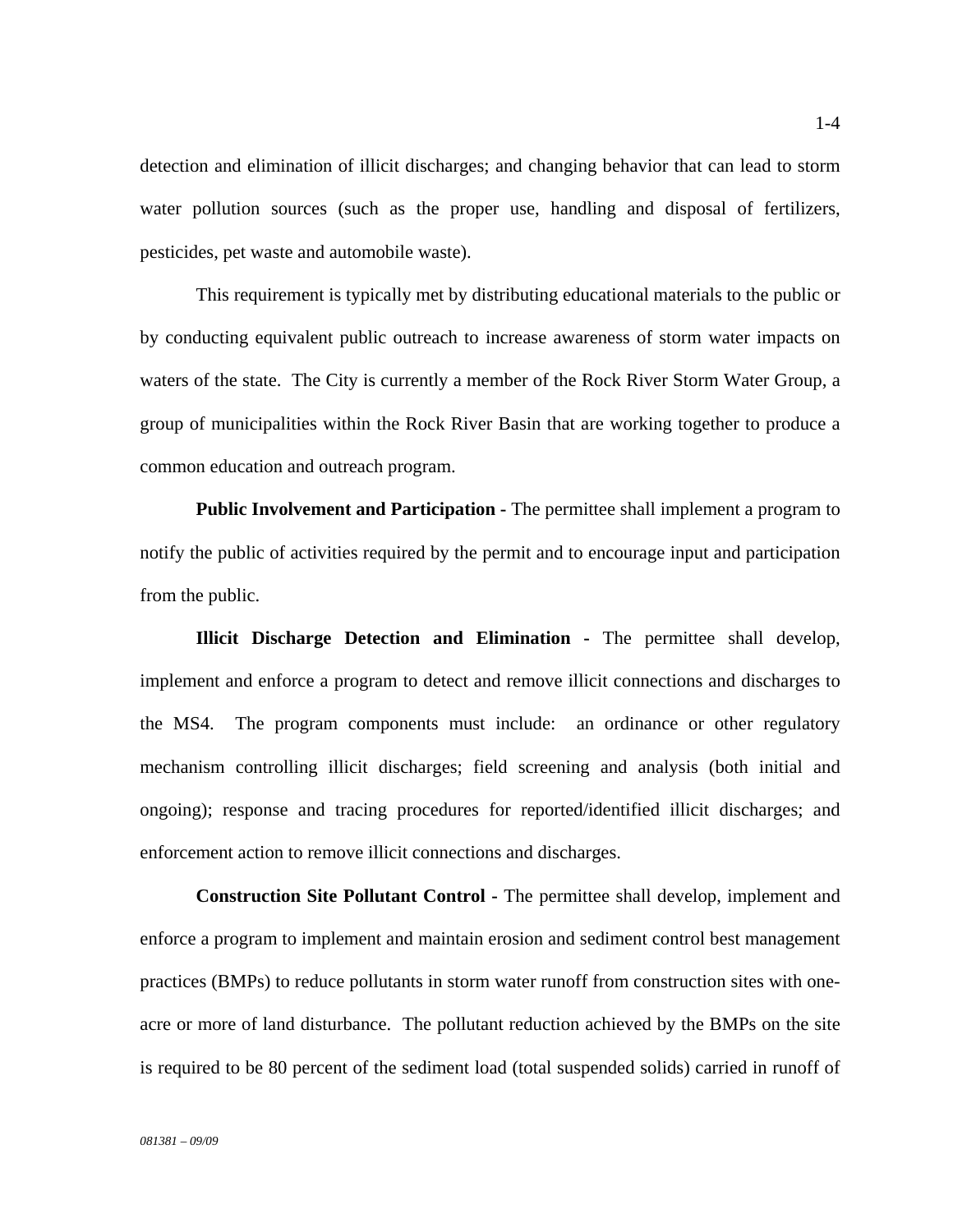detection and elimination of illicit discharges; and changing behavior that can lead to storm water pollution sources (such as the proper use, handling and disposal of fertilizers, pesticides, pet waste and automobile waste).

This requirement is typically met by distributing educational materials to the public or by conducting equivalent public outreach to increase awareness of storm water impacts on waters of the state. The City is currently a member of the Rock River Storm Water Group, a group of municipalities within the Rock River Basin that are working together to produce a common education and outreach program.

**Public Involvement and Participation -** The permittee shall implement a program to notify the public of activities required by the permit and to encourage input and participation from the public.

**Illicit Discharge Detection and Elimination -** The permittee shall develop, implement and enforce a program to detect and remove illicit connections and discharges to the MS4. The program components must include: an ordinance or other regulatory mechanism controlling illicit discharges; field screening and analysis (both initial and ongoing); response and tracing procedures for reported/identified illicit discharges; and enforcement action to remove illicit connections and discharges.

**Construction Site Pollutant Control -** The permittee shall develop, implement and enforce a program to implement and maintain erosion and sediment control best management practices (BMPs) to reduce pollutants in storm water runoff from construction sites with one-acre or more of land disturbance. The pollutant reduction achieved by the BMPs on the site is required to be 80 percent of the sediment load (total suspended solids) carried in runoff of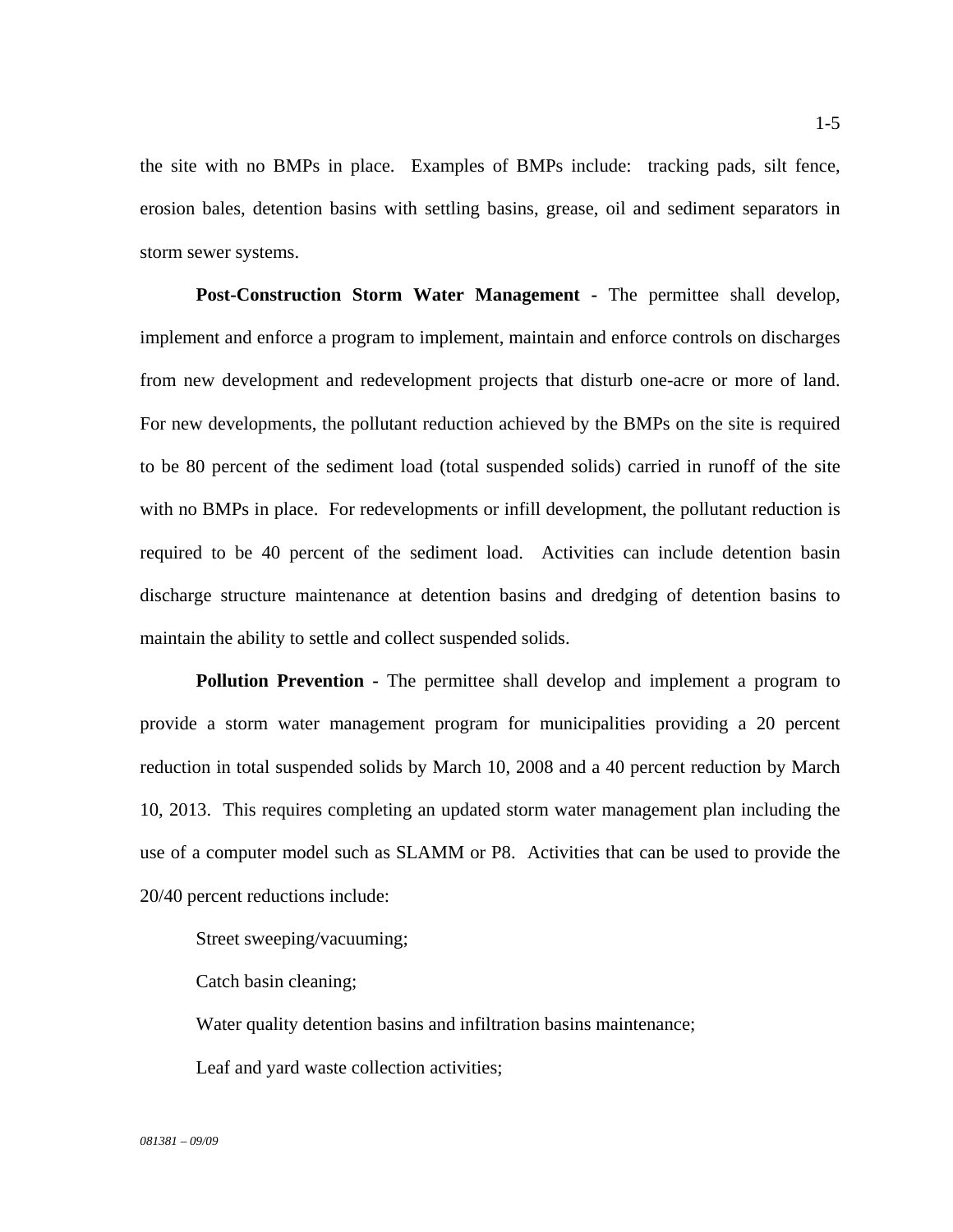the site with no BMPs in place. Examples of BMPs include: tracking pads, silt fence, erosion bales, detention basins with settling basins, grease, oil and sediment separators in storm sewer systems.

**Post-Construction Storm Water Management -** The permittee shall develop, implement and enforce a program to implement, maintain and enforce controls on discharges from new development and redevelopment projects that disturb one-acre or more of land. For new developments, the pollutant reduction achieved by the BMPs on the site is required to be 80 percent of the sediment load (total suspended solids) carried in runoff of the site with no BMPs in place. For redevelopments or infill development, the pollutant reduction is required to be 40 percent of the sediment load. Activities can include detention basin discharge structure maintenance at detention basins and dredging of detention basins to maintain the ability to settle and collect suspended solids.

**Pollution Prevention -** The permittee shall develop and implement a program to provide a storm water management program for municipalities providing a 20 percent reduction in total suspended solids by March 10, 2008 and a 40 percent reduction by March 10, 2013. This requires completing an updated storm water management plan including the use of a computer model such as SLAMM or P8. Activities that can be used to provide the 20/40 percent reductions include:

Street sweeping/vacuuming;

Catch basin cleaning;

Water quality detention basins and infiltration basins maintenance;

Leaf and yard waste collection activities;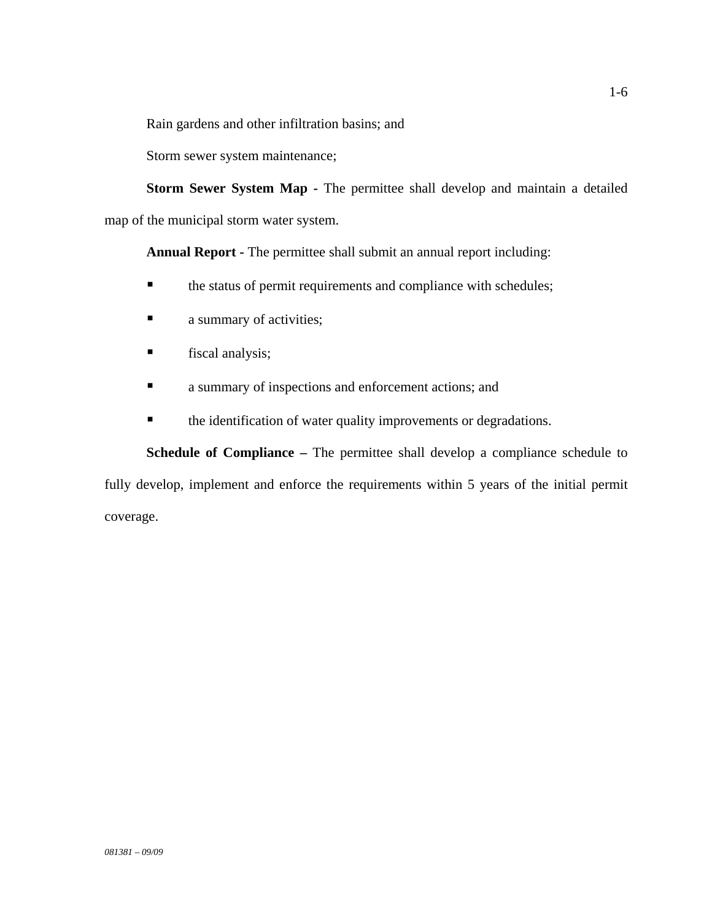Rain gardens and other infiltration basins; and

Storm sewer system maintenance;

**Storm Sewer System Map -** The permittee shall develop and maintain a detailed map of the municipal storm water system.

**Annual Report -** The permittee shall submit an annual report including:

- the status of permit requirements and compliance with schedules;
- a summary of activities;
- fiscal analysis;
- a summary of inspections and enforcement actions; and
- the identification of water quality improvements or degradations.

**Schedule of Compliance –** The permittee shall develop a compliance schedule to fully develop, implement and enforce the requirements within 5 years of the initial permit coverage.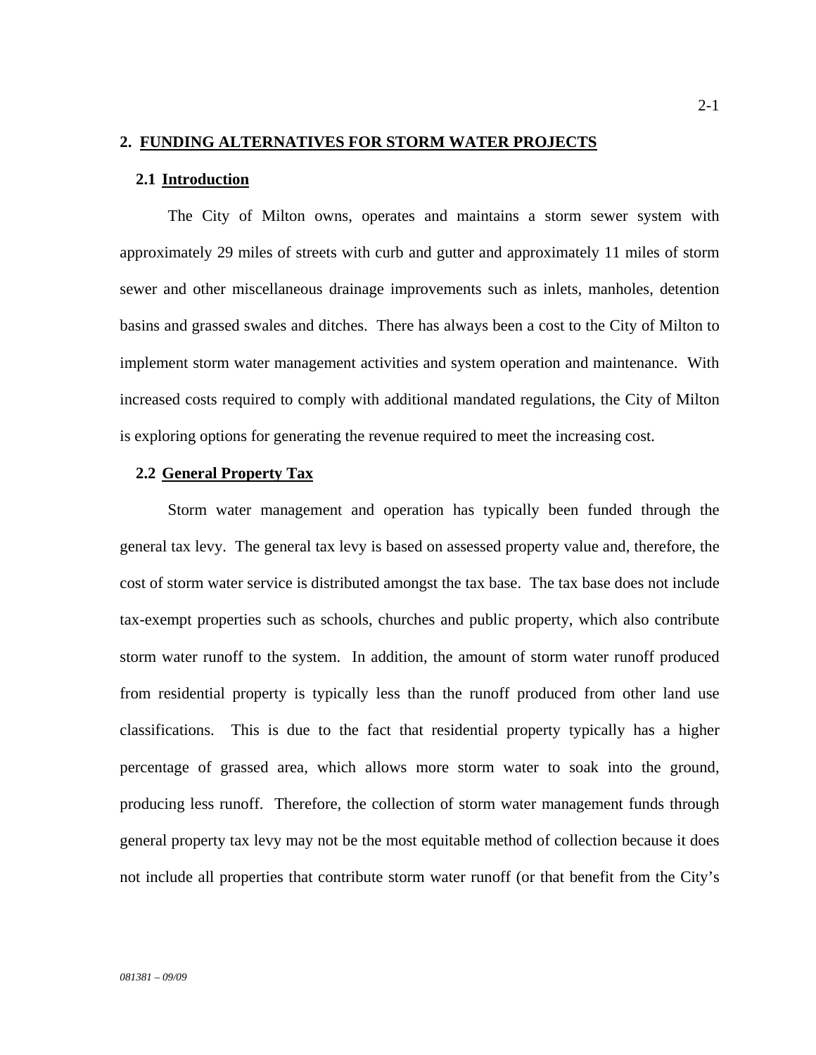## 2. FUNDING ALTERNATIVES FOR STORM WATER PROJECTS

### 2.1 Introduction

The City of Milton owns, operates and maintains a storm sewer system with approximately 29 miles of streets with curb and gutter and approximately 11 miles of storm sewer and other miscellaneous drainage improvements such as inlets, manholes, detention basins and grassed swales and ditches. There has always been a cost to the City of Milton to implement storm water management activities and system operation and maintenance. With increased costs required to comply with additional mandated regulations, the City of Milton is exploring options for generating the revenue required to meet the increasing cost.

### 2.2 General Property Tax

Storm water management and operation has typically been funded through the general tax levy. The general tax levy is based on assessed property value and, therefore, the cost of storm water service is distributed amongst the tax base. The tax base does not include tax-exempt properties such as schools, churches and public property, which also contribute storm water runoff to the system. In addition, the amount of storm water runoff produced from residential property is typically less than the runoff produced from other land use classifications. This is due to the fact that residential property typically has a higher percentage of grassed area, which allows more storm water to soak into the ground, producing less runoff. Therefore, the collection of storm water management funds through general property tax levy may not be the most equitable method of collection because it does not include all properties that contribute storm water runoff (or that benefit from the City's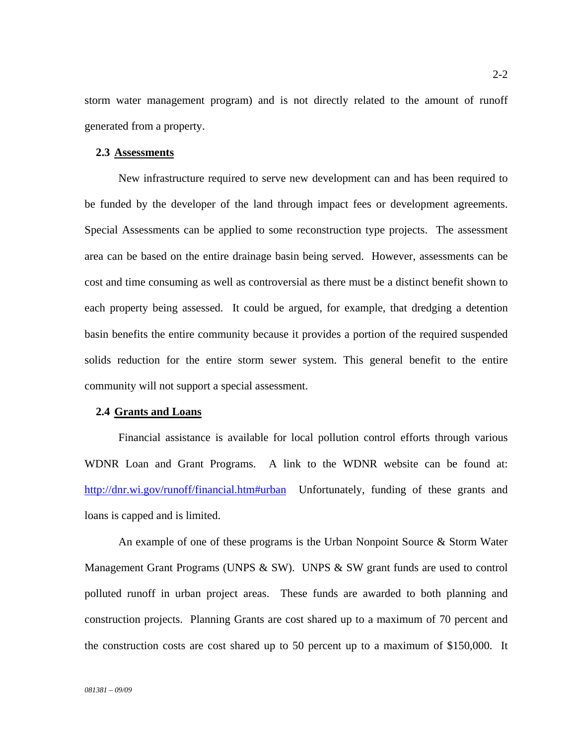storm water management program) and is not directly related to the amount of runoff generated from a property.

## 2.3 Assessments

New infrastructure required to serve new development can and has been required to be funded by the developer of the land through impact fees or development agreements. Special Assessments can be applied to some reconstruction type projects. The assessment area can be based on the entire drainage basin being served. However, assessments can be cost and time consuming as well as controversial as there must be a distinct benefit shown to each property being assessed. It could be argued, for example, that dredging a detention basin benefits the entire community because it provides a portion of the required suspended solids reduction for the entire storm sewer system. This general benefit to the entire community will not support a special assessment.

## 2.4 Grants and Loans

Financial assistance is available for local pollution control efforts through various WDNR Loan and Grant Programs. A link to the WDNR website can be found at: [http://dnr.wi.gov/runoff/financial.htm#urban](http://dnr.wi.gov/runoff/financial.htm#urban) Unfortunately, funding of these grants and loans is capped and is limited.

An example of one of these programs is the Urban Nonpoint Source & Storm Water Management Grant Programs (UNPS & SW). UNPS & SW grant funds are used to control polluted runoff in urban project areas. These funds are awarded to both planning and construction projects. Planning Grants are cost shared up to a maximum of 70 percent and the construction costs are cost shared up to 50 percent up to a maximum of $150,000. It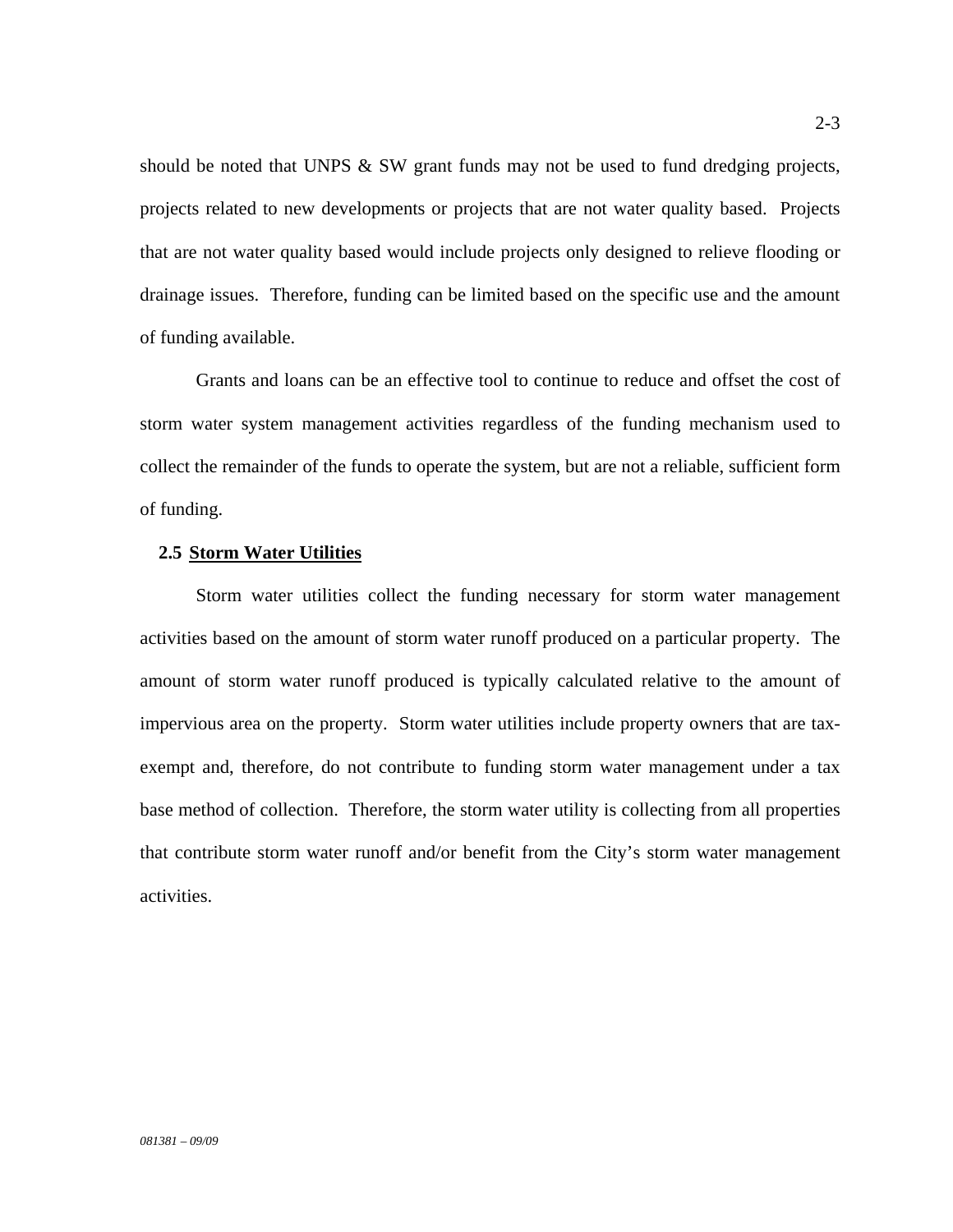should be noted that UNPS & SW grant funds may not be used to fund dredging projects, projects related to new developments or projects that are not water quality based. Projects that are not water quality based would include projects only designed to relieve flooding or drainage issues. Therefore, funding can be limited based on the specific use and the amount of funding available.

Grants and loans can be an effective tool to continue to reduce and offset the cost of storm water system management activities regardless of the funding mechanism used to collect the remainder of the funds to operate the system, but are not a reliable, sufficient form of funding.

## 2.5 Storm Water Utilities

Storm water utilities collect the funding necessary for storm water management activities based on the amount of storm water runoff produced on a particular property. The amount of storm water runoff produced is typically calculated relative to the amount of impervious area on the property. Storm water utilities include property owners that are tax-exempt and, therefore, do not contribute to funding storm water management under a tax base method of collection. Therefore, the storm water utility is collecting from all properties that contribute storm water runoff and/or benefit from the City's storm water management activities.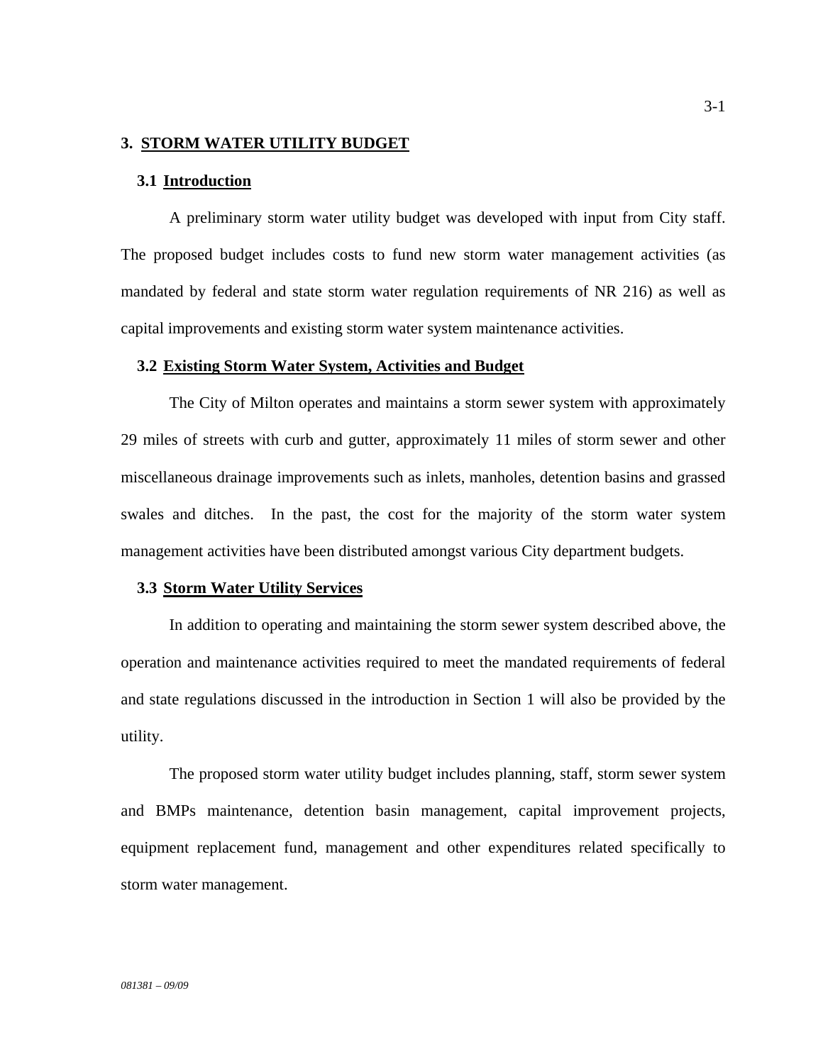# 3. STORM WATER UTILITY BUDGET

## 3.1 Introduction

A preliminary storm water utility budget was developed with input from City staff. The proposed budget includes costs to fund new storm water management activities (as mandated by federal and state storm water regulation requirements of NR 216) as well as capital improvements and existing storm water system maintenance activities.

## 3.2 Existing Storm Water System, Activities and Budget

The City of Milton operates and maintains a storm sewer system with approximately 29 miles of streets with curb and gutter, approximately 11 miles of storm sewer and other miscellaneous drainage improvements such as inlets, manholes, detention basins and grassed swales and ditches. In the past, the cost for the majority of the storm water system management activities have been distributed amongst various City department budgets.

## 3.3 Storm Water Utility Services

In addition to operating and maintaining the storm sewer system described above, the operation and maintenance activities required to meet the mandated requirements of federal and state regulations discussed in the introduction in Section 1 will also be provided by the utility.

The proposed storm water utility budget includes planning, staff, storm sewer system and BMPs maintenance, detention basin management, capital improvement projects, equipment replacement fund, management and other expenditures related specifically to storm water management.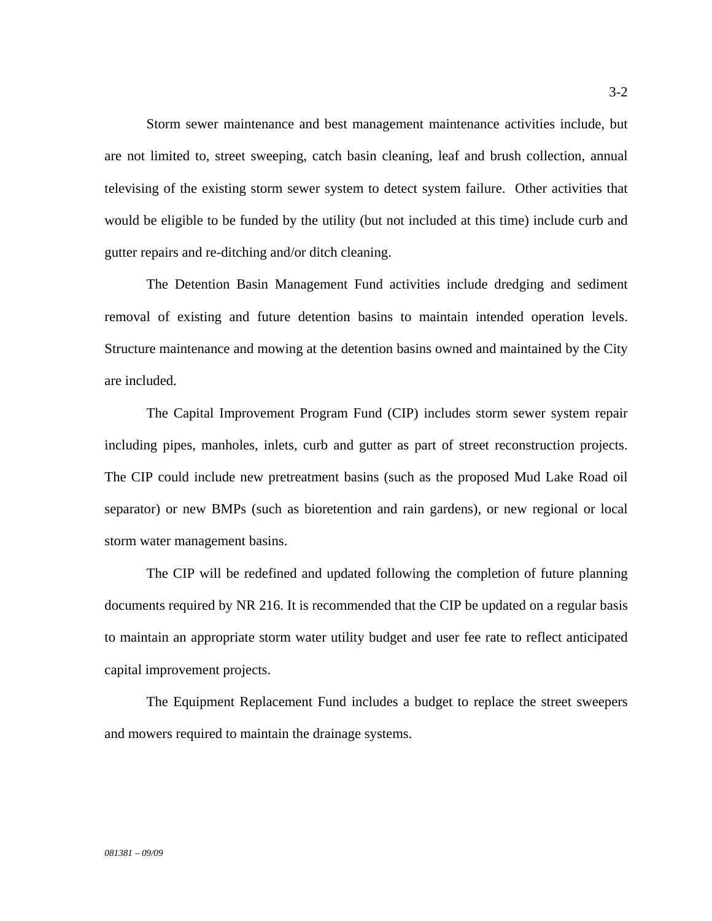Storm sewer maintenance and best management maintenance activities include, but are not limited to, street sweeping, catch basin cleaning, leaf and brush collection, annual televising of the existing storm sewer system to detect system failure. Other activities that would be eligible to be funded by the utility (but not included at this time) include curb and gutter repairs and re-ditching and/or ditch cleaning.

The Detention Basin Management Fund activities include dredging and sediment removal of existing and future detention basins to maintain intended operation levels. Structure maintenance and mowing at the detention basins owned and maintained by the City are included.

The Capital Improvement Program Fund (CIP) includes storm sewer system repair including pipes, manholes, inlets, curb and gutter as part of street reconstruction projects. The CIP could include new pretreatment basins (such as the proposed Mud Lake Road oil separator) or new BMPs (such as bioretention and rain gardens), or new regional or local storm water management basins.

The CIP will be redefined and updated following the completion of future planning documents required by NR 216. It is recommended that the CIP be updated on a regular basis to maintain an appropriate storm water utility budget and user fee rate to reflect anticipated capital improvement projects.

The Equipment Replacement Fund includes a budget to replace the street sweepers and mowers required to maintain the drainage systems.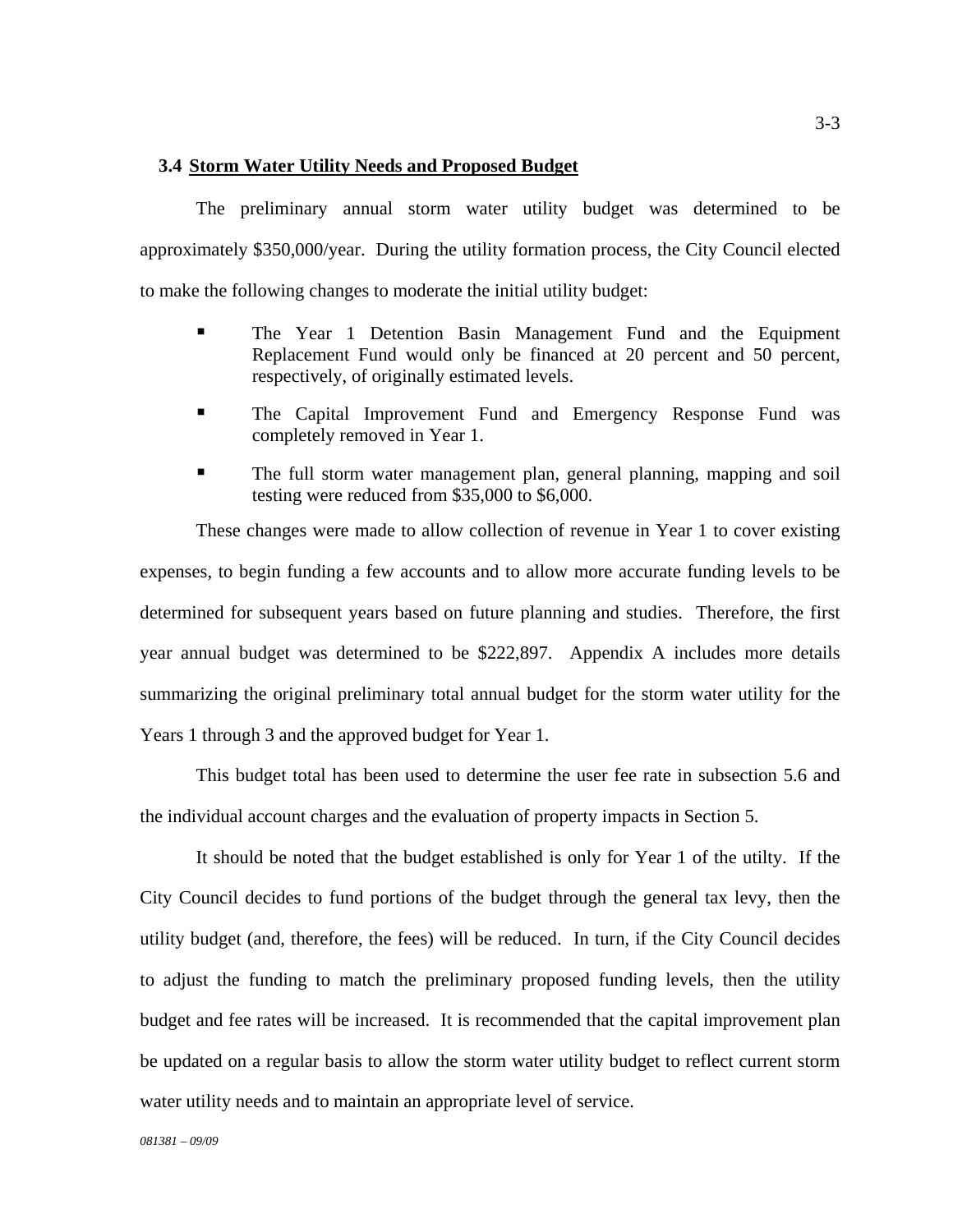### 3.4 Storm Water Utility Needs and Proposed Budget

The preliminary annual storm water utility budget was determined to be approximately $350,000/year. During the utility formation process, the City Council elected to make the following changes to moderate the initial utility budget:

- The Year 1 Detention Basin Management Fund and the Equipment Replacement Fund would only be financed at 20 percent and 50 percent, respectively, of originally estimated levels.
- The Capital Improvement Fund and Emergency Response Fund was completely removed in Year 1.
- The full storm water management plan, general planning, mapping and soil testing were reduced from $35,000 to $6,000.

These changes were made to allow collection of revenue in Year 1 to cover existing expenses, to begin funding a few accounts and to allow more accurate funding levels to be determined for subsequent years based on future planning and studies. Therefore, the first year annual budget was determined to be $222,897. Appendix A includes more details summarizing the original preliminary total annual budget for the storm water utility for the Years 1 through 3 and the approved budget for Year 1.

This budget total has been used to determine the user fee rate in subsection 5.6 and the individual account charges and the evaluation of property impacts in Section 5.

It should be noted that the budget established is only for Year 1 of the utilty. If the City Council decides to fund portions of the budget through the general tax levy, then the utility budget (and, therefore, the fees) will be reduced. In turn, if the City Council decides to adjust the funding to match the preliminary proposed funding levels, then the utility budget and fee rates will be increased. It is recommended that the capital improvement plan be updated on a regular basis to allow the storm water utility budget to reflect current storm water utility needs and to maintain an appropriate level of service.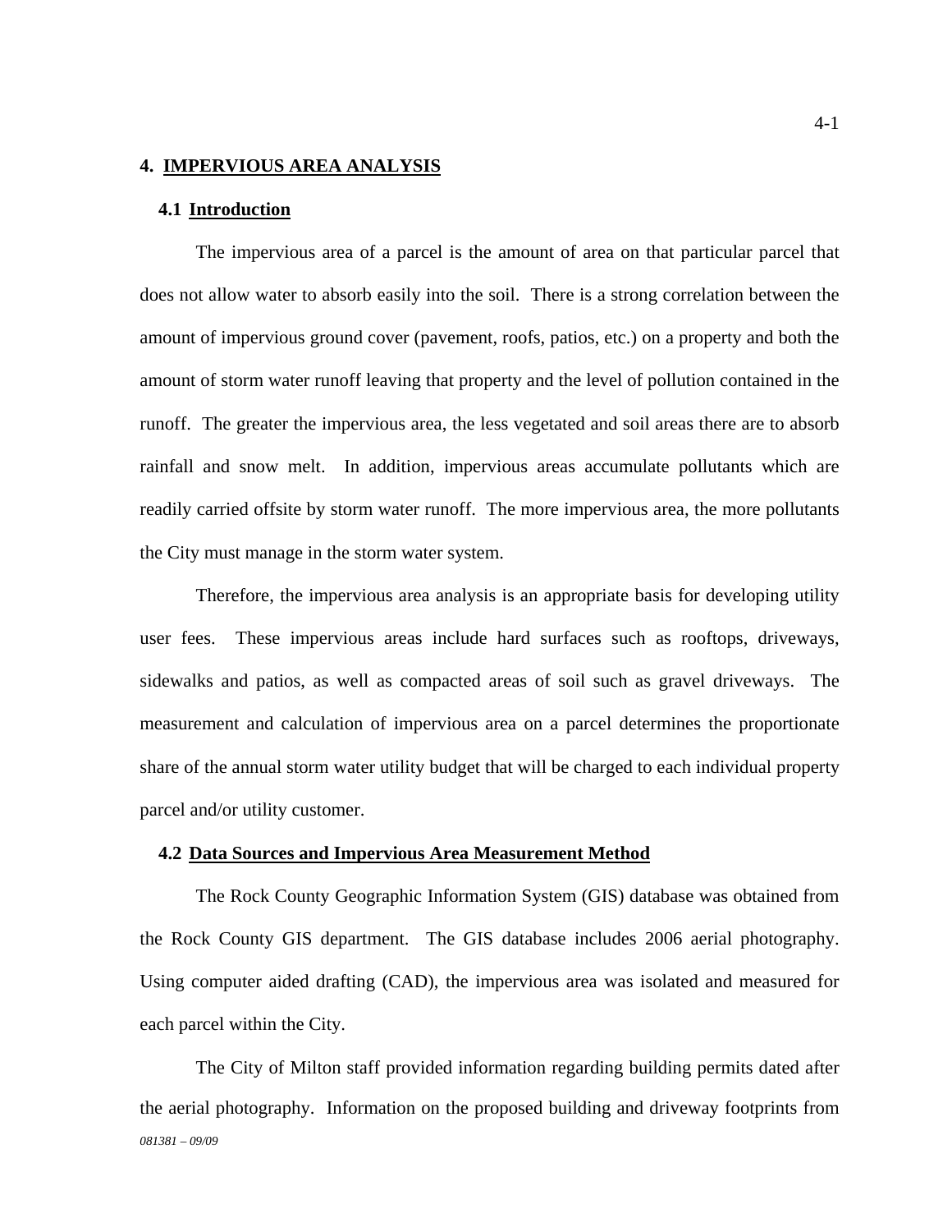# 4. IMPERVIOUS AREA ANALYSIS

## 4.1 Introduction

The impervious area of a parcel is the amount of area on that particular parcel that does not allow water to absorb easily into the soil. There is a strong correlation between the amount of impervious ground cover (pavement, roofs, patios, etc.) on a property and both the amount of storm water runoff leaving that property and the level of pollution contained in the runoff. The greater the impervious area, the less vegetated and soil areas there are to absorb rainfall and snow melt. In addition, impervious areas accumulate pollutants which are readily carried offsite by storm water runoff. The more impervious area, the more pollutants the City must manage in the storm water system.

Therefore, the impervious area analysis is an appropriate basis for developing utility user fees. These impervious areas include hard surfaces such as rooftops, driveways, sidewalks and patios, as well as compacted areas of soil such as gravel driveways. The measurement and calculation of impervious area on a parcel determines the proportionate share of the annual storm water utility budget that will be charged to each individual property parcel and/or utility customer.

## 4.2 Data Sources and Impervious Area Measurement Method

The Rock County Geographic Information System (GIS) database was obtained from the Rock County GIS department. The GIS database includes 2006 aerial photography. Using computer aided drafting (CAD), the impervious area was isolated and measured for each parcel within the City.

The City of Milton staff provided information regarding building permits dated after the aerial photography. Information on the proposed building and driveway footprints from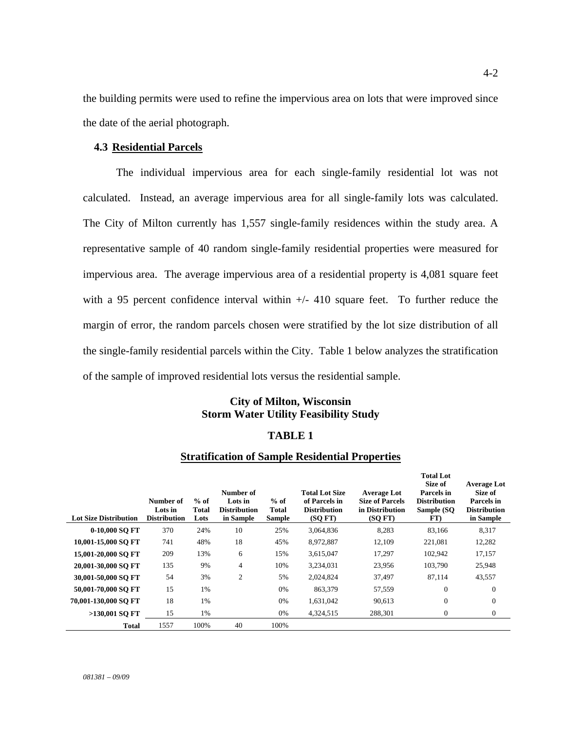the building permits were used to refine the impervious area on lots that were improved since the date of the aerial photograph.

### 4.3 Residential Parcels

The individual impervious area for each single-family residential lot was not calculated. Instead, an average impervious area for all single-family lots was calculated. The City of Milton currently has 1,557 single-family residences within the study area. A representative sample of 40 random single-family residential properties were measured for impervious area. The average impervious area of a residential property is 4,081 square feet with a 95 percent confidence interval within +/- 410 square feet. To further reduce the margin of error, the random parcels chosen were stratified by the lot size distribution of all the single-family residential parcels within the City. Table 1 below analyzes the stratification of the sample of improved residential lots versus the residential sample.

**City of Milton, Wisconsin**
**Storm Water Utility Feasibility Study**

**TABLE 1**

**Stratification of Sample Residential Properties**

| Lot Size Distribution | Number of Lots in Distribution | % of Total Lots | Number of Lots in Distribution in Sample | % of Total Sample | Total Lot Size of Parcels in Distribution (SQ FT) | Average Lot Size of Parcels in Distribution (SQ FT) | Total Lot Size of Parcels in Distribution Sample (SQ FT) | Average Lot Size of Parcels in Distribution in Sample |
|---|---|---|---|---|---|---|---|---|
| 0-10,000 SQ FT | 370 | 24% | 10 | 25% | 3,064,836 | 8,283 | 83,166 | 8,317 |
| 10,001-15,000 SQ FT | 741 | 48% | 18 | 45% | 8,972,887 | 12,109 | 221,081 | 12,282 |
| 15,001-20,000 SQ FT | 209 | 13% | 6 | 15% | 3,615,047 | 17,297 | 102,942 | 17,157 |
| 20,001-30,000 SQ FT | 135 | 9% | 4 | 10% | 3,234,031 | 23,956 | 103,790 | 25,948 |
| 30,001-50,000 SQ FT | 54 | 3% | 2 | 5% | 2,024,824 | 37,497 | 87,114 | 43,557 |
| 50,001-70,000 SQ FT | 15 | 1% | | 0% | 863,379 | 57,559 | 0 | 0 |
| 70,001-130,000 SQ FT | 18 | 1% | | 0% | 1,631,042 | 90,613 | 0 | 0 |
| >130,001 SQ FT | 15 | 1% | | 0% | 4,324,515 | 288,301 | 0 | 0 |
| **Total** | 1557 | 100% | 40 | 100% | | | | |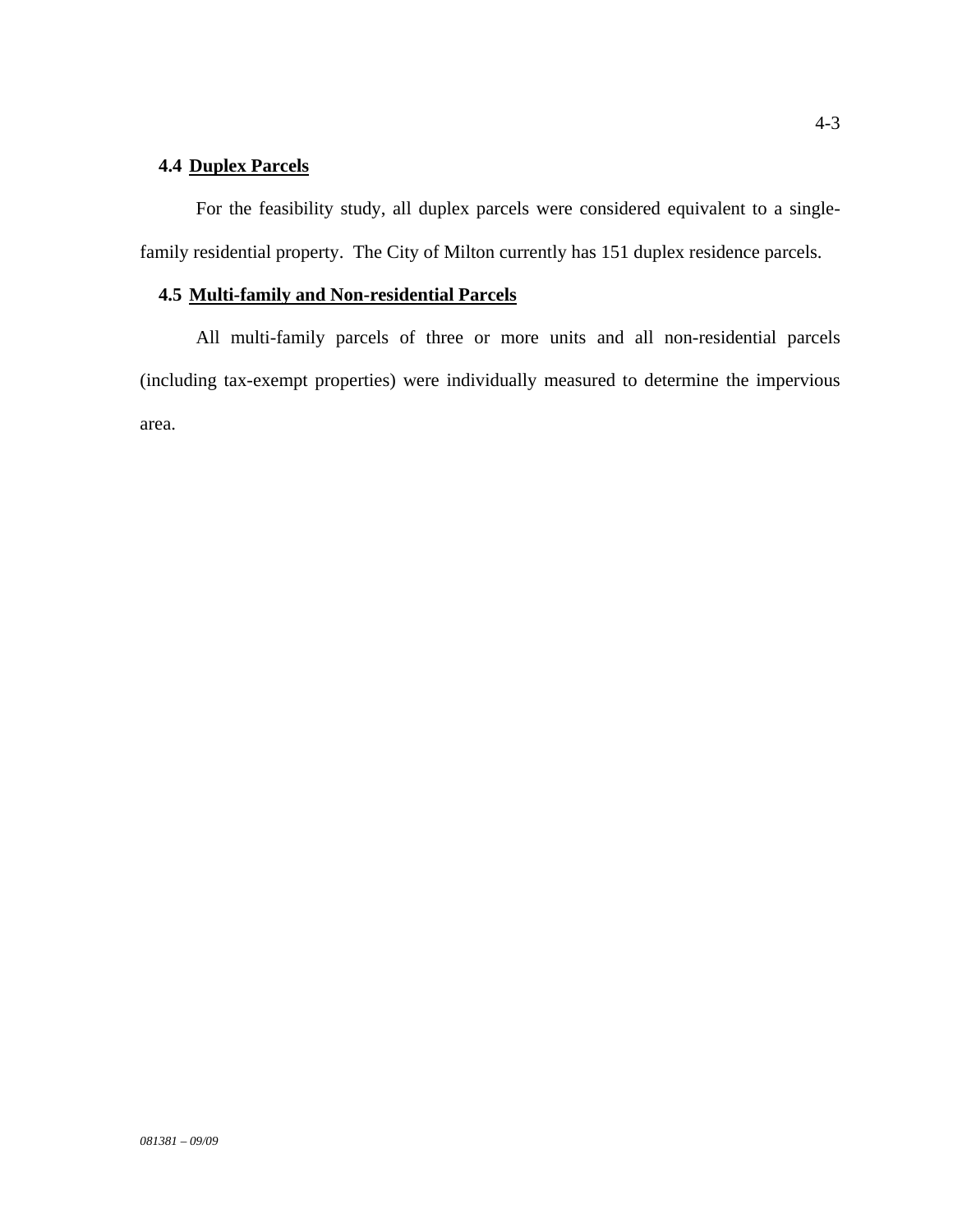## 4.4 Duplex Parcels

For the feasibility study, all duplex parcels were considered equivalent to a single-family residential property. The City of Milton currently has 151 duplex residence parcels.

## 4.5 Multi-family and Non-residential Parcels

All multi-family parcels of three or more units and all non-residential parcels (including tax-exempt properties) were individually measured to determine the impervious area.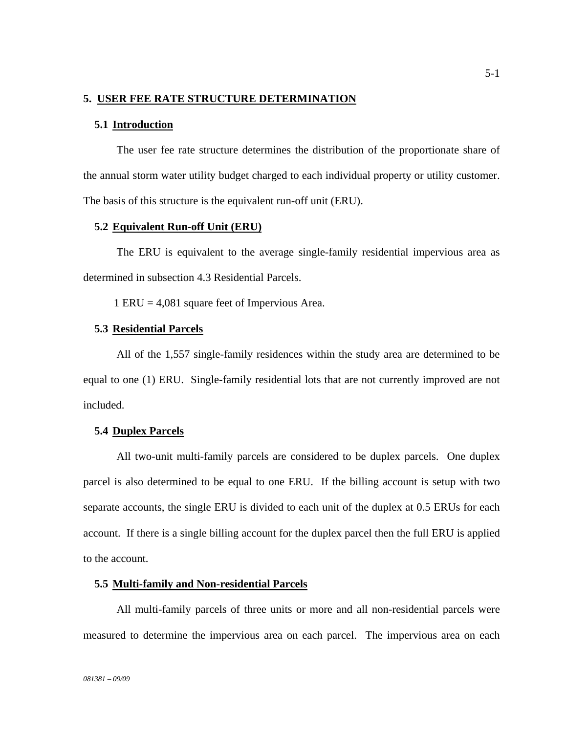## 5. USER FEE RATE STRUCTURE DETERMINATION

### 5.1 Introduction

The user fee rate structure determines the distribution of the proportionate share of the annual storm water utility budget charged to each individual property or utility customer. The basis of this structure is the equivalent run-off unit (ERU).

### 5.2 Equivalent Run-off Unit (ERU)

The ERU is equivalent to the average single-family residential impervious area as determined in subsection 4.3 Residential Parcels.

1 ERU = 4,081 square feet of Impervious Area.

### 5.3 Residential Parcels

All of the 1,557 single-family residences within the study area are determined to be equal to one (1) ERU. Single-family residential lots that are not currently improved are not included.

### 5.4 Duplex Parcels

All two-unit multi-family parcels are considered to be duplex parcels. One duplex parcel is also determined to be equal to one ERU. If the billing account is setup with two separate accounts, the single ERU is divided to each unit of the duplex at 0.5 ERUs for each account. If there is a single billing account for the duplex parcel then the full ERU is applied to the account.

### 5.5 Multi-family and Non-residential Parcels

All multi-family parcels of three units or more and all non-residential parcels were measured to determine the impervious area on each parcel. The impervious area on each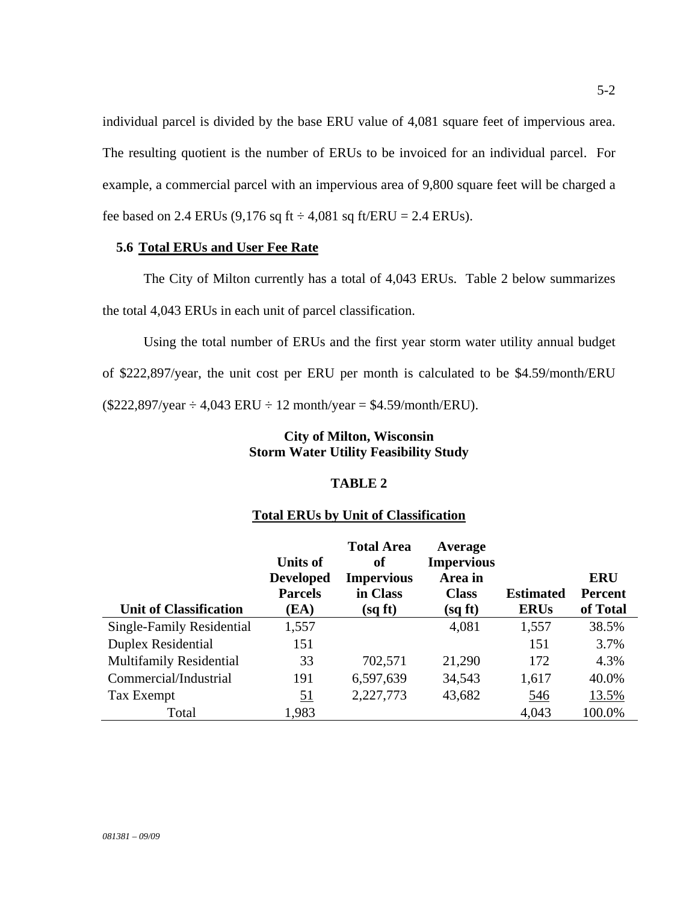individual parcel is divided by the base ERU value of 4,081 square feet of impervious area. The resulting quotient is the number of ERUs to be invoiced for an individual parcel. For example, a commercial parcel with an impervious area of 9,800 square feet will be charged a fee based on 2.4 ERUs (9,176 sq ft ÷ 4,081 sq ft/ERU = 2.4 ERUs).

### 5.6 Total ERUs and User Fee Rate

The City of Milton currently has a total of 4,043 ERUs. Table 2 below summarizes the total 4,043 ERUs in each unit of parcel classification.

Using the total number of ERUs and the first year storm water utility annual budget of $222,897/year, the unit cost per ERU per month is calculated to be $4.59/month/ERU ($222,897/year ÷ 4,043 ERU ÷ 12 month/year = $4.59/month/ERU).

**City of Milton, Wisconsin**
**Storm Water Utility Feasibility Study**

**TABLE 2**

**Total ERUs by Unit of Classification**

| Unit of Classification | Units of Developed Parcels (EA) | Total Area of Impervious in Class (sq ft) | Average Impervious Area in Class (sq ft) | Estimated ERUs | ERU Percent of Total |
|---|---|---|---|---|---|
| Single-Family Residential | 1,557 | | 4,081 | 1,557 | 38.5% |
| Duplex Residential | 151 | | | 151 | 3.7% |
| Multifamily Residential | 33 | 702,571 | 21,290 | 172 | 4.3% |
| Commercial/Industrial | 191 | 6,597,639 | 34,543 | 1,617 | 40.0% |
| Tax Exempt | 51 | 2,227,773 | 43,682 | 546 | 13.5% |
| Total | 1,983 | | | 4,043 | 100.0% |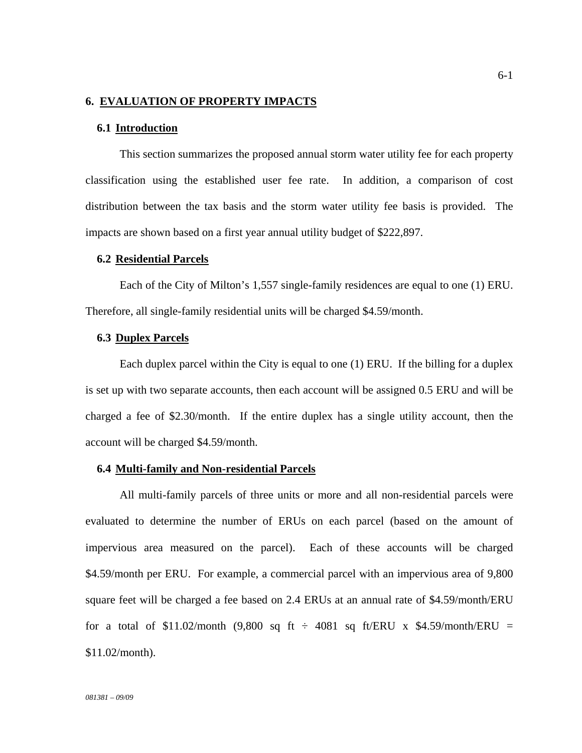# 6. EVALUATION OF PROPERTY IMPACTS

## 6.1 Introduction

This section summarizes the proposed annual storm water utility fee for each property classification using the established user fee rate. In addition, a comparison of cost distribution between the tax basis and the storm water utility fee basis is provided. The impacts are shown based on a first year annual utility budget of $222,897.

## 6.2 Residential Parcels

Each of the City of Milton's 1,557 single-family residences are equal to one (1) ERU. Therefore, all single-family residential units will be charged $4.59/month.

## 6.3 Duplex Parcels

Each duplex parcel within the City is equal to one (1) ERU. If the billing for a duplex is set up with two separate accounts, then each account will be assigned 0.5 ERU and will be charged a fee of $2.30/month. If the entire duplex has a single utility account, then the account will be charged $4.59/month.

## 6.4 Multi-family and Non-residential Parcels

All multi-family parcels of three units or more and all non-residential parcels were evaluated to determine the number of ERUs on each parcel (based on the amount of impervious area measured on the parcel). Each of these accounts will be charged $4.59/month per ERU. For example, a commercial parcel with an impervious area of 9,800 square feet will be charged a fee based on 2.4 ERUs at an annual rate of $4.59/month/ERU for a total of $11.02/month (9,800 sq ft ÷ 4081 sq ft/ERU x $4.59/month/ERU = $11.02/month).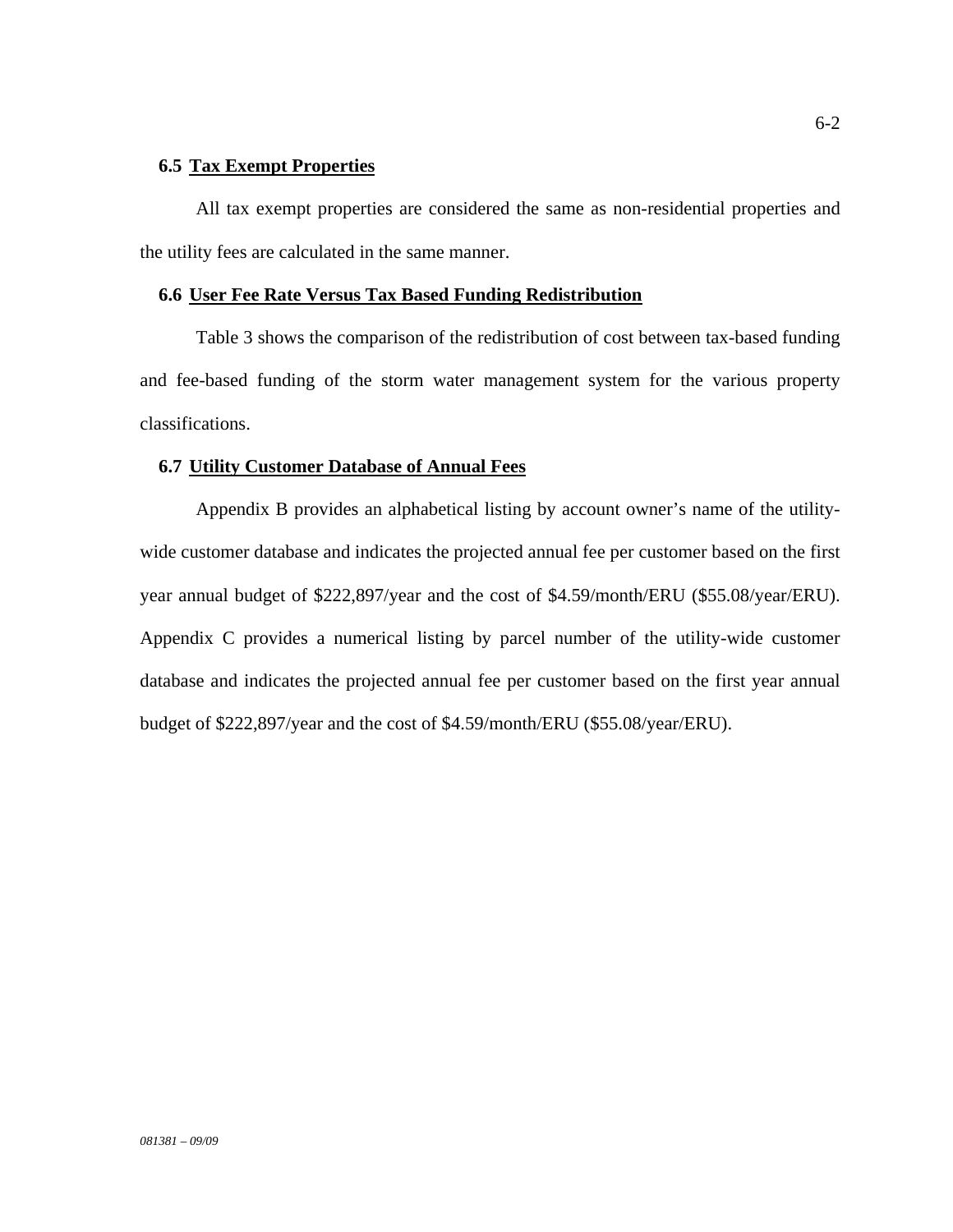### 6.5 Tax Exempt Properties

All tax exempt properties are considered the same as non-residential properties and the utility fees are calculated in the same manner.

### 6.6 User Fee Rate Versus Tax Based Funding Redistribution

Table 3 shows the comparison of the redistribution of cost between tax-based funding and fee-based funding of the storm water management system for the various property classifications.

### 6.7 Utility Customer Database of Annual Fees

Appendix B provides an alphabetical listing by account owner's name of the utility-wide customer database and indicates the projected annual fee per customer based on the first year annual budget of $222,897/year and the cost of $4.59/month/ERU ($55.08/year/ERU). Appendix C provides a numerical listing by parcel number of the utility-wide customer database and indicates the projected annual fee per customer based on the first year annual budget of $222,897/year and the cost of $4.59/month/ERU ($55.08/year/ERU).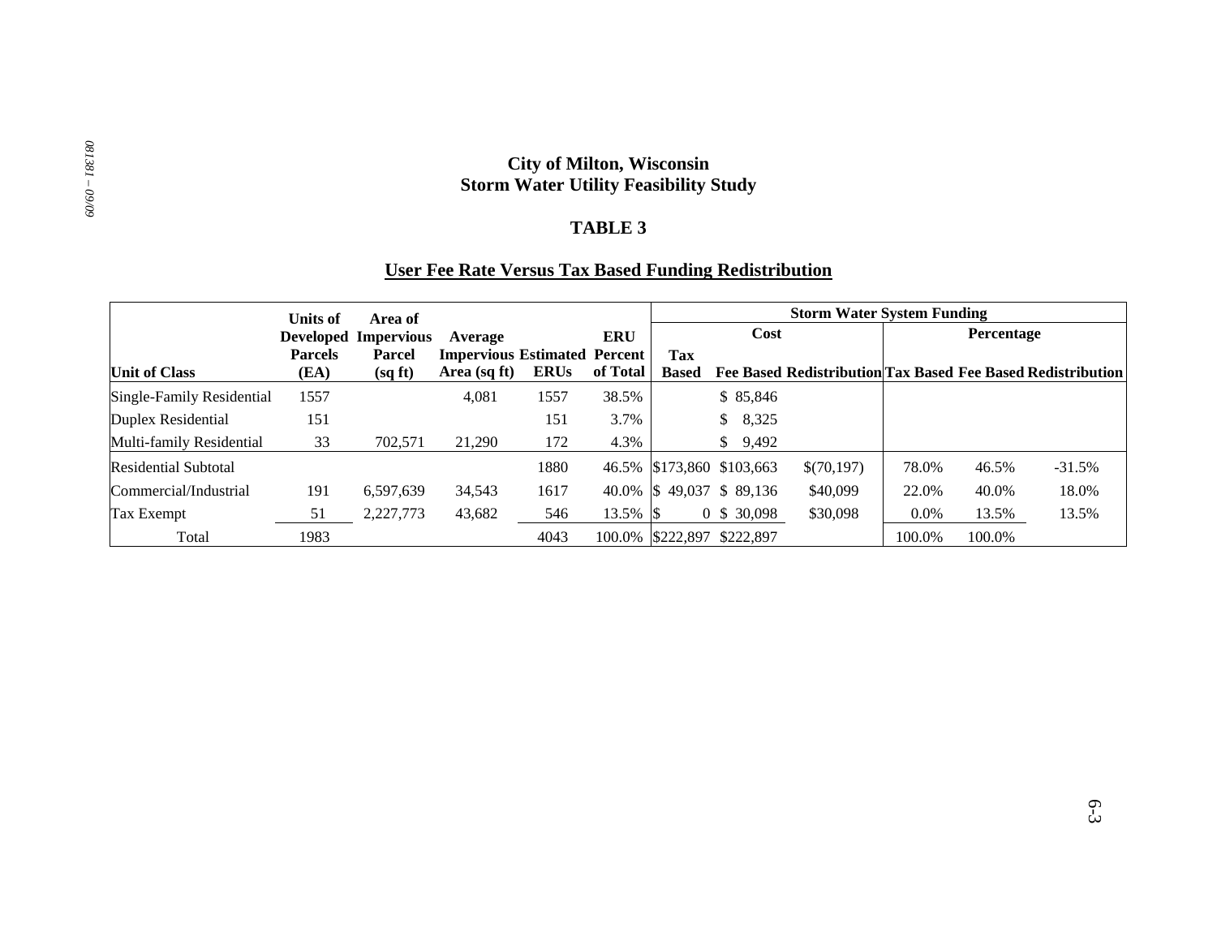# City of Milton, Wisconsin
# Storm Water Utility Feasibility Study

## TABLE 3

## User Fee Rate Versus Tax Based Funding Redistribution

| | | | | | | Storm Water System Funding | | | | | |
|---|---|---|---|---|---|---|---|---|---|---|---|
| | | | | | | Cost | | | Percentage | | |
| Unit of Class | Units of Developed Parcels (EA) | Area of Impervious Parcel (sq ft) | Average Impervious Area (sq ft) | Estimated ERUs | ERU Percent of Total | Tax Based | Fee Based | Redistribution | Tax Based | Fee Based | Redistribution |
| Single-Family Residential | 1557 | | 4,081 | 1557 | 38.5% | | $ 85,846 | | | | |
| Duplex Residential | 151 | | | 151 | 3.7% | | $ 8,325 | | | | |
| Multi-family Residential | 33 | 702,571 | 21,290 | 172 | 4.3% | | $ 9,492 | | | | |
| Residential Subtotal | | | | 1880 | 46.5% | $173,860 | $103,663 | $(70,197) | 78.0% | 46.5% | -31.5% |
| Commercial/Industrial | 191 | 6,597,639 | 34,543 | 1617 | 40.0% | $ 49,037 | $ 89,136 | $40,099 | 22.0% | 40.0% | 18.0% |
| Tax Exempt | 51 | 2,227,773 | 43,682 | 546 | 13.5% | $ 0 | $ 30,098 | $30,098 | 0.0% | 13.5% | 13.5% |
| Total | 1983 | | | 4043 | 100.0% | $222,897 | $222,897 | | 100.0% | 100.0% | |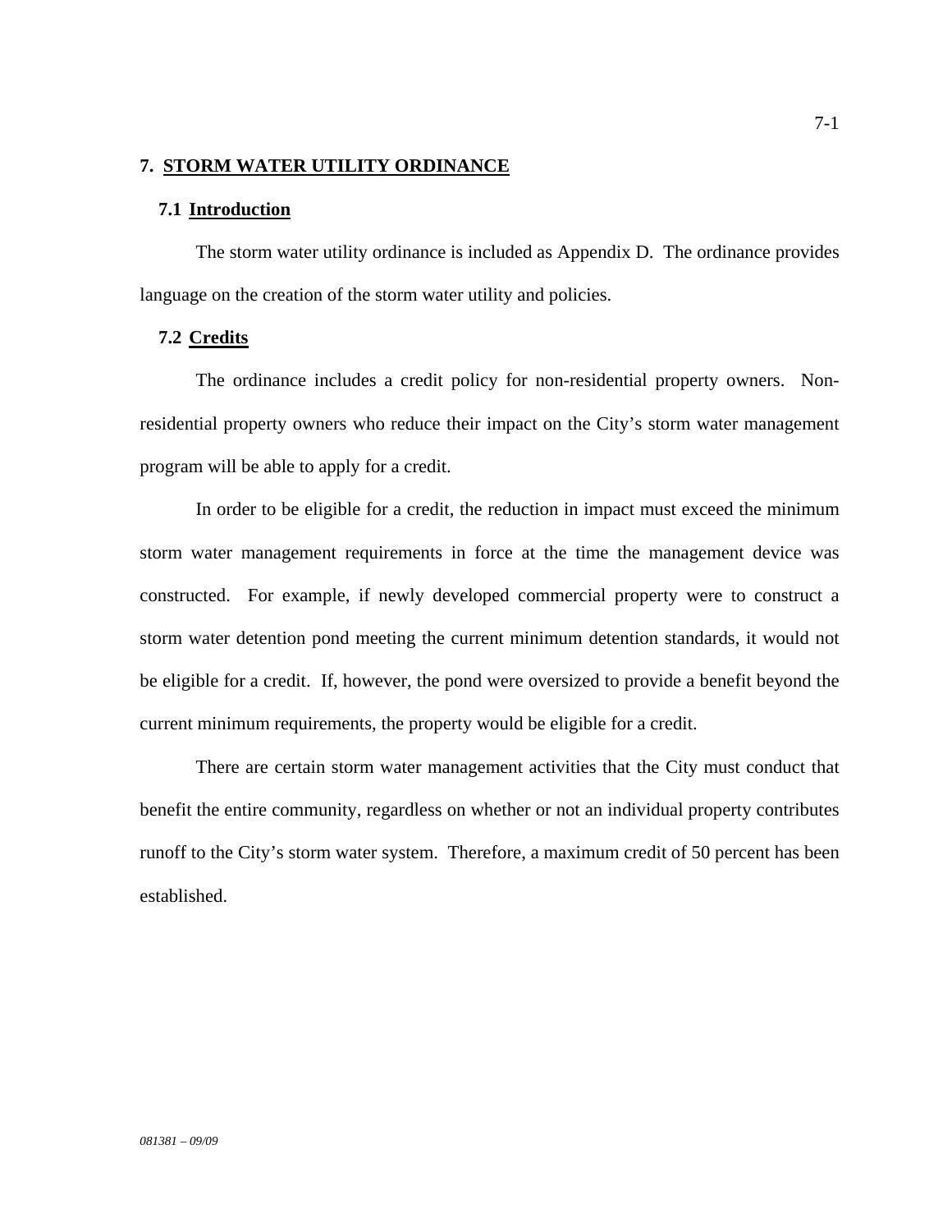# 7. STORM WATER UTILITY ORDINANCE

## 7.1 Introduction

The storm water utility ordinance is included as Appendix D. The ordinance provides language on the creation of the storm water utility and policies.

## 7.2 Credits

The ordinance includes a credit policy for non-residential property owners. Non-residential property owners who reduce their impact on the City's storm water management program will be able to apply for a credit.

In order to be eligible for a credit, the reduction in impact must exceed the minimum storm water management requirements in force at the time the management device was constructed. For example, if newly developed commercial property were to construct a storm water detention pond meeting the current minimum detention standards, it would not be eligible for a credit. If, however, the pond were oversized to provide a benefit beyond the current minimum requirements, the property would be eligible for a credit.

There are certain storm water management activities that the City must conduct that benefit the entire community, regardless on whether or not an individual property contributes runoff to the City's storm water system. Therefore, a maximum credit of 50 percent has been established.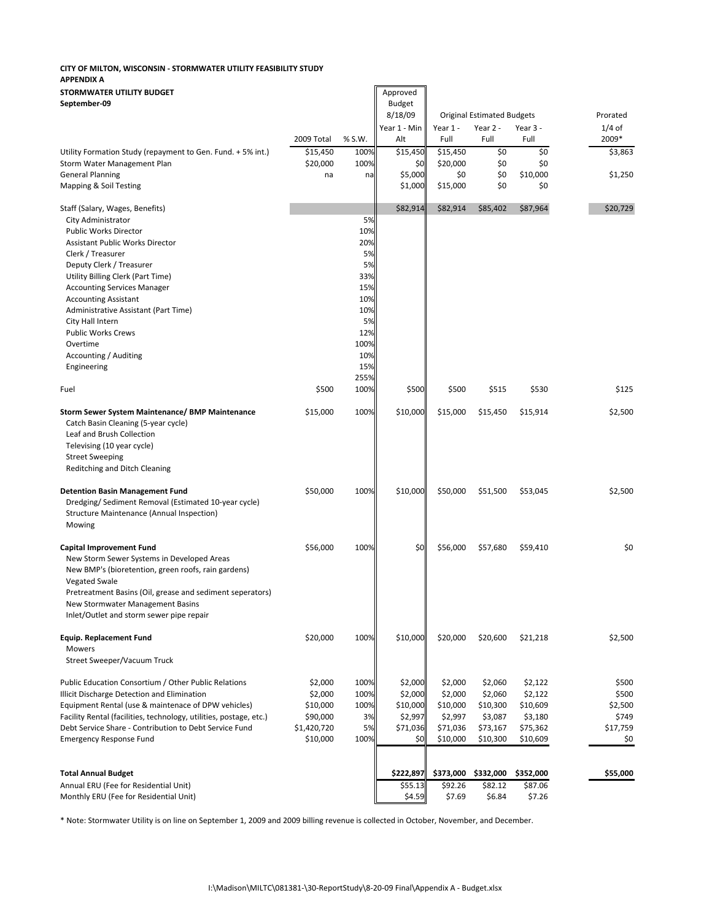**CITY OF MILTON, WISCONSIN - STORMWATER UTILITY FEASIBILITY STUDY**
**APPENDIX A**
**STORMWATER UTILITY BUDGET**
**September-09**

| | 2009 Total | % S.W. | Approved Budget 8/18/09 Year 1 - Min Alt | Original Estimated Budgets Year 1 - Full | Year 2 - Full | Year 3 - Full | Prorated 1/4 of 2009* |
|---|---|---|---|---|---|---|---|
| Utility Formation Study (repayment to Gen. Fund. + 5% int.) | $15,450 | 100% | $15,450 | $15,450 | $0 | $0 | $3,863 |
| Storm Water Management Plan | $20,000 | 100% | $0 | $20,000 | $0 | $0 | |
| General Planning | na | na | $5,000 | $0 | $0 | $10,000 | $1,250 |
| Mapping & Soil Testing | | | $1,000 | $15,000 | $0 | $0 | |
| Staff (Salary, Wages, Benefits) | | | $82,914 | $82,914 | $85,402 | $87,964 | $20,729 |
| City Administrator | | 5% | | | | | |
| Public Works Director | | 10% | | | | | |
| Assistant Public Works Director | | 20% | | | | | |
| Clerk / Treasurer | | 5% | | | | | |
| Deputy Clerk / Treasurer | | 5% | | | | | |
| Utility Billing Clerk (Part Time) | | 33% | | | | | |
| Accounting Services Manager | | 15% | | | | | |
| Accounting Assistant | | 10% | | | | | |
| Administrative Assistant (Part Time) | | 10% | | | | | |
| City Hall Intern | | 5% | | | | | |
| Public Works Crews | | 12% | | | | | |
| Overtime | | 100% | | | | | |
| Accounting / Auditing | | 10% | | | | | |
| Engineering | | 15% | | | | | |
| | | 255% | | | | | |
| Fuel | $500 | 100% | $500 | $500 | $515 | $530 | $125 |
| **Storm Sewer System Maintenance/ BMP Maintenance** | $15,000 | 100% | $10,000 | $15,000 | $15,450 | $15,914 | $2,500 |
| Catch Basin Cleaning (5-year cycle) | | | | | | | |
| Leaf and Brush Collection | | | | | | | |
| Televising (10 year cycle) | | | | | | | |
| Street Sweeping | | | | | | | |
| Reditching and Ditch Cleaning | | | | | | | |
| **Detention Basin Management Fund** | $50,000 | 100% | $10,000 | $50,000 | $51,500 | $53,045 | $2,500 |
| Dredging/ Sediment Removal (Estimated 10-year cycle) | | | | | | | |
| Structure Maintenance (Annual Inspection) | | | | | | | |
| Mowing | | | | | | | |
| **Capital Improvement Fund** | $56,000 | 100% | $0 | $56,000 | $57,680 | $59,410 | $0 |
| New Storm Sewer Systems in Developed Areas | | | | | | | |
| New BMP's (bioretention, green roofs, rain gardens) | | | | | | | |
| Vegated Swale | | | | | | | |
| Pretreatment Basins (Oil, grease and sediment seperators) | | | | | | | |
| New Stormwater Management Basins | | | | | | | |
| Inlet/Outlet and storm sewer pipe repair | | | | | | | |
| **Equip. Replacement Fund** | $20,000 | 100% | $10,000 | $20,000 | $20,600 | $21,218 | $2,500 |
| Mowers | | | | | | | |
| Street Sweeper/Vacuum Truck | | | | | | | |
| Public Education Consortium / Other Public Relations | $2,000 | 100% | $2,000 | $2,000 | $2,060 | $2,122 | $500 |
| Illicit Discharge Detection and Elimination | $2,000 | 100% | $2,000 | $2,000 | $2,060 | $2,122 | $500 |
| Equipment Rental (use & maintenace of DPW vehicles) | $10,000 | 100% | $10,000 | $10,000 | $10,300 | $10,609 | $2,500 |
| Facility Rental (facilities, technology, utilities, postage, etc.) | $90,000 | 3% | $2,997 | $2,997 | $3,087 | $3,180 | $749 |
| Debt Service Share - Contribution to Debt Service Fund | $1,420,720 | 5% | $71,036 | $71,036 | $73,167 | $75,362 | $17,759 |
| Emergency Response Fund | $10,000 | 100% | $0 | $10,000 | $10,300 | $10,609 | $0 |
| **Total Annual Budget** | | | **$222,897** | **$373,000** | **$332,000** | **$352,000** | **$55,000** |
| Annual ERU (Fee for Residential Unit) | | | $55.13 | $92.26 | $82.12 | $87.06 | |
| Monthly ERU (Fee for Residential Unit) | | | $4.59 | $7.69 | $6.84 | $7.26 | |

\* Note: Stormwater Utility is on line on September 1, 2009 and 2009 billing revenue is collected in October, November, and December.

I:\Madison\MILTC\081381-\30-ReportStudy\8-20-09 Final\Appendix A - Budget.xlsx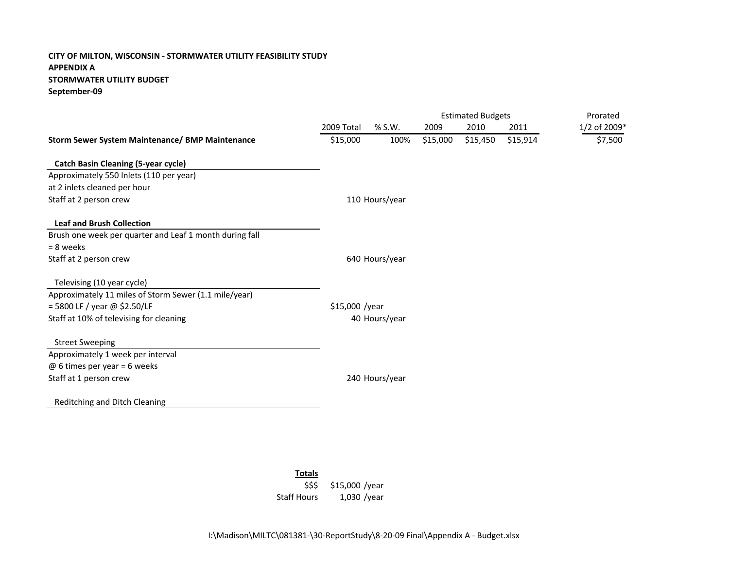**CITY OF MILTON, WISCONSIN - STORMWATER UTILITY FEASIBILITY STUDY**
**APPENDIX A**
**STORMWATER UTILITY BUDGET**
**September-09**

| | 2009 Total | % S.W. | Estimated Budgets 2009 | 2010 | 2011 | Prorated 1/2 of 2009* |
|---|---|---|---|---|---|---|
| **Storm Sewer System Maintenance/ BMP Maintenance** | $15,000 | 100% | $15,000 | $15,450 | $15,914 | $7,500 |
| | | | | | | |
| **Catch Basin Cleaning (5-year cycle)** | | | | | | |
| Approximately 550 Inlets (110 per year) | | | | | | |
| at 2 inlets cleaned per hour | | | | | | |
| Staff at 2 person crew | 110 | Hours/year | | | | |
| | | | | | | |
| **Leaf and Brush Collection** | | | | | | |
| Brush one week per quarter and Leaf 1 month during fall | | | | | | |
| = 8 weeks | | | | | | |
| Staff at 2 person crew | 640 | Hours/year | | | | |
| | | | | | | |
| Televising (10 year cycle) | | | | | | |
| Approximately 11 miles of Storm Sewer (1.1 mile/year) | | | | | | |
| = 5800 LF / year @ $2.50/LF | $15,000 | /year | | | | |
| Staff at 10% of televising for cleaning | 40 | Hours/year | | | | |
| | | | | | | |
| Street Sweeping | | | | | | |
| Approximately 1 week per interval | | | | | | |
| @ 6 times per year = 6 weeks | | | | | | |
| Staff at 1 person crew | 240 | Hours/year | | | | |
| | | | | | | |
| Reditching and Ditch Cleaning | | | | | | |
| | | | | | | |
| **Totals** | | | | | | |
| $$$ | $15,000 | /year | | | | |
| Staff Hours | 1,030 | /year | | | | |

I:\Madison\MILTC\081381-\30-ReportStudy\8-20-09 Final\Appendix A - Budget.xlsx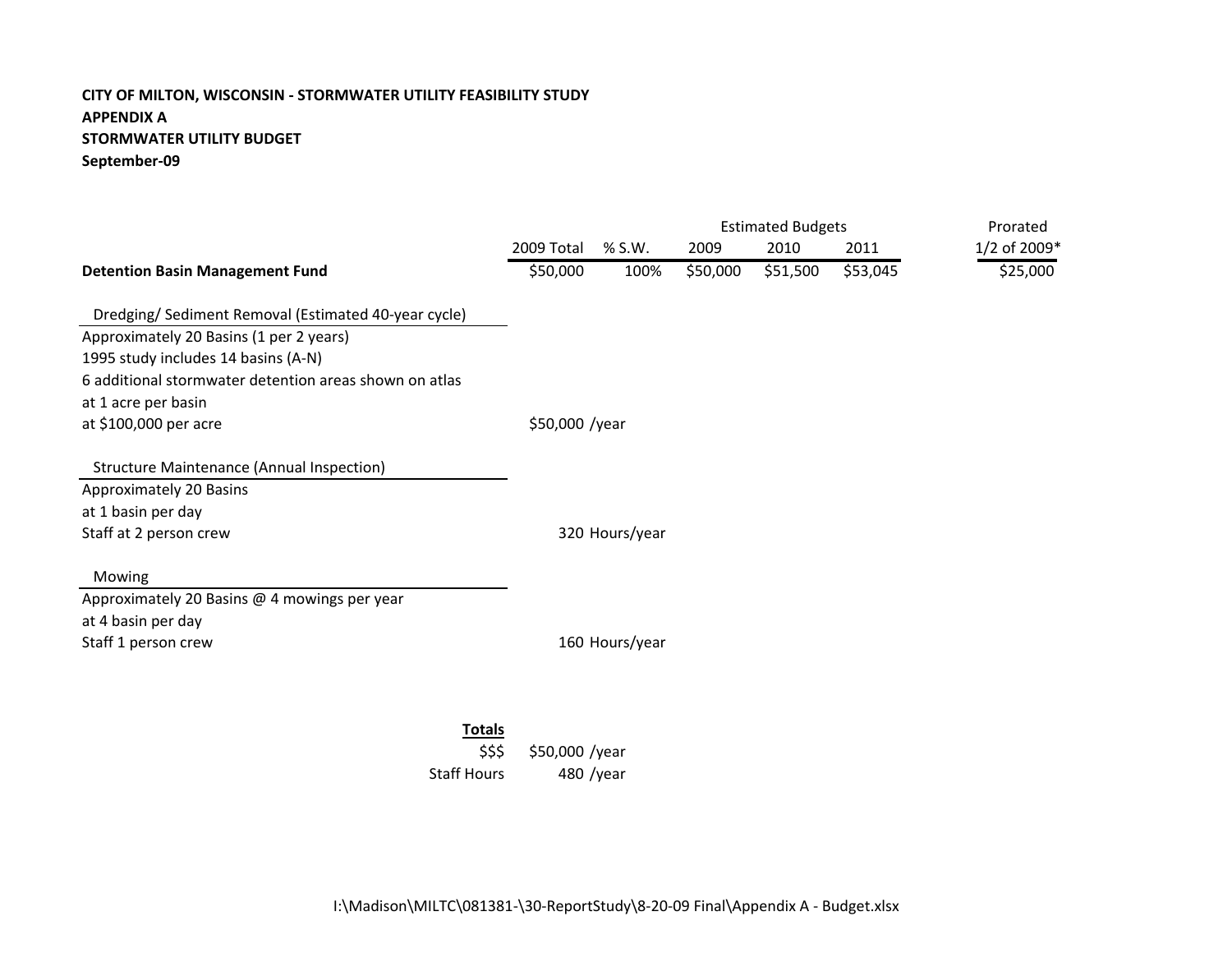**CITY OF MILTON, WISCONSIN - STORMWATER UTILITY FEASIBILITY STUDY**
**APPENDIX A**
**STORMWATER UTILITY BUDGET**
**September-09**

| | | | Estimated Budgets | | | Prorated |
|---|---|---|---|---|---|---|
| | 2009 Total | % S.W. | 2009 | 2010 | 2011 | 1/2 of 2009* |
| **Detention Basin Management Fund** | $50,000 | 100% | $50,000 | $51,500 | $53,045 | $25,000 |
| Dredging/ Sediment Removal (Estimated 40-year cycle) | | | | | | |
| Approximately 20 Basins (1 per 2 years) | | | | | | |
| 1995 study includes 14 basins (A-N) | | | | | | |
| 6 additional stormwater detention areas shown on atlas | | | | | | |
| at 1 acre per basin | | | | | | |
| at $100,000 per acre | $50,000 /year | | | | | |
| Structure Maintenance (Annual Inspection) | | | | | | |
| Approximately 20 Basins | | | | | | |
| at 1 basin per day | | | | | | |
| Staff at 2 person crew | 320 Hours/year | | | | | |
| Mowing | | | | | | |
| Approximately 20 Basins @ 4 mowings per year | | | | | | |
| at 4 basin per day | | | | | | |
| Staff 1 person crew | 160 Hours/year | | | | | |

| **Totals** | |
|---|---|
| $$$ | $50,000 /year |
| Staff Hours | 480 /year |

I:\Madison\MILTC\081381-\30-ReportStudy\8-20-09 Final\Appendix A - Budget.xlsx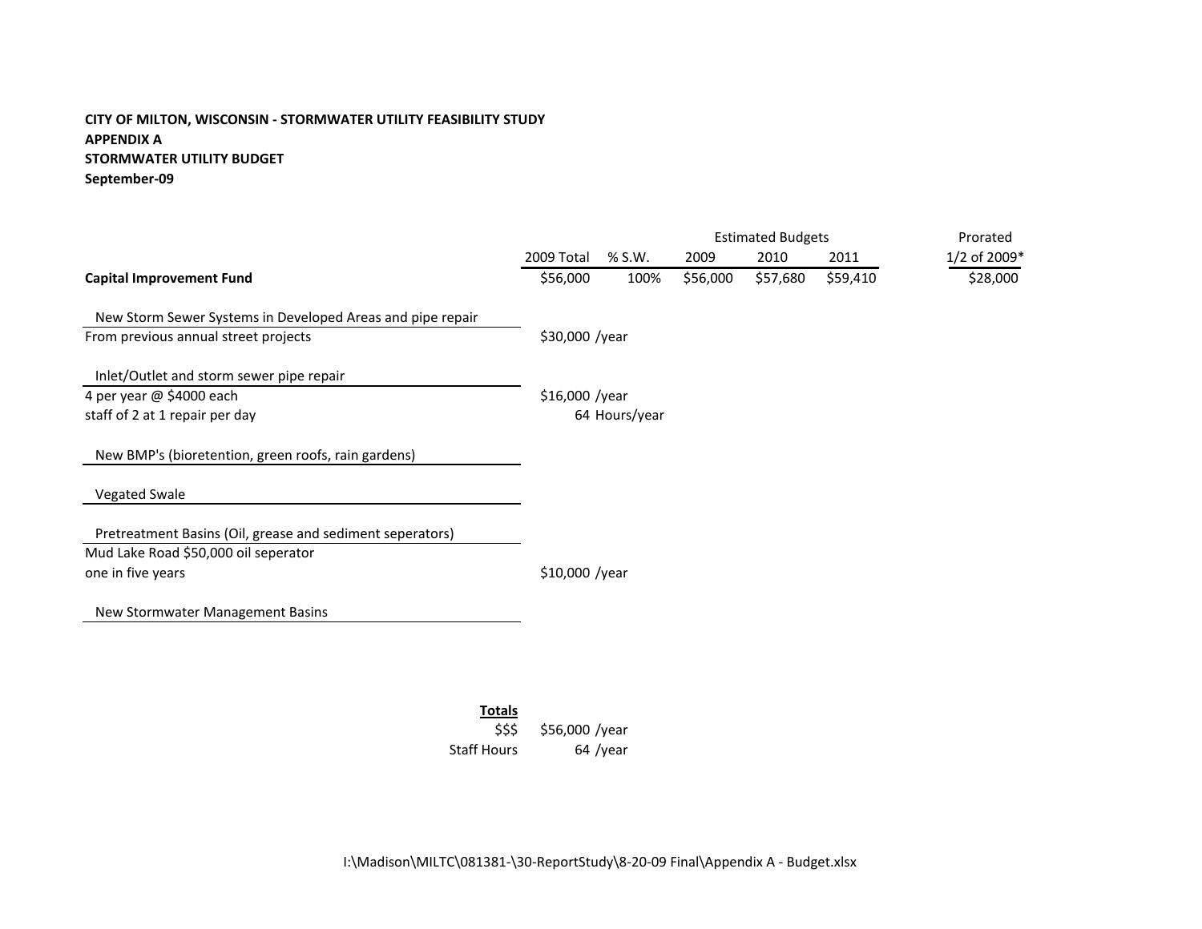**CITY OF MILTON, WISCONSIN - STORMWATER UTILITY FEASIBILITY STUDY**
**APPENDIX A**
**STORMWATER UTILITY BUDGET**
**September-09**

| | 2009 Total | % S.W. | Estimated Budgets 2009 | 2010 | 2011 | Prorated 1/2 of 2009* |
|---|---|---|---|---|---|---|
| **Capital Improvement Fund** | $56,000 | 100% | $56,000 | $57,680 | $59,410 | $28,000 |
| New Storm Sewer Systems in Developed Areas and pipe repair | | | | | | |
| From previous annual street projects | $30,000 /year | | | | | |
| Inlet/Outlet and storm sewer pipe repair | | | | | | |
| 4 per year @ $4000 each | $16,000 /year | | | | | |
| staff of 2 at 1 repair per day | 64 Hours/year | | | | | |
| New BMP's (bioretention, green roofs, rain gardens) | | | | | | |
| Vegated Swale | | | | | | |
| Pretreatment Basins (Oil, grease and sediment seperators) | | | | | | |
| Mud Lake Road $50,000 oil seperator | | | | | | |
| one in five years | $10,000 /year | | | | | |
| New Stormwater Management Basins | | | | | | |

**Totals**

| | |
|---|---|
| $$$ | $56,000 /year |
| Staff Hours | 64 /year |

I:\Madison\MILTC\081381-\30-ReportStudy\8-20-09 Final\Appendix A - Budget.xlsx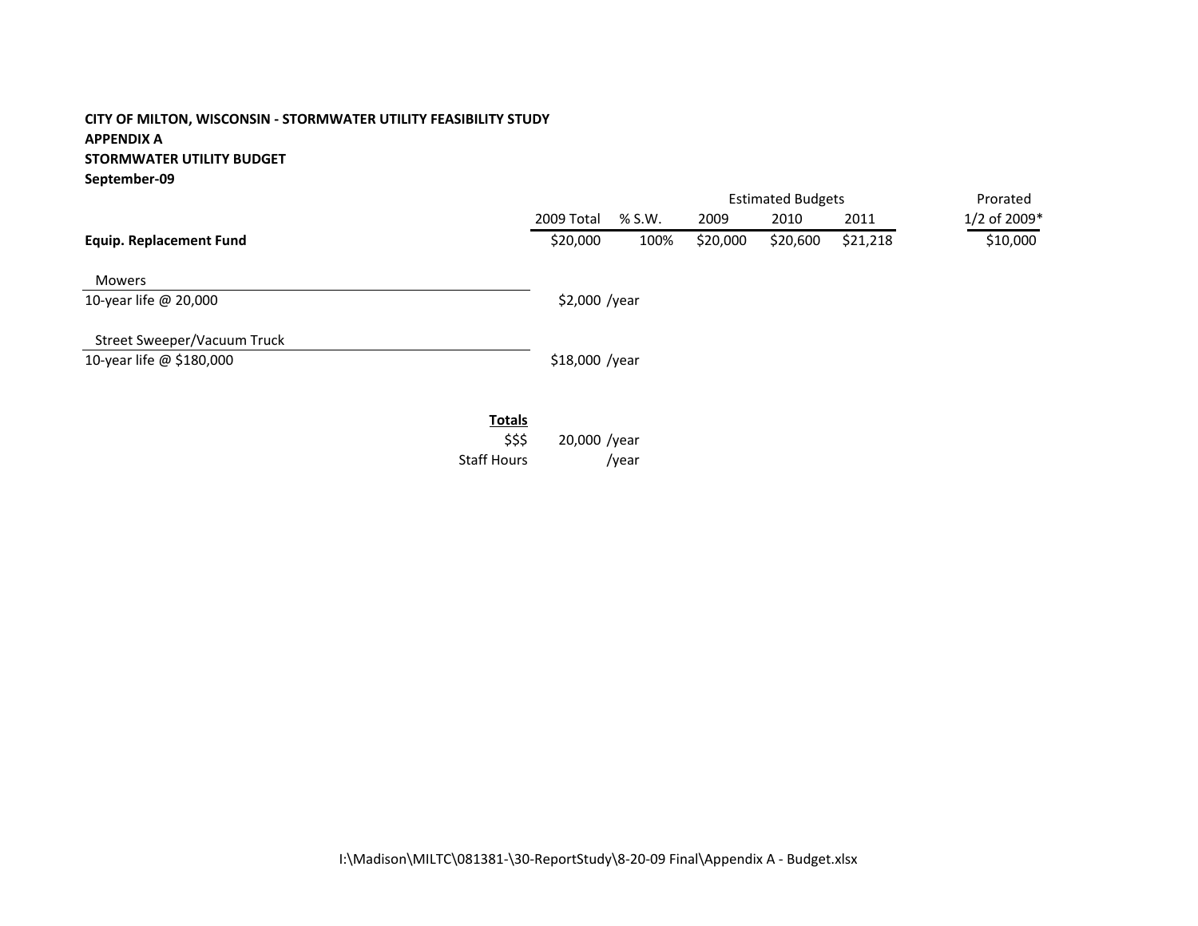**CITY OF MILTON, WISCONSIN - STORMWATER UTILITY FEASIBILITY STUDY**
**APPENDIX A**
**STORMWATER UTILITY BUDGET**
**September-09**

| | | | Estimated Budgets | | | Prorated |
|---|---|---|---|---|---|---|
| | 2009 Total | % S.W. | 2009 | 2010 | 2011 | 1/2 of 2009* |
| **Equip. Replacement Fund** | $20,000 | 100% | $20,000 | $20,600 | $21,218 | $10,000 |
| Mowers | | | | | | |
| 10-year life @ 20,000 | $2,000 | /year | | | | |
| Street Sweeper/Vacuum Truck | | | | | | |
| 10-year life @ $180,000 | $18,000 | /year | | | | |
| **Totals** | | | | | | |
| $$$ | 20,000 | /year | | | | |
| Staff Hours | | /year | | | | |

I:\Madison\MILTC\081381-\30-ReportStudy\8-20-09 Final\Appendix A - Budget.xlsx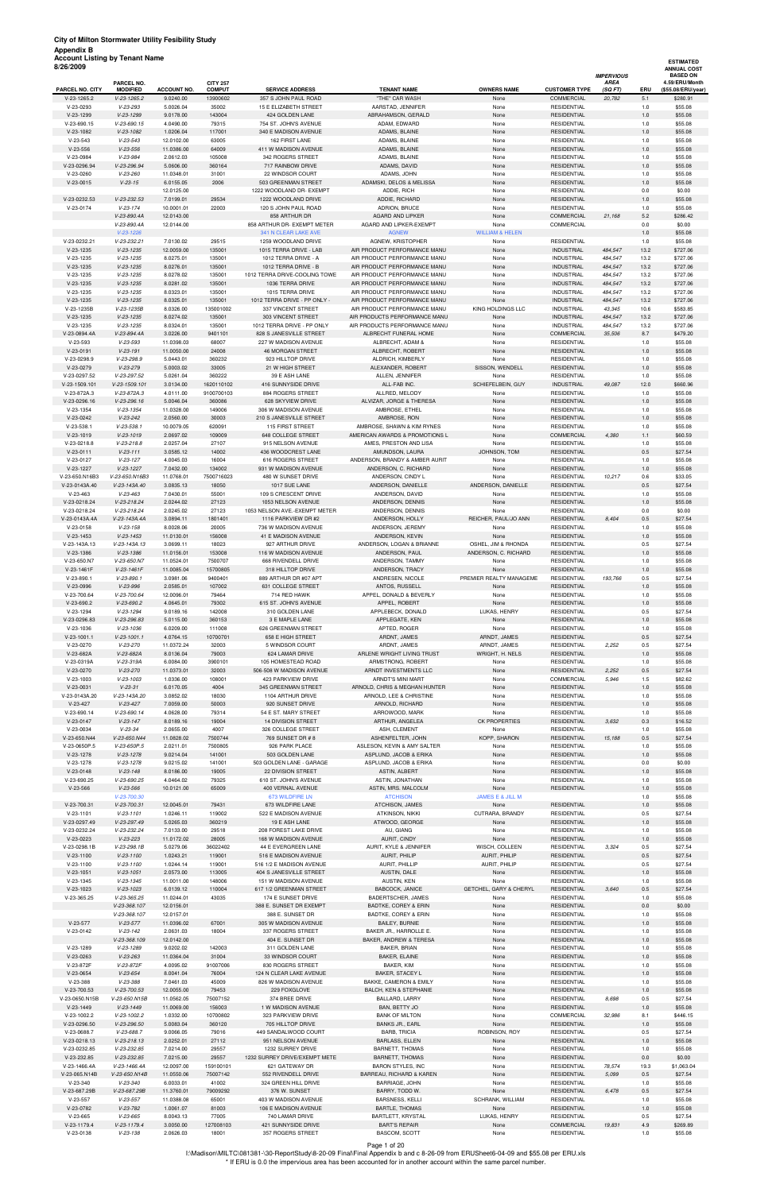**City of Milton Stormwater Utility Feasibility Study**
**Appendix B**
**Account Listing by Tenant Name**
**8/26/2009**

| PARCEL NO. CITY | PARCEL NO. MODIFIED | ACCOUNT NO. | CITY 257 COMPUT | SERVICE ADDRESS | TENANT NAME | OWNERS NAME | CUSTOMER TYPE | IMPERVIOUS AREA (SQ FT) | ERU | ESTIMATED ANNUAL COST BASED ON 4.59/ERU/Month ($55.08/ERU/year) |
|---|---|---|---|---|---|---|---|---|---|---|
| V-23-1265.2 | V-23-1265.2 | 9.0240.00 | 13900602 | 357 S JOHN PAUL ROAD | "THE" CAR WASH | None | COMMERCIAL | 20,782 | 5.1 | $280.91 |
| V-23-0293 | V-23-293 | 5.0026.04 | 35002 | 15 E ELIZABETH STREET | AARSTAD, JENNIFER | None | RESIDENTIAL | | 1.0 | $55.08 |
| V-23-1299 | V-23-1299 | 9.0178.00 | 143004 | 424 GOLDEN LANE | ABRAHAMSON, GERALD | None | RESIDENTIAL | | 1.0 | $55.08 |
| V-23-690.15 | V-23-690.15 | 4.0490.00 | 79315 | 754 ST. JOHN'S AVENUE | ADAM, EDWARD | None | RESIDENTIAL | | 1.0 | $55.08 |
| V-23-1082 | V-23-1082 | 1.0206.04 | 117001 | 340 E MADISON AVENUE | ADAMS, BLAINE | None | RESIDENTIAL | | 1.0 | $55.08 |
| V-23-543 | V-23-543 | 12.0102.00 | 63005 | 162 FIRST LANE | ADAMS, BLAINE | None | RESIDENTIAL | | 1.0 | $55.08 |
| V-23-556 | V-23-556 | 11.0386.00 | 64009 | 411 W MADISON AVENUE | ADAMS, BLAINE | None | RESIDENTIAL | | 1.0 | $55.08 |
| V-23-0984 | V-23-984 | 2.0612.03 | 105008 | 342 ROGERS STREET | ADAMS, BLAINE | None | RESIDENTIAL | | 1.0 | $55.08 |
| V-23-0296.94 | V-23-296.94 | 5.0606.00 | 360164 | 717 RAINBOW DRIVE | ADAMS, DAVID | None | RESIDENTIAL | | 1.0 | $55.08 |
| V-23-0260 | V-23-260 | 11.0348.01 | 31001 | 22 WINDSOR COURT | ADAMS, JOHN | None | RESIDENTIAL | | 1.0 | $55.08 |
| V-23-0015 | V-23-15 | 6.0155.05 | 2006 | 503 GREENMAN STREET | ADAMSKI, DELOS & MELISSA | None | RESIDENTIAL | | 1.0 | $55.08 |
| | | 12.0125.00 | | 1222 WOODLAND DR- EXEMPT | ADDIE, RICH | None | RESIDENTIAL | | 0.0 | $0.00 |
| V-23-0232.53 | V-23-232.53 | 7.0199.01 | 29534 | 1222 WOODLAND DRIVE | ADDIE, RICHARD | None | RESIDENTIAL | | 1.0 | $55.08 |
| V-23-0174 | V-23-174 | 10.0001.01 | 22003 | 120 S JOHN PAUL ROAD | ADRION, BRUCE | None | RESIDENTIAL | | 1.0 | $55.08 |
| | V-23-890.4A | 12.0143.00 | | 858 ARTHUR DR | AGARD AND LIPKER | None | COMMERCIAL | 21,168 | 5.2 | $286.42 |
| | V-23-890.4A | 12.0144.00 | | 858 ARTHUR DR- EXEMPT METER | AGARD AND LIPKER-EXEMPT | None | COMMERCIAL | | 0.0 | $0.00 |
| | V-23-1226 | | | 341 N CLEAR LAKE AVE | AGNEW | WILLIAM & HELEN | | | 1.0 | $55.08 |
| V-23-0232.21 | V-23-232.21 | 7.0130.02 | 29515 | 1259 WOODLAND DRIVE | AGNEW, KRISTOPHER | None | RESIDENTIAL | | 1.0 | $55.08 |
| V-23-1235 | V-23-1235 | 12.0059.00 | 135001 | 1015 TERRA DRIVE - LAB | AIR PRODUCT PERFORMANCE MANU | None | INDUSTRIAL | 484,547 | 13.2 | $727.06 |
| V-23-1235 | V-23-1235 | 8.0275.01 | 135001 | 1012 TERRA DRIVE - A | AIR PRODUCT PERFORMANCE MANU | None | INDUSTRIAL | 484,547 | 13.2 | $727.06 |
| V-23-1235 | V-23-1235 | 8.0276.01 | 135001 | 1012 TERRA DRIVE - B | AIR PRODUCT PERFORMANCE MANU | None | INDUSTRIAL | 484,547 | 13.2 | $727.06 |
| V-23-1235 | V-23-1235 | 8.0278.02 | 135001 | 1012 TERRA DRIVE-COOLING TOWE | AIR PRODUCT PERFORMANCE MANU | None | INDUSTRIAL | 484,547 | 13.2 | $727.06 |
| V-23-1235 | V-23-1235 | 8.0281.02 | 135001 | 1036 TERRA DRIVE | AIR PRODUCT PERFORMANCE MANU | None | INDUSTRIAL | 484,547 | 13.2 | $727.06 |
| V-23-1235 | V-23-1235 | 8.0323.01 | 135001 | 1015 TERRA DRIVE | AIR PRODUCT PERFORMANCE MANU | None | INDUSTRIAL | 484,547 | 13.2 | $727.06 |
| V-23-1235 | V-23-1235 | 8.0325.01 | 135001 | 1012 TERRA DRIVE - FP ONLY - | AIR PRODUCT PERFORMANCE MANU | None | INDUSTRIAL | 484,547 | 13.2 | $727.06 |
| V-23-1235B | V-23-1235B | 8.0326.00 | 13500 1002 | 337 VINCENT STREET | AIR PRODUCT PERFORMANCE MANU | KING HOLDINGS LLC | INDUSTRIAL | 43,345 | 10.6 | $583.85 |
| V-23-1235 | V-23-1235 | 8.0274.02 | 135001 | 303 VINCENT STREET | AIR PRODUCTS PERFORMANCE MANU | None | INDUSTRIAL | 484,547 | 13.2 | $727.06 |
| V-23-1235 | V-23-1235 | 8.0324.01 | 135001 | 1012 TERRA DRIVE - FP ONLY | AIR PRODUCTS PERFORMANCE MANU | None | INDUSTRIAL | 484,547 | 13.2 | $727.06 |
| V-23-0894.4A | V-23-894.4A | 3.0226.00 | 9401101 | 828 S JANESVILLE STREET | ALBRECHT FUNERAL HOME | None | COMMERCIAL | 35,506 | 8.7 | $479.20 |
| V-23-593 | V-23-593 | 11.0398.03 | 68007 | 227 W MADISON AVENUE | ALBRECHT, ADAM & | None | RESIDENTIAL | | 1.0 | $55.08 |
| V-23-0191 | V-23-191 | 11.0050.00 | 24008 | 46 MORGAN STREET | ALBRECHT, ROBERT | None | RESIDENTIAL | | 1.0 | $55.08 |
| V-23-0298.9 | V-23-298.9 | 5.0443.01 | 360232 | 923 HILLTOP DRIVE | ALDRICH, KIMBERLY | None | RESIDENTIAL | | 1.0 | $55.08 |
| V-23-0279 | V-23-279 | 5.0003.02 | 33005 | 21 W HIGH STREET | ALEXANDER, ROBERT | SISSON, WENDELL | RESIDENTIAL | | 1.0 | $55.08 |
| V-23-0297.52 | V-23-297.52 | 5.0261.04 | 360222 | 39 E ASH LANE | ALLEN, JENNIFER | None | RESIDENTIAL | | 1.0 | $55.08 |
| V-23-1509.101 | V-23-1509.101 | 3.0134.00 | 1620110102 | 416 SUNNYSIDE DRIVE | ALL-FAB INC. | SCHIEFELBEIN, GUY | INDUSTRIAL | 49,087 | 12.0 | $660.96 |
| V-23-872A.3 | V-23-872A.3 | 4.0111.00 | 9100700103 | 884 ROGERS STREET | ALLRED, MELODY | None | RESIDENTIAL | | 1.0 | $55.08 |
| V-23-0296.16 | V-23-296.16 | 5.0046.04 | 360086 | 628 SKYVIEW DRIVE | ALVIZAR, JORGE & THERESA | None | RESIDENTIAL | | 1.0 | $55.08 |
| V-23-1354 | V-23-1354 | 11.0328.00 | 149006 | 306 W MADISON AVENUE | AMBROSE, ETHEL | None | RESIDENTIAL | | 1.0 | $55.08 |
| V-23-0242 | V-23-242 | 2.0560.00 | 30003 | 210 S JANESVILLE STREET | AMBROSE, RON | None | RESIDENTIAL | | 1.0 | $55.08 |
| V-23-538.1 | V-23-538.1 | 10.0079.05 | 620091 | 115 FIRST STREET | AMBROSE, SHAWN & KIM RYNES | None | RESIDENTIAL | | 1.0 | $55.08 |
| V-23-1019 | V-23-1019 | 2.0697.02 | 109009 | 648 COLLEGE STREET | AMERICAN AWARDS & PROMOTIONS L | None | COMMERCIAL | 4,380 | 1.1 | $60.59 |
| V-23-0218.8 | V-23-218.8 | 2.0257.04 | 27107 | 915 NELSON AVENUE | AMES, PRESTON AND LISA | None | RESIDENTIAL | | 1.0 | $55.08 |
| V-23-0111 | V-23-111 | 3.0585.12 | 14002 | 436 WOODCREST LANE | AMUNDSON, LAURA | JOHNSON, TOM | RESIDENTIAL | | 0.5 | $27.54 |
| V-23-0127 | V-23-127 | 4.0045.03 | 16004 | 616 ROGERS STREET | ANDERSON, BRANDY & AMBER AURIT | None | RESIDENTIAL | | 1.0 | $55.08 |
| V-23-1227 | V-23-1227 | 7.0432.00 | 134002 | 931 W MADISON AVENUE | ANDERSON, C. RICHARD | None | RESIDENTIAL | | 1.0 | $55.08 |
| V-23-650.N16B3 | V-23-650.N16B3 | 11.0768.01 | 7500716023 | 480 W SUNSET DRIVE | ANDERSON, CINDY L | None | RESIDENTIAL | 10,217 | 0.6 | $33.05 |
| V-23-0143A.40 | V-23-143A.40 | 3.0835.13 | 18050 | 1017 SUE LANE | ANDERSON, DANIELLE | ANDERSON, DANIELLE | RESIDENTIAL | | 0.5 | $27.54 |
| V-23-463 | V-23-463 | 7.0430.01 | 55001 | 109 S CRESCENT DRIVE | ANDERSON, DAVID | None | RESIDENTIAL | | 1.0 | $55.08 |
| V-23-0218.24 | V-23-218.24 | 2.0244.02 | 27123 | 1053 NELSON AVENUE | ANDERSON, DENNIS | None | RESIDENTIAL | | 1.0 | $55.08 |
| V-23-0218.24 | V-23-218.24 | 2.0245.02 | 27123 | 1053 NELSON AVE.-EXEMPT METER | ANDERSON, DENNIS | None | RESIDENTIAL | | 0.0 | $0.00 |
| V-23-0143A.4A | V-23-143A.4A | 3.0894.11 | 1801401 | 1116 PARKVIEW DR #2 | ANDERSON, HOLLY | REICHER, PAUL/JO ANN | RESIDENTIAL | 8,404 | 0.5 | $27.54 |
| V-23-0158 | V-23-158 | 8.0028.06 | 20005 | 736 W MADISON AVENUE | ANDERSON, JEREMY | None | RESIDENTIAL | | 1.0 | $55.08 |
| V-23-1453 | V-23-1453 | 11.0130.01 | 156008 | 41 E MADISON AVENUE | ANDERSON, KEVIN | None | RESIDENTIAL | | 1.0 | $55.08 |
| V-23-143A.13 | V-23-143A.13 | 3.0699.11 | 18023 | 927 ARTHUR DRIVE | ANDERSON, LOGAN & BRIANNE | OSHEL, JIM & RHONDA | RESIDENTIAL | | 0.5 | $27.54 |
| V-23-1386 | V-23-1386 | 11.0156.01 | 153008 | 116 W MADISON AVENUE | ANDERSON, PAUL | ANDERSON, C. RICHARD | RESIDENTIAL | | 1.0 | $55.08 |
| V-23-650.N7 | V-23-650.N7 | 11.0524.01 | 7500707 | 668 RIVENDELL DRIVE | ANDERSON, TAMMY | None | RESIDENTIAL | | 1.0 | $55.08 |
| V-23-1461F | V-23-1461F | 11.0085.04 | 15700805 | 318 HILLTOP DRIVE | ANDERSON, TRACY | None | RESIDENTIAL | | 1.0 | $55.08 |
| V-23-890.1 | V-23-890.1 | 3.0981.06 | 9400401 | 889 ARTHUR DR #07 APT | ANDRESEN, NICOLE | PREMIER REALTY MANAGEME | RESIDENTIAL | 193,766 | 0.5 | $27.54 |
| V-23-0996 | V-23-996 | 2.0585.01 | 107002 | 631 COLLEGE STREET | ANTOS, RUSSELL | None | RESIDENTIAL | | 1.0 | $55.08 |
| V-23-700.64 | V-23-700.64 | 12.0096.01 | 79464 | 714 RED HAWK | APPEL, DONALD & BEVERLY | None | RESIDENTIAL | | 1.0 | $55.08 |
| V-23-690.2 | V-23-690.2 | 4.0645.01 | 79302 | 615 ST. JOHN'S AVENUE | APPEL, ROBERT | None | RESIDENTIAL | | 1.0 | $55.08 |
| V-23-1294 | V-23-1294 | 9.0189.16 | 142008 | 310 GOLDEN LANE | APPLEBECK, DONALD | LUKAS, HENRY | RESIDENTIAL | | 0.5 | $27.54 |
| V-23-0296.83 | V-23-296.83 | 5.0115.00 | 360153 | 3 E MAPLE LANE | APPLEGATE, KEN | None | RESIDENTIAL | | 1.0 | $55.08 |
| V-23-1036 | V-23-1036 | 6.0209.00 | 111008 | 626 GREENMAN STREET | APTED, ROGER | None | RESIDENTIAL | | 1.0 | $55.08 |
| V-23-1001.1 | V-23-1001.1 | 4.0764.15 | 10700701 | 658 E HIGH STREET | ARDNT, JAMES | ARNDT, JAMES | RESIDENTIAL | | 0.5 | $27.54 |
| V-23-0270 | V-23-270 | 11.0372.24 | 32003 | 5 WINDSOR COURT | ARDNT, JAMES | ARNDT, JAMES | RESIDENTIAL | 2,252 | 0.5 | $27.54 |
| V-23-682A | V-23-682A | 8.0136.04 | 79003 | 624 LAMAR DRIVE | ARLENE WRIGHT LIVING TRUST | WRIGHT, H. NELS | RESIDENTIAL | | 1.0 | $55.08 |
| V-23-0319A | V-23-319A | 6.0084.00 | 3900101 | 105 HOMESTEAD ROAD | ARMSTRONG, ROBERT | None | RESIDENTIAL | | 1.0 | $55.08 |
| V-23-0270 | V-23-270 | 11.0373.01 | 32003 | 506-508 W MADISON AVENUE | ARNDT INVESTMENTS LLC | None | RESIDENTIAL | 2,252 | 0.5 | $27.54 |
| V-23-1003 | V-23-1003 | 1.0336.00 | 108001 | 423 PARKVIEW DRIVE | ARNDT'S MINI MART | None | COMMERCIAL | 5,946 | 1.5 | $82.62 |
| V-23-0031 | V-23-31 | 6.0170.05 | 4004 | 345 GREENMAN STREET | ARNOLD, CHRIS & MEGHAN HUNTER | None | RESIDENTIAL | | 1.0 | $55.08 |
| V-23-0143A.20 | V-23-143A.20 | 3.0852.02 | 18030 | 1104 ARTHUR DRIVE | ARNOLD, LEE & CHRISTINE | None | RESIDENTIAL | | 1.0 | $55.08 |
| V-23-427 | V-23-427 | 7.0059.00 | 50003 | 920 SUNSET DRIVE | ARNOLD, RICHARD | None | RESIDENTIAL | | 1.0 | $55.08 |
| V-23-690.14 | V-23-690.14 | 4.0628.00 | 79314 | 54 E ST. MARY STREET | ARROWOOD, MARK | None | RESIDENTIAL | | 1.0 | $55.08 |
| V-23-0147 | V-23-147 | 8.0189.16 | 19004 | 14 DIVISION STREET | ARTHUR, ANGELEA | CK PROPERTIES | RESIDENTIAL | 3,632 | 0.3 | $16.52 |
| V-23-0034 | V-23-34 | 2.0655.00 | 4007 | 326 COLLEGE STREET | ASH, CLEMENT | None | RESIDENTIAL | | 1.0 | $55.08 |
| V-23-650.N44 | V-23-650.N44 | 11.0828.02 | 7500744 | 769 SUNSET DR # 8 | ASHENFELTER, JOHN | KOPP, SHARON | RESIDENTIAL | 15,188 | 0.5 | $27.54 |
| V-23-0650P.5 | V-23-650P.5 | 2.0211.01 | 7500805 | 926 PARK PLACE | ASLESON, KEVIN & AMY SALTER | None | RESIDENTIAL | | 1.0 | $55.08 |
| V-23-1278 | V-23-1278 | 9.0214.04 | 141001 | 503 GOLDEN LANE | ASPLUND, JACOB & ERIKA | None | RESIDENTIAL | | 1.0 | $55.08 |
| V-23-1278 | V-23-1278 | 9.0215.02 | 141001 | 503 GOLDEN LANE - GARAGE | ASPLUND, JACOB & ERIKA | None | RESIDENTIAL | | 0.0 | $0.00 |
| V-23-0148 | V-23-148 | 8.0186.00 | 19005 | 22 DIVISION STREET | ASTIN, ALBERT | None | RESIDENTIAL | | 1.0 | $55.08 |
| V-23-690.25 | V-23-690.25 | 4.0464.02 | 79325 | 610 ST. JOHN'S AVENUE | ASTIN, JONATHAN | None | RESIDENTIAL | | 1.0 | $55.08 |
| V-23-566 | V-23-566 | 10.0121.00 | 65009 | 400 VERNAL AVENUE | ASTIN, MRS. MALCOLM | None | RESIDENTIAL | | 1.0 | $55.08 |
| | V-23-700.30 | | | 673 WILDFIRE LN | ATCHISON | JAMES E & JILL M | | | 1.0 | $55.08 |
| V-23-700.31 | V-23-700.31 | 12.0045.01 | 79431 | 673 WILDFIRE LANE | ATCHISON, JAMES | None | RESIDENTIAL | | 1.0 | $55.08 |
| V-23-1101 | V-23-1101 | 1.0246.11 | 119002 | 522 E MADISON AVENUE | ATKINSON, NIKKI | CUTRARA, BRANDY | RESIDENTIAL | | 0.5 | $27.54 |
| V-23-0297.49 | V-23-297.49 | 5.0265.03 | 360219 | 19 E ASH LANE | ATWOOD, GEORGE | None | RESIDENTIAL | | 1.0 | $55.08 |
| V-23-0232.24 | V-23-232.24 | 7.0133.00 | 29518 | 208 FOREST LAKE DRIVE | AU, GIANG | None | RESIDENTIAL | | 1.0 | $55.08 |
| V-23-0223 | V-23-223 | 11.0172.02 | 28005 | 168 W MADISON AVENUE | AURIT, CINDY | None | RESIDENTIAL | | 1.0 | $55.08 |
| V-23-0298.1B | V-23-298.1B | 5.0279.06 | 36022402 | 44 E EVERGREEN LANE | AURIT, KYLE & JENNIFER | WISCH, COLLEEN | RESIDENTIAL | 3,324 | 0.5 | $27.54 |
| V-23-1100 | V-23-1100 | 1.0243.21 | 119001 | 516 E MADISON AVENUE | AURIT, PHILIP | AURIT, PHILIP | RESIDENTIAL | | 0.5 | $27.54 |
| V-23-1100 | V-23-1100 | 1.0244.14 | 119001 | 516 1/2 E MADISON AVENUE | AURIT, PHILLIP | AURIT, PHILIP | RESIDENTIAL | | 0.5 | $27.54 |
| V-23-1051 | V-23-1051 | 2.0573.00 | 113005 | 404 S JANESVILLE STREET | AUSTIN, DALE | None | RESIDENTIAL | | 1.0 | $55.08 |
| V-23-1345 | V-23-1345 | 11.0011.00 | 148006 | 151 W MADISON AVENUE | AUSTIN, KEN | None | RESIDENTIAL | | 1.0 | $55.08 |
| V-23-1023 | V-23-1023 | 6.0139.12 | 110004 | 617 1/2 GREENMAN STREET | BABCOCK, JANICE | GETCHEL, GARY & CHERYL | RESIDENTIAL | 3,640 | 0.5 | $27.54 |
| V-23-365.25 | V-23-365.25 | 11.0244.01 | 43035 | 174 E SUNSET DRIVE | BADERTSCHER, JAMES | None | RESIDENTIAL | | 1.0 | $55.08 |
| | V-23-368.107 | 12.0156.01 | | 388 E. SUNSET DR EXEMPT | BADTKE, COREY & ERIN | None | RESIDENTIAL | | 0.0 | $0.00 |
| | V-23-368.107 | 12.0157.01 | | 388 E. SUNSET DR | BADTKE, COREY & ERIN | None | RESIDENTIAL | | 1.0 | $55.08 |
| V-23-577 | V-23-577 | 11.0396.02 | 67001 | 305 W MADISON AVENUE | BAILEY, BURNIE | None | RESIDENTIAL | | 1.0 | $55.08 |
| V-23-0142 | V-23-142 | 2.0631.03 | 18004 | 337 ROGERS STREET | BAKER JR., HARROLLE E. | None | RESIDENTIAL | | 1.0 | $55.08 |
| | V-23-368.109 | 12.0142.00 | | 404 E. SUNSET DR | BAKER, ANDREW & TERESA | None | RESIDENTIAL | | 1.0 | $55.08 |
| V-23-1289 | V-23-1289 | 9.0202.02 | 142003 | 311 GOLDEN LANE | BAKER, BRIAN | None | RESIDENTIAL | | 1.0 | $55.08 |
| V-23-0263 | V-23-263 | 11.0364.04 | 31004 | 33 WINDSOR COURT | BAKER, ELAINE | None | RESIDENTIAL | | 1.0 | $55.08 |
| V-23-872F | V-23-872F | 4.0095.02 | 91007006 | 830 ROGERS STREET | BAKER, KIM | None | RESIDENTIAL | | 1.0 | $55.08 |
| V-23-0654 | V-23-654 | 8.0041.04 | 76004 | 124 N CLEAR LAKE AVENUE | BAKER, STACEY L | None | RESIDENTIAL | | 1.0 | $55.08 |
| V-23-388 | V-23-388 | 7.0461.03 | 45009 | 826 W MADISON AVENUE | BAKKE, CAMERON & EMILY | None | RESIDENTIAL | | 1.0 | $55.08 |
| V-23-700.53 | V-23-700.53 | 12.0055.00 | 79453 | 229 FOXGLOVE | BALCH, KEN & STEPHANIE | None | RESIDENTIAL | | 1.0 | $55.08 |
| V-23-0650.N15B | V-23-650.N15B | 11.0562.05 | 75007152 | 374 BREE DRIVE | BALLARD, LARRY | None | RESIDENTIAL | 8,698 | 0.5 | $27.54 |
| V-23-1449 | V-23-1449 | 11.0069.00 | 156003 | 1 W MADISON AVENUE | BAN, BETTY JO | None | RESIDENTIAL | | 1.0 | $55.08 |
| V-23-1002.2 | V-23-1002.2 | 1.0332.00 | 10700802 | 323 PARKVIEW DRIVE | BANK OF MILTON | None | COMMERCIAL | 32,986 | 8.1 | $446.15 |
| V-23-0296.50 | V-23-296.50 | 5.0083.04 | 360120 | 705 HILLTOP DRIVE | BANKS JR., EARL | None | RESIDENTIAL | | 1.0 | $55.08 |
| V-23-0688.7 | V-23-688.7 | 9.0066.05 | 79016 | 449 SANDALWOOD COURT | BARB, TRICIA | ROBINSON, ROY | RESIDENTIAL | | 0.5 | $27.54 |
| V-23-0218.13 | V-23-218.13 | 2.0252.01 | 27112 | 951 NELSON AVENUE | BARLASS, ELLEN | None | RESIDENTIAL | | 1.0 | $55.08 |
| V-23-0232.85 | V-23-232.85 | 7.0214.00 | 29557 | 1232 SURREY DRIVE | BARNETT, THOMAS | None | RESIDENTIAL | | 1.0 | $55.08 |
| V-23-232.85 | V-23-232.85 | 7.0215.00 | 29557 | 1232 SURREY DRIVE/EXEMPT METE | BARNETT, THOMAS | None | RESIDENTIAL | | 0.0 | $0.00 |
| V-23-1466.4A | V-23-1466.4A | 12.0097.00 | 159100101 | 621 GATEWAY DR | BARON STYLES, INC | None | RESIDENTIAL | 78,574 | 19.3 | $1,063.04 |
| V-23-065.N14B | V-23-650.N14B | 11.0550.06 | 75007142 | 552 RIVENDELL DRIVE | BARREAU, RICHARD & KAREN | None | RESIDENTIAL | 5,099 | 0.5 | $27.54 |
| V-23-340 | V-23-340 | 6.0033.01 | 41002 | 324 GREEN HILL DRIVE | BARRIAGE, JOHN | None | RESIDENTIAL | | 1.0 | $55.08 |
| V-23-687.29B | V-23-687.29B | 11.3760.01 | 79009292 | 376 W. SUNSET | BARRY, TODD W. | None | RESIDENTIAL | 6,478 | 0.5 | $27.54 |
| V-23-557 | V-23-557 | 11.0388.08 | 65001 | 403 W MADISON AVENUE | BARSNESS, KELLI | SCHRANK, WILLIAM | RESIDENTIAL | | 1.0 | $55.08 |
| V-23-0782 | V-23-782 | 1.0061.07 | 81003 | 106 E MADISON AVENUE | BARTLE, THOMAS | None | RESIDENTIAL | | 1.0 | $55.08 |
| V-23-665 | V-23-665 | 8.0043.13 | 77005 | 740 LAMAR DRIVE | BARTLETT, KRYSTAL | LUKAS, HENRY | RESIDENTIAL | | 0.5 | $27.54 |
| V-23-1179.4 | V-23-1179.4 | 3.0050.00 | 127008103 | 421 SUNNYSIDE DRIVE | BART'S REPAIR | None | COMMERCIAL | 19,831 | 4.9 | $269.89 |
| V-23-0138 | V-23-138 | 2.0626.03 | 18001 | 357 ROGERS STREET | BASCOM, SCOTT | None | RESIDENTIAL | | 1.0 | $55.08 |

I:\Madison\MILTC\081381-\30-ReportStudy\8-20-09 Final\Final Appendix b and c 8-26-09 from ERUSheet6-04-09 and $55.08 per ERU.xls

* If ERU is 0.0 the impervious area has been accounted for in another account within the same parcel number.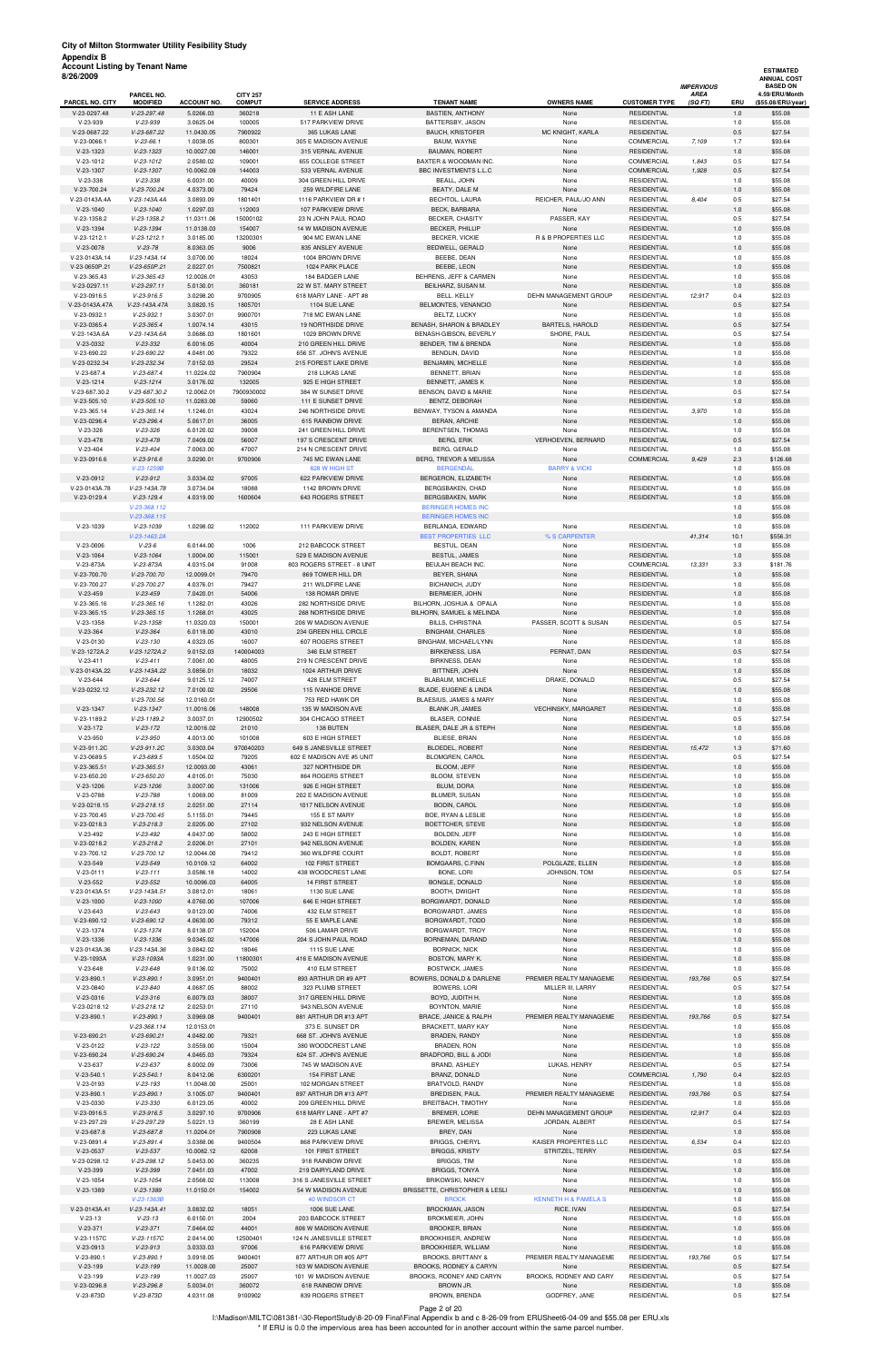**City of Milton Stormwater Utility Feasibility Study**
**Appendix B**
**Account Listing by Tenant Name**
**8/26/2009**

| PARCEL NO. CITY | PARCEL NO. MODIFIED | ACCOUNT NO. | CITY 257 COMPUT | SERVICE ADDRESS | TENANT NAME | OWNERS NAME | CUSTOMER TYPE | IMPERVIOUS AREA (SQ FT) | ERU | ESTIMATED ANNUAL COST BASED ON 4.59/ERU/Month ($55.08/ERU/year) |
|---|---|---|---|---|---|---|---|---|---|---|
| V-23-0297.48 | V-23-297.48 | 5.0266.03 | 360218 | 11 E ASH LANE | BASTIEN, ANTHONY | None | RESIDENTIAL | | 1.0 | $55.08 |
| V-23-939 | V-23-939 | 3.0625.04 | 100005 | 517 PARKVIEW DRIVE | BATTERSBY, JASON | None | RESIDENTIAL | | 1.0 | $55.08 |
| V-23-0687.22 | V-23-687.22 | 11.0430.05 | 7900922 | 365 LUKAS LANE | BAUCH, KRISTOFER | MC KNIGHT, KARLA | RESIDENTIAL | | 0.5 | $27.54 |
| V-23-0066.1 | V-23-66.1 | 1.0038.05 | 800301 | 305 E MADISON AVENUE | BAUM, WAYNE | None | COMMERCIAL | 7,109 | 1.7 | $93.64 |
| V-23-1323 | V-23-1323 | 10.0027.00 | 146001 | 315 VERNAL AVENUE | BAUMAN, ROBERT | None | RESIDENTIAL | | 1.0 | $55.08 |
| V-23-1012 | V-23-1012 | 2.0580.02 | 109001 | 655 COLLEGE STREET | BAXTER & WOODMAN INC. | None | COMMERCIAL | 1,843 | 0.5 | $27.54 |
| V-23-1307 | V-23-1307 | 10.0062.09 | 144003 | 533 VERNAL AVENUE | BBC INVESTMENTS L.L.C | None | COMMERCIAL | 1,928 | 0.5 | $27.54 |
| V-23-338 | V-23-338 | 6.0031.00 | 40009 | 304 GREEN HILL DRIVE | BEALL, JOHN | None | RESIDENTIAL | | 1.0 | $55.08 |
| V-23-700.24 | V-23-700.24 | 4.0373.00 | 79424 | 259 WILDFIRE LANE | BEATY, DALE M | None | RESIDENTIAL | | 1.0 | $55.08 |
| V-23-0143A.4A | V-23-143A.4A | 3.0893.09 | 1801401 | 1116 PARKVIEW DR # 1 | BECHTOL, LAURA | REICHER, PAUL/JO ANN | RESIDENTIAL | 8,404 | 0.5 | $27.54 |
| V-23-1040 | V-23-1040 | 1.0297.03 | 112003 | 107 PARKVIEW DRIVE | BECK, BARBARA | None | RESIDENTIAL | | 1.0 | $55.08 |
| V-23-1358.2 | V-23-1358.2 | 11.0311.06 | 15000102 | 23 N JOHN PAUL ROAD | BECKER, CHASITY | PASSER, KAY | RESIDENTIAL | | 0.5 | $27.54 |
| V-23-1394 | V-23-1394 | 11.0138.03 | 154007 | 14 W MADISON AVENUE | BECKER, PHILLIP | None | RESIDENTIAL | | 1.0 | $55.08 |
| V-23-1212.1 | V-23-1212.1 | 3.0185.00 | 13200301 | 904 MC EWAN LANE | BECKER, VICKIE | R & B PROPERTIES LLC | RESIDENTIAL | | 1.0 | $55.08 |
| V-23-0078 | V-23-78 | 8.0363.05 | 9006 | 835 ANSLEY AVENUE | BEDWELL, GERALD | None | RESIDENTIAL | | 1.0 | $55.08 |
| V-23-0143A.14 | V-23-143A.14 | 3.0700.00 | 18024 | 1004 BROWN DRIVE | BEEBE, DEAN | None | RESIDENTIAL | | 1.0 | $55.08 |
| V-23-0650P.21 | V-23-650P.21 | 2.0227.01 | 7500821 | 1024 PARK PLACE | BEEBE, LEON | None | RESIDENTIAL | | 1.0 | $55.08 |
| V-23-365.43 | V-23-365.43 | 12.0026.01 | 43053 | 184 BADGER LANE | BEHRENS, JEFF & CARMEN | None | RESIDENTIAL | | 1.0 | $55.08 |
| V-23-0297.11 | V-23-297.11 | 5.0130.01 | 360181 | 22 W ST. MARY STREET | BEILHARZ, SUSAN M. | None | RESIDENTIAL | | 1.0 | $55.08 |
| V-23-0916.5 | V-23-916.5 | 3.0298.20 | 9700905 | 618 MARY LANE - APT #8 | BELL, KELLY | DEHN MANAGEMENT GROUP | RESIDENTIAL | 12,917 | 0.4 | $22.03 |
| V-23-0143A.47A | V-23-143A.47A | 3.0820.15 | 1805701 | 1104 SUE LANE | BELMONTES, VENANCIO | None | RESIDENTIAL | | 0.5 | $27.54 |
| V-23-0932.1 | V-23-932.1 | 3.0307.01 | 9900701 | 719 MC EWAN LANE | BELTZ, LUCKY | None | RESIDENTIAL | | 1.0 | $55.08 |
| V-23-0365.4 | V-23-365.4 | 1.0074.14 | 43015 | 19 NORTHSIDE DRIVE | BENASH, SHARON & BRADLEY | BARTELS, HAROLD | RESIDENTIAL | | 0.5 | $27.54 |
| V-23-143A.6A | V-23-143A.6A | 3.0686.03 | 1801601 | 1029 BROWN DRIVE | BENASH-GIBSON, BEVERLY | SHORE, PAUL | RESIDENTIAL | | 0.5 | $27.54 |
| V-23-0332 | V-23-332 | 6.0016.05 | 40004 | 210 GREEN HILL DRIVE | BENDER, TIM & BRENDA | None | RESIDENTIAL | | 1.0 | $55.08 |
| V-23-690.22 | V-23-690.22 | 4.0481.00 | 79322 | 656 ST. JOHN'S AVENUE | BENDLIN, DAVID | None | RESIDENTIAL | | 1.0 | $55.08 |
| V-23-0232.34 | V-23-232.34 | 7.0152.03 | 29524 | 215 FOREST LAKE DRIVE | BENJAMIN, MICHELLE | None | RESIDENTIAL | | 1.0 | $55.08 |
| V-23-687.4 | V-23-687.4 | 11.0224.02 | 7900904 | 216 LUKAS LANE | BENNETT, BRIAN | None | RESIDENTIAL | | 1.0 | $55.08 |
| V-23-1214 | V-23-1214 | 3.0176.02 | 132005 | 925 E HIGH STREET | BENNETT, JAMES K | None | RESIDENTIAL | | 1.0 | $55.08 |
| V-23-687.30.2 | V-23-687.30.2 | 12.0062.01 | 7900930002 | 384 W SUNSET DRIVE | BENSON, DAVID & MARIE | None | RESIDENTIAL | | 0.5 | $27.54 |
| V-23-505.10 | V-23-505.10 | 11.0283.00 | 59060 | 111 E SUNSET DRIVE | BENTZ, DEBORAH | None | RESIDENTIAL | | 1.0 | $55.08 |
| V-23-365.14 | V-23-365.14 | 1.1246.01 | 43024 | 246 NORTHSIDE DRIVE | BENWAY, TYSON & AMANDA | None | RESIDENTIAL | 3,970 | 1.0 | $55.08 |
| V-23-0296.4 | V-23-296.4 | 5.0617.01 | 36005 | 615 RAINBOW DRIVE | BERAN, ARCHIE | None | RESIDENTIAL | | 1.0 | $55.08 |
| V-23-326 | V-23-326 | 6.0120.02 | 39008 | 241 GREEN HILL DRIVE | BERENTSEN, THOMAS | None | RESIDENTIAL | | 1.0 | $55.08 |
| V-23-478 | V-23-478 | 7.0409.02 | 56007 | 197 S CRESCENT DRIVE | BERG, ERIK | VERHOEVEN, BERNARD | RESIDENTIAL | | 0.5 | $27.54 |
| V-23-404 | V-23-404 | 7.0063.00 | 47007 | 214 N CRESCENT DRIVE | BERG, GERALD | None | RESIDENTIAL | | 1.0 | $55.08 |
| V-23-0916.6 | V-23-916.6 | 3.0290.01 | 9700906 | 745 MC EWAN LANE | BERG, TREVOR & MELISSA | None | COMMERCIAL | 9,429 | 2.3 | $126.68 |
| | V-23-1259B | | | 828 W HIGH ST | BERGENDAL | BARRY & VICKI | | | 1.0 | $55.08 |
| V-23-0912 | V-23-912 | 3.0334.02 | 97005 | 622 PARKVIEW DRIVE | BERGERON, ELIZABETH | None | RESIDENTIAL | | 1.0 | $55.08 |
| V-23-0143A.78 | V-23-143A.78 | 3.0734.04 | 18088 | 1142 BROWN DRIVE | BERGSBAKEN, CHAD | None | RESIDENTIAL | | 1.0 | $55.08 |
| V-23-0129.4 | V-23-129.4 | 4.0319.00 | 1600604 | 643 ROGERS STREET | BERGSBAKEN, MARK | None | RESIDENTIAL | | 1.0 | $55.08 |
| | V-23-368.112 | | | | BERINGER HOMES INC | | | | 1.0 | $55.08 |
| | V-23-368.115 | | | | BERINGER HOMES INC | | | | 1.0 | $55.08 |
| V-23-1039 | V-23-1039 | 1.0298.02 | 112002 | 111 PARKVIEW DRIVE | BERLANGA, EDWARD | None | RESIDENTIAL | | 1.0 | $55.08 |
| | V-23-1463.2A | | | | BEST PROPERTIES LLC | % S CARPENTER | | 41,314 | 10.1 | $556.31 |
| V-23-0006 | V-23-6 | 6.0144.00 | 1006 | 212 BABCOCK STREET | BESTUL, DEAN | None | RESIDENTIAL | | 1.0 | $55.08 |
| V-23-1064 | V-23-1064 | 1.0004.00 | 115001 | 529 E MADISON AVENUE | BESTUL, JAMES | None | RESIDENTIAL | | 1.0 | $55.08 |
| V-23-873A | V-23-873A | 4.0315.04 | 91008 | 803 ROGERS STREET - 8 UNIT | BEULAH BEACH INC. | None | COMMERCIAL | 13,331 | 3.3 | $181.76 |
| V-23-700.70 | V-23-700.70 | 12.0099.01 | 79470 | 869 TOWER HILL DR | BEYER, SHANA | None | RESIDENTIAL | | 1.0 | $55.08 |
| V-23-700.27 | V-23-700.27 | 4.0376.01 | 79427 | 211 WILDFIRE LANE | BICHANICH, JUDY | None | RESIDENTIAL | | 1.0 | $55.08 |
| V-23-459 | V-23-459 | 7.0420.01 | 54006 | 138 ROMAR DRIVE | BIERMEIER, JOHN | None | RESIDENTIAL | | 1.0 | $55.08 |
| V-23-365.16 | V-23-365.16 | 1.1282.01 | 43026 | 282 NORTHSIDE DRIVE | BILHORN, JOSHUA & OPALA | None | RESIDENTIAL | | 1.0 | $55.08 |
| V-23-365.15 | V-23-365.15 | 1.1268.01 | 43025 | 268 NORTHSIDE DRIVE | BILHORN, SAMUEL & MELINDA | None | RESIDENTIAL | | 1.0 | $55.08 |
| V-23-1358 | V-23-1358 | 11.0320.03 | 150001 | 206 W MADISON AVENUE | BILLS, CHRISTINA | PASSER, SCOTT & SUSAN | RESIDENTIAL | | 0.5 | $27.54 |
| V-23-364 | V-23-364 | 6.0118.00 | 43010 | 234 GREEN HILL CIRCLE | BINGHAM, CHARLES | None | RESIDENTIAL | | 1.0 | $55.08 |
| V-23-0130 | V-23-130 | 4.0323.05 | 16007 | 607 ROGERS STREET | BINGHAM, MICHAEL/LYNN | None | RESIDENTIAL | | 1.0 | $55.08 |
| V-23-1272A.2 | V-23-1272A.2 | 9.0152.03 | 140004003 | 346 ELM STREET | BIRKENESS, LISA | PERNAT, DAN | RESIDENTIAL | | 0.5 | $27.54 |
| V-23-411 | V-23-411 | 7.0061.00 | 48005 | 219 N CRESCENT DRIVE | BIRKNESS, DEAN | None | RESIDENTIAL | | 1.0 | $55.08 |
| V-23-0143A.22 | V-23-143A.22 | 3.0856.01 | 18032 | 1024 ARTHUR DRIVE | BITTNER, JOHN | None | RESIDENTIAL | | 1.0 | $55.08 |
| V-23-644 | V-23-644 | 9.0125.12 | 74007 | 428 ELM STREET | BLABAUM, MICHELLE | DRAKE, DONALD | RESIDENTIAL | | 0.5 | $27.54 |
| V-23-0232.12 | V-23-232.12 | 7.0100.02 | 29506 | 115 IVANHOE DRIVE | BLADE, EUGENE & LINDA | None | RESIDENTIAL | | 1.0 | $55.08 |
| | V-23-700.56 | 12.0160.01 | | 753 RED HAWK DR | BLAESIUS, JAMES & MARY | None | RESIDENTIAL | | 1.0 | $55.08 |
| V-23-1347 | V-23-1347 | 11.0016.06 | 148008 | 135 W MADISON AVE | BLANK JR, JAMES | VECHINSKY, MARGARET | RESIDENTIAL | | 0.5 | $27.54 |
| V-23-1189.2 | V-23-1189.2 | 3.0037.01 | 12900502 | 304 CHICAGO STREET | BLASER, CONNIE | None | RESIDENTIAL | | 0.5 | $27.54 |
| V-23-172 | V-23-172 | 12.0016.02 | 21010 | 138 BUTEN | BLASER, DALE JR & STEPH | None | RESIDENTIAL | | 1.0 | $55.08 |
| V-23-950 | V-23-950 | 4.0013.00 | 101008 | 603 E HIGH STREET | BLIESE, BRIAN | None | RESIDENTIAL | | 1.0 | $55.08 |
| V-23-911.2C | V-23-911.2C | 3.0303.04 | 970040203 | 649 S JANESVILLE STREET | BLOEDEL, ROBERT | None | RESIDENTIAL | 15,472 | 1.3 | $71.60 |
| V-23-0689.5 | V-23-689.5 | 1.0504.02 | 79205 | 602 E MADISON AVE #5 UNIT | BLOMGREN, CAROL | None | RESIDENTIAL | | 0.5 | $27.54 |
| V-23-365.51 | V-23-365.51 | 12.0093.00 | 43061 | 327 NORTHSIDE DR | BLOOM, JEFF | None | RESIDENTIAL | | 1.0 | $55.08 |
| V-23-650.20 | V-23-650.20 | 4.0105.01 | 75030 | 864 ROGERS STREET | BLOOM, STEVEN | None | RESIDENTIAL | | 1.0 | $55.08 |
| V-23-1206 | V-23-1206 | 3.0007.00 | 131006 | 926 E HIGH STREET | BLUM, DORA | None | RESIDENTIAL | | 1.0 | $55.08 |
| V-23-0788 | V-23-788 | 1.0069.00 | 81009 | 202 E MADISON AVENUE | BLUMER, SUSAN | None | RESIDENTIAL | | 1.0 | $55.08 |
| V-23-0218.15 | V-23-218.15 | 2.0251.00 | 27114 | 1017 NELSON AVENUE | BODIN, CAROL | None | RESIDENTIAL | | 1.0 | $55.08 |
| V-23-700.45 | V-23-700.45 | 5.1155.01 | 79445 | 155 E ST MARY | BOE, RYAN & LESLIE | None | RESIDENTIAL | | 1.0 | $55.08 |
| V-23-0218.3 | V-23-218.3 | 2.0205.00 | 27102 | 932 NELSON AVENUE | BOETTCHER, STEVE | None | RESIDENTIAL | | 1.0 | $55.08 |
| V-23-492 | V-23-492 | 4.0437.00 | 58002 | 243 E HIGH STREET | BOLDEN, JEFF | None | RESIDENTIAL | | 1.0 | $55.08 |
| V-23-0218.2 | V-23-218.2 | 2.0206.01 | 27101 | 942 NELSON AVENUE | BOLDEN, KAREN | None | RESIDENTIAL | | 1.0 | $55.08 |
| V-23-700.12 | V-23-700.12 | 12.0044.00 | 79412 | 360 WILDFIRE COURT | BOLDT, ROBERT | None | RESIDENTIAL | | 1.0 | $55.08 |
| V-23-549 | V-23-549 | 10.0109.12 | 64002 | 102 FIRST STREET | BOMGAARS, C.FINN | POLGLAZE, ELLEN | RESIDENTIAL | | 1.0 | $55.08 |
| V-23-0111 | V-23-111 | 3.0586.18 | 14002 | 438 WOODCREST LANE | BONE, LORI | JOHNSON, TOM | RESIDENTIAL | | 0.5 | $27.54 |
| V-23-552 | V-23-552 | 10.0096.03 | 64005 | 14 FIRST STREET | BONGLE, DONALD | None | RESIDENTIAL | | 1.0 | $55.08 |
| V-23-0143A.51 | V-23-143A.51 | 3.0812.01 | 18061 | 1130 SUE LANE | BOOTH, DWIGHT | None | RESIDENTIAL | | 1.0 | $55.08 |
| V-23-1000 | V-23-1000 | 4.0760.00 | 107006 | 646 E HIGH STREET | BORGWARDT, DONALD | None | RESIDENTIAL | | 1.0 | $55.08 |
| V-23-643 | V-23-643 | 9.0123.00 | 74006 | 432 ELM STREET | BORGWARDT, JAMES | None | RESIDENTIAL | | 1.0 | $55.08 |
| V-23-690.12 | V-23-690.12 | 4.0630.00 | 79312 | 55 E MAPLE LANE | BORGWARDT, TODD | None | RESIDENTIAL | | 1.0 | $55.08 |
| V-23-1374 | V-23-1374 | 8.0138.07 | 152004 | 506 LAMAR DRIVE | BORGWARDT, TROY | None | RESIDENTIAL | | 1.0 | $55.08 |
| V-23-1336 | V-23-1336 | 9.0345.02 | 147006 | 204 S JOHN PAUL ROAD | BORNEMAN, DARAND | None | RESIDENTIAL | | 1.0 | $55.08 |
| V-23-0143A.36 | V-23-143A.36 | 3.0842.02 | 18046 | 1115 SUE LANE | BORNICK, NICK | None | RESIDENTIAL | | 1.0 | $55.08 |
| V-23-1093A | V-23-1093A | 1.0231.00 | 11800301 | 416 E MADISON AVENUE | BOSTON, MARY K. | None | RESIDENTIAL | | 1.0 | $55.08 |
| V-23-648 | V-23-648 | 9.0136.02 | 75002 | 410 ELM STREET | BOSTWICK, JAMES | None | RESIDENTIAL | | 1.0 | $55.08 |
| V-23-890.1 | V-23-890.1 | 3.0951.01 | 9400401 | 893 ARTHUR DR #9 APT | BOWERS, DONALD & DARLENE | PREMIER REALTY MANAGEME | RESIDENTIAL | 193,766 | 0.5 | $27.54 |
| V-23-0840 | V-23-840 | 4.0687.05 | 88002 | 323 PLUMB STREET | BOWERS, LORI | MILLER III, LARRY | RESIDENTIAL | | 0.5 | $27.54 |
| V-23-0316 | V-23-316 | 6.0079.03 | 38007 | 317 GREEN HILL DRIVE | BOYD, JUDITH H. | None | RESIDENTIAL | | 1.0 | $55.08 |
| V-23-0218.12 | V-23-218.12 | 2.0253.01 | 27110 | 943 NELSON AVENUE | BOYNTON, MARIE | None | RESIDENTIAL | | 1.0 | $55.08 |
| V-23-890.1 | V-23-890.1 | 3.0969.08 | 9400401 | 881 ARTHUR DR #13 APT | BRACE, JANICE & RALPH | PREMIER REALTY MANAGEME | RESIDENTIAL | 193,766 | 0.5 | $27.54 |
| | V-23-368.114 | 12.0153.01 | | 373 E. SUNSET DR | BRACKETT, MARY KAY | None | RESIDENTIAL | | 1.0 | $55.08 |
| V-23-690.21 | V-23-690.21 | 4.0482.00 | 79321 | 668 ST. JOHN'S AVENUE | BRADEN, RANDY | None | RESIDENTIAL | | 1.0 | $55.08 |
| V-23-0122 | V-23-122 | 3.0559.00 | 15004 | 380 WOODCREST LANE | BRADEN, RON | None | RESIDENTIAL | | 1.0 | $55.08 |
| V-23-690.24 | V-23-690.24 | 4.0465.03 | 79324 | 624 ST. JOHN'S AVENUE | BRADFORD, BILL & JODI | None | RESIDENTIAL | | 1.0 | $55.08 |
| V-23-637 | V-23-637 | 8.0002.09 | 73006 | 745 W MADISON AVE | BRAND, ASHLEY | LUKAS, HENRY | RESIDENTIAL | | 0.5 | $27.54 |
| V-23-540.1 | V-23-540.1 | 8.0412.06 | 6300201 | 154 FIRST LANE | BRANZ, DONALD | None | COMMERCIAL | 1,790 | 0.4 | $22.03 |
| V-23-0193 | V-23-193 | 11.0048.00 | 25001 | 102 MORGAN STREET | BRATVOLD, RANDY | None | RESIDENTIAL | | 1.0 | $55.08 |
| V-23-890.1 | V-23-890.1 | 3.1005.07 | 9400401 | 897 ARTHUR DR #13 APT | BREDISEN, PAUL | PREMIER REALTY MANAGEME | RESIDENTIAL | 193,766 | 0.5 | $27.54 |
| V-23-0330 | V-23-330 | 6.0123.05 | 40002 | 209 GREEN HILL DRIVE | BREITBACH, TIMOTHY | None | RESIDENTIAL | | 1.0 | $55.08 |
| V-23-0916.5 | V-23-916.5 | 3.0297.10 | 9700906 | 618 MARY LANE - APT #7 | BREMER, LORIE | DEHN MANAGEMENT GROUP | RESIDENTIAL | 12,917 | 0.4 | $22.03 |
| V-23-297.29 | V-23-297.29 | 5.0221.13 | 360199 | 28 E ASH LANE | BREWER, MELISSA | JORDAN, ALBERT | RESIDENTIAL | | 0.5 | $27.54 |
| V-23-687.8 | V-23-687.8 | 11.0204.01 | 7900908 | 223 LUKAS LANE | BREY, DAN | None | RESIDENTIAL | | 1.0 | $55.08 |
| V-23-0891.4 | V-23-891.4 | 3.0388.06 | 9400504 | 868 PARKVIEW DRIVE | BRIGGS, CHERYL | KAISER PROPERTIES LLC | RESIDENTIAL | 6,534 | 0.4 | $22.03 |
| V-23-0537 | V-23-537 | 10.0082.12 | 62008 | 101 FIRST STREET | BRIGGS, KRISTY | STRITZEL, TERRY | RESIDENTIAL | | 0.5 | $27.54 |
| V-23-0298.12 | V-23-298.12 | 5.0453.00 | 360235 | 918 RAINBOW DRIVE | BRIGGS, TIM | None | RESIDENTIAL | | 1.0 | $55.08 |
| V-23-399 | V-23-399 | 7.0451.03 | 47002 | 219 DAIRYLAND DRIVE | BRIGGS, TONYA | None | RESIDENTIAL | | 1.0 | $55.08 |
| V-23-1054 | V-23-1054 | 2.0568.02 | 113008 | 316 S JANESVILLE STREET | BRIKOWSKI, NANCY | None | RESIDENTIAL | | 1.0 | $55.08 |
| V-23-1389 | V-23-1389 | 11.0150.01 | 154002 | 54 W MADISON AVENUE | BRISSETTE, CHRISTOPHER & LESLI | None | RESIDENTIAL | | 1.0 | $55.08 |
| | V-23-1363B | | | 40 WINDSOR CT | BROCK | KENNETH H & PAMELA S | | | 1.0 | $55.08 |
| V-23-0143A.41 | V-23-143A.41 | 3.0832.02 | 18051 | 1006 SUE LANE | BROCKMAN, JASON | RICE, IVAN | RESIDENTIAL | | 0.5 | $27.54 |
| V-23-13 | V-23-13 | 6.0150.01 | 2004 | 203 BABCOCK STREET | BROCKMEIER, JOHN | None | RESIDENTIAL | | 1.0 | $55.08 |
| V-23-371 | V-23-371 | 7.0464.02 | 44001 | 806 W MADISON AVENUE | BROOKER, BRIAN | None | RESIDENTIAL | | 1.0 | $55.08 |
| V-23-1157C | V-23-1157C | 2.0414.00 | 12500401 | 124 N JANESVILLE STREET | BROOKHISER, ANDREW | None | RESIDENTIAL | | 1.0 | $55.08 |
| V-23-0913 | V-23-913 | 3.0333.03 | 97006 | 616 PARKVIEW DRIVE | BROOKHISER, WILLIAM | None | RESIDENTIAL | | 1.0 | $55.08 |
| V-23-890.1 | V-23-890.1 | 3.0918.05 | 9400401 | 877 ARTHUR DR #05 APT | BROOKS, BRITTANY & | PREMIER REALTY MANAGEME | RESIDENTIAL | 193,766 | 0.5 | $27.54 |
| V-23-199 | V-23-199 | 11.0028.00 | 25007 | 103 W MADISON AVENUE | BROOKS, RODNEY & CARYN | None | RESIDENTIAL | | 0.5 | $27.54 |
| V-23-199 | V-23-199 | 11.0027.03 | 25007 | 101 W MADISON AVENUE | BROOKS, RODNEY AND CARYN | BROOKS, RODNEY AND CARY | RESIDENTIAL | | 0.5 | $27.54 |
| V-23-0296.8 | V-23-296.8 | 5.0034.01 | 360072 | 618 RAINBOW DRIVE | BROWN JR. | None | RESIDENTIAL | | 1.0 | $55.08 |
| V-23-873D | V-23-873D | 4.0311.08 | 9100902 | 839 ROGERS STREET | BROWN, BRENDA | GODFREY, JANE | RESIDENTIAL | | 0.5 | $27.54 |

I:\Madison\MILTC\081381-\30-ReportStudy\8-20-09 Final\Final Appendix b and c 8-26-09 from ERUSheet6-04-09 and $55.08 per ERU.xls

* If ERU is 0.0 the impervious area has been accounted for in another account within the same parcel number.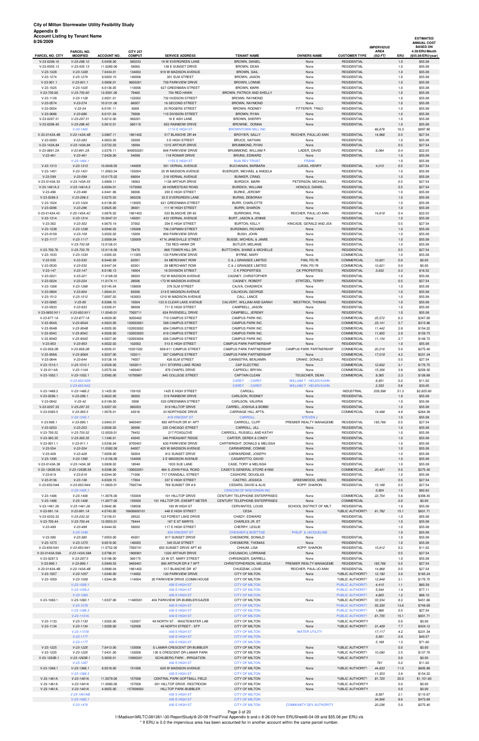# City of Milton Stormwater Utility Feasibility Study

## Appendix B

## Account Listing by Tenant Name

8/26/2009

| PARCEL NO. CITY | PARCEL NO. MODIFIED | ACCOUNT NO. | CITY 257 COMPUT | SERVICE ADDRESS | TENANT NAME | OWNERS NAME | CUSTOMER TYPE | IMPERVIOUS AREA (SQ FT) | ERU | ESTIMATED ANNUAL COST BASED ON 4.59/ERU/Month ($55.08/ERU/year) |
|---|---|---|---|---|---|---|---|---|---|---|
| V-23-0298.10 | V-23-298.10 | 5.0458.00 | 360233 | 18 W EVERGREEN LANE | BROWN, DANIEL | None | RESIDENTIAL | | 1.0 | $55.08 |
| V-23-0505.13 | V-23-505.13 | 11.0280.00 | 59063 | 139 E SUNSET DRIVE | BROWN, DEAN | None | RESIDENTIAL | | 1.0 | $55.08 |
| V-23-1228 | V-23-1228 | 7.0434.01 | 134003 | 919 W MADISON AVENUE | BROWN, GAIL | None | RESIDENTIAL | | 1.0 | $55.08 |
| V-23-1274 | V-23-1274 | 9.0003.10 | 140006 | 301 ELM STREET | BROWN, JASON | None | RESIDENTIAL | | 1.0 | $55.08 |
| V-23-901.1 | V-23-901.1 | 3.0606.01 | 9600201 | 739 PARKVIEW DRIVE | BROWN, LONNIE | None | RESIDENTIAL | | 1.0 | $55.08 |
| V-23-1025 | V-23-1025 | 6.0136.05 | 110006 | 627 GREENMAN STREET | BROWN, MARK | None | RESIDENTIAL | | 1.0 | $55.08 |
| V-23-700.60 | V-23-700.60 | 12.0091.00 | 79460 | 754 RED HAWK | BROWN, PATRICK AND SHELLY | None | RESIDENTIAL | | 1.0 | $55.08 |
| V-23-1128 | V-23-1128 | 2.0021.01 | 122002 | 732 HUDSON STREET | BROWN, RAYMOND | None | RESIDENTIAL | | 1.0 | $55.08 |
| V-23-0574 | V-23-574 | 10.0131.06 | 66007 | 16 SECOND STREET | BROWN, RAYMOND | None | RESIDENTIAL | | 1.0 | $55.08 |
| V-23-0054 | V-23-54 | 6.0181.11 | 6009 | 25 ROGERS STREET | BROWN, RODNEY | FITTERER, TRACI | RESIDENTIAL | | 1.0 | $55.08 |
| V-23-0686 | V-23-686 | 8.0151.04 | 79008 | 110 DIVISION STREET | BROWN, RYAN | None | RESIDENTIAL | | 1.0 | $55.08 |
| V-23-0297.31 | V-23-297.31 | 5.0212.00 | 360201 | 16 E ASH LANE | BROWN, SHERRY | None | RESIDENTIAL | | 1.0 | $55.08 |
| V-23-0296.40 | V-23-296.40 | 5.0612.01 | 360110 | 653 RAINBOW DRIVE | BROWNE, DONNA | None | RESIDENTIAL | | 1.0 | $55.08 |
| | V-23-1465 | | | 1115 E HIGH ST | BROWNTOWN MILL INC | | | 66,676 | 16.3 | $897.80 |
| V-23-0143A.4B | V-23-143A.4B | 3.0887.11 | 1801402 | 517 BLANCHE DR #4 | BROYIER, SALLY | REICHER, PAUL/JO ANN | RESIDENTIAL | 14,968 | 0.5 | $27.54 |
| V-23-0283 | V-23-283 | 4.0653.00 | 33009 | 3 E HIGH STREET | BRUCE, NATHAN | None | RESIDENTIAL | | 1.0 | $55.08 |
| V-23-143A.84 | V-23-143A.84 | 3.0722.03 | 18094 | 1215 ARTHUR DRIVE | BRUMMOND, RYAN | None | RESIDENTIAL | | 0.5 | $27.54 |
| V-23-0891.2A | V-23-891.2A | 3.0376.11 | 940050201 | 848 PARKVIEW DRIVE | BRUMMOND, WILLIAM F. | LADER, DAVID | RESIDENTIAL | 6,084 | 0.4 | $22.03 |
| V-23-461 | V-23-461 | 7.0428.00 | 54008 | 118 ROMAR DRIVE | BRUNS, EDWARD | None | RESIDENTIAL | | 1.0 | $55.08 |
| | V-23-1464.1 | | | 1155 E HIGH ST | BUA REV TRUST | FRANK | | | 1.0 | $55.08 |
| V-23-1313 | V-23-1313 | 10.0049.05 | 144009 | 501 VERNAL AVENUE | BUCHANAN, BARBARA | LUKAS, HENRY | RESIDENTIAL | 4,010 | 0.5 | $27.54 |
| V-23-1401 | V-23-1401 | 11.0063.04 | 155004 | 25 W MADISON AVENUE | BUERGER, MICHAEL & ANGELA | None | RESIDENTIAL | | 1.0 | $55.08 |
| V-23-599 | V-23-599 | 10.0175.02 | 69004 | 218 VERNAL AVENUE | BUNKER, CRAIG | None | RESIDENTIAL | | 1.0 | $55.08 |
| V-23-0143A.53 | V-23-143A.53 | 3.0809.11 | 18063 | 1138 ARTHUR DRIVE | BURDICK, MARK | PETERSON, MICHAEL | RESIDENTIAL | | 0.5 | $27.54 |
| V-23-1461A.3 | V-23-1461A.3 | 6.0094.01 | 1570083 | 26 HOMESTEAD ROAD | BURDICK, WILLIAM | HONOLD, DANIEL | RESIDENTIAL | | 0.5 | $27.54 |
| V-23-496 | V-23-496 | 4.0461.06 | 58006 | 203 E HIGH STREET | BURKE, JEROMY | None | RESIDENTIAL | | 1.0 | $55.08 |
| V-23-0298.3 | V-23-298.3 | 5.0275.03 | 360226 | 32 E EVERGREEN LANE | BURNS, DEBORAH | None | RESIDENTIAL | | 1.0 | $55.08 |
| V-23-1024 | V-23-1024 | 6.0138.00 | 110005 | 621 GREENMAN STREET | BURR, CHARLOTTE | None | RESIDENTIAL | | 1.0 | $55.08 |
| V-23-0296 | V-23-296 | 5.0625.00 | 36001 | 111 W HIGH STREET | BURRI, SHARON | None | RESIDENTIAL | | 1.0 | $55.08 |
| V-23-0143A.4C | V-23-143A.4C | 3.0876.02 | 1801403 | 533 BLANCHE DR #2 | BURROWS, PHIL | REICHER, PAUL/JO ANN | RESIDENTIAL | 14,618 | 0.4 | $22.03 |
| V-23-1314 | V-23-1314 | 10.0047.01 | 145001 | 433 VERNAL AVENUE | BURT, JASON & JENNIE | None | RESIDENTIAL | | 1.0 | $55.08 |
| V-23-302 | V-23-302 | 4.0670.19 | 37002 | 204 E HIGH STREET | BURTON, KELLY | KINCADE, GERALD AND JEA | RESIDENTIAL | | 0.5 | $27.54 |
| V-23-1238 | V-23-1238 | 9.0040.03 | 135006 | 736 CAPMAN STREET | BURZINSKI, RICHARD | None | RESIDENTIAL | | 1.0 | $55.08 |
| V-23-0109 | V-23-109 | 3.0502.02 | 13009 | 909 PARKVIEW DRIVE | BUSH, JOHN | None | RESIDENTIAL | | 1.0 | $55.08 |
| V-23-1117 | V-23-1117 | 2.0009.04 | 120009 | 47 N JANESVILLE STREET | BUSSE, MICHEAL & JAMIE | None | RESIDENTIAL | | 1.0 | $55.08 |
| | V-23-700.58 | 12.0126.01 | | 733 RED HAWK DR | BUTLER, MELANIE | None | RESIDENTIAL | | 1.0 | $55.08 |
| V-23-700.76 | V-23-700.76 | 12.0116.00 | 79476 | 868 TOWER HILL DR | BUTTCHEN, SHANE & MICHELLE | None | RESIDENTIAL | | 0.5 | $27.54 |
| V-23-1033 | V-23-1033 | 1.0305.03 | 111005 | 133 PARKVIEW DRIVE | BYRNE, MARY | None | RESIDENTIAL | | 1.0 | $55.08 |
| V-23-530 | V-23-530 | 8.0445.09 | 62001 | 34 MERCHANT ROW | C & J GRANSEE LIMITED | PAN, FEI RI | COMMERCIAL | 10,621 | 0.0 | $0.00 |
| V-23-0530 | V-23-530 | 8.0447.04 | 62001 | 28 MERCHANT ROW | C & J GRANSEE LIMITED | PAN, FEI RI | COMMERCIAL | 10,621 | 0.0 | $0.00 |
| V-23-147 | V-23-147 | 8.0190.13 | 19004 | 16 DIVISION STREET | C K PROPERTIES | CK PROPERTIES | RESIDENTIAL | 3,632 | 0.3 | $16.52 |
| V-23-0221 | V-23-221 | 11.0168.02 | 28003 | 152 W MADISON AVENUE | CAGNEY, CHRISTOPHER | None | RESIDENTIAL | | 1.0 | $55.08 |
| V-23-0224 | V-23-224 | 11.0174.11 | 28006 | 172 W MADISON AVENUE | CAGNEY, ROBERT | STRITZEL, TERRY | RESIDENTIAL | | 0.5 | $27.54 |
| V-23-1268 | V-23-1268 | 9.0145.04 | 139009 | 376 ELM STREET | CAJVA, CHADWICK | None | RESIDENTIAL | | 1.0 | $55.08 |
| V-23-0804 | V-23-804 | 1.0044.01 | 83006 | 219 E MADISON AVENUE | CALHOUN, GEORGE | None | RESIDENTIAL | | 1.0 | $55.08 |
| V-23-1512 | V-23-1512 | 7.0097.02 | 163003 | 1210 W MADISON AVENUE | CALL, LANCE | None | RESIDENTIAL | | 1.0 | $55.08 |
| V-23-0085 | V-23-85 | 8.0266.10 | 10004 | 133 S CLEAR LAKE AVENUE | CALVERT, WILLIAM AND SARAH | WESTRICK, THOMAS | RESIDENTIAL | | 1.0 | $55.08 |
| V-23-0933 | V-23-933 | 3.0320.01 | 99008 | 711 E HIGH STREET | CAMPBELL, JASON | None | RESIDENTIAL | | 1.0 | $55.08 |
| V-23-0650.N11 | V-23-650.N11 | 11.0540.01 | 7500711 | 624 RIVENDELL DRIVE | CAMPBELL, JEREMY | None | RESIDENTIAL | | 1.0 | $55.08 |
| V-23-877.1A | V-23-877.1A | 4.0029.00 | 9200402 | 710 CAMPUS STREET | CAMPUS PARK INC. | None | COMMERCIAL | 25,572 | 6.3 | $347.00 |
| V-23-954A | V-23-954A | 4.0023.00 | 102003001 | 508 CAMPUS STREET | CAMPUS PARK INC. | None | COMMERCIAL | 23,141 | 5.7 | $313.96 |
| V-23-954B | V-23-954B | 4.0025.00 | 102003002 | 604 CAMPUS STREET | CAMPUS PARK INC. | None | COMMERCIAL | 11,442 | 2.8 | $154.22 |
| V-23-954C | V-23-954C | 4.0026.00 | 102003003 | 616 CAMPUS STREET | CAMPUS PARK INC. | None | COMMERCIAL | 11,805 | 2.9 | $159.73 |
| V-23-954D | V-23-954D | 4.0027.00 | 102003004 | 626 CAMPUS STREET | CAMPUS PARK INC. | None | COMMERCIAL | 11,134 | 2.7 | $148.72 |
| V-23-953 | V-23-953 | 4.0022.02 | 102002 | 513 E HIGH STREET | CAMPUS PARK PARTNERSHIP | None | RESIDENTIAL | | 1.0 | $55.08 |
| V-23-958.2B | V-23-958.2B | 4.0035.01 | 10201502 | 609-611 CAMPUS STREET | CAMPUS PARK PARTNERSHIP | CAMPUS PARK PARTNERSHIP | COMMERCIAL | 20,516 | 5.0 | $275.40 |
| V-23-958A | V-23-958A | 4.0037.00 | 102011 | 507 CAMPUS STREET | CAMPUS PARK PARTNERSHIP | None | COMMERCIAL | 17,019 | 4.2 | $231.34 |
| V-23-644 | V-23-644 | 9.0126.18 | 74007 | 426 ELM STREET | CANNISTRA, BENJAMIN | DRAKE, DONALD | RESIDENTIAL | | 0.5 | $27.54 |
| V-23-1510.1 | V-23-1510.1 | 2.0520.00 | 1630011 | 1211 STORRS LAKE ROAD | CAP ELECTRIC | None | COMMERCIAL | 12,602 | 3.1 | $170.75 |
| V-23-0114A | V-23-114A | 3.0570.04 | 1400401 | 876 CHAPEL DRIVE | CAPRIOLI, BRYAN | None | COMMERCIAL | 15,356 | 3.8 | $209.30 |
| V-23-1002.1 | V-23-1002.1 | 2.0582.00 | 10700801 | 645 COLLEGE STREET | CAPTAIN CLEAN | TEUSCHER, DEAN | COMMERCIAL | 9,365 | 2.3 | $126.68 |
| | V-23-650.N39 | | | | CAREY - CAREY | WILLIAM T - HELEN KUHN | | 6,931 | 0.2 | $11.02 |
| | V-23-650.N42 | | | | CAREY - CAREY | WILLIAM T - HELEN KUHN | | 2,333 | 0.6 | $33.05 |
| V-23-1466.2 | V-23-1466.2 | 3.1425.00 | 159102 | 1425 E HIGH STREET | CARGILL | None | INDUSTRIAL | 209,388 | 51.3 | $2,825.60 |
| V-23-0296.1 | V-23-296.1 | 5.0622.00 | 36002 | 519 RAINBOW DRIVE | CARLSON, RODNEY | None | RESIDENTIAL | | 1.0 | $55.08 |
| V-23-0042 | V-23-42 | 6.0199.00 | 5006 | 520 GREENMAN STREET | CARLSON, VALERIA | None | RESIDENTIAL | | 1.0 | $55.08 |
| V-23-0297.33 | V-23-297.33 | 5.0207.03 | 360203 | 819 HILLTOP DRIVE | CARREL, JOSHUA & BOBBI | None | RESIDENTIAL | | 1.0 | $55.08 |
| V-23-0365.5 | V-23-365.5 | 1.0076.01 | 43016 | 33 NORTHSIDE DRIVE | CARRIAGE HILL APTS. | None | COMMERCIAL | 19,498 | 4.8 | $264.38 |
| | V-23-1245.1 | | | 419 VINCENT ST | CARROLL | STEVEN J | | | 1.0 | $55.08 |
| V-23-890.1 | V-23-890.1 | 3.0943.01 | 9400401 | 893 ARTHUR DR #1 APT | CARROLL, CLIFF | PREMIER REALTY MANAGEME | RESIDENTIAL | 193,766 | 0.5 | $27.54 |
| V-23-0253 | V-23-253 | 3.0026.02 | 30006 | 225 CHICAGO STREET | CARROLL, JILL | None | RESIDENTIAL | | 1.0 | $55.08 |
| V-23-700.52 | V-23-700.52 | 12.0029.01 | 79452 | 217 FOXGLOVE | CARROLL, RUSSELL AND KATHY | None | RESIDENTIAL | | 1.0 | $55.08 |
| V-23-365.35 | V-23-365.35 | 1.1346.01 | 43045 | 346 PHEASANT RIDGE | CARTER, DEREK & CINDY | None | RESIDENTIAL | | 1.0 | $55.08 |
| V-23-0911.1 | V-23-911.1 | 3.0336.04 | 9700401 | 630 PARKVIEW DRIVE | CARTWRIGHT, DONALD & MELISSA | None | RESIDENTIAL | | 1.0 | $55.08 |
| V-23-554 | V-23-554 | 11.0382.00 | 64007 | 425 W MADISON AVENUE | CARWARDINE, CONNIE | None | RESIDENTIAL | | 1.0 | $55.08 |
| V-23-428 | V-23-428 | 7.0058.00 | 50004 | 912 SUNSET DRIVE | CARWARDINE, JOSEPH | None | RESIDENTIAL | | 1.0 | $55.08 |
| V-23-1395 | V-23-1395 | 11.0136.00 | 154008 | 2 E MADISON AVENUE | CASAROTTO, DAVID | None | RESIDENTIAL | | 1.0 | $55.08 |
| V-23-0143A.38 | V-23-143A.38 | 3.0838.02 | 18048 | 1033 SUE LANE | CASE, TORY & MELISSA | None | RESIDENTIAL | | 1.0 | $55.08 |
| V-23-1263B.5A | V-23-1263B.5A | 9.0296.00 | 139002051 | 464 S JOHN PAUL ROAD | CASEY'S GENERAL STORE #1992 | None | COMMERCIAL | 20,431 | 5.0 | $275.40 |
| V-23-619 | V-23-619 | 8.0244.00 | 71006 | 717 CRANDALL STREET | CASHORE, DOUGLAS | None | RESIDENTIAL | | 1.0 | $55.08 |
| V-23-0136 | V-23-136 | 4.0329.15 | 17004 | 337 E HIGH STREET | CASTRO, JESSICA | GREENWOOD, GREG | RESIDENTIAL | | 0.5 | $27.54 |
| V-23-650.N44 | V-23-650.N44 | 11.0820.01 | 7500744 | 769 SUNSET DR # 6 | CEDARS, DAVID & AUS | KOPP, SHARON | RESIDENTIAL | 15,188 | 0.5 | $27.54 |
| | V-23-1405.1 | | | | CENCOM OF WISCONSIN INC | | | 5,924 | 1.5 | $82.62 |
| V-23-1406 | V-23-1406 | 11.0076.00 | 155009 | 101 HILLTOP DRIVE | CENTURY TELEPHONE ENTERPRISES | None | COMMERCIAL | 22,704 | 5.6 | $308.45 |
| V-23-1406 | V-23-1406 | 11.0077.00 | 155009 | 101 HILLTOP DR.-EXEMPT METER | CENTURY TELEPHONE ENTERPRISES | None | COMMERCIAL | | 0.0 | $0.00 |
| V-23-1461.26 | V-23-1461.26 | 5.0642.06 | 158026 | 183 W HIGH ST | CERVANTES, LOUIS | SCHOOL DISTRICT OF MILT | RESIDENTIAL | | 1.0 | $55.08 |
| V-23-991.1A | V-23-991.1A | 4.0743.00 | 10600600101 | 448 E HIGH STREET | CESA | None | PUBLIC AUTHORITY | 61,782 | 15.1 | $831.71 |
| V-23-0232.32 | V-23-232.32 | 7.0150.01 | 29522 | 123 FOREST LAKE DRIVE | CHADY, EDWARD | None | RESIDENTIAL | | 1.0 | $55.08 |
| V-23-700.44 | V-23-700.44 | 12.0053.01 | 79444 | 167 E ST MARYS | CHARLES JR, ET | None | RESIDENTIAL | | 1.0 | $55.08 |
| V-23-499 | V-23-499 | 4.0444.02 | 59002 | 117 E HIGH STREET | CHERRY, LESLIE | None | RESIDENTIAL | | 1.0 | $55.08 |
| | V-23-1246 | | | 429 VINCENT ST | CHESHER & BOETTGE | PHILIP & JACQUELINE | | | 1.0 | $55.08 |
| V-23-380 | V-23-380 | 7.0053.00 | 45001 | 817 SUNSET DRIVE | CHESMORE, DONALD | None | RESIDENTIAL | | 1.0 | $55.08 |
| V-23-1273 | V-23-1273 | 9.0010.00 | 140005 | 345 ELM STREET | CHESMORE, THOMAS | None | RESIDENTIAL | | 1.0 | $55.08 |
| V-23-650.N41 | V-23-650.N41 | 11.0752.00 | 7500741 | 655 SUNSET DRIVE APT #3 | CHHUM, LISA | KOPP, SHARON | RESIDENTIAL | 15,612 | 0.2 | $11.02 |
| V-23-0143A.59A | V-23-143A.59A | 3.0796.01 | 1806901 | 1220 ARTHUR DRIVE | CHOJNACKI, LORRAINE | None | RESIDENTIAL | | 0.5 | $27.54 |
| V-23-0297.5 | V-23-297.5 | 5.0196.00 | 360175 | 23 W ST. MARY STREET | CHRISINGER, DARRELL | None | RESIDENTIAL | | 1.0 | $55.08 |
| V-23-890.1 | V-23-890.1 | 3.0949.03 | 9400401 | 893 ARTHUR DR # 7 APT | CHRISTOPHERSON, MELISSA | PREMIER REALTY MANAGEME | RESIDENTIAL | 193,766 | 0.5 | $27.54 |
| V-23-0143A.4B | V-23-143A.4B | 3.0890.04 | 1801402 | 517 BLANCHE DR #7 | CHUDZIAK, LOUIE | REICHER, PAUL/JO ANN | RESIDENTIAL | 14,968 | 0.5 | $27.54 |
| V-23-1057 | V-23-1057 | 1.0340.00 | 114002 | 120 PARKVIEW DRIVE | CITY OF MILTON | None | PUBLIC AUTHORITY | 12,190 | 3.0 | $165.24 |
| V-23-1059 | V-23-1059 | 1.0344.00 | 114004 | 20 PARKVIEW DRIVE (COMM.HOUSE | CITY OF MILTON | None | PUBLIC AUTHORITY | 12,848 | 3.1 | $170.75 |
| | V-23-1059.1 | | | 430 E HIGH ST | CITY OF MILTON | | PUBLIC AUTHORITY | 4,410 | 1.1 | $60.59 |
| | V-23-1059.2 | | | 430 E HIGH ST | CITY OF MILTON | | PUBLIC AUTHORITY | 5,544 | 1.4 | $77.11 |
| | V-23-1060 | | | 430 E HIGH ST | CITY OF MILTON | | PUBLIC AUTHORITY | 4,820 | 1.2 | $66.10 |
| V-23-1060.1 | V-23-1060.1 | 1.0337.00 | 11400501 | 404 PARKVIEW DR-BUBBLER/GAZEB | CITY OF MILTON | None | PUBLIC AUTHORITY | 33,534 | 8.2 | $451.66 |
| | V-23-1078 | | | 430 E HIGH ST | CITY OF MILTON | | PUBLIC AUTHORITY | 55,335 | 13.6 | $749.09 |
| | V-23-1088.3 | | | 430 E HIGH ST | CITY OF MILTON | | PUBLIC AUTHORITY | 1,866 | 0.5 | $27.54 |
| | V-23-1131A | | | 430 E HIGH ST | CITY OF MILTON | | PUBLIC AUTHORITY | 61,735 | 15.1 | $831.71 |
| V-23-1133 | V-23-1133 | 1.0202.00 | 122007 | 49 NORTH ST. - WASTEWATER LAB | CITY OF MILTON | None | PUBLIC AUTHORITY | | 0.0 | $0.00 |
| V-23-1134 | V-23-1134 | 1.0200.00 | 122008 | 49 NORTH STREET - STP | CITY OF MILTON | None | PUBLIC AUTHORITY | 31,409 | 7.7 | $424.12 |
| | V-23-1151B | | | 430 E HIGH ST | CITY OF MILTON | WATER UTILITY | | 17,117 | 4.2 | $231.34 |
| | V-23-1177 | | | 430 E HIGH ST | CITY OF MILTON | | | 3,581 | 0.9 | $49.57 |
| | V-23-1177 | | | 430 E HIGH ST | CITY OF MILTON | | | 5,189 | 1.3 | $71.60 |
| V-23-1225 | V-23-1225 | 7.0413.00 | 133008 | S LAMAR-CRESCENT DR-BUBBLER | CITY OF MILTON | None | PUBLIC AUTHORITY | | 0.0 | $0.00 |
| V-23-1225 | V-23-1225 | 7.0431.00 | 133008 | 130 S CRESCENT DR-LAMAR PARK | CITY OF MILTON | None | PUBLIC AUTHORITY | 10,090 | 2.5 | $137.70 |
| V-23-1263B.1 | V-23-1263B.1 | 5.0650.01 | 13900201 | SCHILBERG PARK - IRRIGATION | CITY OF MILTON | None | PUBLIC AUTHORITY | | 0.0 | $0.00 |
| | V-23-1287 | | | 430 E HIGH ST | CITY OF MILTON | | | 761 | 0.2 | $11.02 |
| V-23-1368.1 | V-23-1368.1 | 8.0018.00 | 151006 | 620 W MADISON AVENUE | CITY OF MILTON | None | PUBLIC AUTHORITY | 44,833 | 11.0 | $605.88 |
| | V-23-1368.3 | | | 430 E HIGH ST | CITY OF MILTON | | | 11,353 | 2.8 | $154.22 |
| V-23-1461A | V-23-1461A | 10.0079.00 | 157008 | CENTRAL PARK-SOFTBALL FIELD | CITY OF MILTON | None | PUBLIC AUTHORITY | 81,725 | 20.0 | $1,101.60 |
| V-23-1461A | V-23-1461A | 10.0080.00 | 157008 | 201 HILLTOP DRIVE -RESTROOM | CITY OF MILTON | None | PUBLIC AUTHORITY | | 0.0 | $0.00 |
| V-23-1461A | V-23-1461A | 4.0655.00 | 157008002 | HILLTOP PARK-BUBBLER | CITY OF MILTON | None | PUBLIC AUTHORITY | | 0.0 | $0.00 |
| | V-23-1461AB | | | 430 E HIGH ST | CITY OF MILTON | | | 8,587 | 2.1 | $115.67 |
| | V-23-1462.1 | | | 430 E HIGH ST | CITY OF MILTON | | | 34,906 | 8.6 | $473.69 |
| | V-23-1474 | | | 430 E HIGH ST | CITY OF MILTON | COMMUNITY DEV AUTHORITY | | 20,236 | 5.0 | $275.40 |

I:\Madison\MILTC\081381-\30-ReportStudy\8-20-09 Final\Final Appendix b and c 8-26-09 from ERUSheet6-04-09 and $55.08 per ERU.xls

* If ERU is 0.0 the impervious area has been accounted for in another account within the same parcel number.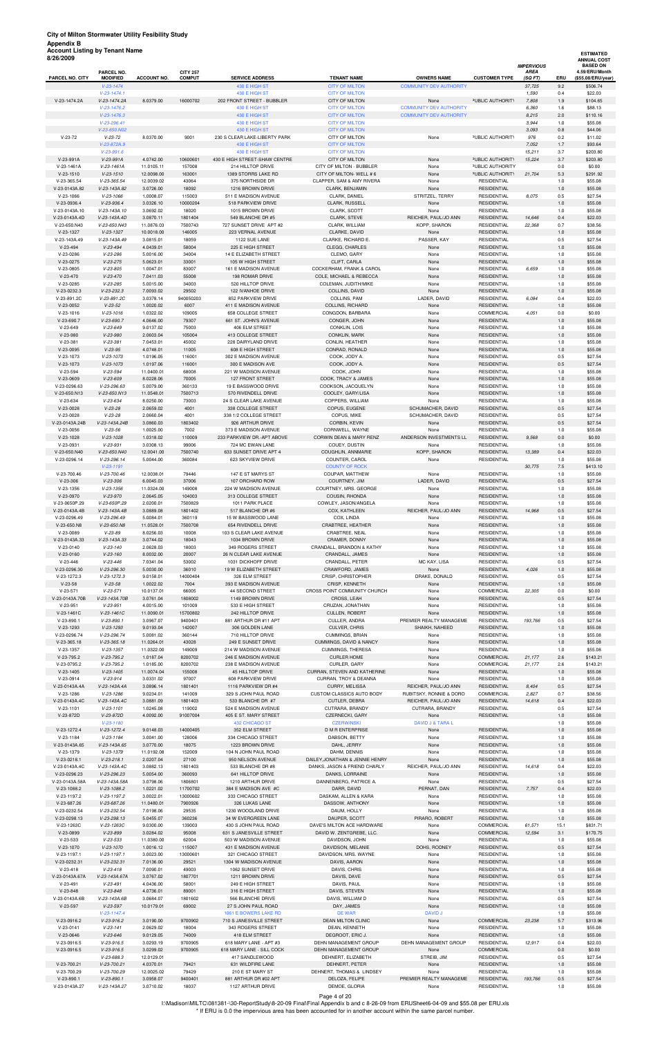**City of Milton Stormwater Utility Feasibility Study**
**Appendix B**
**Account Listing by Tenant Name**
**8/26/2009**

| PARCEL NO. CITY | PARCEL NO. MODIFIED | ACCOUNT NO. | CITY 257 COMPUT | SERVICE ADDRESS | TENANT NAME | OWNERS NAME | CUSTOMER TYPE | IMPERVIOUS AREA (SQ FT) | ERU | ESTIMATED ANNUAL COST BASED ON 4.59/ERU/Month ($55.08/ERU/year) |
|---|---|---|---|---|---|---|---|---|---|---|
| | V-23-1474 | | | 430 E HIGH ST | CITY OF MILTON | COMMUNITY DEV AUTHORITY | | 37,725 | 9.2 | $506.74 |
| | V-23-1474.1 | | | 430 E HIGH ST | CITY OF MILTON | | | 1,590 | 0.4 | $22.03 |
| V-23-1474.2A | V-23-1474.2A | 8.0379.00 | 16000702 | 202 FRONT STREET - BUBBLER | CITY OF MILTON | None | PUBLIC AUTHORITY | 7,808 | 1.9 | $104.65 |
| | V-23-1476.2 | | | 430 E HIGH ST | CITY OF MILTON | COMMUNITY DEV AUTHORITY | | 6,360 | 1.6 | $88.13 |
| | V-23-1476.3 | | | 430 E HIGH ST | CITY OF MILTON | COMMUNITY DEV AUTHORITY | | 8,215 | 2.0 | $110.16 |
| | V-23-296.41 | | | 430 E HIGH ST | CITY OF MILTON | | | 3,944 | 1.0 | $55.08 |
| | V-23-650.N02 | | | 430 E HIGH ST | CITY OF MILTON | | | 3,093 | 0.8 | $44.06 |
| V-23-72 | V-23-72 | 8.0370.00 | 9001 | 230 S CLEAR LAKE-LIBERTY PARK | CITY OF MILTON | None | PUBLIC AUTHORITY | 976 | 0.2 | $11.02 |
| | V-23-870A.9 | | | 430 E HIGH ST | CITY OF MILTON | | | 7,052 | 1.7 | $93.64 |
| | V-23-991.6 | | | 430 E HIGH ST | CITY OF MILTON | | | 15,211 | 3.7 | $203.80 |
| V-23-991A | V-23-991A | 4.0742.00 | 10600601 | 430 E HIGH STREET-SHAW CENTRE | CITY OF MILTON | None | PUBLIC AUTHORITY | 15,224 | 3.7 | $203.80 |
| V-23-1461A | V-23-1461A | 11.0105.11 | 157008 | 214 HILLTOP DRIVE | CITY OF MILTON - BUBBLER | None | PUBLIC AUTHORITY | | 0.0 | $0.00 |
| V-23-1510 | V-23-1510 | 12.0098.00 | 163001 | 1389 STORRS LAKE RD | CITY OF MILTON- WELL # 6 | None | PUBLIC AUTHORITY | 21,704 | 5.3 | $291.92 |
| V-23-365.54 | V-23-365.54 | 12.0039.02 | 43064 | 375 NORTHSIDE DR | CLAPPER, SAM & AMY RIVERA | None | RESIDENTIAL | | 1.0 | $55.08 |
| V-23-0143A.82 | V-23-143A.82 | 3.0726.00 | 18092 | 1216 BROWN DRIVE | CLARK, BENJAMIN | None | RESIDENTIAL | | 1.0 | $55.08 |
| V-23-1066 | V-23-1066 | 1.0008.07 | 115003 | 511 E MADISON AVENUE | CLARK, DANIEL | STRITZEL, TERRY | RESIDENTIAL | 8,075 | 0.5 | $27.54 |
| V-23-0936.4 | V-23-936.4 | 3.0326.10 | 10000204 | 518 PARKVIEW DRIVE | CLARK, RUSSELL | None | RESIDENTIAL | | 1.0 | $55.08 |
| V-23-0143A.10 | V-23-143A.10 | 3.0692.02 | 18020 | 1015 BROWN DRIVE | CLARK, SCOTT | None | RESIDENTIAL | | 1.0 | $55.08 |
| V-23-0143A.4D | V-23-143A.4D | 3.0870.11 | 1801404 | 549 BLANCHE DR #5 | CLARK, STEVE | REICHER, PAUL/JO ANN | RESIDENTIAL | 14,646 | 0.4 | $22.03 |
| V-23-650.N43 | V-23-650.N43 | 11.0876.03 | 7500743 | 727 SUNSET DRIVE APT #2 | CLARK, WILLIAM | KOPP, SHARON | RESIDENTIAL | 22,368 | 0.7 | $38.56 |
| V-23-1327 | V-23-1327 | 10.0018.00 | 146005 | 223 VERNAL AVENUE | CLARKE, DAVID | None | RESIDENTIAL | | 1.0 | $55.08 |
| V-23-143A.49 | V-23-143A.49 | 3.0815.01 | 18059 | 1122 SUE LANE | CLARKE, RICHARD E. | PASSER, KAY | RESIDENTIAL | | 0.5 | $27.54 |
| V-23-494 | V-23-494 | 4.0439.01 | 58004 | 225 E HIGH STREET | CLEGG, CHARLES | None | RESIDENTIAL | | 1.0 | $55.08 |
| V-23-0286 | V-23-286 | 5.0016.00 | 34004 | 14 E ELIZABETH STREET | CLEMO, GARY | None | RESIDENTIAL | | 1.0 | $55.08 |
| V-23-0275 | V-23-275 | 5.0623.01 | 33001 | 105 W HIGH STREET | CLIFT, CARLA | None | RESIDENTIAL | | 1.0 | $55.08 |
| V-23-0805 | V-23-805 | 1.0047.01 | 83007 | 161 E MADISON AVENUE | COCKERHAM, FRANK & CAROL | None | RESIDENTIAL | 6,659 | 1.0 | $55.08 |
| V-23-470 | V-23-470 | 7.0411.03 | 55008 | 198 ROMAR DRIVE | COLE, MICHAEL & REBECCA | None | RESIDENTIAL | | 1.0 | $55.08 |
| V-23-0285 | V-23-285 | 5.0015.00 | 34003 | 520 HILLTOP DRIVE | COLEMAN, JUDITH/MIKE | None | RESIDENTIAL | | 1.0 | $55.08 |
| V-23-0232.3 | V-23-232.3 | 7.0093.02 | 29502 | 122 IVANHOE DRIVE | COLLINS, DAVID | None | RESIDENTIAL | | 1.0 | $55.08 |
| V-23-891.2C | V-23-891.2C | 3.0378.14 | 940050203 | 852 PARKVIEW DRIVE | COLLINS, PAM | LADER, DAVID | RESIDENTIAL | 6,084 | 0.4 | $22.03 |
| V-23-0052 | V-23-52 | 1.0020.02 | 6007 | 411 E MADISON AVENUE | COLLINS, RICHARD | None | RESIDENTIAL | | 1.0 | $55.08 |
| V-23-1016 | V-23-1016 | 1.0322.02 | 109005 | 658 COLLEGE STREET | CONGDON, BARBARA | None | COMMERCIAL | 4,051 | 0.0 | $0.00 |
| V-23-690.7 | V-23-690.7 | 4.0846.00 | 79307 | 661 ST. JOHN'S AVENUE | CONGER, JOHN | None | RESIDENTIAL | | 1.0 | $55.08 |
| V-23-649 | V-23-649 | 9.0137.02 | 75003 | 406 ELM STREET | CONKLIN, LOIS | None | RESIDENTIAL | | 1.0 | $55.08 |
| V-23-980 | V-23-980 | 2.0603.04 | 105004 | 413 COLLEGE STREET | CONKLIN, MARK | None | RESIDENTIAL | | 1.0 | $55.08 |
| V-23-381 | V-23-381 | 7.0453.01 | 45002 | 228 DAIRYLAND DRIVE | CONLIN, HEATHER | None | RESIDENTIAL | | 1.0 | $55.08 |
| V-23-0095 | V-23-95 | 4.0748.01 | 11005 | 608 E HIGH STREET | CONRAD, RONALD | None | RESIDENTIAL | | 1.0 | $55.08 |
| V-23-1073 | V-23-1073 | 1.0196.05 | 116001 | 302 E MADISON AVENUE | COOK, JODY A. | None | RESIDENTIAL | | 0.5 | $27.54 |
| V-23-1073 | V-23-1073 | 1.0197.06 | 116001 | 300 E MADISON AVE | COOK, JODY A. | None | RESIDENTIAL | | 0.5 | $27.54 |
| V-23-594 | V-23-594 | 11.0400.01 | 68008 | 221 W MADISON AVENUE | COOK, JOHN | None | RESIDENTIAL | | 1.0 | $55.08 |
| V-23-0609 | V-23-609 | 8.0228.06 | 70005 | 127 FRONT STREET | COOK, TRACY & JAMES | None | RESIDENTIAL | | 1.0 | $55.08 |
| V-23-0296.63 | V-23-296.63 | 5.0079.00 | 360133 | 19 E BASSWOOD DRIVE | COOKSON, JACQUELYN | None | RESIDENTIAL | | 1.0 | $55.08 |
| V-23-650.N13 | V-23-650.N13 | 11.0548.01 | 7500713 | 570 RIVENDELL DRIVE | COOLEY, GARY/LISA | None | RESIDENTIAL | | 1.0 | $55.08 |
| V-23-634 | V-23-634 | 8.0250.00 | 73003 | 24 S CLEAR LAKE AVENUE | COPPERS, WILLIAM | None | RESIDENTIAL | | 1.0 | $55.08 |
| V-23-0028 | V-23-28 | 2.0659.02 | 4001 | 338 COLLEGE STREET | COPUS, EUGENE | SCHUMACHER, DAVID | RESIDENTIAL | | 0.5 | $27.54 |
| V-23-0028 | V-23-28 | 2.0660.04 | 4001 | 338 1/2 COLLEGE STREET | COPUS, MIKE | SCHUMACHER, DAVID | RESIDENTIAL | | 0.5 | $27.54 |
| V-23-0143A.24B | V-23-143A.24B | 3.0860.03 | 1803402 | 926 ARTHUR DRIVE | CORBIN, KEVIN | None | RESIDENTIAL | | 0.5 | $27.54 |
| V-23-0056 | V-23-56 | 1.0025.00 | 7002 | 373 E MADISON AVENUE | CORNWELL, WAYNE | None | RESIDENTIAL | | 1.0 | $55.08 |
| V-23-1028 | V-23-1028 | 1.0318.02 | 110009 | 233 PARKVIEW DR -APT ABOVE | CORWIN DEAN & MARY RENZ | ANDERSON INVESTMENTS LL | RESIDENTIAL | 9,568 | 0.0 | $0.00 |
| V-23-0931 | V-23-931 | 3.0308.13 | 99006 | 724 MC EWAN LANE | COUEY, DUSTIN | None | RESIDENTIAL | | 1.0 | $55.08 |
| V-23-650.N40 | V-23-650.N40 | 12.0041.00 | 7500740 | 633 SUNSET DRIVE APT 4 | COUGHLIN, ANNMARIE | KOPP, SHARON | RESIDENTIAL | 13,389 | 0.4 | $22.03 |
| V-23-0296.14 | V-23-296.14 | 5.0044.00 | 360084 | 623 SKYVIEW DRIVE | COUNTER, CAROL | None | RESIDENTIAL | | 1.0 | $55.08 |
| | V-23-1191 | | | | COUNTY OF ROCK | | | 30,775 | 7.5 | $413.10 |
| V-23-700.46 | V-23-700.46 | 12.0038.01 | 79446 | 147 E ST MARYS ST | COUPAR, MATTHEW | None | RESIDENTIAL | | 1.0 | $55.08 |
| V-23-306 | V-23-306 | 6.0045.03 | 37006 | 107 ORCHARD ROW | COURTNEY, JIM | LADER, DAVID | RESIDENTIAL | | 0.5 | $27.54 |
| V-23-1356 | V-23-1356 | 11.0324.00 | 149008 | 224 W MADISON AVENUE | COURTNEY, MRS. GEORGE | None | RESIDENTIAL | | 1.0 | $55.08 |
| V-23-0970 | V-23-970 | 2.0645.05 | 104003 | 313 COLLEGE STREET | COUSIN, RHONDA | None | RESIDENTIAL | | 1.0 | $55.08 |
| V-23-0650P.29 | V-23-650P.29 | 2.0200.01 | 7500829 | 1011 PARK PLACE | COWLEY, JASON/ANGELA | None | RESIDENTIAL | | 1.0 | $55.08 |
| V-23-0143A.4B | V-23-143A.4B | 3.0889.08 | 1801402 | 517 BLANCHE DR #6 | COX, KATHLEEN | REICHER, PAUL/JO ANN | RESIDENTIAL | 14,968 | 0.5 | $27.54 |
| V-23-0296.49 | V-23-296.49 | 5.0084.01 | 360119 | 15 W BASSWOOD LANE | COX, LINDA | None | RESIDENTIAL | | 1.0 | $55.08 |
| V-23-650.N8 | V-23-650.N8 | 11.0528.01 | 7500708 | 654 RIVENDELL DRIVE | CRABTREE, HEATHER | None | RESIDENTIAL | | 1.0 | $55.08 |
| V-23-0089 | V-23-89 | 8.0256.03 | 10008 | 103 S CLEAR LAKE AVENUE | CRABTREE, NEAL | None | RESIDENTIAL | | 1.0 | $55.08 |
| V-23-0143A.33 | V-23-143A.33 | 3.0744.02 | 18043 | 1034 BROWN DRIVE | CRAMER, DONNY | None | RESIDENTIAL | | 1.0 | $55.08 |
| V-23-0140 | V-23-140 | 2.0628.03 | 18003 | 349 ROGERS STREET | CRANDALL, BRANDON & KATHY | None | RESIDENTIAL | | 1.0 | $55.08 |
| V-23-0160 | V-23-160 | 8.0032.00 | 20007 | 26 N CLEAR LAKE AVENUE | CRANDALL, JAMES | None | RESIDENTIAL | | 1.0 | $55.08 |
| V-23-446 | V-23-446 | 7.0341.04 | 53002 | 1031 DICKHOFF DRIVE | CRANDALL, PETER | MC KAY, LISA | RESIDENTIAL | | 0.5 | $27.54 |
| V-23-0296.30 | V-23-296.30 | 5.0030.00 | 36010 | 19 W ELIZABETH STREET | CRAWFORD, JAMES | None | RESIDENTIAL | 4,026 | 1.0 | $55.08 |
| V-23-1272.3 | V-23-1272.3 | 9.0158.01 | 14000404 | 326 ELM STREET | CRISP, CHRISTOPHER | DRAKE, DONALD | RESIDENTIAL | | 0.5 | $27.54 |
| V-23-58 | V-23-58 | 1.0022.02 | 7004 | 393 E MADISON AVENUE | CRISP, KENNETH | None | RESIDENTIAL | | 1.0 | $55.08 |
| V-23-571 | V-23-571 | 10.0137.01 | 66005 | 44 SECOND STREET | CROSS POINT COMMUNITY CHURCH | None | COMMERCIAL | 22,305 | 0.0 | $0.00 |
| V-23-0143A.70B | V-23-143A.70B | 3.0761.04 | 1808002 | 1149 BROWN DRIVE | CROSS, LEAH | None | RESIDENTIAL | | 0.5 | $27.54 |
| V-23-951 | V-23-951 | 4.0015.00 | 101009 | 533 E HIGH STREET | CRUZAN, JONATHAN | None | RESIDENTIAL | | 1.0 | $55.08 |
| V-23-1461C | V-23-1461C | 11.0090.01 | 15700802 | 242 HILLTOP DRIVE | CULLEN, ROBERT | None | RESIDENTIAL | | 1.0 | $55.08 |
| V-23-890.1 | V-23-890.1 | 3.0967.07 | 9400401 | 881 ARTHUR DR #11 APT | CULLER, ANDRA | PREMIER REALTY MANAGEME | RESIDENTIAL | 193,766 | 0.5 | $27.54 |
| V-23-1293 | V-23-1293 | 9.0193.04 | 142007 | 306 GOLDEN LANE | CULVER, CHRIS | SHAIKH, NAHEED | RESIDENTIAL | | 1.0 | $55.08 |
| V-23-0296.74 | V-23-296.74 | 5.0081.02 | 360144 | 710 HILLTOP DRIVE | CUMMINGS, BRIAN | None | RESIDENTIAL | | 1.0 | $55.08 |
| V-23-365.18 | V-23-365.18 | 11.0264.01 | 43028 | 249 E SUNSET DRIVE | CUMMINGS, DAVID & NANCY | None | RESIDENTIAL | | 1.0 | $55.08 |
| V-23-1357 | V-23-1357 | 11.0322.00 | 149009 | 214 W MADISON AVENUE | CUMMINGS, THERESA | None | RESIDENTIAL | | 1.0 | $55.08 |
| V-23-795.2 | V-23-795.2 | 1.0187.04 | 8200702 | 246 E MADISON AVENUE | CURLER HOME | None | COMMERCIAL | 21,177 | 2.6 | $143.21 |
| V-23-0795.2 | V-23-795.2 | 1.0185.00 | 8200702 | 238 E MADISON AVENUE | CURLER, GARY | None | COMMERCIAL | 21,177 | 2.6 | $143.21 |
| V-23-1405 | V-23-1405 | 11.0074.04 | 155008 | 45 HILLTOP DRIVE | CURRAN, STEVEN AND KATHERINE | None | RESIDENTIAL | | 1.0 | $55.08 |
| V-23-0914 | V-23-914 | 3.0331.02 | 97007 | 608 PARKVIEW DRIVE | CURRAN, TROY & DEANNA | None | RESIDENTIAL | | 1.0 | $55.08 |
| V-23-0143A.4A | V-23-143A.4A | 3.0896.14 | 1801401 | 1116 PARKVIEW DR #4 | CURRY, MELISSA | REICHER, PAUL/JO ANN | RESIDENTIAL | 8,404 | 0.5 | $27.54 |
| V-23-1286 | V-23-1286 | 9.0234.01 | 141009 | 329 S JOHN PAUL ROAD | CUSTOM CLASSICS AUTO BODY | RUBITSKY, RONNIE & DORO | COMMERCIAL | 2,827 | 0.7 | $38.56 |
| V-23-0143A.4C | V-23-143A.4C | 3.0881.09 | 1801403 | 533 BLANCHE DR #7 | CUTLER, DEBRA | REICHER, PAUL/JO ANN | RESIDENTIAL | 14,618 | 0.4 | $22.03 |
| V-23-1101 | V-23-1101 | 1.0245.08 | 119002 | 524 E MADISON AVENUE | CUTRARA, BRANDY | CUTRARA, BRANDY | RESIDENTIAL | | 0.5 | $27.54 |
| V-23-872D | V-23-872D | 4.0092.00 | 91007004 | 405 E ST. MARY STREET | CZERNECKI, GARY | None | RESIDENTIAL | | 1.0 | $55.08 |
| | V-23-1180 | | | 432 CHICAGO ST | CZERWINSKI | DAVID J & TARA L | | | 1.0 | $55.08 |
| V-23-1272.4 | V-23-1272.4 | 9.0148.03 | 14000405 | 352 ELM STREET | D M R ENTERPRISE | None | RESIDENTIAL | | 1.0 | $55.08 |
| V-23-1184 | V-23-1184 | 3.0041.00 | 128006 | 334 CHICAGO STREET | DABSON, BETTY | None | RESIDENTIAL | | 1.0 | $55.08 |
| V-23-0143A.65 | V-23-143A.65 | 3.0770.00 | 18075 | 1223 BROWN DRIVE | DAHL, JERRY | None | RESIDENTIAL | | 1.0 | $55.08 |
| V-23-1379 | V-23-1379 | 11.0192.08 | 152009 | 104 N JOHN PAUL ROAD | DAHM, DENNIS | None | RESIDENTIAL | | 1.0 | $55.08 |
| V-23-0218.1 | V-23-218.1 | 2.0207.04 | 27100 | 950 NELSON AVENUE | DAILEY,JONATHAN & JENNIE HENRY | None | RESIDENTIAL | | 1.0 | $55.08 |
| V-23-0143A.4C | V-23-143A.4C | 3.0882.13 | 1801403 | 533 BLANCHE DR #8 | DANKS, JASON & FRIEND CHARLY | REICHER, PAUL/JO ANN | RESIDENTIAL | 14,618 | 0.4 | $22.03 |
| V-23-0296.23 | V-23-296.23 | 5.0054.00 | 360093 | 641 HILLTOP DRIVE | DANKS, LORRAINE | None | RESIDENTIAL | | 1.0 | $55.08 |
| V-23-0143A.58A | V-23-143A.58A | 3.0798.06 | 1806801 | 1210 ARTHUR DRIVE | DANNENBERG, PATRICE A. | None | RESIDENTIAL | | 0.5 | $27.54 |
| V-23-1088.2 | V-23-1088.2 | 1.0221.02 | 11700702 | 384 E MADISON AVE #C | DARR, DAVID | PERNAT, DAN | RESIDENTIAL | 7,757 | 0.4 | $22.03 |
| V-23-1197.2 | V-23-1197.2 | 3.0022.01 | 13000602 | 333 CHICAGO STREET | DASKAM, ALLEN & KARA | None | RESIDENTIAL | | 1.0 | $55.08 |
| V-23-687.26 | V-23-687.26 | 11.0480.01 | 7900926 | 326 LUKAS LANE | DASSOW, ANTHONY | None | RESIDENTIAL | | 1.0 | $55.08 |
| V-23-0232.54 | V-23-232.54 | 7.0198.06 | 29535 | 1230 WOODLAND DRIVE | DAUM, HOLLY | None | RESIDENTIAL | | 1.0 | $55.08 |
| V-23-0298.13 | V-23-298.13 | 5.0455.07 | 360236 | 34 W EVERGREEN LANE | DAUPER, SCOTT | PIRARO, ROBERT | RESIDENTIAL | | 1.0 | $55.08 |
| V-23-1263C | V-23-1263C | 9.0300.00 | 139003 | 430 S JOHN PAUL ROAD | DAVE'S MILTON ACE HARDWARE | None | COMMERCIAL | 61,571 | 15.1 | $831.71 |
| V-23-0899 | V-23-899 | 3.0284.02 | 95008 | 631 S JANESVILLE STREET | DAVID W. ZENTGREBE, LLC. | None | COMMERCIAL | 12,594 | 3.1 | $170.75 |
| V-23-533 | V-23-533 | 11.0380.00 | 62004 | 503 W MADISON AVENUE | DAVIDSON, JOHN | None | RESIDENTIAL | | 1.0 | $55.08 |
| V-23-1070 | V-23-1070 | 1.0016.12 | 115007 | 431 E MADISON AVENUE | DAVIDSON, MELANIE | DOHS, RODNEY | RESIDENTIAL | | 0.5 | $27.54 |
| V-23-1197.1 | V-23-1197.1 | 3.0023.00 | 13000601 | 321 CHICAGO STREET | DAVIDSON, MRS. WAYNE | None | RESIDENTIAL | | 1.0 | $55.08 |
| V-23-0232.31 | V-23-232.31 | 7.0136.00 | 29521 | 1304 W MADISON AVENUE | DAVIS, AARON | None | RESIDENTIAL | | 1.0 | $55.08 |
| V-23-418 | V-23-418 | 7.0090.01 | 49003 | 1062 SUNSET DRIVE | DAVIS, CHRIS | None | RESIDENTIAL | | 1.0 | $55.08 |
| V-23-0143A.67A | V-23-143A.67A | 3.0767.02 | 1807701 | 1211 BROWN DRIVE | DAVIS, DAVE | None | RESIDENTIAL | | 0.5 | $27.54 |
| V-23-491 | V-23-491 | 4.0436.00 | 58001 | 249 E HIGH STREET | DAVIS, PAUL | None | RESIDENTIAL | | 1.0 | $55.08 |
| V-23-848 | V-23-848 | 4.0736.01 | 89001 | 316 E HIGH STREET | DAVIS, STEVEN | None | RESIDENTIAL | | 1.0 | $55.08 |
| V-23-0143A.6B | V-23-143A.6B | 3.0684.07 | 1801602 | 566 BLANCHE DRIVE | DAVIS, WILLIAM D | None | RESIDENTIAL | | 0.5 | $27.54 |
| V-23-597 | V-23-597 | 10.0179.01 | 69002 | 27 S JOHN PAUL ROAD | DAY, JAMES | None | RESIDENTIAL | | 1.0 | $55.08 |
| | V-23-1147.4 | | | 1061 E BOWERS LAKE RD | DE WAR | DAVID J | | | 1.0 | $55.08 |
| V-23-0916.2 | V-23-916.2 | 3.0190.00 | 9700902 | 710 S JANESVILLE STREET | DEAN MILTON CLINIC | None | COMMERCIAL | 23,238 | 5.7 | $313.96 |
| V-23-0141 | V-23-141 | 2.0629.02 | 18004 | 343 ROGERS STREET | DEAN, KENNETH | None | RESIDENTIAL | | 1.0 | $55.08 |
| V-23-0646 | V-23-646 | 9.0129.05 | 74009 | 418 ELM STREET | DEGROOT, ERIC J. | None | RESIDENTIAL | | 1.0 | $55.08 |
| V-23-0916.5 | V-23-916.5 | 3.0293.19 | 9700905 | 618 MARY LANE - APT #3 | DEHN MANAGEMENT GROUP | DEHN MANAGEMENT GROUP | RESIDENTIAL | 12,917 | 0.4 | $22.03 |
| V-23-0916.5 | V-23-916.5 | 3.0299.02 | 9700905 | 618 MARY LANE - SILL COCK | DEHN MANAGEMENT GROUP | None | COMMERCIAL | | 0.0 | $0.00 |
| | V-23-688.3 | 12.0129.01 | | 417 SANDLEWOOD | DEHNERT, ELIZABETH | STREIB, JIM | RESIDENTIAL | | 0.5 | $27.54 |
| V-23-700.21 | V-23-700.21 | 4.0370.01 | 79421 | 631 WILDFIRE LANE | DEHNERT, PETER | None | RESIDENTIAL | | 1.0 | $55.08 |
| V-23-700.29 | V-23-700.29 | 12.0025.02 | 79429 | 210 E ST MARY ST | DEHNERT, THOMAS & LINDSEY | None | RESIDENTIAL | | 1.0 | $55.08 |
| V-23-890.1 | V-23-890.1 | 3.0958.07 | 9400401 | 881 ARTHUR DR #02 APT | DELOZA, FELIPE | PREMIER REALTY MANAGEME | RESIDENTIAL | 193,766 | 0.5 | $27.54 |
| V-23-0143A.27 | V-23-143A.27 | 3.0710.02 | 18037 | 1127 ARTHUR DRIVE | DEMOE, GLORIA | None | RESIDENTIAL | | 1.0 | $55.08 |

I:\Madison\MILTC\081381-\30-ReportStudy\8-20-09 Final\Final Appendix b and c 8-26-09 from ERUSheet6-04-09 and $55.08 per ERU.xls

* If ERU is 0.0 the impervious area has been accounted for in another account within the same parcel number.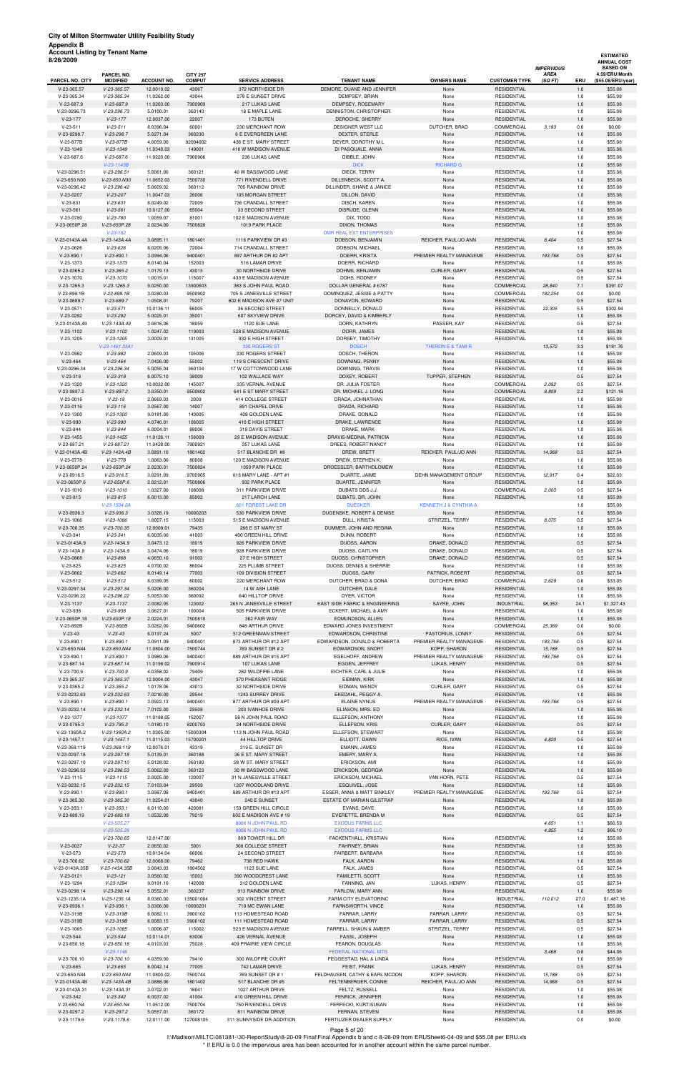**City of Milton Stormwater Utility Feasibility Study**
**Appendix B**
**Account Listing by Tenant Name**
**8/26/2009**

| PARCEL NO. CITY | PARCEL NO. MODIFIED | ACCOUNT NO. | CITY 257 COMPUT | SERVICE ADDRESS | TENANT NAME | OWNERS NAME | CUSTOMER TYPE | IMPERVIOUS AREA (SQ FT) | ERU | ESTIMATED ANNUAL COST BASED ON 4.59/ERU/Month ($55.08/ERU/year) |
|---|---|---|---|---|---|---|---|---|---|---|
| V-23-365.57 | V-23-365.57 | 12.0019.02 | 43067 | 372 NORTHSIDE DR | DEMORE, DUANE AND JENNIFER | None | RESIDENTIAL | | 1.0 | $55.08 |
| V-23-365.34 | V-23-365.34 | 11.0262.00 | 43044 | 278 E SUNSET DRIVE | DEMPSEY, BRIAN | None | RESIDENTIAL | | 1.0 | $55.08 |
| V-23-687.9 | V-23-687.9 | 11.0203.00 | 7900909 | 217 LUKAS LANE | DEMPSEY, ROSEMARY | None | RESIDENTIAL | | 1.0 | $55.08 |
| V-23-0296.73 | V-23-296.73 | 5.0106.01 | 360143 | 18 E MAPLE LANE | DENNISTON, CHRISTOPHER | None | RESIDENTIAL | | 1.0 | $55.08 |
| V-23-177 | V-23-177 | 12.0037.00 | 22007 | 173 BUTEN | DEROCHE, SHERRY | None | RESIDENTIAL | | 1.0 | $55.08 |
| V-23-511 | V-23-511 | 8.0396.04 | 60001 | 230 MERCHANT ROW | DESIGNER WEST LLC | DUTCHER, BRAD | COMMERCIAL | 3,193 | 0.0 | $0.00 |
| V-23-0298.7 | V-23-298.7 | 5.0271.04 | 360230 | 6 E EVERGREEN LANE | DEXTER, STERLE | None | RESIDENTIAL | | 1.0 | $55.08 |
| V-23-877B | V-23-877B | 4.0059.00 | 92004002 | 436 E ST. MARY STREET | DEYER, DOROTHY M L | None | RESIDENTIAL | | 1.0 | $55.08 |
| V-23-1349 | V-23-1349 | 11.0340.03 | 149001 | 418 W MADISON AVENUE | DI PASQUALE, ANNA | None | RESIDENTIAL | | 1.0 | $55.08 |
| V-23-687.6 | V-23-687.6 | 11.0220.00 | 7900906 | 236 LUKAS LANE | DIBBLE, JOHN | None | RESIDENTIAL | | 1.0 | $55.08 |
| | V-23-1143B | | | | DICK | RICHARD G | | | 1.0 | $55.08 |
| V-23-0296.51 | V-23-296.51 | 5.0061.00 | 360121 | 40 W BASSWOOD LANE | DIECK, TERRY | None | RESIDENTIAL | | 1.0 | $55.08 |
| V-23-650.N30 | V-23-650.N30 | 11.0652.03 | 7500730 | 771 RIVENDELL DRIVE | DILLENBECK, SCOTT A. | None | RESIDENTIAL | | 1.0 | $55.08 |
| V-23-0296.42 | V-23-296.42 | 5.0609.02 | 360112 | 705 RAINBOW DRIVE | DILLINDER, SHANE & JANICE | None | RESIDENTIAL | | 1.0 | $55.08 |
| V-23-0207 | V-23-207 | 11.0047.03 | 26006 | 105 MORGAN STREET | DILLON, DAVID | None | RESIDENTIAL | | 1.0 | $55.08 |
| V-23-631 | V-23-631 | 8.0249.02 | 72009 | 736 CRANDALL STREET | DISCH, KAREN | None | RESIDENTIAL | | 1.0 | $55.08 |
| V-23-561 | V-23-561 | 10.0127.00 | 65004 | 33 SECOND STREET | DISRUDE, GLENN | None | RESIDENTIAL | | 1.0 | $55.08 |
| V-23-0780 | V-23-780 | 1.0059.07 | 81001 | 102 E MADISON AVENUE | DIX, TODD | None | RESIDENTIAL | | 1.0 | $55.08 |
| V-23-0650P.28 | V-23-650P.28 | 2.0234.00 | 7500828 | 1019 PARK PLACE | DIXON, THOMAS | None | RESIDENTIAL | | 1.0 | $55.08 |
| | V-23-182 | | | | DMR REAL EST ENTERPRISES | | | | 1.0 | $55.08 |
| V-23-0143A.4A | V-23-143A.4A | 3.0895.11 | 1801401 | 1116 PARKVIEW DR #3 | DOBSON, BENJAMIN | REICHER, PAUL/JO ANN | RESIDENTIAL | 8,404 | 0.5 | $27.54 |
| V-23-0626 | V-23-626 | 8.0205.06 | 72004 | 714 CRANDALL STREET | DOBSON, MICHAEL | None | RESIDENTIAL | | 1.0 | $55.08 |
| V-23-890.1 | V-23-890.1 | 3.0994.06 | 9400401 | 897 ARTHUR DR #2 APT | DOERR, KRISTA | PREMIER REALTY MANAGEME | RESIDENTIAL | 193,766 | 0.5 | $27.54 |
| V-23-1373 | V-23-1373 | 8.0140.04 | 152003 | 516 LAMAR DRIVE | DOERR, RICHARD | None | RESIDENTIAL | | 1.0 | $55.08 |
| V-23-0365.2 | V-23-365.2 | 1.0179.13 | 43013 | 30 NORTHSIDE DRIVE | DOHMS, BENJAMIN | CURLER, GARY | RESIDENTIAL | | 0.5 | $27.54 |
| V-23-1070 | V-23-1070 | 1.0015.01 | 115007 | 433 E MADISON AVENUE | DOHS, RODNEY | None | RESIDENTIAL | | 0.5 | $27.54 |
| V-23-1265.3 | V-23-1265.3 | 9.0250.00 | 13900603 | 383 S JOHN PAUL ROAD | DOLLAR GENERAL # 6787 | None | COMMERCIAL | 28,840 | 7.1 | $391.07 |
| V-23-899.1B | V-23-899.1B | 3.0280.03 | 9500902 | 705 S JANESVILLE STREET | DOMINQUEZ, JESSIE & PATTY | None | COMMERCIAL | 192,254 | 0.0 | $0.00 |
| V-23-0689.7 | V-23-689.7 | 1.0508.01 | 79207 | 602 E MADISON AVE #7 UNIT | DONAVON, EDWARD | None | RESIDENTIAL | | 0.5 | $27.54 |
| V-23-0571 | V-23-571 | 10.0136.11 | 66005 | 36 SECOND STREET | DONNELLY, DONALD | None | RESIDENTIAL | 22,305 | 5.5 | $302.94 |
| V-23-0292 | V-23-292 | 5.0025.01 | 35001 | 607 SKYVIEW DRIVE | DORCEY, DAVID & KIMBERLY | None | RESIDENTIAL | | 1.0 | $55.08 |
| V-23-0143A.49 | V-23-143A.49 | 3.0816.06 | 18059 | 1120 SUE LANE | DORN, KATHRYN | PASSER, KAY | RESIDENTIAL | | 0.5 | $27.54 |
| V-23-1102 | V-23-1102 | 1.0247.02 | 119003 | 528 E MADISON AVENUE | DORR, JAMES | None | RESIDENTIAL | | 1.0 | $55.08 |
| V-23-1205 | V-23-1205 | 3.0009.01 | 131005 | 932 E HIGH STREET | DORSEY, TIMOTHY | None | RESIDENTIAL | | 1.0 | $55.08 |
| | V-23-1461.33A1 | | | 330 ROGERS ST | DOSCH | THERON E & TAMI R | | 13,572 | 3.3 | $181.76 |
| V-23-0982 | V-23-982 | 2.0609.03 | 105006 | 330 ROGERS STREET | DOSCH, THERON | None | RESIDENTIAL | | 1.0 | $55.08 |
| V-23-464 | V-23-464 | 7.0426.00 | 55002 | 119 S CRESCENT DRIVE | DOWNING, PENNY | None | RESIDENTIAL | | 1.0 | $55.08 |
| V-23-0296.34 | V-23-296.34 | 5.0055.04 | 360104 | 17 W COTTONWOOD LANE | DOWNING, TRAVIS | None | RESIDENTIAL | | 1.0 | $55.08 |
| V-23-318 | V-23-318 | 6.0075.10 | 38009 | 102 WALLACE WAY | DOXEY, ROBERT | TUPPER, STEPHEN | RESIDENTIAL | | 0.5 | $27.54 |
| V-23-1320 | V-23-1320 | 10.0032.00 | 145007 | 335 VERNAL AVENUE | DR. JULIA FOSTER | None | COMMERCIAL | 2,092 | 0.5 | $27.54 |
| V-23-0897.2 | V-23-897.2 | 3.0350.01 | 9500602 | 641 E ST MARY STREET | DR. MICHAEL J. LONG | None | COMMERCIAL | 8,809 | 2.2 | $121.18 |
| V-23-0018 | V-23-18 | 2.0669.03 | 2009 | 414 COLLEGE STREET | DRADA, JOHNATHAN | None | RESIDENTIAL | | 1.0 | $55.08 |
| V-23-0116 | V-23-116 | 3.0567.00 | 14007 | 891 CHAPEL DRIVE | DRADA, RICHARD | None | RESIDENTIAL | | 1.0 | $55.08 |
| V-23-1300 | V-23-1300 | 9.0181.00 | 143005 | 408 GOLDEN LANE | DRAKE, DONALD | None | RESIDENTIAL | | 1.0 | $55.08 |
| V-23-990 | V-23-990 | 4.0740.01 | 106005 | 410 E HIGH STREET | DRAKE, LAWRENCE | None | RESIDENTIAL | | 1.0 | $55.08 |
| V-23-844 | V-23-844 | 6.0004.01 | 88006 | 319 DAVIS STREET | DRAKE, MARK | None | RESIDENTIAL | | 1.0 | $55.08 |
| V-23-1455 | V-23-1455 | 11.0126.11 | 156009 | 29 E MADISON AVENUE | DRAVIS-MEDINA, PATRICIA | None | RESIDENTIAL | | 1.0 | $55.08 |
| V-23-687.21 | V-23-687.21 | 11.0428.00 | 7900921 | 357 LUKAS LANE | DREES, ROBERT/NANCY | None | RESIDENTIAL | | 1.0 | $55.08 |
| V-23-0143A.4B | V-23-143A.4B | 3.0891.10 | 1801402 | 517 BLANCHE DR #8 | DREW, BRETT | REICHER, PAUL/JO ANN | RESIDENTIAL | 14,968 | 0.5 | $27.54 |
| V-23-0778 | V-23-778 | 1.0063.00 | 80008 | 120 E MADISON AVENUE | DREW, STEPHEN K. | None | RESIDENTIAL | | 1.0 | $55.08 |
| V-23-0650P.24 | V-23-650P.24 | 2.0230.01 | 7500824 | 1050 PARK PLACE | DROESSLER, BARTHOLOMEW | None | RESIDENTIAL | | 1.0 | $55.08 |
| V-23-0916.5 | V-23-916.5 | 3.0291.09 | 9700905 | 618 MARY LANE - APT #1 | DUARTE, JAIME | DEHN MANAGEMENT GROUP | RESIDENTIAL | 12,917 | 0.4 | $22.03 |
| V-23-0650P.6 | V-23-650P.6 | 2.0212.01 | 7500806 | 932 PARK PLACE | DUARTE, JENNIFER | None | RESIDENTIAL | | 1.0 | $55.08 |
| V-23-1010 | V-23-1010 | 1.0327.00 | 108008 | 311 PARKVIEW DRIVE | DUBATS DDS J.J. | None | COMMERCIAL | 2,003 | 0.5 | $27.54 |
| V-23-815 | V-23-815 | 6.0013.00 | 85002 | 217 LARCH LANE | DUBATS, DR. JOHN | None | RESIDENTIAL | | 1.0 | $55.08 |
| | V-23-1504.2A | | | 601 FOREST LAKE DR | DUECKER | KENNETH J & CYNTHIA A | | | 1.0 | $55.08 |
| V-23-0936.3 | V-23-936.3 | 3.0328.19 | 10000203 | 530 PARKVIEW DRIVE | DUGENSKE, ROBERT & DENISE | None | RESIDENTIAL | | 1.0 | $55.08 |
| V-23-1066 | V-23-1066 | 1.0007.15 | 115003 | 515 E MADISON AVENUE | DULL, KRISTA | STRITZEL, TERRY | RESIDENTIAL | 8,075 | 0.5 | $27.54 |
| V-23-700.35 | V-23-700.35 | 12.0009.01 | 79435 | 266 E ST MARY ST | DUMMER, JOHN AND REGINA | None | RESIDENTIAL | | 1.0 | $55.08 |
| V-23-341 | V-23-341 | 6.0035.00 | 41003 | 400 GREEN HILL DRIVE | DUNN, ROBERT | None | RESIDENTIAL | | 1.0 | $55.08 |
| V-23-0143A.9 | V-23-143A.9 | 3.0473.12 | 18019 | 926 PARKVIEW DRIVE | DUOSS, AARON | DRAKE, DONALD | RESIDENTIAL | | 0.5 | $27.54 |
| V-23-143A.9 | V-23-143A.9 | 3.0474.06 | 18019 | 928 PARKVIEW DRIVE | DUOSS, CAITLYN | DRAKE, DONALD | RESIDENTIAL | | 0.5 | $27.54 |
| V-23-0868 | V-23-868 | 4.0650.10 | 91003 | 27 E HIGH STREET | DUOSS, CHRISTOPHER | DRAKE, DONALD | RESIDENTIAL | | 0.5 | $27.54 |
| V-23-825 | V-23-825 | 4.0700.02 | 86004 | 225 PLUMB STREET | DUOSS, DENNIS & SHERRIE | None | RESIDENTIAL | | 1.0 | $55.08 |
| V-23-0662 | V-23-662 | 8.0149.14 | 77003 | 109 DIVISION STREET | DUOSS, GARY | PATRICK, ROBERT | RESIDENTIAL | | 0.5 | $27.54 |
| V-23-512 | V-23-512 | 8.0399.05 | 60002 | 220 MERCHANT ROW | DUTCHER, BRAD & DONA | DUTCHER, BRAD | COMMERCIAL | 2,629 | 0.6 | $33.05 |
| V-23-0297.34 | V-23-297.34 | 5.0206.00 | 360204 | 14 W ASH LANE | DUTCHER, DALE | None | RESIDENTIAL | | 1.0 | $55.08 |
| V-23-0296.22 | V-23-296.22 | 5.0053.00 | 360092 | 640 HILLTOP DRIVE | DYER, VICTOR | None | RESIDENTIAL | | 1.0 | $55.08 |
| V-23-1137 | V-23-1137 | 2.0082.05 | 123002 | 265 N JANESVILLE STREET | EAST SIDE FABRIC & ENGINEERING | SAYRE, JOHN | INDUSTRIAL | 98,353 | 24.1 | $1,327.43 |
| V-23-938 | V-23-938 | 3.0627.01 | 100004 | 505 PARKVIEW DRIVE | ECKERT, MICHAEL & AMY | None | RESIDENTIAL | | 1.0 | $55.08 |
| V-23-0650P.18 | V-23-650P.18 | 2.0224.01 | 7500818 | 362 FAIR WAY | EDMUNDSON, ALLEN | None | RESIDENTIAL | | 1.0 | $55.08 |
| V-23-892B | V-23-892B | 3.0262.00 | 9400602 | 848 ARTHUR DRIVE | EDWARD JONES INVESTMENT | None | COMMERCIAL | 25,369 | 0.0 | $0.00 |
| V-23-43 | V-23-43 | 6.0197.24 | 5007 | 512 GREENMAN STREET | EDWARDSON, CHRISTINE | PASTORIUS, LONNY | RESIDENTIAL | | 0.5 | $27.54 |
| V-23-890.1 | V-23-890.1 | 3.0911.09 | 9400401 | 873 ARTHUR DR #12 APT | EDWARDSON, DONALD & ROBERTA | PREMIER REALTY MANAGEME | RESIDENTIAL | 193,766 | 0.5 | $27.54 |
| V-23-650.N44 | V-23-650.N44 | 11.0804.00 | 7500744 | 769 SUNSET DR # 2 | EDWARDSON, SHORT | KOPP, SHARON | RESIDENTIAL | 15,188 | 0.5 | $27.54 |
| V-23-890.1 | V-23-890.1 | 3.0989.06 | 9400401 | 889 ARTHUR DR #15 APT | EGELHOFF, ANDREW | PREMIER REALTY MANAGEME | RESIDENTIAL | 193,766 | 0.5 | $27.54 |
| V-23-687.14 | V-23-687.14 | 11.0198.02 | 7900914 | 107 LUKAS LANE | EGGEN, JEFFREY | LUKAS, HENRY | RESIDENTIAL | | 0.5 | $27.54 |
| V-23-700.9 | V-23-700.9 | 4.0358.02 | 79409 | 262 WILDFIRE LANE | EICHTER, CARL & JULIE | None | RESIDENTIAL | | 1.0 | $55.08 |
| V-23-365.37 | V-23-365.37 | 12.0004.00 | 43047 | 370 PHEASANT RIDGE | EIDMAN, KIRK | None | RESIDENTIAL | | 1.0 | $55.08 |
| V-23-0365.2 | V-23-365.2 | 1.0178.06 | 43013 | 32 NORTHSIDE DRIVE | EIDMAN, WENDY | CURLER, GARY | RESIDENTIAL | | 0.5 | $27.54 |
| V-23-0232.63 | V-23-232.63 | 7.0216.00 | 29544 | 1243 SURREY DRIVE | EKEDAHL, PEGGY A. | None | RESIDENTIAL | | 1.0 | $55.08 |
| V-23-890.1 | V-23-890.1 | 3.0922.13 | 9400401 | 877 ARTHUR DR #09 APT | ELAINE NYNUS | PREMIER REALTY MANAGEME | RESIDENTIAL | 193,766 | 0.5 | $27.54 |
| V-23-0232.14 | V-23-232.14 | 7.0102.00 | 29508 | 203 IVANHOE DRIVE | ELIASON, MRS. ED | None | RESIDENTIAL | | 1.0 | $55.08 |
| V-23-1377 | V-23-1377 | 11.0188.05 | 152007 | 58 N JOHN PAUL ROAD | ELLEFSON, ANTHONY | None | RESIDENTIAL | | 1.0 | $55.08 |
| V-23-0795.3 | V-23-795.3 | 1.0180.10 | 8200703 | 24 NORTHSIDE DRIVE | ELLEFSON, KRIS | CURLER, GARY | RESIDENTIAL | | 0.5 | $27.54 |
| V-23-1360A.2 | V-23-1360A.2 | 11.0305.00 | 15000304 | 113 N JOHN PAUL ROAD | ELLEFSON, STEWART | None | RESIDENTIAL | | 1.0 | $55.08 |
| V-23-1457.1 | V-23-1457.1 | 11.0115.03 | 15700201 | 44 HILLTOP DRIVE | ELLIOTT, DAWN | RICE, IVAN | RESIDENTIAL | 4,820 | 0.5 | $27.54 |
| V-23-368.119 | V-23-368.119 | 12.0076.01 | 43319 | 319 E. SUNSET DR | EMANN, JAMES | None | RESIDENTIAL | | 1.0 | $55.08 |
| V-23-0297.18 | V-23-297.18 | 5.0139.01 | 360188 | 36 E ST. MARY STREET | EMERY, MARY A. | None | RESIDENTIAL | | 1.0 | $55.08 |
| V-23-0297.10 | V-23-297.10 | 5.0128.02 | 360180 | 28 W ST. MARY STREET | ERICKSON, AMI | None | RESIDENTIAL | | 1.0 | $55.08 |
| V-23-0296.53 | V-23-296.53 | 5.0062.00 | 360123 | 30 W BASSWOOD LANE | ERICKSON, GEORGIA | None | RESIDENTIAL | | 1.0 | $55.08 |
| V-23-1115 | V-23-1115 | 2.0005.00 | 120007 | 31 N JANESVILLE STREET | ERICKSON, MICHAEL | VAN HORN, PETE | RESIDENTIAL | | 0.5 | $27.54 |
| V-23-0232.15 | V-23-232.15 | 7.0103.04 | 29509 | 1207 WOODLAND DRIVE | ESQUIVEL, JOSE | None | RESIDENTIAL | | 1.0 | $55.08 |
| V-23-890.1 | V-23-890.1 | 3.0987.08 | 9400401 | 889 ARTHUR DR #13 APT | ESSER, ANNA & MATT BINKLEY | PREMIER REALTY MANAGEME | RESIDENTIAL | 193,766 | 0.5 | $27.54 |
| V-23-365.30 | V-23-365.30 | 11.0254.01 | 43040 | 240 E SUNSET | ESTATE OF MARIAN GILSTRAP | None | RESIDENTIAL | | 1.0 | $55.08 |
| V-23-353.1 | V-23-353.1 | 6.0110.00 | 420081 | 153 GREEN HILL CIRCLE | EVANS, DAVE | None | RESIDENTIAL | | 1.0 | $55.08 |
| V-23-689.19 | V-23-689.19 | 1.0532.00 | 79219 | 602 E MADISON AVE # 19 | EVERETTE, BRENDA M | None | RESIDENTIAL | | 0.5 | $27.54 |
| | V-23-505.27 | | | 8006 N JOHN PAUL RD | EXODUS FARMS LLC | | | 4,651 | 1.1 | $60.59 |
| | V-23-505.28 | | | 8006 N JOHN PAUL RD | EXODUS FARMS LLC | | | 4,965 | 1.2 | $66.10 |
| | V-23-700.65 | 12.0147.00 | | 809 TOWER HILL DR | FACKENTHALL, KRISTIAN | None | RESIDENTIAL | | 1.0 | $55.08 |
| V-23-0037 | V-23-37 | 2.0650.02 | 5001 | 308 COLLEGE STREET | FAHRNEY, BRIAN | None | RESIDENTIAL | | 1.0 | $55.08 |
| V-23-573 | V-23-573 | 10.0134.04 | 66006 | 24 SECOND STREET | FAIRBERT, BARBARA | None | RESIDENTIAL | | 1.0 | $55.08 |
| V-23-700.62 | V-23-700.62 | 12.0068.00 | 79462 | 736 RED HAWK | FALK, AARON | None | RESIDENTIAL | | 1.0 | $55.08 |
| V-23-0143A.35B | V-23-143A.35B | 3.0843.03 | 1804502 | 1123 SUE LANE | FALK, JAMES | None | RESIDENTIAL | | 0.5 | $27.54 |
| V-23-0121 | V-23-121 | 3.0560.02 | 15003 | 390 WOODCREST LANE | FAMILETTI, SCOTT | None | RESIDENTIAL | | 1.0 | $55.08 |
| V-23-1294 | V-23-1294 | 9.0191.10 | 142008 | 312 GOLDEN LANE | FANNING, JAN | LUKAS, HENRY | RESIDENTIAL | | 0.5 | $27.54 |
| V-23-0298.14 | V-23-298.14 | 5.0552.01 | 360237 | 913 RAINBOW DRIVE | FARLOW, MARY ANN | None | RESIDENTIAL | | 1.0 | $55.08 |
| V-23-1235.1A | V-23-1235.1A | 8.0360.00 | 135001004 | 302 VINCENT STREET | FARM-CITY ELEVATORINC | None | INDUSTRIAL | 110,012 | 27.0 | $1,487.16 |
| V-23-0936.1 | V-23-936.1 | 3.0306.00 | 10000201 | 710 MC EWAN LANE | FARNSWORTH, VINCE | None | RESIDENTIAL | | 1.0 | $55.08 |
| V-23-319B | V-23-319B | 6.0082.11 | 3900102 | 113 HOMESTEAD ROAD | FARRAR, LARRY | FARRAR, LARRY | RESIDENTIAL | | 0.5 | $27.54 |
| V-23-319B | V-23-319B | 6.0083.15 | 3900102 | 111 HOMESTEAD ROAD | FARRAR, LARRY | FARRAR, LARRY | RESIDENTIAL | | 0.5 | $27.54 |
| V-23-1065 | V-23-1065 | 1.0006.07 | 115002 | 523 E MADISON AVENUE | FARRELL, SHAUN & AMBER | STRITZEL, TERRY | RESIDENTIAL | | 0.5 | $27.54 |
| V-23-544 | V-23-544 | 10.0114.01 | 63006 | 426 VERNAL AVENUE | FASSL, JOSEPH | None | RESIDENTIAL | | 1.0 | $55.08 |
| V-23-650.18 | V-23-650.18 | 4.0103.03 | 75028 | 409 PRAIRIE VIEW CIRCLE | FEARON, DOUGLAS | None | RESIDENTIAL | | 1.0 | $55.08 |
| | V-23-1146 | | | | FEDERAL NATIONAL MTG | | | 3,468 | 0.8 | $44.06 |
| V-23-700.10 | V-23-700.10 | 4.0359.00 | 79410 | 300 WILDFIRE COURT | FEGGESTAD, HAL & LINDA | None | RESIDENTIAL | | 1.0 | $55.08 |
| V-23-665 | V-23-665 | 8.0042.14 | 77005 | 742 LAMAR DRIVE | FEIST, FRANK | LUKAS, HENRY | RESIDENTIAL | | 0.5 | $27.54 |
| V-23-650.N44 | V-23-650.N44 | 11.0802.00 | 7500744 | 769 SUNSET DR # 1 | FELDHAUSEN, CATHY & EARL MCDON | KOPP, SHARON | RESIDENTIAL | 15,188 | 0.5 | $27.54 |
| V-23-0143A.4B | V-23-143A.4B | 3.0888.06 | 1801402 | 517 BLANCHE DR #5 | FELTENBERGER, CONNIE | REICHER, PAUL/JO ANN | RESIDENTIAL | 14,968 | 0.5 | $27.54 |
| V-23-0143A.31 | V-23-143A.31 | 3.0702.01 | 18041 | 1027 ARTHUR DRIVE | FELTZ, RUSSELL | None | RESIDENTIAL | | 1.0 | $55.08 |
| V-23-342 | V-23-342 | 6.0037.02 | 41004 | 410 GREEN HILL DRIVE | FENRICK, JENNIFER | None | RESIDENTIAL | | 1.0 | $55.08 |
| V-23-650.N4 | V-23-650.N4 | 11.0512.00 | 7500704 | 750 RIVENDELL DRIVE | FERFECKI, KURT/SUSAN | None | RESIDENTIAL | | 1.0 | $55.08 |
| V-23-0297.2 | V-23-297.2 | 5.0557.01 | 360172 | 811 RAINBOW DRIVE | FERNAN, STEVEN | None | RESIDENTIAL | | 1.0 | $55.08 |
| V-23-1179.6 | V-23-1179.6 | 12.0111.00 | 127008105 | 311 SUNNYSIDE DR-ADDITION | FERTILIZER DEALER SUPPLY | None | RESIDENTIAL | | 0.0 | $0.00 |

I:\Madison\MILTC\081381-\30-ReportStudy\8-20-09 Final\Final Appendix b and c 8-26-09 from ERUSheet6-04-09 and $55.08 per ERU.xls

* If ERU is 0.0 the impervious area has been accounted for in another account within the same parcel number.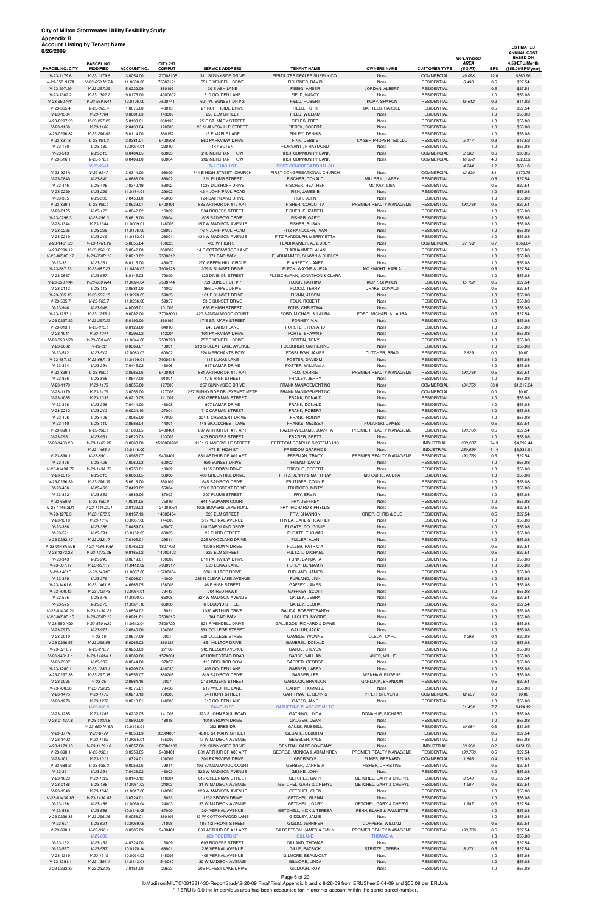# City of Milton Stormwater Utility Feasibility Study
## Appendix B
## Account Listing by Tenant Name
## 8/26/2009

| PARCEL NO. CITY | PARCEL NO. MODIFIED | ACCOUNT NO. | CITY 257 COMPUT | SERVICE ADDRESS | TENANT NAME | OWNERS NAME | CUSTOMER TYPE | IMPERVIOUS AREA (SQ FT) | ERU | ESTIMATED ANNUAL COST BASED ON 4.59/ERU/Month ($55.08/ERU/year) |
|---|---|---|---|---|---|---|---|---|---|---|
| V-23-1179.6 | V-23-1179.6 | 3.0054.00 | 127008105 | 311 SUNNYSIDE DRIVE | FERTILIZER DEALER SUPPLY CO. | None | COMMERCIAL | 49,098 | 12.0 | $660.96 |
| V-23-650.N17A | V-23-650.N17A | 11.0600.00 | 75007171 | 551 RIVENDELL DRIVE | FICHTNER, DAVID | None | RESIDENTIAL | 6,498 | 0.5 | $27.54 |
| V-23-297.29 | V-23-297.29 | 5.0222.09 | 360199 | 30 E ASH LANE | FIEBIG, AMBER | JORDAN, ALBERT | RESIDENTIAL | | 0.5 | $27.54 |
| V-23-1302.2 | V-23-1302.2 | 9.0175.00 | 14300602 | 510 GOLDEN LANE | FIELD, NANCY | None | RESIDENTIAL | | 1.0 | $55.08 |
| V-23-650.N41 | V-23-650.N41 | 12.0106.00 | 7500741 | 621 W. SUNSET DR # 2 | FIELD, ROBERT | KOPP, SHARON | RESIDENTIAL | 15,612 | 0.2 | $11.02 |
| V-23-365.4 | V-23-365.4 | 1.0075.00 | 43015 | 21 NORTHSIDE DRIVE | FIELD, RUTH | BARTELS, HAROLD | RESIDENTIAL | | 0.5 | $27.54 |
| V-23-1304 | V-23-1304 | 9.0001.03 | 143009 | 250 ELM STREET | FIELD, WILLIAM | None | RESIDENTIAL | | 1.0 | $55.08 |
| V-23-0297.23 | V-23-297.23 | 5.0190.01 | 360193 | 25 E ST. MARY STREET | FIELDS, FRED | None | RESIDENTIAL | | 1.0 | $55.08 |
| V-23-1166 | V-23-1166 | 2.0438.04 | 126005 | 28 N JANESVILLE STREET | FIEREK, ROBERT | None | RESIDENTIAL | | 1.0 | $55.08 |
| V-23-0296.82 | V-23-296.82 | 5.0114.00 | 360152 | 15 E MAPLE LANE | FINLEY, DENNIS | None | RESIDENTIAL | | 1.0 | $55.08 |
| V-23-891.3 | V-23-891.3 | 3.0381.01 | 9400503 | 860 PARKVIEW DRIVE | FINN, DEBBIE | KAISER PROPERTIES LLC | RESIDENTIAL | 5,117 | 0.3 | $16.52 |
| V-23-180 | V-23-180 | 12.0034.01 | 22010 | 147 BUTEN | FIORVANTI, F RAYMOND | None | RESIDENTIAL | | 1.0 | $55.08 |
| V-23-513 | V-23-513 | 8.0404.05 | 60003 | 216 MERCHANT ROW | FIRST COMMUNITY BANK | None | COMMERCIAL | 2,382 | 0.6 | $33.05 |
| V-23-516.1 | V-23-516.1 | 8.0409.00 | 60004 | 202 MERCHANT ROW | FIRST COMMUNITY BANK | None | COMMERCIAL | 16,378 | 4.0 | $220.32 |
| | V-23-924A | | | 741 E HIGH ST | FIRST CONGREGATIONAL CH | | | 4,744 | 1.2 | $66.10 |
| V-23-924A | V-23-924A | 3.0314.00 | 98009 | 741 E HIGH STREET- CHURCH | FIRST CONGREGATIONAL CHURCH | None | COMMERCIAL | 12,520 | 3.1 | $170.75 |
| V-23-0840 | V-23-840 | 4.0686.09 | 88002 | 321 PLUMB STREET | FISCHER, DONALD | MILLER III, LARRY | RESIDENTIAL | | 0.5 | $27.54 |
| V-23-446 | V-23-446 | 7.0340.19 | 53002 | 1033 DICKHOFF DRIVE | FISCHER, HEATHER | MC KAY, LISA | RESIDENTIAL | | 0.5 | $27.54 |
| V-23-0229 | V-23-229 | 11.0184.01 | 29002 | 42 N JOHN PAUL ROAD | FISH, JAMES B | None | RESIDENTIAL | | 1.0 | $55.08 |
| V-23-385 | V-23-385 | 7.0458.00 | 45006 | 124 DAIRYLAND DRIVE | FISH, JOHN | None | RESIDENTIAL | | 1.0 | $55.08 |
| V-23-890.1 | V-23-890.1 | 3.0939.01 | 9400401 | 885 ARTHUR DR #12 APT | FISHER, CORLOTTA | PREMIER REALTY MANAGEME | RESIDENTIAL | 193,766 | 0.5 | $27.54 |
| V-23-0125 | V-23-125 | 4.0042.02 | 16002 | 534 ROGERS STREET | FISHER, ELIZABETH | None | RESIDENTIAL | | 1.0 | $55.08 |
| V-23-0296.3 | V-23-296.3 | 5.0618.00 | 36004 | 605 RAINBOW DRIVE | FISHER, GARY | None | RESIDENTIAL | | 1.0 | $55.08 |
| V-23-1344 | V-23-1344 | 11.0009.01 | 148005 | 157 W MADISON AVENUE | FISHER, SUSAN | None | RESIDENTIAL | | 1.0 | $55.08 |
| V-23-0225 | V-23-225 | 11.0178.00 | 28007 | 16 N JOHN PAUL ROAD | FITZ RANDOLPH, IVAN | None | RESIDENTIAL | | 1.0 | $55.08 |
| V-23-0219 | V-23-219 | 11.0162.01 | 28001 | 134 W MADISON AVENUE | FITZ-RANDOLPH, MERRY ETTA | None | RESIDENTIAL | | 1.0 | $55.08 |
| V-23-1461.20 | V-23-1461.20 | 5.0655.04 | 158020 | 403 W HIGH ST | FLADHAMMER, AL & JUDY | None | COMMERCIAL | 27,172 | 6.7 | $369.04 |
| V-23-0296.12 | V-23-296.12 | 5.0042.00 | 360082 | 14 E COTTONWOOD LANE | FLADHAMMER, ALAN | None | RESIDENTIAL | | 1.0 | $55.08 |
| V-23-0650P.12 | V-23-650P.12 | 2.0218.02 | 7500812 | 371 FAIR WAY | FLADHAMMER, SHAWN & CHELSY | None | RESIDENTIAL | | 1.0 | $55.08 |
| V-23-361 | V-23-361 | 6.0115.00 | 43007 | 200 GREEN HILL CIRCLE | FLAHERTY, JANET | None | RESIDENTIAL | | 1.0 | $55.08 |
| V-23-687.23 | V-23-687.23 | 11.0436.03 | 7900923 | 379 N SUNSET DRIVE | FLECK, WAYNE & JEAN | MC KNIGHT, KARLA | RESIDENTIAL | | 0.5 | $27.54 |
| V-23-0687 | V-23-687 | 8.0145.03 | 79009 | 122 DIVISION STREET | FLEISCHMANN, JONATHON & CLARA | None | RESIDENTIAL | | 1.0 | $55.08 |
| V-23-650.N44 | V-23-650.N44 | 11.0824.04 | 7500744 | 769 SUNSET DR # 7 | FLOCK, KATRINA | KOPP, SHARON | RESIDENTIAL | 15,188 | 0.5 | $27.54 |
| V-23-0113 | V-23-113 | 3.0581.00 | 14003 | 886 CHAPEL DRIVE | FLOOD, TERRY | DRAKE, DONALD | RESIDENTIAL | | 0.5 | $27.54 |
| V-23-505.15 | V-23-505.15 | 10.0278.03 | 59065 | 161 E SUNSET DRIVE | FLYNN, JASON | None | RESIDENTIAL | | 1.0 | $55.08 |
| V-23-505.7 | V-23-505.7 | 10.0286.00 | 59057 | 53 E SUNSET DRIVE | FOLK, ROBERT | None | RESIDENTIAL | | 1.0 | $55.08 |
| V-23-946 | V-23-946 | 4.0005.01 | 101003 | 635 E HIGH STREET | FONS, CHRISTINA | None | RESIDENTIAL | | 1.0 | $55.08 |
| V-23-1253.1 | V-23-1253.1 | 9.0082.00 | 137008001 | 420 SANDALWOOD COURT | FORD, MICHAEL & LAURA | FORD, MICHAEL & LAURA | RESIDENTIAL | | 0.5 | $27.54 |
| V-23-0297.22 | V-23-297.22 | 5.0192.00 | 360192 | 17 E ST. MARY STREET | FORNEY, V.A. | None | RESIDENTIAL | | 1.0 | $55.08 |
| V-23-813.1 | V-23-813.1 | 6.0129.00 | 84010 | 248 LARCH LANE | FORSTER, RICHARD | None | RESIDENTIAL | | 1.0 | $55.08 |
| V-23-1041 | V-23-1041 | 1.0296.02 | 112004 | 101 PARKVIEW DRIVE | FORTE, SHAWN F | None | RESIDENTIAL | | 1.0 | $55.08 |
| V-23-650.N28 | V-23-650.N28 | 11.0644.00 | 7500728 | 757 RIVENDELL DRIVE | FORTIN, TONY | None | RESIDENTIAL | | 1.0 | $55.08 |
| V-23-0082 | V-23-82 | 8.0369.07 | 10001 | 213 S CLEAR LAKE AVENUE | FOSBURGH, CATHERINE | None | RESIDENTIAL | | 1.0 | $55.08 |
| V-23-512 | V-23-512 | 12.0083.03 | 60002 | 224 MERCHANTS ROW | FOSBURGH, JAMES | DUTCHER, BRAD | RESIDENTIAL | 2,629 | 0.0 | $0.00 |
| V-23-687.13 | V-23-687.13 | 11.0199.01 | 7900913 | 115 LUKAS LANE | FOSTER, DAVID M. | None | RESIDENTIAL | | 1.0 | $55.08 |
| V-23-394 | V-23-394 | 7.0445.02 | 46006 | 917 LAMAR DRIVE | FOSTER, WILLIAM J. | None | RESIDENTIAL | | 1.0 | $55.08 |
| V-23-890.1 | V-23-890.1 | 3.0966.06 | 9400401 | 881 ARTHUR DR #10 APT | FOX, CARRIE | PREMIER REALTY MANAGEME | RESIDENTIAL | 193,766 | 0.5 | $27.54 |
| V-23-866 | V-23-866 | 4.0647.00 | 91001 | 47 E HIGH STREET | FRAILEY, JERRY | None | RESIDENTIAL | | 1.0 | $55.08 |
| V-23-1179 | V-23-1179 | 3.0055.00 | 127008 | 257 SUNNYSIDE DRIVE | FRANK MANAGEMENTINC | None | COMMERCIAL | 134,756 | 33.0 | $1,817.64 |
| V-23-1179 | V-23-1179 | 3.0056.00 | 127008 | 257 SUNNYSIDE DR.- EXEMPT METE | FRANK MANAGEMENTINC | None | COMMERCIAL | | 0.0 | $0.00 |
| V-23-1035 | V-23-1035 | 6.0210.05 | 111007 | 632 GREENMAN STREET | FRANK, DONALD | None | RESIDENTIAL | | 1.0 | $55.08 |
| V-23-396 | V-23-396 | 7.0444.00 | 46008 | 907 LAMAR DRIVE | FRANK, DONALD | None | RESIDENTIAL | | 1.0 | $55.08 |
| V-23-0212 | V-23-212 | 9.0024.10 | 27001 | 710 CAPMAN STREET | FRANK, ROBERT | None | RESIDENTIAL | | 1.0 | $55.08 |
| V-23-406 | V-23-406 | 7.0065.00 | 47009 | 204 N CRESCENT DRIVE | FRANK, RONNA | None | RESIDENTIAL | | 1.0 | $55.08 |
| V-23-110 | V-23-110 | 3.0588.04 | 14001 | 448 WOODCREST LANE | FRANKS, MELISSA | POLARSKI, JAMES | RESIDENTIAL | | 0.5 | $27.54 |
| V-23-890.1 | V-23-890.1 | 3.1008.05 | 9400401 | 897 ARTHUR DR #16 APT | FRAZER-WILLIAMS, JUANITA | PREMIER REALTY MANAGEME | RESIDENTIAL | 193,766 | 0.5 | $27.54 |
| V-23-0961 | V-23-961 | 2.0620.03 | 103003 | 423 ROGERS STREET | FRAZIER, BRETT | None | RESIDENTIAL | | 1.0 | $55.08 |
| V-23-1463.2B | V-23-1463.2B | 3.0260.00 | 1590020202 | 1101 S JANESVILLE STREET | FREEDOM GRAPHIC SYSTEMS INC | None | INDUSTRIAL | 303,287 | 74.3 | $4,092.44 |
| | V-23-1466.1 | 12.0148.00 | | 1475 E. HIGH ST | FREEDOM GRAPHICS | None | INDUSTRIAL | 250,599 | 61.4 | $3,381.91 |
| V-23-890.1 | V-23-890.1 | 3.0965.07 | 9400401 | 881 ARTHUR DR #09 APT | FREEMAN, TRACY | PREMIER REALTY MANAGEME | RESIDENTIAL | 193,766 | 0.5 | $27.54 |
| V-23-426 | V-23-426 | 7.0060.03 | 50002 | 930 SUNSET DRIVE | FRIEND, DAVID | None | RESIDENTIAL | | 1.0 | $55.08 |
| V-23-0143A.72 | V-23-143A.72 | 3.0756.01 | 18082 | 1135 BROWN DRIVE | FRISQUE, ROBERT | None | RESIDENTIAL | | 1.0 | $55.08 |
| V-23-0315 | V-23-315 | 6.0060.05 | 38006 | 409 GREEN HILL DRIVE | FRITZ, JENNY & MATTHEW | MC GUIRE, AUDRA | RESIDENTIAL | | 1.0 | $55.08 |
| V-23-0296.39 | V-23-296.39 | 5.0613.00 | 360109 | 645 RAINBOW DRIVE | FRUTIGER, CONNIE | None | RESIDENTIAL | | 1.0 | $55.08 |
| V-23-466 | V-23-466 | 7.0423.02 | 55004 | 139 S CRESCENT DRIVE | FRUTIGER, MISTY | None | RESIDENTIAL | | 1.0 | $55.08 |
| V-23-832 | V-23-832 | 4.0689.00 | 87003 | 307 PLUMB STREET | FRY, ERVIN | None | RESIDENTIAL | | 1.0 | $55.08 |
| V-23-650.9 | V-23-650.9 | 4.0081.05 | 75019 | 844 NEUMANN COURT | FRY, JEFFREY | None | RESIDENTIAL | | 1.0 | $55.08 |
| V-23-1145.2D1 | V-23-1145.2D1 | 2.0133.03 | 124001051 | 1005 BOWERS LAKE ROAD | FRY, RICHARD & PHYLLIS | None | RESIDENTIAL | | 0.5 | $27.54 |
| V-23-1272.3 | V-23-1272.3 | 9.0157.13 | 14000404 | 328 ELM STREET | FRY, SHANNON | CRISP, CHRIS & SUE | RESIDENTIAL | | 0.5 | $27.54 |
| V-23-1310 | V-23-1310 | 10.0057.06 | 144006 | 517 VERNAL AVENUE | FRYDA, CARL & HEATHER | None | RESIDENTIAL | | 1.0 | $55.08 |
| V-23-386 | V-23-386 | 7.0459.03 | 45007 | 118 DAIRYLAND DRIVE | FUGATE, DOUG/SUE | None | RESIDENTIAL | | 1.0 | $55.08 |
| V-23-591 | V-23-591 | 10.0162.03 | 68005 | 22 THIRD STREET | FUGATE, THOMAS | None | RESIDENTIAL | | 1.0 | $55.08 |
| V-23-0232.17 | V-23-232.17 | 7.0105.01 | 29511 | 1225 WOODLAND DRIVE | FULLER, ALAN | None | RESIDENTIAL | | 1.0 | $55.08 |
| V-23-0143A.67B | V-23-143A.67B | 3.0766.02 | 1807702 | 1209 BROWN DRIVE | FULLER, PATRICIA | None | RESIDENTIAL | | 0.5 | $27.54 |
| V-23-1272.2B | V-23-1272.2B | 9.0165.02 | 14000403 | 322 ELM STREET | FULTZ, L. MICHAEL | None | RESIDENTIAL | | 0.5 | $27.54 |
| V-23-943 | V-23-943 | 3.0619.01 | 100009 | 611 PARKVIEW DRIVE | FUNK, BARBARA | None | RESIDENTIAL | | 1.0 | $55.08 |
| V-23-687.17 | V-23-687.17 | 11.0412.02 | 7900917 | 323 LUKAS LANE | FUREY, BENJAMIN | None | RESIDENTIAL | | 1.0 | $55.08 |
| V-23-1461E | V-23-1461E | 11.0087.00 | 15700804 | 306 HILLTOP DRIVE | FURLANO, JAMES | None | RESIDENTIAL | | 1.0 | $55.08 |
| V-23-379 | V-23-379 | 7.0008.01 | 44009 | 235 N CLEAR LAKE AVENUE | FURLANO, LINN | None | RESIDENTIAL | | 1.0 | $55.08 |
| V-23-1461.6 | V-23-1461.6 | 4.0665.05 | 158005 | 46 E HIGH STREET | GAFFEY, JAMES | None | RESIDENTIAL | | 1.0 | $55.08 |
| V-23-700.43 | V-23-700.43 | 12.0064.01 | 79443 | 704 RED HAWK | GAFFNEY, SCOTT | None | RESIDENTIAL | | 1.0 | $55.08 |
| V-23-575 | V-23-575 | 10.0390.07 | 66008 | 327 W MADISON AVENUE | GAILEY, DEBRA | None | RESIDENTIAL | | 0.5 | $27.54 |
| V-23-575 | V-23-575 | 10.0391.10 | 66008 | 6 SECOND STREET | GAILEY, DEBRA | None | RESIDENTIAL | | 0.5 | $27.54 |
| V-23-0143A.21 | V-23-143A.21 | 3.0854.02 | 18031 | 1030 ARTHUR DRIVE | GALICA, ROBERT/SANDY | None | RESIDENTIAL | | 1.0 | $55.08 |
| V-23-0650P.15 | V-23-650P.15 | 2.0221.01 | 7500815 | 384 FAIR WAY | GALLAGHER, MORRIS | None | RESIDENTIAL | | 1.0 | $55.08 |
| V-23-650.N20 | V-23-650.N20 | 11.0612.04 | 7500720 | 621 RIVENDELL DRIVE | GALLEGOS, RICHARD & DIANE | None | RESIDENTIAL | | 1.0 | $55.08 |
| V-23-0973 | V-23-973 | 2.0640.00 | 104006 | 333 COLLEGE STREET | GALLUN, JACK | None | RESIDENTIAL | | 1.0 | $55.08 |
| V-23-0010 | V-23-10 | 2.0677.09 | 2001 | 508 COLLEGE STREET | GAMBLE, YVONNE | OLSON, CARL | RESIDENTIAL | 4,293 | 0.4 | $22.03 |
| V-23-0296.55 | V-23-296.55 | 5.0065.02 | 360125 | 651 HILLTOP DRIVE | GAMBREL, DONALD | None | RESIDENTIAL | | 1.0 | $55.08 |
| V-23-0218.7 | V-23-218.7 | 2.0258.03 | 27106 | 905 NELSON AVENUE | GARBE, STEVEN | None | RESIDENTIAL | | 1.0 | $55.08 |
| V-23-1461A.1 | V-23-1461A.1 | 6.0089.00 | 1570081 | 45 HOMESTEAD ROAD | GARBE, WILLIAM | LAUER, WILLIS | RESIDENTIAL | | 1.0 | $55.08 |
| V-23-0307 | V-23-307 | 6.0044.00 | 37007 | 113 ORCHARD ROW | GARBER, GEORGE | None | RESIDENTIAL | | 1.0 | $55.08 |
| V-23-1280.1 | V-23-1280.1 | 9.0208.03 | 14100301 | 403 GOLDEN LANE | GARBER, LARRY | None | RESIDENTIAL | | 1.0 | $55.08 |
| V-23-0297.38 | V-23-297.38 | 5.0556.07 | 360208 | 819 RAINBOW DRIVE | GARBER, LEE | WENHAM, EUGENE | RESIDENTIAL | | 1.0 | $55.08 |
| V-23-0025 | V-23-25 | 2.0664.16 | 3007 | 219 ROGERS STREET | GARLOCK, BRANDON | GARLOCK, BRANDON | RESIDENTIAL | | 0.5 | $27.54 |
| V-23-700.26 | V-23-700.26 | 4.0375.01 | 79426 | 219 WILDFIRE LANE | GARRY, THOMAS J. | None | RESIDENTIAL | | 1.0 | $55.08 |
| V-23-1475 | V-23-1475 | 8.0210.13 | 160008 | 24 FRONT STREET | GARTHWAITE, DENNIS | PIPER, STEVEN J. | COMMERCIAL | 12,637 | 0.0 | $0.00 |
| V-23-1276 | V-23-1276 | 9.0218.01 | 140008 | 515 GOLDEN LANE | GATES, JANE | None | RESIDENTIAL | | 1.0 | $55.08 |
| | V-23-958.3 | | | CAMPUS ST | GATHERING PLACE OF MILTO | | | 31,432 | 7.7 | $424.12 |
| V-23-1285 | V-23-1285 | 9.0232.05 | 141008 | 323 S JOHN PAUL ROAD | GATHING, LINDA | DONAHUE, RICHARD | RESIDENTIAL | | 1.0 | $55.08 |
| V-23-0143A.8 | V-23-143A.8 | 3.0690.00 | 18018 | 1019 BROWN DRIVE | GAUGER, DEAN | None | RESIDENTIAL | | 1.0 | $55.08 |
| | V-23-650.N16A | 12.0138.01 | | 362 BREE DR | GAUSS, RUSSELL | None | RESIDENTIAL | 10,084 | 0.6 | $33.05 |
| V-23-877A | V-23-877A | 4.0058.09 | 92004001 | 430 E ST MARY STREET | GEGARE, DEBORAH | None | RESIDENTIAL | | 0.5 | $27.54 |
| V-23-1402 | V-23-1402 | 11.0065.01 | 155005 | 17 W MADISON AVENUE | GEISSLER, KYLE | None | RESIDENTIAL | | 1.0 | $55.08 |
| V-23-1179.10 | V-23-1179.10 | 3.0057.00 | 127008109 | 201 SUNNYSIDE DRIVE | GENERAL CASE COMPANY | None | INDUSTRIAL | 33,386 | 8.2 | $451.66 |
| V-23-890.1 | V-23-890.1 | 3.0959.05 | 9400401 | 881 ARTHUR DR #03 APT | GEORGE, MONICA & ADAM KREY | PREMIER REALTY MANAGEME | RESIDENTIAL | 193,766 | 0.5 | $27.54 |
| V-23-1011 | V-23-1011 | 1.0324.01 | 108009 | 301 PARKVIEW DRIVE | GEORGIO'S | ELMER, BERNARD | COMMERCIAL | 1,606 | 0.4 | $22.03 |
| V-23-688.2 | V-23-688.2 | 9.0053.06 | 79011 | 409 SANDALWOOD COURT | GERBER, CARRIE A | FISHER, CHRISTINE | RESIDENTIAL | | 0.5 | $27.54 |
| V-23-391 | V-23-391 | 7.0436.02 | 46003 | 922 W MADISON AVENUE | GESKE, JOHN | None | RESIDENTIAL | | 1.0 | $55.08 |
| V-23-1023 | V-23-1023 | 6.0140.12 | 110004 | 617 GREENMAN STREET | GETCHEL, GARY | GETCHEL, GARY & CHERYL | RESIDENTIAL | 3,640 | 0.5 | $27.54 |
| V-23-0186 | V-23-186 | 11.0061.03 | 24003 | 31 W MADISON AVENUE | GETCHEL, GARY & CHERYL | GETCHEL, GARY & CHERYL | RESIDENTIAL | 1,987 | 0.5 | $27.54 |
| V-23-1348 | V-23-1348 | 11.0017.00 | 148009 | 129 W MADISON AVENUE | GETCHEL, GLEN | None | RESIDENTIAL | | 1.0 | $55.08 |
| V-23-0143A.83 | V-23-143A.83 | 3.0724.01 | 18093 | 1232 BROWN DRIVE | GETCHEL, GLENN | None | RESIDENTIAL | | 1.0 | $55.08 |
| V-23-186 | V-23-186 | 11.0060.04 | 24003 | 33 W MADISON AVENUE | GETCHELL, GARY | GETCHEL, GARY & CHERYL | RESIDENTIAL | 1,987 | 0.5 | $27.54 |
| V-23-586 | V-23-586 | 10.0146.05 | 67009 | 304 VERNAL AVENUE | GETCHELL, NICK & TERESA | PENN, BLAKE & PAULETTE | RESIDENTIAL | | 1.0 | $55.08 |
| V-23-0296.36 | V-23-296.36 | 5.0058.01 | 360106 | 33 W COTTONWOOD LANE | GIDDLEY, JAMIE | None | RESIDENTIAL | | 1.0 | $55.08 |
| V-23-621 | V-23-621 | 12.0069.05 | 71008 | 105 1/2 FRONT STREET | GIGLIO, JENNIFER | COPPERS, WILLIAM | RESIDENTIAL | | 0.5 | $27.54 |
| V-23-890.1 | V-23-890.1 | 3.0985.09 | 9400401 | 889 ARTHUR DR #11 APT | GILBERTSON, JAMES & EMILY | PREMIER REALTY MANAGEME | RESIDENTIAL | 193,766 | 0.5 | $27.54 |
| | V-23-636 | | | 603 ROGERS ST | GILLAND | THOMAS A | | | 1.0 | $55.08 |
| V-23-132 | V-23-132 | 4.0324.00 | 16009 | 603 ROGERS STREET | GILLAND, THOMAS | None | RESIDENTIAL | | 0.5 | $27.54 |
| V-23-587 | V-23-587 | 10.0170.14 | 68001 | 226 VERNAL AVENUE | GILLE, PATRICK | STRITZEL, TERRY | RESIDENTIAL | 3,171 | 0.5 | $27.54 |
| V-23-1319 | V-23-1319 | 10.0034.03 | 145006 | 405 VERNAL AVENUE | GILMORE, BEAUMONT | None | RESIDENTIAL | | 1.0 | $55.08 |
| V-23-1391.1 | V-23-1391.1 | 11.0143.01 | 15400401 | 30 W MADISON AVENUE | GILMORE, LINDA | None | RESIDENTIAL | | 1.0 | $55.08 |
| V-23-0232.33 | V-23-232.33 | 7.0151.00 | 29523 | 205 FOREST LAKE DRIVE | GILMOUR, ROY | None | RESIDENTIAL | | 1.0 | $55.08 |

I:\Madison\MILTC\081381-\30-ReportStudy\8-20-09 Final\Final Appendix b and c 8-26-09 from ERUSheet6-04-09 and $55.08 per ERU.xls

\* If ERU is 0.0 the impervious area has been accounted for in another account within the same parcel number.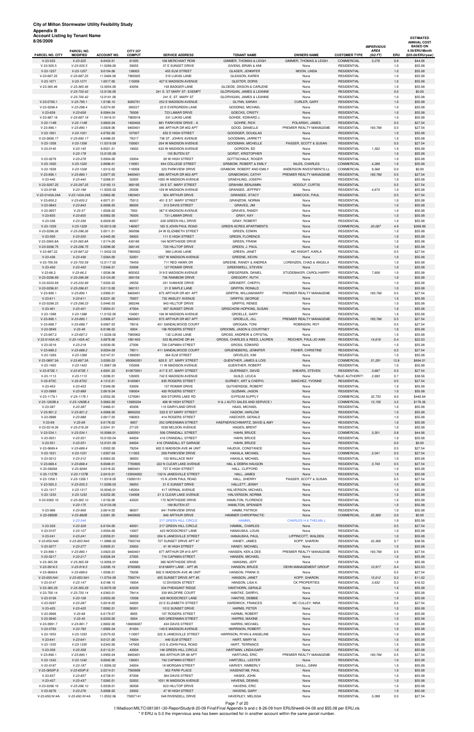# City of Milton Stormwater Utility Feasibility Study

## Appendix B

## Account Listing by Tenant Name

8/26/2009

| PARCEL NO. CITY | PARCEL NO. MODIFIED | ACCOUNT NO. | CITY 257 COMPUT | SERVICE ADDRESS | TENANT NAME | OWNERS NAME | CUSTOMER TYPE | IMPERVIOUS AREA (SQ FT) | ERU | ESTIMATED ANNUAL COST BASED ON 4.59/ERU/Month ($55.08/ERU/year) |
|---|---|---|---|---|---|---|---|---|---|---|
| V-23-525 | V-23-525 | 8.0433.01 | 61005 | 108 MERCHANT ROW | GIMMER, THOMAS & LEIGH | GIMMER, THOMAS & LEIGH | COMMERCIAL | 3,276 | 0.8 | $44.06 |
| V-23-505.5 | V-23-505.5 | 11.0289.00 | 59055 | 37 E SUNSET DRIVE | GIVENS, BRIAN & AMI | None | RESIDENTIAL | | 1.0 | $55.08 |
| V-23-1257 | V-23-1257 | 9.0104.06 | 138003 | 455 ELM STREET | GLASER, JENNIFER | MOON, LINDA | RESIDENTIAL | | 1.0 | $55.08 |
| V-23-687.25 | V-23-687.25 | 11.0484.00 | 7900925 | 310 LUKAS LANE | GLEASON, KAREN | None | RESIDENTIAL | | 1.0 | $55.08 |
| V-23-1071 | V-23-1071 | 1.0017.00 | 115008 | 427 E MADISON AVENUE | GLEITER, DORIS | None | RESIDENTIAL | | 1.0 | $55.08 |
| V-23-365.46 | V-23-365.46 | 12.0054.00 | 43056 | 193 BADGER LANE | GLOEDE, DIXSON & CARLENE | None | RESIDENTIAL | | 1.0 | $55.08 |
| | V-23-700.42 | 12.0136.00 | | 241 E. ST MARY ST- EXEMPT | GLORVIGAN, JAMES & LEANNE | None | RESIDENTIAL | | 0.0 | $0.00 |
| | V-23-700.42 | 12.0141.00 | | 241 E. ST MARY ST | GLORVIGAN, JAMES & LEANNE | None | RESIDENTIAL | | 1.0 | $55.08 |
| V-23-0795.1 | V-23-795.1 | 1.0190.10 | 8200701 | 252 E MADISON AVENUE | GLYNN, SARAH | CURLER, GARY | RESIDENTIAL | | 1.0 | $55.08 |
| V-23-0298.4 | V-23-298.4 | 5.0274.00 | 360227 | 22 E EVERGREEN LANE | GODDING, MICHAEL | None | RESIDENTIAL | | 1.0 | $55.08 |
| V-23-658 | V-23-658 | 8.0064.04 | 76008 | 723 LAMAR DRIVE | GOECKS, CRISTY | None | RESIDENTIAL | | 1.0 | $55.08 |
| V-23-687.18 | V-23-687.18 | 11.0416.01 | 7900918 | 331 LUKAS LANE | GOHDE, EDWARD J. | None | RESIDENTIAL | | 1.0 | $55.08 |
| V-23-114B | V-23-114B | 3.0603.04 | 1400402 | 881 PARKVIEW DRIVE - A | GOHRE, RICK | POLARSKI, JAMES | RESIDENTIAL | | 0.5 | $27.54 |
| V-23-890.1 | V-23-890.1 | 3.0929.06 | 9400401 | 885 ARTHUR DR #02 APT | GOOD, DANIELLE | PREMIER REALTY MANAGEME | RESIDENTIAL | 193,766 | 0.5 | $27.54 |
| V-23-1001 | V-23-1001 | 4.0762.00 | 107007 | 652 E HIGH STREET | GOODGER, DOUGLAS | None | RESIDENTIAL | | 1.0 | $55.08 |
| V-23-0690.17 | V-23-690.17 | 4.0488.03 | 79317 | 736 ST. JOHN'S AVENUE | GOODMAN, JARRETT | None | RESIDENTIAL | | 1.0 | $55.08 |
| V-23-1358 | V-23-1358 | 11.0319.09 | 150001 | 204 W MADISON AVENUE | GOODMAN, MICHELLE | PASSER, SCOTT & SUSAN | RESIDENTIAL | | 0.5 | $27.54 |
| V-23-0145 | V-23-145 | 8.0021.01 | 19002 | 632 W MADISON AVENUE | GORDON, ED | None | RESIDENTIAL | 1,302 | 1.0 | $55.08 |
| | V-23-179 | 12.0135.00 | | 155 BUTEN ST | GORST, KRISTOPHER | None | RESIDENTIAL | | 1.0 | $55.08 |
| V-23-0278 | V-23-278 | 5.0004.00 | 33004 | 29 W HIGH STREET | GOTTSCHALK, ROGER | None | RESIDENTIAL | | 1.0 | $55.08 |
| V-23-1020 | V-23-1020 | 2.0696.01 | 110001 | 644 COLLEGE STREET | GRABOW, ROBERT & EMILY | NILES, CHARLES | COMMERCIAL | 4,269 | 1.0 | $55.08 |
| V-23-1028 | V-23-1028 | 1.0312.02 | 110009 | 223 PARKVIEW DRIVE | GRABOW, ROBERT AND EMILY | ANDERSON INVESTMENTS LL | COMMERCIAL | 9,568 | 0.0 | $0.00 |
| V-23-890.1 | V-23-890.1 | 3.0977.03 | 9400401 | 889 ARTHUR DR #03 APT | GRABOWSKI, CATHY | PREMIER REALTY MANAGEME | RESIDENTIAL | 193,766 | 0.5 | $27.54 |
| V-23-440 | V-23-440 | 7.0268.01 | 52005 | 1005 W MADISON AVENUE | GRAEHLING, JOSEPH | None | RESIDENTIAL | | 1.0 | $55.08 |
| V-23-0297.25 | V-23-297.25 | 5.0183.13 | 360195 | 39 E ST. MARY STREET | GRAHAM, BENJAMIN | NODOLF, CURTIS | RESIDENTIAL | | 0.5 | $27.54 |
| V-23-0198 | V-23-198 | 11.0025.02 | 25006 | 109 W MADISON AVENUE | GRANSEE, JEFFREY | None | RESIDENTIAL | 4,674 | 1.0 | $55.08 |
| V-23-0143A.24A | V-23-143A.24A | 3.0862.06 | 1803401 | 924 ARTHUR DRIVE | GRANSEE, STACY | BABCOCK, PAUL | RESIDENTIAL | | 0.5 | $27.54 |
| V-23-650.2 | V-23-650.2 | 4.0071.01 | 75012 | 451 E ST. MARY STREET | GRANZOW, NORMA | None | RESIDENTIAL | | 1.0 | $55.08 |
| V-23-0843 | V-23-843 | 6.0006.05 | 88005 | 313 DAVIS STREET | GRAVES, JIM | None | RESIDENTIAL | | 1.0 | $55.08 |
| V-23-0057 | V-23-57 | 1.0026.02 | 7003 | 367 E MADISON AVENUE | GRAVES, RANDY | None | RESIDENTIAL | | 1.0 | $55.08 |
| V-23-655 | V-23-655 | 8.0062.00 | 76005 | 731 LAMAR DRIVE | GRAY, KAY | None | RESIDENTIAL | | 1.0 | $55.08 |
| V-23-336 | V-23-336 | 6.0029.00 | 40007 | 228 GREEN HILL DRIVE | GRAY, ROBERT | None | RESIDENTIAL | | 1.0 | $55.08 |
| V-23-1329 | V-23-1329 | 10.0013.00 | 146007 | 165 S JOHN PAUL ROAD | GREEN ACRES APARTMENTS | None | COMMERCIAL | 20,087 | 4.9 | $269.89 |
| V-23-0296.26 | V-23-296.26 | 5.0011.01 | 360096 | 24 W ELIZABETH STREET | GREEN, EDWIN | None | RESIDENTIAL | | 1.0 | $55.08 |
| V-23-500 | V-23-500 | 4.0445.00 | 59003 | 111 E HIGH STREET | GREEN, FLORENCE | None | RESIDENTIAL | | 1.0 | $55.08 |
| V-23-0365.8A | V-23-365.8A | 1.0174.00 | 430180 | 164 NORTHSIDE DRIVE | GREEN, FRANK | None | RESIDENTIAL | | 1.0 | $55.08 |
| V-23-0296.75 | V-23-296.75 | 5.0099.00 | 360145 | 720 HILLTOP DRIVE | GREEN, J. PAUL | None | RESIDENTIAL | | 1.0 | $55.08 |
| V-23-687.22 | V-23-687.22 | 11.0432.03 | 7900922 | 369 LUKAS LANE | GREEN, JANET | MC KNIGHT, KARLA | RESIDENTIAL | | 0.5 | $27.54 |
| V-23-436 | V-23-436 | 7.0264.00 | 52001 | 1037 W MADISON AVENUE | GREENE, KEVIN | None | RESIDENTIAL | | 1.0 | $55.08 |
| V-23-700.59 | V-23-700.59 | 12.0117.02 | 79459 | 711 RED HAWK DR | GREENE, RANDY & ANDREA | LORENZEN, CHAD & ANGELA | RESIDENTIAL | | 1.0 | $55.08 |
| V-23-450 | V-23-450 | 7.0346.01 | 53006 | 127 ROMAR DRIVE | GREENWELL, STEVEN | None | RESIDENTIAL | | 1.0 | $55.08 |
| V-23-66.2 | V-23-66.2 | 1.0036.06 | 800302 | 319 E MADISON AVENUE | GREGERSEN, DANIEL | STUDEBAKER, CAROL/HARRY | RESIDENTIAL | 7,608 | 1.0 | $55.08 |
| V-23-0296.89 | V-23-296.89 | 5.0124.00 | 360159 | 736 RAINBOW DRIVE | GREGORY, RUTH | None | RESIDENTIAL | | 1.0 | $55.08 |
| V-23-0232.69 | V-23-232.69 | 7.0202.02 | 29550 | 331 IVANHOE DRIVE | GREINERT, CHERYL | None | RESIDENTIAL | | 1.0 | $55.08 |
| V-23-0296.81 | V-23-296.81 | 5.0113.00 | 360151 | 21 E MAPLE LANE | GRIFFIN, RONALD | None | RESIDENTIAL | | 1.0 | $55.08 |
| V-23-890.1 | V-23-890.1 | 3.0900.01 | 9400401 | 873 ARTHUR DR #01 APT | GRIFFIN, WILLIAM/MARY | PREMIER REALTY MANAGEME | RESIDENTIAL | 193,766 | 0.5 | $27.54 |
| V-23-611 | V-23-611 | 8.0231.00 | 70007 | 732 ANSLEY AVENUE | GRIFFIS, GEORGE | None | RESIDENTIAL | | 1.0 | $55.08 |
| V-23-0298.23 | V-23-298.23 | 5.0440.03 | 360246 | 943 HILLTOP DRIVE | GRIFFIS, RENEE | None | RESIDENTIAL | | 1.0 | $55.08 |
| V-23-401 | V-23-401 | 7.0054.01 | 47004 | 907 SUNSET DRIVE | GRISCHOW-HOPKINS, SUSAN | None | RESIDENTIAL | | 1.0 | $55.08 |
| V-23-1388 | V-23-1388 | 11.0152.00 | 154001 | 106 W MADISON AVENUE | GROELLE, GARY | None | RESIDENTIAL | | 1.0 | $55.08 |
| V-23-890.1 | V-23-890.1 | 3.0906.07 | 9400401 | 873 ARTHUR DR #07 APT | GROELLE, JILL | PREMIER REALTY MANAGEME | RESIDENTIAL | 193,766 | 0.5 | $27.54 |
| V-23-688.7 | V-23-688.7 | 9.0067.03 | 79016 | 451 SANDALWOOD COURT | GROGAN, TONI | ROBINSON, ROY | RESIDENTIAL | | 0.5 | $27.54 |
| V-23-0049 | V-23-49 | 6.0186.02 | 6004 | 106 ROGERS STREET | GROOMS, JASON & COURTNEY | None | RESIDENTIAL | | 1.0 | $55.08 |
| V-23-687.2 | V-23-687.2 | 11.0226.02 | 7900902 | 132 LUKAS LANE | GROSS, ANDREW & CRYSTAL | None | RESIDENTIAL | | 1.0 | $55.08 |
| V-23-0143A.4C | V-23-143A.4C | 3.0878.06 | 1801403 | 533 BLANCHE DR #4 | GROSS, CHARLES & REED, LAUREN | REICHER, PAUL/JO ANN | RESIDENTIAL | 14,618 | 0.4 | $22.03 |
| V-23-0218 | V-23-218 | 9.0030.00 | 27006 | 726 CAPMAN STREET | GROSS, EDWARD | None | RESIDENTIAL | | 1.0 | $55.08 |
| V-23-688.2 | V-23-688.2 | 9.0054.09 | 79011 | 411 SANDALWOOD COURT | GRUENEBERG, JENNIFER | FISHER, CHRISTINE | RESIDENTIAL | | 0.5 | $27.54 |
| V-23-1269 | V-23-1269 | 9.0147.01 | 1390091 | 364 ELM STREET | GRVELES, KIM | None | RESIDENTIAL | | 1.0 | $55.08 |
| V-23-0897.3A | V-23-897.3A | 3.0283.03 | 950060301 | 620 E. ST. MARY STREET | GUENTHER, JAMES & LOIS | None | COMMERCIAL | 51,291 | 12.6 | $694.01 |
| V-23-1403 | V-23-1403 | 11.0067.09 | 155006 | 11 W MADISON AVENUE | GUENTHER, ROBERT | None | RESIDENTIAL | | 1.0 | $55.08 |
| V-23-872E.1 | V-23-872E.1 | 4.0091.22 | 910070051 | 417 E ST. MARY STREET | GUERNSEY, DAVID | SHEARS, STEVEN | RESIDENTIAL | 3,687 | 0.5 | $27.54 |
| V-23-1113 | V-23-1113 | 1.0290.01 | 120005 | 742 E MADISON AVENUE | GUILD, LEUCA | None | PUBLIC AUTHORITY | 2,693 | 0.7 | $38.56 |
| V-23-873C | V-23-873C | 4.1312.01 | 9100901 | 835 ROGERS STREET | GURNEY, ART & CHERYL | SANCHEZ, YVONNE | RESIDENTIAL | | 0.5 | $27.54 |
| V-23-453 | V-23-453 | 7.0349.00 | 53009 | 157 ROMAR DRIVE | GUTHERIDGE, ROBERT | None | RESIDENTIAL | | 1.0 | $55.08 |
| V-23-0989 | V-23-989 | 2.0619.04 | 106004 | 420 ROGERS STREET | GUZMAN, JASON | None | RESIDENTIAL | | 1.0 | $55.08 |
| V-23-1179.1 | V-23-1179.1 | 2.0552.00 | 1270081 | 939 STORRS LAKE RD | GYPSUM SUPPLY | None | COMMERCIAL | 32,733 | 8.0 | $440.64 |
| V-23-1263B.4 | V-23-1263B.4 | 5.0662.00 | 13900204 | 406 W HIGH STREET | H & J AUTO SALES AND SERVICE I | None | COMMERCIAL | 13,156 | 3.2 | $176.26 |
| V-23-387 | V-23-387 | 7.0460.01 | 45008 | 110 DAIRYLAND DRIVE | HAAS, MICHAEL | None | RESIDENTIAL | | 1.0 | $55.08 |
| V-23-901.2 | V-23-901.2 | 4.0068.00 | 9600202 | 520 E ST.MARY STREET | HADOW, HARLOW | None | RESIDENTIAL | | 1.0 | $55.08 |
| V-23-0988 | V-23-988 | 2.0617.03 | 106003 | 414 ROGERS STREET | HAECKER, GERALD | None | RESIDENTIAL | | 1.0 | $55.08 |
| V-23-69 | V-23-69 | 6.0178.02 | 8007 | 352 GREENMAN STREET | HAEFNER/SCHWARTZ, DAVID & AMY | None | RESIDENTIAL | | 1.0 | $55.08 |
| V-23-0218.26 | V-23-218.26 | 2.0241.01 | 27125 | 1038 NELSON AVENUE | HAGEN, BRENT | None | RESIDENTIAL | | 1.0 | $55.08 |
| V-23-534.1 | V-23-534.1 | 10.0088.01 | 6200501 | 506 CRANDALL STREET | HAHN, BRUCE | None | COMMERCIAL | 3,301 | 0.8 | $44.06 |
| V-23-0551 | V-23-551 | 10.0100.04 | 64004 | 416 CRANDALL STREET | HAHN, BRUCE | None | RESIDENTIAL | | 1.0 | $55.08 |
| V-23-551 | V-23-551 | 12.0101.00 | 64004 | 416 CRANDALL ST GARAGE | HAHN, BRUCE | None | RESIDENTIAL | | 0.0 | $0.00 |
| V-23-0689.4 | V-23-689.4 | 1.0502.00 | 79204 | 602 E MADISON AVE #4 UNIT | HAJDUK, CONSTANCE | None | RESIDENTIAL | | 0.5 | $27.54 |
| V-23-1031 | V-23-1031 | 1.0307.04 | 111003 | 209 PARKVIEW DRIVE | HAKALA, MICHAEL | None | COMMERCIAL | 2,041 | 0.5 | $27.54 |
| V-23-0312 | V-23-312 | 6.0063.02 | 38003 | 103 WALLACE WAY | HAKALA, MICHAEL | None | RESIDENTIAL | | 1.0 | $55.08 |
| V-23-668.4 | V-23-668.4 | 8.0048.01 | 7700805 | 222 N CLEAR LAKE AVENUE | HAL & DEBRA HAUGON | None | RESIDENTIAL | 3,743 | 0.5 | $27.54 |
| V-23-0929A | V-23-929A | 3.0316.02 | 9900401 | 727 E HIGH STREET | HALL, CLIFFORD | None | RESIDENTIAL | | 1.0 | $55.08 |
| V-23-1157B | V-23-1157B | 2.0410.01 | 125004002 | 132 N JANESVILLE STREET | HALL, JAMES | None | RESIDENTIAL | | 1.0 | $55.08 |
| V-23-1358.1 | V-23-1358.1 | 11.0318.05 | 15000101 | 15 N JOHN PAUL ROAD | HALL, SHERRY | PASSER, SCOTT & SUSAN | RESIDENTIAL | | 0.5 | $27.54 |
| V-23-505.3 | V-23-505.3 | 11.0290.03 | 59053 | 21 E SUNSET DRIVE | HALLETT, JENNY | None | RESIDENTIAL | | 1.0 | $55.08 |
| V-23-1317 | V-23-1317 | 10.0040.01 | 145004 | 417 VERNAL AVENUE | HALVERSON, MICHAEL | None | RESIDENTIAL | | 1.0 | $55.08 |
| V-23-1233 | V-23-1233 | 8.0252.00 | 134008 | 21 S CLEAR LAKE AVENUE | HALVERSON, NORMA | None | RESIDENTIAL | | 1.0 | $55.08 |
| V-23-0365.10 | V-23-365.10 | 1.0150.00 | 43020 | 172 NORTHSIDE DRIVE | HAMILTON, FLORENCE | None | RESIDENTIAL | | 1.0 | $55.08 |
| | V-23-175 | 12.0133.00 | | 189 BUTEN ST | HAMILTON, SPENSER | None | RESIDENTIAL | | 1.0 | $55.08 |
| V-23-906 | V-23-906 | 3.0614.02 | 96007 | 641 PARKVIEW DRIVE | HAMM, PATRICK | None | RESIDENTIAL | | 1.0 | $55.08 |
| V-23-0892B | V-23-892B | 3.0261.00 | 9400602 | 840 ARTHUR DRIVE | HAMMER CHIROPRACTIC | None | COMMERCIAL | 25,369 | 0.0 | $0.00 |
| | V-23-348 | | | 217 GREEN HILL CIRCLE | HAMMIL | CHARLES H & THELMA J | | | 1.0 | $55.08 |
| V-23-329 | V-23-329 | 6.0104.00 | 40001 | 217 GREEN HILL CIRCLE | HAMMIL, CHARLES | None | RESIDENTIAL | | 0.5 | $27.54 |
| V-23-0107 | V-23-107 | 3.0504.00 | 13007 | 423 WOODCREST LANE | HANAUSKA, LOUIS | None | RESIDENTIAL | | 1.0 | $55.08 |
| V-23-241 | V-23-241 | 2.0559.01 | 30002 | 204 S JANESVILLE STREET | HANAUSKA, PAUL | LIPPINCOTT, WALDEN | RESIDENTIAL | | 1.0 | $55.08 |
| V-23-650.N43 | V-23-650.N43 | 11.0886.02 | 7500743 | 727 SUNSET DRIVE APT #7 | HANEY, JAMES | KOPP, SHARON | RESIDENTIAL | 22,368 | 0.7 | $38.56 |
| V-23-0277 | V-23-277 | 5.0005.01 | 33003 | 41 W HIGH STREET | HANEY, MICHAEL | None | RESIDENTIAL | | 1.0 | $55.08 |
| V-23-890.1 | V-23-890.1 | 3.0923.03 | 9400401 | 877 ARTHUR DR #10 APT | HANSEN, KEN & DEE | PREMIER REALTY MANAGEME | RESIDENTIAL | 193,766 | 0.5 | $27.54 |
| V-23-0217 | V-23-217 | 9.0026.04 | 27005 | 716 CAPMAN STREET | HANSEN, MICHAEL | None | RESIDENTIAL | | 1.0 | $55.08 |
| V-23-365.58 | V-23-365.58 | 12.0058.01 | 43068 | 360 NORTHSIDE DRIVE | HANSING, JEFF | None | RESIDENTIAL | | 1.0 | $55.08 |
| V-23-0916.5 | V-23-916.5 | 3.0295.19 | 9700905 | 618 MARY LANE - APT #5 | HANSON, BRUCE | DEHN MANAGEMENT GROUP | RESIDENTIAL | 12,917 | 0.4 | $22.03 |
| V-23-0689.6 | V-23-689.6 | 1.0506.01 | 79206 | 602 E MADISON AVE #6 UNIT | HANSON, FRANK D. | None | RESIDENTIAL | | 0.5 | $27.54 |
| V-23-650.N41 | V-23-650.N41 | 11.0754.00 | 7500741 | 655 SUNSET DRIVE APT #5 | HANSON, JANET | KOPP, SHARON | RESIDENTIAL | 15,612 | 0.2 | $11.02 |
| V-23-0147 | V-23-147 | 8.0188.15 | 19004 | 12 DIVISION STREET | HANSON, LISA K. | CK PROPERTIES | RESIDENTIAL | 3,632 | 0.3 | $16.52 |
| V-23-365.29 | V-23-365.29 | 12.0070.00 | 43039 | 334 PHEASANT RIDGE | HANTHORN, GERALD | None | RESIDENTIAL | | 1.0 | $55.08 |
| V-23-700.14 | V-23-700.14 | 4.0363.01 | 79414 | 339 WILDFIRE COURT | HANTKE, DARRYL | None | RESIDENTIAL | | 1.0 | $55.08 |
| V-23-0108 | V-23-108 | 3.0503.00 | 13008 | 429 WOODCREST LANE | HANTKE, DEBBIE | None | RESIDENTIAL | | 1.0 | $55.08 |
| V-23-0287 | V-23-287 | 5.0018.05 | 34005 | 22 E ELIZABETH STREET | HARDWICK, FRANCES | MC CULLEY, NINA | RESIDENTIAL | | 0.5 | $27.54 |
| V-23-425 | V-23-425 | 7.0082.01 | 50001 | 1012 SUNSET DRIVE | HARMS, PETER | None | RESIDENTIAL | | 1.0 | $55.08 |
| V-23-0068 | V-23-68 | 6.0179.07 | 8005 | 107 ROGERS STREET | HARMS, ROBERT | None | RESIDENTIAL | | 1.0 | $55.08 |
| V-23-0040 | V-23-40 | 6.0203.00 | 5004 | 600 GREENMAN STREET | HARRIS, MAXINE | None | RESIDENTIAL | | 1.0 | $55.08 |
| V-23-0991.7 | V-23-991.7 | 2.0602.00 | 106006007 | 434 DAVIS STREET | HARRIS, MICHAEL | None | RESIDENTIAL | | 1.0 | $55.08 |
| V-23-0783 | V-23-783 | 1.0065.04 | 81004 | 140 E MADISON AVENUE | HARRISON, ROBERT | None | RESIDENTIAL | | 1.0 | $55.08 |
| V-23-1053 | V-23-1053 | 2.0570.03 | 113007 | 322 S JANESVILLE STREET | HARRISON, RYAN & ANGELINE | None | RESIDENTIAL | | 1.0 | $55.08 |
| V-23-641 | V-23-641 | 9.0121.00 | 74004 | 440 ELM STREET | HART, MARY M. | None | RESIDENTIAL | | 1.0 | $55.08 |
| V-23-1335 | V-23-1335 | 9.0343.00 | 147005 | 210 S JOHN PAUL ROAD | HART, TERRANCE | None | RESIDENTIAL | | 1.0 | $55.08 |
| V-23-358 | V-23-358 | 6.0112.01 | 43004 | 148 GREEN HILL CIRCLE | HARTMAN, LINDA/GARY | None | RESIDENTIAL | | 1.0 | $55.08 |
| V-23-890.1 | V-23-890.1 | 3.0950.04 | 9400401 | 893 ARTHUR DR #8 APT | HARTUNG, ERIC | PREMIER REALTY MANAGEME | RESIDENTIAL | 193,766 | 0.5 | $27.54 |
| V-23-1242 | V-23-1242 | 9.0042.00 | 136001 | 742 CAPMAN STREET | HARTZELL, LESTER | None | RESIDENTIAL | | 1.0 | $55.08 |
| V-23-0187 | V-23-187 | 11.0056.02 | 24004 | 18 MORGAN STREET | HARVEY, KIMBERLY | SHULL, GINNI | RESIDENTIAL | | 1.0 | $55.08 |
| V-23-0650P.8 | V-23-650P.8 | 2.0214.01 | 7500808 | 952 PARK PLACE | HASENSTAB, PAUL | None | RESIDENTIAL | | 1.0 | $55.08 |
| V-23-837 | V-23-837 | 4.0728.01 | 87008 | 304 DAVIS STREET | HASKE, JOHN | None | RESIDENTIAL | | 1.0 | $55.08 |
| V-23-437 | V-23-437 | 7.0265.01 | 52002 | 1031 W MADISON AVENUE | HAVENS, DENNIS | None | RESIDENTIAL | | 1.0 | $55.08 |
| V-23-0296.10 | V-23-296.10 | 5.0039.01 | 36008 | 623 HILLTOP DRIVE | HAVENS, ERIC | None | RESIDENTIAL | | 1.0 | $55.08 |
| V-23-0276 | V-23-276 | 5.0006.02 | 33002 | 47 W HIGH STREET | HAVENS, GARY | None | RESIDENTIAL | | 1.0 | $55.08 |
| V-23-650.N14A | V-23-650.N14A | 11.0552.06 | 75007141 | 548 RIVENDELL DRIVE | HAVERLEY, MELISSA | None | RESIDENTIAL | 5,099 | 0.5 | $27.54 |

I:\Madison\MILTC\081381-\30-ReportStudy\8-20-09 Final\Final Appendix b and c 8-26-09 from ERUSheet6-04-09 and $55.08 per ERU.xls

* If ERU is 0.0 the impervious area has been accounted for in another account within the same parcel number.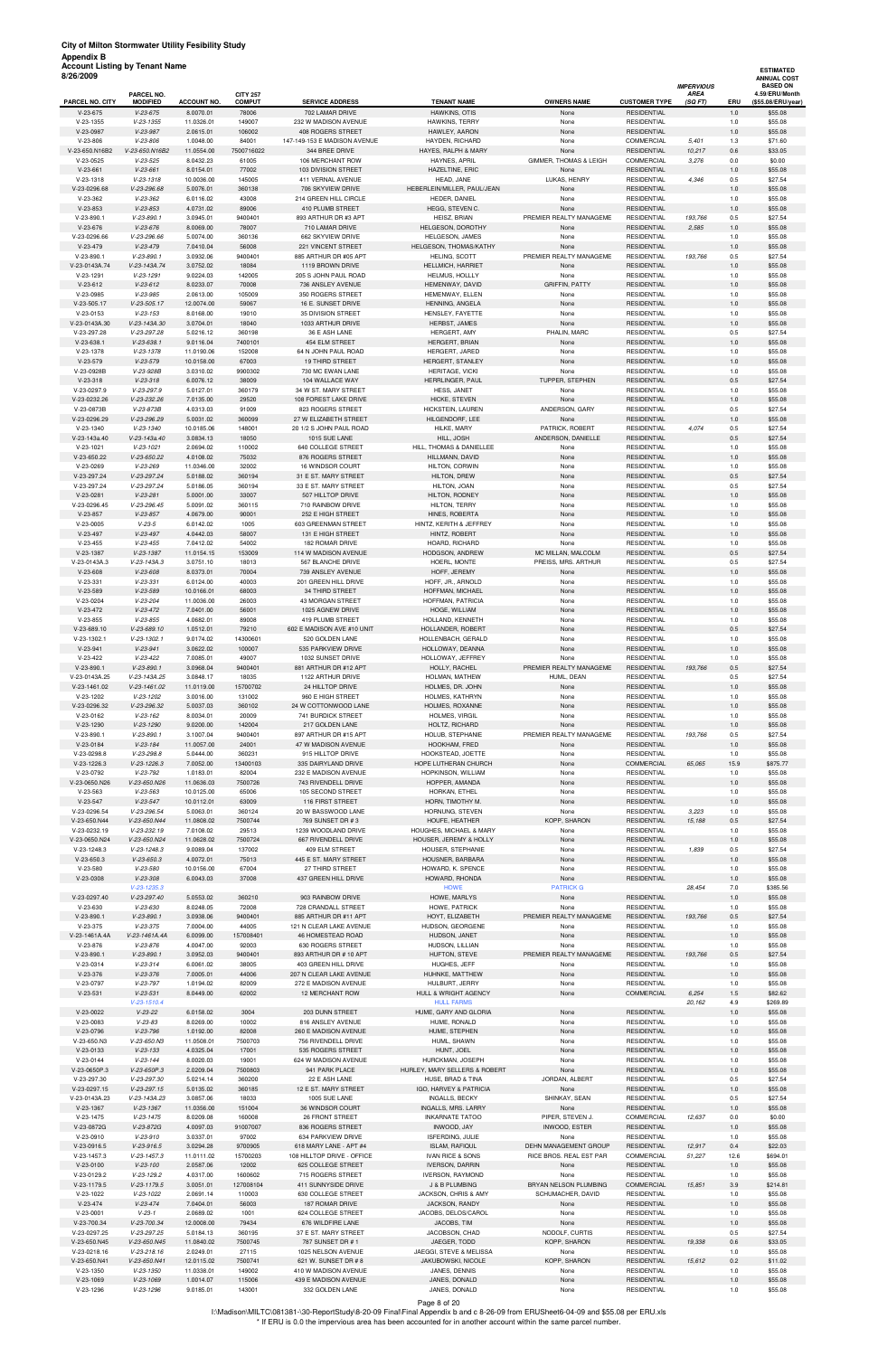# City of Milton Stormwater Utility Feasibility Study

## Appendix B

## Account Listing by Tenant Name

8/26/2009

| PARCEL NO. CITY | PARCEL NO. MODIFIED | ACCOUNT NO. | CITY 257 COMPUT | SERVICE ADDRESS | TENANT NAME | OWNERS NAME | CUSTOMER TYPE | IMPERVIOUS AREA (SQ FT) | ERU | ESTIMATED ANNUAL COST BASED ON 4.59/ERU/Month ($55.08/ERU/year) |
|---|---|---|---|---|---|---|---|---|---|---|
| V-23-675 | V-23-675 | 8.0070.01 | 78006 | 702 LAMAR DRIVE | HAWKINS, OTIS | None | RESIDENTIAL | | 1.0 | $55.08 |
| V-23-1355 | V-23-1355 | 11.0326.01 | 149007 | 232 W MADISON AVENUE | HAWKINS, TERRY | None | RESIDENTIAL | | 1.0 | $55.08 |
| V-23-0987 | V-23-987 | 2.0615.01 | 106002 | 408 ROGERS STREET | HAWLEY, AARON | None | RESIDENTIAL | | 1.0 | $55.08 |
| V-23-806 | V-23-806 | 1.0048.00 | 84001 | 147-149-153 E MADISON AVENUE | HAYDEN, RICHARD | None | COMMERCIAL | 5,401 | 1.3 | $71.60 |
| V-23-650.N16B2 | V-23-650.N16B2 | 11.0554.00 | 7500716022 | 344 BREE DRIVE | HAYES, RALPH & MARY | None | RESIDENTIAL | 10,217 | 0.6 | $33.05 |
| V-23-0525 | V-23-525 | 8.0432.23 | 61005 | 106 MERCHANT ROW | HAYNES, APRIL | GIMMER, THOMAS & LEIGH | COMMERCIAL | 3,276 | 0.0 | $0.00 |
| V-23-661 | V-23-661 | 8.0154.01 | 77002 | 103 DIVISION STREET | HAZELTINE, ERIC | None | RESIDENTIAL | | 1.0 | $55.08 |
| V-23-1318 | V-23-1318 | 10.0036.00 | 145005 | 411 VERNAL AVENUE | HEAD, JANE | LUKAS, HENRY | RESIDENTIAL | 4,346 | 0.5 | $27.54 |
| V-23-0296.68 | V-23-296.68 | 5.0076.01 | 360138 | 786 SKYVIEW DRIVE | HEBERLEIN/MILLER, PAUL/JEAN | None | RESIDENTIAL | | 1.0 | $55.08 |
| V-23-362 | V-23-362 | 6.0116.02 | 43008 | 214 GREEN HILL CIRCLE | HEDER, DANIEL | None | RESIDENTIAL | | 1.0 | $55.08 |
| V-23-853 | V-23-853 | 4.0731.02 | 89006 | 410 PLUMB STREET | HEGG, STEVEN C. | None | RESIDENTIAL | | 1.0 | $55.08 |
| V-23-890.1 | V-23-890.1 | 3.0945.01 | 9400401 | 893 ARTHUR DR #3 APT | HEISZ, BRIAN | PREMIER REALTY MANAGEME | RESIDENTIAL | 193,766 | 0.5 | $27.54 |
| V-23-676 | V-23-676 | 8.0069.00 | 78007 | 710 LAMAR DRIVE | HELGESON, DOROTHY | None | RESIDENTIAL | 2,585 | 1.0 | $55.08 |
| V-23-0296.66 | V-23-296.66 | 5.0074.00 | 360136 | 662 SKYVIEW DRIVE | HELGESON, JAMES | None | RESIDENTIAL | | 1.0 | $55.08 |
| V-23-479 | V-23-479 | 7.0410.04 | 56008 | 221 VINCENT STREET | HELGESON, THOMAS/KATHY | None | RESIDENTIAL | | 1.0 | $55.08 |
| V-23-890.1 | V-23-890.1 | 3.0932.06 | 9400401 | 885 ARTHUR DR #05 APT | HELING, SCOTT | PREMIER REALTY MANAGEME | RESIDENTIAL | 193,766 | 0.5 | $27.54 |
| V-23-0143A.74 | V-23-143A.74 | 3.0752.02 | 18084 | 1119 BROWN DRIVE | HELLMICH, HARRIET | None | RESIDENTIAL | | 1.0 | $55.08 |
| V-23-1291 | V-23-1291 | 9.0224.03 | 142005 | 205 S JOHN PAUL ROAD | HELMUS, HOLLLY | None | RESIDENTIAL | | 1.0 | $55.08 |
| V-23-612 | V-23-612 | 8.0233.07 | 70008 | 736 ANSLEY AVENUE | HEMENWAY, DAVID | GRIFFIN, PATTY | RESIDENTIAL | | 1.0 | $55.08 |
| V-23-0985 | V-23-985 | 2.0613.00 | 105009 | 350 ROGERS STREET | HEMENWAY, ELLEN | None | RESIDENTIAL | | 1.0 | $55.08 |
| V-23-505.17 | V-23-505.17 | 12.0074.00 | 59067 | 16 E. SUNSET DRIVE | HENNING, ANGELA | None | RESIDENTIAL | | 1.0 | $55.08 |
| V-23-0153 | V-23-153 | 8.0168.00 | 19010 | 35 DIVISION STREET | HENSLEY, FAYETTE | None | RESIDENTIAL | | 1.0 | $55.08 |
| V-23-0143A.30 | V-23-143A.30 | 3.0704.01 | 18040 | 1033 ARTHUR DRIVE | HERBST, JAMES | None | RESIDENTIAL | | 1.0 | $55.08 |
| V-23-297.28 | V-23-297.28 | 5.0216.12 | 360198 | 36 E ASH LANE | HERGERT, AMY | PHALIN, MARC | RESIDENTIAL | | 0.5 | $27.54 |
| V-23-638.1 | V-23-638.1 | 9.0116.04 | 7400101 | 454 ELM STREET | HERGERT, BRIAN | None | RESIDENTIAL | | 1.0 | $55.08 |
| V-23-1378 | V-23-1378 | 11.0190.06 | 152008 | 64 N JOHN PAUL ROAD | HERGERT, JARED | None | RESIDENTIAL | | 1.0 | $55.08 |
| V-23-579 | V-23-579 | 10.0158.00 | 67003 | 19 THIRD STREET | HERGERT, STANLEY | None | RESIDENTIAL | | 1.0 | $55.08 |
| V-23-0928B | V-23-928B | 3.0310.02 | 9900302 | 730 MC EWAN LANE | HERITAGE, VICKI | None | RESIDENTIAL | | 1.0 | $55.08 |
| V-23-318 | V-23-318 | 6.0076.12 | 38009 | 104 WALLACE WAY | HERRLINGER, PAUL | TUPPER, STEPHEN | RESIDENTIAL | | 0.5 | $27.54 |
| V-23-0297.9 | V-23-297.9 | 5.0127.01 | 360179 | 34 W ST. MARY STREET | HESS, JANET | None | RESIDENTIAL | | 1.0 | $55.08 |
| V-23-0232.26 | V-23-232.26 | 7.0135.00 | 29520 | 108 FOREST LAKE DRIVE | HICKE, STEVEN | None | RESIDENTIAL | | 1.0 | $55.08 |
| V-23-0873B | V-23-873B | 4.0313.03 | 91009 | 823 ROGERS STREET | HICKSTEIN, LAUREN | ANDERSON, GARY | RESIDENTIAL | | 0.5 | $27.54 |
| V-23-0296.29 | V-23-296.29 | 5.0031.02 | 360099 | 27 W ELIZABETH STREET | HILGENDORF, LEE | None | RESIDENTIAL | | 1.0 | $55.08 |
| V-23-1340 | V-23-1340 | 10.0185.06 | 148001 | 20 1/2 S JOHN PAUL ROAD | HILKE, MARY | PATRICK, ROBERT | RESIDENTIAL | 4,074 | 0.5 | $27.54 |
| V-23-143a.40 | V-23-143a.40 | 3.0834.13 | 18050 | 1015 SUE LANE | HILL, JOSH | ANDERSON, DANIELLE | RESIDENTIAL | | 0.5 | $27.54 |
| V-23-1021 | V-23-1021 | 2.0694.02 | 110002 | 640 COLLEGE STREET | HILL, THOMAS & DANIELLEE | None | RESIDENTIAL | | 1.0 | $55.08 |
| V-23-650.22 | V-23-650.22 | 4.0108.02 | 75032 | 876 ROGERS STREET | HILLMANN, DAVID | None | RESIDENTIAL | | 1.0 | $55.08 |
| V-23-0269 | V-23-269 | 11.0346.00 | 32003 | 16 WINDSOR COURT | HILTON, CORWIN | None | RESIDENTIAL | | 1.0 | $55.08 |
| V-23-297.24 | V-23-297.24 | 5.0188.02 | 360194 | 31 E ST. MARY STREET | HILTON, DREW | None | RESIDENTIAL | | 0.5 | $27.54 |
| V-23-297.24 | V-23-297.24 | 5.0186.05 | 360194 | 33 E ST. MARY STREET | HILTON, JOAN | None | RESIDENTIAL | | 0.5 | $27.54 |
| V-23-0281 | V-23-281 | 5.0001.00 | 33007 | 507 HILLTOP DRIVE | HILTON, RODNEY | None | RESIDENTIAL | | 1.0 | $55.08 |
| V-23-0296.45 | V-23-296.45 | 5.0091.02 | 360115 | 710 RAINBOW DRIVE | HILTON, TERRY | None | RESIDENTIAL | | 1.0 | $55.08 |
| V-23-857 | V-23-857 | 4.0679.00 | 90001 | 252 E HIGH STREET | HINES, ROBERTA | None | RESIDENTIAL | | 1.0 | $55.08 |
| V-23-0005 | V-23-5 | 6.0142.02 | 1005 | 603 GREENMAN STREET | HINTZ, KERITH & JEFFREY | None | RESIDENTIAL | | 1.0 | $55.08 |
| V-23-497 | V-23-497 | 4.0442.03 | 58007 | 131 E HIGH STREET | HINTZ, ROBERT | None | RESIDENTIAL | | 1.0 | $55.08 |
| V-23-455 | V-23-455 | 7.0412.02 | 54002 | 182 ROMAR DRIVE | HOARD, RICHARD | None | RESIDENTIAL | | 1.0 | $55.08 |
| V-23-1387 | V-23-1387 | 11.0154.15 | 153009 | 114 W MADISON AVENUE | HODGSON, ANDREW | MC MILLAN, MALCOLM | RESIDENTIAL | | 0.5 | $27.54 |
| V-23-0143A.3 | V-23-143A.3 | 3.0751.10 | 18013 | 567 BLANCHE DRIVE | HOERL, MONTE | PREISS, MRS. ARTHUR | RESIDENTIAL | | 0.5 | $27.54 |
| V-23-608 | V-23-608 | 8.0373.01 | 70004 | 739 ANSLEY AVENUE | HOFF, JEREMY | None | RESIDENTIAL | | 1.0 | $55.08 |
| V-23-331 | V-23-331 | 6.0124.00 | 40003 | 201 GREEN HILL DRIVE | HOFF, JR., ARNOLD | None | RESIDENTIAL | | 1.0 | $55.08 |
| V-23-589 | V-23-589 | 10.0166.01 | 68003 | 34 THIRD STREET | HOFFMAN, MICHAEL | None | RESIDENTIAL | | 1.0 | $55.08 |
| V-23-0204 | V-23-204 | 11.0036.00 | 26003 | 43 MORGAN STREET | HOFFMAN, PATRICIA | None | RESIDENTIAL | | 1.0 | $55.08 |
| V-23-472 | V-23-472 | 7.0401.00 | 56001 | 1025 AGNEW DRIVE | HOGE, WILLIAM | None | RESIDENTIAL | | 1.0 | $55.08 |
| V-23-855 | V-23-855 | 4.0682.01 | 89008 | 419 PLUMB STREET | HOLLAND, KENNETH | None | RESIDENTIAL | | 1.0 | $55.08 |
| V-23-689.10 | V-23-689.10 | 1.0512.01 | 79210 | 602 E MADISON AVE #10 UNIT | HOLLANDER, ROBERT | None | RESIDENTIAL | | 0.5 | $27.54 |
| V-23-1302.1 | V-23-1302.1 | 9.0174.02 | 14300601 | 520 GOLDEN LANE | HOLLENBACH, GERALD | None | RESIDENTIAL | | 1.0 | $55.08 |
| V-23-941 | V-23-941 | 3.0622.02 | 100007 | 535 PARKVIEW DRIVE | HOLLOWAY, DEANNA | None | RESIDENTIAL | | 1.0 | $55.08 |
| V-23-422 | V-23-422 | 7.0085.01 | 49007 | 1032 SUNSET DRIVE | HOLLOWAY, JEFFREY | None | RESIDENTIAL | | 1.0 | $55.08 |
| V-23-890.1 | V-23-890.1 | 3.0968.04 | 9400401 | 881 ARTHUR DR #12 APT | HOLLY, RACHEL | PREMIER REALTY MANAGEME | RESIDENTIAL | 193,766 | 0.5 | $27.54 |
| V-23-0143A.25 | V-23-143A.25 | 3.0848.17 | 18035 | 1122 ARTHUR DRIVE | HOLMAN, MATHEW | HUML, DEAN | RESIDENTIAL | | 0.5 | $27.54 |
| V-23-1461.02 | V-23-1461.02 | 11.0119.00 | 15700702 | 24 HILLTOP DRIVE | HOLMES, DR. JOHN | None | RESIDENTIAL | | 1.0 | $55.08 |
| V-23-1202 | V-23-1202 | 3.0016.00 | 131002 | 960 E HIGH STREET | HOLMES, KATHRYN | None | RESIDENTIAL | | 1.0 | $55.08 |
| V-23-0296.32 | V-23-296.32 | 5.0037.03 | 360102 | 24 W COTTONWOOD LANE | HOLMES, ROXANNE | None | RESIDENTIAL | | 1.0 | $55.08 |
| V-23-0162 | V-23-162 | 8.0034.01 | 20009 | 741 BURDICK STREET | HOLMES, VIRGIL | None | RESIDENTIAL | | 1.0 | $55.08 |
| V-23-1290 | V-23-1290 | 9.0200.00 | 142004 | 217 GOLDEN LANE | HOLTZ, RICHARD | None | RESIDENTIAL | | 1.0 | $55.08 |
| V-23-890.1 | V-23-890.1 | 3.1007.04 | 9400401 | 897 ARTHUR DR #15 APT | HOLUB, STEPHANIE | PREMIER REALTY MANAGEME | RESIDENTIAL | 193,766 | 0.5 | $27.54 |
| V-23-0184 | V-23-184 | 11.0057.00 | 24001 | 47 W MADISON AVENUE | HOOKHAM, FRED | None | RESIDENTIAL | | 1.0 | $55.08 |
| V-23-0298.8 | V-23-298.8 | 5.0444.00 | 360231 | 915 HILLTOP DRIVE | HOOKSTEAD, JOETTE | None | RESIDENTIAL | | 1.0 | $55.08 |
| V-23-1226.3 | V-23-1226.3 | 7.0052.00 | 13400103 | 335 DAIRYLAND DRIVE | HOPE LUTHERAN CHURCH | None | COMMERCIAL | 65,065 | 15.9 | $875.77 |
| V-23-0792 | V-23-792 | 1.0183.01 | 82004 | 232 E MADISON AVENUE | HOPKINSON, WILLIAM | None | RESIDENTIAL | | 1.0 | $55.08 |
| V-23-0650.N26 | V-23-650.N26 | 11.0636.03 | 7500726 | 743 RIVENDELL DRIVE | HOPPER, AMANDA | None | RESIDENTIAL | | 1.0 | $55.08 |
| V-23-563 | V-23-563 | 10.0125.00 | 65006 | 105 SECOND STREET | HORKAN, ETHEL | None | RESIDENTIAL | | 1.0 | $55.08 |
| V-23-547 | V-23-547 | 10.0112.01 | 63009 | 116 FIRST STREET | HORN, TIMOTHY M. | None | RESIDENTIAL | | 1.0 | $55.08 |
| V-23-0296.54 | V-23-296.54 | 5.0063.01 | 360124 | 20 W BASSWOOD LANE | HORNUNG, STEVEN | None | RESIDENTIAL | 3,223 | 1.0 | $55.08 |
| V-23-650.N44 | V-23-650.N44 | 11.0808.02 | 7500744 | 769 SUNSET DR # 3 | HOUFE, HEATHER | KOPP, SHARON | RESIDENTIAL | 15,188 | 0.5 | $27.54 |
| V-23-0232.19 | V-23-232.19 | 7.0108.02 | 29513 | 1239 WOODLAND DRIVE | HOUGHES, MICHAEL & MARY | None | RESIDENTIAL | | 1.0 | $55.08 |
| V-23-0650.N24 | V-23-650.N24 | 11.0628.02 | 7500724 | 667 RIVENDELL DRIVE | HOUSER, JEREMY & HOLLY | None | RESIDENTIAL | | 1.0 | $55.08 |
| V-23-1248.3 | V-23-1248.3 | 9.0089.04 | 137002 | 409 ELM STREET | HOUSER, STEPHANIE | None | RESIDENTIAL | 1,839 | 0.5 | $27.54 |
| V-23-650.3 | V-23-650.3 | 4.0072.01 | 75013 | 445 E ST. MARY STREET | HOUSNER, BARBARA | None | RESIDENTIAL | | 1.0 | $55.08 |
| V-23-580 | V-23-580 | 10.0156.00 | 67004 | 27 THIRD STREET | HOWARD, K. SPENCE | None | RESIDENTIAL | | 1.0 | $55.08 |
| V-23-0308 | V-23-308 | 6.0043.03 | 37008 | 437 GREEN HILL DRIVE | HOWARD, RHONDA | None | RESIDENTIAL | | 1.0 | $55.08 |
| | V-23-1235.3 | | | | HOWE | PATRICK G | | 28,454 | 7.0 | $385.56 |
| V-23-0297.40 | V-23-297.40 | 5.0553.02 | 360210 | 903 RAINBOW DRIVE | HOWE, MARLYS | None | RESIDENTIAL | | 1.0 | $55.08 |
| V-23-630 | V-23-630 | 8.0248.05 | 72008 | 728 CRANDALL STREET | HOWE, PATRICK | None | RESIDENTIAL | | 1.0 | $55.08 |
| V-23-890.1 | V-23-890.1 | 3.0938.06 | 9400401 | 885 ARTHUR DR #11 APT | HOYT, ELIZABETH | PREMIER REALTY MANAGEME | RESIDENTIAL | 193,766 | 0.5 | $27.54 |
| V-23-375 | V-23-375 | 7.0004.00 | 44005 | 121 N CLEAR LAKE AVENUE | HUDSON, GEORGENE | None | RESIDENTIAL | | 1.0 | $55.08 |
| V-23-1461A.4A | V-23-1461A.4A | 6.0099.00 | 157008401 | 46 HOMESTEAD ROAD | HUDSON, JANET | None | RESIDENTIAL | | 1.0 | $55.08 |
| V-23-876 | V-23-876 | 4.0047.00 | 92003 | 630 ROGERS STREET | HUDSON, LILLIAN | None | RESIDENTIAL | | 1.0 | $55.08 |
| V-23-890.1 | V-23-890.1 | 3.0952.03 | 9400401 | 893 ARTHUR DR # 10 APT | HUFTON, STEVE | PREMIER REALTY MANAGEME | RESIDENTIAL | 193,766 | 0.5 | $27.54 |
| V-23-0314 | V-23-314 | 6.0061.02 | 38005 | 403 GREEN HILL DRIVE | HUGHES, JEFF | None | RESIDENTIAL | | 1.0 | $55.08 |
| V-23-376 | V-23-376 | 7.0005.01 | 44006 | 207 N CLEAR LAKE AVENUE | HUHNKE, MATTHEW | None | RESIDENTIAL | | 1.0 | $55.08 |
| V-23-0797 | V-23-797 | 1.0194.02 | 82009 | 272 E MADISON AVENUE | HULBURT, JERRY | None | RESIDENTIAL | | 1.0 | $55.08 |
| V-23-531 | V-23-531 | 8.0449.00 | 62002 | 12 MERCHANT ROW | HULL & WRIGHT AGENCY | None | COMMERCIAL | 6,254 | 1.5 | $82.62 |
| | V-23-1510.4 | | | | HULL FARMS | | | 20,162 | 4.9 | $269.89 |
| V-23-0022 | V-23-22 | 6.0158.02 | 3004 | 203 DUNN STREET | HUME, GARY AND GLORIA | None | RESIDENTIAL | | 1.0 | $55.08 |
| V-23-0083 | V-23-83 | 8.0269.00 | 10002 | 816 ANSLEY AVENUE | HUME, RONALD | None | RESIDENTIAL | | 1.0 | $55.08 |
| V-23-0796 | V-23-796 | 1.0192.00 | 82008 | 260 E MADISON AVENUE | HUME, STEPHEN | None | RESIDENTIAL | | 1.0 | $55.08 |
| V-23-650.N3 | V-23-650.N3 | 11.0508.01 | 7500703 | 756 RIVENDELL DRIVE | HUML, SHAWN | None | RESIDENTIAL | | 1.0 | $55.08 |
| V-23-0133 | V-23-133 | 4.0325.04 | 17001 | 535 ROGERS STREET | HUNT, JOEL | None | RESIDENTIAL | | 1.0 | $55.08 |
| V-23-0144 | V-23-144 | 8.0020.03 | 19001 | 624 W MADISON AVENUE | HURCKMAN, JOSEPH | None | RESIDENTIAL | | 1.0 | $55.08 |
| V-23-0650P.3 | V-23-650P.3 | 2.0209.04 | 7500803 | 941 PARK PLACE | HURLEY, MARY SELLERS & ROBERT | None | RESIDENTIAL | | 1.0 | $55.08 |
| V-23-297.30 | V-23-297.30 | 5.0214.14 | 360200 | 22 E ASH LANE | HUSE, BRAD & TINA | JORDAN, ALBERT | RESIDENTIAL | | 0.5 | $27.54 |
| V-23-0297.15 | V-23-297.15 | 5.0135.02 | 360185 | 12 E ST. MARY STREET | IGO, HARVEY & PATRICIA | None | RESIDENTIAL | | 1.0 | $55.08 |
| V-23-0143A.23 | V-23-143A.23 | 3.0857.06 | 18033 | 1005 SUE LANE | INGALLS, BECKY | SHINKAY, SEAN | RESIDENTIAL | | 0.5 | $27.54 |
| V-23-1367 | V-23-1367 | 11.0356.00 | 151004 | 36 WINDSOR COURT | INGALLS, MRS. LARRY | None | RESIDENTIAL | | 1.0 | $55.08 |
| V-23-1475 | V-23-1475 | 8.0209.08 | 160008 | 26 FRONT STREET | INKARNATE TATOO | PIPER, STEVEN J. | COMMERCIAL | 12,637 | 0.0 | $0.00 |
| V-23-0872G | V-23-872G | 4.0097.03 | 91007007 | 836 ROGERS STREET | INWOOD, JAY | INWOOD, ESTER | RESIDENTIAL | | 1.0 | $55.08 |
| V-23-0910 | V-23-910 | 3.0337.01 | 97002 | 634 PARKVIEW DRIVE | ISFERDING, JULIE | None | RESIDENTIAL | | 1.0 | $55.08 |
| V-23-0916.5 | V-23-916.5 | 3.0294.28 | 9700905 | 618 MARY LANE - APT #4 | ISLAM, RAFIQUL | DEHN MANAGEMENT GROUP | RESIDENTIAL | 12,917 | 0.4 | $22.03 |
| V-23-1457.3 | V-23-1457.3 | 11.0111.02 | 15700203 | 108 HILLTOP DRIVE - OFFICE | IVAN RICE & SONS | RICE BROS. REAL EST PAR | COMMERCIAL | 51,227 | 12.6 | $694.01 |
| V-23-0100 | V-23-100 | 2.0587.06 | 12002 | 625 COLLEGE STREET | IVERSON, DARRIN | None | RESIDENTIAL | | 1.0 | $55.08 |
| V-23-0129.2 | V-23-129.2 | 4.0317.00 | 1600602 | 715 ROGERS STREET | IVERSON, RAYMOND | None | RESIDENTIAL | | 1.0 | $55.08 |
| V-23-1179.5 | V-23-1179.5 | 3.0051.01 | 127008104 | 411 SUNNYSIDE DRIVE | J & B PLUMBING | BRYAN NELSON PLUMBING | COMMERCIAL | 15,851 | 3.9 | $214.81 |
| V-23-1022 | V-23-1022 | 2.0691.14 | 110003 | 630 COLLEGE STREET | JACKSON, CHRIS & AMY | SCHUMACHER, DAVID | RESIDENTIAL | | 1.0 | $55.08 |
| V-23-474 | V-23-474 | 7.0404.01 | 56003 | 187 ROMAR DRIVE | JACKSON, RANDY | None | RESIDENTIAL | | 1.0 | $55.08 |
| V-23-0001 | V-23-1 | 2.0689.02 | 1001 | 624 COLLEGE STREET | JACOBS, DELOS/CAROL | None | RESIDENTIAL | | 1.0 | $55.08 |
| V-23-700.34 | V-23-700.34 | 12.0008.00 | 79434 | 676 WILDFIRE LANE | JACOBS, TIM | None | RESIDENTIAL | | 1.0 | $55.08 |
| V-23-0297.25 | V-23-297.25 | 5.0184.13 | 360195 | 37 E ST. MARY STREET | JACOBSON, CHAD | NODOLF, CURTIS | RESIDENTIAL | | 0.5 | $27.54 |
| V-23-650.N45 | V-23-650.N45 | 11.0840.02 | 7500745 | 787 SUNSET DR # 1 | JAEGER, TODD | KOPP, SHARON | RESIDENTIAL | 19,338 | 0.6 | $33.05 |
| V-23-0218.16 | V-23-218.16 | 2.0249.01 | 27115 | 1025 NELSON AVENUE | JAEGGI, STEVE & MELISSA | None | RESIDENTIAL | | 1.0 | $55.08 |
| V-23-650.N41 | V-23-650.N41 | 12.0115.02 | 7500741 | 621 W. SUNSET DR # 8 | JAKUBOWSKI, NICOLE | KOPP, SHARON | RESIDENTIAL | 15,612 | 0.2 | $11.02 |
| V-23-1350 | V-23-1350 | 11.0338.01 | 149002 | 410 W MADISON AVENUE | JANES, DENNIS | None | RESIDENTIAL | | 1.0 | $55.08 |
| V-23-1069 | V-23-1069 | 1.0014.07 | 115006 | 439 E MADISON AVENUE | JANES, DONALD | None | RESIDENTIAL | | 1.0 | $55.08 |
| V-23-1296 | V-23-1296 | 9.0185.01 | 143001 | 332 GOLDEN LANE | JANES, DONALD | None | RESIDENTIAL | | 1.0 | $55.08 |

I:\Madison\MILTC\081381-\30-ReportStudy\8-20-09 Final\Final Appendix b and c 8-26-09 from ERUSheet6-04-09 and $55.08 per ERU.xls

\* If ERU is 0.0 the impervious area has been accounted for in another account within the same parcel number.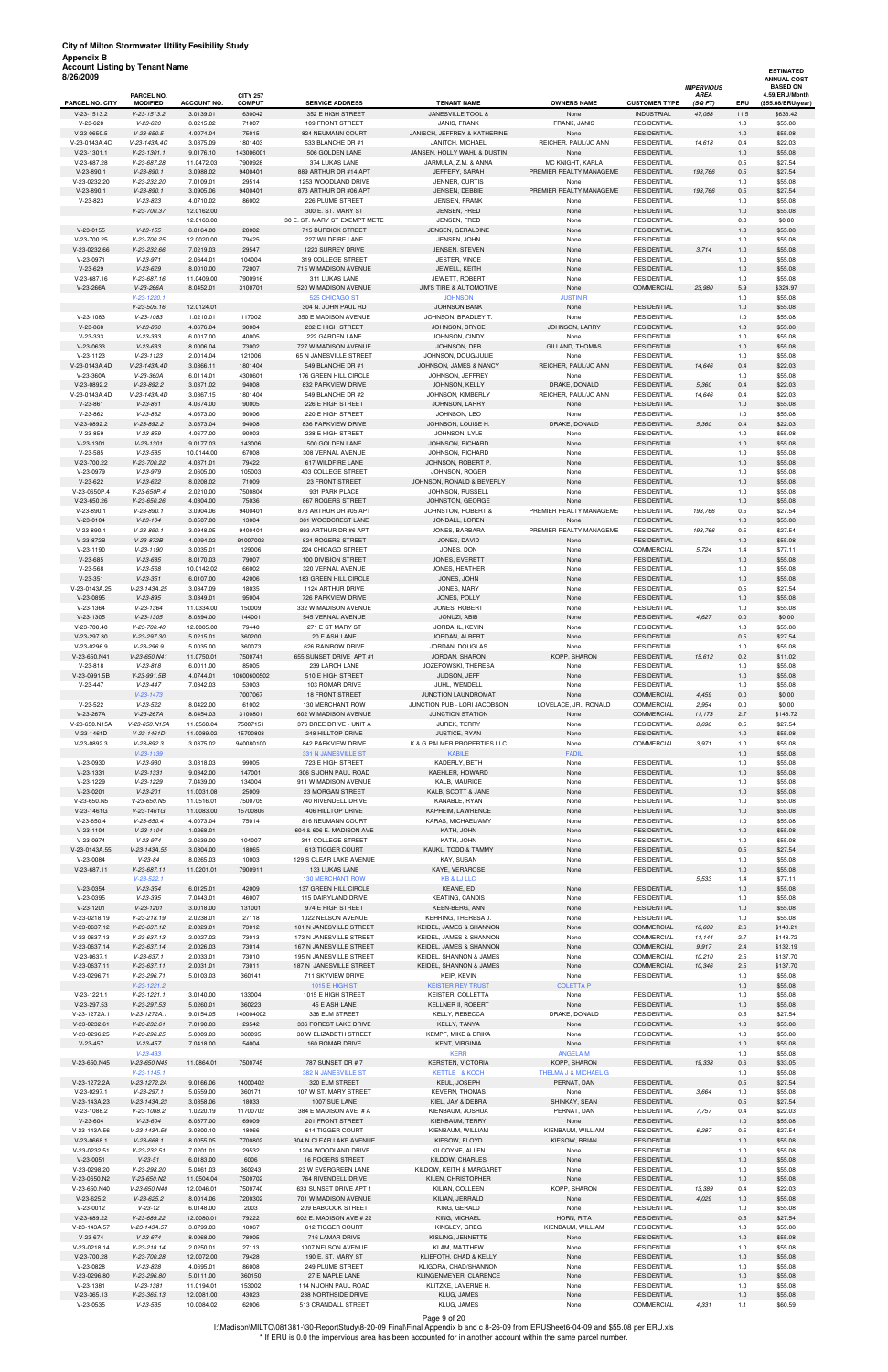**City of Milton Stormwater Utility Feasibility Study**
**Appendix B**
**Account Listing by Tenant Name**
**8/26/2009**

| PARCEL NO. CITY | PARCEL NO. MODIFIED | ACCOUNT NO. | CITY 257 COMPUT | SERVICE ADDRESS | TENANT NAME | OWNERS NAME | CUSTOMER TYPE | IMPERVIOUS AREA (SQ FT) | ERU | ESTIMATED ANNUAL COST BASED ON 4.59/ERU/Month ($55.08/ERU/year) |
|---|---|---|---|---|---|---|---|---|---|---|
| V-23-1513.2 | V-23-1513.2 | 3.0139.01 | 1630042 | 1352 E HIGH STREET | JANESVILLE TOOL & | None | INDUSTRIAL | 47,088 | 11.5 | $633.42 |
| V-23-620 | V-23-620 | 8.0215.02 | 71007 | 109 FRONT STREET | JANIS, FRANK | FRANK, JANIS | RESIDENTIAL | | 1.0 | $55.08 |
| V-23-0650.5 | V-23-650.5 | 4.0074.04 | 75015 | 824 NEUMANN COURT | JANISCH, JEFFREY & KATHERINE | None | RESIDENTIAL | | 1.0 | $55.08 |
| V-23-0143A.4C | V-23-143A.4C | 3.0875.09 | 1801403 | 533 BLANCHE DR #1 | JANITCH, MICHAEL | REICHER, PAUL/JO ANN | RESIDENTIAL | 14,618 | 0.4 | $22.03 |
| V-23-1301.1 | V-23-1301.1 | 9.0176.10 | 143006001 | 506 GOLDEN LANE | JANSEN, HOLLY WAHL & DUSTIN | None | RESIDENTIAL | | 1.0 | $55.08 |
| V-23-687.28 | V-23-687.28 | 11.0472.03 | 7900928 | 374 LUKAS LANE | JARMULA, Z.M. & ANNA | MC KNIGHT, KARLA | RESIDENTIAL | | 0.5 | $27.54 |
| V-23-890.1 | V-23-890.1 | 3.0988.02 | 9400401 | 889 ARTHUR DR #14 APT | JEFFERY, SARAH | PREMIER REALTY MANAGEME | RESIDENTIAL | 193,766 | 0.5 | $27.54 |
| V-23-0232.20 | V-23-232.20 | 7.0109.01 | 29514 | 1253 WOODLAND DRIVE | JENNER, CURTIS | None | RESIDENTIAL | | 1.0 | $55.08 |
| V-23-890.1 | V-23-890.1 | 3.0905.06 | 9400401 | 873 ARTHUR DR #06 APT | JENSEN, DEBBIE | PREMIER REALTY MANAGEME | RESIDENTIAL | 193,766 | 0.5 | $27.54 |
| V-23-823 | V-23-823 | 4.0710.02 | 86002 | 226 PLUMB STREET | JENSEN, FRANK | None | RESIDENTIAL | | 1.0 | $55.08 |
| | V-23-700.37 | 12.0162.00 | | 300 E. ST. MARY ST | JENSEN, FRED | None | RESIDENTIAL | | 1.0 | $55.08 |
| | | 12.0163.00 | | 30 E. ST. MARY ST EXEMPT METE | JENSEN, FRED | None | RESIDENTIAL | | 0.0 | $0.00 |
| V-23-0155 | V-23-155 | 8.0164.00 | 20002 | 715 BURDICK STREET | JENSEN, GERALDINE | None | RESIDENTIAL | | 1.0 | $55.08 |
| V-23-700.25 | V-23-700.25 | 12.0020.00 | 79425 | 227 WILDFIRE LANE | JENSEN, JOHN | None | RESIDENTIAL | | 1.0 | $55.08 |
| V-23-0232.66 | V-23-232.66 | 7.0219.03 | 29547 | 1223 SURREY DRIVE | JENSEN, STEVEN | None | RESIDENTIAL | 3,714 | 1.0 | $55.08 |
| V-23-0971 | V-23-971 | 2.0644.01 | 104004 | 319 COLLEGE STREET | JESTER, VINCE | None | RESIDENTIAL | | 1.0 | $55.08 |
| V-23-629 | V-23-629 | 8.0010.00 | 72007 | 715 W MADISON AVENUE | JEWELL, KEITH | None | RESIDENTIAL | | 1.0 | $55.08 |
| V-23-687.16 | V-23-687.16 | 11.0409.00 | 7900916 | 311 LUKAS LANE | JEWETT, ROBERT | None | RESIDENTIAL | | 1.0 | $55.08 |
| V-23-266A | V-23-266A | 8.0452.01 | 3100701 | 520 W MADISON AVENUE | JIM'S TIRE & AUTOMOTIVE | None | COMMERCIAL | 23,980 | 5.9 | $324.97 |
| | V-23-1220.1 | | | 525 CHICAGO ST | JOHNSON | JUSTIN R | | | 1.0 | $55.08 |
| | V-23-505.16 | 12.0124.01 | | 304 N. JOHN PAUL RD | JOHNSON BANK | None | RESIDENTIAL | | 1.0 | $55.08 |
| V-23-1083 | V-23-1083 | 1.0210.01 | 117002 | 350 E MADISON AVENUE | JOHNSON, BRADLEY T. | None | RESIDENTIAL | | 1.0 | $55.08 |
| V-23-860 | V-23-860 | 4.0676.04 | 90004 | 232 E HIGH STREET | JOHNSON, BRYCE | JOHNSON, LARRY | RESIDENTIAL | | 1.0 | $55.08 |
| V-23-333 | V-23-333 | 6.0017.00 | 40005 | 222 GARDEN LANE | JOHNSON, CINDY | None | RESIDENTIAL | | 1.0 | $55.08 |
| V-23-0633 | V-23-633 | 8.0006.04 | 73002 | 727 W MADISON AVENUE | JOHNSON, DEB | GILLAND, THOMAS | RESIDENTIAL | | 1.0 | $55.08 |
| V-23-1123 | V-23-1123 | 2.0014.04 | 121006 | 65 N JANESVILLE STREET | JOHNSON, DOUG/JULIE | None | RESIDENTIAL | | 1.0 | $55.08 |
| V-23-0143A.4D | V-23-143A.4D | 3.0866.11 | 1801404 | 549 BLANCHE DR #1 | JOHNSON, JAMES & NANCY | REICHER, PAUL/JO ANN | RESIDENTIAL | 14,646 | 0.4 | $22.03 |
| V-23-360A | V-23-360A | 6.0114.01 | 4300601 | 176 GREEN HILL CIRCLE | JOHNSON, JEFFREY | None | RESIDENTIAL | | 1.0 | $55.08 |
| V-23-0892.2 | V-23-892.2 | 3.0371.02 | 94008 | 832 PARKVIEW DRIVE | JOHNSON, KELLY | DRAKE, DONALD | RESIDENTIAL | 5,360 | 0.4 | $22.03 |
| V-23-0143A.4D | V-23-143A.4D | 3.0867.15 | 1801404 | 549 BLANCHE DR #2 | JOHNSON, KIMBERLY | REICHER, PAUL/JO ANN | RESIDENTIAL | 14,646 | 0.4 | $22.03 |
| V-23-861 | V-23-861 | 4.0674.00 | 90005 | 226 E HIGH STREET | JOHNSON, LARRY | None | RESIDENTIAL | | 1.0 | $55.08 |
| V-23-862 | V-23-862 | 4.0673.00 | 90006 | 220 E HIGH STREET | JOHNSON, LEO | None | RESIDENTIAL | | 1.0 | $55.08 |
| V-23-0892.2 | V-23-892.2 | 3.0373.04 | 94008 | 836 PARKVIEW DRIVE | JOHNSON, LOUISE H. | DRAKE, DONALD | RESIDENTIAL | 5,360 | 0.4 | $22.03 |
| V-23-859 | V-23-859 | 4.0677.00 | 90003 | 238 E HIGH STREET | JOHNSON, LYLE | None | RESIDENTIAL | | 1.0 | $55.08 |
| V-23-1301 | V-23-1301 | 9.0177.03 | 143006 | 500 GOLDEN LANE | JOHNSON, RICHARD | None | RESIDENTIAL | | 1.0 | $55.08 |
| V-23-585 | V-23-585 | 10.0144.00 | 67008 | 308 VERNAL AVENUE | JOHNSON, RICHARD | None | RESIDENTIAL | | 1.0 | $55.08 |
| V-23-700.22 | V-23-700.22 | 4.0371.01 | 79422 | 617 WILDFIRE LANE | JOHNSON, ROBERT P. | None | RESIDENTIAL | | 1.0 | $55.08 |
| V-23-0979 | V-23-979 | 2.0605.00 | 105003 | 403 COLLEGE STREET | JOHNSON, ROGER | None | RESIDENTIAL | | 1.0 | $55.08 |
| V-23-622 | V-23-622 | 8.0208.02 | 71009 | 23 FRONT STREET | JOHNSON, RONALD & BEVERLY | None | RESIDENTIAL | | 1.0 | $55.08 |
| V-23-0650P.4 | V-23-650P.4 | 2.0210.00 | 7500804 | 931 PARK PLACE | JOHNSON, RUSSELL | None | RESIDENTIAL | | 1.0 | $55.08 |
| V-23-650.26 | V-23-650.26 | 4.0304.00 | 75036 | 867 ROGERS STREET | JOHNSTON, GEORGE | None | RESIDENTIAL | | 1.0 | $55.08 |
| V-23-890.1 | V-23-890.1 | 3.0904.06 | 9400401 | 873 ARTHUR DR #05 APT | JOHNSTON, ROBERT & | PREMIER REALTY MANAGEME | RESIDENTIAL | 193,766 | 0.5 | $27.54 |
| V-23-0104 | V-23-104 | 3.0507.00 | 13004 | 381 WOODCREST LANE | JONDALL, LOREN | None | RESIDENTIAL | | 1.0 | $55.08 |
| V-23-890.1 | V-23-890.1 | 3.0948.05 | 9400401 | 893 ARTHUR DR #6 APT | JONES, BARBARA | PREMIER REALTY MANAGEME | RESIDENTIAL | 193,766 | 0.5 | $27.54 |
| V-23-872B | V-23-872B | 4.0094.02 | 91007002 | 824 ROGERS STREET | JONES, DAVID | None | RESIDENTIAL | | 1.0 | $55.08 |
| V-23-1190 | V-23-1190 | 3.0035.01 | 129006 | 224 CHICAGO STREET | JONES, DON | None | COMMERCIAL | 5,724 | 1.4 | $77.11 |
| V-23-685 | V-23-685 | 8.0170.03 | 79007 | 100 DIVISION STREET | JONES, EVERETT | None | RESIDENTIAL | | 1.0 | $55.08 |
| V-23-568 | V-23-568 | 10.0142.02 | 66002 | 320 VERNAL AVENUE | JONES, HEATHER | None | RESIDENTIAL | | 1.0 | $55.08 |
| V-23-351 | V-23-351 | 6.0107.00 | 42006 | 183 GREEN HILL CIRCLE | JONES, JOHN | None | RESIDENTIAL | | 1.0 | $55.08 |
| V-23-0143A.25 | V-23-143A.25 | 3.0847.09 | 18035 | 1124 ARTHUR DRIVE | JONES, MARY | None | RESIDENTIAL | | 0.5 | $27.54 |
| V-23-0895 | V-23-895 | 3.0349.01 | 95004 | 726 PARKVIEW DRIVE | JONES, POLLY | None | RESIDENTIAL | | 1.0 | $55.08 |
| V-23-1364 | V-23-1364 | 11.0334.00 | 150009 | 332 W MADISON AVENUE | JONES, ROBERT | None | RESIDENTIAL | | 1.0 | $55.08 |
| V-23-1305 | V-23-1305 | 8.0394.00 | 144001 | 545 VERNAL AVENUE | JONUZI, ABIB | None | RESIDENTIAL | 4,627 | 0.0 | $0.00 |
| V-23-700.40 | V-23-700.40 | 12.0005.00 | 79440 | 271 E ST MARY ST | JORDAHL, KEVIN | None | RESIDENTIAL | | 1.0 | $55.08 |
| V-23-297.30 | V-23-297.30 | 5.0215.01 | 360200 | 20 E ASH LANE | JORDAN, ALBERT | None | RESIDENTIAL | | 0.5 | $27.54 |
| V-23-0296.9 | V-23-296.9 | 5.0035.00 | 360073 | 626 RAINBOW DRIVE | JORDAN, DOUGLAS | None | RESIDENTIAL | | 1.0 | $55.08 |
| V-23-650.N41 | V-23-650.N41 | 11.0750.01 | 7500741 | 655 SUNSET DRIVE APT #1 | JORDAN, SHARON | KOPP, SHARON | RESIDENTIAL | 15,612 | 0.2 | $11.02 |
| V-23-818 | V-23-818 | 6.0011.00 | 85005 | 239 LARCH LANE | JOZEFOWSKI, THERESA | None | RESIDENTIAL | | 1.0 | $55.08 |
| V-23-0991.5B | V-23-991.5B | 4.0744.01 | 10600600502 | 510 E HIGH STREET | JUDSON, JEFF | None | RESIDENTIAL | | 1.0 | $55.08 |
| V-23-447 | V-23-447 | 7.0342.03 | 53003 | 103 ROMAR DRIVE | JUHL, WENDELL | None | RESIDENTIAL | | 1.0 | $55.08 |
| | V-23-1473 | | 7007067 | 18 FRONT STREET | JUNCTION LAUNDROMAT | None | COMMERCIAL | 4,459 | 0.0 | $0.00 |
| V-23-522 | V-23-522 | 8.0422.00 | 61002 | 130 MERCHANT ROW | JUNCTION PUB - LORI JACOBSON | LOVELACE, JR., RONALD | COMMERCIAL | 2,954 | 0.0 | $0.00 |
| V-23-267A | V-23-267A | 8.0454.03 | 3100801 | 602 W MADISON AVENUE | JUNCTION STATION | None | COMMERCIAL | 11,173 | 2.7 | $148.72 |
| V-23-650.N15A | V-23-650.N15A | 11.0560.04 | 75007151 | 376 BREE DRIVE - UNIT A | JUREK, TERRY | None | RESIDENTIAL | 8,698 | 0.5 | $27.54 |
| V-23-1461D | V-23-1461D | 11.0089.02 | 15700803 | 248 HILLTOP DRIVE | JUSTICE, RYAN | None | RESIDENTIAL | | 1.0 | $55.08 |
| V-23-0892.3 | V-23-892.3 | 3.0375.02 | 940080100 | 842 PARKVIEW DRIVE | K & G PALMER PROPERTIES LLC | None | COMMERCIAL | 3,971 | 1.0 | $55.08 |
| | V-23-1139 | | | 331 N JANESVILLE ST | KABLE | FADIL | | | 1.0 | $55.08 |
| V-23-0930 | V-23-930 | 3.0318.03 | 99005 | 723 E HIGH STREET | KADERLY, BETH | None | RESIDENTIAL | | 1.0 | $55.08 |
| V-23-1331 | V-23-1331 | 9.0342.00 | 147001 | 306 S JOHN PAUL ROAD | KAEHLER, HOWARD | None | RESIDENTIAL | | 1.0 | $55.08 |
| V-23-1229 | V-23-1229 | 7.0439.00 | 134004 | 911 W MADISON AVENUE | KALB, MAURICE | None | RESIDENTIAL | | 1.0 | $55.08 |
| V-23-0201 | V-23-201 | 11.0031.08 | 25009 | 23 MORGAN STREET | KALB, SCOTT & JANE | None | RESIDENTIAL | | 1.0 | $55.08 |
| V-23-650.N5 | V-23-650.N5 | 11.0516.01 | 7500705 | 740 RIVENDELL DRIVE | KANABLE, RYAN | None | RESIDENTIAL | | 1.0 | $55.08 |
| V-23-1461G | V-23-1461G | 11.0083.00 | 15700806 | 406 HILLTOP DRIVE | KAPHEIM, LAWRENCE | None | RESIDENTIAL | | 1.0 | $55.08 |
| V-23-650.4 | V-23-650.4 | 4.0073.04 | 75014 | 816 NEUMANN COURT | KARAS, MICHAEL/AMY | None | RESIDENTIAL | | 1.0 | $55.08 |
| V-23-1104 | V-23-1104 | 1.0268.01 | | 604 & 606 E. MADISON AVE | KATH, JOHN | None | RESIDENTIAL | | 1.0 | $55.08 |
| V-23-0974 | V-23-974 | 2.0639.00 | 104007 | 341 COLLEGE STREET | KATH, JOHN | None | RESIDENTIAL | | 1.0 | $55.08 |
| V-23-0143A.55 | V-23-143A.55 | 3.0804.00 | 18065 | 613 TIGGER COURT | KAUKL, TODD & TAMMY | None | RESIDENTIAL | | 0.5 | $27.54 |
| V-23-0084 | V-23-84 | 8.0265.03 | 10003 | 129 S CLEAR LAKE AVENUE | KAY, SUSAN | None | RESIDENTIAL | | 1.0 | $55.08 |
| V-23-687.11 | V-23-687.11 | 11.0201.01 | 7900911 | 133 LUKAS LANE | KAYE, VERAROSE | None | RESIDENTIAL | | 1.0 | $55.08 |
| | V-23-522.1 | | | 130 MERCHANT ROW | KB & LJ LLC | | | 5,533 | 1.4 | $77.11 |
| V-23-0354 | V-23-354 | 6.0125.01 | 42009 | 137 GREEN HILL CIRCLE | KEANE, ED | None | RESIDENTIAL | | 1.0 | $55.08 |
| V-23-0395 | V-23-395 | 7.0443.01 | 46007 | 115 DAIRYLAND DRIVE | KEATING, CANDIS | None | RESIDENTIAL | | 1.0 | $55.08 |
| V-23-1201 | V-23-1201 | 3.0018.00 | 131001 | 974 E HIGH STREET | KEEN-BERG, ANN | None | RESIDENTIAL | | 1.0 | $55.08 |
| V-23-0218.19 | V-23-218.19 | 2.0238.01 | 27118 | 1022 NELSON AVENUE | KEHRING, THERESA J. | None | RESIDENTIAL | | 1.0 | $55.08 |
| V-23-0637.12 | V-23-637.12 | 2.0029.01 | 73012 | 181 N JANESVILLE STREET | KEIDEL, JAMES & SHANNON | None | COMMERCIAL | 10,603 | 2.6 | $143.21 |
| V-23-0637.13 | V-23-637.13 | 2.0027.02 | 73013 | 173 N JANESVILLE STREET | KEIDEL, JAMES & SHANNON | None | COMMERCIAL | 11,144 | 2.7 | $148.72 |
| V-23-0637.14 | V-23-637.14 | 2.0026.03 | 73014 | 167 N JANESVILLE STREET | KEIDEL, JAMES & SHANNON | None | COMMERCIAL | 9,917 | 2.4 | $132.19 |
| V-23-0637.1 | V-23-637.1 | 2.0033.01 | 73010 | 195 N JANESVILLE STREET | KEIDEL, SHANNON & JAMES | None | COMMERCIAL | 10,210 | 2.5 | $137.70 |
| V-23-0637.11 | V-23-637.11 | 2.0031.01 | 73011 | 187 N JANESVILLE STREET | KEIDEL, SHANNON & JAMES | None | COMMERCIAL | 10,346 | 2.5 | $137.70 |
| V-23-0296.71 | V-23-296.71 | 5.0103.03 | 360141 | 711 SKYVIEW DRIVE | KEIP, KEVIN | None | RESIDENTIAL | | 1.0 | $55.08 |
| | V-23-1221.2 | | | 1015 E HIGH ST | KEISTER REV TRUST | COLETTA P | | | 1.0 | $55.08 |
| V-23-1221.1 | V-23-1221.1 | 3.0140.00 | 133004 | 1015 E HIGH STREET | KEISTER, COLLETTA | None | RESIDENTIAL | | 1.0 | $55.08 |
| V-23-297.53 | V-23-297.53 | 5.0260.01 | 360223 | 45 E ASH LANE | KELLNER II, ROBERT | None | RESIDENTIAL | | 1.0 | $55.08 |
| V-23-1272A.1 | V-23-1272A.1 | 9.0154.05 | 140004002 | 336 ELM STREET | KELLY, REBECCA | DRAKE, DONALD | RESIDENTIAL | | 0.5 | $27.54 |
| V-23-0232.61 | V-23-232.61 | 7.0190.03 | 29542 | 336 FOREST LAKE DRIVE | KELLY, TANYA | None | RESIDENTIAL | | 1.0 | $55.08 |
| V-23-0296.25 | V-23-296.25 | 5.0009.03 | 360095 | 30 W ELIZABETH STREET | KEMPF, MIKE & ERIKA | None | RESIDENTIAL | | 1.0 | $55.08 |
| V-23-457 | V-23-457 | 7.0418.00 | 54004 | 160 ROMAR DRIVE | KENT, VIRGINIA | None | RESIDENTIAL | | 1.0 | $55.08 |
| | V-23-433 | | | | KERR | ANGELA M | | | 1.0 | $55.08 |
| V-23-650.N45 | V-23-650.N45 | 11.0864.01 | 7500745 | 787 SUNSET DR # 7 | KERSTEN, VICTORIA | KOPP, SHARON | RESIDENTIAL | 19,338 | 0.6 | $33.05 |
| | V-23-1145.1 | | | 382 N JANESVILLE ST | KETTLE & KOCH | THELMA J & MICHAEL G | | | 1.0 | $55.08 |
| V-23-1272.2A | V-23-1272.2A | 9.0166.06 | 14000402 | 320 ELM STREET | KEUL, JOSEPH | PERNAT, DAN | RESIDENTIAL | | 0.5 | $27.54 |
| V-23-0297.1 | V-23-297.1 | 5.0559.00 | 360171 | 107 W ST. MARY STREET | KEVERN, THOMAS | None | RESIDENTIAL | 3,664 | 1.0 | $55.08 |
| V-23-143A.23 | V-23-143A.23 | 3.0858.06 | 18033 | 1007 SUE LANE | KIEL, JAY & DEBRA | SHINKAY, SEAN | RESIDENTIAL | | 0.5 | $27.54 |
| V-23-1088.2 | V-23-1088.2 | 1.0220.19 | 11700702 | 384 E MADISON AVE # A | KIENBAUM, JOSHUA | PERNAT, DAN | RESIDENTIAL | 7,757 | 0.4 | $22.03 |
| V-23-604 | V-23-604 | 8.0377.00 | 69009 | 201 FRONT STREET | KIENBAUM, TERRY | None | RESIDENTIAL | | 1.0 | $55.08 |
| V-23-143A.56 | V-23-143A.56 | 3.0800.10 | 18066 | 614 TIGGER COURT | KIENBAUM, WILLIAM | KIENBAUM, WILLIAM | RESIDENTIAL | 6,287 | 0.5 | $27.54 |
| V-23-0668.1 | V-23-668.1 | 8.0055.05 | 7700802 | 304 N CLEAR LAKE AVENUE | KIESOW, FLOYD | KIESOW, BRIAN | RESIDENTIAL | | 1.0 | $55.08 |
| V-23-0232.51 | V-23-232.51 | 7.0201.01 | 29532 | 1204 WOODLAND DRIVE | KILCOYNE, ALLEN | None | RESIDENTIAL | | 1.0 | $55.08 |
| V-23-0051 | V-23-51 | 6.0183.00 | 6006 | 16 ROGERS STREET | KILDOW, CHARLES | None | RESIDENTIAL | | 1.0 | $55.08 |
| V-23-0298.20 | V-23-298.20 | 5.0461.03 | 360243 | 23 W EVERGREEN LANE | KILDOW, KEITH & MARGARET | None | RESIDENTIAL | | 1.0 | $55.08 |
| V-23-0650.N2 | V-23-650.N2 | 11.0504.04 | 7500702 | 764 RIVENDELL DRIVE | KILEN, CHRISTOPHER | None | RESIDENTIAL | | 1.0 | $55.08 |
| V-23-650.N40 | V-23-650.N40 | 12.0046.01 | 7500740 | 633 SUNSET DRIVE APT 1 | KILIAN, COLLEEN | KOPP, SHARON | RESIDENTIAL | 13,389 | 0.4 | $22.03 |
| V-23-625.2 | V-23-625.2 | 8.0014.06 | 7200302 | 701 W MADISON AVENUE | KILIAN, JERRALD | None | RESIDENTIAL | 4,029 | 1.0 | $55.08 |
| V-23-0012 | V-23-12 | 6.0148.00 | 2003 | 209 BABCOCK STREET | KING, GERALD | None | RESIDENTIAL | | 1.0 | $55.08 |
| V-23-689.22 | V-23-689.22 | 12.0080.01 | 79222 | 602 E. MADISON AVE # 22 | KING, MICHAEL | HORN, RITA | RESIDENTIAL | | 0.5 | $27.54 |
| V-23-143A.57 | V-23-143A.57 | 3.0799.03 | 18067 | 612 TIGGER COURT | KINSLEY, GREG | KIENBAUM, WILLIAM | RESIDENTIAL | | 1.0 | $55.08 |
| V-23-674 | V-23-674 | 8.0068.00 | 78005 | 716 LAMAR DRIVE | KISLING, JENNETTE | None | RESIDENTIAL | | 1.0 | $55.08 |
| V-23-0218.14 | V-23-218.14 | 2.0250.01 | 27113 | 1007 NELSON AVENUE | KLAM, MATTHEW | None | RESIDENTIAL | | 1.0 | $55.08 |
| V-23-700.28 | V-23-700.28 | 12.0072.00 | 79428 | 190 E. ST. MARY ST | KLIEFOTH, CHAD & KELLY | None | RESIDENTIAL | | 1.0 | $55.08 |
| V-23-0828 | V-23-828 | 4.0695.01 | 86008 | 240 PLUMB STREET | KLIGORA, CHAD/SHANNON | None | RESIDENTIAL | | 1.0 | $55.08 |
| V-23-0296.80 | V-23-296.80 | 5.0111.00 | 360150 | 27 E MAPLE LANE | KLINGENMEYER, CLARENCE | None | RESIDENTIAL | | 1.0 | $55.08 |
| V-23-1381 | V-23-1381 | 11.0194.01 | 153002 | 114 N JOHN PAUL ROAD | KLITZKE, LAVERNE H. | None | RESIDENTIAL | | 1.0 | $55.08 |
| V-23-365.13 | V-23-365.13 | 12.0081.00 | 43023 | 238 NORTHSIDE DRIVE | KLUG, JAMES | None | RESIDENTIAL | | 1.0 | $55.08 |
| V-23-0535 | V-23-535 | 10.0084.02 | 62006 | 513 CRANDALL STREET | KLUG, JAMES | None | COMMERCIAL | 4,331 | 1.1 | $60.59 |

I:\Madison\MILTC\081381-\30-ReportStudy\8-20-09 Final\Final Appendix b and c 8-26-09 from ERUSheet6-04-09 and $55.08 per ERU.xls

\* If ERU is 0.0 the impervious area has been accounted for in another account within the same parcel number.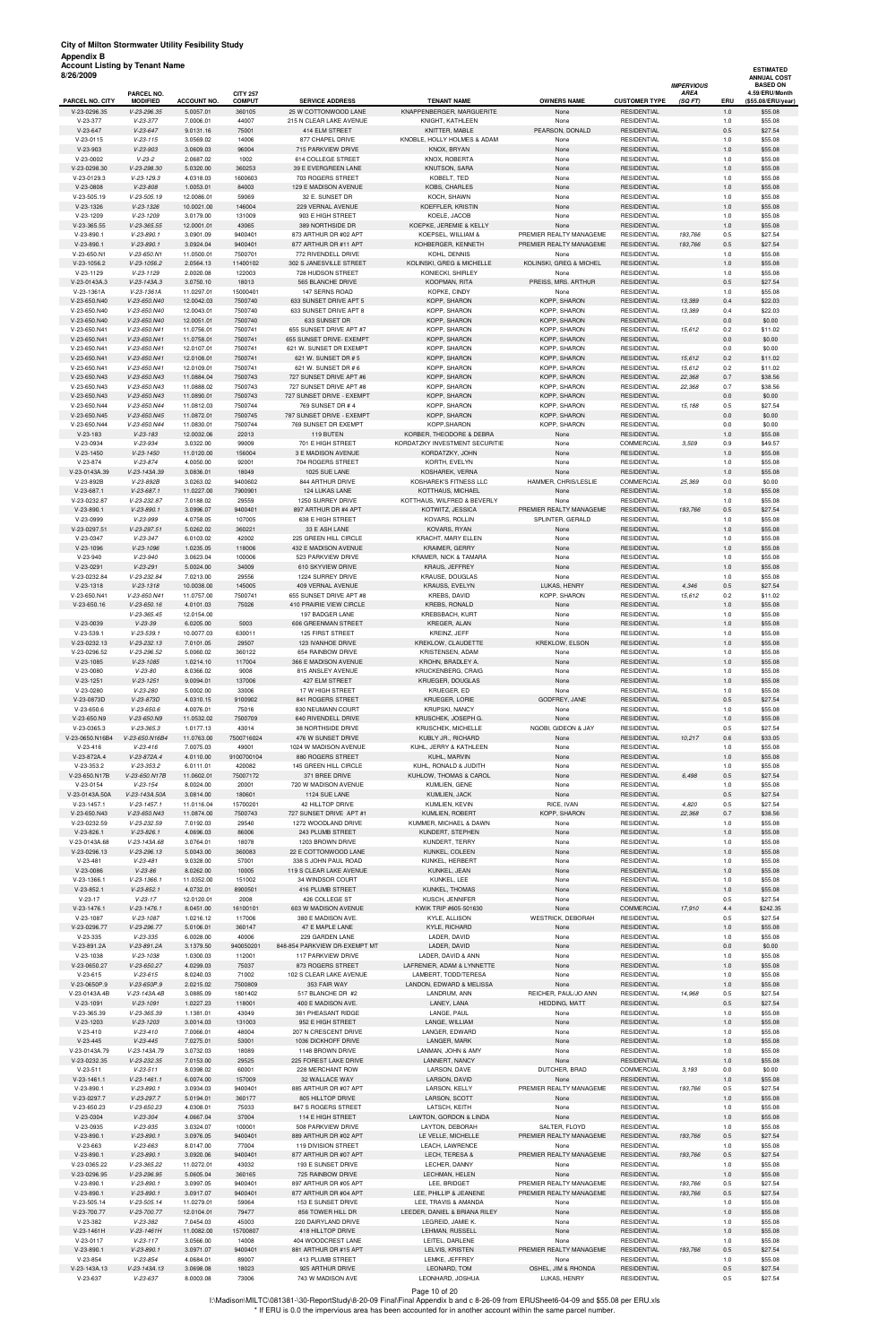**City of Milton Stormwater Utility Feasibility Study**
**Appendix B**
**Account Listing by Tenant Name**
**8/26/2009**

| PARCEL NO. CITY | PARCEL NO. MODIFIED | ACCOUNT NO. | CITY 257 COMPUT | SERVICE ADDRESS | TENANT NAME | OWNERS NAME | CUSTOMER TYPE | IMPERVIOUS AREA (SQ FT) | ERU | ESTIMATED ANNUAL COST BASED ON 4.59/ERU/Month ($55.08/ERU/year) |
|---|---|---|---|---|---|---|---|---|---|---|
| V-23-0296.35 | V-23-296.35 | 5.0057.01 | 360105 | 25 W COTTONWOOD LANE | KNAPPENBERGER, MARGUERITE | None | RESIDENTIAL | | 1.0 | $55.08 |
| V-23-377 | V-23-377 | 7.0006.01 | 44007 | 215 N CLEAR LAKE AVENUE | KNIGHT, KATHLEEN | None | RESIDENTIAL | | 1.0 | $55.08 |
| V-23-647 | V-23-647 | 9.0131.16 | 75001 | 414 ELM STREET | KNITTER, MABLE | PEARSON, DONALD | RESIDENTIAL | | 0.5 | $27.54 |
| V-23-0115 | V-23-115 | 3.0569.02 | 14006 | 877 CHAPEL DRIVE | KNOBLE, HOLLY HOLMES & ADAM | None | RESIDENTIAL | | 1.0 | $55.08 |
| V-23-903 | V-23-903 | 3.0609.03 | 96004 | 715 PARKVIEW DRIVE | KNOX, BRYAN | None | RESIDENTIAL | | 1.0 | $55.08 |
| V-23-0002 | V-23-2 | 2.0687.02 | 1002 | 614 COLLEGE STREET | KNOX, ROBERTA | None | RESIDENTIAL | | 1.0 | $55.08 |
| V-23-0298.30 | V-23-298.30 | 5.0320.00 | 360253 | 39 E EVERGREEN LANE | KNUTSON, SARA | None | RESIDENTIAL | | 1.0 | $55.08 |
| V-23-0129.3 | V-23-129.3 | 4.0318.03 | 1600603 | 703 ROGERS STREET | KOBELT, TED | None | RESIDENTIAL | | 1.0 | $55.08 |
| V-23-0808 | V-23-808 | 1.0053.01 | 84003 | 129 E MADISON AVENUE | KOBS, CHARLES | None | RESIDENTIAL | | 1.0 | $55.08 |
| V-23-505.19 | V-23-505.19 | 12.0086.01 | 59069 | 32 E. SUNSET DR | KOCH, SHAWN | None | RESIDENTIAL | | 1.0 | $55.08 |
| V-23-1326 | V-23-1326 | 10.0021.00 | 146004 | 229 VERNAL AVENUE | KOEFFLER, KRISTIN | None | RESIDENTIAL | | 1.0 | $55.08 |
| V-23-1209 | V-23-1209 | 3.0179.00 | 131009 | 903 E HIGH STREET | KOELE, JACOB | None | RESIDENTIAL | | 1.0 | $55.08 |
| V-23-365.55 | V-23-365.55 | 12.0001.01 | 43065 | 389 NORTHSIDE DR | KOEPKE, JEREMIE & KELLY | None | RESIDENTIAL | | 1.0 | $55.08 |
| V-23-890.1 | V-23-890.1 | 3.0901.09 | 9400401 | 873 ARTHUR DR #02 APT | KOEPSEL, WILLIAM & | PREMIER REALTY MANAGEME | RESIDENTIAL | 193,766 | 0.5 | $27.54 |
| V-23-890.1 | V-23-890.1 | 3.0924.04 | 9400401 | 877 ARTHUR DR #11 APT | KOHBERGER, KENNETH | PREMIER REALTY MANAGEME | RESIDENTIAL | 193,766 | 0.5 | $27.54 |
| V-23-650.N1 | V-23-650.N1 | 11.0500.01 | 7500701 | 772 RIVENDELL DRIVE | KOHL, DENNIS | None | RESIDENTIAL | | 1.0 | $55.08 |
| V-23-1056.2 | V-23-1056.2 | 2.0564.13 | 11400102 | 302 S JANESVILLE STREET | KOLINSKI, GREG & MICHELLE | KOLINSKI, GREG & MICHEL | RESIDENTIAL | | 1.0 | $55.08 |
| V-23-1129 | V-23-1129 | 2.0020.08 | 122003 | 728 HUDSON STREET | KONIECKI, SHIRLEY | None | RESIDENTIAL | | 1.0 | $55.08 |
| V-23-0143A.3 | V-23-143A.3 | 3.0750.10 | 18013 | 565 BLANCHE DRIVE | KOOPMAN, RITA | PREISS, MRS. ARTHUR | RESIDENTIAL | | 0.5 | $27.54 |
| V-23-1361A | V-23-1361A | 11.0297.01 | 15000401 | 147 SERNS ROAD | KOPKE, CINDY | None | RESIDENTIAL | | 1.0 | $55.08 |
| V-23-650.N40 | V-23-650.N40 | 12.0042.03 | 7500740 | 633 SUNSET DRIVE APT 5 | KOPP, SHARON | KOPP, SHARON | RESIDENTIAL | 13,389 | 0.4 | $22.03 |
| V-23-650.N40 | V-23-650.N40 | 12.0043.01 | 7500740 | 633 SUNSET DRIVE APT 8 | KOPP, SHARON | KOPP, SHARON | RESIDENTIAL | 13,389 | 0.4 | $22.03 |
| V-23-650.N40 | V-23-650.N40 | 12.0051.01 | 7500740 | 633 SUNSET DR | KOPP, SHARON | KOPP, SHARON | RESIDENTIAL | | 0.0 | $0.00 |
| V-23-650.N41 | V-23-650.N41 | 11.0758.01 | 7500741 | 655 SUNSET DRIVE APT #7 | KOPP, SHARON | KOPP, SHARON | RESIDENTIAL | 15,612 | 0.2 | $11.02 |
| V-23-650.N41 | V-23-650.N41 | 11.0758.01 | 7500741 | 655 SUNSET DRIVE- EXEMPT | KOPP, SHARON | KOPP, SHARON | RESIDENTIAL | | 0.0 | $0.00 |
| V-23-650.N41 | V-23-650.N41 | 12.0107.01 | 7500741 | 621 W. SUNSET DR EXEMPT | KOPP, SHARON | KOPP, SHARON | RESIDENTIAL | | 0.0 | $0.00 |
| V-23-650.N41 | V-23-650.N41 | 12.0108.01 | 7500741 | 621 W. SUNSET DR # 5 | KOPP, SHARON | KOPP, SHARON | RESIDENTIAL | 15,612 | 0.2 | $11.02 |
| V-23-650.N41 | V-23-650.N41 | 12.0109.01 | 7500741 | 621 W. SUNSET DR # 6 | KOPP, SHARON | KOPP, SHARON | RESIDENTIAL | 15,612 | 0.2 | $11.02 |
| V-23-650.N43 | V-23-650.N43 | 11.0884.04 | 7500743 | 727 SUNSET DRIVE APT #6 | KOPP, SHARON | KOPP, SHARON | RESIDENTIAL | 22,368 | 0.7 | $38.56 |
| V-23-650.N43 | V-23-650.N43 | 11.0888.02 | 7500743 | 727 SUNSET DRIVE APT #8 | KOPP, SHARON | KOPP, SHARON | RESIDENTIAL | 22,368 | 0.7 | $38.56 |
| V-23-650.N43 | V-23-650.N43 | 11.0890.01 | 7500743 | 727 SUNSET DRIVE - EXEMPT | KOPP, SHARON | KOPP, SHARON | RESIDENTIAL | | 0.0 | $0.00 |
| V-23-650.N44 | V-23-650.N44 | 11.0812.03 | 7500744 | 769 SUNSET DR # 4 | KOPP, SHARON | KOPP, SHARON | RESIDENTIAL | 15,188 | 0.5 | $27.54 |
| V-23-650.N45 | V-23-650.N45 | 11.0872.01 | 7500745 | 787 SUNSET DRIVE - EXEMPT | KOPP, SHARON | KOPP, SHARON | RESIDENTIAL | | 0.0 | $0.00 |
| V-23-650.N44 | V-23-650.N44 | 11.0830.01 | 7500744 | 769 SUNSET DR EXEMPT | KOPP,SHARON | KOPP,SHARON | RESIDENTIAL | | 0.0 | $0.00 |
| V-23-183 | V-23-183 | 12.0032.06 | 22013 | 119 BUTEN | KORBER, THEODORE & DEBRA | None | RESIDENTIAL | | 1.0 | $55.08 |
| V-23-0934 | V-23-934 | 3.0322.00 | 99009 | 701 E HIGH STREET | KORDATZKY INVESTMENT SECURITIE | None | COMMERCIAL | 3,509 | 0.9 | $49.57 |
| V-23-1450 | V-23-1450 | 11.0120.00 | 156004 | 3 E MADISON AVENUE | KORDATZKY, JOHN | None | RESIDENTIAL | | 1.0 | $55.08 |
| V-23-874 | V-23-874 | 4.0050.00 | 92001 | 704 ROGERS STREET | KORTH, EVELYN | None | RESIDENTIAL | | 1.0 | $55.08 |
| V-23-0143A.39 | V-23-143A.39 | 3.0836.01 | 18049 | 1025 SUE LANE | KOSHAREK, VERNA | None | RESIDENTIAL | | 1.0 | $55.08 |
| V-23-892B | V-23-892B | 3.0263.02 | 9400602 | 844 ARTHUR DRIVE | KOSHAREK'S FITNESS LLC | HAMMER, CHRIS/LESLIE | COMMERCIAL | 25,369 | 0.0 | $0.00 |
| V-23-687.1 | V-23-687.1 | 11.0227.00 | 7900901 | 124 LUKAS LANE | KOTTHAUS, MICHAEL | None | RESIDENTIAL | | 1.0 | $55.08 |
| V-23-0232.87 | V-23-232.87 | 7.0188.02 | 29559 | 1250 SURREY DRIVE | KOTTHAUS, WILFRED & BEVERLY | None | RESIDENTIAL | | 1.0 | $55.08 |
| V-23-890.1 | V-23-890.1 | 3.0996.07 | 9400401 | 897 ARTHUR DR #4 APT | KOTWITZ, JESSICA | PREMIER REALTY MANAGEME | RESIDENTIAL | 193,766 | 0.5 | $27.54 |
| V-23-0999 | V-23-999 | 4.0758.05 | 107005 | 638 E HIGH STREET | KOVARS, ROLLIN | SPLINTER, GERALD | RESIDENTIAL | | 1.0 | $55.08 |
| V-23-0297.51 | V-23-297.51 | 5.0262.02 | 360221 | 33 E ASH LANE | KOVARS, RYAN | None | RESIDENTIAL | | 1.0 | $55.08 |
| V-23-0347 | V-23-347 | 6.0103.02 | 42002 | 225 GREEN HILL CIRCLE | KRACHT, MARY ELLEN | None | RESIDENTIAL | | 1.0 | $55.08 |
| V-23-1096 | V-23-1096 | 1.0235.05 | 118006 | 432 E MADISON AVENUE | KRAIMER, GERRY | None | RESIDENTIAL | | 1.0 | $55.08 |
| V-23-940 | V-23-940 | 3.0623.04 | 100006 | 523 PARKVIEW DRIVE | KRAMER, NICK & TAMARA | None | RESIDENTIAL | | 1.0 | $55.08 |
| V-23-0291 | V-23-291 | 5.0024.00 | 34009 | 610 SKYVIEW DRIVE | KRAUS, JEFFREY | None | RESIDENTIAL | | 1.0 | $55.08 |
| V-23-0232.84 | V-23-232.84 | 7.0213.00 | 29556 | 1224 SURREY DRIVE | KRAUSE, DOUGLAS | None | RESIDENTIAL | | 1.0 | $55.08 |
| V-23-1318 | V-23-1318 | 10.0038.00 | 145005 | 409 VERNAL AVENUE | KRAUSS, EVELYN | LUKAS, HENRY | RESIDENTIAL | 4,346 | 0.5 | $27.54 |
| V-23-650.N41 | V-23-650.N41 | 11.0757.00 | 7500741 | 655 SUNSET DRIVE APT #8 | KREBS, DAVID | KOPP, SHARON | RESIDENTIAL | 15,612 | 0.2 | $11.02 |
| V-23-650.16 | V-23-650.16 | 4.0101.03 | 75026 | 410 PRAIRIE VIEW CIRCLE | KREBS, RONALD | None | RESIDENTIAL | | 1.0 | $55.08 |
| | V-23-365.45 | 12.0154.00 | | 197 BADGER LANE | KREBSBACH, KURT | None | RESIDENTIAL | | 1.0 | $55.08 |
| V-23-0039 | V-23-39 | 6.0205.00 | 5003 | 606 GREENMAN STREET | KREGER, ALAN | None | RESIDENTIAL | | 1.0 | $55.08 |
| V-23-539.1 | V-23-539.1 | 10.0077.03 | 630011 | 125 FIRST STREET | KREINZ, JEFF | None | RESIDENTIAL | | 1.0 | $55.08 |
| V-23-0232.13 | V-23-232.13 | 7.0101.05 | 29507 | 123 IVANHOE DRIVE | KREKLOW, CLAUDETTE | KREKLOW, ELSON | RESIDENTIAL | | 1.0 | $55.08 |
| V-23-0296.52 | V-23-296.52 | 5.0060.02 | 360122 | 654 RAINBOW DRIVE | KRISTENSEN, ADAM | None | RESIDENTIAL | | 1.0 | $55.08 |
| V-23-1085 | V-23-1085 | 1.0214.10 | 117004 | 366 E MADISON AVENUE | KROHN, BRADLEY A. | None | RESIDENTIAL | | 1.0 | $55.08 |
| V-23-0080 | V-23-80 | 8.0366.02 | 9008 | 815 ANSLEY AVENUE | KRUCKENBERG, CRAIG | None | RESIDENTIAL | | 1.0 | $55.08 |
| V-23-1251 | V-23-1251 | 9.0094.01 | 137006 | 427 ELM STREET | KRUEGER, DOUGLAS | None | RESIDENTIAL | | 1.0 | $55.08 |
| V-23-0280 | V-23-280 | 5.0002.00 | 33006 | 17 W HIGH STREET | KRUEGER, ED | None | RESIDENTIAL | | 1.0 | $55.08 |
| V-23-0873D | V-23-873D | 4.0310.15 | 9100902 | 841 ROGERS STREET | KRUEGER, LORIE | GODFREY, JANE | RESIDENTIAL | | 0.5 | $27.54 |
| V-23-650.6 | V-23-650.6 | 4.0076.01 | 75016 | 830 NEUMANN COURT | KRUPSKI, NANCY | None | RESIDENTIAL | | 1.0 | $55.08 |
| V-23-650.N9 | V-23-650.N9 | 11.0532.02 | 7500709 | 640 RIVENDELL DRIVE | KRUSCHEK, JOSEPH G. | None | RESIDENTIAL | | 1.0 | $55.08 |
| V-23-0365.3 | V-23-365.3 | 1.0177.13 | 43014 | 38 NORTHSIDE DRIVE | KRUSCHEK, MICHELLE | NGOBI, GIDEON & JAY | RESIDENTIAL | | 0.5 | $27.54 |
| V-23-0650.N16B4 | V-23-650.N16B4 | 11.0763.00 | 7500716024 | 476 W SUNSET DRIVE | KUBLY JR., RICHARD | None | RESIDENTIAL | 10,217 | 0.6 | $33.05 |
| V-23-416 | V-23-416 | 7.0075.03 | 49001 | 1024 W MADISON AVENUE | KUHL, JERRY & KATHLEEN | None | RESIDENTIAL | | 1.0 | $55.08 |
| V-23-872A.4 | V-23-872A.4 | 4.0110.00 | 9100700104 | 880 ROGERS STREET | KUHL, MARVIN | None | RESIDENTIAL | | 1.0 | $55.08 |
| V-23-353.2 | V-23-353.2 | 6.0111.01 | 420082 | 145 GREEN HILL CIRCLE | KUHL, RONALD & JUDITH | None | RESIDENTIAL | | 1.0 | $55.08 |
| V-23-650.N17B | V-23-650.N17B | 11.0602.01 | 75001712 | 371 BREE DRIVE | KUHLOW, THOMAS & CAROL | None | RESIDENTIAL | 6,498 | 0.5 | $27.54 |
| V-23-0154 | V-23-154 | 8.0024.00 | 20001 | 720 W MADISON AVENUE | KUMLIEN, GENE | None | RESIDENTIAL | | 1.0 | $55.08 |
| V-23-0143A.50A | V-23-143A.50A | 3.0814.00 | 180601 | 1124 SUE LANE | KUMLIEN, JACK | None | RESIDENTIAL | | 0.5 | $27.54 |
| V-23-1457.1 | V-23-1457.1 | 11.0116.04 | 15700201 | 42 HILLTOP DRIVE | KUMLIEN, KEVIN | RICE, IVAN | RESIDENTIAL | 4,820 | 0.5 | $27.54 |
| V-23-650.N43 | V-23-650.N43 | 11.0874.00 | 7500743 | 727 SUNSET DRIVE APT #1 | KUMLIEN, ROBERT | KOPP, SHARON | RESIDENTIAL | 22,368 | 0.7 | $38.56 |
| V-23-0232.59 | V-23-232.59 | 7.0192.03 | 29540 | 1272 WOODLAND DRIVE | KUMMER, MICHAEL & DAWN | None | RESIDENTIAL | | 1.0 | $55.08 |
| V-23-826.1 | V-23-826.1 | 4.0696.03 | 86006 | 243 PLUMB STREET | KUNDERT, STEPHEN | None | RESIDENTIAL | | 1.0 | $55.08 |
| V-23-0143A.68 | V-23-143A.68 | 3.0764.01 | 18078 | 1203 BROWN DRIVE | KUNDERT, TERRY | None | RESIDENTIAL | | 1.0 | $55.08 |
| V-23-0296.13 | V-23-296.13 | 5.0043.00 | 360083 | 22 E COTTONWOOD LANE | KUNKEL, COLEEN | None | RESIDENTIAL | | 1.0 | $55.08 |
| V-23-481 | V-23-481 | 9.0328.00 | 57001 | 338 S JOHN PAUL ROAD | KUNKEL, HERBERT | None | RESIDENTIAL | | 1.0 | $55.08 |
| V-23-0086 | V-23-86 | 8.0262.00 | 10005 | 119 S CLEAR LAKE AVENUE | KUNKEL, JEAN | None | RESIDENTIAL | | 1.0 | $55.08 |
| V-23-1366.1 | V-23-1366.1 | 11.0352.00 | 151002 | 34 WINDSOR COURT | KUNKEL, LEE | None | RESIDENTIAL | | 1.0 | $55.08 |
| V-23-852.1 | V-23-852.1 | 4.0732.01 | 8901501 | 416 PLUMB STREET | KUNKEL, THOMAS | None | RESIDENTIAL | | 1.0 | $55.08 |
| V-23-17 | V-23-17 | 12.0120.01 | 2008 | 426 COLLEGE ST | KUSCH, JENNIFER | None | RESIDENTIAL | | 0.5 | $27.54 |
| V-23-1476.1 | V-23-1476.1 | 8.0451.00 | 16100101 | 603 W MADISON AVENUE | KWIK TRIP #605-501630 | None | COMMERCIAL | 17,910 | 4.4 | $242.35 |
| V-23-1087 | V-23-1087 | 1.0216.12 | 117006 | 380 E MADISON AVE. | KYLE, ALLISON | WESTRICK, DEBORAH | RESIDENTIAL | | 0.5 | $27.54 |
| V-23-0296.77 | V-23-296.77 | 5.0106.01 | 360147 | 47 E MAPLE LANE | KYLE, RICHARD | None | RESIDENTIAL | | 1.0 | $55.08 |
| V-23-335 | V-23-335 | 6.0028.00 | 40006 | 229 GARDEN LANE | LADER, DAVID | None | RESIDENTIAL | | 1.0 | $55.08 |
| V-23-891.2A | V-23-891.2A | 3.1379.50 | 940050201 | 848-854 PARKVIEW DR-EXEMPT MT | LADER, DAVID | None | RESIDENTIAL | | 0.0 | $0.00 |
| V-23-1038 | V-23-1038 | 1.0300.03 | 112001 | 117 PARKVIEW DRIVE | LADER, DAVID & ANN | None | RESIDENTIAL | | 1.0 | $55.08 |
| V-23-0650.27 | V-23-650.27 | 4.0299.03 | 75037 | 873 ROGERS STREET | LAFRENIER, ADAM & LYNNETTE | None | RESIDENTIAL | | 1.0 | $55.08 |
| V-23-615 | V-23-615 | 8.0240.03 | 71002 | 102 S CLEAR LAKE AVENUE | LAMBERT, TODD/TERESA | None | RESIDENTIAL | | 1.0 | $55.08 |
| V-23-0650P.9 | V-23-650P.9 | 2.0215.02 | 7500809 | 353 FAIR WAY | LANDON, EDWARD & MELISSA | None | RESIDENTIAL | | 1.0 | $55.08 |
| V-23-0143A.4B | V-23-143A.4B | 3.0885.09 | 1801402 | 517 BLANCHE DR #2 | LANDRUM, ANN | REICHER, PAUL/JO ANN | RESIDENTIAL | 14,968 | 0.5 | $27.54 |
| V-23-1091 | V-23-1091 | 1.0227.23 | 118001 | 400 E MADISON AVE. | LANEY, LANA | HEDDING, MATT | RESIDENTIAL | | 0.5 | $27.54 |
| V-23-365.39 | V-23-365.39 | 1.1381.01 | 43049 | 381 PHEASANT RIDGE | LANGE, PAUL | None | RESIDENTIAL | | 1.0 | $55.08 |
| V-23-1203 | V-23-1203 | 3.0014.03 | 131003 | 952 E HIGH STREET | LANGE, WILLIAM | None | RESIDENTIAL | | 1.0 | $55.08 |
| V-23-410 | V-23-410 | 7.0066.01 | 48004 | 207 N CRESCENT DRIVE | LANGER, EDWARD | None | RESIDENTIAL | | 1.0 | $55.08 |
| V-23-445 | V-23-445 | 7.0275.01 | 53001 | 1036 DICKHOFF DRIVE | LANGER, MARK | None | RESIDENTIAL | | 1.0 | $55.08 |
| V-23-0143A.79 | V-23-143A.79 | 3.0732.03 | 18089 | 1148 BROWN DRIVE | LANMAN, JOHN & AMY | None | RESIDENTIAL | | 1.0 | $55.08 |
| V-23-0232.35 | V-23-232.35 | 7.0153.00 | 29525 | 225 FOREST LAKE DRIVE | LANNERT, NANCY | None | RESIDENTIAL | | 1.0 | $55.08 |
| V-23-511 | V-23-511 | 8.0398.02 | 60001 | 228 MERCHANT ROW | LARSON, DAVE | DUTCHER, BRAD | COMMERCIAL | 3,193 | 0.0 | $0.00 |
| V-23-1461.1 | V-23-1461.1 | 6.0074.00 | 157009 | 32 WALLACE WAY | LARSON, DAVID | None | RESIDENTIAL | | 1.0 | $55.08 |
| V-23-890.1 | V-23-890.1 | 3.0934.03 | 9400401 | 885 ARTHUR DR #07 APT | LARSON, KELLY | PREMIER REALTY MANAGEME | RESIDENTIAL | 193,766 | 0.5 | $27.54 |
| V-23-0297.7 | V-23-297.7 | 5.0194.01 | 360177 | 805 HILLTOP DRIVE | LARSON, SCOTT | None | RESIDENTIAL | | 1.0 | $55.08 |
| V-23-650.23 | V-23-650.23 | 4.0308.01 | 75033 | 847 S ROGERS STREET | LATSCH, KEITH | None | RESIDENTIAL | | 1.0 | $55.08 |
| V-23-0304 | V-23-304 | 4.0667.04 | 37004 | 114 E HIGH STREET | LAWTON, GORDON & LINDA | None | RESIDENTIAL | | 1.0 | $55.08 |
| V-23-0935 | V-23-935 | 3.0324.07 | 100001 | 508 PARKVIEW DRIVE | LAYTON, DEBORAH | SALTER, FLOYD | RESIDENTIAL | | 1.0 | $55.08 |
| V-23-890.1 | V-23-890.1 | 3.0976.05 | 9400401 | 889 ARTHUR DR #02 APT | LE VELLE, MICHELLE | PREMIER REALTY MANAGEME | RESIDENTIAL | 193,766 | 0.5 | $27.54 |
| V-23-663 | V-23-663 | 8.0147.00 | 77004 | 119 DIVISION STREET | LEACH, LAWRENCE | None | RESIDENTIAL | | 1.0 | $55.08 |
| V-23-890.1 | V-23-890.1 | 3.0920.06 | 9400401 | 877 ARTHUR DR #07 APT | LECH, TERESA & | PREMIER REALTY MANAGEME | RESIDENTIAL | 193,766 | 0.5 | $27.54 |
| V-23-0365.22 | V-23-365.22 | 11.0272.01 | 43032 | 193 E SUNSET DRIVE | LECHER, DANNY | None | RESIDENTIAL | | 1.0 | $55.08 |
| V-23-0296.95 | V-23-296.95 | 5.0605.04 | 360165 | 725 RAINBOW DRIVE | LECHMAN, HELEN | None | RESIDENTIAL | | 1.0 | $55.08 |
| V-23-890.1 | V-23-890.1 | 3.0997.05 | 9400401 | 897 ARTHUR DR #05 APT | LEE, BRIDGET | PREMIER REALTY MANAGEME | RESIDENTIAL | 193,766 | 0.5 | $27.54 |
| V-23-890.1 | V-23-890.1 | 3.0917.07 | 9400401 | 877 ARTHUR DR #04 APT | LEE, PHILLIP & JEANENE | PREMIER REALTY MANAGEME | RESIDENTIAL | 193,766 | 0.5 | $27.54 |
| V-23-505.14 | V-23-505.14 | 11.0279.01 | 59064 | 153 E SUNSET DRIVE | LEE, TRAVIS & AMANDA | None | RESIDENTIAL | | 1.0 | $55.08 |
| V-23-700.77 | V-23-700.77 | 12.0104.01 | 79477 | 856 TOWER HILL DR | LEEDER, DANIEL & BRIANA RILEY | None | RESIDENTIAL | | 1.0 | $55.08 |
| V-23-382 | V-23-382 | 7.0454.03 | 45003 | 220 DAIRYLAND DRIVE | LEGREID, JAMIE K. | None | RESIDENTIAL | | 1.0 | $55.08 |
| V-23-1461H | V-23-1461H | 11.0082.00 | 15700807 | 418 HILLTOP DRIVE | LEHMAN, RUSSELL | None | RESIDENTIAL | | 1.0 | $55.08 |
| V-23-0117 | V-23-117 | 3.0566.00 | 14008 | 404 WOODCREST LANE | LEITEL, DARLENE | None | RESIDENTIAL | | 1.0 | $55.08 |
| V-23-890.1 | V-23-890.1 | 3.0971.07 | 9400401 | 881 ARTHUR DR #15 APT | LELVIS, KRISTEN | PREMIER REALTY MANAGEME | RESIDENTIAL | 193,766 | 0.5 | $27.54 |
| V-23-854 | V-23-854 | 4.0684.01 | 89007 | 413 PLUMB STREET | LEMKE, JEFFREY | None | RESIDENTIAL | | 1.0 | $55.08 |
| V-23-143A.13 | V-23-143A.13 | 3.0698.08 | 18023 | 925 ARTHUR DRIVE | LEONARD, TOM | OSHEL, JIM & RHONDA | RESIDENTIAL | | 0.5 | $27.54 |
| V-23-637 | V-23-637 | 8.0003.08 | 73006 | 743 W MADISON AVE | LEONHARD, JOSHUA | LUKAS, HENRY | RESIDENTIAL | | 0.5 | $27.54 |

I:\Madison\MILTC\081381-\30-ReportStudy\8-20-09 Final\Final Appendix b and c 8-26-09 from ERUSheet6-04-09 and $55.08 per ERU.xls

* If ERU is 0.0 the impervious area has been accounted for in another account within the same parcel number.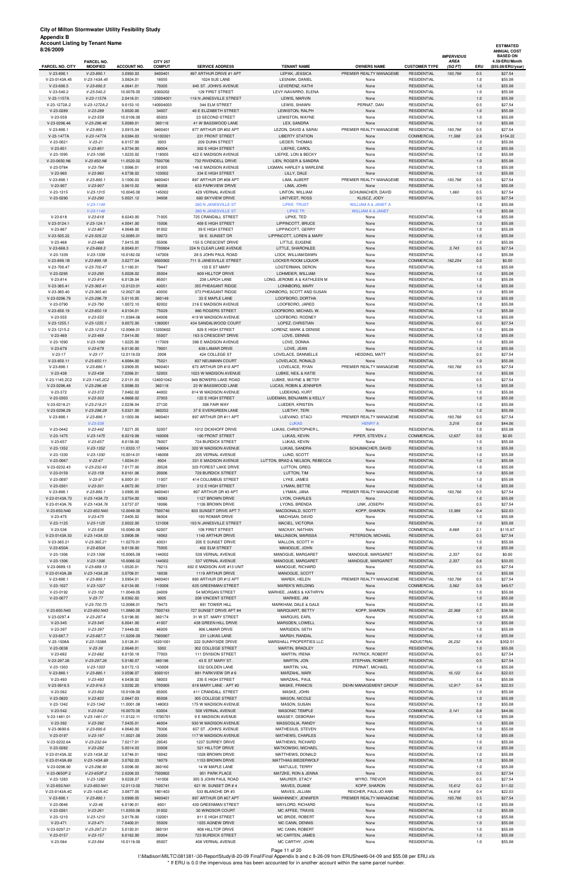**City of Milton Stormwater Utility Feasibility Study**
**Appendix B**
**Account Listing by Tenant Name**
**8/26/2009**

| PARCEL NO. CITY | PARCEL NO. MODIFIED | ACCOUNT NO. | CITY 257 COMPUT | SERVICE ADDRESS | TENANT NAME | OWNERS NAME | CUSTOMER TYPE | IMPERVIOUS AREA (SQ FT) | ERU | ESTIMATED ANNUAL COST BASED ON 4.59/ERU/Month ($55.08/ERU/year) |
|---|---|---|---|---|---|---|---|---|---|---|
| V-23-890.1 | V-23-890.1 | 3.0993.03 | 9400401 | 897 ARTHUR DRIVE #1 APT | LEPAK, JESSICA | PREMIER REALTY MANAGEME | RESIDENTIAL | 193,766 | 0.5 | $27.54 |
| V-23-0143A.45 | V-23-143A.45 | 3.0824.01 | 18055 | 1024 SUE LANE | LESNIAK, DANIEL | None | RESIDENTIAL | | 1.0 | $55.08 |
| V-23-690.5 | V-23-690.5 | 4.0641.01 | 79305 | 645 ST. JOHN'S AVENUE | LEVERENZ, KATHI | None | RESIDENTIAL | | 1.0 | $55.08 |
| V-23-540.2 | V-23-540.2 | 10.0076.05 | 6300202 | 129 FIRST STREET | LEVY-NAVARRO, ELENA | None | RESIDENTIAL | | 1.0 | $55.08 |
| V-23-1157A | V-23-1157A | 2.0418.01 | 125004001 | 116 N JANESVILLE STREET | LEWIS, MARVIN | None | RESIDENTIAL | | 1.0 | $55.08 |
| V-23-1272A.2 | V-23-1272A.2 | 9.0153.10 | 140004003 | 344 ELM STREET | LEWIS, SHAWN | PERNAT, DAN | RESIDENTIAL | | 0.5 | $27.54 |
| V-23-0289 | V-23-289 | 5.0020.00 | 34007 | 40 E ELIZABETH STREET | LEWISTON, RALPH | None | RESIDENTIAL | | 1.0 | $55.08 |
| V-23-559 | V-23-559 | 10.0106.00 | 65003 | 23 SECOND STREET | LEWISTON, WAYNE | None | RESIDENTIAL | | 1.0 | $55.08 |
| V-23-0296.46 | V-23-296.46 | 5.0089.01 | 360116 | 41 W BASSWOOD LANE | LEX, SANDRA | None | RESIDENTIAL | | 1.0 | $55.08 |
| V-23-890.1 | V-23-890.1 | 3.0915.04 | 9400401 | 877 ARTHUR DR #02 APT | LEZON, DAVID & SARAI | PREMIER REALTY MANAGEME | RESIDENTIAL | 193,766 | 0.5 | $27.54 |
| V-23-1477A | V-23-1477A | 8.0384.03 | 16100301 | 231 FRONT STREET | LIBERTY STATION | None | COMMERCIAL | 11,588 | 2.8 | $154.22 |
| V-23-0021 | V-23-21 | 6.0157.00 | 3003 | 209 DUNN STREET | LIEDER, THOMAS | None | RESIDENTIAL | | 1.0 | $55.08 |
| V-23-851 | V-23-851 | 4.0734.00 | 89004 | 302 E HIGH STREET | LIEFKE, CAROL | None | RESIDENTIAL | | 1.0 | $55.08 |
| V-23-1095 | V-23-1095 | 1.0233.02 | 118005 | 422 E MADISON AVENUE | LIEFKE, LON & BECKY | None | RESIDENTIAL | | 1.0 | $55.08 |
| V-23-0650.N6 | V-23-650.N6 | 11.0520.02 | 7500706 | 732 RIVENDELL DRIVE | LIEN, ROGER & SANDRA | None | RESIDENTIAL | | 1.0 | $55.08 |
| V-23-0784 | V-23-784 | 1.0066.01 | 81005 | 146 E MADISON AVENUE | LIGMAN, HARLEY & MARLENE | None | RESIDENTIAL | | 1.0 | $55.08 |
| V-23-960 | V-23-960 | 4.0738.02 | 103002 | 334 E HIGH STREET | LILLY, DALE | None | RESIDENTIAL | | 1.0 | $55.08 |
| V-23-890.1 | V-23-890.1 | 3.1000.03 | 9400401 | 897 ARTHUR DR #08 APT | LIMA, ALBERT | PREMIER REALTY MANAGEME | RESIDENTIAL | 193,766 | 0.5 | $27.54 |
| V-23-907 | V-23-907 | 3.0615.02 | 96008 | 633 PARKVIEW DRIVE | LIMA, JOHN | None | RESIDENTIAL | | 1.0 | $55.08 |
| V-23-1315 | V-23-1315 | 10.0045.00 | 145002 | 429 VERNAL AVENUE | LINTON, WILLIAM | SCHUMACHER, DAVID | RESIDENTIAL | 1,660 | 0.5 | $27.54 |
| V-23-0290 | V-23-290 | 5.0021.12 | 34008 | 600 SKYVIEW DRIVE | LINTVEDT, ROSS | KLISCZ, JODY | RESIDENTIAL | | 0.5 | $27.54 |
| | V-23-1149 | | | 260 N JANESVILLE ST | LIPKE TRUST | WILLIAM A & JANET A | | | 1.0 | $55.08 |
| | V-23-1148 | | | 260 N JANESVILLE ST | LIPKE TR | WILLIAM A & JANET | | | 1.0 | $55.08 |
| V-23-618 | V-23-618 | 8.0243.00 | 71005 | 725 CRANDALL STREET | LIPKE, TED | None | RESIDENTIAL | | 1.0 | $55.08 |
| V-23-0124.1 | V-23-124.1 | 4.0041.00 | 15006 | 409 E HIGH STREET | LIPPINCOTT, BRUCE | None | RESIDENTIAL | | 1.0 | $55.08 |
| V-23-867 | V-23-867 | 4.0648.00 | 91002 | 39 E HIGH STREET | LIPPINCOTT, GERRY | None | RESIDENTIAL | | 1.0 | $55.08 |
| V-23-505.22 | V-23-505.22 | 12.0085.01 | 59072 | 58 E. SUNSET DR | LIPPINCOTT, LOREN & MARY | None | RESIDENTIAL | | 1.0 | $55.08 |
| V-23-468 | V-23-468 | 7.0415.05 | 55006 | 155 S CRESCENT DRIVE | LITTLE, EUGENE | None | RESIDENTIAL | | 1.0 | $55.08 |
| V-23-668.3 | V-23-668.3 | 8.0049.01 | 7700804 | 224 N CLEAR LAKE AVENUE | LITTLE, SHARONLEE | None | RESIDENTIAL | 3,743 | 0.5 | $27.54 |
| V-23-1339 | V-23-1339 | 10.0182.02 | 147009 | 28 S JOHN PAUL ROAD | LOCK, WILLIAM/DAWN | None | RESIDENTIAL | | 1.0 | $55.08 |
| V-23-899.1B | V-23-899.1B | 3.0277.04 | 9500902 | 711 S JANESVILLE STREET | LOCKER ROOM LIQUOR | None | COMMERCIAL | 192,254 | 0.0 | $0.00 |
| V-23-700.47 | V-23-700.47 | 5.1160.01 | 79447 | 133 E ST MARY | LOGTERMAN, DERON | None | RESIDENTIAL | | 1.0 | $55.08 |
| V-23-0295 | V-23-295 | 5.0028.02 | 35004 | 609 HILLTOP DRIVE | LOHMEIER, WILLIAM | None | RESIDENTIAL | | 1.0 | $55.08 |
| V-23-814 | V-23-814 | 6.0128.04 | 85001 | 238 LARCH LANE | LONG, JEROME A & KATHLEEN M | None | RESIDENTIAL | | 1.0 | $55.08 |
| V-23-365.41 | V-23-365.41 | 12.0123.01 | 43051 | 355 PHEASANT RIDGE | LONNBORG, MARY | None | RESIDENTIAL | | 1.0 | $55.08 |
| V-23-365.40 | V-23-365.40 | 12.0027.00 | 43050 | 373 PHEASANT RIDGE | LONNBORG, SCOTT AND SUSAN | None | RESIDENTIAL | | 1.0 | $55.08 |
| V-23-0296.79 | V-23-296.79 | 5.0110.05 | 360149 | 33 E MAPLE LANE | LOOFBORO, DORTHA | None | RESIDENTIAL | | 1.0 | $55.08 |
| V-23-0790 | V-23-790 | 1.0072.10 | 82002 | 216 E MADISON AVENUE | LOOFBORO, JARED | None | RESIDENTIAL | | 1.0 | $55.08 |
| V-23-650.19 | V-23-650.19 | 4.0104.01 | 75029 | 860 ROGERS STREET | LOOFBORO, MICHAEL W. | None | RESIDENTIAL | | 1.0 | $55.08 |
| V-23-555 | V-23-555 | 11.0384.06 | 64008 | 419 W MADISON AVENUE | LOOFBORO, RODNEY | None | RESIDENTIAL | | 1.0 | $55.08 |
| V-23-1255.1 | V-23-1255.1 | 9.0072.00 | 1380001 | 434 SANDALWOOD COURT | LOPEZ, CHRISTIAN | None | RESIDENTIAL | | 0.5 | $27.54 |
| V-23-1215.2 | V-23-1215.2 | 12.0066.01 | 13200602 | 929 E HIGH STREET | LORENZ, MARK & DENISE | None | RESIDENTIAL | | 1.0 | $55.08 |
| V-23-469 | V-23-469 | 7.0414.00 | 55007 | 163 S CRESCENT DRIVE | LOVE, DENNIS | None | RESIDENTIAL | | 1.0 | $55.08 |
| V-23-1090 | V-23-1090 | 1.0225.00 | 117009 | 396 E MADISON AVENUE | LOVE, DONNA | None | RESIDENTIAL | | 1.0 | $55.08 |
| V-23-679 | V-23-679 | 8.0130.00 | 79001 | 638 LAMAR DRIVE | LOVE, JEAN | None | RESIDENTIAL | | 1.0 | $55.08 |
| V-23-17 | V-23-17 | 12.0119.03 | 2008 | 424 COLLEGE ST | LOVELACE, DANNIELLE | HEDDING, MATT | RESIDENTIAL | | 0.5 | $27.54 |
| V-23-650.11 | V-23-650.11 | 4.0084.00 | 75021 | 837 NEUMANN COURT | LOVELACE, RONALD | None | RESIDENTIAL | | 1.0 | $55.08 |
| V-23-890.1 | V-23-890.1 | 3.0909.05 | 9400401 | 873 ARTHUR DR #10 APT | LOVELACE, RYAN | PREMIER REALTY MANAGEME | RESIDENTIAL | 193,766 | 0.5 | $27.54 |
| V-23-438 | V-23-438 | 7.0266.01 | 52003 | 1023 W MADISON AVENUE | LUBKE, NEIL & KATIE | None | RESIDENTIAL | | 1.0 | $55.08 |
| V-23-1145.2C2 | V-23-1145.2C2 | 2.0131.03 | 124601042 | 949 BOWERS LAKE ROAD | LUBKE, WAYNE & BETSY | None | RESIDENTIAL | | 0.5 | $27.54 |
| V-23-0296.48 | V-23-296.48 | 5.0086.03 | 360118 | 23 W BASSWOOD LANE | LUCAS, ROBIN & JENNIFER | None | RESIDENTIAL | | 1.0 | $55.08 |
| V-23-372 | V-23-372 | 7.0462.02 | 44002 | 814 W MADISON AVENUE | LUDEKING, KURT | None | RESIDENTIAL | | 1.0 | $55.08 |
| V-23-0303 | V-23-303 | 4.0668.02 | 37003 | 122 E HIGH STREET | LUDEMAN, BENJAMIN & KELLY | None | RESIDENTIAL | | 1.0 | $55.08 |
| V-23-0218.21 | V-23-218.21 | 2.0236.04 | 27120 | 308 FAIR WAY | LUEDER, KRISTEN | None | RESIDENTIAL | | 1.0 | $55.08 |
| V-23-0298.29 | V-23-298.29 | 5.0321.00 | 360252 | 37 E EVERGREEN LANE | LUETHY, TERI | None | RESIDENTIAL | | 1.0 | $55.08 |
| V-23-890.1 | V-23-890.1 | 3.1003.08 | 9400401 | 897 ARTHUR DR #11 APT | LUEVANO, STACI | PREMIER REALTY MANAGEME | RESIDENTIAL | 193,766 | 0.5 | $27.54 |
| | V-23-538 | | | | LUKAS | HENRY A | | 3,216 | 0.8 | $44.06 |
| V-23-0442 | V-23-442 | 7.0271.05 | 52007 | 1012 DICKHOFF DRIVE | LUKAS, CHRISTOPHER L. | None | RESIDENTIAL | | 1.0 | $55.08 |
| V-23-1475 | V-23-1475 | 8.0219.08 | 160008 | 100 FRONT STREET | LUKAS, KEVIN | PIPER, STEVEN J. | COMMERCIAL | 12,637 | 0.0 | $0.00 |
| V-23-657 | V-23-657 | 8.0158.00 | 76007 | 724 BURDICK STREET | LUKAS, KEVIN | None | RESIDENTIAL | | 1.0 | $55.08 |
| V-23-1352 | V-23-1352 | 11.0333.17 | 149004 | 320 W MADISON AVENUE | LUKAS, SANDRA | SCHUMACHER, DAVID | RESIDENTIAL | | 1.0 | $55.08 |
| V-23-1330 | V-23-1330 | 10.0014.01 | 146008 | 205 VERNAL AVENUE | LUND, SCOTT | None | RESIDENTIAL | | 1.0 | $55.08 |
| V-23-0067 | V-23-67 | 1.0034.01 | 8004 | 331 E MADISON AVENUE | LUTTON, BRAD & NELSON, REBECCA | None | RESIDENTIAL | | 1.0 | $55.08 |
| V-23-0232.43 | V-23-232.43 | 7.0177.00 | 29528 | 325 FOREST LAKE DRIVE | LUTTON, GREG | None | RESIDENTIAL | | 1.0 | $55.08 |
| V-23-0159 | V-23-159 | 8.0161.06 | 20006 | 729 BURDICK STREET | LUTTON, TIM | None | RESIDENTIAL | | 1.0 | $55.08 |
| V-23-0097 | V-23-97 | 6.0001.01 | 11007 | 414 COLUMBUS STREET | LYKE, JAMES | None | RESIDENTIAL | | 1.0 | $55.08 |
| V-23-0301 | V-23-301 | 4.0672.00 | 37001 | 212 E HIGH STREET | LYMAN, BETTIE | None | RESIDENTIAL | | 1.0 | $55.08 |
| V-23-890.1 | V-23-890.1 | 3.0995.05 | 9400401 | 897 ARTHUR DR #3 APT | LYMAN, JANA | PREMIER REALTY MANAGEME | RESIDENTIAL | 193,766 | 0.5 | $27.54 |
| V-23-0143A.73 | V-23-143A.73 | 3.0754.00 | 18083 | 1127 BROWN DRIVE | LYON, CHARLES | None | RESIDENTIAL | | 1.0 | $55.08 |
| V-23-0143A.76 | V-23-143A.76 | 3.0737.07 | 18086 | 1126 BROWN DRIVE | LYONS, BRENDA | LINK, JOSEPH | RESIDENTIAL | | 0.5 | $27.54 |
| V-23-650.N40 | V-23-650.N40 | 12.0049.00 | 7500740 | 633 SUNSET DRIVE APT 7 | MACDONALD, SCOTT | KOPP, SHARON | RESIDENTIAL | 13,389 | 0.4 | $22.03 |
| V-23-475 | V-23-475 | 7.0405.02 | 56004 | 193 ROMAR DRIVE | MACHGAN, DAVID | None | RESIDENTIAL | | 1.0 | $55.08 |
| V-23-1125 | V-23-1125 | 2.0022.00 | 121008 | 103 N JANESVILLE STREET | MACIEL, VICTORIA | None | RESIDENTIAL | | 1.0 | $55.08 |
| V-23-536 | V-23-536 | 10.0080.00 | 62007 | 109 FIRST STREET | MACKAY, NATHAN | None | COMMERCIAL | 8,668 | 2.1 | $115.67 |
| V-23-0143A.53 | V-23-143A.53 | 3.0808.08 | 18063 | 1140 ARTHUR DRIVE | MALLINSON, MARISSA | PETERSON, MICHAEL | RESIDENTIAL | | 0.5 | $27.54 |
| V-23-365.21 | V-23-365.21 | 11.0270.01 | 43031 | 205 E SUNSET DRIVE | MALLON, SCOTT H | None | RESIDENTIAL | | 1.0 | $55.08 |
| V-23-650A | V-23-650A | 9.0139.00 | 75005 | 402 ELM STREET | MANOGUE, JOHN | None | RESIDENTIAL | | 1.0 | $55.08 |
| V-23-1306 | V-23-1306 | 10.0065.09 | 144002 | 539 VERNAL AVENUE | MANOGUE, MARGARET | MANOGUE, MARGARET | RESIDENTIAL | 2,337 | 0.0 | $0.00 |
| V-23-1306 | V-23-1306 | 10.0066.02 | 144002 | 537 VERNAL AVENUE | MANOGUE, MARGARET | MANOGUE, MARGARET | RESIDENTIAL | 2,337 | 0.6 | $33.05 |
| V-23-0689.13 | V-23-689.13 | 1.0520.01 | 79213 | 602 E MADISON AVE #13 UNIT | MANOGUE, RICHARD | None | RESIDENTIAL | | 0.5 | $27.54 |
| V-23-0143A.28 | V-23-143A.28 | 3.0708.01 | 18038 | 1119 ARTHUR DRIVE | MANOGUE, SCOTT | None | RESIDENTIAL | | 1.0 | $55.08 |
| V-23-890.1 | V-23-890.1 | 3.0954.01 | 9400401 | 893 ARTHUR DR #12 APT | MAREK, HELEN | PREMIER REALTY MANAGEME | RESIDENTIAL | 193,766 | 0.5 | $27.54 |
| V-23-1027 | V-23-1027 | 6.0134.00 | 110008 | 635 GREENMAN STREET | MAREK'S WELDING | None | COMMERCIAL | 3,562 | 0.9 | $49.57 |
| V-23-0192 | V-23-192 | 10.0049.05 | 24009 | 54 MORGAN STREET | MARHEE, JAMES & KATHRYN | None | RESIDENTIAL | | 1.0 | $55.08 |
| V-23-0077 | V-23-77 | 8.0362.02 | 9005 | 208 VINCENT STREET | MARHEE, JIM | None | RESIDENTIAL | | 1.0 | $55.08 |
| | V-23-700.73 | 12.0088.01 | 79473 | 891 TOWER HILL | MARKHAM, DALE & GALE | None | RESIDENTIAL | | 1.0 | $55.08 |
| V-23-650.N43 | V-23-650.N43 | 11.0880.00 | 7500743 | 727 SUNSET DRIVE APT #4 | MARQUART, BETTY | KOPP, SHARON | RESIDENTIAL | 22,368 | 0.7 | $38.56 |
| V-23-0297.4 | V-23-297.4 | 5.0198.00 | 360174 | 31 W ST. MARY STREET | MARQUIS, EARL | None | RESIDENTIAL | | 1.0 | $55.08 |
| V-23-345 | V-23-345 | 6.0041.00 | 41007 | 438 GREEN HILL DRIVE | MARSDEN, LOWELL | None | RESIDENTIAL | | 1.0 | $55.08 |
| V-23-397 | V-23-397 | 7.0449.02 | 46009 | 906 LAMAR DRIVE | MARSDEN, SETH | None | RESIDENTIAL | | 1.0 | $55.08 |
| V-23-687.7 | V-23-687.7 | 11.0206.00 | 7900907 | 231 LUKAS LANE | MARSH, RANDAL | None | RESIDENTIAL | | 1.0 | $55.08 |
| V-23-1508A | V-23-1508A | 3.0126.01 | 16201001 | 222 SUNNYSIDE DRIVE | MARSHALL PROPERTIES LLC | None | INDUSTRIAL | 26,232 | 6.4 | $352.51 |
| V-23-0038 | V-23-38 | 2.0648.01 | 5002 | 302 COLLEGE STREET | MARTIN, BRADLEY | None | RESIDENTIAL | | 1.0 | $55.08 |
| V-23-662 | V-23-662 | 8.0150.18 | 77003 | 111 DIVISION STREET | MARTIN, IRENA | PATRICK, ROBERT | RESIDENTIAL | | 0.5 | $27.54 |
| V-23-297.26 | V-23-297.26 | 5.0180.07 | 360196 | 43 E ST MARY ST. | MARTIN, JON | STEPHAN, ROBERT | RESIDENTIAL | | 0.5 | $27.54 |
| V-23-1303 | V-23-1303 | 9.0172.13 | 143008 | 532 GOLDEN LANE | MARTIN, VAL | PERNAT, MICHAEL | RESIDENTIAL | | 1.0 | $55.08 |
| V-23-880.1 | V-23-880.1 | 3.0596.07 | 9300101 | 891 PARKVIEW DR # 6 | MARZAHL, MARI | None | RESIDENTIAL | 16,122 | 0.4 | $22.03 |
| V-23-493 | V-23-493 | 4.0438.02 | 58003 | 235 E HIGH STREET | MARZAHL, PAUL | None | RESIDENTIAL | | 1.0 | $55.08 |
| V-23-0916.5 | V-23-916.5 | 3.0292.20 | 9700905 | 618 MARY LANE - APT #2 | MASKE, FRANCIS | DEHN MANAGEMENT GROUP | RESIDENTIAL | 12,917 | 0.4 | $22.03 |
| V-23-562 | V-23-562 | 10.0108.00 | 65005 | 411 CRANDALL STREET | MASKE, JOHN | None | RESIDENTIAL | | 1.0 | $55.08 |
| V-23-0820 | V-23-820 | 2.0647.03 | 85008 | 305 COLLEGE STREET | MASON, NICOLE | None | RESIDENTIAL | | 1.0 | $55.08 |
| V-23-1342 | V-23-1342 | 11.0001.08 | 148003 | 175 W MADISON AVENUE | MASON, SUSAN | None | RESIDENTIAL | | 1.0 | $55.08 |
| V-23-542 | V-23-542 | 10.0070.00 | 63004 | 508 VERNAL AVENUE | MASONIC TEMPLE | None | COMMERCIAL | 3,141 | 0.8 | $44.06 |
| V-23-1461.01 | V-23-1461.01 | 11.0122.11 | 15700701 | 9 E MADISON AVENUE | MASSEY, DEBORAH | None | RESIDENTIAL | | 1.0 | $55.08 |
| V-23-392 | V-23-392 | 7.0435.01 | 46004 | 930 W MADISON AVENUE | MASSOGLIA, RANDY | None | RESIDENTIAL | | 1.0 | $55.08 |
| V-23-0690.6 | V-23-690.6 | 4.0640.00 | 79306 | 657 ST. JOHN'S AVENUE | MATHESIUS, STEVEN | None | RESIDENTIAL | | 1.0 | $55.08 |
| V-23-0197 | V-23-197 | 11.0021.00 | 25005 | 117 W MADISON AVENUE | MATHEWS, CHARLES | None | RESIDENTIAL | | 1.0 | $55.08 |
| V-23-0232.64 | V-23-232.64 | 7.0217.01 | 29545 | 1237 SURREY DRIVE | MATHEWS, RICHARD | None | RESIDENTIAL | | 1.0 | $55.08 |
| V-23-0282 | V-23-282 | 5.0014.03 | 33008 | 521 HILLTOP DRIVE | MATKOWSKI, MICHAEL | None | RESIDENTIAL | | 1.0 | $55.08 |
| V-23-0143A.32 | V-23-143A.32 | 3.0746.01 | 18042 | 1028 BROWN DRIVE | MATTHEWS, DONALD | None | RESIDENTIAL | | 1.0 | $55.08 |
| V-23-0143A.69 | V-23-143A.69 | 3.0762.03 | 18079 | 1153 BROWN DRIVE | MATTHIAS BIEDERWOLF | None | RESIDENTIAL | | 1.0 | $55.08 |
| V-23-0296.90 | V-23-296.90 | 5.0096.00 | 360160 | 14 W MAPLE LANE | MATULLE, TERRY | None | RESIDENTIAL | | 1.0 | $55.08 |
| V-23-0650P.2 | V-23-650P.2 | 2.0208.03 | 7500802 | 951 PARK PLACE | MATZKE, RON & JENNA | None | RESIDENTIAL | | 0.5 | $27.54 |
| V-23-1283 | V-23-1283 | 9.0228.07 | 141006 | 305 S JOHN PAUL ROAD | MAURER, STACY | WYRO, TREVOR | RESIDENTIAL | | 0.5 | $27.54 |
| V-23-650.N41 | V-23-650.N41 | 12.0113.02 | 7500741 | 621 W. SUNSET DR # 4 | MAVES, DUANE | KOPP, SHARON | RESIDENTIAL | 15,612 | 0.2 | $11.02 |
| V-23-0143A.4C | V-23-143A.4C | 3.0877.05 | 1801403 | 533 BLANCHE DR #3 | MAVES, JILLIAN | REICHER, PAUL/JO ANN | RESIDENTIAL | 14,618 | 0.4 | $22.03 |
| V-23-890.1 | V-23-890.1 | 3.0999.05 | 9400401 | 897 ARTHUR DR #07 APT | MAWHINNEY, JENNIFER | PREMIER REALTY MANAGEME | RESIDENTIAL | 193,766 | 0.5 | $27.54 |
| V-23-0046 | V-23-46 | 6.0190.01 | 6001 | 430 GREENMAN STREET | MAYLORD, RICHARD | None | RESIDENTIAL | | 1.0 | $55.08 |
| V-23-0261 | V-23-261 | 11.0350.06 | 31002 | 30 WINDSOR COURT | MC AFFEE, TRAVIS | None | RESIDENTIAL | | 1.0 | $55.08 |
| V-23-1210 | V-23-1210 | 3.0178.00 | 132001 | 911 E HIGH STREET | MC BRIDE, ROBERT | None | RESIDENTIAL | | 1.0 | $55.08 |
| V-23-471 | V-23-471 | 7.0400.01 | 55009 | 1035 AGNEW DRIVE | MC CANN, DENNIS | None | RESIDENTIAL | | 1.0 | $55.08 |
| V-23-0297.21 | V-23-297.21 | 5.0193.01 | 360191 | 808 HILLTOP DRIVE | MC CANN, ROBERT | None | RESIDENTIAL | | 1.0 | $55.08 |
| V-23-0157 | V-23-157 | 8.0162.00 | 20004 | 723 BURDICK STREET | MC CARTEN, JAMES | None | RESIDENTIAL | | 1.0 | $55.08 |
| V-23-564 | V-23-564 | 10.0119.00 | 65007 | 408 VERNAL AVENUE | MC CARTHY, JOHN | None | RESIDENTIAL | | 1.0 | $55.08 |

I:\Madison\MILTC\081381-\30-ReportStudy\8-20-09 Final\Final Appendix b and c 8-26-09 from ERUSheet6-04-09 and $55.08 per ERU.xls

\* If ERU is 0.0 the impervious area has been accounted for in another account within the same parcel number.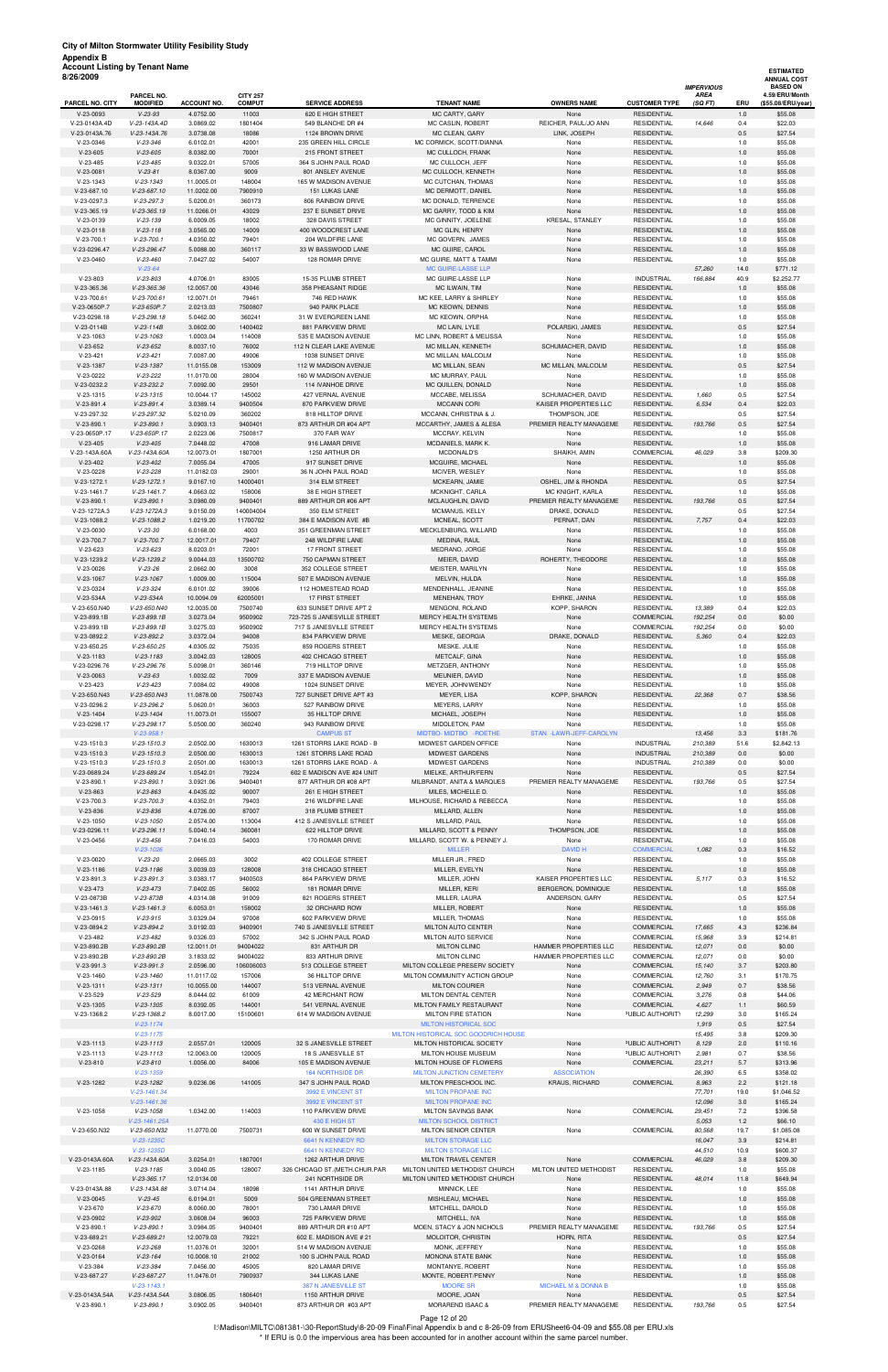**City of Milton Stormwater Utility Feasibility Study**
**Appendix B**
**Account Listing by Tenant Name**
**8/26/2009**

| PARCEL NO. CITY | PARCEL NO. MODIFIED | ACCOUNT NO. | CITY 257 COMPUT | SERVICE ADDRESS | TENANT NAME | OWNERS NAME | CUSTOMER TYPE | IMPERVIOUS AREA (SQ FT) | ERU | ESTIMATED ANNUAL COST BASED ON 4.59/ERU/Month ($55.08/ERU/year) |
|---|---|---|---|---|---|---|---|---|---|---|
| V-23-0093 | V-23-93 | 4.0752.00 | 11003 | 620 E HIGH STREET | MC CARTY, GARY | None | RESIDENTIAL | | 1.0 | $55.08 |
| V-23-0143A.4D | V-23-143A.4D | 3.0869.02 | 1801404 | 549 BLANCHE DR #4 | MC CASLIN, ROBERT | REICHER, PAUL/JO ANN | RESIDENTIAL | 14,646 | 0.4 | $22.03 |
| V-23-0143A.76 | V-23-143A.76 | 3.0738.08 | 18086 | 1124 BROWN DRIVE | MC CLEAN, GARY | LINK, JOSEPH | RESIDENTIAL | | 0.5 | $27.54 |
| V-23-0346 | V-23-346 | 6.0102.01 | 42001 | 235 GREEN HILL CIRCLE | MC CORMICK, SCOTT/DIANNA | None | RESIDENTIAL | | 1.0 | $55.08 |
| V-23-605 | V-23-605 | 8.0382.00 | 70001 | 215 FRONT STREET | MC CULLOCH, FRANK | None | RESIDENTIAL | | 1.0 | $55.08 |
| V-23-485 | V-23-485 | 9.0322.01 | 57005 | 364 S JOHN PAUL ROAD | MC CULLOCH, JEFF | None | RESIDENTIAL | | 1.0 | $55.08 |
| V-23-0081 | V-23-81 | 8.0367.00 | 9009 | 801 ANSLEY AVENUE | MC CULLOCH, KENNETH | None | RESIDENTIAL | | 1.0 | $55.08 |
| V-23-1343 | V-23-1343 | 11.0005.01 | 148004 | 165 W MADISON AVENUE | MC CUTCHAN, THOMAS | None | RESIDENTIAL | | 1.0 | $55.08 |
| V-23-687.10 | V-23-687.10 | 11.0202.00 | 7900910 | 151 LUKAS LANE | MC DERMOTT, DANIEL | None | RESIDENTIAL | | 1.0 | $55.08 |
| V-23-0297.3 | V-23-297.3 | 5.0206.01 | 360173 | 806 RAINBOW DRIVE | MC DONALD, TERRENCE | None | RESIDENTIAL | | 1.0 | $55.08 |
| V-23-365.19 | V-23-365.19 | 11.0266.01 | 43029 | 237 E SUNSET DRIVE | MC GARRY, TODD & KIM | None | RESIDENTIAL | | 1.0 | $55.08 |
| V-23-0139 | V-23-139 | 6.0009.05 | 18002 | 328 DAVIS STREET | MC GINNITY, JOELENE | KRESAL, STANLEY | RESIDENTIAL | | 1.0 | $55.08 |
| V-23-0118 | V-23-118 | 3.0565.00 | 14009 | 400 WOODCREST LANE | MC GLIN, HENRY | None | RESIDENTIAL | | 1.0 | $55.08 |
| V-23-700.1 | V-23-700.1 | 4.0350.02 | 79401 | 204 WILDFIRE LANE | MC GOVERN, JAMES | None | RESIDENTIAL | | 1.0 | $55.08 |
| V-23-0296.47 | V-23-296.47 | 5.0088.00 | 360117 | 33 W BASSWOOD LANE | MC GUIRE, CAROL | None | RESIDENTIAL | | 1.0 | $55.08 |
| V-23-0460 | V-23-460 | 7.0427.02 | 54007 | 128 ROMAR DRIVE | MC GUIRE, MATT & TAMMI | None | RESIDENTIAL | | 1.0 | $55.08 |
| | V-23-64 | | | | MC GUIRE-LASSE LLP | | | 57,260 | 14.0 | $771.12 |
| V-23-803 | V-23-803 | 4.0706.01 | 83005 | 15-35 PLUMB STREET | MC GUIRE-LASSE LLP | None | INDUSTRIAL | 166,884 | 40.9 | $2,252.77 |
| V-23-365.36 | V-23-365.36 | 12.0057.00 | 43046 | 358 PHEASANT RIDGE | MC ILWAIN, TIM | None | RESIDENTIAL | | 1.0 | $55.08 |
| V-23-700.61 | V-23-700.61 | 12.0071.01 | 79461 | 746 RED HAWK | MC KEE, LARRY & SHIRLEY | None | RESIDENTIAL | | 1.0 | $55.08 |
| V-23-0650P.7 | V-23-650P.7 | 2.0213.03 | 7500807 | 940 PARK PLACE | MC KEOWN, DENNIS | None | RESIDENTIAL | | 1.0 | $55.08 |
| V-23-0298.18 | V-23-298.18 | 5.0462.00 | 360241 | 31 W EVERGREEN LANE | MC KEOWN, ORPHA | None | RESIDENTIAL | | 1.0 | $55.08 |
| V-23-0114B | V-23-114B | 3.0602.00 | 1400402 | 881 PARKVIEW DRIVE | MC LAIN, LYLE | POLARSKI, JAMES | RESIDENTIAL | | 0.5 | $27.54 |
| V-23-1063 | V-23-1063 | 1.0003.04 | 114008 | 535 E MADISON AVENUE | MC LINN, ROBERT & MELISSA | None | RESIDENTIAL | | 1.0 | $55.08 |
| V-23-652 | V-23-652 | 8.0037.10 | 76002 | 112 N CLEAR LAKE AVENUE | MC MILLAN, KENNETH | SCHUMACHER, DAVID | RESIDENTIAL | | 1.0 | $55.08 |
| V-23-421 | V-23-421 | 7.0087.00 | 49006 | 1038 SUNSET DRIVE | MC MILLAN, MALCOLM | None | RESIDENTIAL | | 1.0 | $55.08 |
| V-23-1387 | V-23-1387 | 11.0155.08 | 153009 | 112 W MADISON AVENUE | MC MILLAN, SEAN | MC MILLAN, MALCOLM | RESIDENTIAL | | 0.5 | $27.54 |
| V-23-0222 | V-23-222 | 11.0170.00 | 28004 | 160 W MADISON AVENUE | MC MURRAY, PAUL | None | RESIDENTIAL | | 1.0 | $55.08 |
| V-23-0232.2 | V-23-232.2 | 7.0092.00 | 29501 | 114 IVANHOE DRIVE | MC QUILLEN, DONALD | None | RESIDENTIAL | | 1.0 | $55.08 |
| V-23-1315 | V-23-1315 | 10.0044.17 | 145002 | 427 VERNAL AVENUE | MCCABE, MELISSA | SCHUMACHER, DAVID | RESIDENTIAL | 1,660 | 0.5 | $27.54 |
| V-23-891.4 | V-23-891.4 | 3.0389.14 | 9400504 | 870 PARKVIEW DRIVE | MCCANN CORI | KAISER PROPERTIES LLC | RESIDENTIAL | 6,534 | 0.4 | $22.03 |
| V-23-297.32 | V-23-297.32 | 5.0210.09 | 360202 | 818 HILLTOP DRIVE | MCCANN, CHRISTINA & J. | THOMPSON, JOE | RESIDENTIAL | | 0.5 | $27.54 |
| V-23-890.1 | V-23-890.1 | 3.0903.13 | 9400401 | 873 ARTHUR DR #04 APT | MCCARTHY, JAMES & ALESA | PREMIER REALTY MANAGEME | RESIDENTIAL | 193,766 | 0.5 | $27.54 |
| V-23-0650P.17 | V-23-650P.17 | 2.0223.06 | 7500817 | 370 FAIR WAY | MCCRAY, KELVIN | None | RESIDENTIAL | | 1.0 | $55.08 |
| V-23-405 | V-23-405 | 7.0448.02 | 47008 | 916 LAMAR DRIVE | MCDANIELS, MARK K. | None | RESIDENTIAL | | 1.0 | $55.08 |
| V-23-143A.60A | V-23-143A.60A | 12.0073.01 | 1807001 | 1250 ARTHUR DR | MCDONALD'S | SHAIKH, AMIN | COMMERCIAL | 46,029 | 3.8 | $209.30 |
| V-23-402 | V-23-402 | 7.0055.04 | 47005 | 917 SUNSET DRIVE | MCGUIRE, MICHAEL | None | RESIDENTIAL | | 1.0 | $55.08 |
| V-23-0228 | V-23-228 | 11.0182.03 | 29001 | 36 N JOHN PAUL ROAD | MCIVER, WESLEY | None | RESIDENTIAL | | 1.0 | $55.08 |
| V-23-1272.1 | V-23-1272.1 | 9.0167.10 | 14000401 | 314 ELM STREET | MCKEARN, JAMIE | OSHEL, JIM & RHONDA | RESIDENTIAL | | 0.5 | $27.54 |
| V-23-1461.7 | V-23-1461.7 | 4.0663.02 | 158006 | 38 E HIGH STREET | MCKNIGHT, CARLA | MC KNIGHT, KARLA | RESIDENTIAL | | 1.0 | $55.08 |
| V-23-890.1 | V-23-890.1 | 3.0980.09 | 9400401 | 889 ARTHUR DR #06 APT | MCLAUGHLIN, DAVID | PREMIER REALTY MANAGEME | RESIDENTIAL | 193,766 | 0.5 | $27.54 |
| V-23-1272A.3 | V-23-1272A.3 | 9.0150.09 | 140004004 | 350 ELM STREET | MCMANUS, KELLY | DRAKE, DONALD | RESIDENTIAL | | 0.5 | $27.54 |
| V-23-1088.2 | V-23-1088.2 | 1.0219.20 | 11700702 | 384 E MADISON AVE #B | MCNEAL, SCOTT | PERNAT, DAN | RESIDENTIAL | 7,757 | 0.4 | $22.03 |
| V-23-0030 | V-23-30 | 6.0168.00 | 4003 | 351 GREENMAN STREET | MECKLENBURG, WILLARD | None | RESIDENTIAL | | 1.0 | $55.08 |
| V-23-700.7 | V-23-700.7 | 12.0017.01 | 79407 | 248 WILDFIRE LANE | MEDINA, RAUL | None | RESIDENTIAL | | 1.0 | $55.08 |
| V-23-623 | V-23-623 | 8.0203.01 | 72001 | 17 FRONT STREET | MEDRANO, JORGE | None | RESIDENTIAL | | 1.0 | $55.08 |
| V-23-1239.2 | V-23-1239.2 | 9.0044.03 | 13500702 | 750 CAPMAN STREET | MEIER, DAVID | ROHERTY, THEODORE | RESIDENTIAL | | 1.0 | $55.08 |
| V-23-0026 | V-23-26 | 2.0662.00 | 3008 | 352 COLLEGE STREET | MEISTER, MARILYN | None | RESIDENTIAL | | 1.0 | $55.08 |
| V-23-1067 | V-23-1067 | 1.0009.00 | 115004 | 507 E MADISON AVENUE | MELVIN, HULDA | None | RESIDENTIAL | | 1.0 | $55.08 |
| V-23-0324 | V-23-324 | 6.0101.02 | 39006 | 112 HOMESTEAD ROAD | MENDENHALL, JEANINE | None | RESIDENTIAL | | 1.0 | $55.08 |
| V-23-534A | V-23-534A | 10.0094.09 | 62005001 | 17 FIRST STREET | MENEHAN, TROY | EHRKE, JANNA | RESIDENTIAL | | 1.0 | $55.08 |
| V-23-650.N40 | V-23-650.N40 | 12.0035.00 | 7500740 | 633 SUNSET DRIVE APT 2 | MENGONI, ROLAND | KOPP, SHARON | RESIDENTIAL | 13,389 | 0.4 | $22.03 |
| V-23-899.1B | V-23-899.1B | 3.0273.04 | 9500902 | 723-725 S JANESVILLE STREET | MERCY HEALTH SYSTEMS | None | COMMERCIAL | 192,254 | 0.0 | $0.00 |
| V-23-899.1B | V-23-899.1B | 3.0275.03 | 9500902 | 717 S JANESVILLE STREET | MERCY HEALTH SYSTEMS | None | COMMERCIAL | 192,254 | 0.0 | $0.00 |
| V-23-0892.2 | V-23-892.2 | 3.0372.04 | 94008 | 834 PARKVIEW DRIVE | MESKE, GEORGIA | DRAKE, DONALD | RESIDENTIAL | 5,360 | 0.4 | $22.03 |
| V-23-650.25 | V-23-650.25 | 4.0305.02 | 75035 | 859 ROGERS STREET | MESKE, JULIE | None | RESIDENTIAL | | 1.0 | $55.08 |
| V-23-1183 | V-23-1183 | 3.0042.03 | 128005 | 402 CHICAGO STREET | METCALF, GINA | None | RESIDENTIAL | | 1.0 | $55.08 |
| V-23-0296.76 | V-23-296.76 | 5.0098.01 | 360146 | 719 HILLTOP DRIVE | METZGER, ANTHONY | None | RESIDENTIAL | | 1.0 | $55.08 |
| V-23-0063 | V-23-63 | 1.0032.02 | 7009 | 337 E MADISON AVENUE | MEUNIER, DAVID | None | RESIDENTIAL | | 1.0 | $55.08 |
| V-23-423 | V-23-423 | 7.0084.02 | 49008 | 1024 SUNSET DRIVE | MEYER, JOHN/WENDY | None | RESIDENTIAL | | 1.0 | $55.08 |
| V-23-650.N43 | V-23-650.N43 | 11.0878.00 | 7500743 | 727 SUNSET DRIVE APT #3 | MEYER, LISA | KOPP, SHARON | RESIDENTIAL | 22,368 | 0.7 | $38.56 |
| V-23-0296.2 | V-23-296.2 | 5.0620.01 | 36003 | 527 RAINBOW DRIVE | MEYERS, LARRY | None | RESIDENTIAL | | 1.0 | $55.08 |
| V-23-1404 | V-23-1404 | 11.0073.01 | 155007 | 35 HILLTOP DRIVE | MICHAEL, JOSEPH | None | RESIDENTIAL | | 1.0 | $55.08 |
| V-23-0298.17 | V-23-298.17 | 5.0500.00 | 360240 | 943 RAINBOW DRIVE | MIDDLETON, PAM | None | RESIDENTIAL | | 1.0 | $55.08 |
| | V-23-958.1 | | | CAMPUS ST | MIDTBO- MIDTBO -ROETHE | STAN -LAWR-JEFF-CAROLYN | | 13,456 | 3.3 | $181.76 |
| V-23-1510.3 | V-23-1510.3 | 2.0502.00 | 1630013 | 1261 STORRS LAKE ROAD - B | MIDWEST GARDEN OFFICE | None | INDUSTRIAL | 210,389 | 51.6 | $2,842.13 |
| V-23-1510.3 | V-23-1510.3 | 2.0500.00 | 1630013 | 1261 STORRS LAKE ROAD | MIDWEST GARDENS | None | INDUSTRIAL | 210,389 | 0.0 | $0.00 |
| V-23-1510.3 | V-23-1510.3 | 2.0501.00 | 1630013 | 1261 STORRS LAKE ROAD - A | MIDWEST GARDENS | None | INDUSTRIAL | 210,389 | 0.0 | $0.00 |
| V-23-0689.24 | V-23-689.24 | 1.0542.01 | 79224 | 602 E MADISON AVE #24 UNIT | MIELKE, ARTHUR/FERN | None | RESIDENTIAL | | 0.5 | $27.54 |
| V-23-890.1 | V-23-890.1 | 3.0921.06 | 9400401 | 877 ARTHUR DR #08 APT | MILBRANDT, ANITA & MARQUES | PREMIER REALTY MANAGEME | RESIDENTIAL | 193,766 | 0.5 | $27.54 |
| V-23-863 | V-23-863 | 4.0435.02 | 90007 | 261 E HIGH STREET | MILES, MICHELLE D. | None | RESIDENTIAL | | 1.0 | $55.08 |
| V-23-700.3 | V-23-700.3 | 4.0352.01 | 79403 | 216 WILDFIRE LANE | MILHOUSE, RICHARD & REBECCA | None | RESIDENTIAL | | 1.0 | $55.08 |
| V-23-836 | V-23-836 | 4.0726.00 | 87007 | 318 PLUMB STREET | MILLARD, ALLEN | None | RESIDENTIAL | | 1.0 | $55.08 |
| V-23-1050 | V-23-1050 | 2.0574.00 | 113004 | 412 S JANESVILLE STREET | MILLARD, PAUL | None | RESIDENTIAL | | 1.0 | $55.08 |
| V-23-0296.11 | V-23-296.11 | 5.0040.14 | 360081 | 622 HILLTOP DRIVE | MILLARD, SCOTT & PENNY | THOMPSON, JOE | RESIDENTIAL | | 1.0 | $55.08 |
| V-23-0456 | V-23-456 | 7.0416.03 | 54003 | 170 ROMAR DRIVE | MILLARD, SCOTT W. & PENNEY J. | None | RESIDENTIAL | | 1.0 | $55.08 |
| | V-23-1026 | | | | MILLER | DAVID H | COMMERCIAL | 1,082 | 0.3 | $16.52 |
| V-23-0020 | V-23-20 | 2.0665.03 | 3002 | 402 COLLEGE STREET | MILLER JR., FRED | None | RESIDENTIAL | | 1.0 | $55.08 |
| V-23-1186 | V-23-1186 | 3.0039.03 | 128008 | 318 CHICAGO STREET | MILLER, EVELYN | None | RESIDENTIAL | | 1.0 | $55.08 |
| V-23-891.3 | V-23-891.3 | 3.0383.17 | 9400503 | 864 PARKVIEW DRIVE | MILLER, JOHN | KAISER PROPERTIES LLC | RESIDENTIAL | 5,117 | 0.3 | $16.52 |
| V-23-473 | V-23-473 | 7.0402.05 | 56002 | 181 ROMAR DRIVE | MILLER, KERI | BERGERON, DOMINIQUE | RESIDENTIAL | | 1.0 | $55.08 |
| V-23-0873B | V-23-873B | 4.0314.08 | 91009 | 821 ROGERS STREET | MILLER, LAURA | ANDERSON, GARY | RESIDENTIAL | | 0.5 | $27.54 |
| V-23-1461.3 | V-23-1461.3 | 6.0053.01 | 158002 | 32 ORCHARD ROW | MILLER, ROBERT | None | RESIDENTIAL | | 1.0 | $55.08 |
| V-23-0915 | V-23-915 | 3.0329.04 | 97008 | 602 PARKVIEW DRIVE | MILLER, THOMAS | None | RESIDENTIAL | | 1.0 | $55.08 |
| V-23-0894.2 | V-23-894.2 | 3.0192.03 | 9400901 | 740 S JANESVILLE STREET | MILTON AUTO CENTER | None | COMMERCIAL | 17,665 | 4.3 | $236.84 |
| V-23-482 | V-23-482 | 9.0326.03 | 57002 | 342 S JOHN PAUL ROAD | MILTON AUTO SERVICE | None | COMMERCIAL | 15,968 | 3.9 | $214.81 |
| V-23-890.2B | V-23-890.2B | 12.0011.01 | 94004022 | 831 ARTHUR DR | MILTON CLINIC | HAMMER PROPERTIES LLC | RESIDENTIAL | 12,071 | 0.0 | $0.00 |
| V-23-890.2B | V-23-890.2B | 3.1833.02 | 94004022 | 833 ARTHUR DRIVE | MILTON CLINIC | HAMMER PROPERTIES LLC | COMMERCIAL | 12,071 | 0.0 | $0.00 |
| V-23-991.3 | V-23-991.3 | 2.0596.00 | 106006003 | 513 COLLEGE STREET | MILTON COLLEGE PRESERV SOCIETY | None | COMMERCIAL | 15,140 | 3.7 | $203.80 |
| V-23-1460 | V-23-1460 | 11.0117.02 | 157006 | 36 HILLTOP DRIVE | MILTON COMMUNITY ACTION GROUP | None | COMMERCIAL | 12,760 | 3.1 | $170.75 |
| V-23-1311 | V-23-1311 | 10.0055.00 | 144007 | 513 VERNAL AVENUE | MILTON COURIER | None | COMMERCIAL | 2,949 | 0.7 | $38.56 |
| V-23-529 | V-23-529 | 8.0444.02 | 61009 | 42 MERCHANT ROW | MILTON DENTAL CENTER | None | COMMERCIAL | 3,276 | 0.8 | $44.06 |
| V-23-1305 | V-23-1305 | 8.0392.05 | 144001 | 541 VERNAL AVENUE | MILTON FAMILY RESTAURANT | None | COMMERCIAL | 4,627 | 1.1 | $60.59 |
| V-23-1368.2 | V-23-1368.2 | 8.0017.00 | 15100601 | 614 W MADISON AVENUE | MILTON FIRE STATION | None | PUBLIC AUTHORITY | 12,299 | 3.0 | $165.24 |
| | V-23-1174 | | | | MILTON HISTORICAL SOC | | | 1,919 | 0.5 | $27.54 |
| | V-23-1175 | | | | MILTON HISTORICAL SOC GOODRICH HOUSE | | | 15,495 | 3.8 | $209.30 |
| V-23-1113 | V-23-1113 | 2.0557.01 | 120005 | 32 S JANESVILLE STREET | MILTON HISTORICAL SOCIETY | None | PUBLIC AUTHORITY | 8,129 | 2.0 | $110.16 |
| V-23-1113 | V-23-1113 | 12.0063.00 | 120005 | 18 S JANESVILLE ST | MILTON HOUSE MUSEUM | None | PUBLIC AUTHORITY | 2,981 | 0.7 | $38.56 |
| V-23-810 | V-23-810 | 1.0056.00 | 84006 | 105 E MADISON AVENUE | MILTON HOUSE OF FLOWERS | None | COMMERCIAL | 23,211 | 5.7 | $313.96 |
| | V-23-1359 | | | 164 NORTHSIDE DR | MILTON JUNCTION CEMETERY | ASSOCIATION | | 26,390 | 6.5 | $358.02 |
| V-23-1282 | V-23-1282 | 9.0236.06 | 141005 | 347 S JOHN PAUL ROAD | MILTON PRESCHOOL INC. | KRAUS, RICHARD | COMMERCIAL | 8,963 | 2.2 | $121.18 |
| | V-23-1461.34 | | | 3992 E VINCENT ST | MILTON PROPANE INC | | | 77,701 | 19.0 | $1,046.52 |
| | V-23-1461.36 | | | 3992 E VINCENT ST | MILTON PROPANE INC | | | 12,096 | 3.0 | $165.24 |
| V-23-1058 | V-23-1058 | 1.0342.00 | 114003 | 110 PARKVIEW DRIVE | MILTON SAVINGS BANK | None | COMMERCIAL | 29,451 | 7.2 | $396.58 |
| | V-23-1461.25A | | | 430 E HIGH ST | MILTON SCHOOL DISTRICT | | | 5,053 | 1.2 | $66.10 |
| V-23-650.N32 | V-23-650.N32 | 11.0770.00 | 7500731 | 600 W SUNSET DRIVE | MILTON SENIOR CENTER | None | COMMERCIAL | 80,568 | 19.7 | $1,085.08 |
| | V-23-1295C | | | 6641 N KENNEDY RD | MILTON STORAGE LLC | | | 16,047 | 3.9 | $214.81 |
| | V-23-1295D | | | 6641 N KENNEDY RD | MILTON STORAGE LLC | | | 44,510 | 10.9 | $600.37 |
| V-23-0143A.60A | V-23-143A.60A | 3.0254.01 | 1807001 | 1262 ARTHUR DRIVE | MILTON TRAVEL CENTER | None | COMMERCIAL | 46,029 | 3.8 | $209.30 |
| V-23-1185 | V-23-1185 | 3.0040.05 | 128007 | 326 CHICAGO ST.(METH.CHUR.PAR | MILTON UNITED METHODIST CHURCH | MILTON UNITED METHODIST | RESIDENTIAL | | 1.0 | $55.08 |
| | V-23-365.17 | 12.0134.00 | | 241 NORTHSIDE DR | MILTON UNITED METHODIST CHURCH | None | RESIDENTIAL | 48,014 | 11.8 | $649.94 |
| V-23-0143A.88 | V-23-143A.88 | 3.0714.04 | 18098 | 1141 ARTHUR DRIVE | MINNICK, LEE | None | RESIDENTIAL | | 1.0 | $55.08 |
| V-23-0045 | V-23-45 | 6.0194.01 | 5009 | 504 GREENMAN STREET | MISHLEAU, MICHAEL | None | RESIDENTIAL | | 1.0 | $55.08 |
| V-23-670 | V-23-670 | 8.0060.00 | 78001 | 730 LAMAR DRIVE | MITCHELL, DAROLD | None | RESIDENTIAL | | 1.0 | $55.08 |
| V-23-0902 | V-23-902 | 3.0608.04 | 96003 | 725 PARKVIEW DRIVE | MITCHELL, IVA | None | RESIDENTIAL | | 1.0 | $55.08 |
| V-23-890.1 | V-23-890.1 | 3.0984.05 | 9400401 | 889 ARTHUR DR #10 APT | MOEN, STACY & JON NICHOLS | PREMIER REALTY MANAGEME | RESIDENTIAL | 193,766 | 0.5 | $27.54 |
| V-23-689.21 | V-23-689.21 | 12.0079.03 | 79221 | 602 E. MADISON AVE # 21 | MOLOITOR, CHRISTIN | HORN, RITA | RESIDENTIAL | | 0.5 | $27.54 |
| V-23-0268 | V-23-268 | 11.0376.01 | 32001 | 514 W MADISON AVENUE | MONK, JEFFREY | None | RESIDENTIAL | | 1.0 | $55.08 |
| V-23-0164 | V-23-164 | 10.0008.10 | 21002 | 100 S JOHN PAUL ROAD | MONONA STATE BANK | None | RESIDENTIAL | | 1.0 | $55.08 |
| V-23-384 | V-23-384 | 7.0456.00 | 45005 | 820 LAMAR DRIVE | MONTANYE, ROBERT | None | RESIDENTIAL | | 1.0 | $55.08 |
| V-23-687.27 | V-23-687.27 | 12.0476.01 | 7900937 | 344 LUKAS LANE | MONTE, ROBERT/PENNY | None | RESIDENTIAL | | 1.0 | $55.08 |
| | V-23-1143.1 | | | 367 N JANESVILLE ST | MOORE SR | MICHAEL M & DONNA B | | | 1.0 | $55.08 |
| V-23-0143A.54A | V-23-143A.54A | 3.0806.05 | 1806401 | 1150 ARTHUR DRIVE | MOORE, JOAN | None | RESIDENTIAL | | 0.5 | $27.54 |
| V-23-890.1 | V-23-890.1 | 3.0902.05 | 9400401 | 873 ARTHUR DR #03 APT | MORAREND ISAAC & | PREMIER REALTY MANAGEME | RESIDENTIAL | 193,766 | 0.5 | $27.54 |

I:\Madison\MILTC\081381-\30-ReportStudy\8-20-09 Final\Final Appendix b and c 8-26-09 from ERUSheet6-04-09 and $55.08 per ERU.xls

* If ERU is 0.0 the impervious area has been accounted for in another account within the same parcel number.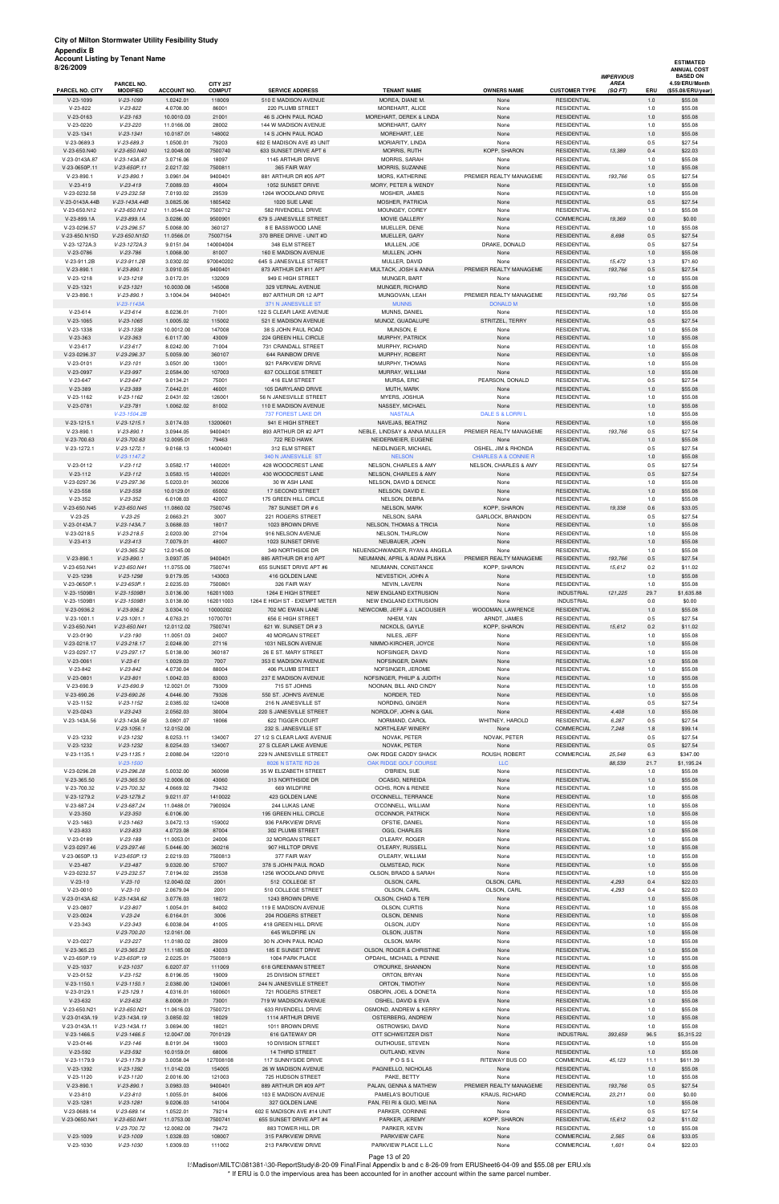# City of Milton Stormwater Utility Feasibility Study
## Appendix B
## Account Listing by Tenant Name
## 8/26/2009

| PARCEL NO. CITY | PARCEL NO. MODIFIED | ACCOUNT NO. | CITY 257 COMPUT | SERVICE ADDRESS | TENANT NAME | OWNERS NAME | CUSTOMER TYPE | IMPERVIOUS AREA (SQ FT) | ERU | ESTIMATED ANNUAL COST BASED ON 4.59/ERU/Month ($55.08/ERU/year) |
|---|---|---|---|---|---|---|---|---|---|---|
| V-23-1099 | V-23-1099 | 1.0242.01 | 118009 | 510 E MADISON AVENUE | MOREA, DIANE M. | None | RESIDENTIAL | | 1.0 | $55.08 |
| V-23-822 | V-23-822 | 4.0708.00 | 86001 | 220 PLUMB STREET | MOREHART, ALICE | None | RESIDENTIAL | | 1.0 | $55.08 |
| V-23-0163 | V-23-163 | 10.0010.03 | 21001 | 46 S JOHN PAUL ROAD | MOREHART, DEREK & LINDA | None | RESIDENTIAL | | 1.0 | $55.08 |
| V-23-0220 | V-23-220 | 11.0166.00 | 28002 | 144 W MADISON AVENUE | MOREHART, GARY | None | RESIDENTIAL | | 1.0 | $55.08 |
| V-23-1341 | V-23-1341 | 10.0187.01 | 148002 | 14 S JOHN PAUL ROAD | MOREHART, LEE | None | RESIDENTIAL | | 1.0 | $55.08 |
| V-23-0689.3 | V-23-689.3 | 1.0500.01 | 79203 | 602 E MADISON AVE #3 UNIT | MORIARITY, LINDA | None | RESIDENTIAL | | 0.5 | $27.54 |
| V-23-650.N40 | V-23-650.N40 | 12.0048.00 | 7500740 | 633 SUNSET DRIVE APT 6 | MORRIS, RUTH | KOPP, SHARON | RESIDENTIAL | 13,389 | 0.4 | $22.03 |
| V-23-0143A.87 | V-23-143A.87 | 3.0716.06 | 18097 | 1145 ARTHUR DRIVE | MORRIS, SARAH | None | RESIDENTIAL | | 1.0 | $55.08 |
| V-23-0650P.11 | V-23-650P.11 | 2.0217.02 | 7500811 | 365 FAIR WAY | MORRIS, SUZANNE | None | RESIDENTIAL | | 1.0 | $55.08 |
| V-23-890.1 | V-23-890.1 | 3.0961.04 | 9400401 | 881 ARTHUR DR #05 APT | MORS, KATHERINE | PREMIER REALTY MANAGEME | RESIDENTIAL | 193,766 | 0.5 | $27.54 |
| V-23-419 | V-23-419 | 7.0089.03 | 49004 | 1052 SUNSET DRIVE | MORY, PETER & WENDY | None | RESIDENTIAL | | 1.0 | $55.08 |
| V-23-0232.58 | V-23-232.58 | 7.0193.02 | 29539 | 1264 WOODLAND DRIVE | MOSHER, JAMES | None | RESIDENTIAL | | 1.0 | $55.08 |
| V-23-0143A.44B | V-23-143A.44B | 3.0825.06 | 1805402 | 1020 SUE LANE | MOSHER, PATRICIA | None | RESIDENTIAL | | 0.5 | $27.54 |
| V-23-650.N12 | V-23-650.N12 | 11.0544.02 | 7500712 | 582 RIVENDELL DRIVE | MOUNGEY, COREY | None | RESIDENTIAL | | 1.0 | $55.08 |
| V-23-899.1A | V-23-899.1A | 3.0286.00 | 9500901 | 679 S JANESVILLE STREET | MOVIE GALLERY | None | COMMERCIAL | 19,369 | 0.0 | $0.00 |
| V-23-0296.57 | V-23-296.57 | 5.0068.00 | 360127 | 8 E BASSWOOD LANE | MUELLER, DENE | None | RESIDENTIAL | | 1.0 | $55.08 |
| V-23-650.N15D | V-23-650.N15D | 11.0566.01 | 75007154 | 370 BREE DRIVE - UNIT #D | MUELLER, GARY | None | RESIDENTIAL | 8,698 | 0.5 | $27.54 |
| V-23-1272A.3 | V-23-1272A.3 | 9.0151.04 | 140004004 | 348 ELM STREET | MULLEN, JOE | DRAKE, DONALD | RESIDENTIAL | | 0.5 | $27.54 |
| V-23-0786 | V-23-786 | 1.0068.00 | 81007 | 160 E MADISON AVENUE | MULLEN, JOHN | None | RESIDENTIAL | | 1.0 | $55.08 |
| V-23-911.2B | V-23-911.2B | 3.0302.02 | 970040202 | 645 S JANESVILLE STREET | MULLER, DAVID | None | RESIDENTIAL | 15,472 | 1.3 | $71.60 |
| V-23-890.1 | V-23-890.1 | 3.0910.05 | 9400401 | 873 ARTHUR DR #11 APT | MULTACK, JOSH & ANNA | PREMIER REALTY MANAGEME | RESIDENTIAL | 193,766 | 0.5 | $27.54 |
| V-23-1218 | V-23-1218 | 3.0172.01 | 132009 | 949 E HIGH STREET | MUNGER, BART | None | RESIDENTIAL | | 1.0 | $55.08 |
| V-23-1321 | V-23-1321 | 10.0030.08 | 145008 | 329 VERNAL AVENUE | MUNGER, RICHARD | None | RESIDENTIAL | | 1.0 | $55.08 |
| V-23-890.1 | V-23-890.1 | 3.1004.04 | 9400401 | 897 ARTHUR DR 12 APT | MUNGOVAN, LEAH | PREMIER REALTY MANAGEME | RESIDENTIAL | 193,766 | 0.5 | $27.54 |
| | V-23-1143A | | | 371 N JANESVILLE ST | MUNNS | DONALD M | | | 1.0 | $55.08 |
| V-23-614 | V-23-614 | 8.0236.01 | 71001 | 122 S CLEAR LAKE AVENUE | MUNNS, DANIEL | None | RESIDENTIAL | | 1.0 | $55.08 |
| V-23-1065 | V-23-1065 | 1.0005.02 | 115002 | 521 E MADISON AVENUE | MUNOZ, GUADALUPE | STRITZEL, TERRY | RESIDENTIAL | | 0.5 | $27.54 |
| V-23-1338 | V-23-1338 | 10.0012.00 | 147008 | 38 S JOHN PAUL ROAD | MUNSON, E | None | RESIDENTIAL | | 1.0 | $55.08 |
| V-23-363 | V-23-363 | 6.0117.00 | 43009 | 224 GREEN HILL CIRCLE | MURPHY, PATRICK | None | RESIDENTIAL | | 1.0 | $55.08 |
| V-23-617 | V-23-617 | 8.0242.00 | 71004 | 731 CRANDALL STREET | MURPHY, RICHARD | None | RESIDENTIAL | | 1.0 | $55.08 |
| V-23-0296.37 | V-23-296.37 | 5.0059.00 | 360107 | 644 RAINBOW DRIVE | MURPHY, ROBERT | None | RESIDENTIAL | | 1.0 | $55.08 |
| V-23-0101 | V-23-101 | 3.0501.00 | 13001 | 921 PARKVIEW DRIVE | MURPHY, THOMAS | None | RESIDENTIAL | | 1.0 | $55.08 |
| V-23-0997 | V-23-997 | 2.0584.00 | 107003 | 637 COLLEGE STREET | MURRAY, WILLIAM | None | RESIDENTIAL | | 1.0 | $55.08 |
| V-23-647 | V-23-647 | 9.0134.21 | 75001 | 416 ELM STREET | MURSA, ERIC | PEARSON, DONALD | RESIDENTIAL | | 0.5 | $27.54 |
| V-23-389 | V-23-389 | 7.0442.01 | 46001 | 105 DAIRYLAND DRIVE | MUTH, MARK | None | RESIDENTIAL | | 1.0 | $55.08 |
| V-23-1162 | V-23-1162 | 2.0431.02 | 126001 | 56 N JANESVILLE STREET | MYERS, JOSHUA | None | RESIDENTIAL | | 1.0 | $55.08 |
| V-23-0781 | V-23-781 | 1.0062.02 | 81002 | 110 E MADISON AVENUE | NASSEY, MICHAEL | None | RESIDENTIAL | | 1.0 | $55.08 |
| | V-23-1504.2B | | | 737 FOREST LAKE DR | NASTALA | DALE S & LORRI L | | | 1.0 | $55.08 |
| V-23-1215.1 | V-23-1215.1 | 3.0174.03 | 13200601 | 941 E HIGH STREET | NAVEJAS, BEATRIZ | None | RESIDENTIAL | | 1.0 | $55.08 |
| V-23-890.1 | V-23-890.1 | 3.0944.05 | 9400401 | 893 ARTHUR DR #2 APT | NEBLE, LINDSAY & ANNA MULLER | PREMIER REALTY MANAGEME | RESIDENTIAL | 193,766 | 0.5 | $27.54 |
| V-23-700.63 | V-23-700.63 | 12.0095.01 | 79463 | 722 RED HAWK | NEIDERMEIER, EUGENE | None | RESIDENTIAL | | 1.0 | $55.08 |
| V-23-1272.1 | V-23-1272.1 | 9.0168.13 | 14000401 | 312 ELM STREET | NEIDLINGER, MICHAEL | OSHEL, JIM & RHONDA | RESIDENTIAL | | 0.5 | $27.54 |
| | V-23-1147.2 | | | 340 N JANESVILLE ST | NELSON | CHARLES A & CONNIE R | | | 1.0 | $55.08 |
| V-23-0112 | V-23-112 | 3.0582.17 | 1400201 | 428 WOODCREST LANE | NELSON, CHARLES & AMY | NELSON, CHARLES & AMY | RESIDENTIAL | | 0.5 | $27.54 |
| V-23-112 | V-23-112 | 3.0583.15 | 1400201 | 430 WOODCREST LANE | NELSON, CHARLES & AMY | None | RESIDENTIAL | | 0.5 | $27.54 |
| V-23-0297.36 | V-23-297.36 | 5.0203.01 | 360206 | 30 W ASH LANE | NELSON, DAVID & DENICE | None | RESIDENTIAL | | 1.0 | $55.08 |
| V-23-558 | V-23-558 | 10.0129.01 | 65002 | 17 SECOND STREET | NELSON, DAVID E. | None | RESIDENTIAL | | 1.0 | $55.08 |
| V-23-352 | V-23-352 | 6.0108.03 | 42007 | 175 GREEN HILL CIRCLE | NELSON, DEBRA | None | RESIDENTIAL | | 1.0 | $55.08 |
| V-23-650.N45 | V-23-650.N45 | 11.0860.02 | 7500745 | 787 SUNSET DR # 6 | NELSON, MARK | KOPP, SHARON | RESIDENTIAL | 19,338 | 0.6 | $33.05 |
| V-23-25 | V-23-25 | 2.0663.21 | 3007 | 221 ROGERS STREET | NELSON, SARA | GARLOCK, BRANDON | RESIDENTIAL | | 0.5 | $27.54 |
| V-23-0143A.7 | V-23-143A.7 | 3.0688.03 | 18017 | 1023 BROWN DRIVE | NELSON, THOMAS & TRICIA | None | RESIDENTIAL | | 1.0 | $55.08 |
| V-23-0218.5 | V-23-218.5 | 2.0203.00 | 27104 | 916 NELSON AVENUE | NELSON, THURLOW | None | RESIDENTIAL | | 1.0 | $55.08 |
| V-23-413 | V-23-413 | 7.0079.01 | 48007 | 1023 SUNSET DRIVE | NEUBAUER, JOHN | None | RESIDENTIAL | | 1.0 | $55.08 |
| | V-23-365.52 | 12.0145.00 | | 349 NORTHSIDE DR | NEUENSCHWANDER, RYAN & ANGELA | None | RESIDENTIAL | | 1.0 | $55.08 |
| V-23-890.1 | V-23-890.1 | 3.0937.05 | 9400401 | 885 ARTHUR DR #10 APT | NEUMANN, APRIL & ADAM PLISKA | PREMIER REALTY MANAGEME | RESIDENTIAL | 193,766 | 0.5 | $27.54 |
| V-23-650.N41 | V-23-650.N41 | 11.0755.00 | 7500741 | 655 SUNSET DRIVE APT #6 | NEUMANN, CONSTANCE | KOPP, SHARON | RESIDENTIAL | 15,612 | 0.2 | $11.02 |
| V-23-1298 | V-23-1298 | 9.0179.05 | 143003 | 416 GOLDEN LANE | NEVESTICH, JOHN A | None | RESIDENTIAL | | 1.0 | $55.08 |
| V-23-0650P.1 | V-23-650P.1 | 2.0235.03 | 7500801 | 326 FAIR WAY | NEVIN, LAVERN | None | RESIDENTIAL | | 1.0 | $55.08 |
| V-23-1509B1 | V-23-1509B1 | 3.0136.00 | 162011003 | 1264 E HIGH STREET | NEW ENGLAND EXTRUSION | None | INDUSTRIAL | 121,225 | 29.7 | $1,635.88 |
| V-23-1509B1 | V-23-1509B1 | 3.0138.00 | 162011003 | 1264 E HIGH ST - EXEMPT METER | NEW ENGLAND EXTRUSION | None | INDUSTRIAL | | 0.0 | $0.00 |
| V-23-0936.2 | V-23-936.2 | 3.0304.10 | 10000202 | 702 MC EWAN LANE | NEWCOMB, JEFF & J. LACOUSIER | WOODMAN, LAWRENCE | RESIDENTIAL | | 1.0 | $55.08 |
| V-23-1001.1 | V-23-1001.1 | 4.0763.21 | 10700701 | 656 E HIGH STREET | NHEM, YAN | ARNDT, JAMES | RESIDENTIAL | | 0.5 | $27.54 |
| V-23-650.N41 | V-23-650.N41 | 12.0112.02 | 7500741 | 621 W. SUNSET DR # 3 | NICKOLS, GAYLE | KOPP, SHARON | RESIDENTIAL | 15,612 | 0.2 | $11.02 |
| V-23-0190 | V-23-190 | 11.0051.03 | 24007 | 40 MORGAN STREET | NILES, JEFF | None | RESIDENTIAL | | 1.0 | $55.08 |
| V-23-0218.17 | V-23-218.17 | 2.0248.00 | 27116 | 1031 NELSON AVENUE | NIMMO-KIRCHER, JOYCE | None | RESIDENTIAL | | 1.0 | $55.08 |
| V-23-0297.17 | V-23-297.17 | 5.0138.00 | 360187 | 26 E ST. MARY STREET | NOFSINGER, DAVID | None | RESIDENTIAL | | 1.0 | $55.08 |
| V-23-0061 | V-23-61 | 1.0029.03 | 7007 | 353 E MADISON AVENUE | NOFSINGER, DAWN | None | RESIDENTIAL | | 1.0 | $55.08 |
| V-23-842 | V-23-842 | 4.0730.04 | 88004 | 406 PLUMB STREET | NOFSINGER, JEROME | None | RESIDENTIAL | | 1.0 | $55.08 |
| V-23-0801 | V-23-801 | 1.0042.03 | 83003 | 237 E MADISON AVENUE | NOFSINGER, PHILIP & JUDITH | None | RESIDENTIAL | | 1.0 | $55.08 |
| V-23-690.9 | V-23-690.9 | 12.0021.01 | 79309 | 715 ST JOHNS | NOONAN, BILL AND CINDY | None | RESIDENTIAL | | 1.0 | $55.08 |
| V-23-690.26 | V-23-690.26 | 4.0446.00 | 79326 | 550 ST. JOHN'S AVENUE | NORDER, TED | None | RESIDENTIAL | | 1.0 | $55.08 |
| V-23-1152 | V-23-1152 | 2.0385.02 | 124008 | 216 N JANESVILLE ST | NORDING, GINGER | None | RESIDENTIAL | | 0.5 | $27.54 |
| V-23-0243 | V-23-243 | 2.0562.03 | 30004 | 220 S JANESVILLE STREET | NORDLOF, JOHN & GAIL | None | RESIDENTIAL | 4,408 | 1.0 | $55.08 |
| V-23-143A.56 | V-23-143A.56 | 3.0801.07 | 18066 | 622 TIGGER COURT | NORMAND, CAROL | WHITNEY, HAROLD | RESIDENTIAL | 6,287 | 0.5 | $27.54 |
| | V-23-1056.1 | 12.0152.00 | | 232 S. JANESVILLE ST | NORTHLEAF WINERY | None | COMMERCIAL | 7,248 | 1.8 | $99.14 |
| V-23-1232 | V-23-1232 | 8.0253.11 | 134007 | 27 1/2 S CLEAR LAKE AVENUE | NOVAK, PETER | NOVAK, PETER | RESIDENTIAL | | 0.5 | $27.54 |
| V-23-1232 | V-23-1232 | 8.0254.03 | 134007 | 27 S CLEAR LAKE AVENUE | NOVAK, PETER | None | RESIDENTIAL | | 0.5 | $27.54 |
| V-23-1135.1 | V-23-1135.1 | 2.0080.04 | 122010 | 229 N JANESVILLE STREET | OAK RIDGE CADDY SHACK | ROUSH, ROBERT | COMMERCIAL | 25,548 | 6.3 | $347.00 |
| | V-23-1500 | | | 8026 N STATE RD 26 | OAK RIDGE GOLF COURSE | LLC | | 88,539 | 21.7 | $1,195.24 |
| V-23-0296.28 | V-23-296.28 | 5.0032.00 | 360098 | 35 W ELIZABETH STREET | O'BRIEN, SUE | None | RESIDENTIAL | | 1.0 | $55.08 |
| V-23-365.50 | V-23-365.50 | 12.0006.00 | 43060 | 313 NORTHSIDE DR | OCASIO, NEREIDA | None | RESIDENTIAL | | 1.0 | $55.08 |
| V-23-700.32 | V-23-700.32 | 4.0669.02 | 79432 | 669 WILDFIRE | OCHS, RON & RENEE | None | RESIDENTIAL | | 1.0 | $55.08 |
| V-23-1279.2 | V-23-1279.2 | 9.0211.07 | 1410022 | 423 GOLDEN LANE | O'CONNELL, TERRANCE | None | RESIDENTIAL | | 1.0 | $55.08 |
| V-23-687.24 | V-23-687.24 | 11.0488.01 | 7900924 | 244 LUKAS LANE | O'CONNELL, WILLIAM | None | RESIDENTIAL | | 1.0 | $55.08 |
| V-23-350 | V-23-350 | 6.0106.00 | 42005 | 195 GREEN HILL CIRCLE | O'CONNOR, PATRICK | None | RESIDENTIAL | | 1.0 | $55.08 |
| V-23-1463 | V-23-1463 | 3.0472.13 | 159002 | 936 PARKVIEW DRIVE | OFSTIE, DANIEL | None | RESIDENTIAL | | 1.0 | $55.08 |
| V-23-833 | V-23-833 | 4.0723.08 | 87004 | 302 PLUMB STREET | OGG, CHARLES | None | RESIDENTIAL | | 1.0 | $55.08 |
| V-23-0189 | V-23-189 | 11.0053.01 | 24006 | 32 MORGAN STREET | O'LEARY, ROGER | None | RESIDENTIAL | | 1.0 | $55.08 |
| V-23-0297.46 | V-23-297.46 | 5.0446.00 | 360216 | 907 HILLTOP DRIVE | O'LEARY, RUSSELL | None | RESIDENTIAL | | 1.0 | $55.08 |
| V-23-0650P.13 | V-23-650P.13 | 2.0219.03 | 7500813 | 377 FAIR WAY | O'LEARY, WILLIAM | None | RESIDENTIAL | | 1.0 | $55.08 |
| V-23-487 | V-23-487 | 9.0320.00 | 57007 | 378 S JOHN PAUL ROAD | OLMSTEAD, RICK | None | RESIDENTIAL | | 1.0 | $55.08 |
| V-23-0232.57 | V-23-232.57 | 7.0194.02 | 29538 | 1256 WOODLAND DRIVE | OLSON, BRADD & SARAH | None | RESIDENTIAL | | 1.0 | $55.08 |
| V-23-10 | V-23-10 | 12.0040.02 | 2001 | 512 COLLEGE ST | OLSON, CARL | OLSON, CARL | RESIDENTIAL | 4,293 | 0.4 | $22.03 |
| V-23-0010 | V-23-10 | 2.0679.04 | 2001 | 510 COLLEGE STREET | OLSON, CARL | OLSON, CARL | RESIDENTIAL | 4,293 | 0.4 | $22.03 |
| V-23-0143A.62 | V-23-143A.62 | 3.0776.03 | 18072 | 1243 BROWN DRIVE | OLSON, CHAD & TERI | None | RESIDENTIAL | | 1.0 | $55.08 |
| V-23-0807 | V-23-807 | 1.0054.01 | 84002 | 119 E MADISON AVENUE | OLSON, CURTIS | None | RESIDENTIAL | | 1.0 | $55.08 |
| V-23-0024 | V-23-24 | 6.0164.01 | 3006 | 204 ROGERS STREET | OLSON, DENNIS | None | RESIDENTIAL | | 1.0 | $55.08 |
| V-23-343 | V-23-343 | 6.0038.04 | 41005 | 418 GREEN HILL DRIVE | OLSON, JUDY | None | RESIDENTIAL | | 1.0 | $55.08 |
| | V-23-700.20 | 12.0161.00 | | 645 WILDFIRE LN | OLSON, JUSTIN | None | RESIDENTIAL | | 1.0 | $55.08 |
| V-23-0227 | V-23-227 | 11.0180.02 | 28009 | 30 N JOHN PAUL ROAD | OLSON, MARK | None | RESIDENTIAL | | 1.0 | $55.08 |
| V-23-365.23 | V-23-365.23 | 11.1185.00 | 43033 | 185 E SUNSET DRIVE | OLSON, ROGER & CHRISTINE | None | RESIDENTIAL | | 1.0 | $55.08 |
| V-23-650P.19 | V-23-650P.19 | 2.0225.01 | 7500819 | 1004 PARK PLACE | OPDAHL, MICHAEL & PENNIE | None | RESIDENTIAL | | 1.0 | $55.08 |
| V-23-1037 | V-23-1037 | 6.0207.07 | 111009 | 618 GREENMAN STREET | O'ROURKE, SHANNON | None | RESIDENTIAL | | 1.0 | $55.08 |
| V-23-0152 | V-23-152 | 8.0196.05 | 19009 | 25 DIVISION STREET | ORTON, BRYAN | None | RESIDENTIAL | | 1.0 | $55.08 |
| V-23-1150.1 | V-23-1150.1 | 2.0380.00 | 1240061 | 244 N JANESVILLE STREET | ORTON, TIMOTHY | None | RESIDENTIAL | | 1.0 | $55.08 |
| V-23-0129.1 | V-23-129.1 | 4.0316.01 | 1600601 | 721 ROGERS STREET | OSBORN, JOEL & DONETA | None | RESIDENTIAL | | 1.0 | $55.08 |
| V-23-632 | V-23-632 | 8.0008.01 | 73001 | 719 W MADISON AVENUE | OSHEL, DAVID & EVA | None | RESIDENTIAL | | 1.0 | $55.08 |
| V-23-650.N21 | V-23-650.N21 | 11.0616.03 | 7500721 | 633 RIVENDELL DRIVE | OSMOND, ANDREW & KERRY | None | RESIDENTIAL | | 1.0 | $55.08 |
| V-23-0143A.19 | V-23-143A.19 | 3.0850.02 | 18029 | 1114 ARTHUR DRIVE | OSTERBERG, ANDREW | None | RESIDENTIAL | | 1.0 | $55.08 |
| V-23-0143A.11 | V-23-143A.11 | 3.0694.00 | 18021 | 1011 BROWN DRIVE | OSTROWSKI, DAVID | None | RESIDENTIAL | | 1.0 | $55.08 |
| V-23-1466.5 | V-23-1466.5 | 12.0047.00 | 7010129 | 616 GATEWAY DR | OTT SCHWEITZER DIST | None | INDUSTRIAL | 393,659 | 96.5 | $5,315.22 |
| V-23-0146 | V-23-146 | 8.0191.04 | 19003 | 10 DIVISION STREET | OUTHOUSE, STEVEN | None | RESIDENTIAL | | 1.0 | $55.08 |
| V-23-592 | V-23-592 | 10.0159.01 | 68006 | 14 THIRD STREET | OUTLAND, KEVIN | None | RESIDENTIAL | | 1.0 | $55.08 |
| V-23-1179.9 | V-23-1179.9 | 3.0058.04 | 127008108 | 117 SUNNYSIDE DRIVE | P O S S L | RITEWAY BUS CO | COMMERCIAL | 45,123 | 11.1 | $611.39 |
| V-23-1392 | V-23-1392 | 11.0142.03 | 154005 | 26 W MADISON AVENUE | PAGNIELLO, NICHOLAS | None | RESIDENTIAL | | 1.0 | $55.08 |
| V-23-1120 | V-23-1120 | 2.0016.00 | 121003 | 725 HUDSON STREET | PAKE, BETTY | None | RESIDENTIAL | | 1.0 | $55.08 |
| V-23-890.1 | V-23-890.1 | 3.0983.03 | 9400401 | 889 ARTHUR DR #09 APT | PALAN, GENNA & MATHEW | PREMIER REALTY MANAGEME | RESIDENTIAL | 193,766 | 0.5 | $27.54 |
| V-23-810 | V-23-810 | 1.0055.01 | 84006 | 103 E MADISON AVENUE | PAMELA'S BOUTIQUE | KRAUS, RICHARD | COMMERCIAL | 23,211 | 0.0 | $0.00 |
| V-23-1281 | V-23-1281 | 9.0206.03 | 141004 | 327 GOLDEN LANE | PAN, FEI RI & GUO, MEI NA | None | RESIDENTIAL | | 1.0 | $55.08 |
| V-23-0689.14 | V-23-689.14 | 1.0522.01 | 79214 | 602 E MADISON AVE #14 UNIT | PARKER, CORINNE | None | RESIDENTIAL | | 0.5 | $27.54 |
| V-23-0650.N41 | V-23-650.N41 | 11.0753.00 | 7500741 | 655 SUNSET DRIVE APT #4 | PARKER, JEREMY | KOPP, SHARON | RESIDENTIAL | 15,612 | 0.2 | $11.02 |
| | V-23-700.72 | 12.0082.00 | 79472 | 883 TOWER HILL DR | PARKER, KEVIN | None | RESIDENTIAL | | 1.0 | $55.08 |
| V-23-1009 | V-23-1009 | 1.0328.03 | 108007 | 315 PARKVIEW DRIVE | PARKVIEW CAFE | None | COMMERCIAL | 2,565 | 0.6 | $33.05 |
| V-23-1030 | V-23-1030 | 1.0309.03 | 111002 | 213 PARKVIEW DRIVE | PARKVIEW PLACE L.L.C | None | COMMERCIAL | 1,601 | 0.4 | $22.03 |

I:\Madison\MILTC\081381-\30-ReportStudy\8-20-09 Final\Final Appendix b and c 8-26-09 from ERUSheet6-04-09 and $55.08 per ERU.xls

* If ERU is 0.0 the impervious area has been accounted for in another account within the same parcel number.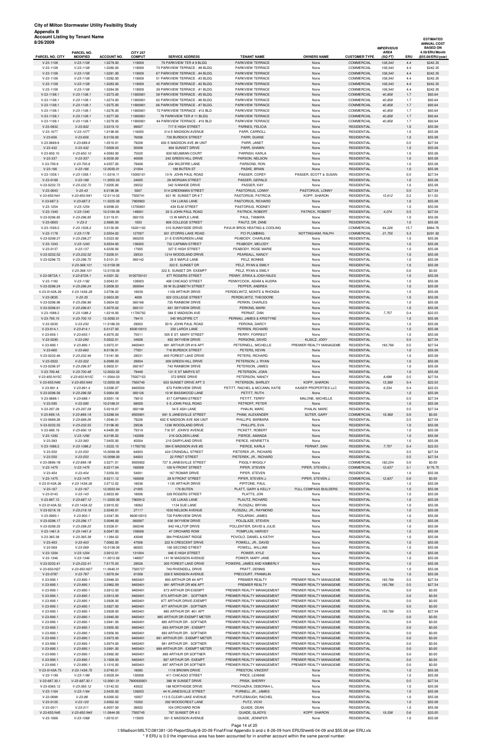**City of Milton Stormwater Utility Feasibility Study**
**Appendix B**
**Account Listing by Tenant Name**
**8/26/2009**

| PARCEL NO. CITY | PARCEL NO. MODIFIED | ACCOUNT NO. | CITY 257 COMPUT | SERVICE ADDRESS | TENANT NAME | OWNERS NAME | CUSTOMER TYPE | IMPERVIOUS AREA (SQ FT) | ERU | ESTIMATED ANNUAL COST BASED ON 4.59/ERU/Month ($55.08/ERU/year) |
|---|---|---|---|---|---|---|---|---|---|---|
| V-23-1108 | V-23-1108 | 1.0279.00 | 119009 | 79 PARKVIEW TER # 9 BLDG | PARKVIEW TERRACE | None | COMMERCIAL | 108,340 | 4.4 | $242.35 |
| V-23-1108 | V-23-1108 | 1.0280.00 | 119009 | 73 PARKVIEW TERRACE - #8 BLDG | PARKVIEW TERRACE | None | COMMERCIAL | 108,340 | 4.4 | $242.35 |
| V-23-1108 | V-23-1108 | 1.0281.00 | 119009 | 67 PARKVIEW TERRACE - #4 BLDG | PARKVIEW TERRACE | None | COMMERCIAL | 108,340 | 4.4 | $242.35 |
| V-23-1108 | V-23-1108 | 1.0282.00 | 119009 | 51 PARKVIEW TERRACE - #3 BLDG | PARKVIEW TERRACE | None | COMMERCIAL | 108,340 | 4.4 | $242.35 |
| V-23-1108 | V-23-1108 | 1.0283.00 | 119009 | 45 PARKVIEW TERRACE - #2 BLDG | PARKVIEW TERRACE | None | COMMERCIAL | 108,340 | 4.4 | $242.35 |
| V-23-1108 | V-23-1108 | 1.0284.00 | 119009 | 39 PARKVIEW TERRACE - #1 BLDG | PARKVIEW TERRACE | None | COMMERCIAL | 108,340 | 4.4 | $242.35 |
| V-23-1108.1 | V-23-1108.1 | 1.0273.00 | 11900901 | 58 PARKVIEW TERRACE - #5 BLDG | PARKVIEW TERRACE | None | COMMERCIAL | 40,858 | 1.7 | $93.64 |
| V-23-1108.1 | V-23-1108.1 | 1.0274.00 | 11900901 | 62 PARKVIEW TERRACE - #6 BLDG | PARKVIEW TERRACE | None | COMMERCIAL | 40,858 | 1.7 | $93.64 |
| V-23-1108.1 | V-23-1108.1 | 1.0275.00 | 11900901 | 66 PARKVIEW TERRACE - #7 BLDG | PARKVIEW TERRACE | None | COMMERCIAL | 40,858 | 1.7 | $93.64 |
| V-23-1108.1 | V-23-1108.1 | 1.0276.00 | 11900901 | 72 PARKVIEW TERRACE - #12 BLD | PARKVIEW TERRACE | None | COMMERCIAL | 40,858 | 1.7 | $93.64 |
| V-23-1108.1 | V-23-1108.1 | 1.0277.00 | 11900901 | 78 PARKVIEW TER # 11 BLDG | PARKVIEW TERRACE | None | COMMERCIAL | 40,858 | 1.7 | $93.64 |
| V-23-1108.1 | V-23-1108.1 | 1.0278.00 | 11900901 | 84 PARKVIEW TERRACE - #10 BLD | PARKVIEW TERRACE | None | COMMERCIAL | 40,858 | 1.7 | $93.64 |
| V-23-0932 | V-23-932 | 3.0319.10 | 99007 | 717 E HIGH STREET | PARNES, FELICIA | None | RESIDENTIAL | | 1.0 | $55.08 |
| V-23-1077 | V-23-1077 | 1.0198.00 | 116005 | 314 E MADISON AVENUE | PARR, CARROLL | None | RESIDENTIAL | | 1.0 | $55.08 |
| V-23-656 | V-23-656 | 8.0159.00 | 76006 | 730 BURDICK STREET | PARR, DUANE | None | RESIDENTIAL | | 1.0 | $55.08 |
| V-23-0689.8 | V-23-689.8 | 1.0510.01 | 79208 | 602 E MADISON AVE #8 UNIT | PARR, JANET | None | RESIDENTIAL | | 0.5 | $27.54 |
| V-23-432 | V-23-432 | 7.0009.03 | 50008 | 804 SUNSET DRIVE | PARR, SHAWN | None | RESIDENTIAL | | 1.0 | $55.08 |
| V-23-650.10 | V-23-650.10 | 4.0083.00 | 75020 | 839 NEUMANN COURT | PARRISH, KARLA | None | RESIDENTIAL | | 1.0 | $55.08 |
| V-23-337 | V-23-337 | 6.0030.00 | 40008 | 242 GREEN HILL DRIVE | PARSON, NELSON | None | RESIDENTIAL | | 1.0 | $55.08 |
| V-23-700.8 | V-23-700.8 | 4.0357.00 | 79408 | 254 WILDFIRE LANE | PARSONS, RON | None | RESIDENTIAL | | 1.0 | $55.08 |
| V-23-166 | V-23-166 | 12.0030.01 | 21004 | 188 BUTEN ST | PASKE, BRIAN | None | RESIDENTIAL | | 1.0 | $55.08 |
| V-23-1358.1 | V-23-1358.1 | 11.0316.11 | 15000101 | 13 N JOHN PAUL ROAD | PASSER, COREY | PASSER, SCOTT & SUSAN | RESIDENTIAL | | 0.5 | $27.54 |
| V-23-0188 | V-23-188 | 11.0055.03 | 24005 | 26 MORGAN STREET | PASSER, GERALD | None | RESIDENTIAL | | 1.0 | $55.08 |
| V-23-0232.72 | V-23-232.72 | 7.0205.00 | 29552 | 342 IVANHOE DRIVE | PASSER, KAY | None | RESIDENTIAL | | 1.0 | $55.08 |
| V-23-0043 | V-23-43 | 6.0198.06 | 5007 | 514 GREENMAN STREET | PASTORIUS, LONNY | PASTORIUS, LONNY | RESIDENTIAL | | 0.5 | $27.54 |
| V-23-650.N41 | V-23-650.N41 | 12.0114.02 | 7500741 | 621 W. SUNSET DR # 7 | PASTORIUS, PATRICIA | KOPP, SHARON | RESIDENTIAL | 15,612 | 0.2 | $11.02 |
| V-23-687.3 | V-23-687.3 | 11.0225.00 | 7900903 | 154 LUKAS LANE | PASTORIUS, RICHARD | None | RESIDENTIAL | | 1.0 | $55.08 |
| V-23-1254 | V-23-1254 | 9.0098.03 | 13700801 | 439 ELM STREET | PASTORIUS, RODNEY | None | RESIDENTIAL | | 1.0 | $55.08 |
| V-23-1340 | V-23-1340 | 10.0184.06 | 148001 | 20 S JOHN PAUL ROAD | PATRICK, ROBERT | PATRICK, ROBERT | RESIDENTIAL | 4,074 | 0.5 | $27.54 |
| V-23-0296.85 | V-23-296.85 | 5.0119.01 | 360155 | 13 W MAPLE LANE | PAUL, TAMARA | None | RESIDENTIAL | | 1.0 | $55.08 |
| V-23-0003 | V-23-3 | 2.0685.00 | 1003 | 606 COLLEGE STREET | PAUTZ, DR. ZANE | None | RESIDENTIAL | | 1.0 | $55.08 |
| V-23-1509.2 | V-23-1509.2 | 3.0130.00 | 16201102 | 310 SUNNYSIDE DRIVE | PAVLIK BROS HEATING & COOLING | None | COMMERCIAL | 64,226 | 15.7 | $864.76 |
| V-23-1178 | V-23-1178 | 2.0554.02 | 127007 | 931 STORRS LAKE ROAD | PCI PLUMBING | NOTTINGHAM, RALPH | COMMERCIAL | 21,755 | 5.3 | $291.92 |
| V-23-0298.27 | V-23-298.27 | 5.0323.00 | 360250 | 21 E EVERGREEN LANE | PEABODY, CHARLENE | None | RESIDENTIAL | | 1.0 | $55.08 |
| V-23-1243 | V-23-1243 | 9.0034.00 | 136002 | 732 CAPMAN STREET | PEABODY, MELODY | None | RESIDENTIAL | | 1.0 | $55.08 |
| V-23-0137 | V-23-137 | 4.0330.00 | 17005 | 327 E HIGH STREET | PEABODY, ROSE MARIE | None | RESIDENTIAL | | 1.0 | $55.08 |
| V-23-0232.52 | V-23-232.52 | 7.0200.01 | 29533 | 1214 WOODLAND DRIVE | PEARSALL, NANCY | None | RESIDENTIAL | | 1.0 | $55.08 |
| V-23-0296.72 | V-23-296.72 | 5.0101.01 | 360142 | 28 E MAPLE LANE | PELZ, BONNIE | None | RESIDENTIAL | | 1.0 | $55.08 |
| | V-23-368.101 | 12.0158.00 | | 322 E. SUNSET DR | PELZ, RYAN & EMILY | None | RESIDENTIAL | | 1.0 | $55.08 |
| | V-23-368.101 | 12.0159.00 | | 322 E. SUNSET DR- EXEMPT | PELZ, RYAN & EMILY | None | RESIDENTIAL | | 0.0 | $0.00 |
| V-23-0872A.1 | V-23-872A.1 | 4.0301.02 | 9106700101 | 877 ROGERS STREET | PENNY, ERIKA & JOSH NILES | None | RESIDENTIAL | | 1.0 | $55.08 |
| V-23-1182 | V-23-1182 | 3.0043.01 | 128003 | 408 CHICAGO STREET | PENNYCOOK, ADAM & AUDRA | None | RESIDENTIAL | | 1.0 | $55.08 |
| V-23-0296.24 | V-23-296.24 | 5.0008.03 | 360094 | 38 W ELIZABETH STREET | PEPPER, ANDREA | None | RESIDENTIAL | | 1.0 | $55.08 |
| V-23-0143A.29 | V-23-143A.29 | 3.0706.02 | 18039 | 1109 ARTHUR DRIVE | PERDELWITZ, MONTE & RHONDA | None | RESIDENTIAL | | 1.0 | $55.08 |
| V-23-0035 | V-23-35 | 2.0653.00 | 4008 | 320 COLLEGE STREET | PERDELWITZ, THEODORE | None | RESIDENTIAL | | 1.0 | $55.08 |
| V-23-0296.96 | V-23-296.96 | 5.0604.02 | 360166 | 735 RAINBOW DRIVE | PERKIN, CHARLES | None | RESIDENTIAL | | 1.0 | $55.08 |
| V-23-0296.61 | V-23-296.61 | 5.0070.02 | 360131 | 661 SKYVIEW DRIVE | PERKINS, MARK | None | RESIDENTIAL | | 1.0 | $55.08 |
| V-23-1088.2 | V-23-1088.2 | 1.0218.00 | 11700702 | 384 E MADISON AVE | PERNAT, DAN | None | RESIDENTIAL | 7,757 | 0.4 | $22.03 |
| V-23-700.15 | V-23-700.15 | 12.0092.01 | 79415 | 345 WILDFIRE CT | PERNAU, JAMES & KRISTYNE | None | RESIDENTIAL | | 1.0 | $55.08 |
| V-23-0230 | V-23-230 | 11.0186.03 | 29003 | 50 N. JOHN PAUL ROAD | PERONA, DARCY | None | RESIDENTIAL | | 1.0 | $55.08 |
| V-23-814.1 | V-23-814.1 | 6.0127.00 | 850010010 | 230 LARCH LANE | PERREN, RICHARD | None | RESIDENTIAL | | 1.0 | $55.08 |
| V-23-650.1 | V-23-650.1 | 4.0070.00 | 75011 | 505 E ST. MARY STREET | PERRY, FORREST | None | RESIDENTIAL | | 1.0 | $55.08 |
| V-23-0290 | V-23-290 | 5.0022.01 | 34008 | 602 SKYVIEW DRIVE | PERSONS, DAVID | KLISCZ, JODY | RESIDENTIAL | | 0.5 | $27.54 |
| V-23-890.1 | V-23-890.1 | 3.0972.01 | 9400401 | 881 ARTHUR DR #16 APT | PETERNELL, MICHELLE | PREMIER REALTY MANAGEME | RESIDENTIAL | 193,766 | 0.5 | $27.54 |
| V-23-660 | V-23-660 | 8.0156.01 | 77001 | 716 BURDICK STREET | PETERS, KEVIN | None | RESIDENTIAL | | 1.0 | $55.08 |
| V-23-0232.46 | V-23-232.46 | 7.0181.00 | 29531 | 405 FOREST LAKE DRIVE | PETERS, RICHARD | None | RESIDENTIAL | | 1.0 | $55.08 |
| V-23-0322 | V-23-322 | 6.0080.03 | 39004 | 309 GREEN HILL DRIVE | PETERSON, J. RYAN | None | RESIDENTIAL | | 1.0 | $55.08 |
| V-23-0296.97 | V-23-296.97 | 5.0602.01 | 360167 | 743 RAINBOW DRIVE | PETERSON, JAMES | None | RESIDENTIAL | | 1.0 | $55.08 |
| V-23-700.48 | V-23-700.48 | 12.0022.02 | 79448 | 121 E ST MARYS ST | PETERSON, JOAN | None | RESIDENTIAL | | 1.0 | $55.08 |
| V-23-650.N15C | V-23-650.N15C | 11.0564.03 | 75007153 | 372 BREE DRIVE | PETERSON, NANCY | None | RESIDENTIAL | 8,698 | 0.5 | $27.54 |
| V-23-650.N40 | V-23-650.N40 | 12.0050.00 | 7500740 | 633 SUNSET DRIVE APT 3 | PETERSON, SHIRLEY | KOPP, SHARON | RESIDENTIAL | 13,389 | 0.4 | $22.03 |
| V-23-891.4 | V-23-891.4 | 3.0390.07 | 9400504 | 872 PARKVIEW DRIVE | PETITT, RACHEL & MCCANN, KATIE | KAISER PROPERTIES LLC | RESIDENTIAL | 6,534 | 0.4 | $22.03 |
| V-23-0296.56 | V-23-296.56 | 5.0064.00 | 360126 | 10 W BASSWOOD LANE | PETTIT, RUTH | None | RESIDENTIAL | | 1.0 | $55.08 |
| V-23-0688.1 | V-23-688.1 | 9.0051.18 | 79010 | 817 CAPMAN STREET | PETTIT, TERRY | MALONE, MICHELLE | RESIDENTIAL | | 0.5 | $27.54 |
| V-23-595 | V-23-595 | 10.0188.01 | 68009 | 5 S JOHN PAUL ROAD | PETROFF, PETER | None | RESIDENTIAL | | 1.0 | $55.08 |
| V-23-297.28 | V-23-297.28 | 5.0218.07 | 360198 | 34 E ASH LANE | PHALIN, MARC | PHALIN, MARC | RESIDENTIAL | | 0.5 | $27.54 |
| V-23-899.1A | V-23-899.1A | 3.0288.04 | 9500901 | 691 S JANESVILLE STREET | PHAM, ALEXANDER | SUTER, GARY | COMMERCIAL | 19,369 | 0.0 | $0.00 |
| V-23-0689.26 | V-23-689.26 | 1.0546.01 | 79226 | 602 E MADISON AVE #26 UNIT | PHILLIPS, BARBARA | None | RESIDENTIAL | | 0.5 | $27.54 |
| V-23-0232.55 | V-23-232.55 | 7.0196.00 | 29536 | 1238 WOODLAND DRIVE | PHILLIPS, EVA | None | RESIDENTIAL | | 1.0 | $55.08 |
| V-23-690.19 | V-23-690.19 | 4.0485.00 | 79319 | 716 ST. JOHN'S AVENUE | PICKETT, ROBERT | None | RESIDENTIAL | | 1.0 | $55.08 |
| V-23-1292 | V-23-1292 | 9.0195.02 | 142006 | 216 GOLDEN LANE | PIERCE, AMANDA | None | RESIDENTIAL | | 1.0 | $55.08 |
| V-23-383 | V-23-383 | 7.0455.00 | 45004 | 210 DAIRYLAND DRIVE | PIERCE, HENRIETTA | None | RESIDENTIAL | | 1.0 | $55.08 |
| V-23-1088.2 | V-23-1088.2 | 1.0222.10 | 11700702 | 384 E MADISON AVE #D | PIERCE, KARLA | PERNAT, DAN | RESIDENTIAL | 7,757 | 0.4 | $22.03 |
| V-23-550 | V-23-550 | 10.0099.00 | 64003 | 424 CRANDALL STREET | PIETEREK JR., RICHARD | None | RESIDENTIAL | | 0.5 | $27.54 |
| V-23-550 | V-23-550 | 10.0098.00 | 64003 | 22 FIRST STREET | PIETEREK, JR., RICHARD | None | RESIDENTIAL | | 0.5 | $27.54 |
| V-23-0899.1B | V-23-899.1B | 3.0271.01 | 9500902 | 727 S JANESVILLE STREET | PIGGLY-WIGGLY | None | COMMERCIAL | 192,254 | 0.0 | $0.00 |
| V-23-1475 | V-23-1475 | 8.0217.04 | 160008 | 100 N FRONT STREET | PIPER, STEVEN | PIPER, STEVEN J. | COMMERCIAL | 12,637 | 3.1 | $170.75 |
| V-23-454 | V-23-454 | 7.0356.03 | 54001 | 167 ROMAR DRIVE | PIPER, STEVEN | None | RESIDENTIAL | | 1.0 | $55.08 |
| V-23-1475 | V-23-1475 | 8.0211.12 | 160008 | 28 N FRONT STREET | PIPER, STEVEN J. | PIPER, STEVEN J. | COMMERCIAL | 12,637 | 0.0 | $0.00 |
| V-23-0143A.26 | V-23-143A.26 | 3.0712.02 | 18036 | 1135 ARTHUR DRIVE | PIPITONE, PAUL | None | RESIDENTIAL | | 1.0 | $55.08 |
| V-23-167 | V-23-167 | 12.0033.04 | 21005 | 176 BUTEN | PLATT, GARY & KELLY | FULL COMPASS BUILDERS | RESIDENTIAL | | 1.0 | $55.08 |
| V-23-0143 | V-23-143 | 2.0633.00 | 18006 | 329 ROGERS STREET | PLATTS, JON | None | RESIDENTIAL | | 1.0 | $55.08 |
| V-23-687.12 | V-23-687.12 | 11.0200.00 | 7900912 | 125 LUKAS LANE | PLAUTZ, RICHARD | None | RESIDENTIAL | | 1.0 | $55.08 |
| V-23-0143A.52 | V-23-143A.52 | 3.0810.02 | 18062 | 1134 SUE LANE | PLOSZAJ, BRYAN | None | RESIDENTIAL | | 1.0 | $55.08 |
| V-23-0218.18 | V-23-218.18 | 2.0240.01 | 27117 | 1030 NELSON AVENUE | PLOSZAJ, JR., RAYMOND | None | RESIDENTIAL | | 1.0 | $55.08 |
| V-23-0900.1 | V-23-900.1 | 3.0347.00 | 960010010 | 720 PARKVIEW DRIVE | POLARSKI, JAMES | None | RESIDENTIAL | | 1.0 | $55.08 |
| V-23-0296.17 | V-23-296.17 | 5.0048.00 | 360087 | 636 SKYVIEW DRIVE | POLGLAZE, STEVEN | None | RESIDENTIAL | | 1.0 | $55.08 |
| V-23-0298.25 | V-23-298.25 | 5.0326.01 | 360248 | 942 HILLTOP DRIVE | POLLENTIER, DAVID & JULIE | None | RESIDENTIAL | | 1.0 | $55.08 |
| V-23-1461.9 | V-23-1461.9 | 6.0047.00 | 158008 | 47 ORCHARD ROW | POMPLUN, HARVEY | None | RESIDENTIAL | | 1.0 | $55.08 |
| V-23-365.38 | V-23-365.38 | 1.1384.02 | 43048 | 384 PHEASANT RIDGE | POVOLO, DANIEL & KATHY | None | RESIDENTIAL | | 1.0 | $55.08 |
| V-23-403 | V-23-403 | 7.0062.00 | 47006 | 222 N CRESCENT DRIVE | POWELL, JR., DAVID | None | RESIDENTIAL | | 1.0 | $55.08 |
| V-23-569 | V-23-569 | 10.0138.00 | 66003 | 106 SECOND STREET | POWELL, WILLIAM | None | RESIDENTIAL | | 1.0 | $55.08 |
| V-23-1204 | V-23-1204 | 3.0012.01 | 131004 | 946 E HIGH STREET | POWER, KYLE | None | RESIDENTIAL | | 1.0 | $55.08 |
| V-23-1346 | V-23-1346 | 11.0013.00 | 148007 | 141 W MADISON AVENUE | POWER, MARY JANE | None | RESIDENTIAL | | 1.0 | $55.08 |
| V-23-0232.41 | V-23-232.41 | 7.0175.03 | 29526 | 305 FOREST LAKE DRIVE | POWERS, JAMES AND KIMBERLY | None | RESIDENTIAL | | 1.0 | $55.08 |
| V-23-650.N27 | V-23-650.N27 | 11.0640.01 | 7500727 | 749 RIVENDELL DRIVE | PRATT, DENNIS | None | RESIDENTIAL | | 1.0 | $55.08 |
| V-23-0787 | V-23-787 | 1.0070.04 | 81008 | 208 E MADISON AVENUE | PRECOURT, FRANKLIN | None | RESIDENTIAL | | 1.0 | $55.08 |
| V-23-890.1 | V-23-890.1 | 3.0946.03 | 9400401 | 893 ARTHUR DR #4 APT | PREMIER REALTY | PREMIER REALTY MANAGEME | RESIDENTIAL | 193,766 | 0.5 | $27.54 |
| V-23-890.1 | V-23-890.1 | 3.0962.09 | 9400401 | 881 ARTHUR DR #08 APT | PREMIER REALTY | PREMIER REALTY MANAGEME | RESIDENTIAL | 193,766 | 0.5 | $27.54 |
| V-23-890.1 | V-23-890.1 | 3.0912.00 | 9400401 | 873 ARTHUR DR-EXEMPT | PREMIER REALTY MANAGEMENT | PREMIER REALTY MANAGEME | RESIDENTIAL | | 0.0 | $0.00 |
| V-23-890.1 | V-23-890.1 | 3.0913.00 | 9400401 | 873 ARTHUR DR - SOFTNER | PREMIER REALTY MANAGEMENT | PREMIER REALTY MANAGEME | RESIDENTIAL | | 0.0 | $0.00 |
| V-23-890.1 | V-23-890.1 | 3.0926.00 | 9400401 | 877 ARTHUR DRIVE-EXEMPT | PREMIER REALTY MANAGEMENT | PREMIER REALTY MANAGEME | RESIDENTIAL | | 0.0 | $0.00 |
| V-23-890.1 | V-23-890.1 | 3.0927.00 | 9400401 | 877 ARTHUR DR - SOFTNER | PREMIER REALTY MANAGEMENT | PREMIER REALTY MANAGEME | RESIDENTIAL | | 0.0 | $0.00 |
| V-23-890.1 | V-23-890.1 | 3.0928.00 | 9400401 | 885 ARTHUR DR #01 APT | PREMIER REALTY MANAGEMENT | PREMIER REALTY MANAGEME | RESIDENTIAL | 193,766 | 0.5 | $27.54 |
| V-23-890.1 | V-23-890.1 | 3.0940.00 | 9400401 | 885 ARTHUR DR EXEMPT METER | PREMIER REALTY MANAGEMENT | PREMIER REALTY MANAGEME | RESIDENTIAL | | 0.0 | $0.00 |
| V-23-890.1 | V-23-890.1 | 3.0941.00 | 9400401 | 885 ARTHUR DR - SOFTNER | PREMIER REALTY MANAGEMENT | PREMIER REALTY MANAGEME | RESIDENTIAL | | 0.0 | $0.00 |
| V-23-890.1 | V-23-890.1 | 3.0955.00 | 9400401 | 893 ARTHUR DR - EXEMPT | PREMIER REALTY MANAGEMENT | PREMIER REALTY MANAGEME | RESIDENTIAL | | 0.0 | $0.00 |
| V-23-890.1 | V-23-890.1 | 3.0956.00 | 9400401 | 893 ARTHUR DR - SOFTNER | PREMIER REALTY MANAGEMENT | PREMIER REALTY MANAGEME | RESIDENTIAL | | 0.0 | $0.00 |
| V-23-890.1 | V-23-890.1 | 3.0973.00 | 9400401 | 881 ARTHUR DR - EXEMPT METER | PREMIER REALTY MANAGEMENT | PREMIER REALTY MANAGEME | RESIDENTIAL | | 0.0 | $0.00 |
| V-23-890.1 | V-23-890.1 | 3.0974.00 | 9400401 | 881 ARTHUR DR - SOFTNER | PREMIER REALTY MANAGEMENT | PREMIER REALTY MANAGEME | RESIDENTIAL | | 0.0 | $0.00 |
| V-23-890.1 | V-23-890.1 | 3.0991.00 | 9400401 | 889 ARTHUR DR - EXEMPT METER | PREMIER REALTY MANAGEMENT | PREMIER REALTY MANAGEME | RESIDENTIAL | | 0.0 | $0.00 |
| V-23-890.1 | V-23-890.1 | 3.0992.00 | 9400401 | 889 ARTHUR DR SOFTNER | PREMIER REALTY MANAGEMENT | PREMIER REALTY MANAGEME | RESIDENTIAL | | 0.0 | $0.00 |
| V-23-890.1 | V-23-890.1 | 3.1009.00 | 9400401 | 897 ARTHUR DR- EXEMPT | PREMIER REALTY MANAGEMENT | PREMIER REALTY MANAGEME | RESIDENTIAL | | 0.0 | $0.00 |
| V-23-890.1 | V-23-890.1 | 3.1010.00 | 9400401 | 897 ARTHUR DR SOFTNER | PREMIER REALTY MANAGEMENT | PREMIER REALTY MANAGEME | RESIDENTIAL | | 0.0 | $0.00 |
| V-23-0143A.75 | V-23-143A.75 | 3.0740.01 | 18085 | 1118 BROWN DRIVE | PRESTON, VINCENT | None | RESIDENTIAL | | 1.0 | $55.08 |
| V-23-1199 | V-23-1199 | 3.0020.04 | 130008 | 411 CHICAGO STREET | PRICE, LEANNE | None | RESIDENTIAL | | 1.0 | $55.08 |
| V-23-687.30.1 | V-23-687.30.1 | 12.0061.01 | 7900930001 | 380 W SUNSET DRIVE | PRISK, SHERRY | None | RESIDENTIAL | | 0.5 | $27.54 |
| V-23-0365.12 | V-23-365.12 | 1.0142.03 | 43022 | 188 NORTHSIDE DRIVE | PROCHAZKA, DEBORAH L. | None | RESIDENTIAL | | 1.0 | $55.08 |
| V-23-1164 | V-23-1164 | 2.0435.00 | 126003 | 44 N JANESVILLE STREET | PURNELL JR., JAMES | None | RESIDENTIAL | | 1.0 | $55.08 |
| V-23-0088 | V-23-88 | 8.0260.02 | 10007 | 113 S CLEAR LAKE AVENUE | PURTLEBAUGH, RACHEL | None | RESIDENTIAL | | 1.0 | $55.08 |
| V-23-0120 | V-23-120 | 3.0562.02 | 15002 | 392 WOODCREST LANE | PUTZ, VICKI | None | RESIDENTIAL | | 1.0 | $55.08 |
| V-23-0311 | V-23-311 | 6.0057.00 | 38002 | 104 ORCHARD ROW | QUADE, DEAN | None | RESIDENTIAL | | 1.0 | $55.08 |
| V-23-650.N45 | V-23-650.N45 | 11.0844.00 | 7500745 | 787 SUNSET DR # 2 | QUADE, GLADYS | KOPP, SHARON | RESIDENTIAL | 19,338 | 0.6 | $33.05 |
| V-23-1068 | V-23-1068 | 1.0010.01 | 115005 | 501 E MADISON AVENUE | QUADE, JENNIFER | None | RESIDENTIAL | | 1.0 | $55.08 |

I:\Madison\MILTC\081381-\30-ReportStudy\8-20-09 Final\Final Appendix b and c 8-26-09 from ERUSheet6-04-09 and $55.08 per ERU.xls

* If ERU is 0.0 the impervious area has been accounted for in another account within the same parcel number.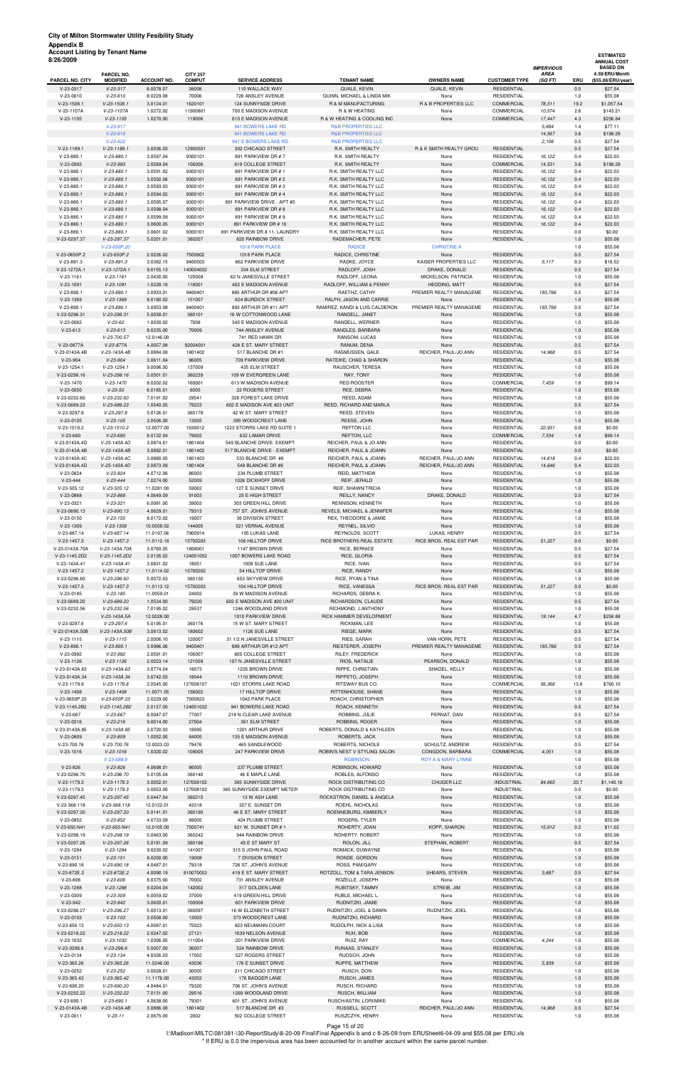**City of Milton Stormwater Utility Feasibility Study**
**Appendix B**
**Account Listing by Tenant Name**
**8/26/2009**

| PARCEL NO. CITY | PARCEL NO. MODIFIED | ACCOUNT NO. | CITY 257 COMPUT | SERVICE ADDRESS | TENANT NAME | OWNERS NAME | CUSTOMER TYPE | IMPERVIOUS AREA (SQ FT) | ERU | ESTIMATED ANNUAL COST BASED ON 4.59/ERU/Month ($55.08/ERU/year) |
|---|---|---|---|---|---|---|---|---|---|---|
| V-23-0317 | V-23-317 | 6.0078.07 | 38008 | 110 WALLACE WAY | QUALE, KEVIN | QUALE, KEVIN | RESIDENTIAL | | 0.5 | $27.54 |
| V-23-0610 | V-23-610 | 8.0229.08 | 70006 | 726 ANSLEY AVENUE | QUINN, MICHAEL & LINDA MIK | None | RESIDENTIAL | | 1.0 | $55.08 |
| V-23-1508.1 | V-23-1508.1 | 3.0124.01 | 1620101 | 124 SUNNYSIDE DRIVE | R & M MANUFACTURING | R & B PROPERTIES LLC | COMMERCIAL | 78,511 | 19.2 | $1,057.54 |
| V-23-1107A | V-23-1107A | 1.0272.02 | 11900801 | 700 E MADISON AVENUE | R & W HEATING | None | COMMERCIAL | 10,574 | 2.6 | $143.21 |
| V-23-1105 | V-23-1105 | 1.0270.00 | 119006 | 610 E MADISON AVENUE | R & W HEATING & COOLING INC | None | COMMERCIAL | 17,447 | 4.3 | $236.84 |
| | V-23-917 | | | 941 BOWERS LAKE RD | R&B PROPERTIES LLC | | | 5,694 | 1.4 | $77.11 |
| | V-23-918 | | | 941 BOWERS LAKE RD | R&B PROPERTIES LLC | | | 14,567 | 3.6 | $198.29 |
| | V-23-922 | | | 941 E BOWERS LAKE RD | R&B PROPERTIES LLC | | | 2,106 | 0.5 | $27.54 |
| V-23-1189.1 | V-23-1189.1 | 3.0036.03 | 12900501 | 302 CHICAGO STREET | R.K. SMITH REALTY | R & K SMITH REALTY GROU | RESIDENTIAL | | 0.5 | $27.54 |
| V-23-880.1 | V-23-880.1 | 3.0597.04 | 9300101 | 891 PARKVIEW DR # 7 | R.K. SMITH REALTY | None | RESIDENTIAL | 16,122 | 0.4 | $22.03 |
| V-23-0993 | V-23-993 | 2.0589.04 | 106008 | 619 COLLEGE STREET | R.K. SMITH REALTY | None | COMMERCIAL | 14,531 | 3.6 | $198.29 |
| V-23-880.1 | V-23-880.1 | 3.0591.02 | 9300101 | 891 PARKVIEW DR # 1 | R.K. SMITH REALTY LLC | None | RESIDENTIAL | 16,122 | 0.4 | $22.03 |
| V-23-880.1 | V-23-880.1 | 3.0592.06 | 9300101 | 891 PARKVIEW DR # 2 | R.K. SMITH REALTY LLC | None | RESIDENTIAL | 16,122 | 0.4 | $22.03 |
| V-23-880.1 | V-23-880.1 | 3.0593.03 | 9300101 | 891 PARKVIEW DR # 3 | R.K. SMITH REALTY LLC | None | RESIDENTIAL | 16,122 | 0.4 | $22.03 |
| V-23-880.1 | V-23-880.1 | 3.0594.02 | 9300101 | 891 PARKVIEW DR # 4 | R.K. SMITH REALTY LLC | None | RESIDENTIAL | 16,122 | 0.4 | $22.03 |
| V-23-880.1 | V-23-880.1 | 3.0595.07 | 9300101 | 891 PARKVIEW DRIVE - APT #5 | R.K. SMITH REALTY LLC | None | RESIDENTIAL | 16,122 | 0.4 | $22.03 |
| V-23-880.1 | V-23-880.1 | 3.0598.04 | 9300101 | 891 PARKVIEW DR # 8 | R.K. SMITH REALTY LLC | None | RESIDENTIAL | 16,122 | 0.4 | $22.03 |
| V-23-880.1 | V-23-880.1 | 3.0599.09 | 9300101 | 891 PARKVIEW DR # 9 | R.K. SMITH REALTY LLC | None | RESIDENTIAL | 16,122 | 0.4 | $22.03 |
| V-23-880.1 | V-23-880.1 | 3.0600.05 | 9300101 | 891 PARKVIEW DR # 10 | R.K. SMITH REALTY LLC | None | RESIDENTIAL | 16,122 | 0.4 | $22.03 |
| V-23-880.1 | V-23-880.1 | 3.0601.02 | 9300101 | 891 PARKVIEW DR # 11- LAUNDRY | R.K. SMITH REALTY LLC | None | RESIDENTIAL | | 0.0 | $0.00 |
| V-23-0297.37 | V-23-297.37 | 5.0201.01 | 360207 | 820 RAINBOW DRIVE | RADEMACHER, PETE | None | RESIDENTIAL | | 1.0 | $55.08 |
| | V-23-650P.20 | | | 1018 PARK PLACE | RADICE | CHRISTINE A | | | 1.0 | $55.08 |
| V-23-0650P.2 | V-23-650P.2 | 2.0226.02 | 7500802 | 1018 PARK PLACE | RADICE, CHRISTINE | None | RESIDENTIAL | | 0.5 | $27.54 |
| V-23-891.3 | V-23-891.3 | 3.0382.15 | 9400503 | 862 PARKVIEW DRIVE | RADKE, JOYCE | KAISER PROPERTIES LLC | RESIDENTIAL | 5,117 | 0.3 | $16.52 |
| V-23-1272A.1 | V-23-1272A.1 | 9.0155.13 | 140004002 | 334 ELM STREET | RADLOFF, JOSH | DRAKE, DONALD | RESIDENTIAL | | 0.5 | $27.54 |
| V-23-1161 | V-23-1161 | 2.0430.00 | 125009 | 62 N JANESVILLE STREET | RADLOFF, LEONA | MICKELSON, PATRICIA | RESIDENTIAL | | 1.0 | $55.08 |
| V-23-1091 | V-23-1091 | 1.0228.18 | 118001 | 402 E MADISON AVENUE | RADLOFF, WILLIAM & PENNY | HEDDING, MATT | RESIDENTIAL | | 0.5 | $27.54 |
| V-23-890.1 | V-23-890.1 | 3.0933.01 | 9400401 | 885 ARTHUR DR #06 APT | RAETHZ, CATHY | PREMIER REALTY MANAGEME | RESIDENTIAL | 193,766 | 0.5 | $27.54 |
| V-23-1369 | V-23-1369 | 8.0180.02 | 151007 | 624 BURDICK STREET | RALPH, JASON AND CARRIE | None | RESIDENTIAL | | 1.0 | $55.08 |
| V-23-890.1 | V-23-890.1 | 3.0953.08 | 9400401 | 893 ARTHUR DR #11 APT | RAMIREZ, KANDI & LUIS CALDERON | PREMIER REALTY MANAGEME | RESIDENTIAL | 193,766 | 0.5 | $27.54 |
| V-23-0296.31 | V-23-296.31 | 5.0038.01 | 360101 | 16 W COTTONWOOD LANE | RANDELL, JANET | None | RESIDENTIAL | | 1.0 | $55.08 |
| V-23-0062 | V-23-62 | 1.0030.02 | 7008 | 345 E MADISON AVENUE | RANDELL, WERNER | None | RESIDENTIAL | | 1.0 | $55.08 |
| V-23-613 | V-23-613 | 8.0235.00 | 70009 | 744 ANSLEY AVENUE | RANDLES, BARBARA | None | RESIDENTIAL | | 1.0 | $55.08 |
| | V-23-700.57 | 12.0146.00 | | 741 RED HAWK DR | RANSOM, LUCAS | None | RESIDENTIAL | | 1.0 | $55.08 |
| V-23-0877A | V-23-877A | 4.0057.08 | 92004001 | 428 E ST. MARY STREET | RANUM, DENA | None | RESIDENTIAL | | 0.5 | $27.54 |
| V-23-0143A.4B | V-23-143A.4B | 3.0884.08 | 1801402 | 517 BLANCHE DR #1 | RASMUSSEN, GALE | REICHER, PAUL/JO ANN | RESIDENTIAL | 14,968 | 0.5 | $27.54 |
| V-23-904 | V-23-904 | 3.0611.04 | 96005 | 709 PARKVIEW DRIVE | RATEIKE, CHAD & SHARON | None | RESIDENTIAL | | 1.0 | $55.08 |
| V-23-1254.1 | V-23-1254.1 | 9.0096.00 | 137009 | 435 ELM STREET | RAUSCHER, TERESA | None | RESIDENTIAL | | 1.0 | $55.08 |
| V-23-0298.16 | V-23-298.16 | 5.0501.01 | 360239 | 109 W EVERGREEN LANE | RAY, TONY | None | RESIDENTIAL | | 1.0 | $55.08 |
| V-23-1470 | V-23-1470 | 8.0202.02 | 160001 | 613 W MADISON AVENUE | RED ROOSTER | None | COMMERCIAL | 7,459 | 1.8 | $99.14 |
| V-23-0050 | V-23-50 | 6.0185.01 | 6005 | 22 ROGERS STREET | REE, DEBRA | None | RESIDENTIAL | | 1.0 | $55.08 |
| V-23-0232.60 | V-23-232.60 | 7.0191.02 | 29541 | 326 FOREST LAKE DRIVE | REED, ADAM | None | RESIDENTIAL | | 1.0 | $55.08 |
| V-23-0689.23 | V-23-689.23 | 1.0540.05 | 79223 | 602 E MADISON AVE #23 UNIT | REED, RICHARD AND MARLA | None | RESIDENTIAL | | 0.5 | $27.54 |
| V-23-0297.8 | V-23-297.8 | 5.0126.01 | 360178 | 42 W ST. MARY STREET | REED, STEVEN | None | RESIDENTIAL | | 1.0 | $55.08 |
| V-23-0105 | V-23-105 | 3.0506.00 | 13005 | 395 WOODCREST LANE | REESE, JOHN | None | RESIDENTIAL | | 1.0 | $55.08 |
| V-23-1510.2 | V-23-1510.2 | 12.0077.00 | 1630012 | 1223 STORRS LAKE RD SUITE 1 | REFTON LLC | None | RESIDENTIAL | 22,931 | 0.0 | $0.00 |
| V-23-680 | V-23-680 | 8.0132.04 | 79002 | 632 LAMAR DRIVE | REFTON, LLC | None | COMMERCIAL | 7,534 | 1.8 | $99.14 |
| V-23-0143A.4D | V-23-143A.4D | 3.0874.01 | 1801404 | 549 BLANCHE DRIVE- EXEMPT | REICHER, PAUL & JO ANN | None | RESIDENTIAL | | 0.0 | $0.00 |
| V-23-0143A.4B | V-23-143A.4B | 3.0892.01 | 1801402 | 517 BLANCHE DRIVE - EXEMPT | REICHER, PAUL & JOANN | None | RESIDENTIAL | | 0.0 | $0.00 |
| V-23-143A.4C | V-23-143A.4C | 3.0880.05 | 1801403 | 533 BLANCHE DR #6 | REICHER, PAUL & JOANN | REICHER, PAUL/JO ANN | RESIDENTIAL | 14,618 | 0.4 | $22.03 |
| V-23-0143A.4D | V-23-143A.4D | 3.0873.09 | 1801404 | 549 BLANCHE DR #8 | REICHER, PAUL & JOANN | REICHER, PAUL/JO ANN | RESIDENTIAL | 14,646 | 0.4 | $22.03 |
| V-23-0824 | V-23-824 | 4.0712.06 | 86003 | 234 PLUMB STREET | REID, MATTHEW | None | RESIDENTIAL | | 1.0 | $55.08 |
| V-23-444 | V-23-444 | 7.0274.00 | 52009 | 1026 DICKHOFF DRIVE | REIF, JERALD | None | RESIDENTIAL | | 1.0 | $55.08 |
| V-23-505.12 | V-23-505.12 | 11.0281.00 | 59062 | 127 E SUNSET DRIVE | REIF, SHAWN/TRICIA | None | RESIDENTIAL | | 1.0 | $55.08 |
| V-23-0868 | V-23-868 | 4.0649.09 | 91003 | 25 E HIGH STREET | REILLY, NANCY | DRAKE, DONALD | RESIDENTIAL | | 0.5 | $27.54 |
| V-23-0321 | V-23-321 | 6.0081.00 | 39003 | 303 GREEN HILL DRIVE | RENNISON, KENNETH | None | RESIDENTIAL | | 1.0 | $55.08 |
| V-23-0690.13 | V-23-690.13 | 4.0629.01 | 79313 | 757 ST. JOHN'S AVENUE | REVELS, MICHAEL & JENNIFER | None | RESIDENTIAL | | 1.0 | $55.08 |
| V-23-0150 | V-23-150 | 8.0172.02 | 19007 | 36 DIVISION STREET | REX, THEODORE & JAMIE | None | RESIDENTIAL | | 1.0 | $55.08 |
| V-23-1309 | V-23-1309 | 10.0058.02 | 144005 | 521 VERNAL AVENUE | REYNEL, SILVIO | None | RESIDENTIAL | | 1.0 | $55.08 |
| V-23-687.14 | V-23-687.14 | 11.0197.06 | 7900914 | 105 LUKAS LANE | REYNOLDS, SCOTT | LUKAS, HENRY | RESIDENTIAL | | 0.5 | $27.54 |
| V-23-1457.3 | V-23-1457.3 | 11.0112.18 | 15700203 | 106 HILLTOP DRIVE | RICE BROTHERS REAL ESTATE | RICE BROS. REAL EST PAR | RESIDENTIAL | 51,227 | 0.0 | $0.00 |
| V-23-0143A.70A | V-23-143A.70A | 3.0760.05 | 1808001 | 1147 BROWN DRIVE | RICE, BERNICE | None | RESIDENTIAL | | 0.5 | $27.54 |
| V-23-1145.2D2 | V-23-1145.2D2 | 2.0135.02 | 124001052 | 1007 BOWERS LAKE ROAD | RICE, GLORIA | None | RESIDENTIAL | | 0.5 | $27.54 |
| V-23-143A.41 | V-23-143A.41 | 3.0831.02 | 18051 | 1008 SUE LANE | RICE, IVAN | None | RESIDENTIAL | | 0.5 | $27.54 |
| V-23-1457.2 | V-23-1457.2 | 11.0114.02 | 15700202 | 54 HILLTOP DRIVE | RICE, RANDY | None | RESIDENTIAL | | 1.0 | $55.08 |
| V-23-0296.60 | V-23-296.60 | 5.0072.03 | 360130 | 653 SKYVIEW DRIVE | RICE, RYAN & TINA | None | RESIDENTIAL | | 1.0 | $55.08 |
| V-23-1457.3 | V-23-1457.3 | 11.0113.12 | 15700203 | 104 HILLTOP DRIVE | RICE, VANESSA | RICE BROS. REAL EST PAR | RESIDENTIAL | 51,227 | 0.0 | $0.00 |
| V-23-0185 | V-23-185 | 11.0059.01 | 24002 | 39 W MADISON AVENUE | RICHARDS, DEBRA K. | None | RESIDENTIAL | | 1.0 | $55.08 |
| V-23-0689.20 | V-23-689.20 | 1.0534.00 | 79220 | 602 E MADISON AVE #20 UNIT | RICHARDSON, CLAUDE | None | RESIDENTIAL | | 0.5 | $27.54 |
| V-23-0232.56 | V-23-232.56 | 7.0195.02 | 29537 | 1246 WOODLAND DRIVE | RICHMOND, J.ANTHONY | None | RESIDENTIAL | | 1.0 | $55.08 |
| | V-23-143A.5A | 12.0028.00 | | 1010 PARKVIEW DRIVE | RICK HAMMER DEVELOPMENT | None | RESIDENTIAL | 19,144 | 4.7 | $258.88 |
| V-23-0297.6 | V-23-297.6 | 5.0195.01 | 360176 | 15 W ST. MARY STREET | RICKMAN, LEE | None | RESIDENTIAL | | 1.0 | $55.08 |
| V-23-0143A.50B | V-23-143A.50B | 3.0813.02 | 180602 | 1126 SUE LANE | RIEGE, MARK | None | RESIDENTIAL | | 0.5 | $27.54 |
| V-23-1115 | V-23-1115 | 2.0006.10 | 120007 | 31 1/2 N JANESVILLE STREET | RIES, SARAH | VAN HORN, PETE | RESIDENTIAL | | 0.5 | $27.54 |
| V-23-890.1 | V-23-890.1 | 3.0986.06 | 9400401 | 889 ARTHUR DR #12 APT | RIESTERER, JOSEPH | PREMIER REALTY MANAGEME | RESIDENTIAL | 193,766 | 0.5 | $27.54 |
| V-23-0992 | V-23-992 | 2.0591.01 | 106007 | 605 COLLEGE STREET | RILEY, FREDERICK | None | RESIDENTIAL | | 1.0 | $55.08 |
| V-23-1126 | V-23-1126 | 2.0023.14 | 121009 | 107 N JANESVILLE STREET | RIOS, NATALIE | PEARSON, DONALD | RESIDENTIAL | | 1.0 | $55.08 |
| V-23-0143A.63 | V-23-143A.63 | 3.0774.04 | 18073 | 1235 BROWN DRIVE | RIPPE, CHRISTIAN | SHADEL, KELLY | RESIDENTIAL | | 1.0 | $55.08 |
| V-23-0143A.34 | V-23-143A.34 | 3.0742.03 | 18044 | 1110 BROWN DRIVE | RIPPETO, JOSEPH | None | RESIDENTIAL | | 1.0 | $55.08 |
| V-23-1179.8 | V-23-1179.8 | 2.0545.00 | 127008107 | 1021 STORRS LAKE ROAD | RITEWAY BUS CO. | None | COMMERCIAL | 56,366 | 13.8 | $760.10 |
| V-23-1408 | V-23-1408 | 11.0071.05 | 156002 | 17 HILLTOP DRIVE | RITTENHOUSE, SHANE | None | RESIDENTIAL | | 1.0 | $55.08 |
| V-23-0650P.23 | V-23-650P.23 | 2.0229.00 | 7500823 | 1042 PARK PLACE | ROACH, CHRISTOPHER | None | RESIDENTIAL | | 1.0 | $55.08 |
| V-23-1145.2B2 | V-23-1145.2B2 | 2.0127.00 | 124001032 | 941 BOWERS LAKE ROAD | ROACH, KENNETH | None | RESIDENTIAL | | 0.5 | $27.54 |
| V-23-667 | V-23-667 | 8.0047.07 | 77007 | 218 N CLEAR LAKE AVENUE | ROBBINS, JULIE | PERNAT, DAN | RESIDENTIAL | | 0.5 | $27.54 |
| V-23-0216 | V-23-216 | 9.0014.00 | 27004 | 361 ELM STREET | ROBBINS, ROGER | None | RESIDENTIAL | | 1.0 | $55.08 |
| V-23-0143A.85 | V-23-143A.85 | 3.0720.03 | 18095 | 1201 ARTHUR DRIVE | ROBERTS, DONALD & KATHLEEN | None | RESIDENTIAL | | 1.0 | $55.08 |
| V-23-0809 | V-23-809 | 1.0052.00 | 84005 | 135 E MADISON AVENUE | ROBERTS, JACK | None | RESIDENTIAL | | 1.0 | $55.08 |
| V-23-700.76 | V-23-700.76 | 12.0023.03 | 79476 | 465 SANDLEWOOD | ROBERTS, NICHOLE | SCHULTZ, ANDREW | RESIDENTIAL | | 0.5 | $27.54 |
| V-23-1016 | V-23-1016 | 1.0320.02 | 109005 | 247 PARKVIEW DRIVE | ROBIN'S NEST V STYLING SALON | CONGDON, BARBARA | COMMERCIAL | 4,051 | 1.0 | $55.08 |
| | V-23-688.9 | | | | ROBINSON | ROY A & MARY LYNNE | | | 1.0 | $55.08 |
| V-23-826 | V-23-826 | 4.0698.01 | 86005 | 237 PLUMB STREET | ROBINSON, HOWARD | None | RESIDENTIAL | | 1.0 | $55.08 |
| V-23-0296.70 | V-23-296.70 | 5.0105.04 | 360140 | 46 E MAPLE LANE | ROBLES, ALFONSO | None | RESIDENTIAL | | 1.0 | $55.08 |
| V-23-1179.3 | V-23-1179.3 | 3.0052.01 | 127008102 | 365 SUNNYSIDE DRIVE | ROCK DISTRIBUTING CO | CHUGER LLC | INDUSTRIAL | 84,665 | 20.7 | $1,140.16 |
| V-23-1179.3 | V-23-1179.3 | 3.0053.00 | 127008102 | 365 SUNNYSIDE EXEMPT METER | ROCK DISTRIBUTING CO | None | INDUSTRIAL | | 0.0 | $0.00 |
| V-23-0297.45 | V-23-297.45 | 5.0447.04 | 360215 | 13 W ASH LANE | ROCKSTROM, DANIEL & ANGELA | None | RESIDENTIAL | | 1.0 | $55.08 |
| V-23-368.118 | V-23-368.118 | 12.0122.01 | 43318 | 327 E. SUNSET DR | ROEHL, NICHOLAS | None | RESIDENTIAL | | 1.0 | $55.08 |
| V-23-0297.20 | V-23-297.20 | 5.0141.01 | 360190 | 46 E ST. MARY STREET | ROENNEBURG, KIMBERLY | None | RESIDENTIAL | | 1.0 | $55.08 |
| V-23-0852 | V-23-852 | 4.0733.09 | 89005 | 424 PLUMB STREET | ROGERS, TYLER | None | RESIDENTIAL | | 1.0 | $55.08 |
| V-23-650.N41 | V-23-650.N41 | 12.0105.00 | 7500741 | 621 W. SUNSET DR # 1 | ROHERTY, JOAN | KOPP, SHARON | RESIDENTIAL | 15,612 | 0.2 | $11.02 |
| V-23-0298.19 | V-23-298.19 | 5.0463.00 | 360242 | 944 RAINBOW DRIVE | ROHERTY, ROBERT | None | RESIDENTIAL | | 1.0 | $55.08 |
| V-23-0297.26 | V-23-297.26 | 5.0181.09 | 360196 | 45 E ST MARY ST | ROLON, JILL | STEPHAN, ROBERT | RESIDENTIAL | | 0.5 | $27.54 |
| V-23-1284 | V-23-1284 | 9.0230.02 | 141007 | 315 S JOHN PAUL ROAD | ROMACK, DUWAYNE | None | RESIDENTIAL | | 1.0 | $55.08 |
| V-23-0151 | V-23-151 | 8.0200.00 | 19008 | 7 DIVISION STREET | RONDE, GORDON | None | RESIDENTIAL | | 1.0 | $55.08 |
| V-23-690.18 | V-23-690.18 | 4.0487.01 | 79318 | 726 ST. JOHN'S AVENUE | ROSS, PAM/GARY | None | RESIDENTIAL | | 1.0 | $55.08 |
| V-23-872E.2 | V-23-872E.2 | 4.0090.19 | 910070052 | 419 E ST. MARY STREET | ROTZOLL, TOM & TARA JENSON | SHEARS, STEVEN | RESIDENTIAL | 3,687 | 0.5 | $27.54 |
| V-23-606 | V-23-606 | 8.0375.00 | 70002 | 731 ANSLEY AVENUE | ROZELLE, JOSEPH | None | RESIDENTIAL | | 1.0 | $55.08 |
| V-23-1288 | V-23-1288 | 9.0204.04 | 142002 | 317 GOLDEN LANE | RUBITSKY, TAMMY | STREIB, JIM | RESIDENTIAL | | 1.0 | $55.08 |
| V-23-0309 | V-23-309 | 6.0059.02 | 37009 | 419 GREEN HILL DRIVE | RUBLE, MICHAEL L. | None | RESIDENTIAL | | 1.0 | $55.08 |
| V-23-942 | V-23-942 | 3.0620.01 | 100008 | 601 PARKVIEW DRIVE | RUDNITZKI, JAMIE | None | RESIDENTIAL | | 1.0 | $55.08 |
| V-23-0296.27 | V-23-296.27 | 5.0013.01 | 360097 | 16 W ELIZABETH STREET | RUDNITZKI, JOEL & DAWN | RUDNITZKI, JOEL | RESIDENTIAL | | 1.0 | $55.08 |
| V-23-0103 | V-23-103 | 3.0508.00 | 13003 | 373 WOODCREST LANE | RUDNITZKI, RICHARD | None | RESIDENTIAL | | 1.0 | $55.08 |
| V-23-650.13 | V-23-650.13 | 4.0087.01 | 75023 | 823 NEUMANN COURT | RUDOLPH, NICK & LISA | None | RESIDENTIAL | | 1.0 | $55.08 |
| V-23-0218.22 | V-23-218.22 | 2.0247.02 | 27121 | 1039 NELSON AVENUE | RUH, BOB | None | RESIDENTIAL | | 1.0 | $55.08 |
| V-23-1032 | V-23-1032 | 1.0306.05 | 111004 | 201 PARKVIEW DRIVE | RUIZ, RAY | None | COMMERCIAL | 4,244 | 1.0 | $55.08 |
| V-23-0296.6 | V-23-296.6 | 5.0007.00 | 36007 | 524 RAINBOW DRIVE | RUNAAS, STANLEY | None | RESIDENTIAL | | 1.0 | $55.08 |
| V-23-0134 | V-23-134 | 4.0326.03 | 17002 | 527 ROGERS STREET | RUOSCH, JOHN | None | RESIDENTIAL | | 1.0 | $55.08 |
| V-23-365.26 | V-23-365.26 | 11.0246.00 | 43036 | 178 E SUNSET DRIVE | RUPPE, MATTHEW | None | RESIDENTIAL | 5,839 | 1.0 | $55.08 |
| V-23-0252 | V-23-252 | 3.0028.01 | 30005 | 211 CHICAGO STREET | RUSCH, DON | None | RESIDENTIAL | | 1.0 | $55.08 |
| V-23-365.42 | V-23-365.42 | 11.1176.00 | 43052 | 176 BADGER LANE | RUSCH, JAMES | None | RESIDENTIAL | | 1.0 | $55.08 |
| V-23-690.20 | V-23-690.20 | 4.0484.01 | 79320 | 706 ST. JOHN'S AVENUE | RUSCH, RICHARD | None | RESIDENTIAL | | 1.0 | $55.08 |
| V-23-0232.22 | V-23-232.22 | 7.0131.00 | 29516 | 1269 WOODLAND DRIVE | RUSCH, WILLIAM | None | RESIDENTIAL | | 1.0 | $55.08 |
| V-23-690.1 | V-23-690.1 | 4.0638.00 | 79301 | 601 ST. JOHN'S AVENUE | RUSCH/ASTIN, LORI/MIKE | None | RESIDENTIAL | | 1.0 | $55.08 |
| V-23-0143A.4B | V-23-143A.4B | 3.0886.08 | 1801402 | 517 BLANCHE DR #3 | RUSSELL, SCOTT | REICHER, PAUL/JO ANN | RESIDENTIAL | 14,968 | 0.5 | $27.54 |
| V-23-0011 | V-23-11 | 2.0675.00 | 2002 | 502 COLLEGE STREET | RUSZCZYK, HENRY | None | RESIDENTIAL | | 1.0 | $55.08 |

I:\Madison\MILTC\081381-\30-ReportStudy\8-20-09 Final\Final Appendix b and c 8-26-09 from ERUSheet6-04-09 and $55.08 per ERU.xls

* If ERU is 0.0 the impervious area has been accounted for in another account within the same parcel number.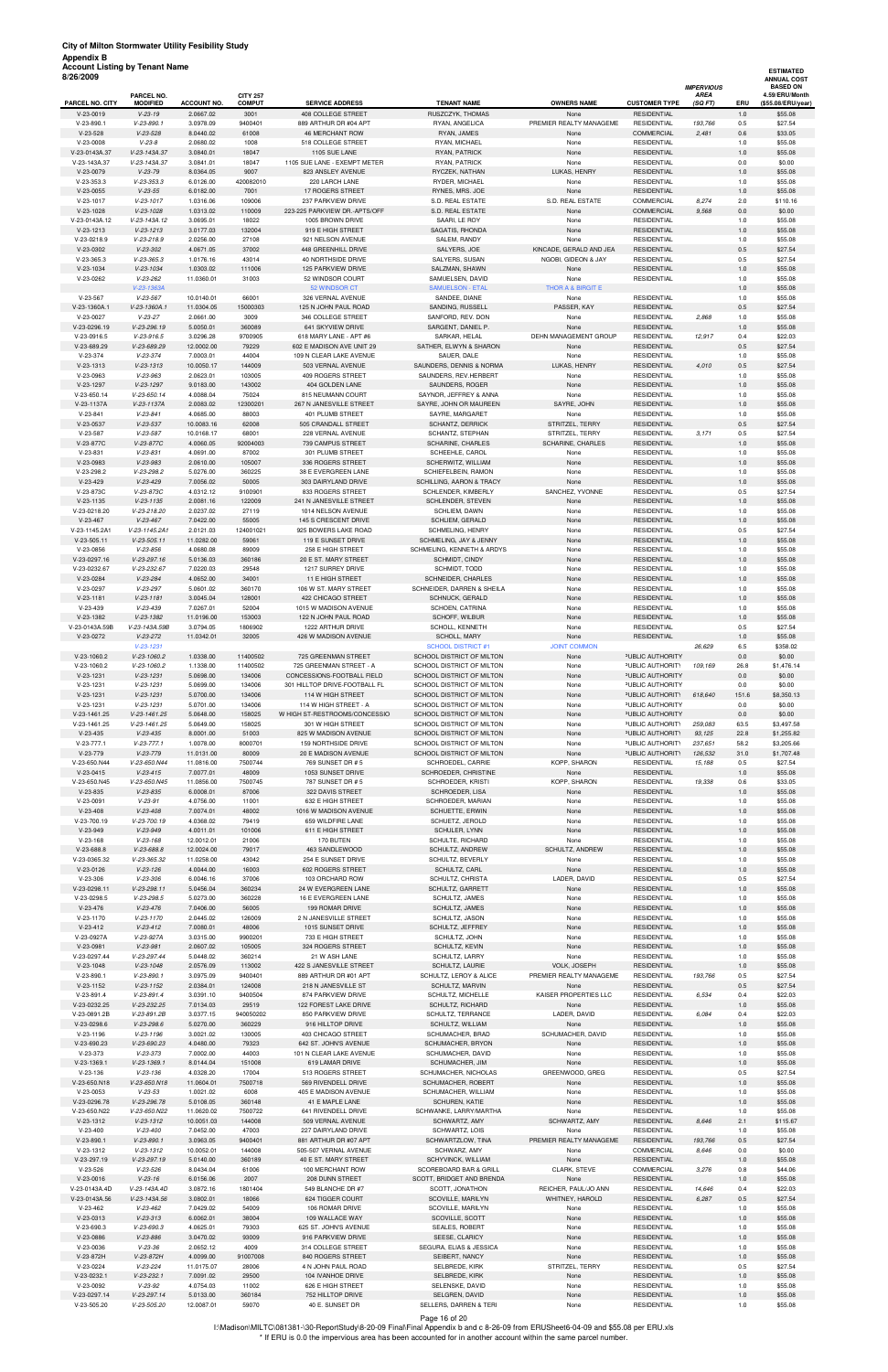**City of Milton Stormwater Utility Feasibility Study**
**Appendix B**
**Account Listing by Tenant Name**
**8/26/2009**

| PARCEL NO. CITY | PARCEL NO. MODIFIED | ACCOUNT NO. | CITY 257 COMPUT | SERVICE ADDRESS | TENANT NAME | OWNERS NAME | CUSTOMER TYPE | IMPERVIOUS AREA (SQ FT) | ERU | ESTIMATED ANNUAL COST BASED ON 4.59/ERU/Month ($55.08/ERU/year) |
|---|---|---|---|---|---|---|---|---|---|---|
| V-23-0019 | V-23-19 | 2.0667.02 | 3001 | 408 COLLEGE STREET | RUSZCZYK, THOMAS | None | RESIDENTIAL | | 1.0 | $55.08 |
| V-23-890.1 | V-23-890.1 | 3.0978.09 | 9400401 | 889 ARTHUR DR #04 APT | RYAN, ANGELICA | PREMIER REALTY MANAGEME | RESIDENTIAL | 193,766 | 0.5 | $27.54 |
| V-23-528 | V-23-528 | 8.0440.02 | 61008 | 46 MERCHANT ROW | RYAN, JAMES | None | COMMERCIAL | 2,481 | 0.6 | $33.05 |
| V-23-0008 | V-23-8 | 2.0680.02 | 1008 | 518 COLLEGE STREET | RYAN, MICHAEL | None | RESIDENTIAL | | 1.0 | $55.08 |
| V-23-0143A.37 | V-23-143A.37 | 3.0840.01 | 18047 | 1105 SUE LANE | RYAN, PATRICK | None | RESIDENTIAL | | 1.0 | $55.08 |
| V-23-143A.37 | V-23-143A.37 | 3.0841.01 | 18047 | 1105 SUE LANE - EXEMPT METER | RYAN, PATRICK | None | RESIDENTIAL | | 0.0 | $0.00 |
| V-23-0079 | V-23-79 | 8.0364.05 | 9007 | 823 ANSLEY AVENUE | RYCZEK, NATHAN | LUKAS, HENRY | RESIDENTIAL | | 1.0 | $55.08 |
| V-23-353.3 | V-23-353.3 | 6.0126.00 | 420082010 | 220 LARCH LANE | RYDER, MICHAEL | None | RESIDENTIAL | | 1.0 | $55.08 |
| V-23-0055 | V-23-55 | 6.0182.00 | 7001 | 17 ROGERS STREET | RYNES, MRS. JOE | None | RESIDENTIAL | | 1.0 | $55.08 |
| V-23-1017 | V-23-1017 | 1.0316.06 | 109006 | 237 PARKVIEW DRIVE | S.D. REAL ESTATE | S.D. REAL ESTATE | COMMERCIAL | 8,274 | 2.0 | $110.16 |
| V-23-1028 | V-23-1028 | 1.0313.02 | 110009 | 223-225 PARKVIEW DR.-APTS/OFF | S.D. REAL ESTATE | None | COMMERCIAL | 9,568 | 0.0 | $0.00 |
| V-23-0143A.12 | V-23-143A.12 | 3.0695.01 | 18022 | 1005 BROWN DRIVE | SAARI, LE ROY | None | RESIDENTIAL | | 1.0 | $55.08 |
| V-23-1213 | V-23-1213 | 3.0177.03 | 132004 | 919 E HIGH STREET | SAGATIS, RHONDA | None | RESIDENTIAL | | 1.0 | $55.08 |
| V-23-0218.9 | V-23-218.9 | 2.0256.00 | 27108 | 921 NELSON AVENUE | SALEM, RANDY | None | RESIDENTIAL | | 1.0 | $55.08 |
| V-23-0302 | V-23-302 | 4.0671.05 | 37002 | 448 GREENHILL DRIVE | SALYERS, JOE | KINCADE, GERALD AND JEA | RESIDENTIAL | | 0.5 | $27.54 |
| V-23-365.3 | V-23-365.3 | 1.0176.16 | 43014 | 40 NORTHSIDE DRIVE | SALYERS, SUSAN | NGOBI, GIDEON & JAY | RESIDENTIAL | | 0.5 | $27.54 |
| V-23-1034 | V-23-1034 | 1.0303.02 | 111006 | 125 PARKVIEW DRIVE | SALZMAN, SHAWN | None | RESIDENTIAL | | 1.0 | $55.08 |
| V-23-0262 | V-23-262 | 11.0360.01 | 31003 | 52 WINDSOR COURT | SAMUELSEN, DAVID | None | RESIDENTIAL | | 1.0 | $55.08 |
| | V-23-1363A | | | 52 WINDSOR CT | SAMUELSON - ETAL | THOR A & BIRGIT E | | | 1.0 | $55.08 |
| V-23-567 | V-23-567 | 10.0140.01 | 66001 | 326 VERNAL AVENUE | SANDEE, DIANE | None | RESIDENTIAL | | 1.0 | $55.08 |
| V-23-1360A.1 | V-23-1360A.1 | 11.0304.05 | 15000303 | 125 N JOHN PAUL ROAD | SANDING, RUSSELL | PASSER, KAY | RESIDENTIAL | | 0.5 | $27.54 |
| V-23-0027 | V-23-27 | 2.0661.00 | 3009 | 346 COLLEGE STREET | SANFORD, REV. DON | None | RESIDENTIAL | 2,868 | 1.0 | $55.08 |
| V-23-0296.19 | V-23-296.19 | 5.0050.01 | 360089 | 641 SKYVIEW DRIVE | SARGENT, DANIEL P. | None | RESIDENTIAL | | 1.0 | $55.08 |
| V-23-0916.5 | V-23-916.5 | 3.0296.28 | 9700905 | 618 MARY LANE - APT #6 | SARKAR, HELAL | DEHN MANAGEMENT GROUP | RESIDENTIAL | 12,917 | 0.4 | $22.03 |
| V-23-689.29 | V-23-689.29 | 12.0002.00 | 79229 | 602 E MADISON AVE UNIT 29 | SATHER, ELWYN & SHARON | None | RESIDENTIAL | | 0.5 | $27.54 |
| V-23-374 | V-23-374 | 7.0003.01 | 44004 | 109 N CLEAR LAKE AVENUE | SAUER, DALE | None | RESIDENTIAL | | 1.0 | $55.08 |
| V-23-1313 | V-23-1313 | 10.0050.17 | 144009 | 503 VERNAL AVENUE | SAUNDERS, DENNIS & NORMA | LUKAS, HENRY | RESIDENTIAL | 4,010 | 0.5 | $27.54 |
| V-23-0963 | V-23-963 | 2.0623.01 | 103005 | 409 ROGERS STREET | SAUNDERS, REV.HERBERT | None | RESIDENTIAL | | 1.0 | $55.08 |
| V-23-1297 | V-23-1297 | 9.0183.00 | 143002 | 404 GOLDEN LANE | SAUNDERS, ROGER | None | RESIDENTIAL | | 1.0 | $55.08 |
| V-23-650.14 | V-23-650.14 | 4.0088.04 | 75024 | 815 NEUMANN COURT | SAYNOR, JEFFREY & ANNA | None | RESIDENTIAL | | 1.0 | $55.08 |
| V-23-1137A | V-23-1137A | 2.0083.02 | 12300201 | 267 N JANESVILLE STREET | SAYRE, JOHN OR MAUREEN | SAYRE, JOHN | RESIDENTIAL | | 1.0 | $55.08 |
| V-23-841 | V-23-841 | 4.0685.00 | 88003 | 401 PLUMB STREET | SAYRE, MARGARET | None | RESIDENTIAL | | 1.0 | $55.08 |
| V-23-0537 | V-23-537 | 10.0083.16 | 62008 | 505 CRANDALL STREET | SCHANTZ, DERRICK | STRITZEL, TERRY | RESIDENTIAL | | 0.5 | $27.54 |
| V-23-587 | V-23-587 | 10.0168.17 | 68001 | 228 VERNAL AVENUE | SCHANTZ, STEPHAN | STRITZEL, TERRY | RESIDENTIAL | 3,171 | 0.5 | $27.54 |
| V-23-877C | V-23-877C | 4.0060.05 | 92004003 | 739 CAMPUS STREET | SCHARINE, CHARLES | SCHARINE, CHARLES | RESIDENTIAL | | 1.0 | $55.08 |
| V-23-831 | V-23-831 | 4.0691.00 | 87002 | 301 PLUMB STREET | SCHEEHLE, CAROL | None | RESIDENTIAL | | 1.0 | $55.08 |
| V-23-0983 | V-23-983 | 2.0610.00 | 105007 | 336 ROGERS STREET | SCHERWITZ, WILLIAM | None | RESIDENTIAL | | 1.0 | $55.08 |
| V-23-298.2 | V-23-298.2 | 5.0276.00 | 360225 | 38 E EVERGREEN LANE | SCHIEFELBEIN, RAMON | None | RESIDENTIAL | | 1.0 | $55.08 |
| V-23-429 | V-23-429 | 7.0056.02 | 50005 | 303 DAIRYLAND DRIVE | SCHILLING, AARON & TRACY | None | RESIDENTIAL | | 1.0 | $55.08 |
| V-23-873C | V-23-873C | 4.0312.12 | 9100901 | 833 ROGERS STREET | SCHLENDER, KIMBERLY | SANCHEZ, YVONNE | RESIDENTIAL | | 0.5 | $27.54 |
| V-23-1135 | V-23-1135 | 2.0081.16 | 122009 | 241 N JANESVILLE STREET | SCHLENDER, STEVEN | None | RESIDENTIAL | | 1.0 | $55.08 |
| V-23-0218.20 | V-23-218.20 | 2.0237.02 | 27119 | 1014 NELSON AVENUE | SCHLIEM, DAWN | None | RESIDENTIAL | | 1.0 | $55.08 |
| V-23-467 | V-23-467 | 7.0422.00 | 55005 | 145 S CRESCENT DRIVE | SCHLIEM, GERALD | None | RESIDENTIAL | | 1.0 | $55.08 |
| V-23-1145.2A1 | V-23-1145.2A1 | 2.0121.03 | 124001021 | 925 BOWERS LAKE ROAD | SCHMELING, HENRY | None | RESIDENTIAL | | 0.5 | $27.54 |
| V-23-505.11 | V-23-505.11 | 10.0282.00 | 59061 | 119 E SUNSET DRIVE | SCHMELING, JAY & JENNY | None | RESIDENTIAL | | 1.0 | $55.08 |
| V-23-0856 | V-23-856 | 4.0680.08 | 89009 | 258 E HIGH STREET | SCHMELING, KENNETH & ARDYS | None | RESIDENTIAL | | 1.0 | $55.08 |
| V-23-0297.16 | V-23-297.16 | 5.0136.03 | 360186 | 20 E ST. MARY STREET | SCHMIDT, CINDY | None | RESIDENTIAL | | 1.0 | $55.08 |
| V-23-0232.67 | V-23-232.67 | 7.0220.03 | 29548 | 1217 SURREY DRIVE | SCHMIDT, TODD | None | RESIDENTIAL | | 1.0 | $55.08 |
| V-23-0284 | V-23-284 | 4.0652.00 | 34001 | 11 E HIGH STREET | SCHNEIDER, CHARLES | None | RESIDENTIAL | | 1.0 | $55.08 |
| V-23-0297 | V-23-297 | 5.0601.02 | 360170 | 106 W ST. MARY STREET | SCHNEIDER, DARREN & SHEILA | None | RESIDENTIAL | | 1.0 | $55.08 |
| V-23-1181 | V-23-1181 | 3.0045.04 | 128001 | 422 CHICAGO STREET | SCHNUCK, GERALD | None | RESIDENTIAL | | 1.0 | $55.08 |
| V-23-439 | V-23-439 | 7.0267.01 | 52004 | 1015 W MADISON AVENUE | SCHOEN, CATRINA | None | RESIDENTIAL | | 1.0 | $55.08 |
| V-23-1382 | V-23-1382 | 11.0196.00 | 153003 | 122 N JOHN PAUL ROAD | SCHOFF, WILBUR | None | RESIDENTIAL | | 1.0 | $55.08 |
| V-23-0143A.59B | V-23-143A.59B | 3.0794.05 | 1806902 | 1222 ARTHUR DRIVE | SCHOLL, KENNETH | None | RESIDENTIAL | | 0.5 | $27.54 |
| V-23-0272 | V-23-272 | 11.0342.01 | 32005 | 426 W MADISON AVENUE | SCHOLL, MARY | None | RESIDENTIAL | | 1.0 | $55.08 |
| | V-23-1231 | | | | SCHOOL DISTRICT #1 | JOINT COMMON | | 26,629 | 6.5 | $358.02 |
| V-23-1060.2 | V-23-1060.2 | 1.0338.00 | 11400502 | 725 GREENMAN STREET | SCHOOL DISTRICT OF MILTON | None | PUBLIC AUTHORITY | | 0.0 | $0.00 |
| V-23-1060.2 | V-23-1060.2 | 1.1338.00 | 11400502 | 725 GREENMAN STREET - A | SCHOOL DISTRICT OF MILTON | None | PUBLIC AUTHORITY | 109,169 | 26.8 | $1,476.14 |
| V-23-1231 | V-23-1231 | 5.0698.00 | 134006 | CONCESSIONS-FOOTBALL FIELD | SCHOOL DISTRICT OF MILTON | None | PUBLIC AUTHORITY | | 0.0 | $0.00 |
| V-23-1231 | V-23-1231 | 5.0699.00 | 134006 | 301 HILLTOP DRIVE-FOOTBALL FL | SCHOOL DISTRICT OF MILTON | None | PUBLIC AUTHORITY | | 0.0 | $0.00 |
| V-23-1231 | V-23-1231 | 5.0700.00 | 134006 | 114 W HIGH STREET | SCHOOL DISTRICT OF MILTON | None | PUBLIC AUTHORITY | 618,640 | 151.6 | $8,350.13 |
| V-23-1231 | V-23-1231 | 5.0701.00 | 134006 | 114 W HIGH STREET - A | SCHOOL DISTRICT OF MILTON | None | PUBLIC AUTHORITY | | 0.0 | $0.00 |
| V-23-1461.25 | V-23-1461.25 | 5.0648.00 | 158025 | W HIGH ST-RESTROOMS/CONCESSIO | SCHOOL DISTRICT OF MILTON | None | PUBLIC AUTHORITY | | 0.0 | $0.00 |
| V-23-1461.25 | V-23-1461.25 | 5.0649.00 | 158025 | 301 W HIGH STREET | SCHOOL DISTRICT OF MILTON | None | PUBLIC AUTHORITY | 259,083 | 63.5 | $3,497.58 |
| V-23-435 | V-23-435 | 8.0001.00 | 51003 | 825 W MADISON AVENUE | SCHOOL DISTRICT OF MILTON | None | PUBLIC AUTHORITY | 93,125 | 22.8 | $1,255.82 |
| V-23-777.1 | V-23-777.1 | 1.0078.00 | 8000701 | 159 NORTHSIDE DRIVE | SCHOOL DISTRICT OF MILTON | None | PUBLIC AUTHORITY | 237,651 | 58.2 | $3,205.66 |
| V-23-779 | V-23-779 | 11.0131.00 | 80009 | 20 E MADISON AVENUE | SCHOOL DISTRICT OF MILTON | None | PUBLIC AUTHORITY | 126,532 | 31.0 | $1,707.48 |
| V-23-650.N44 | V-23-650.N44 | 10.0816.00 | 7500744 | 769 SUNSET DR # 5 | SCHROEDEL, CARRIE | KOPP, SHARON | RESIDENTIAL | 15,188 | 0.5 | $27.54 |
| V-23-0415 | V-23-415 | 7.0077.01 | 48009 | 1053 SUNSET DRIVE | SCHROEDER, CHRISTINE | None | RESIDENTIAL | | 1.0 | $55.08 |
| V-23-650.N45 | V-23-650.N45 | 10.0856.00 | 7500745 | 787 SUNSET DR # 5 | SCHROEDER, KRISTI | KOPP, SHARON | RESIDENTIAL | 19,338 | 0.6 | $33.05 |
| V-23-835 | V-23-835 | 6.0008.01 | 87006 | 322 DAVIS STREET | SCHROEDER, LISA | None | RESIDENTIAL | | 1.0 | $55.08 |
| V-23-0091 | V-23-91 | 4.0756.00 | 11001 | 632 E HIGH STREET | SCHROEDER, MARIAN | None | RESIDENTIAL | | 1.0 | $55.08 |
| V-23-408 | V-23-408 | 7.0074.01 | 48002 | 1016 W MADISON AVENUE | SCHUETTE, ERWIN | None | RESIDENTIAL | | 1.0 | $55.08 |
| V-23-700.19 | V-23-700.19 | 4.0368.02 | 79419 | 659 WILDFIRE LANE | SCHUETZ, JEROLD | None | RESIDENTIAL | | 1.0 | $55.08 |
| V-23-949 | V-23-949 | 4.0011.01 | 101006 | 611 E HIGH STREET | SCHULER, LYNN | None | RESIDENTIAL | | 1.0 | $55.08 |
| V-23-168 | V-23-168 | 12.0012.01 | 21006 | 170 BUTEN | SCHULTE, RICHARD | None | RESIDENTIAL | | 1.0 | $55.08 |
| V-23-688.8 | V-23-688.8 | 12.0024.00 | 79017 | 463 SANDLEWOOD | SCHULTZ, ANDREW | SCHULTZ, ANDREW | RESIDENTIAL | | 1.0 | $55.08 |
| V-23-0365.32 | V-23-365.32 | 10.0258.00 | 43042 | 254 E SUNSET DRIVE | SCHULTZ, BEVERLY | None | RESIDENTIAL | | 1.0 | $55.08 |
| V-23-0126 | V-23-126 | 4.0044.00 | 16003 | 602 ROGERS STREET | SCHULTZ, CARL | None | RESIDENTIAL | | 1.0 | $55.08 |
| V-23-306 | V-23-306 | 6.0046.16 | 37006 | 103 ORCHARD ROW | SCHULTZ, CHRISTA | LADER, DAVID | RESIDENTIAL | | 0.5 | $27.54 |
| V-23-0298.11 | V-23-298.11 | 5.0456.04 | 360234 | 24 W EVERGREEN LANE | SCHULTZ, GARRETT | None | RESIDENTIAL | | 1.0 | $55.08 |
| V-23-0298.5 | V-23-298.5 | 5.0273.00 | 360228 | 16 E EVERGREEN LANE | SCHULTZ, JAMES | None | RESIDENTIAL | | 1.0 | $55.08 |
| V-23-476 | V-23-476 | 7.0406.00 | 56005 | 199 ROMAR DRIVE | SCHULTZ, JAMES | None | RESIDENTIAL | | 1.0 | $55.08 |
| V-23-1170 | V-23-1170 | 2.0445.02 | 126009 | 2 N JANESVILLE STREET | SCHULTZ, JASON | None | RESIDENTIAL | | 1.0 | $55.08 |
| V-23-412 | V-23-412 | 7.0080.01 | 48006 | 1015 SUNSET DRIVE | SCHULTZ, JEFFREY | None | RESIDENTIAL | | 1.0 | $55.08 |
| V-23-0927A | V-23-927A | 3.0315.00 | 9900201 | 733 E HIGH STREET | SCHULTZ, JOHN | None | RESIDENTIAL | | 1.0 | $55.08 |
| V-23-0981 | V-23-981 | 2.0607.02 | 105005 | 324 ROGERS STREET | SCHULTZ, KEVIN | None | RESIDENTIAL | | 1.0 | $55.08 |
| V-23-0297.44 | V-23-297.44 | 5.0448.02 | 360214 | 21 W ASH LANE | SCHULTZ, LARRY | None | RESIDENTIAL | | 1.0 | $55.08 |
| V-23-1048 | V-23-1048 | 2.0576.09 | 113002 | 422 S JANESVILLE STREET | SCHULTZ, LAURIE | VOLK, JOSEPH | RESIDENTIAL | | 1.0 | $55.08 |
| V-23-890.1 | V-23-890.1 | 3.0975.09 | 9400401 | 889 ARTHUR DR #01 APT | SCHULTZ, LEROY & ALICE | PREMIER REALTY MANAGEME | RESIDENTIAL | 193,766 | 0.5 | $27.54 |
| V-23-1152 | V-23-1152 | 2.0384.01 | 124008 | 218 N JANESVILLE ST | SCHULTZ, MARVIN | None | RESIDENTIAL | | 0.5 | $27.54 |
| V-23-891.4 | V-23-891.4 | 3.0391.10 | 9400504 | 874 PARKVIEW DRIVE | SCHULTZ, MICHELLE | KAISER PROPERTIES LLC | RESIDENTIAL | 6,534 | 0.4 | $22.03 |
| V-23-0232.25 | V-23-232.25 | 7.0134.03 | 29519 | 122 FOREST LAKE DRIVE | SCHULTZ, RICHARD | None | RESIDENTIAL | | 1.0 | $55.08 |
| V-23-0891.2B | V-23-891.2B | 3.0377.15 | 940050202 | 850 PARKVIEW DRIVE | SCHULTZ, TERRANCE | LADER, DAVID | RESIDENTIAL | 6,084 | 0.4 | $22.03 |
| V-23-0298.6 | V-23-298.6 | 5.0270.00 | 360229 | 916 HILLTOP DRIVE | SCHULTZ, WILLIAM | None | RESIDENTIAL | | 1.0 | $55.08 |
| V-23-1196 | V-23-1196 | 3.0021.02 | 130005 | 403 CHICAGO STREET | SCHUMACHER, BRAD | SCHUMACHER, DAVID | RESIDENTIAL | | 1.0 | $55.08 |
| V-23-690.23 | V-23-690.23 | 4.0480.00 | 79323 | 642 ST. JOHN'S AVENUE | SCHUMACHER, BRYON | None | RESIDENTIAL | | 1.0 | $55.08 |
| V-23-373 | V-23-373 | 7.0002.00 | 44003 | 101 N CLEAR LAKE AVENUE | SCHUMACHER, DAVID | None | RESIDENTIAL | | 1.0 | $55.08 |
| V-23-1369.1 | V-23-1369.1 | 8.0144.04 | 151008 | 619 LAMAR DRIVE | SCHUMACHER, JIM | None | RESIDENTIAL | | 1.0 | $55.08 |
| V-23-136 | V-23-136 | 4.0328.20 | 17004 | 513 ROGERS STREET | SCHUMACHER, NICHOLAS | GREENWOOD, GREG | RESIDENTIAL | | 0.5 | $27.54 |
| V-23-650.N18 | V-23-650.N18 | 11.0604.01 | 7500718 | 569 RIVENDELL DRIVE | SCHUMACHER, ROBERT | None | RESIDENTIAL | | 1.0 | $55.08 |
| V-23-0053 | V-23-53 | 1.0021.02 | 6008 | 405 E MADISON AVENUE | SCHUMACHER, WILLIAM | None | RESIDENTIAL | | 1.0 | $55.08 |
| V-23-0296.78 | V-23-296.78 | 5.0108.05 | 360148 | 41 E MAPLE LANE | SCHUREN, KATIE | None | RESIDENTIAL | | 1.0 | $55.08 |
| V-23-650.N22 | V-23-650.N22 | 11.0620.02 | 7500722 | 641 RIVENDELL DRIVE | SCHWANKE, LARRY/MARTHA | None | RESIDENTIAL | | 1.0 | $55.08 |
| V-23-1312 | V-23-1312 | 10.0051.03 | 144008 | 509 VERNAL AVENUE | SCHWARTZ, AMY | SCHWARTZ, AMY | RESIDENTIAL | 8,646 | 2.1 | $115.67 |
| V-23-400 | V-23-400 | 7.0452.00 | 47003 | 227 DAIRYLAND DRIVE | SCHWARTZ, LOIS | None | RESIDENTIAL | | 1.0 | $55.08 |
| V-23-890.1 | V-23-890.1 | 3.0963.05 | 9400401 | 881 ARTHUR DR #07 APT | SCHWARTZLOW, TINA | PREMIER REALTY MANAGEME | RESIDENTIAL | 193,766 | 0.5 | $27.54 |
| V-23-1312 | V-23-1312 | 10.0052.01 | 144008 | 505-507 VERNAL AVENUE | SCHWARZ, AMY | None | COMMERCIAL | 8,646 | 0.0 | $0.00 |
| V-23-297.19 | V-23-297.19 | 5.0140.00 | 360189 | 40 E ST. MARY STREET | SCHYVINCK, WILLIAM | None | RESIDENTIAL | | 1.0 | $55.08 |
| V-23-526 | V-23-526 | 8.0434.04 | 61006 | 100 MERCHANT ROW | SCOREBOARD BAR & GRILL | CLARK, STEVE | COMMERCIAL | 3,276 | 0.8 | $44.06 |
| V-23-0016 | V-23-16 | 6.0156.06 | 2007 | 208 DUNN STREET | SCOTT, BRIDGET AND BRENDA | None | RESIDENTIAL | | 1.0 | $55.08 |
| V-23-0143A.4D | V-23-143A.4D | 3.0872.16 | 1801404 | 549 BLANCHE DR #7 | SCOTT, JONATHON | REICHER, PAUL/JO ANN | RESIDENTIAL | 14,646 | 0.4 | $22.03 |
| V-23-0143A.56 | V-23-143A.56 | 3.0802.01 | 18066 | 624 TIGGER COURT | SCOVILLE, MARILYN | WHITNEY, HAROLD | RESIDENTIAL | 6,287 | 0.5 | $27.54 |
| V-23-462 | V-23-462 | 7.0429.02 | 54009 | 106 ROMAR DRIVE | SCOVILLE, MARILYN | None | RESIDENTIAL | | 1.0 | $55.08 |
| V-23-0313 | V-23-313 | 6.0062.01 | 38004 | 109 WALLACE WAY | SCOVILLE, SCOTT | None | RESIDENTIAL | | 1.0 | $55.08 |
| V-23-690.3 | V-23-690.3 | 4.0625.01 | 79303 | 625 ST. JOHN'S AVENUE | SEALES, ROBERT | None | RESIDENTIAL | | 1.0 | $55.08 |
| V-23-0886 | V-23-886 | 3.0470.02 | 93009 | 916 PARKVIEW DRIVE | SEESE, CLARICY | None | RESIDENTIAL | | 1.0 | $55.08 |
| V-23-0036 | V-23-36 | 2.0652.12 | 4009 | 314 COLLEGE STREET | SEGURA, ELIAS & JESSICA | None | RESIDENTIAL | | 1.0 | $55.08 |
| V-23-872H | V-23-872H | 4.0099.00 | 91007008 | 840 ROGERS STREET | SEIBERT, NANCY | None | RESIDENTIAL | | 1.0 | $55.08 |
| V-23-0224 | V-23-224 | 11.0175.07 | 28006 | 4 N JOHN PAUL ROAD | SELBREDE, KIRK | STRITZEL, TERRY | RESIDENTIAL | | 0.5 | $27.54 |
| V-23-0232.1 | V-23-232.1 | 7.0091.02 | 29500 | 104 IVANHOE DRIVE | SELBREDE, KIRK | None | RESIDENTIAL | | 1.0 | $55.08 |
| V-23-0092 | V-23-92 | 4.0754.03 | 11002 | 626 E HIGH STREET | SELENSKE, DAVID | None | RESIDENTIAL | | 1.0 | $55.08 |
| V-23-0297.14 | V-23-297.14 | 5.0133.00 | 360184 | 752 HILLTOP DRIVE | SELGREN, DAVID | None | RESIDENTIAL | | 1.0 | $55.08 |
| V-23-505.20 | V-23-505.20 | 12.0087.01 | 59070 | 40 E. SUNSET DR | SELLERS, DARREN & TERI | None | RESIDENTIAL | | 1.0 | $55.08 |

I:\Madison\MILTC\081381-\30-ReportStudy\8-20-09 Final\Final Appendix b and c 8-26-09 from ERUSheet6-04-09 and $55.08 per ERU.xls

* If ERU is 0.0 the impervious area has been accounted for in another account within the same parcel number.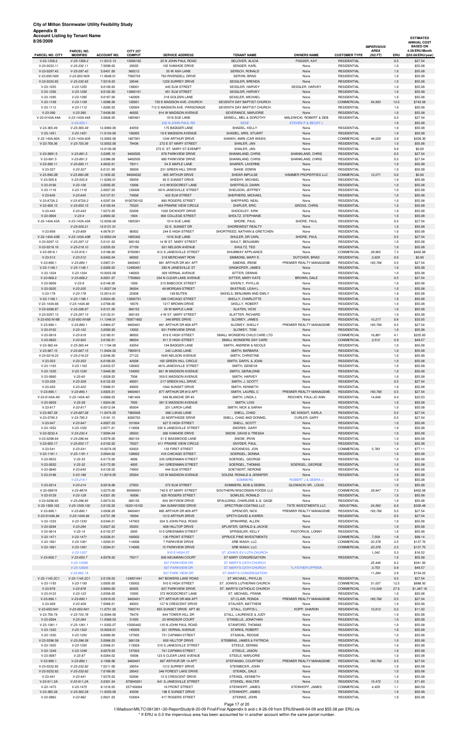**City of Milton Stormwater Utility Feasibility Study**
**Appendix B**
**Account Listing by Tenant Name**
**8/26/2009**

| PARCEL NO. CITY | PARCEL NO. MODIFIED | ACCOUNT NO. | CITY 257 COMPUT | SERVICE ADDRESS | TENANT NAME | OWNERS NAME | CUSTOMER TYPE | IMPERVIOUS AREA (SQ FT) | ERU | ESTIMATED ANNUAL COST BASED ON 4.59/ERU/Month ($55.08/ERU/year) |
|---|---|---|---|---|---|---|---|---|---|---|
| V-23-1358.2 | V-23-1358.2 | 11.0312.13 | 15000102 | 25 N JOHN PAUL ROAD | SELOVER, ALICIA | PASSER, KAY | RESIDENTIAL | | 0.5 | $27.54 |
| V-23-0232.11 | V-23-232.11 | 7.0099.02 | 29505 | 105 IVANHOE DRIVE | SENGER, KARL | None | RESIDENTIAL | | 1.0 | $55.08 |
| V-23-0297.42 | V-23-297.42 | 5.0451.00 | 360212 | 35 W ASH LANE | SERSCH, RONALD | None | RESIDENTIAL | | 1.0 | $55.08 |
| V-23-650.N29 | V-23-650.N29 | 11.0648.01 | 7500729 | 763 RIVENDELL DRIVE | SERVIN, BRAD | None | RESIDENTIAL | | 1.0 | $55.08 |
| V-23-0232.65 | V-23-232.65 | 7.0218.03 | 29546 | 1229 SURREY DRIVE | SESSLER, BRENDA | None | RESIDENTIAL | | 1.0 | $55.08 |
| V-23-1255 | V-23-1255 | 9.0100.02 | 138001 | 445 ELM STREET | SESSLER, HARVEY | SESSLER, HARVEY | RESIDENTIAL | | 1.0 | $55.08 |
| V-23-1256 | V-23-1256 | 9.0102.00 | 13800101 | 451 ELM STREET | SESSLER, HARVEY | None | RESIDENTIAL | | 1.0 | $55.08 |
| V-23-1295 | V-23-1295 | 9.0187.00 | 142009 | 318 GOLDEN LANE | SESSLER, MICHAEL | None | RESIDENTIAL | | 1.0 | $55.08 |
| V-23-1109 | V-23-1109 | 1.0286.00 | 120001 | 720 E MADISON AVE.-CHURCH | SEVENTH DAY BAPTIST CHURCH | None | COMMERCIAL | 54,930 | 13.5 | $743.58 |
| V-23-1112 | V-23-1112 | 1.0285.02 | 120004 | 712 E MADISON AVE.-PARSONAGE | SEVENTH DAY BAPTIST CHURCH | None | RESIDENTIAL | | 1.0 | $55.08 |
| V-23-390 | V-23-390 | 7.0438.00 | 46002 | 914 W MADISON AVENUE | SEVERANCE, MARJORIE | None | RESIDENTIAL | | 1.0 | $55.08 |
| V-23-0143A.44A | V-23-143A.44A | 3.0826.05 | 1805401 | 1018 SUE LANE | SEWELL, MEL & DOROTHY | MALEWICKI, ROBERT & DEB | RESIDENTIAL | | 0.5 | $27.54 |
| | V-23-505.1 | | | 232 N JOHN PAUL RD | SEXE | STEVEN P & BECKY L | | | 1.0 | $55.08 |
| V-23-365.49 | V-23-365.49 | 12.0060.00 | 43059 | 175 BADGER LANE | SHADEL, KELLY | None | RESIDENTIAL | | 1.0 | $55.08 |
| V-23-1451 | V-23-1451 | 11.0124.00 | 156005 | 19 E MADISON AVENUE | SHADEL, MRS. STUART | None | RESIDENTIAL | | 1.0 | $55.08 |
| V-23-143A.60A | V-23-143A.60A | 12.0065.00 | 1807001 | 1244 ARTHUR DRIVE | SHAIKH, AMIN (CAR WASH) | None | COMMERCIAL | 46,029 | 3.8 | $209.30 |
| V-23-700.36 | V-23-700.36 | 12.0052.00 | 79436 | 272 E ST MARY STREET | SHALER, JAN | None | RESIDENTIAL | | 1.0 | $55.08 |
| | | 12.0130.00 | | 272 E. ST. MARY ST-EXEMPT | SHALER, JAN | None | RESIDENTIAL | | 0.0 | $0.00 |
| V-23-0891.5 | V-23-891.5 | 3.0385.10 | 9400505 | 878 PARKVIEW DRIVE | SHANKLAND, CHRIS | SHANKLAND, CHRIS | RESIDENTIAL | | 0.5 | $27.54 |
| V-23-891.5 | V-23-891.5 | 3.0386.08 | 9400505 | 880 PARKVIEW DRIVE | SHANKLAND, CHRIS | SHANKLAND, CHRIS | RESIDENTIAL | | 0.5 | $27.54 |
| V-23-690.11 | V-23-690.11 | 4.0632.01 | 79311 | 54 E MAPLE LANE | SHARER, LAVERNE | None | RESIDENTIAL | | 1.0 | $55.08 |
| V-23-327 | V-23-327 | 6.0121.00 | 39009 | 231 GREEN HILL DRIVE | SHAW, EDWIN | None | RESIDENTIAL | | 1.0 | $55.08 |
| V-23-890.2B | V-23-890.2B | 3.1835.02 | 94004022 | 835 ARTHUR DRIVE | SHEAR IMPULSE | HAMMER PROPERTIES LLC | COMMERCIAL | 12,071 | 0.0 | $0.00 |
| V-23-505.8 | V-23-505.8 | 11.0285.01 | 59058 | 65 E SUNSET DRIVE | SHEEHY, MICHAEL | None | RESIDENTIAL | | 1.0 | $55.08 |
| V-23-0106 | V-23-106 | 3.0505.05 | 13006 | 413 WOODCREST LANE | SHEFFIELD, DAWN | None | RESIDENTIAL | | 1.0 | $55.08 |
| V-23-1116 | V-23-1116 | 2.0007.03 | 120008 | 39 N JANESVILLE STREET | SHELDON, JEFFREY | None | RESIDENTIAL | | 1.0 | $55.08 |
| V-23-645 | V-23-645 | 9.0127.01 | 74008 | 422 ELM STREET | SHEPHERD, MICHAEL | None | RESIDENTIAL | | 1.0 | $55.08 |
| V-23-872A.2 | V-23-872A.2 | 4.0297.04 | 9100700102 | 883 ROGERS STREET | SHEPPARD, NEAL | None | RESIDENTIAL | | 1.0 | $55.08 |
| V-23-650.15 | V-23-650.15 | 4.0100.04 | 75025 | 404 PRAIRIE VIEW CIRCLE | SHIPLER, ERIC | GROSS, CHRIS | RESIDENTIAL | | 1.0 | $55.08 |
| V-23-443 | V-23-443 | 7.0272.05 | 52008 | 1020 DICKHOFF DRIVE | SHOCKLEY, KIRK | None | RESIDENTIAL | | 1.0 | $55.08 |
| V-23-0004 | V-23-4 | 2.0683.02 | 1004 | 600 COLLEGE STREET | SHOLTZ, STEPHANIE | None | RESIDENTIAL | | 1.0 | $55.08 |
| V-23-143A.43A | V-23-143A.43A | 12.0036.00 | 1805301 | 1014 SUE LANE | SHORE, PAUL | SHORE, PAUL | RESIDENTIAL | | 0.5 | $27.54 |
| | V-23-505.21 | 12.0131.01 | | 52 E. SUNSET DR | SHOREWEST REALTY | None | RESIDENTIAL | | 1.0 | $55.08 |
| V-23-858 | V-23-858 | 4.0678.01 | 90002 | 244 E HIGH STREET | SHORTREED, NATHAN & GRETCHEN | None | RESIDENTIAL | | 1.0 | $55.08 |
| V-23-143A.43B | V-23-143A.43B | 12.0003.04 | 1805302 | 1016 SUE LANE | SHULER, DR CARL | SHORE, PAUL | RESIDENTIAL | | 0.5 | $27.54 |
| V-23-0297.12 | V-23-297.12 | 5.0131.02 | 360182 | 14 W ST. MARY STREET | SHULT, BENJAMIN | None | RESIDENTIAL | | 1.0 | $55.08 |
| V-23-0218.10 | V-23-218.10 | 2.0255.03 | 27109 | 931 NELSON AVENUE | SHULTZ, TED | None | RESIDENTIAL | | 1.0 | $55.08 |
| V-23-0916.1 | V-23-916.1 | 3.0186.00 | 9700901 | 612 S JANESVILLE STREET | SHUMWAY APPLIANCE | None | COMMERCIAL | 29,963 | 7.3 | $402.08 |
| V-23-512 | V-23-512 | 8.0402.04 | 60002 | 218 MERCHANT ROW | SIMMONS, MARY E. | DUTCHER, BRAD | RESIDENTIAL | 2,629 | 0.0 | $0.00 |
| V-23-890.1 | V-23-890.1 | 3.0957.01 | 9400401 | 881 ARTHUR DR #01 APT | SIMONS, IRENE | PREMIER REALTY MANAGEME | RESIDENTIAL | 193,766 | 0.5 | $27.54 |
| V-23-1148.1 | V-23-1148.1 | 2.0260.02 | 12400401 | 290 N JANESVILLE ST | SINGKOFER, JAMES | None | RESIDENTIAL | | 1.0 | $55.08 |
| V-23-1324 | V-23-1324 | 10.0025.00 | 146002 | 309 VERNAL AVENUE | SITTER, DENNIS | None | RESIDENTIAL | | 1.0 | $55.08 |
| V-23-668.2 | V-23-668.2 | 8.0051.07 | 7700803 | 234 N CLEAR LAKE AVENUE | SITTER, MARY KATE | BROWN, DALE | RESIDENTIAL | | 0.5 | $27.54 |
| V-23-0009 | V-23-9 | 6.0146.00 | 1009 | 215 BABCOCK STREET | SIVERLY, PHYLLIS | None | RESIDENTIAL | | 1.0 | $55.08 |
| V-23-0205 | V-23-205 | 11.0037.04 | 26004 | 49 MORGAN STREET | SKATRUD, LEAH L. | None | RESIDENTIAL | | 1.0 | $55.08 |
| V-23-178 | V-23-178 | 12.0014.01 | 22008 | 169 BUTEN | SKEELS, BENJAMIN AND EMILY | None | RESIDENTIAL | | 1.0 | $55.08 |
| V-23-1198.1 | V-23-1198.1 | 3.0024.00 | 13000701 | 309 CHICAGO STREET | SKELLY, CHARLOTTE | None | RESIDENTIAL | | 1.0 | $55.08 |
| V-23-143A.66 | V-23-143A.66 | 3.0768.00 | 18076 | 1217 BROWN DRIVE | SKELLY, ROBERT | None | RESIDENTIAL | | 1.0 | $55.08 |
| V-23-0296.87 | V-23-296.87 | 5.0121.00 | 360152 | 29 W MAPLE LANE | SLATEN, VICKI | None | RESIDENTIAL | | 1.0 | $55.08 |
| V-23-0297.13 | V-23-297.13 | 5.0132.01 | 360183 | 4 W ST. MARY STREET | SLATTER, RICHARD | None | RESIDENTIAL | | 1.0 | $55.08 |
| V-23-650.N16B | V-23-650.N16B | 11.1348.01 | 750071602 | 348 BREE DRIVE | SLOWEY, JAMES | None | RESIDENTIAL | 10,217 | 0.6 | $33.05 |
| V-23-890.1 | V-23-890.1 | 3.0964.07 | 9400401 | 881 ARTHUR DR #08 APT | SLOWEY, SHELLY | PREMIER REALTY MANAGEME | RESIDENTIAL | 193,766 | 0.5 | $27.54 |
| V-23-0102 | V-23-102 | 3.0500.00 | 13002 | 931 PARKVIEW DRIVE | SLOWEY, TOM | None | RESIDENTIAL | | 1.0 | $55.08 |
| V-23-0918 | V-23-918 | 3.0180.01 | 98002 | 819 E HIGH STREET | SMALL WONDERS CHILD CARE LTD | None | COMMERCIAL | 16,881 | 4.1 | $225.83 |
| V-23-0920 | V-23-920 | 3.0182.01 | 98004 | 811 E HIGH STREET | SMALL WONDERS DAY CARE | None | COMMERCIAL | 3,512 | 0.9 | $49.57 |
| V-23-365.44 | V-23-365.44 | 11.1194.00 | 43054 | 194 BADGER LANE | SMITH, ANDREW & NICOLE | None | RESIDENTIAL | | 1.0 | $55.08 |
| V-23-687.15 | V-23-687.15 | 11.0404.02 | 7900915 | 243 LUKAS LANE | SMITH, BARBARA | None | RESIDENTIAL | | 1.0 | $55.08 |
| V-23-0218.23 | V-23-218.23 | 2.0246.00 | 27122 | 1045 NELSON AVENUE | SMITH, CHRISTINE | None | RESIDENTIAL | | 1.0 | $55.08 |
| V-23-353 | V-23-353 | 6.0109.03 | 42008 | 165 GREEN HILL CIRCLE | SMITH, DARYL & JOAN | None | RESIDENTIAL | | 1.0 | $55.08 |
| V-23-1163 | V-23-1163 | 2.0433.07 | 126002 | 48 N JANESVILLE STREET | SMITH, GENEVA | None | RESIDENTIAL | | 1.0 | $55.08 |
| V-23-1230 | V-23-1230 | 7.0440.00 | 134005 | 901 W MADISON AVENUE | SMITH, GERALDINE | None | RESIDENTIAL | | 1.0 | $55.08 |
| V-23-0060 | V-23-60 | 1.0028.02 | 7006 | 359 E MADISON AVENUE | SMITH, HARVEY | None | RESIDENTIAL | | 1.0 | $55.08 |
| V-23-329 | V-23-329 | 6.0122.03 | 40001 | 217 GREEN HILL DRIVE | SMITH, J. SCOTT | None | RESIDENTIAL | | 0.5 | $27.54 |
| V-23-420 | V-23-420 | 7.0088.01 | 49005 | 1044 SUNSET DRIVE | SMITH, KENNETH | None | RESIDENTIAL | | 1.0 | $55.08 |
| V-23-890.1 | V-23-890.1 | 3.0925.01 | 9400401 | 877 ARTHUR DR #12 APT | SMITH, LAUREL C | PREMIER REALTY MANAGEME | RESIDENTIAL | 193,766 | 0.5 | $27.54 |
| V-23-0143A.4D | V-23-143A.4D | 3.0868.03 | 1801404 | 549 BLANCHE DR #3 | SMITH, LINDA J. | REICHER, PAUL/JO ANN | RESIDENTIAL | 14,646 | 0.4 | $22.03 |
| V-23-0059 | V-23-59 | 1.0024.00 | 7005 | 381 E MADISON AVENUE | SMITH, LOIS | None | RESIDENTIAL | | 1.0 | $55.08 |
| V-23-817 | V-23-817 | 6.0012.04 | 85004 | 231 LARCH LANE | SMITH, NICK & SARAH | None | RESIDENTIAL | | 1.0 | $55.08 |
| V-23-687.28 | V-23-687.28 | 11.0474.05 | 7900928 | 368 LUKAS LANE | SNELL, CHAD | MC KNIGHT, KARLA | RESIDENTIAL | | 0.5 | $27.54 |
| V-23-0795.3 | V-23-795.3 | 1.0181.15 | 8200703 | 22 NORTHSIDE DRIVE | SNELL, CHAD AND DONNEL | CURLER, GARY | RESIDENTIAL | | 0.5 | $27.54 |
| V-23-947 | V-23-947 | 4.0007.03 | 101004 | 627 E HIGH STREET | SNELL, SCOTT | None | RESIDENTIAL | | 1.0 | $55.08 |
| V-23-1052 | V-23-1052 | 2.0571.01 | 113006 | 330 S JANESVILLE STREET | SNOREK, GARY | None | RESIDENTIAL | | 1.0 | $55.08 |
| V-23-0232.4 | V-23-232.4 | 7.0094.04 | 29503 | 206 IVANHOE DRIVE | SNOW, DAVID & TRESSA | None | RESIDENTIAL | | 1.0 | $55.08 |
| V-23-0296.64 | V-23-296.64 | 5.0078.00 | 360134 | 31 E BASSWOOD LANE | SNOW, IRVIN | None | RESIDENTIAL | | 1.0 | $55.08 |
| V-23-650.17 | V-23-650.17 | 4.0102.02 | 75027 | 411 PRAIRIE VIEW CIRCLE | SNYDER, PAUL | None | RESIDENTIAL | | 1.0 | $55.08 |
| V-23-541 | V-23-541 | 10.0074.05 | 63003 | 133 FIRST STREET | SOCKNESS, JON | None | COMMERCIAL | 5,783 | 1.4 | $77.11 |
| V-23-1181.1 | V-23-1181.1 | 3.0044.02 | 128002 | 418 CHICAGO STREET | SOERGEL, DONNA | None | RESIDENTIAL | | 1.0 | $55.08 |
| V-23-0033 | V-23-33 | 6.0173.00 | 4006 | 335 GREENMAN STREET | SOERGEL, GEORGE | None | RESIDENTIAL | | 1.0 | $55.08 |
| V-23-0032 | V-23-32 | 6.0172.00 | 4005 | 341 GREENMAN STREET | SOERGEL, THOMAS | SOERGEL, GEORGE | RESIDENTIAL | | 1.0 | $55.08 |
| V-23-0640 | V-23-640 | 9.0120.02 | 74003 | 444 ELM STREET | SOETAERT, NERONE | None | RESIDENTIAL | | 1.0 | $55.08 |
| V-23-0196 | V-23-196 | 11.0019.05 | 25004 | 125 W MADISON AVENUE | SOLEM, RONALD & JENNIFER | None | RESIDENTIAL | | 1.0 | $55.08 |
| | V-23-214.1 | | | | SOMMERS | ROBERT J & DEBRA J | | | 1.0 | $55.08 |
| V-23-0214 | V-23-214 | 9.0018.06 | 27003 | 373 ELM STREET | SOMMERS, BOB & DEBRA | GLOWACKI SR., LOUIS | RESIDENTIAL | | 1.0 | $55.08 |
| V-23-0897A | V-23-897A | 3.0270.00 | 95006001 | 740 E ST.MARY STREET | SOUTHERN WISCONSIN FOODS LLC | None | COMMERCIAL | 29,947 | 7.3 | $402.08 |
| V-23-0129 | V-23-129 | 4.0321.00 | 16006 | 625 ROGERS STREET | SOWLES, RONALD | None | RESIDENTIAL | | 1.0 | $55.08 |
| V-23-0296.65 | V-23-296.65 | 5.0073.02 | 360135 | 654 SKYVIEW DRIVE | SPAULDING, CHARLENE & G. GAGE | None | RESIDENTIAL | | 1.0 | $55.08 |
| V-23-1509.102 | V-23-1509.102 | 3.0132.02 | 162010102 | 364 SUNNYSIDE DRIVE | SPECTRUM COATING LLC | TATE INVESTMENTS LLC | INDUSTRIAL | 24,560 | 6.0 | $330.48 |
| V-23-890.1 | V-23-890.1 | 3.0936.05 | 9400401 | 885 ARTHUR DR #09 APT | SPENCER, NICK | PREMIER REALTY MANAGEME | RESIDENTIAL | 193,766 | 0.5 | $27.54 |
| V-23-0143A.84 | V-23-143A.84 | 3.0721.08 | 18094 | 1213 ARTHUR DRIVE | SPETH DAVID & KAREN | None | RESIDENTIAL | | 0.5 | $27.54 |
| V-23-1333 | V-23-1333 | 9.0340.01 | 147003 | 324 S JOHN PAUL ROAD | SPINHIRNE, ALLEN | None | RESIDENTIAL | | 1.0 | $55.08 |
| V-23-0294 | V-23-294 | 5.0027.02 | 35003 | 608 HILLTOP DRIVE | SPLINTER, GERALD & JACKIE | None | RESIDENTIAL | | 1.0 | $55.08 |
| V-23-0014 | V-23-14 | 6.0152.07 | 2005 | 515 GREENMAN STREET | SPRISSLER, KELLY | PASTORIUS, LONNY | RESIDENTIAL | | 1.0 | $55.08 |
| V-23-1471 | V-23-1471 | 8.0226.01 | 160002 | 130 FRONT STREET | SPRUCE PINE INVESTMENTS | None | COMMERCIAL | 7,509 | 1.8 | $99.14 |
| V-23-1061 | V-23-1061 | 1.0293.01 | 114006 | 7 PARKVIEW DRIVE | SRB WASH, LLC. | None | COMMERCIAL | 20,378 | 2.5 | $137.70 |
| V-23-1061 | V-23-1061 | 1.0294.01 | 114006 | 15 PARKVIEW DRIVE | SRB WASH, LLC. | None | COMMERCIAL | 20,378 | 2.5 | $137.70 |
| | V-23-1207 | | | 910 E HIGH ST | ST JOHN'S EV LUTH CHURCH | | | 1,042 | 0.3 | $16.52 |
| V-23-650.7 | V-23-650.7 | 4.0078.02 | 75017 | 836 NEUMANN COURT | ST MARY CONGREGATION | None | RESIDENTIAL | | 1.0 | $55.08 |
| | V-23-1258A | | | 837 PARKVIEW DR | ST MARY'S CATH CHURCH | | | 25,446 | 6.2 | $341.50 |
| | V-23-1260A | | | 837 PARKVIEW DR | ST MARY'S CATH CHURCH | % FATHER UPPENA | | 3,753 | 0.9 | $49.57 |
| | V-23-892.1A | | | 837 PARK VIEW DR | ST MARY'S CONGREGATION | | | 11,284 | 2.8 | $154.22 |
| V-23-1145.2C1 | V-23-1145.2C1 | 2.0129.03 | 124001041 | 947 BOWERS LAKE ROAD | ST MICHAEL, PHYLLIS | None | RESIDENTIAL | | 0.5 | $27.54 |
| V-23-1193 | V-23-1193 | 3.0005.00 | 130002 | 910 E HIGH STREET | ST. JOHN'S LUTHERAN CHURCH | None | COMMERCIAL | 51,007 | 12.5 | $688.50 |
| V-23-878 | V-23-878 | 3.0604.00 | 92005 | 837 PARKVIEW DRIVE | ST. MARY'S CATHOLIC CHURCH | None | COMMERCIAL | 110,308 | 27.0 | $1,487.16 |
| V-23-0123 | V-23-123 | 3.0558.00 | 15005 | 372 WOODCREST LANE | ST. MICHAEL, FRANK | None | RESIDENTIAL | | 1.0 | $55.08 |
| V-23-890.1 | V-23-890.1 | 3.0919.03 | 9400401 | 877 ARTHUR DR #06 APT | ST.CLAIR, RONDA | PREMIER REALTY MANAGEME | RESIDENTIAL | 193,766 | 0.5 | $27.54 |
| V-23-409 | V-23-409 | 7.0068.01 | 48003 | 127 N CRESCENT DRIVE | STALKER, MATTHEW | None | RESIDENTIAL | | 1.0 | $55.08 |
| V-23-650.N41 | V-23-650.N41 | 11.0751.02 | 7500741 | 655 SUNSET DRIVE APT #2 | STALL, CURTIS L. | KOPP, SHARON | RESIDENTIAL | 15,612 | 0.2 | $11.02 |
| V-23-700.78 | V-23-700.78 | 12.0094.00 | 79478 | 844 TOWER HILL DR | STALL, LAURENCE & JUDY | None | RESIDENTIAL | | 1.0 | $55.08 |
| V-23-0264 | V-23-264 | 11.0368.03 | 31005 | 23 WINDSOR COURT | STANELLE, JONATHAN | None | RESIDENTIAL | | 1.0 | $55.08 |
| V-23-1361.1 | V-23-1361.1 | 11.0302.07 | 15000402 | 135 N JOHN PAUL ROAD | STANFORD, THOMAS | None | RESIDENTIAL | | 1.0 | $55.08 |
| V-23-1322 | V-23-1322 | 10.0029.01 | 145009 | 321 VERNAL AVENUE | STARKS, ROBERT | None | RESIDENTIAL | | 1.0 | $55.08 |
| V-23-1250 | V-23-1250 | 9.0080.00 | 137005 | 731 CAPMAN STREET | STASKAL, REDGIE | None | RESIDENTIAL | | 1.0 | $55.08 |
| V-23-0296.58 | V-23-296.58 | 5.0066.03 | 360128 | 650 HILLTOP DRIVE | STEBBINS, JAMES & PATRICIA | None | RESIDENTIAL | | 1.0 | $55.08 |
| V-23-1055 | V-23-1055 | 2.0566.01 | 113009 | 310 S JANESVILLE STREET | STEELE, DENNIS | None | RESIDENTIAL | | 1.0 | $55.08 |
| V-23-1249 | V-23-1249 | 9.0079.03 | 137003 | 741 CAPMAN STREET | STEELE, JASON | None | RESIDENTIAL | | 1.0 | $55.08 |
| V-23-0087 | V-23-87 | 8.0264.02 | 10006 | 123 S CLEAR LAKE AVENUE | STEELE, MARJORIE | None | RESIDENTIAL | | 1.0 | $55.08 |
| V-23-890.1 | V-23-890.1 | 3.1006.06 | 9400401 | 897 ARTHUR DR 14 APT | STEFANSKI, COURTNEY | PREMIER REALTY MANAGEME | RESIDENTIAL | 193,766 | 0.5 | $27.54 |
| V-23-0232.82 | V-23-232.82 | 7.0211.00 | 29554 | 1212 SURREY DRIVE | STEINBICER, JOHN | None | RESIDENTIAL | | 1.0 | $55.08 |
| V-23-0232.62 | V-23-232.62 | 7.0189.00 | 29543 | 346 FOREST LAKE DRIVE | STEINDL, DALE | None | RESIDENTIAL | | 1.0 | $55.08 |
| V-23-441 | V-23-441 | 7.0270.02 | 52006 | 15 S CRESCENT DRIVE | STEINDL, KENNETH | None | RESIDENTIAL | | 1.0 | $55.08 |
| V-23-911.2A | V-23-911.2A | 3.0301.04 | 970040201 | 641 S JANESVILLE STREET | STEINDL, WALTER | None | RESIDENTIAL | 15,472 | 1.3 | $71.60 |
| V-23-1473 | V-23-1473 | 8.1016.05 | 257160004 | 16 FRONT STREET | STEINHOFF, JAMES | STEINHOFF, JAMES | COMMERCIAL | 4,459 | 1.1 | $60.59 |
| V-23-365.28 | V-23-365.28 | 11.0250.00 | 43038 | 196 E SUNSET DRIVE | STEINHOFF, JAMES | None | RESIDENTIAL | | 1.0 | $55.08 |
| V-23-0962 | V-23-962 | 2.0621.03 | 103004 | 417 ROGERS STREET | STEINKE, JOHN | None | RESIDENTIAL | | 1.0 | $55.08 |

I:\Madison\MILTC\081381-\30-ReportStudy\8-20-09 Final\Final Appendix b and c 8-26-09 from ERUSheet6-04-09 and $55.08 per ERU.xls
* If ERU is 0.0 the impervious area has been accounted for in another account within the same parcel number.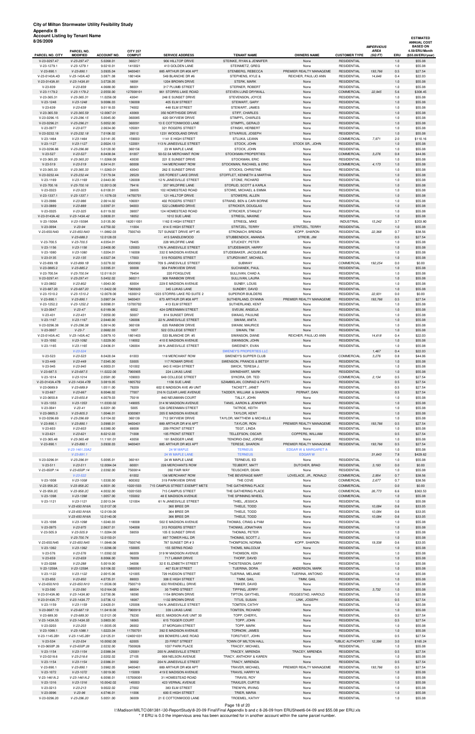**City of Milton Stormwater Utility Feasibility Study**
**Appendix B**
**Account Listing by Tenant Name**
**8/26/2009**

| PARCEL NO. CITY | PARCEL NO. MODIFIED | ACCOUNT NO. | CITY 257 COMPUT | SERVICE ADDRESS | TENANT NAME | OWNERS NAME | CUSTOMER TYPE | IMPERVIOUS AREA (SQ FT) | ERU | ESTIMATED ANNUAL COST BASED ON 4.59/ERU/Month ($55.08/ERU/year) |
|---|---|---|---|---|---|---|---|---|---|---|
| V-23-0297.47 | V-23-297.47 | 5.0268.01 | 360217 | 906 HILLTOP DRIVE | STEINKE, RYAN & JENNIFER | None | RESIDENTIAL | | 1.0 | $55.08 |
| V-23-1279.1 | V-23-1279.1 | 9.0210.01 | 1410021 | 413 GOLDEN LANE | STEINMETZ, GREG | None | RESIDENTIAL | | 1.0 | $55.08 |
| V-23-890.1 | V-23-890.1 | 3.0935.04 | 9400401 | 885 ARTHUR DR #08 APT | STENBERG, REBECCA | PREMIER REALTY MANAGEME | RESIDENTIAL | 193,766 | 0.5 | $27.54 |
| V-23-0143A.4D | V-23-143A.4D | 3.0871.08 | 1801404 | 549 BLANCHE DR #6 | STEPHENS, KYLE & | REICHER, PAUL/JO ANN | RESIDENTIAL | 14,646 | 0.4 | $22.03 |
| V-23-0143A.81 | V-23-143A.81 | 3.0728.05 | 18091 | 1204 BROWN DRIVE | STERK, MARK | None | RESIDENTIAL | | 1.0 | $55.08 |
| V-23-839 | V-23-839 | 4.0688.00 | 88001 | 317 PLUMB STREET | STERNER, ROBERT | None | RESIDENTIAL | | 1.0 | $55.08 |
| V-23-1179.2 | V-23-1179.2 | 2.0550.00 | 127008101 | 961 STORRS LAKE ROAD | STEVEN LUND DRYWALL | None | COMMERCIAL | 22,945 | 5.6 | $308.45 |
| V-23-365.31 | V-23-365.31 | 11.0256.00 | 43041 | 248 E SUNSET DRIVE | STEVENSON, JOYCE | None | RESIDENTIAL | | 1.0 | $55.08 |
| V-23-1248 | V-23-1248 | 9.0086.03 | 136008 | 405 ELM STREET | STEWART, GARY | None | RESIDENTIAL | | 1.0 | $55.08 |
| V-23-639 | V-23-639 | 9.0118.03 | 74002 | 448 ELM STREET | STEWART, JAMES | None | RESIDENTIAL | | 1.0 | $55.08 |
| V-23-365.59 | V-23-365.59 | 12.0067.01 | 43069 | 350 NORTHSIDE DRIVE | STIFF, CHARLES | None | RESIDENTIAL | | 1.0 | $55.08 |
| V-23-0296.15 | V-23-296.15 | 5.0045.00 | 360085 | 620 SKYVIEW DRIVE | STIMPFL, CHARLES | None | RESIDENTIAL | | 1.0 | $55.08 |
| V-23-0296.21 | V-23-296.21 | 5.0052.00 | 360091 | 13 E COTTONWOOD LANE | STIMPFL, GERALD | None | RESIDENTIAL | | 1.0 | $55.08 |
| V-23-0977 | V-23-977 | 2.0634.00 | 105001 | 321 ROGERS STREET | STINSKI, HERBERT | None | RESIDENTIAL | | 1.0 | $55.08 |
| V-23-0232.18 | V-23-232.18 | 7.0106.02 | 29512 | 1231 WOODLAND DRIVE | STIVARIUS, JOSEPH | None | RESIDENTIAL | | 1.0 | $55.08 |
| V-23-1464 | V-23-1464 | 3.0141.05 | 159003 | 1141 E HIGH STREET | STLUKA, LEANN | None | COMMERCIAL | 7,971 | 2.0 | $110.16 |
| V-23-1127 | V-23-1127 | 2.0024.13 | 122001 | 113 N JANESVILLE STREET | STOCK, JOHN | STOCK SR., JOHN | RESIDENTIAL | | 1.0 | $55.08 |
| V-23-0296.86 | V-23-296.86 | 5.0120.00 | 360156 | 23 W MAPLE LANE | STOCK, JOHN | None | RESIDENTIAL | | 1.0 | $55.08 |
| V-23-527 | V-23-527 | 8.0438.04 | 61007 | 50-52-54 MERCHANT ROW | STOCKMAN PROPERTIES | None | COMMERCIAL | 3,276 | 0.8 | $44.06 |
| V-23-365.20 | V-23-365.20 | 11.0268.00 | 43030 | 221 E SUNSET DRIVE | STOCKMAN, ERIC | None | RESIDENTIAL | | 1.0 | $55.08 |
| V-23-519 | V-23-519 | 8.0414.01 | 60008 | 144 MERCHANT ROW | STOCKMAN, RACHAEL & ERIC | None | COMMERCIAL | 4,173 | 1.0 | $55.08 |
| V-23-365.33 | V-23-365.33 | 11.0260.01 | 43043 | 262 E SUNSET DRIVE | STOCKS, CHRISTINE | None | RESIDENTIAL | | 1.0 | $55.08 |
| V-23-0232.44 | V-23-232.44 | 7.0179.04 | 29529 | 335 FOREST LAKE DRIVE | STOFFLET, KENNETH & MARTHA | None | RESIDENTIAL | | 1.0 | $55.08 |
| V-23-1169 | V-23-1169 | 2.0443.00 | 126008 | 12 N JANESVILLE STREET | STONE, RICHARD | None | RESIDENTIAL | | 1.0 | $55.08 |
| V-23-700.16 | V-23-700.16 | 12.0013.00 | 79416 | 357 WILDFIRE LANE | STORLID, SCOTT & KARLA | None | RESIDENTIAL | | 1.0 | $55.08 |
| V-23-0323 | V-23-323 | 6.0100.01 | 39005 | 102 HOMESTEAD ROAD | STOWE, MICHAEL & EMMA | None | RESIDENTIAL | | 1.0 | $55.08 |
| V-23-1337.1 | V-23-1337.1 | 11.1078.03 | 14700701 | 121 HILLTOP DRIVE | STOWERS, ALLEN | None | RESIDENTIAL | | 1.0 | $55.08 |
| V-23-0986 | V-23-986 | 2.0614.02 | 106001 | 402 ROGERS STREET | STRAND, BEN & CARI BORNE | None | RESIDENTIAL | | 1.0 | $55.08 |
| V-23-0889 | V-23-889 | 3.0397.01 | 94003 | 522 LOMBARD DRIVE | STRICKER, DOUGLAS | None | RESIDENTIAL | | 1.0 | $55.08 |
| V-23-0325 | V-23-325 | 6.0119.02 | 39007 | 124 HOMESTEAD ROAD | STRICKER, STANLEY | None | RESIDENTIAL | | 1.0 | $55.08 |
| V-23-0143A.42 | V-23-143A.42 | 3.0830.01 | 18052 | 1012 SUE LANE | STRIEGL, MAXINE | None | RESIDENTIAL | | 1.0 | $55.08 |
| V-23-1509A | V-23-1509A | 3.0135.00 | 162011001 | 1162 E HIGH STREET | STRIEGL, MIKE | None | INDUSTRIAL | 15,242 | 3.7 | $203.80 |
| V-23-0094 | V-23-94 | 4.0750.02 | 11004 | 614 E HIGH STREET | STRITZEL, TERRY | STRITZEL, TERRY | RESIDENTIAL | | 1.0 | $55.08 |
| V-23-650.N43 | V-23-650.N43 | 11.0882.03 | 7500743 | 727 SUNSET DRIVE APT #5 | STRONACH, BRENDA | KOPP, SHARON | RESIDENTIAL | 22,368 | 0.7 | $38.56 |
| | V-23-688.3 | 12.0128.03 | | 415 SANDLEWOOD | STUBBENDICK, AMANDA | STREIB, JIM | RESIDENTIAL | | 0.5 | $27.54 |
| V-23-700.5 | V-23-700.5 | 4.0354.01 | 79405 | 228 WILDFIRE LANE | STUCKEY, PETER | None | RESIDENTIAL | | 1.0 | $55.08 |
| V-23-1158 | V-23-1158 | 2.0400.00 | 125003 | 176 N JANESVILLE STREET | STUDEBAKER, HARRY | None | RESIDENTIAL | | 1.0 | $55.08 |
| V-23-1080 | V-23-1080 | 1.0204.01 | 116008 | 332 E MADISON AVENUE | STUDEBAKER, JACQUELINE | None | RESIDENTIAL | | 1.0 | $55.08 |
| V-23-0135 | V-23-135 | 4.0327.04 | 17003 | 519 ROGERS STREET | STURDIVANT, MICHAEL | None | RESIDENTIAL | | 1.0 | $55.08 |
| V-23-899.1B | V-23-899.1B | 3.0278.02 | 9500902 | 709 S JANESVILLE STREET | SUBWAY | None | COMMERCIAL | 192,254 | 0.0 | $0.00 |
| V-23-0885.2 | V-23-885.2 | 3.0395.01 | 93008 | 904 PARKVIEW DRIVE | SUCHANEK, PAUL | None | RESIDENTIAL | | 1.0 | $55.08 |
| V-23-700.54 | V-23-700.54 | 12.0118.01 | 79454 | 220 FOXGLOVE | SULLIVAN, CHAD A. | None | RESIDENTIAL | | 1.0 | $55.08 |
| V-23-0297.41 | V-23-297.41 | 5.0452.02 | 360211 | 908 RAINBOW DRIVE | SULLIVAN, LAURA | None | RESIDENTIAL | | 1.0 | $55.08 |
| V-23-0802 | V-23-802 | 1.0043.00 | 83004 | 229 E MADISON AVENUE | SUNBY, LOUIS | None | RESIDENTIAL | | 1.0 | $55.08 |
| V-23-687.20 | V-23-687.20 | 11.0422.00 | 7900920 | 345 LUKAS LANE | SUNDBY, DAVID | None | RESIDENTIAL | | 1.0 | $55.08 |
| V-23-1510.2 | V-23-1510.2 | 12.0078.00 | 1630012 | 1223 STORRS LAKE RD SUITE 2 | SUPERIOR BUILDERS | None | COMMERCIAL | 22,931 | 0.0 | $0.00 |
| V-23-890.1 | V-23-890.1 | 3.0907.04 | 9400401 | 873 ARTHUR DR #08 APT | SUTHERLAND, DYANNA | PREMIER REALTY MANAGEME | RESIDENTIAL | 193,766 | 0.5 | $27.54 |
| V-23-1252.2 | V-23-1252.2 | 9.0090.01 | 13700702 | 413 ELM STREET | SUTHERLAND, KENT | None | RESIDENTIAL | | 1.0 | $55.08 |
| V-23-0047 | V-23-47 | 6.0189.06 | 6002 | 424 GREENMAN STREET | SVEUM, ANGELA | None | RESIDENTIAL | | 1.0 | $55.08 |
| V-23-431 | V-23-431 | 7.0050.00 | 50007 | 814 SUNSET DRIVE | SWAAG, PAULINE | None | RESIDENTIAL | | 1.0 | $55.08 |
| V-23-1167 | V-23-1167 | 2.0440.00 | 126006 | 22 N JANESVILLE STREET | SWAIM, ANITA | None | RESIDENTIAL | | 1.0 | $55.08 |
| V-23-0296.38 | V-23-296.38 | 5.0614.00 | 360108 | 635 RAINBOW DRIVE | SWAIM, MAURICE | None | RESIDENTIAL | | 1.0 | $55.08 |
| V-23-0007 | V-23-7 | 2.0682.03 | 1007 | 522 COLLEGE STREET | SWAIN, TIM | None | RESIDENTIAL | | 1.0 | $55.08 |
| V-23-0143A.4C | V-23-143A.4C | 3.0879.10 | 1801403 | 533 BLANCHE DR #5 | SWANSON, DIANE | REICHER, PAUL/JO ANN | RESIDENTIAL | 14,618 | 0.4 | $22.03 |
| V-23-1092 | V-23-1092 | 1.0229.00 | 118002 | 410 E MADISON AVENUE | SWANSON, JOHN | None | RESIDENTIAL | | 1.0 | $55.08 |
| V-23-1165 | V-23-1165 | 2.0436.01 | 126004 | 38 N JANESVILLE STREET | SWEENEY, EVAN | None | RESIDENTIAL | | 1.0 | $55.08 |
| | V-23-524 | | | | SWENEY'S PROPERTIES LLC | | | 1,467 | 0.4 | $22.03 |
| V-23-523 | V-23-523 | 8.0420.04 | 61003 | 118 MERCHANT ROW | SWENEY'S SUPPER CLUB | None | COMMERCIAL | 3,276 | 0.8 | $44.06 |
| V-23-449 | V-23-449 | 7.0345.00 | 53005 | 117 ROMAR DRIVE | SWENSON, FRANCIS & BETSY | None | RESIDENTIAL | | 1.0 | $55.08 |
| V-23-945 | V-23-945 | 4.0003.01 | 101002 | 643 E HIGH STREET | SWICK, TERESA J. | None | RESIDENTIAL | | 1.0 | $55.08 |
| V-23-687.5 | V-23-687.5 | 11.0222.00 | 7900905 | 224 LUKAS LANE | SWINEHART, MARK | None | RESIDENTIAL | | 1.0 | $55.08 |
| V-23-1014 | V-23-1014 | 2.0581.00 | 109003 | 649 COLLEGE STREET | SYKORA, DR. TED | None | COMMERCIAL | 2,134 | 0.5 | $27.54 |
| V-23-0143A.47B | V-23-143A.47B | 3.0819.05 | 1805702 | 1106 SUE LANE | SZAMBELAN, CONRAD & PATTI | None | RESIDENTIAL | | 0.5 | $27.54 |
| V-23-0689.9 | V-23-689.9 | 1.0511.00 | 79209 | 602 E MADISON AVE #9 UNIT | TACKETT, JANET | None | RESIDENTIAL | | 0.5 | $27.54 |
| V-23-667 | V-23-667 | 8.0046.02 | 77007 | 216 N CLEAR LAKE AVENUE | TADDER, WILLIAM & SHARON | PERNAT, DAN | RESIDENTIAL | | 0.5 | $27.54 |
| V-23-0650.8 | V-23-650.8 | 4.0079.03 | 75018 | 840 NEUMANN COURT | TALLY, JOHN | None | RESIDENTIAL | | 1.0 | $55.08 |
| V-23-1353 | V-23-1353 | 11.0330.02 | 149005 | 314 W MADISON AVENUE | TANIS, AARON & JENNIFER | None | RESIDENTIAL | | 1.0 | $55.08 |
| V-23-0041 | V-23-41 | 6.0201.00 | 5005 | 526 GREENMAN STREET | TATROE, KEITH | None | RESIDENTIAL | | 1.0 | $55.08 |
| V-23-0805.3 | V-23-805.3 | 1.0046.01 | 8300901 | 205 E MADISON AVENUE | TAYLOR, KENT | None | RESIDENTIAL | | 1.0 | $55.08 |
| V-23-0296.69 | V-23-296.69 | 5.0104.02 | 360139 | 712 SKYVIEW DRIVE | TAYLOR, MATTHEW & MICHELLE | None | RESIDENTIAL | | 1.0 | $55.08 |
| V-23-890.1 | V-23-890.1 | 3.0990.01 | 9400401 | 889 ARTHUR DR #16 APT | TAYLOR, RON | PREMIER REALTY MANAGEME | RESIDENTIAL | 193,766 | 0.5 | $27.54 |
| V-23-603 | V-23-603 | 8.0380.00 | 69008 | 209 FRONT STREET | TEGT, LINDA | None | RESIDENTIAL | | 1.0 | $55.08 |
| V-23-621 | V-23-621 | 8.0212.03 | 71008 | 105 FRONT STREET | TELLEFSON, OSCAR | COPPERS, WILLIAM | RESIDENTIAL | | 0.5 | $27.54 |
| V-23-365.48 | V-23-365.48 | 11.1181.01 | 43058 | 181 BADGER LANE | TENORIO-DIAZ, JORGE | None | RESIDENTIAL | | 1.0 | $55.08 |
| V-23-890.1 | V-23-890.1 | 3.0930.03 | 9400401 | 885 ARTHUR DR #03 APT | TERESE, SHARON | PREMIER REALTY MANAGEME | RESIDENTIAL | 193,766 | 0.5 | $27.54 |
| | V-23-1461.33A2 | | | 24 W MAPLE | TERNEUS | EDGAR W & MARGARET A | | | 1.0 | $55.08 |
| | V-23-891.1 | | | 24 W MAPLE LANE | TERNEUS | EDGAR W | | 31,643 | 7.8 | $429.62 |
| V-23-0296.91 | V-23-296.91 | 5.0095.01 | 360161 | 24 W MAPLE LANE | TERNEUS, ED | None | RESIDENTIAL | | 1.0 | $55.08 |
| V-23-511 | V-23-511 | 12.0084.04 | 60001 | 226 MERCHANTS ROW | TEUBERT, MATT | DUTCHER, BRAD | RESIDENTIAL | 3,193 | 0.0 | $0.00 |
| V-23-650P.14 | V-23-650P.14 | 2.0392.00 | 7500814 | 392 FAIR WAY | TEUSCHER, DEAN | None | RESIDENTIAL | | 1.0 | $55.08 |
| | V-23-522 | | 61002 | 136 MERCHANT ROW | THE BEVERAGE MART | LOVELACE, JR., RONALD | COMMERCIAL | 2,954 | 0.7 | $38.56 |
| V-23-1008 | V-23-1008 | 1.0330.00 | 800302 | 319 PARKVIEW DRIVE | THE COVE | None | COMMERCIAL | 2,677 | 0.7 | $38.56 |
| V-23-958.2C | V-23-958.2C | 4.0031.00 | 10201503 | 715 CAMPUS STREET-EXEMPT METE | THE GATHERING PLACE | None | COMMERCIAL | | 0.0 | $0.00 |
| V-23-958.2C | V-23-958.2C | 4.0032.00 | 10201503 | 715 CAMPUS STREET | THE GATHERING PLACE | None | COMMERCIAL | 26,773 | 6.6 | $363.53 |
| V-23-1398 | V-23-1398 | 1.0057.00 | 155002 | 48 E MADISON AVENUE | THE SPINNING WHEEL | None | COMMERCIAL | | 1.0 | $55.08 |
| V-23-1121 | V-23-1121 | 2.0013.04 | 121004 | 61 N JANESVILLE STREET | THIEL, JESSICA | None | RESIDENTIAL | | 1.0 | $55.08 |
| | V-23-650.N16A | 12.0137.00 | | 360 BREE DR | THIELE, TODD | None | RESIDENTIAL | 10,084 | 0.6 | $33.05 |
| | V-23-650.N16A | 12.0139.00 | | 364 BREE DR | THIELE, TODD | None | RESIDENTIAL | 10,084 | 0.6 | $33.05 |
| | V-23-650.N16A | 12.0140.00 | | 366 BREE DR | THIELE, TODD | None | RESIDENTIAL | 10,084 | 0.6 | $33.05 |
| V-23-1098 | V-23-1098 | 1.0240.03 | 118008 | 502 E MADISON AVENUE | THOMAS, CRAIG & PAM | None | RESIDENTIAL | | 1.0 | $55.08 |
| V-23-0975 | V-23-975 | 2.0637.01 | 104008 | 313 ROGERS STREET | THOMAS, JONATHAN | None | RESIDENTIAL | | 1.0 | $55.08 |
| V-23-505.9 | V-23-505.9 | 11.0284.00 | 59059 | 105 E SUNSET DRIVE | THOMAS, PETER | None | RESIDENTIAL | | 1.0 | $55.08 |
| | V-23-700.74 | 12.0150.01 | | 897 TOWER HILL DR | THOMAS, SCOTT J. | None | RESIDENTIAL | | 1.0 | $55.08 |
| V-23-650.N45 | V-23-650.N45 | 11.0848.06 | 7500745 | 787 SUNSET DR # 3 | THOMPSON, NORMA | KOPP, SHARON | RESIDENTIAL | 19,338 | 0.6 | $33.05 |
| V-23-1362 | V-23-1362 | 11.0296.00 | 150005 | 155 SERNS ROAD | THOMS, MALCOLM | None | RESIDENTIAL | | 1.0 | $55.08 |
| V-23-576 | V-23-576 | 11.0392.02 | 66009 | 319 W MADISON AVENUE | THOMSON, KEN | None | RESIDENTIAL | | 1.0 | $55.08 |
| V-23-659 | V-23-659 | 8.0066.00 | 76009 | 717 LAMAR DRIVE | THORP, DAVID | None | RESIDENTIAL | | 1.0 | $55.08 |
| V-23-0288 | V-23-288 | 5.0019.00 | 34006 | 32 E ELIZABETH STREET | THOSTENSON, GARY | None | RESIDENTIAL | | 1.0 | $55.08 |
| V-23-1259A | V-23-1259A | 9.0106.02 | 13800501 | 467 ELM STREET | TIJERINA, DORA | ANDERSON, MARK | RESIDENTIAL | | 1.0 | $55.08 |
| V-23-1122 | V-23-1122 | 2.0015.06 | 121005 | 729 HUDSON STREET | TIJERINA, MELANIE | TIJERINA, ANTONIO | RESIDENTIAL | | 1.0 | $55.08 |
| V-23-850 | V-23-850 | 4.0735.01 | 89003 | 308 E HIGH STREET | TIMM, GAIL | TIMM, GAIL | RESIDENTIAL | | 1.0 | $55.08 |
| V-23-650.N10 | V-23-650.N10 | 11.0536.00 | 7500710 | 632 RIVENDELL DRIVE | TINKER, DAVID | None | RESIDENTIAL | | 1.0 | $55.08 |
| V-23-590 | V-23-590 | 10.0164.00 | 68004 | 30 THIRD STREET | TIPPING, JERRY | None | RESIDENTIAL | 3,732 | 1.0 | $55.08 |
| V-23-0143A.80 | V-23-143A.80 | 3.0730.06 | 18090 | 1154 BROWN DRIVE | TIPTON, GAYTHEL | FEGGESTAD, HAROLD | RESIDENTIAL | | 1.0 | $55.08 |
| V-23-0143A.77 | V-23-143A.77 | 3.0736.12 | 18087 | 1132 BROWN DRIVE | TITUS, SUSAN | LINK, JOSEPH | RESIDENTIAL | | 0.5 | $27.54 |
| V-23-1159 | V-23-1159 | 2.0420.01 | 125006 | 104 N JANESVILLE STREET | TOMTEN, CATHY | None | RESIDENTIAL | | 1.0 | $55.08 |
| V-23-0687.19 | V-23-687.19 | 11.0418.00 | 7900919 | 339 LUKAS LANE | TOMTEN, RICHARD | None | RESIDENTIAL | | 1.0 | $55.08 |
| V-23-689.30 | V-23-689.30 | 12.0121.00 | 79230 | 602 E. MADISON AVE UNIT 30 | TOPP, CHERYL | None | RESIDENTIAL | | 0.5 | $27.54 |
| V-23-143A.55 | V-23-143A.55 | 3.0803.00 | 18065 | 615 TIGGER COURT | TOPP, JOHN | None | RESIDENTIAL | | 0.5 | $27.54 |
| V-23-0203 | V-23-203 | 11.0035.05 | 26002 | 37 MORGAN STREET | TOPP, MARK | None | RESIDENTIAL | | 1.0 | $55.08 |
| V-23-1088.1 | V-23-1088.1 | 1.0223.04 | 11700701 | 392 E MADISON AVENUE | TORNOW, JAMES | None | RESIDENTIAL | | 1.0 | $55.08 |
| V-23-1145.2B1 | V-23-1145.2B1 | 2.0125.01 | 124001031 | 939 BOWERS LAKE ROAD | TORSTVEIT, JOHN | None | RESIDENTIAL | | 0.5 | $27.54 |
| V-23-534 | V-23-534 | 10.0092.00 | 62005 | 23 FIRST STREET | TOWN OF MILTON HALL | None | PUBLIC AUTHORITY | 12,398 | 3.0 | $165.24 |
| V-23-0650P.26 | V-23-650P.26 | 2.0232.00 | 7500826 | 1037 PARK PLACE | TRACEY, MICHAEL | None | RESIDENTIAL | | 1.0 | $55.08 |
| V-23-1154 | V-23-1154 | 2.0388.04 | 125001 | 200 N JANESVILLE STREET | TRACEY, MIRENDA | TRACEY, MIRENDA | RESIDENTIAL | | 0.5 | $27.54 |
| V-23-0218.6 | V-23-218.6 | 2.0202.02 | 27105 | 908 NELSON AVENUE | TRACY, ANTHONY & KAREN | None | RESIDENTIAL | | 1.0 | $55.08 |
| V-23-1154 | V-23-1154 | 2.0386.01 | 30002 | 204 N JANESVILLE STREET | TRACY, MIRENDA | None | RESIDENTIAL | | 0.5 | $27.54 |
| V-23-890.1 | V-23-890.1 | 3.0982.05 | 9400401 | 889 ARTHUR DR #08 APT | TRAVER, MICHAEL | PREMIER REALTY MANAGEME | RESIDENTIAL | 193,766 | 0.5 | $27.54 |
| V-23-1072 | V-23-1072 | 1.0019.00 | 115009 | 419 E MADISON AVENUE | TRAVIS, HARRY M. | None | RESIDENTIAL | | 1.0 | $55.08 |
| V-23-1461A.2 | V-23-1461A.2 | 6.0090.01 | 157008301 | 31 HOMESTEAD ROAD | TRAVIS, ROY | None | RESIDENTIAL | | 1.0 | $55.08 |
| V-23-1316 | V-23-1316 | 10.0042.02 | 145003 | 423 VERNAL AVENUE | TRAXLER, CURTIS | None | RESIDENTIAL | | 1.0 | $55.08 |
| V-23-0213 | V-23-213 | 9.0022.02 | 27002 | 383 ELM STREET | TREWYN, IRVING | None | RESIDENTIAL | | 1.0 | $55.08 |
| V-23-0096 | V-23-96 | 4.0746.01 | 11006 | 600 E HIGH STREET | TRIER, MARIA | None | RESIDENTIAL | | 1.0 | $55.08 |
| V-23-0296.20 | V-23-296.20 | 5.0051.00 | 36009 | 21 E COTTONWOOD LANE | TROEMEL, KATHY | None | RESIDENTIAL | | 1.0 | $55.08 |

I:\Madison\MILTC\081381-\30-ReportStudy\8-20-09 Final\Final Appendix b and c 8-26-09 from ERUSheet6-04-09 and $55.08 per ERU.xls

* If ERU is 0.0 the impervious area has been accounted for in another account within the same parcel number.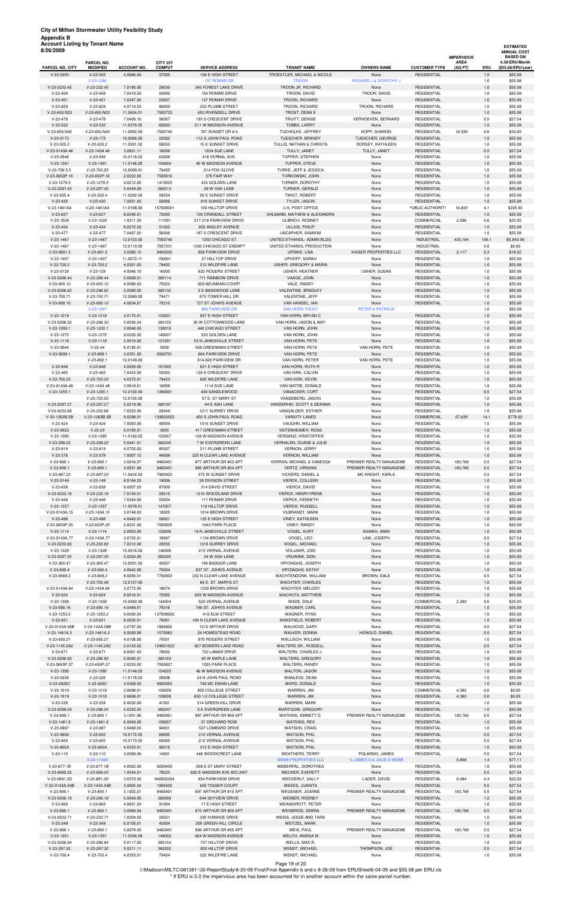# City of Milton Stormwater Utility Feasibility Study
## Appendix B
## Account Listing by Tenant Name
## 8/26/2009

| PARCEL NO. CITY | PARCEL NO. MODIFIED | ACCOUNT NO. | CITY 257 COMPUT | SERVICE ADDRESS | TENANT NAME | OWNERS NAME | CUSTOMER TYPE | IMPERVIOUS AREA (SQ FT) | ERU | ESTIMATED ANNUAL COST BASED ON 4.59/ERU/Month ($55.08/ERU/year) |
|---|---|---|---|---|---|---|---|---|---|---|
| V-23-0305 | V-23-305 | 4.0666.04 | 37005 | 104 E HIGH STREET | TROESTLER, MICHAEL & NICOLE | None | RESIDENTIAL | | 1.0 | $55.08 |
| | V-23-1280 | | | 137 ROMAR DR | TROON | RICHARD J & DOROTHY J | | | 1.0 | $55.08 |
| V-23-0232.45 | V-23-232.45 | 7.0180.00 | 29530 | 345 FOREST LAKE DRIVE | TROON JR, RICHARD | None | RESIDENTIAL | | 1.0 | $55.08 |
| V-23-458 | V-23-458 | 7.0419.02 | 54005 | 150 ROMAR DRIVE | TROON, DAVID | TROON, DAVID | RESIDENTIAL | | 1.0 | $55.08 |
| V-23-451 | V-23-451 | 7.0347.00 | 53007 | 137 ROMAR DRIVE | TROON, RICHARD | None | RESIDENTIAL | | 1.0 | $55.08 |
| V-23-829 | V-23-829 | 4.0714.03 | 86009 | 252 PLUMB STREET | TROON, RICHARD | TROON, RICHARD | RESIDENTIAL | | 1.0 | $55.08 |
| V-23-650.N23 | V-23-650.N23 | 11.0624.01 | 7500723 | 653 RIVENDELL DRIVE | TROST, DEAN E | None | RESIDENTIAL | | 1.0 | $55.08 |
| V-23-478 | V-23-478 | 7.0408.10 | 56007 | 193 S CRESCENT DRIVE | TRUITT, DENISE | VERHOEVEN, BERNARD | RESIDENTIAL | | 0.5 | $27.54 |
| V-23-532 | V-23-532 | 11.0378.05 | 62003 | 511 W MADISON AVENUE | TUBBS, LARRY | None | RESIDENTIAL | | 1.0 | $55.08 |
| V-23-650.N45 | V-23-650.N45 | 11.0852.00 | 7500745 | 787 SUNSET DR # 4 | TUCHOLKE, JEFFREY | KOPP, SHARON | RESIDENTIAL | 19,338 | 0.6 | $33.05 |
| V-23-0173 | V-23-173 | 10.0006.05 | 22002 | 112 S JOHN PAUL ROAD | TUESCHER, BRANDY | TUESCHER, GEORGE | RESIDENTIAL | | 1.0 | $55.08 |
| V-23-505.2 | V-23-505.2 | 11.0291.02 | 59052 | 15 E SUNSET DRIVE | TULLIS, NATHAN & CHRISTA | DORSEY, KATHLEEN | RESIDENTIAL | | 1.0 | $55.08 |
| V-23-0143A.46 | V-23-143A.46 | 3.0821.11 | 18056 | 1034 SUE LANE | TULLY, JANET | TULLY, JANET | RESIDENTIAL | | 0.5 | $27.54 |
| V-23-0546 | V-23-546 | 10.0116.02 | 63008 | 418 VERNAL AVE. | TUPPER, STEPHEN | None | RESIDENTIAL | | 1.0 | $55.08 |
| V-23-1391 | V-23-1391 | 11.0146.00 | 154004 | 40 W MADISON AVENUE | TUPPER, STEVE | None | RESIDENTIAL | | 1.0 | $55.08 |
| V-23-700.5.5 | V-23-700.55 | 12.0090.01 | 79455 | 214 FOX GLOVE | TURKE, JEFF & JESSICA | None | RESIDENTIAL | | 1.0 | $55.08 |
| V-23-0650P.16 | V-23-650P.16 | 2.0222.00 | 7500816 | 378 FAIR WAY | TURKOWSKI, JOHN | None | RESIDENTIAL | | 1.0 | $55.08 |
| V-23-1279.3 | V-23-1279.3 | 9.0212.00 | 1410023 | 433 GOLDEN LANE | TURNER, DOROTHY | None | RESIDENTIAL | | 1.0 | $55.08 |
| V-23-0297.43 | V-23-297.43 | 5.0449.00 | 360213 | 29 W ASH LANE | TURNER, GERALD | None | RESIDENTIAL | | 1.0 | $55.08 |
| V-23-505.4 | V-23-505.4 | 11.0292.00 | 59054 | 29 E SUNSET DRIVE | TWIST, ROBERT | None | RESIDENTIAL | | 1.0 | $55.08 |
| V-23-430 | V-23-430 | 7.0051.02 | 50006 | 818 SUNSET DRIVE | TYLER, JASON | None | RESIDENTIAL | | 1.0 | $55.08 |
| V-23-1461AA | V-23-1461AA | 11.0108.00 | 157008001 | 150 HILLTOP DRIVE | U.S. POST OFFICE | None | PUBLIC AUTHORITY | 16,833 | 4.1 | $225.83 |
| V-23-627 | V-23-627 | 8.0246.01 | 72005 | 720 CRANDALL STREET | UHLMANN, MATHEW & ALEXANDRA | None | RESIDENTIAL | | 1.0 | $55.08 |
| V-23-1029 | V-23-1029 | 1.0311.05 | 111001 | 217-219 PARKVIEW DRIVE | ULBRICH, RODNEY | None | COMMERCIAL | 2,596 | 0.6 | $33.05 |
| V-23-434 | V-23-434 | 8.0272.02 | 51002 | 832 ANSLEY AVENUE | ULLIUS, PHILIP | None | RESIDENTIAL | | 1.0 | $55.08 |
| V-23-477 | V-23-477 | 7.0407.02 | 56006 | 187 S CRESCENT DRIVE | UNCAPHER, SAMKIM | None | RESIDENTIAL | | 1.0 | $55.08 |
| V-23-1467 | V-23-1467 | 12.0103.00 | 7500740 | 1250 CHICAGO ST | UNITED ETHANOL- ADMIN BLDG | None | INDUSTRIAL | 433,164 | 106.1 | $5,843.99 |
| V-23-1467 | V-23-1467 | 12.0110.00 | 7007331 | 1250 CHICAGO ST-EXEMPT | UNITED ETHANOL PRODUCTION | None | INDUSTRIAL | | 0.0 | $0.00 |
| V-23-0891.3 | V-23-891.3 | 3.0380.15 | 9400503 | 858 PARKVIEW DRIVE | UPDIKE, LISA | KAISER PROPERTIES LLC | RESIDENTIAL | 5,117 | 0.3 | $16.52 |
| V-23-1407 | V-23-1407 | 11.0072.11 | 156001 | 27 HILLTOP DRIVE | UPHOFF, SARAH | None | RESIDENTIAL | | 1.0 | $55.08 |
| V-23-700.2 | V-23-700.2 | 4.0351.02 | 79402 | 212 WILDFIRE LANE | USHER, GREGORY & MARIA | None | RESIDENTIAL | | 1.0 | $55.08 |
| V-23-0128 | V-23-128 | 4.0046.10 | 16005 | 622 ROGERS STREET | USHER, HEATHER | USHER, SUSAN | RESIDENTIAL | | 1.0 | $55.08 |
| V-23-0296.44 | V-23-296.44 | 5.0608.01 | 360114 | 711 RAINBOW DRIVE | VAAGE, JOHN | None | RESIDENTIAL | | 1.0 | $55.08 |
| V-23-650.12 | V-23-650.12 | 4.0086.02 | 75022 | 829 NEUMANN COURT | VALE, RANDY | None | RESIDENTIAL | | 1.0 | $55.08 |
| V-23-0296.62 | V-23-296.62 | 5.0080.00 | 360132 | 5 E BASSWOOD LANE | VALENTINE, BRADLEY | None | RESIDENTIAL | | 1.0 | $55.08 |
| V-23-700.71 | V-23-700.71 | 12.0089.00 | 79471 | 875 TOWER HILL DR | VALENTINE, JEFF | None | RESIDENTIAL | | 1.0 | $55.08 |
| V-23-690.10 | V-23-690.10 | 4.0634.01 | 79310 | 727 ST JOHN'S AVENUE | VAN HANDEL, IAN | None | RESIDENTIAL | | 1.0 | $55.08 |
| | V-23-1047 | | | 804 PARKVIEW DR | VAN HORN TRUST | PETER & PATRICIA | | | 1.0 | $55.08 |
| V-23-1219 | V-23-1219 | 3.0170.01 | 133001 | 957 E HIGH STREET | VAN HORN, BRYAN C | None | RESIDENTIAL | | 1.0 | $55.08 |
| V-23-0296.33 | V-23-296.33 | 5.0036.04 | 360103 | 30 W COTTONWOOD LANE | VAN HORN, JASON & AMY | None | RESIDENTIAL | | 1.0 | $55.08 |
| V-23-1200.1 | V-23-1200.1 | 3.0048.02 | 130010 | 442 CHICAGO STREET | VAN HORN, JOHN | None | RESIDENTIAL | | 1.0 | $55.08 |
| V-23-1275 | V-23-1275 | 9.0220.02 | 140007 | 523 GOLDEN LANE | VAN HORN, JOHN | None | RESIDENTIAL | | 1.0 | $55.08 |
| V-23-1118 | V-23-1118 | 2.0010.00 | 121001 | 53 N JANESVILLE STREET | VAN HORN, PETE | None | RESIDENTIAL | | 1.0 | $55.08 |
| V-23-0044 | V-23-44 | 6.0195.01 | 5008 | 508 GREENMAN STREET | VAN HORN, PETE | VAN HORN, PETE | RESIDENTIAL | | 1.0 | $55.08 |
| V-23-0898.1 | V-23-898.1 | 3.0351.00 | 9500701 | 804 PARKVIEW DRIVE | VAN HORN, PETE | None | RESIDENTIAL | | 1.0 | $55.08 |
| | V-23-892.1 | 12.0149.00 | | 814-820 PARKVIEW DR | VAN HORN, PETER | VAN HORN, PETE | RESIDENTIAL | | 1.0 | $55.08 |
| V-23-948 | V-23-948 | 4.0009.00 | 101005 | 621 E HIGH STREET | VAN HORN, RUTH R | None | RESIDENTIAL | | 1.0 | $55.08 |
| V-23-465 | V-23-465 | 7.0425.00 | 55003 | 129 S CRESCENT DRIVE | VAN KIRK, CALVIN | None | RESIDENTIAL | | 1.0 | $55.08 |
| V-23-700.23 | V-23-700.23 | 4.0372.01 | 79423 | 605 WILDFIRE LANE | VAN KIRK, KEVIN | None | RESIDENTIAL | | 1.0 | $55.08 |
| V-23-0143A.48 | V-23-143A.48 | 3.0818.01 | 18058 | 1114 SUE LANE | VAN MATRE, DONALD | None | RESIDENTIAL | | 1.0 | $55.08 |
| V-23-1255.1 | V-23-1255.1 | 12.0100.00 | 1380001 | 430 SANDLEWOOD | VANACKER, CURT | None | RESIDENTIAL | | 0.5 | $27.54 |
| | V-23-700.50 | 12.0155.00 | | 57 E. ST MARY ST | VANDEBERG, JASON | None | RESIDENTIAL | | 1.0 | $55.08 |
| V-23-0297.27 | V-23-297.27 | 5.0219.06 | 360197 | 44 E ASH LANE | VANDERHEI, SCOTT & DEANNA | None | RESIDENTIAL | | 1.0 | $55.08 |
| V-23-0232.68 | V-23-232.68 | 7.0222.00 | 29549 | 1211 SURREY DRIVE | VANGALDER, ESTHER | None | RESIDENTIAL | | 1.0 | $55.08 |
| V-23-1263B.5B | V-23-1263B.5B | 9.0298.01 | 139002052 | 450 S JOHN PAUL ROAD | VARSITY LANES | None | COMMERCIAL | 57,639 | 14.1 | $776.63 |
| V-23-424 | V-23-424 | 7.0083.00 | 49009 | 1014 SUNSET DRIVE | VAUGHN, WILLIAM | None | RESIDENTIAL | | 1.0 | $55.08 |
| V-23-0023 | V-23-23 | 6.0160.01 | 3005 | 417 GREENMAN STREET | VEITENHEIMER, ROSS | None | RESIDENTIAL | | 1.0 | $55.08 |
| V-23-1385 | V-23-1385 | 11.0160.02 | 153007 | 128 W MADISON AVENUE | VERGENZ, KRISTOFFER | None | RESIDENTIAL | | 1.0 | $55.08 |
| V-23-298.22 | V-23-298.22 | 5.0441.01 | 360245 | 7 W EVERGREEN LANE | VERHALEN, DUANE & JULIE | None | RESIDENTIAL | | 1.0 | $55.08 |
| V-23-819 | V-23-819 | 4.0702.02 | 85007 | 211 PLUMB STREET | VERNON, JERRY | None | RESIDENTIAL | | 1.0 | $55.08 |
| V-23-378 | V-23-378 | 7.0007.12 | 44008 | 225 N CLEAR LAKE AVENUE | VERNON, WILLIAM | None | RESIDENTIAL | | 1.0 | $55.08 |
| V-23-890.1 | V-23-890.1 | 3.0916.07 | 9400401 | 877 ARTHUR DR #03 APT | VERRAN, MICHAEL & VANESSA | PREMIER REALTY MANAGEME | RESIDENTIAL | 193,766 | 0.5 | $27.54 |
| V-23-890.1 | V-23-890.1 | 3.0931.08 | 9400401 | 885 ARTHUR DR #04 APT | VERTZ, VIRGINIA | PREMIER REALTY MANAGEME | RESIDENTIAL | 193,766 | 0.5 | $27.54 |
| V-23-687.23 | V-23-687.23 | 11.0434.03 | 7900923 | 373 W SUNSET DRIVE | VICKERS, DANIEL & | MC KNIGHT, KARLA | RESIDENTIAL | | 0.5 | $27.54 |
| V-23-0149 | V-23-149 | 8.0184.03 | 19006 | 28 DIVISION STREET | VIERCK, COLLEEN | None | RESIDENTIAL | | 1.0 | $55.08 |
| V-23-838 | V-23-838 | 6.0007.03 | 87009 | 314 DAVIS STREET | VIERCK, DAVID | None | RESIDENTIAL | | 1.0 | $55.08 |
| V-23-0232.16 | V-23-232.16 | 7.0104.01 | 29510 | 1215 WOODLAND DRIVE | VIERCK, HENRY/IRENE | None | RESIDENTIAL | | 1.0 | $55.08 |
| V-23-448 | V-23-448 | 7.0344.00 | 53004 | 111 ROMAR DRIVE | VIERCK, KENNETH | None | RESIDENTIAL | | 1.0 | $55.08 |
| V-23-1337 | V-23-1337 | 11.0078.01 | 147007 | 119 HILLTOP DRIVE | VIERCK, RUSSELL | None | RESIDENTIAL | | 1.0 | $55.08 |
| V-23-0143A.15 | V-23-143A.15 | 3.0748.03 | 18025 | 1014 BROWN DRIVE | VILBRANDT, MARK | None | RESIDENTIAL | | 1.0 | $55.08 |
| V-23-498 | V-23-498 | 4.0443.01 | 59001 | 123 E HIGH STREET | VINEY, KATHLEEN | None | RESIDENTIAL | | 1.0 | $55.08 |
| V-23-0650P.25 | V-23-650P.25 | 2.0231.00 | 7500825 | 1043 PARK PLACE | VINEY, RANDY | None | RESIDENTIAL | | 1.0 | $55.08 |
| V-23-1114 | V-23-1114 | 2.0003.05 | 120006 | 19 N JANESVILLE STREET | VOGEL, KURT | SHAIKH, AMIN | RESIDENTIAL | | 1.0 | $55.08 |
| V-23-0143A.77 | V-23-143A.77 | 3.0735.01 | 18087 | 1134 BROWN DRIVE | VOGEL, LEO | LINK, JOSEPH | RESIDENTIAL | | 0.5 | $27.54 |
| V-23-0232.83 | V-23-232.83 | 7.0212.08 | 29555 | 1218 SURREY DRIVE | VOGEL, MICHAEL | None | RESIDENTIAL | | 1.0 | $55.08 |
| V-23-1328 | V-23-1328 | 10.0016.02 | 146006 | 215 VERNAL AVENUE | VOLLMAR, JODI | None | RESIDENTIAL | | 1.0 | $55.08 |
| V-23-0297.35 | V-23-297.35 | 5.0204.00 | 360205 | 24 W ASH LANE | VRUWINK, DON | None | RESIDENTIAL | | 1.0 | $55.08 |
| V-23-365.47 | V-23-365.47 | 12.0031.02 | 43057 | 189 BADGER LANE | VRYDAGHS, JOSEPH | None | RESIDENTIAL | | 1.0 | $55.08 |
| V-23-690.4 | V-23-690.4 | 4.0642.00 | 79304 | 637 ST. JOHN'S AVENUE | VRYDAGHS, KATHY | None | RESIDENTIAL | | 1.0 | $55.08 |
| V-23-0668.2 | V-23-668.2 | 8.0050.01 | 7700803 | 232 N CLEAR LAKE AVENUE | WACHTENDONK, WILLIAM | BROWN, DALE | RESIDENTIAL | | 0.5 | $27.54 |
| | V-23-700.49 | 12.0127.00 | | 69 E. ST. MARYS ST | WACHTER, CHARLES | None | RESIDENTIAL | | 1.0 | $55.08 |
| V-23-0143A.64 | V-23-143A.64 | 3.0772.00 | 18074 | 1229 BROWN DRIVE | WACHTER, MELODY | None | RESIDENTIAL | | 1.0 | $55.08 |
| V-23-624 | V-23-624 | 8.0016.01 | 72002 | 629 W MADISON AVENUE | WACHUTA, MATTHEW | None | RESIDENTIAL | | 1.0 | $55.08 |
| V-23-1308 | V-23-1308 | 10.0060.00 | 144004 | 525 VERNAL AVENUE | WADE, DALE | None | COMMERCIAL | 2,380 | 0.6 | $33.05 |
| V-23-690.16 | V-23-690.16 | 4.0489.01 | 79316 | 746 ST. JOHN'S AVENUE | WAGNER, CARL | None | RESIDENTIAL | | 1.0 | $55.08 |
| V-23-1253.2 | V-23-1253.2 | 9.0092.04 | 137008002 | 419 ELM STREET | WAGNER, RYAN | None | RESIDENTIAL | | 1.0 | $55.08 |
| V-23-651 | V-23-651 | 8.0035.01 | 76001 | 104 N CLEAR LAKE AVENUE | WAKEFIELD, ROBERT | None | RESIDENTIAL | | 1.0 | $55.08 |
| V-23-0143A.58B | V-23-143A.58B | 3.0797.03 | 1806802 | 1212 ARTHUR DRIVE | WALHOVD, GARY | None | RESIDENTIAL | | 0.5 | $27.54 |
| V-23-1461A.3 | V-23-1461A.3 | 6.0093.08 | 1570083 | 24 HOMESTEAD ROAD | WALKER, DONNA | HONOLD, DANIEL | RESIDENTIAL | | 0.5 | $27.54 |
| V-23-650.21 | V-23-650.21 | 4.0106.00 | 75031 | 870 ROGERS STREET | WALLISCH, WILLIAM | None | RESIDENTIAL | | 1.0 | $55.08 |
| V-23-1145.2A2 | V-23-1145.2A2 | 2.0123.02 | 124001022 | 927 BOWERS LAKE ROAD | WALTERS SR., RUSSELL | None | RESIDENTIAL | | 0.5 | $27.54 |
| V-23-671 | V-23-671 | 8.0061.03 | 78002 | 722 LAMAR DRIVE | WALTERS, CHARLES J. | None | RESIDENTIAL | | 1.0 | $55.08 |
| V-23-0296.93 | V-23-296.93 | 5.0092.01 | 360163 | 42 W MAPLE LANE | WALTERS, GREGORY | None | RESIDENTIAL | | 1.0 | $55.08 |
| V-23-0650P.27 | V-23-650P.27 | 2.0233.00 | 7500827 | 1025 PARK PLACE | WALTERS, RANDY | None | RESIDENTIAL | | 1.0 | $55.08 |
| V-23-1390 | V-23-1390 | 11.0148.03 | 154003 | 46 W MADISON AVENUE | WALTON, JASON | None | RESIDENTIAL | | 1.0 | $55.08 |
| V-23-0226 | V-23-226 | 10.0178.02 | 28008 | 24 N JOHN PAUL ROAD | WANLESS, DEAN | None | RESIDENTIAL | | 1.0 | $55.08 |
| V-23-0928C | V-23-928C | 3.0309.02 | 9900303 | 740 MC EWAN LANE | WARD, DONALD | None | RESIDENTIAL | | 1.0 | $55.08 |
| V-23-1019 | V-23-1019 | 2.0698.01 | 109009 | 650 COLLEGE STREET | WARREN, JIM | None | COMMERCIAL | 4,380 | 0.0 | $0.00 |
| V-23-1019 | V-23-1019 | 2.0699.01 | 109009 | 650 1/2 COLLEGE STREET | WARREN, JIM | None | RESIDENTIAL | 4,380 | 0.0 | $0.00 |
| V-23-339 | V-23-339 | 6.0032.00 | 41001 | 314 GREEN HILL DRIVE | WARREN, MARK | None | RESIDENTIAL | | 1.0 | $55.08 |
| V-23-0298.24 | V-23-298.24 | 5.0325.03 | 360247 | 5 E EVERGREEN LANE | WARTGOW, GREGORY | None | RESIDENTIAL | | 1.0 | $55.08 |
| V-23-890.1 | V-23-890.1 | 3.1001.06 | 9400401 | 897 ARTHUR DR #09 APT | WATKINS, EMMETT D. | PREMIER REALTY MANAGEME | RESIDENTIAL | 193,766 | 0.5 | $27.54 |
| V-23-1461.8 | V-23-1461.8 | 6.0049.00 | 158007 | 37 ORCHARD ROW | WATKINS, REX | None | RESIDENTIAL | | 1.0 | $55.08 |
| V-23-0887 | V-23-887 | 3.0468.03 | 94001 | 527 LOMBARD DRIVE | WATSON, CRAIG | None | RESIDENTIAL | | 1.0 | $55.08 |
| V-23-0600 | V-23-600 | 10.0172.05 | 69005 | 210 VERNAL AVENUE | WATSON, PHIL | None | RESIDENTIAL | | 0.5 | $27.54 |
| V-23-600 | V-23-600 | 10.0173.05 | 69005 | 212 VERNAL AVENUE | WATSON, PHIL | None | RESIDENTIAL | | 0.5 | $27.54 |
| V-23-865A | V-23-865A | 4.0333.01 | 90010 | 313 E HIGH STREET | WATSON, PHIL | None | RESIDENTIAL | | 1.0 | $55.08 |
| V-23-110 | V-23-110 | 3.0589.06 | 14001 | 446 WOODCREST LANE | WEATHERS, TERRY | POLARSKI, JAMES | RESIDENTIAL | | 0.5 | $27.54 |
| | V-23-1106A | | | | WEBB PROPERTIES LLC | % JAMES S & JULIE A WEBB | | 5,808 | 1.4 | $77.11 |
| V-23-877.1B | V-23-877.1B | 4.0062.00 | 9200403 | 508 E ST.MARY STREET | WEBERPAL, DOROTHEA | None | RESIDENTIAL | | 1.0 | $55.08 |
| V-23-0689.25 | V-23-689.25 | 1.0544.01 | 79225 | 602 E MADISON AVE #25 UNIT | WECKER, EVERETT | None | RESIDENTIAL | | 0.5 | $27.54 |
| V-23-0891.2D | V-23-891.2D | 3.0379.20 | 940050204 | 854 PARKVIEW DRIVE | WECKERLY, SALLY | LADER, DAVID | RESIDENTIAL | 6,084 | 0.4 | $22.03 |
| V-23-0143A.54B | V-23-143A.54B | 3.0805.04 | 1806402 | 603 TIGGER COURT | WEEKS, JUANITA | None | RESIDENTIAL | | 0.5 | $27.54 |
| V-23-890.1 | V-23-890.1 | 3.1002.01 | 9400401 | 897 ARTHUR DR #10 APT | WEGENER, JOANNE | PREMIER REALTY MANAGEME | RESIDENTIAL | 193,766 | 0.5 | $27.54 |
| V-23-0296.18 | V-23-296.18 | 5.0049.00 | 360088 | 644 SKYVIEW DRIVE | WEIMER, RODNEY | None | RESIDENTIAL | | 1.0 | $55.08 |
| V-23-869 | V-23-869 | 4.0651.03 | 91004 | 17 E HIGH STREET | WEINSHROTT, PETER | None | RESIDENTIAL | | 1.0 | $55.08 |
| V-23-890.1 | V-23-890.1 | 3.0908.04 | 9400401 | 873 ARTHUR DR #09 APT | WEISBROD, DEBRA | PREMIER REALTY MANAGEME | RESIDENTIAL | 193,766 | 0.5 | $27.54 |
| V-23-0232.71 | V-23-232.71 | 7.0204.02 | 29551 | 330 IVANHOE DRIVE | WEISS, JESSE AND TARA | None | RESIDENTIAL | | 1.0 | $55.08 |
| V-23-349 | V-23-349 | 6.0105.01 | 42004 | 205 GREEN HILL CIRCLE | WEITZEL, MARK | None | RESIDENTIAL | | 1.0 | $55.08 |
| V-23-890.1 | V-23-890.1 | 3.0979.05 | 9400401 | 889 ARTHUR DR #05 APT | WEIX, PAUL | PREMIER REALTY MANAGEME | RESIDENTIAL | 193,766 | 0.5 | $27.54 |
| V-23-1351 | V-23-1351 | 11.0336.09 | 149003 | 404 W MADISON AVENUE | WELCH, ANISSA M | None | RESIDENTIAL | | 1.0 | $55.08 |
| V-23-0296.84 | V-23-296.84 | 5.0117.02 | 360154 | 737 HILLTOP DRIVE | WELLS, MAX R. | None | RESIDENTIAL | | 1.0 | $55.08 |
| V-23-297.32 | V-23-297.32 | 5.0211.11 | 360202 | 820 HILLTOP DRIVE | WENDT, MICHAEL | THOMPSON, JOE | RESIDENTIAL | | 0.5 | $27.54 |
| V-23-700.4 | V-23-700.4 | 4.0353.01 | 79404 | 222 WILDFIRE LANE | WENDT, MICHAEL | None | RESIDENTIAL | | 1.0 | $55.08 |

I:\Madison\MILTC\081381-\30-ReportStudy\8-20-09 Final\Final Appendix b and c 8-26-09 from ERUSheet6-04-09 and $55.08 per ERU.xls

\* If ERU is 0.0 the impervious area has been accounted for in another account within the same parcel number.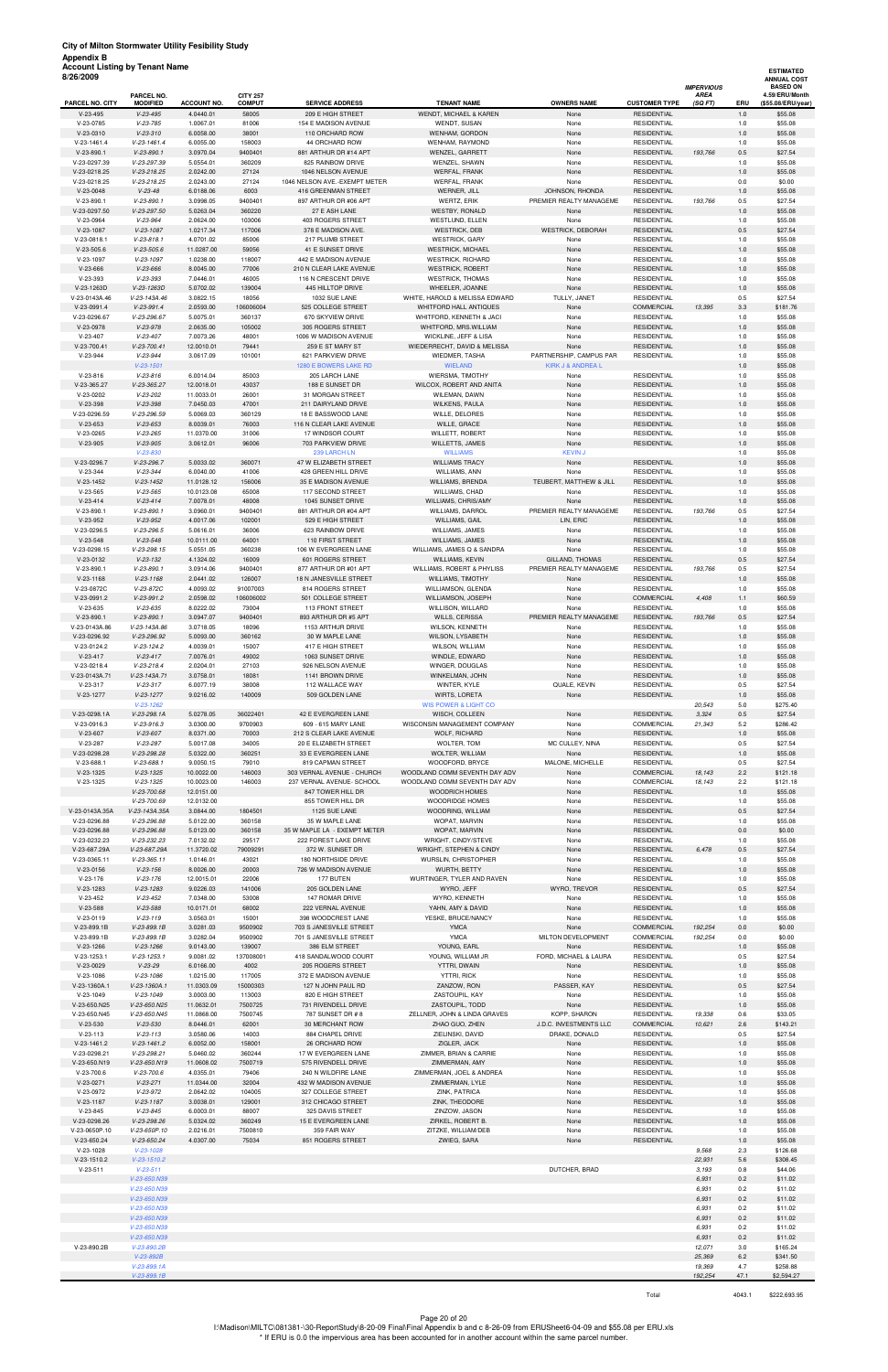**City of Milton Stormwater Utility Feasibility Study**
**Appendix B**
**Account Listing by Tenant Name**
**8/26/2009**

| PARCEL NO. CITY | PARCEL NO. MODIFIED | ACCOUNT NO. | CITY 257 COMPUT | SERVICE ADDRESS | TENANT NAME | OWNERS NAME | CUSTOMER TYPE | IMPERVIOUS AREA (SQ FT) | ERU | ESTIMATED ANNUAL COST BASED ON 4.59/ERU/Month ($55.08/ERU/year) |
|---|---|---|---|---|---|---|---|---|---|---|
| V-23-495 | V-23-495 | 4.0440.01 | 58005 | 209 E HIGH STREET | WENDT, MICHAEL & KAREN | None | RESIDENTIAL | | 1.0 | $55.08 |
| V-23-0785 | V-23-785 | 1.0067.01 | 81006 | 154 E MADISON AVENUE | WENDT, SUSAN | None | RESIDENTIAL | | 1.0 | $55.08 |
| V-23-0310 | V-23-310 | 6.0058.00 | 38001 | 110 ORCHARD ROW | WENHAM, GORDON | None | RESIDENTIAL | | 1.0 | $55.08 |
| V-23-1461.4 | V-23-1461.4 | 6.0055.00 | 158003 | 44 ORCHARD ROW | WENHAM, RAYMOND | None | RESIDENTIAL | | 1.0 | $55.08 |
| V-23-890.1 | V-23-890.1 | 3.0970.04 | 9400401 | 881 ARTHUR DR #14 APT | WENZEL, GARRETT | None | RESIDENTIAL | 193,766 | 0.5 | $27.54 |
| V-23-0297.39 | V-23-297.39 | 5.0554.01 | 360209 | 825 RAINBOW DRIVE | WENZEL, SHAWN | None | RESIDENTIAL | | 1.0 | $55.08 |
| V-23-0218.25 | V-23-218.25 | 2.0242.00 | 27124 | 1046 NELSON AVENUE | WERFAL, FRANK | None | RESIDENTIAL | | 1.0 | $55.08 |
| V-23-0218.25 | V-23-218.25 | 2.0243.00 | 27124 | 1046 NELSON AVE.-EXEMPT METER | WERFAL, FRANK | None | RESIDENTIAL | | 0.0 | $0.00 |
| V-23-0048 | V-23-48 | 6.0188.06 | 6003 | 416 GREENMAN STREET | WERNER, JILL | JOHNSON, RHONDA | RESIDENTIAL | | 1.0 | $55.08 |
| V-23-890.1 | V-23-890.1 | 3.0998.05 | 9400401 | 897 ARTHUR DR #06 APT | WERTZ, ERIK | PREMIER REALTY MANAGEME | RESIDENTIAL | 193,766 | 0.5 | $27.54 |
| V-23-0297.50 | V-23-297.50 | 5.0263.04 | 360220 | 27 E ASH LANE | WESTBY, RONALD | None | RESIDENTIAL | | 1.0 | $55.08 |
| V-23-0964 | V-23-964 | 2.0624.00 | 103006 | 403 ROGERS STREET | WESTLUND, ELLEN | None | RESIDENTIAL | | 1.0 | $55.08 |
| V-23-1087 | V-23-1087 | 1.0217.34 | 117006 | 378 E MADISON AVE | WESTRICK, DEB | WESTRICK, DEBORAH | RESIDENTIAL | | 0.5 | $27.54 |
| V-23-0818.1 | V-23-818.1 | 4.0701.02 | 85006 | 217 PLUMB STREET | WESTRICK, GARY | None | RESIDENTIAL | | 1.0 | $55.08 |
| V-23-505.6 | V-23-505.6 | 11.0287.00 | 59056 | 41 E SUNSET DRIVE | WESTRICK, MICHAEL | None | RESIDENTIAL | | 1.0 | $55.08 |
| V-23-1097 | V-23-1097 | 1.0238.00 | 118007 | 442 E MADISON AVENUE | WESTRICK, RICHARD | None | RESIDENTIAL | | 1.0 | $55.08 |
| V-23-666 | V-23-666 | 8.0045.00 | 77006 | 210 N CLEAR LAKE AVENUE | WESTRICK, ROBERT | None | RESIDENTIAL | | 1.0 | $55.08 |
| V-23-393 | V-23-393 | 7.0446.01 | 46005 | 116 N CRESCENT DRIVE | WESTRICK, THOMAS | None | RESIDENTIAL | | 1.0 | $55.08 |
| V-23-1263D | V-23-1263D | 5.0702.02 | 139004 | 445 HILLTOP DRIVE | WHEELER, JOANNE | None | RESIDENTIAL | | 1.0 | $55.08 |
| V-23-0143A.46 | V-23-143A.46 | 3.0822.15 | 18056 | 1032 SUE LANE | WHITE, HAROLD & MELISSA EDWARD | TULLY, JANET | RESIDENTIAL | | 0.5 | $27.54 |
| V-23-0991.4 | V-23-991.4 | 2.0593.00 | 106006004 | 525 COLLEGE STREET | WHITFORD HALL ANTIQUES | None | COMMERCIAL | 13,395 | 3.3 | $181.76 |
| V-23-0296.67 | V-23-296.67 | 5.0075.01 | 360137 | 670 SKYVIEW DRIVE | WHITFORD, KENNETH & JACI | None | RESIDENTIAL | | 1.0 | $55.08 |
| V-23-0978 | V-23-978 | 2.0635.00 | 105002 | 305 ROGERS STREET | WHITFORD, MRS.WILLIAM | None | RESIDENTIAL | | 1.0 | $55.08 |
| V-23-407 | V-23-407 | 7.0073.26 | 48001 | 1006 W MADISON AVENUE | WICKLINE, JEFF & LISA | None | RESIDENTIAL | | 1.0 | $55.08 |
| V-23-700.41 | V-23-700.41 | 12.0010.01 | 79441 | 259 E ST MARY ST | WIEDERRECHT, DAVID & MELISSA | None | RESIDENTIAL | | 1.0 | $55.08 |
| V-23-944 | V-23-944 | 3.0617.09 | 101001 | 621 PARKVIEW DRIVE | WIEDMER, TASHA | PARTNERSHIP, CAMPUS PAR | RESIDENTIAL | | 1.0 | $55.08 |
| | V-23-1501 | | | 1280 E BOWERS LAKE RD | WIELAND | KIRK J & ANDREA L | | | 1.0 | $55.08 |
| V-23-816 | V-23-816 | 6.0014.04 | 85003 | 205 LARCH LANE | WIERSMA, TIMOTHY | None | RESIDENTIAL | | 1.0 | $55.08 |
| V-23-365.27 | V-23-365.27 | 12.0018.01 | 43037 | 188 E SUNSET DR | WILCOX, ROBERT AND ANITA | None | RESIDENTIAL | | 1.0 | $55.08 |
| V-23-0202 | V-23-202 | 11.0033.01 | 26001 | 31 MORGAN STREET | WILEMAN, DAWN | None | RESIDENTIAL | | 1.0 | $55.08 |
| V-23-398 | V-23-398 | 7.0450.03 | 47001 | 211 DAIRYLAND DRIVE | WILKENS, PAULA | None | RESIDENTIAL | | 1.0 | $55.08 |
| V-23-0296.59 | V-23-296.59 | 5.0069.03 | 360129 | 18 E BASSWOOD LANE | WILLE, DELORES | None | RESIDENTIAL | | 1.0 | $55.08 |
| V-23-653 | V-23-653 | 8.0039.01 | 76003 | 116 N CLEAR LAKE AVENUE | WILLE, GRACE | None | RESIDENTIAL | | 1.0 | $55.08 |
| V-23-0265 | V-23-265 | 11.0370.00 | 31006 | 17 WINDSOR COURT | WILLETT, ROBERT | None | RESIDENTIAL | | 1.0 | $55.08 |
| V-23-905 | V-23-905 | 3.0612.01 | 96006 | 703 PARKVIEW DRIVE | WILLETTS, JAMES | None | RESIDENTIAL | | 1.0 | $55.08 |
| | V-23-830 | | | 239 LARCH LN | WILLIAMS | KEVIN J | | | 1.0 | $55.08 |
| V-23-0296.7 | V-23-296.7 | 5.0033.02 | 360071 | 47 W ELIZABETH STREET | WILLIAMS TRACY | None | RESIDENTIAL | | 1.0 | $55.08 |
| V-23-344 | V-23-344 | 6.0040.00 | 41006 | 428 GREEN HILL DRIVE | WILLIAMS, ANN | None | RESIDENTIAL | | 1.0 | $55.08 |
| V-23-1452 | V-23-1452 | 11.0128.12 | 156006 | 35 E MADISON AVENUE | WILLIAMS, BRENDA | TEUBERT, MATTHEW & JILL | RESIDENTIAL | | 1.0 | $55.08 |
| V-23-565 | V-23-565 | 10.0123.08 | 65008 | 117 SECOND STREET | WILLIAMS, CHAD | None | RESIDENTIAL | | 1.0 | $55.08 |
| V-23-414 | V-23-414 | 7.0078.01 | 48008 | 1045 SUNSET DRIVE | WILLIAMS, CHRIS/AMY | None | RESIDENTIAL | | 1.0 | $55.08 |
| V-23-890.1 | V-23-890.1 | 3.0960.01 | 9400401 | 881 ARTHUR DR #04 APT | WILLIAMS, DARROL | PREMIER REALTY MANAGEME | RESIDENTIAL | 193,766 | 0.5 | $27.54 |
| V-23-952 | V-23-952 | 4.0017.06 | 102001 | 529 E HIGH STREET | WILLIAMS, GAIL | LIN, ERIC | RESIDENTIAL | | 1.0 | $55.08 |
| V-23-0296.5 | V-23-296.5 | 5.0616.01 | 36006 | 623 RAINBOW DRIVE | WILLIAMS, JAMES | None | RESIDENTIAL | | 1.0 | $55.08 |
| V-23-548 | V-23-548 | 10.0111.00 | 64001 | 110 FIRST STREET | WILLIAMS, JAMES | None | RESIDENTIAL | | 1.0 | $55.08 |
| V-23-0298.15 | V-23-298.15 | 5.0551.05 | 360238 | 106 W EVERGREEN LANE | WILLIAMS, JAMES Q & SANDRA | None | RESIDENTIAL | | 1.0 | $55.08 |
| V-23-0132 | V-23-132 | 4.1324.02 | 16009 | 601 ROGERS STREET | WILLIAMS, KEVIN | GILLAND, THOMAS | RESIDENTIAL | | 0.5 | $27.54 |
| V-23-890.1 | V-23-890.1 | 3.0914.06 | 9400401 | 877 ARTHUR DR #01 APT | WILLIAMS, ROBERT & PHYLISS | PREMIER REALTY MANAGEME | RESIDENTIAL | 193,766 | 0.5 | $27.54 |
| V-23-1168 | V-23-1168 | 2.0441.02 | 126007 | 18 N JANESVILLE STREET | WILLIAMS, TIMOTHY | None | RESIDENTIAL | | 1.0 | $55.08 |
| V-23-0872C | V-23-872C | 4.0093.02 | 91007003 | 814 ROGERS STREET | WILLIAMSON, GLENDA | None | RESIDENTIAL | | 1.0 | $55.08 |
| V-23-0991.2 | V-23-991.2 | 2.0598.02 | 106006002 | 501 COLLEGE STREET | WILLIAMSON, JOSEPH | None | COMMERCIAL | 4,408 | 1.1 | $60.59 |
| V-23-635 | V-23-635 | 8.0222.02 | 73004 | 113 FRONT STREET | WILLISON, WILLARD | None | RESIDENTIAL | | 1.0 | $55.08 |
| V-23-890.1 | V-23-890.1 | 3.0947.07 | 9400401 | 893 ARTHUR DR #5 APT | WILLS, CERISSA | PREMIER REALTY MANAGEME | RESIDENTIAL | 193,766 | 0.5 | $27.54 |
| V-23-0143A.86 | V-23-143A.86 | 3.0718.05 | 18096 | 1153 ARTHUR DRIVE | WILSON, KENNETH | None | RESIDENTIAL | | 1.0 | $55.08 |
| V-23-0296.92 | V-23-296.92 | 5.0093.00 | 360162 | 30 W MAPLE LANE | WILSON, LYSABETH | None | RESIDENTIAL | | 1.0 | $55.08 |
| V-23-0124.2 | V-23-124.2 | 4.0039.01 | 15007 | 417 E HIGH STREET | WILSON, WILLIAM | None | RESIDENTIAL | | 1.0 | $55.08 |
| V-23-417 | V-23-417 | 7.0076.01 | 49002 | 1063 SUNSET DRIVE | WINDLE, EDWARD | None | RESIDENTIAL | | 1.0 | $55.08 |
| V-23-0218.4 | V-23-218.4 | 2.0204.01 | 27103 | 926 NELSON AVENUE | WINGER, DOUGLAS | None | RESIDENTIAL | | 1.0 | $55.08 |
| V-23-0143A.71 | V-23-143A.71 | 3.0758.01 | 18081 | 1141 BROWN DRIVE | WINKELMAN, JOHN | None | RESIDENTIAL | | 1.0 | $55.08 |
| V-23-317 | V-23-317 | 6.0077.19 | 38008 | 112 WALLACE WAY | WINTER, KYLE | QUALE, KEVIN | RESIDENTIAL | | 0.5 | $27.54 |
| V-23-1277 | V-23-1277 | 9.0216.02 | 140009 | 509 GOLDEN LANE | WIRTS, LORETA | None | RESIDENTIAL | | 1.0 | $55.08 |
| | V-23-1262 | | | | WIS POWER & LIGHT CO | | | 20,543 | 5.0 | $275.40 |
| V-23-0298.1A | V-23-298.1A | 5.0278.05 | 36022401 | 42 E EVERGREEN LANE | WISCH, COLLEEN | None | RESIDENTIAL | 3,324 | 0.5 | $27.54 |
| V-23-0916.3 | V-23-916.3 | 3.0300.00 | 9700903 | 609 - 615 MARY LANE | WISCONSIN MANAGEMENT COMPANY | None | COMMERCIAL | 21,343 | 5.2 | $286.42 |
| V-23-607 | V-23-607 | 8.0371.00 | 70003 | 212 S CLEAR LAKE AVENUE | WOLF, RICHARD | None | RESIDENTIAL | | 1.0 | $55.08 |
| V-23-287 | V-23-287 | 5.0017.08 | 34005 | 20 E ELIZABETH STREET | WOLTER, TOM | MC CULLEY, NINA | RESIDENTIAL | | 0.5 | $27.54 |
| V-23-0298.28 | V-23-298.28 | 5.0322.00 | 360251 | 33 E EVERGREEN LANE | WOLTER, WILLIAM | None | RESIDENTIAL | | 1.0 | $55.08 |
| V-23-688.1 | V-23-688.1 | 9.0050.15 | 79010 | 819 CAPMAN STREET | WOODFORD, BRYCE | MALONE, MICHELLE | RESIDENTIAL | | 0.5 | $27.54 |
| V-23-1325 | V-23-1325 | 10.0022.00 | 146003 | 303 VERNAL AVENUE - CHURCH | WOODLAND COMM SEVENTH DAY ADV | None | COMMERCIAL | 18,143 | 2.2 | $121.18 |
| V-23-1325 | V-23-1325 | 10.0023.00 | 146003 | 237 VERNAL AVENUE- SCHOOL | WOODLAND COMM SEVENTH DAY ADV | None | COMMERCIAL | 18,143 | 2.2 | $121.18 |
| | V-23-700.68 | 12.0151.00 | | 847 TOWER HILL DR | WOODRICH HOMES | None | RESIDENTIAL | | 1.0 | $55.08 |
| | V-23-700.69 | 12.0132.00 | | 855 TOWER HILL DR | WOODRIDGE HOMES | None | RESIDENTIAL | | 1.0 | $55.08 |
| V-23-0143A.35A | V-23-143A.35A | 3.0844.00 | 1804501 | 1125 SUE LANE | WOODRING, WILLIAM | None | RESIDENTIAL | | 0.5 | $27.54 |
| V-23-0296.88 | V-23-296.88 | 5.0122.00 | 360158 | 35 W MAPLE LANE | WOPAT, MARVIN | None | RESIDENTIAL | | 1.0 | $55.08 |
| V-23-0296.88 | V-23-296.88 | 5.0123.00 | 360158 | 35 W MAPLE LA. - EXEMPT METER | WOPAT, MARVIN | None | RESIDENTIAL | | 0.0 | $0.00 |
| V-23-0232.23 | V-23-232.23 | 7.0132.02 | 29517 | 222 FOREST LAKE DRIVE | WRIGHT, CINDY/STEVE | None | RESIDENTIAL | | 1.0 | $55.08 |
| V-23-687.29A | V-23-687.29A | 11.3720.02 | 79009291 | 372 W. SUNSET DR | WRIGHT, STEPHEN & CINDY | None | RESIDENTIAL | 6,478 | 0.5 | $27.54 |
| V-23-0365.11 | V-23-365.11 | 1.0146.01 | 43021 | 180 NORTHSIDE DRIVE | WURSLIN, CHRISTOPHER | None | RESIDENTIAL | | 1.0 | $55.08 |
| V-23-0156 | V-23-156 | 8.0026.00 | 20003 | 726 W MADISON AVENUE | WURTH, BETTY | None | RESIDENTIAL | | 1.0 | $55.08 |
| V-23-176 | V-23-176 | 12.0015.01 | 22006 | 177 BUTEN | WURTINGER, TYLER AND RAVEN | None | RESIDENTIAL | | 1.0 | $55.08 |
| V-23-1283 | V-23-1283 | 9.0226.03 | 141006 | 205 GOLDEN LANE | WYRO, JEFF | WYRO, TREVOR | RESIDENTIAL | | 0.5 | $27.54 |
| V-23-452 | V-23-452 | 7.0348.00 | 53008 | 147 ROMAR DRIVE | WYRO, KENNETH | None | RESIDENTIAL | | 1.0 | $55.08 |
| V-23-588 | V-23-588 | 10.0171.01 | 68002 | 222 VERNAL AVENUE | YAHN, AMY & DAVID | None | RESIDENTIAL | | 1.0 | $55.08 |
| V-23-0119 | V-23-119 | 3.0563.01 | 15001 | 398 WOODCREST LANE | YESKE, BRUCE/NANCY | None | RESIDENTIAL | | 1.0 | $55.08 |
| V-23-899.1B | V-23-899.1B | 3.0281.03 | 9500902 | 703 S JANESVILLE STREET | YMCA | None | COMMERCIAL | 192,254 | 0.0 | $0.00 |
| V-23-899.1B | V-23-899.1B | 3.0282.04 | 9500902 | 701 S JANESVILLE STREET | YMCA | MILTON DEVELOPMENT | COMMERCIAL | 192,254 | 0.0 | $0.00 |
| V-23-1266 | V-23-1266 | 9.0143.00 | 139007 | 386 ELM STREET | YOUNG, EARL | None | RESIDENTIAL | | 1.0 | $55.08 |
| V-23-1253.1 | V-23-1253.1 | 9.0081.02 | 137008001 | 418 SANDALWOOD COURT | YOUNG, WILLIAM JR | FORD, MICHAEL & LAURA | RESIDENTIAL | | 0.5 | $27.54 |
| V-23-0029 | V-23-29 | 6.0166.00 | 4002 | 205 ROGERS STREET | YTTRI, DWAIN | None | RESIDENTIAL | | 1.0 | $55.08 |
| V-23-1086 | V-23-1086 | 1.0215.00 | 117005 | 372 E MADISON AVENUE | YTTRI, RICK | None | RESIDENTIAL | | 1.0 | $55.08 |
| V-23-1360A.1 | V-23-1360A.1 | 11.0303.09 | 15000303 | 127 N JOHN PAUL RD | ZANZOW, RON | PASSER, KAY | RESIDENTIAL | | 0.5 | $27.54 |
| V-23-1049 | V-23-1049 | 3.0003.00 | 113003 | 820 E HIGH STREET | ZASTOUPIL, KAY | None | RESIDENTIAL | | 1.0 | $55.08 |
| V-23-650.N25 | V-23-650.N25 | 11.0632.01 | 7500725 | 731 RIVENDELL DRIVE | ZASTOUPIL, TODD | None | RESIDENTIAL | | 1.0 | $55.08 |
| V-23-650.N45 | V-23-650.N45 | 11.0868.00 | 7500745 | 787 SUNSET DR # 8 | ZELLNER, JOHN & LINDA GRAVES | KOPP, SHARON | RESIDENTIAL | 19,338 | 0.6 | $33.05 |
| V-23-530 | V-23-530 | 8.0446.01 | 62001 | 30 MERCHANT ROW | ZHAO GUO, ZHEN | J.D.C. INVESTMENTS LLC | COMMERCIAL | 10,621 | 2.6 | $143.21 |
| V-23-113 | V-23-113 | 3.0580.06 | 14003 | 884 CHAPEL DRIVE | ZIELINSKI, DAVID | DRAKE, DONALD | RESIDENTIAL | | 0.5 | $27.54 |
| V-23-1461.2 | V-23-1461.2 | 6.0052.00 | 158001 | 26 ORCHARD ROW | ZIGLER, JACK | None | RESIDENTIAL | | 1.0 | $55.08 |
| V-23-0298.21 | V-23-298.21 | 5.0460.02 | 360244 | 17 W EVERGREEN LANE | ZIMMER, BRIAN & CARRIE | None | RESIDENTIAL | | 1.0 | $55.08 |
| V-23-650.N19 | V-23-650.N19 | 11.0608.02 | 7500719 | 575 RIVENDELL DRIVE | ZIMMERMAN, AMY | None | RESIDENTIAL | | 1.0 | $55.08 |
| V-23-700.6 | V-23-700.6 | 4.0355.01 | 79406 | 240 N WILDFIRE LANE | ZIMMERMAN, JOEL & ANDREA | None | RESIDENTIAL | | 1.0 | $55.08 |
| V-23-0271 | V-23-271 | 11.0344.00 | 32004 | 432 W MADISON AVENUE | ZIMMERMAN, LYLE | None | RESIDENTIAL | | 1.0 | $55.08 |
| V-23-0972 | V-23-972 | 2.0642.02 | 104005 | 327 COLLEGE STREET | ZINK, PATRICA | None | RESIDENTIAL | | 1.0 | $55.08 |
| V-23-1187 | V-23-1187 | 3.0038.01 | 129001 | 312 CHICAGO STREET | ZINK, THEODORE | None | RESIDENTIAL | | 1.0 | $55.08 |
| V-23-845 | V-23-845 | 6.0003.01 | 88007 | 325 DAVIS STREET | ZINZOW, JASON | None | RESIDENTIAL | | 1.0 | $55.08 |
| V-23-0298.26 | V-23-298.26 | 5.0324.02 | 360249 | 15 E EVERGREEN LANE | ZIRKEL, ROBERT B. | None | RESIDENTIAL | | 1.0 | $55.08 |
| V-23-0650P.10 | V-23-650P.10 | 2.0216.01 | 7500810 | 359 FAIR WAY | ZITZKE, WILLIAM/DEB | None | RESIDENTIAL | | 1.0 | $55.08 |
| V-23-650.24 | V-23-650.24 | 4.0307.00 | 75034 | 851 ROGERS STREET | ZWIEG, SARA | None | RESIDENTIAL | | 1.0 | $55.08 |
| V-23-1028 | V-23-1028 | | | | | | | 9,568 | 2.3 | $126.68 |
| V-23-1510.2 | V-23-1510.2 | | | | | | | 22,931 | 5.6 | $308.45 |
| V-23-511 | V-23-511 | | | | | DUTCHER, BRAD | | 3,193 | 0.8 | $44.06 |
| | V-23-650.N39 | | | | | | | 6,931 | 0.2 | $11.02 |
| | V-23-650.N39 | | | | | | | 6,931 | 0.2 | $11.02 |
| | V-23-650.N39 | | | | | | | 6,931 | 0.2 | $11.02 |
| | V-23-650.N39 | | | | | | | 6,931 | 0.2 | $11.02 |
| | V-23-650.N39 | | | | | | | 6,931 | 0.2 | $11.02 |
| | V-23-650.N39 | | | | | | | 6,931 | 0.2 | $11.02 |
| | V-23-650.N39 | | | | | | | 6,931 | 0.2 | $11.02 |
| V-23-890.2B | V-23-890.2B | | | | | | | 12,071 | 3.0 | $165.24 |
| | V-23-892B | | | | | | | 25,369 | 6.2 | $341.50 |
| | V-23-899.1A | | | | | | | 19,369 | 4.7 | $258.88 |
| | V-23-899.1B | | | | | | | 192,254 | 47.1 | $2,594.27 |
| | | | | | | | | Total | 4043.1 | $222,693.95 |

I:\Madison\MILTC\081381-\30-ReportStudy\8-20-09 Final\Final Appendix b and c 8-26-09 from ERUSheet6-04-09 and $55.08 per ERU.xls
* If ERU is 0.0 the impervious area has been accounted for in another account within the same parcel number.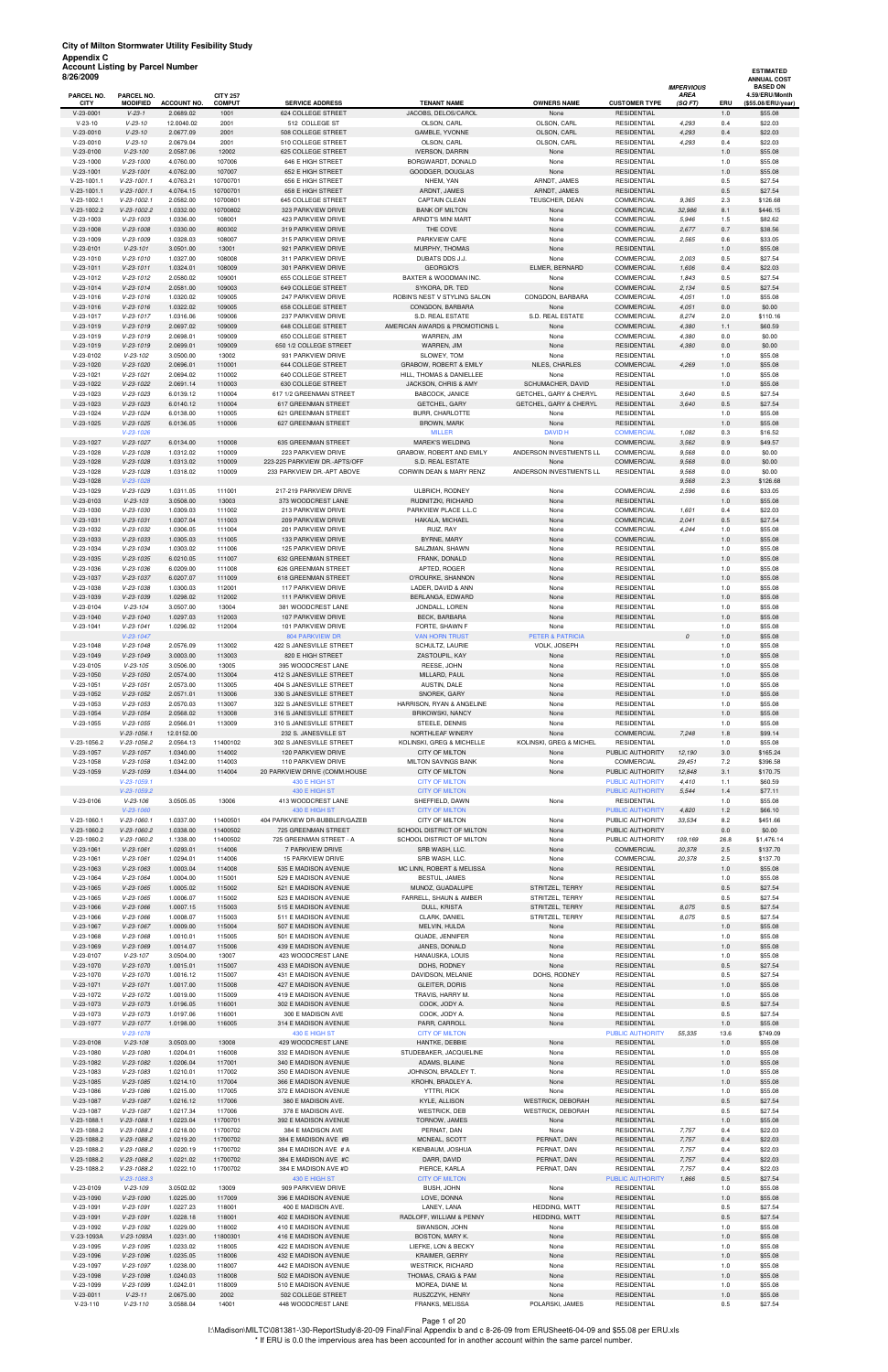# City of Milton Stormwater Utility Feasibility Study

## Appendix C

## Account Listing by Parcel Number

8/26/2009

| PARCEL NO. CITY | PARCEL NO. MODIFIED | ACCOUNT NO. | CITY 257 COMPUT | SERVICE ADDRESS | TENANT NAME | OWNERS NAME | CUSTOMER TYPE | IMPERVIOUS AREA (SQ FT) | ERU | ESTIMATED ANNUAL COST BASED ON 4.59/ERU/Month ($55.08/ERU/year) |
|---|---|---|---|---|---|---|---|---|---|---|
| V-23-0001 | V-23-1 | 2.0689.02 | 1001 | 624 COLLEGE STREET | JACOBS, DELOS/CAROL | None | RESIDENTIAL | | 1.0 | $55.08 |
| V-23-10 | V-23-10 | 12.0040.02 | 2001 | 512 COLLEGE ST | OLSON, CARL | OLSON, CARL | RESIDENTIAL | 4,293 | 0.4 | $22.03 |
| V-23-0010 | V-23-10 | 2.0677.09 | 2001 | 508 COLLEGE STREET | GAMBLE, YVONNE | OLSON, CARL | RESIDENTIAL | 4,293 | 0.4 | $22.03 |
| V-23-0010 | V-23-10 | 2.0679.04 | 2001 | 510 COLLEGE STREET | OLSON, CARL | OLSON, CARL | RESIDENTIAL | 4,293 | 0.4 | $22.03 |
| V-23-0100 | V-23-100 | 2.0587.06 | 12002 | 625 COLLEGE STREET | IVERSON, DARRIN | None | RESIDENTIAL | | 1.0 | $55.08 |
| V-23-1000 | V-23-1000 | 4.0760.00 | 107006 | 646 E HIGH STREET | BORGWARDT, DONALD | None | RESIDENTIAL | | 1.0 | $55.08 |
| V-23-1001 | V-23-1001 | 4.0762.00 | 107007 | 652 E HIGH STREET | GOODGER, DOUGLAS | None | RESIDENTIAL | | 1.0 | $55.08 |
| V-23-1001.1 | V-23-1001.1 | 4.0763.21 | 10700701 | 656 E HIGH STREET | NHEM, YAN | ARNDT, JAMES | RESIDENTIAL | | 0.5 | $27.54 |
| V-23-1001.1 | V-23-1001.1 | 4.0764.15 | 10700701 | 658 E HIGH STREET | ARNDT, JAMES | ARNDT, JAMES | RESIDENTIAL | | 0.5 | $27.54 |
| V-23-1002.1 | V-23-1002.1 | 2.0582.00 | 10700801 | 645 COLLEGE STREET | CAPTAIN CLEAN | TEUSCHER, DEAN | COMMERCIAL | 9,365 | 2.3 | $126.68 |
| V-23-1002.2 | V-23-1002.2 | 1.0332.00 | 10700802 | 323 PARKVIEW DRIVE | BANK OF MILTON | None | COMMERCIAL | 32,986 | 8.1 | $446.15 |
| V-23-1003 | V-23-1003 | 1.0336.00 | 108001 | 423 PARKVIEW DRIVE | ARNDT'S MINI MART | None | COMMERCIAL | 5,946 | 1.5 | $82.62 |
| V-23-1008 | V-23-1008 | 1.0330.00 | 800302 | 319 PARKVIEW DRIVE | THE COVE | None | COMMERCIAL | 2,677 | 0.7 | $38.56 |
| V-23-1009 | V-23-1009 | 1.0328.03 | 108007 | 315 PARKVIEW DRIVE | PARKVIEW CAFE | None | COMMERCIAL | 2,565 | 0.6 | $33.05 |
| V-23-0101 | V-23-101 | 3.0501.00 | 13001 | 921 PARKVIEW DRIVE | MURPHY, THOMAS | None | RESIDENTIAL | | 1.0 | $55.08 |
| V-23-1010 | V-23-1010 | 1.0327.00 | 108008 | 311 PARKVIEW DRIVE | DUBATS DDS J.J. | None | COMMERCIAL | 2,003 | 0.5 | $27.54 |
| V-23-1011 | V-23-1011 | 1.0324.01 | 108009 | 301 PARKVIEW DRIVE | GEORGIO'S | ELMER, BERNARD | COMMERCIAL | 1,606 | 0.4 | $22.03 |
| V-23-1012 | V-23-1012 | 2.0580.02 | 109001 | 655 COLLEGE STREET | BAXTER & WOODMAN INC. | None | COMMERCIAL | 1,843 | 0.5 | $27.54 |
| V-23-1014 | V-23-1014 | 2.0581.00 | 109003 | 649 COLLEGE STREET | SYKORA, DR. TED | None | COMMERCIAL | 2,134 | 0.5 | $27.54 |
| V-23-1016 | V-23-1016 | 1.0320.02 | 109005 | 247 PARKVIEW DRIVE | ROBIN'S NEST V STYLING SALON | CONGDON, BARBARA | COMMERCIAL | 4,051 | 1.0 | $55.08 |
| V-23-1016 | V-23-1016 | 1.0322.02 | 109005 | 658 COLLEGE STREET | CONGDON, BARBARA | None | COMMERCIAL | 4,051 | 0.0 | $0.00 |
| V-23-1017 | V-23-1017 | 1.0316.06 | 109006 | 237 PARKVIEW DRIVE | S.D. REAL ESTATE | S.D. REAL ESTATE | COMMERCIAL | 8,274 | 2.0 | $110.16 |
| V-23-1019 | V-23-1019 | 2.0697.02 | 109009 | 648 COLLEGE STREET | AMERICAN AWARDS & PROMOTIONS L | None | COMMERCIAL | 4,380 | 1.1 | $60.59 |
| V-23-1019 | V-23-1019 | 2.0698.01 | 109009 | 650 COLLEGE STREET | WARREN, JIM | None | COMMERCIAL | 4,380 | 0.0 | $0.00 |
| V-23-1019 | V-23-1019 | 2.0699.01 | 109009 | 650 1/2 COLLEGE STREET | WARREN, JIM | None | COMMERCIAL | 4,380 | 0.0 | $0.00 |
| V-23-0102 | V-23-102 | 3.0500.00 | 13002 | 931 PARKVIEW DRIVE | SLOWEY, TOM | None | RESIDENTIAL | | 1.0 | $55.08 |
| V-23-1020 | V-23-1020 | 2.0696.01 | 110001 | 644 COLLEGE STREET | GRABOW, ROBERT & EMILY | NILES, CHARLES | COMMERCIAL | 4,269 | 1.0 | $55.08 |
| V-23-1021 | V-23-1021 | 2.0694.02 | 110002 | 640 COLLEGE STREET | HILL, THOMAS & DANIELLEE | None | RESIDENTIAL | | 1.0 | $55.08 |
| V-23-1022 | V-23-1022 | 2.0691.14 | 110003 | 630 COLLEGE STREET | JACKSON, CHRIS & AMY | SCHUMACHER, DAVID | RESIDENTIAL | | 1.0 | $55.08 |
| V-23-1023 | V-23-1023 | 6.0139.12 | 110004 | 617 1/2 GREENMAN STREET | BABCOCK, JANICE | GETCHEL, GARY & CHERYL | RESIDENTIAL | 3,640 | 0.5 | $27.54 |
| V-23-1023 | V-23-1023 | 6.0140.12 | 110004 | 617 GREENMAN STREET | GETCHEL, GARY | GETCHEL, GARY & CHERYL | RESIDENTIAL | 3,640 | 0.5 | $27.54 |
| V-23-1024 | V-23-1024 | 6.0138.00 | 110005 | 621 GREENMAN STREET | BURR, CHARLOTTE | None | RESIDENTIAL | | 1.0 | $55.08 |
| V-23-1025 | V-23-1025 | 6.0136.05 | 110006 | 627 GREENMAN STREET | BROWN, MARK | None | RESIDENTIAL | | 1.0 | $55.08 |
| | V-23-1026 | | | | MILLER | DAVID H | COMMERCIAL | 1,082 | 0.3 | $16.52 |
| V-23-1027 | V-23-1027 | 6.0134.00 | 110008 | 635 GREENMAN STREET | MAREK'S WELDING | None | COMMERCIAL | 3,562 | 0.9 | $49.57 |
| V-23-1028 | V-23-1028 | 1.0312.02 | 110009 | 223 PARKVIEW DRIVE | GRABOW, ROBERT AND EMILY | ANDERSON INVESTMENTS LL | COMMERCIAL | 9,568 | 0.0 | $0.00 |
| V-23-1028 | V-23-1028 | 1.0313.02 | 110009 | 223-225 PARKVIEW DR.-APTS/OFF | S.D. REAL ESTATE | None | COMMERCIAL | 9,568 | 0.0 | $0.00 |
| V-23-1028 | V-23-1028 | 1.0318.02 | 110009 | 233 PARKVIEW DR.-APT ABOVE | CORWIN DEAN & MARY RENZ | ANDERSON INVESTMENTS LL | RESIDENTIAL | 9,568 | 0.0 | $0.00 |
| V-23-1028 | V-23-1028 | | | | | | | 9,568 | 2.3 | $126.68 |
| V-23-1029 | V-23-1029 | 1.0311.05 | 111001 | 217-219 PARKVIEW DRIVE | ULBRICH, RODNEY | None | COMMERCIAL | 2,596 | 0.6 | $33.05 |
| V-23-0103 | V-23-103 | 3.0508.00 | 13003 | 373 WOODCREST LANE | RUDNITZKI, RICHARD | None | RESIDENTIAL | | 1.0 | $55.08 |
| V-23-1030 | V-23-1030 | 1.0309.03 | 111002 | 213 PARKVIEW DRIVE | PARKVIEW PLACE L.L.C | None | COMMERCIAL | 1,601 | 0.4 | $22.03 |
| V-23-1031 | V-23-1031 | 1.0307.04 | 111003 | 209 PARKVIEW DRIVE | HAKALA, MICHAEL | None | COMMERCIAL | 2,041 | 0.5 | $27.54 |
| V-23-1032 | V-23-1032 | 1.0306.05 | 111004 | 201 PARKVIEW DRIVE | RUIZ, RAY | None | COMMERCIAL | 4,244 | 1.0 | $55.08 |
| V-23-1033 | V-23-1033 | 1.0305.03 | 111005 | 133 PARKVIEW DRIVE | BYRNE, MARY | None | COMMERCIAL | | 1.0 | $55.08 |
| V-23-1034 | V-23-1034 | 1.0303.02 | 111006 | 125 PARKVIEW DRIVE | SALZMAN, SHAWN | None | RESIDENTIAL | | 1.0 | $55.08 |
| V-23-1035 | V-23-1035 | 6.0210.05 | 111007 | 632 GREENMAN STREET | FRANK, DONALD | None | RESIDENTIAL | | 1.0 | $55.08 |
| V-23-1036 | V-23-1036 | 6.0209.00 | 111008 | 626 GREENMAN STREET | APTED, ROGER | None | RESIDENTIAL | | 1.0 | $55.08 |
| V-23-1037 | V-23-1037 | 6.0207.07 | 111009 | 618 GREENMAN STREET | O'ROURKE, SHANNON | None | RESIDENTIAL | | 1.0 | $55.08 |
| V-23-1038 | V-23-1038 | 1.0300.03 | 112001 | 117 PARKVIEW DRIVE | LADER, DAVID & ANN | None | RESIDENTIAL | | 1.0 | $55.08 |
| V-23-1039 | V-23-1039 | 1.0298.02 | 112002 | 111 PARKVIEW DRIVE | BERLANGA, EDWARD | None | RESIDENTIAL | | 1.0 | $55.08 |
| V-23-0104 | V-23-104 | 3.0507.00 | 13004 | 381 WOODCREST LANE | JONDALL, LOREN | None | RESIDENTIAL | | 1.0 | $55.08 |
| V-23-1040 | V-23-1040 | 1.0297.03 | 112003 | 107 PARKVIEW DRIVE | BECK, BARBARA | None | RESIDENTIAL | | 1.0 | $55.08 |
| V-23-1041 | V-23-1041 | 1.0296.02 | 112004 | 101 PARKVIEW DRIVE | FORTE, SHAWN F | None | RESIDENTIAL | | 1.0 | $55.08 |
| | V-23-1047 | | | 804 PARKVIEW DR | VAN HORN TRUST | PETER & PATRICIA | | 0 | 1.0 | $55.08 |
| V-23-1048 | V-23-1048 | 2.0576.09 | 113002 | 422 S JANESVILLE STREET | SCHULTZ, LAURIE | VOLK, JOSEPH | RESIDENTIAL | | 1.0 | $55.08 |
| V-23-1049 | V-23-1049 | 3.0003.00 | 113003 | 820 E HIGH STREET | ZASTOUPIL, KAY | None | RESIDENTIAL | | 1.0 | $55.08 |
| V-23-0105 | V-23-105 | 3.0506.00 | 13005 | 395 WOODCREST LANE | REESE, JOHN | None | RESIDENTIAL | | 1.0 | $55.08 |
| V-23-1050 | V-23-1050 | 2.0574.00 | 113004 | 412 S JANESVILLE STREET | MILLARD, PAUL | None | RESIDENTIAL | | 1.0 | $55.08 |
| V-23-1051 | V-23-1051 | 2.0573.00 | 113005 | 404 S JANESVILLE STREET | AUSTIN, DALE | None | RESIDENTIAL | | 1.0 | $55.08 |
| V-23-1052 | V-23-1052 | 2.0571.01 | 113006 | 330 S JANESVILLE STREET | SNOREK, GARY | None | RESIDENTIAL | | 1.0 | $55.08 |
| V-23-1053 | V-23-1053 | 2.0570.03 | 113007 | 322 S JANESVILLE STREET | HARRISON, RYAN & ANGELINE | None | RESIDENTIAL | | 1.0 | $55.08 |
| V-23-1054 | V-23-1054 | 2.0568.02 | 113008 | 316 S JANESVILLE STREET | BRIKOWSKI, NANCY | None | RESIDENTIAL | | 1.0 | $55.08 |
| V-23-1055 | V-23-1055 | 2.0566.01 | 113009 | 310 S JANESVILLE STREET | STEELE, DENNIS | None | RESIDENTIAL | | 1.0 | $55.08 |
| | V-23-1056.1 | 12.0152.00 | | 232 S. JANESVILLE ST | NORTHLEAF WINERY | None | COMMERCIAL | 7,248 | 1.8 | $99.14 |
| V-23-1056.2 | V-23-1056.2 | 2.0564.13 | 11400102 | 302 S JANESVILLE STREET | KOLINSKI, GREG & MICHELLE | KOLINSKI, GREG & MICHEL | RESIDENTIAL | | 1.0 | $55.08 |
| V-23-1057 | V-23-1057 | 1.0340.00 | 114002 | 120 PARKVIEW DRIVE | CITY OF MILTON | None | PUBLIC AUTHORITY | 12,190 | 3.0 | $165.24 |
| V-23-1058 | V-23-1058 | 1.0342.00 | 114003 | 110 PARKVIEW DRIVE | MILTON SAVINGS BANK | None | COMMERCIAL | 29,451 | 7.2 | $396.58 |
| V-23-1059 | V-23-1059 | 1.0344.00 | 114004 | 20 PARKVIEW DRIVE (COMM.HOUSE | CITY OF MILTON | None | PUBLIC AUTHORITY | 12,848 | 3.1 | $170.75 |
| | V-23-1059.1 | | | 430 E HIGH ST | CITY OF MILTON | | PUBLIC AUTHORITY | 4,410 | 1.1 | $60.59 |
| | V-23-1059.2 | | | 430 E HIGH ST | CITY OF MILTON | | PUBLIC AUTHORITY | 5,544 | 1.4 | $77.11 |
| V-23-0106 | V-23-106 | 3.0505.05 | 13006 | 413 WOODCREST LANE | SHEFFIELD, DAWN | None | RESIDENTIAL | | 1.0 | $55.08 |
| | V-23-1060 | | | 430 E HIGH ST | CITY OF MILTON | | PUBLIC AUTHORITY | 4,820 | 1.2 | $66.10 |
| V-23-1060.1 | V-23-1060.1 | 1.0337.00 | 11400501 | 404 PARKVIEW DR-BUBBLER/GAZEB | CITY OF MILTON | None | PUBLIC AUTHORITY | 33,534 | 8.2 | $451.66 |
| V-23-1060.2 | V-23-1060.2 | 1.0338.00 | 11400502 | 725 GREENMAN STREET | SCHOOL DISTRICT OF MILTON | None | PUBLIC AUTHORITY | | 0.0 | $0.00 |
| V-23-1060.2 | V-23-1060.2 | 1.1338.00 | 11400502 | 725 GREENMAN STREET - A | SCHOOL DISTRICT OF MILTON | None | PUBLIC AUTHORITY | 109,189 | 26.8 | $1,476.14 |
| V-23-1061 | V-23-1061 | 1.0293.01 | 114006 | 7 PARKVIEW DRIVE | SRB WASH, LLC. | None | COMMERCIAL | 20,378 | 2.5 | $137.70 |
| V-23-1061 | V-23-1061 | 1.0294.01 | 114006 | 15 PARKVIEW DRIVE | SRB WASH LLC. | None | COMMERCIAL | 20,378 | 2.5 | $137.70 |
| V-23-1063 | V-23-1063 | 1.0003.04 | 114008 | 535 E MADISON AVENUE | MC LINN, ROBERT & MELISSA | None | RESIDENTIAL | | 1.0 | $55.08 |
| V-23-1064 | V-23-1064 | 1.0004.00 | 115001 | 529 E MADISON AVENUE | BESTUL, JAMES | None | RESIDENTIAL | | 1.0 | $55.08 |
| V-23-1065 | V-23-1065 | 1.0005.02 | 115002 | 521 E MADISON AVENUE | MUNOZ, GUADALUPE | STRITZEL, TERRY | RESIDENTIAL | | 0.5 | $27.54 |
| V-23-1065 | V-23-1065 | 1.0006.07 | 115002 | 523 E MADISON AVENUE | FARRELL, SHAUN & AMBER | STRITZEL, TERRY | RESIDENTIAL | | 0.5 | $27.54 |
| V-23-1066 | V-23-1066 | 1.0007.15 | 115003 | 515 E MADISON AVENUE | DULL, KRISTA | STRITZEL, TERRY | RESIDENTIAL | 8,075 | 0.5 | $27.54 |
| V-23-1066 | V-23-1066 | 1.0008.07 | 115003 | 511 E MADISON AVENUE | CLARK, DANIEL | STRITZEL, TERRY | RESIDENTIAL | 8,075 | 0.5 | $27.54 |
| V-23-1067 | V-23-1067 | 1.0009.00 | 115004 | 507 E MADISON AVENUE | MELVIN, HULDA | None | RESIDENTIAL | | 1.0 | $55.08 |
| V-23-1068 | V-23-1068 | 1.0010.01 | 115005 | 501 E MADISON AVENUE | QUADE, JENNIFER | None | RESIDENTIAL | | 1.0 | $55.08 |
| V-23-1069 | V-23-1069 | 1.0014.07 | 115006 | 439 E MADISON AVENUE | JANES, DONALD | None | RESIDENTIAL | | 1.0 | $55.08 |
| V-23-0107 | V-23-107 | 3.0504.00 | 13007 | 423 WOODCREST LANE | HANAUSKA, LOUIS | None | RESIDENTIAL | | 1.0 | $55.08 |
| V-23-1070 | V-23-1070 | 1.0015.01 | 115007 | 433 E MADISON AVENUE | DOHS, RODNEY | None | RESIDENTIAL | | 0.5 | $27.54 |
| V-23-1070 | V-23-1070 | 1.0016.12 | 115007 | 431 E MADISON AVENUE | DAVIDSON, MELANIE | DOHS, RODNEY | RESIDENTIAL | | 0.5 | $27.54 |
| V-23-1071 | V-23-1071 | 1.0017.00 | 115008 | 427 E MADISON AVENUE | GLEITER, DORIS | None | RESIDENTIAL | | 1.0 | $55.08 |
| V-23-1072 | V-23-1072 | 1.0019.00 | 115009 | 419 E MADISON AVENUE | TRAVIS, HARRY M. | None | RESIDENTIAL | | 1.0 | $55.08 |
| V-23-1073 | V-23-1073 | 1.0196.05 | 116001 | 302 E MADISON AVENUE | COOK, JODY A. | None | RESIDENTIAL | | 0.5 | $27.54 |
| V-23-1073 | V-23-1073 | 1.0197.06 | 116001 | 300 E MADISON AVE | COOK, JODY A. | None | RESIDENTIAL | | 0.5 | $27.54 |
| V-23-1077 | V-23-1077 | 1.0198.00 | 116005 | 314 E MADISON AVENUE | PARR, CARROLL | None | RESIDENTIAL | | 1.0 | $55.08 |
| | V-23-1078 | | | 430 E HIGH ST | CITY OF MILTON | | PUBLIC AUTHORITY | 55,335 | 13.6 | $749.09 |
| V-23-0108 | V-23-108 | 3.0503.00 | 13008 | 429 WOODCREST LANE | HANTKE, DEBBIE | None | RESIDENTIAL | | 1.0 | $55.08 |
| V-23-1080 | V-23-1080 | 1.0204.01 | 116008 | 332 E MADISON AVENUE | STUDEBAKER, JACQUELINE | None | RESIDENTIAL | | 1.0 | $55.08 |
| V-23-1082 | V-23-1082 | 1.0206.04 | 117001 | 340 E MADISON AVENUE | ADAMS, BLAINE | None | RESIDENTIAL | | 1.0 | $55.08 |
| V-23-1083 | V-23-1083 | 1.0210.01 | 117002 | 350 E MADISON AVENUE | JOHNSON, BRADLEY T. | None | RESIDENTIAL | | 1.0 | $55.08 |
| V-23-1085 | V-23-1085 | 1.0214.10 | 117004 | 366 E MADISON AVENUE | KROHN, BRADLEY A. | None | RESIDENTIAL | | 1.0 | $55.08 |
| V-23-1086 | V-23-1086 | 1.0215.00 | 117005 | 372 E MADISON AVENUE | YTTRI, RICK | None | RESIDENTIAL | | 1.0 | $55.08 |
| V-23-1087 | V-23-1087 | 1.0216.12 | 117006 | 380 E MADISON AVE. | KYLE, ALLISON | WESTRICK, DEBORAH | RESIDENTIAL | | 0.5 | $27.54 |
| V-23-1087 | V-23-1087 | 1.0217.34 | 117006 | 378 E MADISON AVE. | WESTRICK, DEB | WESTRICK, DEBORAH | RESIDENTIAL | | 0.5 | $27.54 |
| V-23-1088.1 | V-23-1088.1 | 1.0223.04 | 11700701 | 392 E MADISON AVENUE | TORNOW, JAMES | None | RESIDENTIAL | | 1.0 | $55.08 |
| V-23-1088.2 | V-23-1088.2 | 1.0218.00 | 11700702 | 384 E MADISON AVE | PERNAT, DAN | None | RESIDENTIAL | 7,757 | 0.4 | $22.03 |
| V-23-1088.2 | V-23-1088.2 | 1.0219.20 | 11700702 | 384 E MADISON AVE #B | MCNEAL, SCOTT | PERNAT, DAN | RESIDENTIAL | 7,757 | 0.4 | $22.03 |
| V-23-1088.2 | V-23-1088.2 | 1.0220.19 | 11700702 | 384 E MADISON AVE # A | KIENBAUM, JOSHUA | PERNAT, DAN | RESIDENTIAL | 7,757 | 0.4 | $22.03 |
| V-23-1088.2 | V-23-1088.2 | 1.0221.02 | 11700702 | 384 E MADISON AVE #C | DARR, DAVID | PERNAT, DAN | RESIDENTIAL | 7,757 | 0.4 | $22.03 |
| V-23-1088.2 | V-23-1088.2 | 1.0222.10 | 11700702 | 384 E MADISON AVE #D | PIERCE, KARLA | PERNAT, DAN | RESIDENTIAL | 7,757 | 0.4 | $22.03 |
| | V-23-1088.3 | | | 430 E HIGH ST | CITY OF MILTON | | PUBLIC AUTHORITY | 1,866 | 0.5 | $27.54 |
| V-23-0109 | V-23-109 | 3.0502.02 | 13009 | 909 PARKVIEW DRIVE | BUSH, JOHN | None | RESIDENTIAL | | 1.0 | $55.08 |
| V-23-1090 | V-23-1090 | 1.0225.00 | 117009 | 396 E MADISON AVENUE | LOVE, DONNA | None | RESIDENTIAL | | 1.0 | $55.08 |
| V-23-1091 | V-23-1091 | 1.0227.23 | 118001 | 400 E MADISON AVE. | LANEY, LANA | HEDDING, MATT | RESIDENTIAL | | 0.5 | $27.54 |
| V-23-1091 | V-23-1091 | 1.0228.18 | 118001 | 402 E MADISON AVENUE | RADLOFF, WILLIAM & PENNY | HEDDING, MATT | RESIDENTIAL | | 0.5 | $27.54 |
| V-23-1092 | V-23-1092 | 1.0229.00 | 118002 | 410 E MADISON AVENUE | SWANSON, JOHN | None | RESIDENTIAL | | 1.0 | $55.08 |
| V-23-1093A | V-23-1093A | 1.0231.00 | 11800301 | 416 E MADISON AVENUE | BOSTON, MARY K. | None | RESIDENTIAL | | 1.0 | $55.08 |
| V-23-1095 | V-23-1095 | 1.0233.02 | 118005 | 422 E MADISON AVENUE | LIEFKE, LON & BECKY | None | RESIDENTIAL | | 1.0 | $55.08 |
| V-23-1096 | V-23-1096 | 1.0235.05 | 118006 | 432 E MADISON AVENUE | KRAIMER, GERRY | None | RESIDENTIAL | | 1.0 | $55.08 |
| V-23-1097 | V-23-1097 | 1.0238.00 | 118007 | 442 E MADISON AVENUE | WESTRICK, RICHARD | None | RESIDENTIAL | | 1.0 | $55.08 |
| V-23-1098 | V-23-1098 | 1.0240.03 | 118008 | 502 E MADISON AVENUE | THOMAS, CRAIG & PAM | None | RESIDENTIAL | | 1.0 | $55.08 |
| V-23-1099 | V-23-1099 | 1.0242.01 | 118009 | 510 E MADISON AVENUE | MOREA, DIANE M. | None | RESIDENTIAL | | 1.0 | $55.08 |
| V-23-0011 | V-23-11 | 2.0675.00 | 2002 | 502 COLLEGE STREET | RUSZCZYK, HENRY | None | RESIDENTIAL | | 1.0 | $55.08 |
| V-23-110 | V-23-110 | 3.0588.04 | 14001 | 448 WOODCREST LANE | FRANKS, MELISSA | POLARSKI, JAMES | RESIDENTIAL | | 0.5 | $27.54 |

I:\Madison\MILTC\081381-\30-ReportStudy\8-20-09 Final\Final Appendix b and c 8-26-09 from ERUSheet6-04-09 and $55.08 per ERU.xls

* If ERU is 0.0 the impervious area has been accounted for in another account within the same parcel number.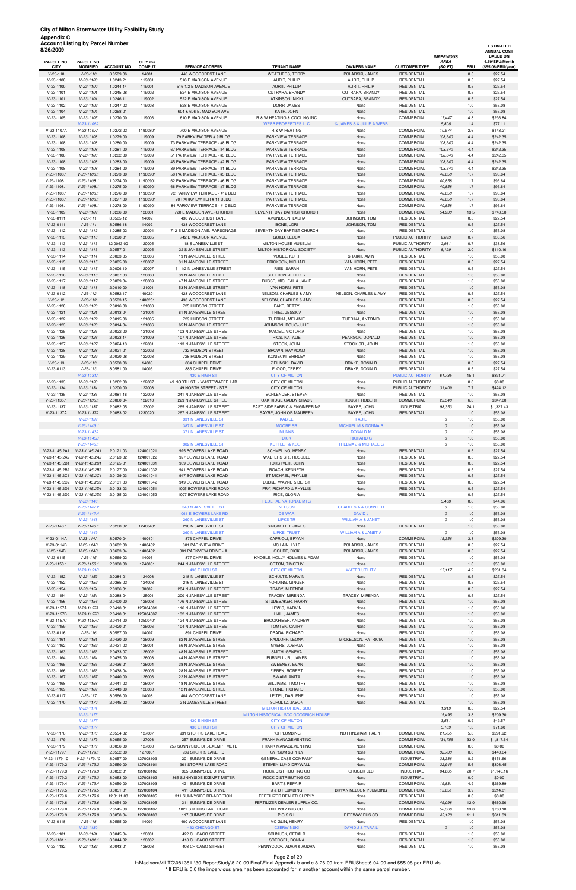**City of Milton Stormwater Utility Feasibility Study**
**Appendix C**
**Account Listing by Parcel Number**
**8/26/2009**

| PARCEL NO. CITY | PARCEL NO. MODIFIED | ACCOUNT NO. | CITY 257 COMPUT | SERVICE ADDRESS | TENANT NAME | OWNERS NAME | CUSTOMER TYPE | IMPERVIOUS AREA (SQ FT) | ERU | ESTIMATED ANNUAL COST BASED ON 4.59/ERU/Month ($55.08/ERU/year) |
|---|---|---|---|---|---|---|---|---|---|---|
| V-23-110 | V-23-110 | 3.0589.06 | 14001 | 446 WOODCREST LANE | WEATHERS, TERRY | POLARSKI, JAMES | RESIDENTIAL | | 0.5 | $27.54 |
| V-23-1100 | V-23-1100 | 1.0243.21 | 119001 | 516 E MADISON AVENUE | AURIT, PHILIP | AURIT, PHILIP | RESIDENTIAL | | 0.5 | $27.54 |
| V-23-1100 | V-23-1100 | 1.0244.14 | 119001 | 516 1/2 E MADISON AVENUE | AURIT, PHILLIP | AURIT, PHILLIP | RESIDENTIAL | | 0.5 | $27.54 |
| V-23-1101 | V-23-1101 | 1.0245.08 | 119002 | 524 E MADISON AVENUE | CUTRARA, BRANDY | CUTRARA, BRANDY | RESIDENTIAL | | 0.5 | $27.54 |
| V-23-1101 | V-23-1101 | 1.0246.11 | 119002 | 522 E MADISON AVENUE | ATKINSON, NIKKI | CUTRARA, BRANDY | RESIDENTIAL | | 0.5 | $27.54 |
| V-23-1102 | V-23-1102 | 1.0247.02 | 119003 | 528 E MADISON AVENUE | DORR, JAMES | None | RESIDENTIAL | | 1.0 | $55.08 |
| V-23-1104 | V-23-1104 | 1.0268.01 | | 604 & 606 E. MADISON AVE | KATH, JOHN | None | RESIDENTIAL | | 1.0 | $55.08 |
| V-23-1105 | V-23-1105 | 1.0270.00 | 119006 | 610 E MADISON AVENUE | R & W HEATING & COOLING INC | None | COMMERCIAL | 17,447 | 4.3 | $236.84 |
| | V-23-1106A | | | | WEBB PROPERTIES LLC | % JAMES S & JULIE A WEBB | | 5,808 | 1.4 | $77.11 |
| V-23-1107A | V-23-1107A | 1.0272.02 | 11900801 | 700 E MADISON AVENUE | R & W HEATING | None | COMMERCIAL | 10,574 | 2.6 | $143.21 |
| V-23-1108 | V-23-1108 | 1.0279.00 | 119009 | 79 PARKVIEW TER # 9 BLDG | PARKVIEW TERRACE | None | COMMERCIAL | 108,340 | 4.4 | $242.35 |
| V-23-1108 | V-23-1108 | 1.0280.00 | 119009 | 73 PARKVIEW TERRACE - #8 BLDG | PARKVIEW TERRACE | None | COMMERCIAL | 108,340 | 4.4 | $242.35 |
| V-23-1108 | V-23-1108 | 1.0281.00 | 119009 | 67 PARKVIEW TERRACE - #4 BLDG | PARKVIEW TERRACE | None | COMMERCIAL | 108,340 | 4.4 | $242.35 |
| V-23-1108 | V-23-1108 | 1.0282.00 | 119009 | 51 PARKVIEW TERRACE - #3 BLDG | PARKVIEW TERRACE | None | COMMERCIAL | 108,340 | 4.4 | $242.35 |
| V-23-1108 | V-23-1108 | 1.0283.00 | 119009 | 45 PARKVIEW TERRACE - #2 BLDG | PARKVIEW TERRACE | None | COMMERCIAL | 108,340 | 4.4 | $242.35 |
| V-23-1108 | V-23-1108 | 1.0284.00 | 119009 | 39 PARKVIEW TERRACE - #1 BLDG | PARKVIEW TERRACE | None | COMMERCIAL | 108,340 | 4.4 | $242.35 |
| V-23-1108.1 | V-23-1108.1 | 1.0273.00 | 11900901 | 58 PARKVIEW TERRACE - #5 BLDG | PARKVIEW TERRACE | None | COMMERCIAL | 40,858 | 1.7 | $93.64 |
| V-23-1108.1 | V-23-1108.1 | 1.0274.00 | 11900901 | 62 PARKVIEW TERRACE - #6 BLDG | PARKVIEW TERRACE | None | COMMERCIAL | 40,858 | 1.7 | $93.64 |
| V-23-1108.1 | V-23-1108.1 | 1.0275.00 | 11900901 | 66 PARKVIEW TERRACE - #7 BLDG | PARKVIEW TERRACE | None | COMMERCIAL | 40,858 | 1.7 | $93.64 |
| V-23-1108.1 | V-23-1108.1 | 1.0276.00 | 11900901 | 72 PARKVIEW TERRACE - #12 BLD | PARKVIEW TERRACE | None | COMMERCIAL | 40,858 | 1.7 | $93.64 |
| V-23-1108.1 | V-23-1108.1 | 1.0277.00 | 11900901 | 78 PARKVIEW TER # 11 BLDG | PARKVIEW TERRACE | None | COMMERCIAL | 40,858 | 1.7 | $93.64 |
| V-23-1108.1 | V-23-1108.1 | 1.0278.00 | 11900901 | 84 PARKVIEW TERRACE - #10 BLD | PARKVIEW TERRACE | None | COMMERCIAL | 40,858 | 1.7 | $93.64 |
| V-23-1109 | V-23-1109 | 1.0286.00 | 120001 | 720 E MADISON AVE.-CHURCH | SEVENTH DAY BAPTIST CHURCH | None | COMMERCIAL | 54,930 | 13.5 | $743.58 |
| V-23-0111 | V-23-111 | 3.0585.12 | 14002 | 436 WOODCREST LANE | AMUNDSON, LAURA | JOHNSON, TOM | RESIDENTIAL | | 0.5 | $27.54 |
| V-23-0111 | V-23-111 | 3.0586.18 | 14002 | 438 WOODCREST LANE | BONE, LORI | JOHNSON, TOM | RESIDENTIAL | | 0.5 | $27.54 |
| V-23-1112 | V-23-1112 | 1.0285.02 | 120004 | 712 E MADISON AVE.-PARSONAGE | SEVENTH DAY BAPTIST CHURCH | None | RESIDENTIAL | | 1.0 | $55.08 |
| V-23-1113 | V-23-1113 | 1.0290.01 | 120005 | 742 E MADISON AVENUE | GUILD, LEUCA | None | PUBLIC AUTHORITY | 2,693 | 0.7 | $38.56 |
| V-23-1113 | V-23-1113 | 12.0063.00 | 120005 | 18 S JANESVILLE ST | MILTON HOUSE MUSEUM | None | PUBLIC AUTHORITY | 2,981 | 0.7 | $38.56 |
| V-23-1113 | V-23-1113 | 2.0557.01 | 120005 | 32 S JANESVILLE STREET | MILTON HISTORICAL SOCIETY | None | PUBLIC AUTHORITY | 8,129 | 2.0 | $110.16 |
| V-23-1114 | V-23-1114 | 2.0003.05 | 120006 | 19 N JANESVILLE STREET | VOGEL, KURT | SHAIKH, AMIN | RESIDENTIAL | | 1.0 | $55.08 |
| V-23-1115 | V-23-1115 | 2.0005.00 | 120007 | 31 N JANESVILLE STREET | ERICKSON, MICHAEL | VAN HORN, PETE | RESIDENTIAL | | 0.5 | $27.54 |
| V-23-1115 | V-23-1115 | 2.0006.10 | 120007 | 31 1/2 N JANESVILLE STREET | RIES, SARAH | VAN HORN, PETE | RESIDENTIAL | | 0.5 | $27.54 |
| V-23-1116 | V-23-1116 | 2.0007.03 | 120008 | 39 N JANESVILLE STREET | SHELDON, JEFFREY | None | RESIDENTIAL | | 1.0 | $55.08 |
| V-23-1117 | V-23-1117 | 2.0009.04 | 120009 | 47 N JANESVILLE STREET | BUSSE, MICHEAL & JAMIE | None | RESIDENTIAL | | 1.0 | $55.08 |
| V-23-1118 | V-23-1118 | 2.0010.00 | 121001 | 53 N JANESVILLE STREET | VAN HORN, PETE | None | RESIDENTIAL | | 1.0 | $55.08 |
| V-23-0112 | V-23-112 | 3.0582.17 | 1400201 | 428 WOODCREST LANE | NELSON, CHARLES & AMY | NELSON, CHARLES & AMY | RESIDENTIAL | | 0.5 | $27.54 |
| V-23-112 | V-23-112 | 3.0583.15 | 1400201 | 430 WOODCREST LANE | NELSON, CHARLES & AMY | None | RESIDENTIAL | | 0.5 | $27.54 |
| V-23-1120 | V-23-1120 | 2.0016.00 | 121003 | 725 HUDSON STREET | PAKE, BETTY | None | RESIDENTIAL | | 1.0 | $55.08 |
| V-23-1121 | V-23-1121 | 2.0013.04 | 121004 | 61 N JANESVILLE STREET | THIEL, JESSICA | None | RESIDENTIAL | | 1.0 | $55.08 |
| V-23-1122 | V-23-1122 | 2.0015.06 | 121005 | 729 HUDSON STREET | TIJERINA, MELANIE | TIJERINA, ANTONIO | RESIDENTIAL | | 1.0 | $55.08 |
| V-23-1123 | V-23-1123 | 2.0014.04 | 121006 | 65 N JANESVILLE STREET | JOHNSON, DOUG/JULIE | None | RESIDENTIAL | | 1.0 | $55.08 |
| V-23-1125 | V-23-1125 | 2.0022.00 | 121008 | 103 N JANESVILLE STREET | MACIEL, VICTORIA | None | RESIDENTIAL | | 1.0 | $55.08 |
| V-23-1126 | V-23-1126 | 2.0023.14 | 121009 | 107 N JANESVILLE STREET | RIOS, NATALIE | PEARSON, DONALD | RESIDENTIAL | | 1.0 | $55.08 |
| V-23-1127 | V-23-1127 | 2.0024.13 | 122001 | 113 N JANESVILLE STREET | STOCK, JOHN | STOCK SR., JOHN | RESIDENTIAL | | 1.0 | $55.08 |
| V-23-1128 | V-23-1128 | 2.0021.01 | 122002 | 732 HUDSON STREET | BROWN, RAYMOND | None | RESIDENTIAL | | 1.0 | $55.08 |
| V-23-1129 | V-23-1129 | 2.0020.08 | 122003 | 728 HUDSON STREET | KONIECKI, SHIRLEY | None | RESIDENTIAL | | 1.0 | $55.08 |
| V-23-113 | V-23-113 | 3.0580.06 | 14003 | 884 CHAPEL DRIVE | ZIELINSKI, DAVID | DRAKE, DONALD | RESIDENTIAL | | 0.5 | $27.54 |
| V-23-0113 | V-23-113 | 3.0581.00 | 14003 | 886 CHAPEL DRIVE | FLOOD, TERRY | DRAKE, DONALD | RESIDENTIAL | | 0.5 | $27.54 |
| | V-23-1131A | | | 430 E HIGH ST | CITY OF MILTON | | PUBLIC AUTHORITY | 61,735 | 15.1 | $831.71 |
| V-23-1133 | V-23-1133 | 10.0202.00 | 122007 | 49 NORTH ST. - WASTEWATER LAB | CITY OF MILTON | None | PUBLIC AUTHORITY | | 0.0 | $0.00 |
| V-23-1134 | V-23-1134 | 10.0200.00 | 122008 | 49 NORTH STREET - STP | CITY OF MILTON | None | PUBLIC AUTHORITY | 31,409 | 7.7 | $424.12 |
| V-23-1135 | V-23-1135 | 2.0081.16 | 122009 | 241 N JANESVILLE STREET | SCHLENDER, STEVEN | None | RESIDENTIAL | | 1.0 | $55.08 |
| V-23-1135.1 | V-23-1135.1 | 2.0080.04 | 122010 | 229 N JANESVILLE STREET | OAK RIDGE CADDY SHACK | ROUSH, ROBERT | COMMERCIAL | 25,548 | 6.3 | $347.00 |
| V-23-1137 | V-23-1137 | 2.0082.05 | 123002 | 265 N JANESVILLE STREET | EAST SIDE FABRIC & ENGINEERING | SAYRE, JOHN | INDUSTRIAL | 98,353 | 24.1 | $1,327.43 |
| V-23-1137A | V-23-1137A | 2.0083.02 | 12300201 | 267 N JANESVILLE STREET | SAYRE, JOHN OR MAUREEN | SAYRE, JOHN | RESIDENTIAL | | 1.0 | $55.08 |
| | V-23-1139 | | | 331 N JANESVILLE ST | KABILE | FADIL | | 0 | 1.0 | $55.08 |
| | V-23-1143.1 | | | 387 N JANESVILLE ST | MOORE SR | MICHAEL M & DONNA B | | 0 | 1.0 | $55.08 |
| | V-23-1143A | | | 371 N JANESVILLE ST | MUNNS | DONALD M | | 0 | 1.0 | $55.08 |
| | V-23-1143B | | | | DICK | RICHARD G | | 0 | 1.0 | $55.08 |
| | V-23-1145.1 | | | 382 N JANESVILLE ST | KETTLE & KOCH | THELMA J & MICHAEL G | | 0 | 1.0 | $55.08 |
| V-23-1145.2A1 | V-23-1145.2A1 | 2.0121.03 | 124001021 | 925 BOWERS LAKE ROAD | SCHMELING, HENRY | None | RESIDENTIAL | | 0.5 | $27.54 |
| V-23-1145.2A2 | V-23-1145.2A2 | 2.0123.02 | 124001022 | 927 BOWERS LAKE ROAD | WALTERS SR., RUSSELL | None | RESIDENTIAL | | 0.5 | $27.54 |
| V-23-1145.2B1 | V-23-1145.2B1 | 2.0125.01 | 124001031 | 939 BOWERS LAKE ROAD | TORSTVEIT, JOHN | None | RESIDENTIAL | | 0.5 | $27.54 |
| V-23-1145.2B2 | V-23-1145.2B2 | 2.0127.00 | 124001032 | 941 BOWERS LAKE ROAD | ROACH, KENNETH | None | RESIDENTIAL | | 0.5 | $27.54 |
| V-23-1145.2C1 | V-23-1145.2C1 | 2.0129.03 | 124001041 | 947 BOWERS LAKE ROAD | ST MICHAEL, PHYLLIS | None | RESIDENTIAL | | 0.5 | $27.54 |
| V-23-1145.2C2 | V-23-1145.2C2 | 2.0131.03 | 124001042 | 949 BOWERS LAKE ROAD | LUBKE, WAYNE & BETSY | None | RESIDENTIAL | | 0.5 | $27.54 |
| V-23-1145.2D1 | V-23-1145.2D1 | 2.0133.03 | 124001051 | 1005 BOWERS LAKE ROAD | FRY, RICHARD & PHYLLIS | None | RESIDENTIAL | | 0.5 | $27.54 |
| V-23-1145.2D2 | V-23-1145.2D2 | 2.0135.02 | 124001052 | 1007 BOWERS LAKE ROAD | RICE, GLORIA | None | RESIDENTIAL | | 0.5 | $27.54 |
| | V-23-1146 | | | | FEDERAL NATIONAL MTG | | | 3,468 | 0.8 | $44.06 |
| | V-23-1147.2 | | | 340 N JANESVILLE ST | NELSON | CHARLES A & CONNIE R | | 0 | 1.0 | $55.08 |
| | V-23-1147.4 | | | 1061 E BOWERS LAKE RD | DE WAR | DAVID J | | 0 | 1.0 | $55.08 |
| | V-23-1148 | | | 260 N JANESVILLE ST | LIPKE TR | WILLIAM A & JANET | | 0 | 1.0 | $55.08 |
| V-23-1148.1 | V-23-1148.1 | 2.0260.02 | 12400401 | 290 N JANESVILLE ST | SINGKOFER, JAMES | None | RESIDENTIAL | | 1.0 | $55.08 |
| | V-23-1149 | | | 260 N JANESVILLE ST | LIPKE TRUST | WILLIAM A & JANET A | | 0 | 1.0 | $55.08 |
| V-23-0114A | V-23-114A | 3.0570.04 | 1400401 | 876 CHAPEL DRIVE | CAPRIOLI, BRYAN | None | COMMERCIAL | 15,356 | 3.8 | $209.30 |
| V-23-0114B | V-23-114B | 3.0602.00 | 1400402 | 881 PARKVIEW DRIVE | MC LAIN, LYLE | POLARSKI, JAMES | RESIDENTIAL | | 0.5 | $27.54 |
| V-23-114B | V-23-114B | 3.0603.04 | 1400402 | 881 PARKVIEW DRIVE - A | GOHRE, RICK | POLARSKI, JAMES | RESIDENTIAL | | 0.5 | $27.54 |
| V-23-0115 | V-23-115 | 3.0569.02 | 14006 | 877 CHAPEL DRIVE | KNOBLE, HOLLY HOLMES & ADAM | None | RESIDENTIAL | | 1.0 | $55.08 |
| V-23-1150.1 | V-23-1150.1 | 2.0380.00 | 1240061 | 244 N JANESVILLE STREET | ORTON, TIMOTHY | None | RESIDENTIAL | | 1.0 | $55.08 |
| | V-23-1151B | | | 430 E HIGH ST | CITY OF MILTON | WATER UTILITY | | 17,117 | 4.2 | $231.34 |
| V-23-1152 | V-23-1152 | 2.0384.01 | 124008 | 218 N JANESVILLE ST | SCHULTZ, MARVIN | None | RESIDENTIAL | | 0.5 | $27.54 |
| V-23-1152 | V-23-1152 | 2.0385.02 | 124008 | 216 N JANESVILLE ST | NORDING, GINGER | None | RESIDENTIAL | | 0.5 | $27.54 |
| V-23-1154 | V-23-1154 | 2.0386.01 | 30002 | 204 N JANESVILLE STREET | TRACEY, MIRENDA | None | RESIDENTIAL | | 0.5 | $27.54 |
| V-23-1154 | V-23-1154 | 2.0388.04 | 125001 | 200 N JANESVILLE STREET | TRACEY, MIRENDA | TRACEY, MIRENDA | RESIDENTIAL | | 0.5 | $27.54 |
| V-23-1156 | V-23-1156 | 2.0400.00 | 125003 | 176 N JANESVILLE STREET | STUDEBAKER, HARRY | None | RESIDENTIAL | | 1.0 | $55.08 |
| V-23-1157A | V-23-1157A | 2.0418.01 | 125004001 | 116 N JANESVILLE STREET | LEWIS, MARVIN | None | RESIDENTIAL | | 1.0 | $55.08 |
| V-23-1157B | V-23-1157B | 2.0410.01 | 125004002 | 132 N JANESVILLE STREET | HALL, JAMES | None | RESIDENTIAL | | 1.0 | $55.08 |
| V-23-1157C | V-23-1157C | 2.0414.00 | 12500401 | 124 N JANESVILLE STREET | BROOKHISER, ANDREW | None | RESIDENTIAL | | 1.0 | $55.08 |
| V-23-1159 | V-23-1159 | 2.0420.01 | 125006 | 104 N JANESVILLE STREET | TOMTEN, CATHY | None | RESIDENTIAL | | 1.0 | $55.08 |
| V-23-0116 | V-23-116 | 3.0567.00 | 14007 | 891 CHAPEL DRIVE | DRADA, RICHARD | None | RESIDENTIAL | | 1.0 | $55.08 |
| V-23-1161 | V-23-1161 | 2.0430.00 | 125009 | 62 N JANESVILLE STREET | RADLOFF, LEONA | MICKELSON, PATRICIA | RESIDENTIAL | | 1.0 | $55.08 |
| V-23-1162 | V-23-1162 | 2.0431.02 | 126001 | 56 N JANESVILLE STREET | MYERS, JOSHUA | None | RESIDENTIAL | | 1.0 | $55.08 |
| V-23-1163 | V-23-1163 | 2.0433.07 | 126002 | 48 N JANESVILLE STREET | SMITH, GENEVA | None | RESIDENTIAL | | 1.0 | $55.08 |
| V-23-1164 | V-23-1164 | 2.0435.00 | 126003 | 44 N JANESVILLE STREET | PURNELL JR., JAMES | None | RESIDENTIAL | | 1.0 | $55.08 |
| V-23-1165 | V-23-1165 | 2.0436.01 | 126004 | 38 N JANESVILLE STREET | SWEENEY, EVAN | None | RESIDENTIAL | | 1.0 | $55.08 |
| V-23-1166 | V-23-1166 | 2.0438.04 | 126005 | 28 N JANESVILLE STREET | FIEREK, ROBERT | None | RESIDENTIAL | | 1.0 | $55.08 |
| V-23-1167 | V-23-1167 | 2.0440.00 | 126006 | 22 N JANESVILLE STREET | SWAIM, ANITA | None | RESIDENTIAL | | 1.0 | $55.08 |
| V-23-1168 | V-23-1168 | 2.0441.02 | 126007 | 18 N JANESVILLE STREET | WILLIAMS, TIMOTHY | None | RESIDENTIAL | | 1.0 | $55.08 |
| V-23-1169 | V-23-1169 | 2.0443.00 | 126008 | 12 N JANESVILLE STREET | STONE, RICHARD | None | RESIDENTIAL | | 1.0 | $55.08 |
| V-23-0117 | V-23-117 | 3.0566.00 | 14008 | 404 WOODCREST LANE | LEITEL, DARLENE | None | RESIDENTIAL | | 1.0 | $55.08 |
| V-23-1170 | V-23-1170 | 2.0445.02 | 126009 | 2 N JANESVILLE STREET | SCHULTZ, JASON | None | RESIDENTIAL | | 1.0 | $55.08 |
| | V-23-1174 | | | | MILTON HISTORICAL SOC | | | 1,919 | 0.5 | $27.54 |
| | V-23-1175 | | | | MILTON HISTORICAL SOC GOODRICH HOUSE | | | 15,495 | 3.8 | $209.30 |
| | V-23-1177 | | | 430 E HIGH ST | CITY OF MILTON | | | 3,581 | 0.9 | $49.57 |
| | V-23-1177 | | | 430 E HIGH ST | CITY OF MILTON | | | 5,189 | 1.3 | $71.60 |
| V-23-1178 | V-23-1178 | 2.0554.02 | 127007 | 931 STORRS LAKE ROAD | PCI PLUMBING | NOTTINGHAM, RALPH | COMMERCIAL | 21,755 | 5.3 | $291.92 |
| V-23-1179 | V-23-1179 | 3.0055.00 | 127008 | 257 SUNNYSIDE DRIVE | FRANK MANAGEMENTINC | None | COMMERCIAL | 134,756 | 33.0 | $1,817.64 |
| V-23-1179 | V-23-1179 | 3.0056.00 | 127008 | 257 SUNNYSIDE DR.-EXEMPT METE | FRANK MANAGEMENTINC | None | COMMERCIAL | | 0.0 | $0.00 |
| V-23-1179.1 | V-23-1179.1 | 2.0552.00 | 1270081 | 939 STORRS LAKE RD | GYPSUM SUPPLY | None | COMMERCIAL | 32,733 | 8.0 | $440.64 |
| V-23-1179.10 | V-23-1179.10 | 3.0057.00 | 127008109 | 201 SUNNYSIDE DRIVE | GENERAL CASE COMPANY | None | INDUSTRIAL | 33,386 | 8.2 | $451.66 |
| V-23-1179.2 | V-23-1179.2 | 2.0550.00 | 127008101 | 961 STORRS LAKE ROAD | STEVEN LUND DRYWALL | None | COMMERCIAL | 22,945 | 5.6 | $308.45 |
| V-23-1179.3 | V-23-1179.3 | 3.0052.01 | 127008102 | 365 SUNNYSIDE DRIVE | ROCK DISTRIBUTING CO | CHUGER LLC | INDUSTRIAL | 84,665 | 20.7 | $1,140.16 |
| V-23-1179.3 | V-23-1179.3 | 3.0053.00 | 127008102 | 365 SUNNYSIDE EXEMPT METER | ROCK DISTRIBUTING CO | None | INDUSTRIAL | | 0.0 | $0.00 |
| V-23-1179.4 | V-23-1179.4 | 3.0050.00 | 127008103 | 421 SUNNYSIDE DRIVE | BART'S REPAIR | None | COMMERCIAL | 19,831 | 4.9 | $269.89 |
| V-23-1179.5 | V-23-1179.5 | 3.0051.01 | 127008104 | 411 SUNNYSIDE DRIVE | J & B PLUMBING | BRYAN NELSON PLUMBING | COMMERCIAL | 15,851 | 3.9 | $214.81 |
| V-23-1179.6 | V-23-1179.6 | 12.0111.00 | 127008105 | 311 SUNNYSIDE DR-ADDITION | FERTILIZER DEALER SUPPLY | None | RESIDENTIAL | | 0.0 | $0.00 |
| V-23-1179.6 | V-23-1179.6 | 3.0054.00 | 127008105 | 311 SUNNYSIDE DRIVE | FERTILIZER DEALER SUPPLY CO. | None | COMMERCIAL | 49,098 | 12.0 | $660.96 |
| V-23-1179.8 | V-23-1179.8 | 2.0545.00 | 127008107 | 1021 STORRS LAKE ROAD | RITEWAY BUS CO. | None | COMMERCIAL | 56,366 | 13.8 | $760.10 |
| V-23-1179.9 | V-23-1179.9 | 3.0058.04 | 127008108 | 117 SUNNYSIDE DRIVE | P O S S L | RITEWAY BUS CO | COMMERCIAL | 45,123 | 11.1 | $611.39 |
| V-23-0118 | V-23-118 | 3.0565.00 | 14009 | 400 WOODCREST LANE | MC GLIN, HENRY | None | RESIDENTIAL | | 1.0 | $55.08 |
| | V-23-1180 | | | 432 CHICAGO ST | CZERWINSKI | DAVID J & TARA L | | 0 | 1.0 | $55.08 |
| V-23-1181 | V-23-1181 | 3.0045.04 | 128001 | 422 CHICAGO STREET | SCHNUCK, GERALD | None | RESIDENTIAL | | 1.0 | $55.08 |
| V-23-1181.1 | V-23-1181.1 | 3.0044.02 | 128002 | 418 CHICAGO STREET | SOERGEL, DONNA | None | RESIDENTIAL | | 1.0 | $55.08 |
| V-23-1182 | V-23-1182 | 3.0043.01 | 128003 | 408 CHICAGO STREET | PENNYCOOK, ADAM & AUDRA | None | RESIDENTIAL | | 1.0 | $55.08 |

I:\Madison\MILTC\081381-\30-ReportStudy\8-20-09 Final\Final Appendix b and c 8-26-09 from ERUSheet6-04-09 and $55.08 per ERU.xls

* If ERU is 0.0 the impervious area has been accounted for in another account within the same parcel number.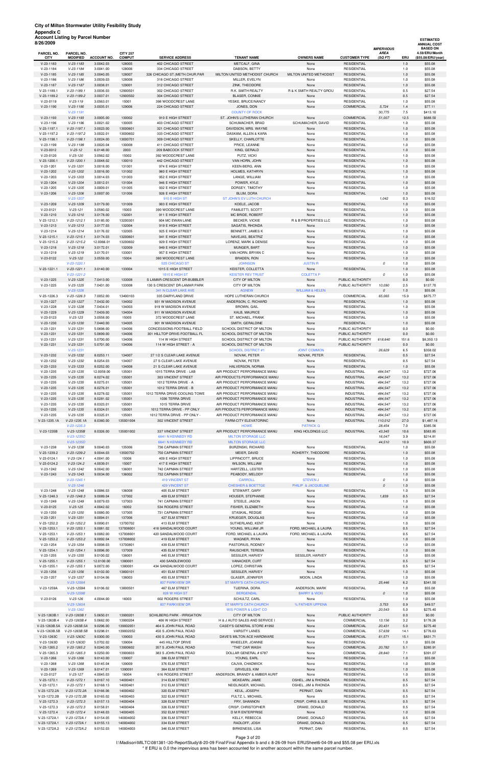**City of Milton Stormwater Utility Fesibility Study**
**Appendix C**
**Account Listing by Parcel Number**
**8/26/2009**

| PARCEL NO. CITY | PARCEL NO. MODIFIED | ACCOUNT NO. | CITY 257 COMPUT | SERVICE ADDRESS | TENANT NAME | OWNERS NAME | CUSTOMER TYPE | IMPERVIOUS AREA (SQ FT) | ERU | ESTIMATED ANNUAL COST BASED ON 4.59/ERU/Month ($55.08/ERU/year) |
|---|---|---|---|---|---|---|---|---|---|---|
| V-23-1183 | V-23-1183 | 3.0042.03 | 128005 | 402 CHICAGO STREET | METCALF, GINA | None | RESIDENTIAL | | 1.0 | $55.08 |
| V-23-1184 | V-23-1184 | 3.0041.00 | 128006 | 334 CHICAGO STREET | DABSON, BETTY | None | RESIDENTIAL | | 1.0 | $55.08 |
| V-23-1185 | V-23-1185 | 3.0040.05 | 128007 | 326 CHICAGO ST.(METH.CHUR.PAR | MILTON UNITED METHODIST CHURCH | MILTON UNITED METHODIST | RESIDENTIAL | | 1.0 | $55.08 |
| V-23-1186 | V-23-1186 | 3.0039.03 | 128008 | 318 CHICAGO STREET | MILLER, EVELYN | None | RESIDENTIAL | | 1.0 | $55.08 |
| V-23-1187 | V-23-1187 | 3.0038.01 | 129001 | 312 CHICAGO STREET | ZINK, THEODORE | None | RESIDENTIAL | | 1.0 | $55.08 |
| V-23-1189.1 | V-23-1189.1 | 3.0036.03 | 12900501 | 302 CHICAGO STREET | R.K. SMITH REALTY | R & K SMITH REALTY GROU | RESIDENTIAL | | 0.5 | $27.54 |
| V-23-1189.2 | V-23-1189.2 | 3.0037.01 | 12900502 | 304 CHICAGO STREET | BLASER, CONNIE | None | RESIDENTIAL | | 0.5 | $27.54 |
| V-23-0119 | V-23-119 | 3.0563.01 | 15001 | 398 WOODCREST LANE | YESKE, BRUCE/NANCY | None | RESIDENTIAL | | 1.0 | $55.08 |
| V-23-1190 | V-23-1190 | 3.0035.01 | 129006 | 224 CHICAGO STREET | JONES, DON | None | COMMERCIAL | 5,724 | 1.4 | $77.11 |
| | V-23-1191 | | | | COUNTY OF ROCK | | | 30,775 | 7.5 | $413.10 |
| V-23-1193 | V-23-1193 | 3.0005.00 | 130002 | 910 E HIGH STREET | ST. JOHN'S LUTHERAN CHURCH | None | COMMERCIAL | 51,007 | 12.5 | $688.50 |
| V-23-1196 | V-23-1196 | 3.0021.02 | 130005 | 403 CHICAGO STREET | SCHUMACHER, BRAD | SCHUMACHER, DAVID | RESIDENTIAL | | 1.0 | $55.08 |
| V-23-1197.1 | V-23-1197.1 | 3.0023.00 | 13000601 | 321 CHICAGO STREET | DAVIDSON, MRS. WAYNE | None | RESIDENTIAL | | 1.0 | $55.08 |
| V-23-1197.2 | V-23-1197.2 | 3.0022.01 | 13000602 | 333 CHICAGO STREET | DASKAM, ALLEN & KARA | None | RESIDENTIAL | | 1.0 | $55.08 |
| V-23-1198.1 | V-23-1198.1 | 3.0024.00 | 13000701 | 309 CHICAGO STREET | SKELLY, CHARLOTTE | None | RESIDENTIAL | | 1.0 | $55.08 |
| V-23-1199 | V-23-1199 | 3.0020.04 | 130008 | 411 CHICAGO STREET | PRICE, LEANNE | None | RESIDENTIAL | | 1.0 | $55.08 |
| V-23-0012 | V-23-12 | 6.0148.00 | 2003 | 209 BABCOCK STREET | KING, GERALD | None | RESIDENTIAL | | 1.0 | $55.08 |
| V-23-0120 | V-23-120 | 3.0562.02 | 15002 | 392 WOODCREST LANE | PUTZ, VICKI | None | RESIDENTIAL | | 1.0 | $55.08 |
| V-23-1200.1 | V-23-1200.1 | 3.0048.02 | 130010 | 442 CHICAGO STREET | VAN HORN, JOHN | None | RESIDENTIAL | | 1.0 | $55.08 |
| V-23-1201 | V-23-1201 | 3.0018.00 | 131001 | 974 E HIGH STREET | KEEN-BERG, ANN | None | RESIDENTIAL | | 1.0 | $55.08 |
| V-23-1202 | V-23-1202 | 3.0016.00 | 131002 | 960 E HIGH STREET | HOLMES, KATHRYN | None | RESIDENTIAL | | 1.0 | $55.08 |
| V-23-1203 | V-23-1203 | 3.0014.03 | 131003 | 952 E HIGH STREET | LANGE, WILLIAM | None | RESIDENTIAL | | 1.0 | $55.08 |
| V-23-1204 | V-23-1204 | 3.0012.01 | 131004 | 946 E HIGH STREET | POWER, KYLE | None | RESIDENTIAL | | 1.0 | $55.08 |
| V-23-1205 | V-23-1205 | 3.0009.01 | 131005 | 932 E HIGH STREET | DORSEY, TIMOTHY | None | RESIDENTIAL | | 1.0 | $55.08 |
| V-23-1206 | V-23-1206 | 3.0007.00 | 131006 | 926 E HIGH STREET | BLUM, DORA | None | RESIDENTIAL | | 1.0 | $55.08 |
| | V-23-1207 | | | 910 E HIGH ST | ST JOHN'S EV LUTH CHURCH | | | 1,042 | 0.3 | $16.52 |
| V-23-1209 | V-23-1209 | 3.0179.00 | 131009 | 903 E HIGH STREET | KOELE, JACOB | None | RESIDENTIAL | | 1.0 | $55.08 |
| V-23-0121 | V-23-121 | 3.0560.02 | 15003 | 390 WOODCREST LANE | FAMILETTI, SCOTT | None | RESIDENTIAL | | 1.0 | $55.08 |
| V-23-1210 | V-23-1210 | 3.0178.00 | 132001 | 911 E HIGH STREET | MC BRIDE, ROBERT | None | RESIDENTIAL | | 1.0 | $55.08 |
| V-23-1212.1 | V-23-1212.1 | 3.0185.00 | 13200301 | 904 MC EWAN LANE | BECKER, VICKIE | R & B PROPERTIES LLC | RESIDENTIAL | | 1.0 | $55.08 |
| V-23-1213 | V-23-1213 | 3.0177.03 | 132004 | 919 E HIGH STREET | SAGATIS, RHONDA | None | RESIDENTIAL | | 1.0 | $55.08 |
| V-23-1214 | V-23-1214 | 3.0176.02 | 132005 | 925 E HIGH STREET | BENNETT, JAMES K | None | RESIDENTIAL | | 1.0 | $55.08 |
| V-23-1215.1 | V-23-1215.1 | 3.0174.03 | 13200601 | 941 E HIGH STREET | NAVEJAS, BEATRIZ | None | RESIDENTIAL | | 1.0 | $55.08 |
| V-23-1215.2 | V-23-1215.2 | 12.0066.01 | 13200602 | 929 E HIGH STREET | LORENZ, MARK & DENISE | None | RESIDENTIAL | | 1.0 | $55.08 |
| V-23-1218 | V-23-1218 | 3.0172.01 | 132009 | 949 E HIGH STREET | MUNGER, BART | None | RESIDENTIAL | | 1.0 | $55.08 |
| V-23-1219 | V-23-1219 | 3.0170.01 | 133001 | 957 E HIGH STREET | VAN HORN, BRYAN C | None | RESIDENTIAL | | 1.0 | $55.08 |
| V-23-0122 | V-23-122 | 3.0559.00 | 15004 | 380 WOODCREST LANE | BRADEN, RON | None | RESIDENTIAL | | 1.0 | $55.08 |
| | V-23-1220.1 | | | 525 CHICAGO ST | JOHNSON | JUSTIN R | | 0 | 1.0 | $55.08 |
| V-23-1221.1 | V-23-1221.1 | 3.0140.00 | 133004 | 1015 E HIGH STREET | KEISTER, COLLETTA | None | RESIDENTIAL | | 1.0 | $55.08 |
| | V-23-1221.2 | | | 1015 E HIGH ST | KEISTER REV TRUST | COLETTA P | | 0 | 1.0 | $55.08 |
| V-23-1225 | V-23-1225 | 7.0413.00 | 133008 | S LAMAR-CRESCENT DR-BUBBLER | CITY OF MILTON | None | PUBLIC AUTHORITY | | 0.0 | $0.00 |
| V-23-1225 | V-23-1225 | 7.0431.00 | 133008 | 130 S CRESCENT DR-LAMAR PARK | CITY OF MILTON | None | PUBLIC AUTHORITY | 10,090 | 2.5 | $137.70 |
| | V-23-1226 | | | 341 N CLEAR LAKE AVE | AGNEW | WILLIAM & HELEN | | 0 | 1.0 | $55.08 |
| V-23-1226.3 | V-23-1226.3 | 7.0052.00 | 13400103 | 335 DAIRYLAND DRIVE | HOPE LUTHERAN CHURCH | None | COMMERCIAL | 65,065 | 15.9 | $875.77 |
| V-23-1227 | V-23-1227 | 7.0432.00 | 134002 | 931 W MADISON AVENUE | ANDERSON, C. RICHARD | None | RESIDENTIAL | | 1.0 | $55.08 |
| V-23-1228 | V-23-1228 | 7.0434.01 | 134003 | 919 W MADISON AVENUE | BROWN, GAIL | None | RESIDENTIAL | | 1.0 | $55.08 |
| V-23-1229 | V-23-1229 | 7.0439.00 | 134004 | 911 W MADISON AVENUE | KALB, MAURICE | None | RESIDENTIAL | | 1.0 | $55.08 |
| V-23-0123 | V-23-123 | 3.0558.00 | 15005 | 372 WOODCREST LANE | ST. MICHAEL, FRANK | None | RESIDENTIAL | | 1.0 | $55.08 |
| V-23-1230 | V-23-1230 | 7.0440.00 | 134005 | 901 W MADISON AVENUE | SMITH, GERALDINE | None | RESIDENTIAL | | 1.0 | $55.08 |
| V-23-1231 | V-23-1231 | 5.0698.00 | 134006 | CONCESSIONS-FOOTBALL FIELD | SCHOOL DISTRICT OF MILTON | None | PUBLIC AUTHORITY | | 0.0 | $0.00 |
| V-23-1231 | V-23-1231 | 5.0699.00 | 134006 | 301 HILLTOP DRIVE-FOOTBALL FL | SCHOOL DISTRICT OF MILTON | None | PUBLIC AUTHORITY | | 0.0 | $0.00 |
| V-23-1231 | V-23-1231 | 5.0700.00 | 134006 | 114 W HIGH STREET | SCHOOL DISTRICT OF MILTON | None | PUBLIC AUTHORITY | 618,640 | 151.6 | $8,350.13 |
| V-23-1231 | V-23-1231 | 5.0701.00 | 134006 | 114 W HIGH STREET - A | SCHOOL DISTRICT OF MILTON | None | PUBLIC AUTHORITY | | 0.0 | $0.00 |
| | V-23-1231 | | | | SCHOOL DISTRICT #1 | JOINT COMMON | | 26,629 | 6.5 | $358.02 |
| V-23-1232 | V-23-1232 | 8.0253.11 | 134007 | 27 1/2 S CLEAR LAKE AVENUE | NOVAK, PETER | NOVAK, PETER | RESIDENTIAL | | 0.5 | $27.54 |
| V-23-1232 | V-23-1232 | 8.0254.03 | 134007 | 27 S CLEAR LAKE AVENUE | NOVAK, PETER | None | RESIDENTIAL | | 0.5 | $27.54 |
| V-23-1233 | V-23-1233 | 8.0252.00 | 134008 | 21 S CLEAR LAKE AVENUE | HALVERSON, NORMA | None | RESIDENTIAL | | 1.0 | $55.08 |
| V-23-1235 | V-23-1235 | 12.0059.00 | 135001 | 1015 TERRA DRIVE - LAB | AIR PRODUCT PERFORMANCE MANU | None | INDUSTRIAL | 484,547 | 13.2 | $727.06 |
| V-23-1235 | V-23-1235 | 8.0274.02 | 135001 | 303 VINCENT STREET | AIR PRODUCTS PERFORMANCE MANU | None | INDUSTRIAL | 484,547 | 13.2 | $727.06 |
| V-23-1235 | V-23-1235 | 8.0275.01 | 135001 | 1012 TERRA DRIVE - A | AIR PRODUCT PERFORMANCE MANU | None | INDUSTRIAL | 484,547 | 13.2 | $727.06 |
| V-23-1235 | V-23-1235 | 8.0276.01 | 135001 | 1012 TERRA DRIVE - B | AIR PRODUCT PERFORMANCE MANU | None | INDUSTRIAL | 484,547 | 13.2 | $727.06 |
| V-23-1235 | V-23-1235 | 8.0278.02 | 135001 | 1012 TERRA DRIVE-COOLING TOWE | AIR PRODUCT PERFORMANCE MANU | None | INDUSTRIAL | 484,547 | 13.2 | $727.06 |
| V-23-1235 | V-23-1235 | 8.0281.02 | 135001 | 1036 TERRA DRIVE | AIR PRODUCT PERFORMANCE MANU | None | INDUSTRIAL | 484,547 | 13.2 | $727.06 |
| V-23-1235 | V-23-1235 | 8.0323.01 | 135001 | 1015 TERRA DRIVE | AIR PRODUCT PERFORMANCE MANU | None | INDUSTRIAL | 484,547 | 13.2 | $727.06 |
| V-23-1235 | V-23-1235 | 8.0324.01 | 135001 | 1012 TERRA DRIVE - PP ONLY | AIR PRODUCTS PERFORMANCE MANU | None | INDUSTRIAL | 484,547 | 13.2 | $727.06 |
| V-23-1235 | V-23-1235 | 8.0325.01 | 135001 | 1012 TERRA DRIVE - PP ONLY - | AIR PRODUCT PERFORMANCE MANU | None | INDUSTRIAL | 484,547 | 13.2 | $727.06 |
| V-23-1235.1A | V-23-1235.1A | 8.0360.00 | 135001004 | 302 VINCENT STREET | FARM-CITY ELEVATORINC | None | INDUSTRIAL | 110,012 | 27.0 | $1,487.16 |
| | V-23-1235.3 | | | | HOWE | PATRICK G | | 28,454 | 7.0 | $385.56 |
| V-23-1235B | V-23-1235B | 8.0326.00 | 135001002 | 337 VINCENT STREET | AIR PRODUCT PERFORMANCE MANU | KING HOLDINGS LLC | INDUSTRIAL | 43,345 | 10.6 | $583.85 |
| | V-23-1235C | | | 6641 N KENNEDY RD | MILTON STORAGE LLC | | | 16,047 | 3.9 | $214.81 |
| | V-23-1235D | | | 6641 N KENNEDY RD | MILTON STORAGE LLC | | | 44,510 | 10.9 | $600.37 |
| V-23-1238 | V-23-1238 | 9.0040.03 | 135006 | 736 CAPMAN STREET | BURZINSKI, RICHARD | None | RESIDENTIAL | | 1.0 | $55.08 |
| V-23-1239.2 | V-23-1239.2 | 9.0044.03 | 13500702 | 750 CAPMAN STREET | MEIER, DAVID | ROHERTY, THEODORE | RESIDENTIAL | | 1.0 | $55.08 |
| V-23-0124.1 | V-23-124.1 | 4.0041.00 | 15006 | 409 E HIGH STREET | LIPPINCOTT, BRUCE | None | RESIDENTIAL | | 1.0 | $55.08 |
| V-23-0124.2 | V-23-124.2 | 4.0039.01 | 15007 | 417 E HIGH STREET | WILSON, WILLIAM | None | RESIDENTIAL | | 1.0 | $55.08 |
| V-23-1242 | V-23-1242 | 9.0042.00 | 136001 | 742 CAPMAN STREET | HARTZELL, LESTER | None | RESIDENTIAL | | 1.0 | $55.08 |
| V-23-1243 | V-23-1243 | 9.0034.00 | 136002 | 732 CAPMAN STREET | PEABODY, MELODY | None | RESIDENTIAL | | 1.0 | $55.08 |
| | V-23-1245.1 | | | 419 VINCENT ST | CARROLL | STEVEN J | | 0 | 1.0 | $55.08 |
| | V-23-1246 | | | 429 VINCENT ST | CHESHER & BOETTGE | PHILIP & JACQUELINE | | 0 | 1.0 | $55.08 |
| V-23-1248 | V-23-1248 | 9.0086.03 | 136008 | 405 ELM STREET | STEWART, GARY | None | RESIDENTIAL | | 1.0 | $55.08 |
| V-23-1248.3 | V-23-1248.3 | 9.0089.04 | 137002 | 409 ELM STREET | HOUSER, STEPHANIE | None | RESIDENTIAL | 1,839 | 0.5 | $27.54 |
| V-23-1249 | V-23-1249 | 9.0079.03 | 137003 | 741 CAPMAN STREET | STEELE, JASON | None | RESIDENTIAL | | 1.0 | $55.08 |
| V-23-0125 | V-23-125 | 4.0042.02 | 16002 | 534 ROGERS STREET | FISHER, ELIZABETH | None | RESIDENTIAL | | 1.0 | $55.08 |
| V-23-1250 | V-23-1250 | 9.0080.00 | 137005 | 731 CAPMAN STREET | STASKAL, REDGIE | None | RESIDENTIAL | | 1.0 | $55.08 |
| V-23-1251 | V-23-1251 | 9.0094.01 | 137006 | 427 ELM STREET | KRUEGER, DOUGLAS | None | RESIDENTIAL | | 1.0 | $55.08 |
| V-23-1252.2 | V-23-1252.2 | 9.0090.01 | 13700702 | 413 ELM STREET | SUTHERLAND, KENT | None | RESIDENTIAL | | 1.0 | $55.08 |
| V-23-1253.1 | V-23-1253.1 | 9.0081.02 | 137008001 | 418 SANDALWOOD COURT | YOUNG, WILLIAM JR | FORD, MICHAEL & LAURA | RESIDENTIAL | | 0.5 | $27.54 |
| V-23-1253.1 | V-23-1253.1 | 9.0082.00 | 137008001 | 420 SANDALWOOD COURT | FORD, MICHAEL & LAURA | FORD, MICHAEL & LAURA | RESIDENTIAL | | 0.5 | $27.54 |
| V-23-1253.2 | V-23-1253.2 | 9.0092.04 | 137008002 | 419 ELM STREET | WAGNER, RYAN | None | RESIDENTIAL | | 1.0 | $55.08 |
| V-23-1254 | V-23-1254 | 9.0098.03 | 13700801 | 439 ELM STREET | PASTORIUS, RODNEY | None | RESIDENTIAL | | 1.0 | $55.08 |
| V-23-1254.1 | V-23-1254.1 | 9.0096.00 | 137009 | 435 ELM STREET | RAUSCHER, TERESA | None | RESIDENTIAL | | 1.0 | $55.08 |
| V-23-1255 | V-23-1255 | 9.0100.02 | 138001 | 445 ELM STREET | SESSLER, HARVEY | SESSLER, HARVEY | RESIDENTIAL | | 1.0 | $55.08 |
| V-23-1255.1 | V-23-1255.1 | 12.0100.00 | 1380001 | 430 SANDLEWOOD | VANACKER, CURT | None | RESIDENTIAL | | 0.5 | $27.54 |
| V-23-1255.1 | V-23-1255.1 | 9.0072.00 | 1380001 | 434 SANDALWOOD COURT | LOPEZ, CHRISTIAN | None | RESIDENTIAL | | 0.5 | $27.54 |
| V-23-1256 | V-23-1256 | 9.0102.00 | 13800101 | 451 ELM STREET | SESSLER, HARVEY | None | RESIDENTIAL | | 1.0 | $55.08 |
| V-23-1257 | V-23-1257 | 9.0104.06 | 138003 | 455 ELM STREET | GLASER, JENNIFER | MOON, LINDA | RESIDENTIAL | | 1.0 | $55.08 |
| | V-23-1258A | | | 837 PARKVIEW DR | ST MARY'S CATH CHURCH | | | 25,446 | 6.2 | $341.50 |
| V-23-1259A | V-23-1259A | 9.0106.02 | 13800501 | 467 ELM STREET | TUERINA, DORA | ANDERSON, MARK | RESIDENTIAL | | 1.0 | $55.08 |
| | V-23-1259B | | | 828 W HIGH ST | BERGENDAL | BARRY & VICKI | | 0 | 1.0 | $55.08 |
| V-23-0126 | V-23-126 | 4.0044.00 | 16003 | 602 ROGERS STREET | SCHULTZ, CARL | None | RESIDENTIAL | | 1.0 | $55.08 |
| | V-23-1260A | | | 837 PARKVIEW DR | ST MARY'S CATH CHURCH | % FATHER UPPENA | | 3,753 | 0.9 | $49.57 |
| | V-23-1262 | | | | WIS POWER & LIGHT CO | | | 20,543 | 5.0 | $275.40 |
| V-23-1263B.1 | V-23-1263B.1 | 5.0650.01 | 13900201 | SCHILBERG PARK - IRRIGATION | CITY OF MILTON | None | PUBLIC AUTHORITY | | 0.0 | $0.00 |
| V-23-1263B.4 | V-23-1263B.4 | 5.0662.00 | 13900204 | 406 W HIGH STREET | H & J AUTO SALES AND SERVICE I | None | COMMERCIAL | 13,156 | 3.2 | $176.26 |
| V-23-1263B.5A | V-23-1263B.5A | 9.0296.00 | 139002051 | 464 S JOHN PAUL ROAD | CASEY'S GENERAL STORE #1992 | None | COMMERCIAL | 20,431 | 5.0 | $275.40 |
| V-23-1263B.5B | V-23-1263B.5B | 9.0298.01 | 139002052 | 450 S JOHN PAUL ROAD | VARSITY LANES | None | COMMERCIAL | 57,639 | 14.1 | $776.63 |
| V-23-1263C | V-23-1263C | 9.0300.00 | 139003 | 430 S JOHN PAUL ROAD | DAVE'S MILTON ACE HARDWARE | None | COMMERCIAL | 61,571 | 15.1 | $831.71 |
| V-23-1263D | V-23-1263D | 5.0702.02 | 139004 | 445 HILLTOP DRIVE | WHEELER, JOANNE | None | RESIDENTIAL | | 1.0 | $55.08 |
| V-23-1265.2 | V-23-1265.2 | 9.0240.00 | 13900602 | 357 S JOHN PAUL ROAD | "THE" CAR WASH | None | COMMERCIAL | 20,782 | 5.1 | $280.91 |
| V-23-1265.3 | V-23-1265.3 | 9.0250.00 | 13900603 | 383 S JOHN PAUL ROAD | DOLLAR GENERAL # 6787 | None | COMMERCIAL | 28,840 | 7.1 | $391.07 |
| V-23-1266 | V-23-1266 | 9.0143.00 | 139007 | 386 ELM STREET | YOUNG, EARL | None | RESIDENTIAL | | 1.0 | $55.08 |
| V-23-1268 | V-23-1268 | 9.0145.04 | 139009 | 376 ELM STREET | CAJVA, CHADWICK | None | RESIDENTIAL | | 1.0 | $55.08 |
| V-23-1269 | V-23-1269 | 9.0147.01 | 1390091 | 364 ELM STREET | GRVELES, KIM | None | RESIDENTIAL | | 1.0 | $55.08 |
| V-23-0127 | V-23-127 | 4.0045.03 | 16004 | 616 ROGERS STREET | ANDERSON, BRANDY & AMBER AURIT | None | RESIDENTIAL | | 1.0 | $55.08 |
| V-23-1272.1 | V-23-1272.1 | 9.0167.10 | 14000401 | 314 ELM STREET | MCKEARN, JAMIE | OSHEL, JIM & RHONDA | RESIDENTIAL | | 0.5 | $27.54 |
| V-23-1272.1 | V-23-1272.1 | 9.0168.13 | 14000401 | 312 ELM STREET | NEIDLINGER, MICHAEL | OSHEL, JIM & RHONDA | RESIDENTIAL | | 0.5 | $27.54 |
| V-23-1272.2A | V-23-1272.2A | 9.0166.06 | 140004002 | 320 ELM STREET | KEUL, JOSEPH | PERNAT, DAN | RESIDENTIAL | | 0.5 | $27.54 |
| V-23-1272.2B | V-23-1272.2B | 9.0165.02 | 140004003 | 322 ELM STREET | FULTZ, L. MICHAEL | None | RESIDENTIAL | | 0.5 | $27.54 |
| V-23-1272.3 | V-23-1272.3 | 9.0157.13 | 14000403 | 328 ELM STREET | FRY, SHANNON | CRISP, CHRIS & SUE | RESIDENTIAL | | 0.5 | $27.54 |
| V-23-1272.3 | V-23-1272.3 | 9.0158.01 | 14000403 | 326 ELM STREET | CRISP, CHRISTOPHER | DRAKE, DONALD | RESIDENTIAL | | 0.5 | $27.54 |
| V-23-1272.4 | V-23-1272.4 | 9.0148.03 | 14000405 | 352 ELM STREET | D M R ENTERPRISE | None | RESIDENTIAL | | 1.0 | $55.08 |
| V-23-1272A.1 | V-23-1272A.1 | 9.0154.05 | 140004002 | 336 ELM STREET | KELLY, REBECCA | DRAKE, DONALD | RESIDENTIAL | | 0.5 | $27.54 |
| V-23-1272A.1 | V-23-1272A.1 | 9.0155.13 | 140004002 | 334 ELM STREET | RADLOFF, JOSH | DRAKE, DONALD | RESIDENTIAL | | 0.5 | $27.54 |
| V-23-1272A.2 | V-23-1272A.2 | 9.0152.03 | 140004003 | 346 ELM STREET | BIRKENESS, LISA | PERNAT, DAN | RESIDENTIAL | | 0.5 | $27.54 |

I:\Madison\MILTC\081381-\30-ReportStudy\8-20-09 Final\Final Appendix b and c 8-26-09 from ERUSheet6-04-09 and $55.08 per ERU.xls

* If ERU is 0.0 the impervious area has been accounted for in another account within the same parcel number.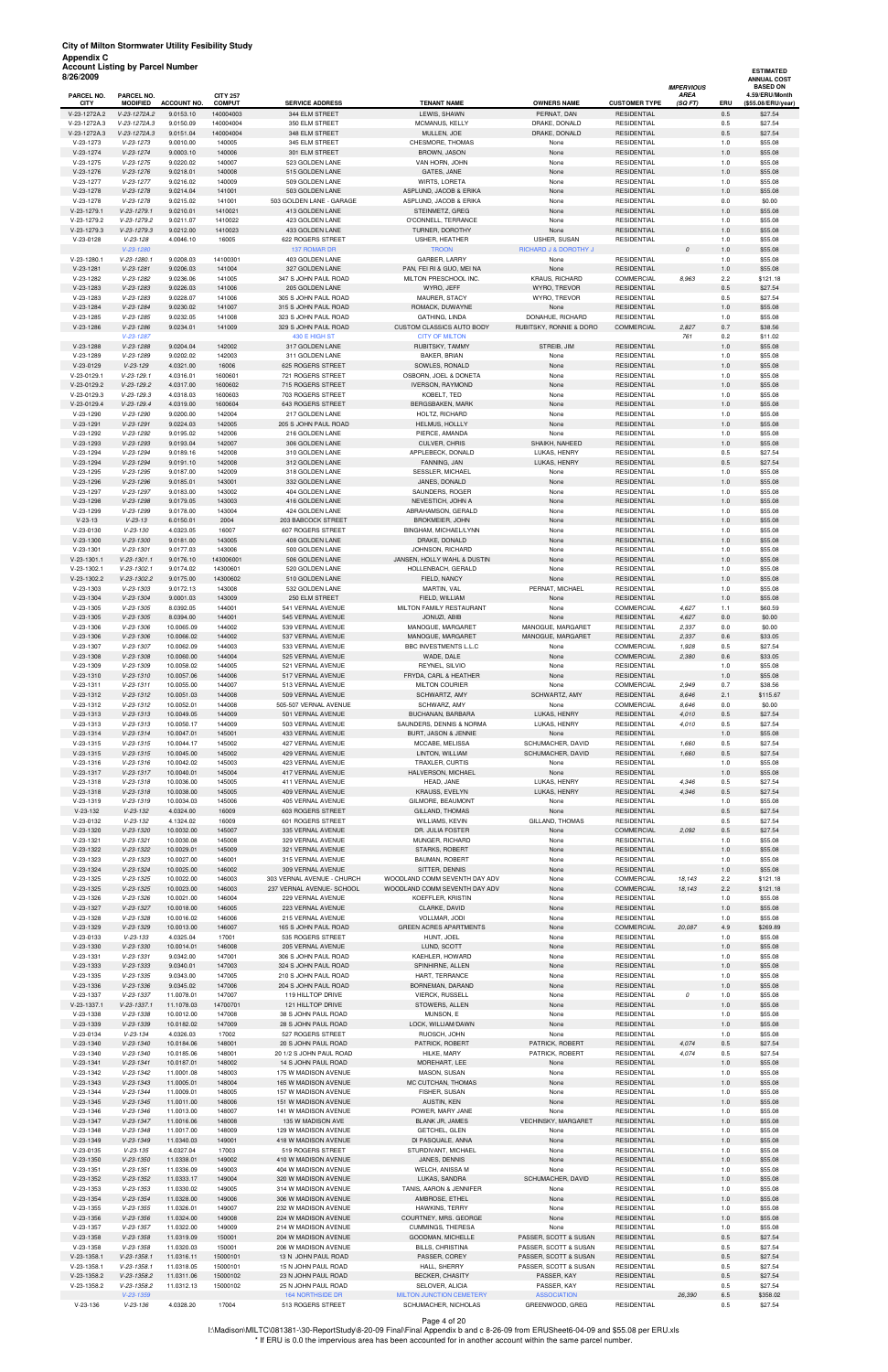# City of Milton Stormwater Utility Fesibility Study

## Appendix C

## Account Listing by Parcel Number

8/26/2009

| PARCEL NO. CITY | PARCEL NO. MODIFIED | ACCOUNT NO. | CITY 257 COMPUT | SERVICE ADDRESS | TENANT NAME | OWNERS NAME | CUSTOMER TYPE | IMPERVIOUS AREA (SQ FT) | ERU | ESTIMATED ANNUAL COST BASED ON 4.59/ERU/Month ($55.08/ERU/year) |
|---|---|---|---|---|---|---|---|---|---|---|
| V-23-1272A.2 | V-23-1272A.2 | 9.0153.10 | 140004003 | 344 ELM STREET | LEWIS, SHAWN | PERNAT, DAN | RESIDENTIAL | | 0.5 | $27.54 |
| V-23-1272A.3 | V-23-1272A.3 | 9.0150.09 | 140004004 | 350 ELM STREET | MCMANUS, KELLY | DRAKE, DONALD | RESIDENTIAL | | 0.5 | $27.54 |
| V-23-1272A.3 | V-23-1272A.3 | 9.0151.04 | 140004004 | 348 ELM STREET | MULLEN, JOE | DRAKE, DONALD | RESIDENTIAL | | 0.5 | $27.54 |
| V-23-1273 | V-23-1273 | 9.0010.00 | 140005 | 345 ELM STREET | CHESMORE, THOMAS | None | RESIDENTIAL | | 1.0 | $55.08 |
| V-23-1274 | V-23-1274 | 9.0003.10 | 140006 | 301 ELM STREET | BROWN, JASON | None | RESIDENTIAL | | 1.0 | $55.08 |
| V-23-1275 | V-23-1275 | 9.0220.02 | 140007 | 523 GOLDEN LANE | VAN HORN, JOHN | None | RESIDENTIAL | | 1.0 | $55.08 |
| V-23-1276 | V-23-1276 | 9.0218.01 | 140008 | 515 GOLDEN LANE | GATES, JANE | None | RESIDENTIAL | | 1.0 | $55.08 |
| V-23-1277 | V-23-1277 | 9.0216.02 | 140009 | 509 GOLDEN LANE | WIRTS, LORETA | None | RESIDENTIAL | | 1.0 | $55.08 |
| V-23-1278 | V-23-1278 | 9.0214.04 | 141001 | 503 GOLDEN LANE | ASPLUND, JACOB & ERIKA | None | RESIDENTIAL | | 1.0 | $55.08 |
| V-23-1278 | V-23-1278 | 9.0215.02 | 141001 | 503 GOLDEN LANE - GARAGE | ASPLUND, JACOB & ERIKA | None | RESIDENTIAL | | 0.0 | $0.00 |
| V-23-1279.1 | V-23-1279.1 | 9.0210.01 | 1410021 | 413 GOLDEN LANE | STEINMETZ, GREG | None | RESIDENTIAL | | 1.0 | $55.08 |
| V-23-1279.2 | V-23-1279.2 | 9.0211.07 | 1410022 | 423 GOLDEN LANE | O'CONNELL, TERRANCE | None | RESIDENTIAL | | 1.0 | $55.08 |
| V-23-1279.3 | V-23-1279.3 | 9.0212.00 | 1410023 | 433 GOLDEN LANE | TURNER, DOROTHY | None | RESIDENTIAL | | 1.0 | $55.08 |
| V-23-0128 | V-23-128 | 4.0046.10 | 16005 | 622 ROGERS STREET | USHER, HEATHER | USHER, SUSAN | RESIDENTIAL | | 1.0 | $55.08 |
| | V-23-1280 | | | 137 ROMAR DR | TROON | RICHARD J & DOROTHY J | | 0 | 1.0 | $55.08 |
| V-23-1280.1 | V-23-1280.1 | 9.0208.03 | 14100301 | 403 GOLDEN LANE | GARBER, LARRY | None | RESIDENTIAL | | 1.0 | $55.08 |
| V-23-1281 | V-23-1281 | 9.0206.03 | 141004 | 327 GOLDEN LANE | PAN, FEI RI & GUO, MEI NA | None | RESIDENTIAL | | 1.0 | $55.08 |
| V-23-1282 | V-23-1282 | 9.0236.06 | 141005 | 347 S JOHN PAUL ROAD | MILTON PRESCHOOL INC. | KRAUS, RICHARD | COMMERCIAL | 8,963 | 2.2 | $121.18 |
| V-23-1283 | V-23-1283 | 9.0226.03 | 141006 | 205 GOLDEN LANE | WYRO, JEFF | WYRO, TREVOR | RESIDENTIAL | | 0.5 | $27.54 |
| V-23-1283 | V-23-1283 | 9.0228.07 | 141006 | 305 S JOHN PAUL ROAD | MAURER, STACY | WYRO, TREVOR | RESIDENTIAL | | 0.5 | $27.54 |
| V-23-1284 | V-23-1284 | 9.0230.02 | 141007 | 315 S JOHN PAUL ROAD | ROMACK, DUWAYNE | None | RESIDENTIAL | | 1.0 | $55.08 |
| V-23-1285 | V-23-1285 | 9.0232.05 | 141008 | 323 S JOHN PAUL ROAD | GATHING, LINDA | DONAHUE, RICHARD | RESIDENTIAL | | 1.0 | $55.08 |
| V-23-1286 | V-23-1286 | 9.0234.01 | 141009 | 329 S JOHN PAUL ROAD | CUSTOM CLASSICS AUTO BODY | RUBITSKY, RONNIE & DORO | COMMERCIAL | 2,827 | 0.7 | $38.56 |
| | V-23-1287 | | | 430 E HIGH ST | CITY OF MILTON | | | 761 | 0.2 | $11.02 |
| V-23-1288 | V-23-1288 | 9.0204.04 | 142002 | 317 GOLDEN LANE | RUBITSKY, TAMMY | STREIB, JIM | RESIDENTIAL | | 1.0 | $55.08 |
| V-23-1289 | V-23-1289 | 9.0202.02 | 142003 | 311 GOLDEN LANE | BAKER, BRIAN | None | RESIDENTIAL | | 1.0 | $55.08 |
| V-23-0129 | V-23-129 | 4.0321.00 | 16006 | 625 ROGERS STREET | SOWLES, RONALD | None | RESIDENTIAL | | 1.0 | $55.08 |
| V-23-0129.1 | V-23-129.1 | 4.0316.01 | 1600601 | 721 ROGERS STREET | OSBORN, JOEL & DONETA | None | RESIDENTIAL | | 1.0 | $55.08 |
| V-23-0129.2 | V-23-129.2 | 4.0317.00 | 1600602 | 715 ROGERS STREET | IVERSON, RAYMOND | None | RESIDENTIAL | | 1.0 | $55.08 |
| V-23-0129.3 | V-23-129.3 | 4.0318.03 | 1600603 | 703 ROGERS STREET | KOBELT, TED | None | RESIDENTIAL | | 1.0 | $55.08 |
| V-23-0129.4 | V-23-129.4 | 4.0319.00 | 1600604 | 643 ROGERS STREET | BERGSBAKEN, MARK | None | RESIDENTIAL | | 1.0 | $55.08 |
| V-23-1290 | V-23-1290 | 9.0200.00 | 142004 | 217 GOLDEN LANE | HOLTZ, RICHARD | None | RESIDENTIAL | | 1.0 | $55.08 |
| V-23-1291 | V-23-1291 | 9.0224.03 | 142005 | 205 S JOHN PAUL ROAD | HELMUS, HOLLLY | None | RESIDENTIAL | | 1.0 | $55.08 |
| V-23-1292 | V-23-1292 | 9.0195.02 | 142006 | 216 GOLDEN LANE | PIERCE, AMANDA | None | RESIDENTIAL | | 1.0 | $55.08 |
| V-23-1293 | V-23-1293 | 9.0193.04 | 142007 | 306 GOLDEN LANE | CULVER, CHRIS | SHAIKH, NAHEED | RESIDENTIAL | | 1.0 | $55.08 |
| V-23-1294 | V-23-1294 | 9.0189.16 | 142008 | 310 GOLDEN LANE | APPLEBECK, DONALD | LUKAS, HENRY | RESIDENTIAL | | 0.5 | $27.54 |
| V-23-1294 | V-23-1294 | 9.0191.10 | 142008 | 312 GOLDEN LANE | FANNING, JAN | LUKAS, HENRY | RESIDENTIAL | | 0.5 | $27.54 |
| V-23-1295 | V-23-1295 | 9.0187.00 | 142009 | 318 GOLDEN LANE | SESSLER, MICHAEL | None | RESIDENTIAL | | 1.0 | $55.08 |
| V-23-1296 | V-23-1296 | 9.0185.01 | 143001 | 332 GOLDEN LANE | JANES, DONALD | None | RESIDENTIAL | | 1.0 | $55.08 |
| V-23-1297 | V-23-1297 | 9.0183.00 | 143002 | 404 GOLDEN LANE | SAUNDERS, ROGER | None | RESIDENTIAL | | 1.0 | $55.08 |
| V-23-1298 | V-23-1298 | 9.0179.05 | 143003 | 416 GOLDEN LANE | NEVESTICH, JOHN A | None | RESIDENTIAL | | 1.0 | $55.08 |
| V-23-1299 | V-23-1299 | 9.0178.00 | 143004 | 424 GOLDEN LANE | ABRAHAMSON, GERALD | None | RESIDENTIAL | | 1.0 | $55.08 |
| V-23-13 | V-23-13 | 6.0150.01 | 2004 | 203 BABCOCK STREET | BROKMEIER, JOHN | None | RESIDENTIAL | | 1.0 | $55.08 |
| V-23-0130 | V-23-130 | 4.0323.05 | 16007 | 607 ROGERS STREET | BINGHAM, MICHAEL/LYNN | None | RESIDENTIAL | | 1.0 | $55.08 |
| V-23-1300 | V-23-1300 | 9.0181.00 | 143005 | 408 GOLDEN LANE | DRAKE, DONALD | None | RESIDENTIAL | | 1.0 | $55.08 |
| V-23-1301 | V-23-1301 | 9.0177.03 | 143006 | 500 GOLDEN LANE | JOHNSON, RICHARD | None | RESIDENTIAL | | 1.0 | $55.08 |
| V-23-1301.1 | V-23-1301.1 | 9.0176.10 | 143006001 | 506 GOLDEN LANE | JANSEN, HOLLY WAHL & DUSTIN | None | RESIDENTIAL | | 1.0 | $55.08 |
| V-23-1302.1 | V-23-1302.1 | 9.0174.02 | 14300601 | 520 GOLDEN LANE | HOLLENBACH, GERALD | None | RESIDENTIAL | | 1.0 | $55.08 |
| V-23-1302.2 | V-23-1302.2 | 9.0175.00 | 14300602 | 510 GOLDEN LANE | FIELD, NANCY | None | RESIDENTIAL | | 1.0 | $55.08 |
| V-23-1303 | V-23-1303 | 9.0172.13 | 143008 | 532 GOLDEN LANE | MARTIN, VAL | PERNAT, MICHAEL | RESIDENTIAL | | 1.0 | $55.08 |
| V-23-1304 | V-23-1304 | 9.0001.03 | 143009 | 250 ELM STREET | FIELD, WILLIAM | None | RESIDENTIAL | | 1.0 | $55.08 |
| V-23-1305 | V-23-1305 | 8.0392.05 | 144001 | 541 VERNAL AVENUE | MILTON FAMILY RESTAURANT | None | COMMERCIAL | 4,627 | 1.1 | $60.59 |
| V-23-1305 | V-23-1305 | 8.0394.00 | 144001 | 545 VERNAL AVENUE | JONUZI, ABIB | None | RESIDENTIAL | 4,627 | 0.0 | $0.00 |
| V-23-1306 | V-23-1306 | 10.0065.09 | 144002 | 539 VERNAL AVENUE | MANOGUE, MARGARET | MANOGUE, MARGARET | RESIDENTIAL | 2,337 | 0.0 | $0.00 |
| V-23-1306 | V-23-1306 | 10.0066.02 | 144002 | 537 VERNAL AVENUE | MANOGUE, MARGARET | MANOGUE, MARGARET | RESIDENTIAL | 2,337 | 0.6 | $33.05 |
| V-23-1307 | V-23-1307 | 10.0062.09 | 144003 | 533 VERNAL AVENUE | BBC INVESTMENTS L.L.C | None | COMMERCIAL | 1,928 | 0.5 | $27.54 |
| V-23-1308 | V-23-1308 | 10.0060.00 | 144004 | 525 VERNAL AVENUE | WADE, DALE | None | COMMERCIAL | 2,380 | 0.6 | $33.05 |
| V-23-1309 | V-23-1309 | 10.0058.02 | 144005 | 521 VERNAL AVENUE | REYNEL, SILVIO | None | RESIDENTIAL | | 1.0 | $55.08 |
| V-23-1310 | V-23-1310 | 10.0057.06 | 144006 | 517 VERNAL AVENUE | FRYDA, CARL & HEATHER | None | RESIDENTIAL | | 1.0 | $55.08 |
| V-23-1311 | V-23-1311 | 10.0055.00 | 144007 | 513 VERNAL AVENUE | MILTON COURIER | None | COMMERCIAL | 2,949 | 0.7 | $38.56 |
| V-23-1312 | V-23-1312 | 10.0051.03 | 144008 | 509 VERNAL AVENUE | SCHWARTZ, AMY | SCHWARTZ, AMY | RESIDENTIAL | 8,646 | 2.1 | $115.67 |
| V-23-1312 | V-23-1312 | 10.0052.01 | 144008 | 505-507 VERNAL AVENUE | SCHWARZ, AMY | None | COMMERCIAL | 8,646 | 0.0 | $0.00 |
| V-23-1313 | V-23-1313 | 10.0049.05 | 144009 | 501 VERNAL AVENUE | BUCHANAN, BARBARA | LUKAS, HENRY | RESIDENTIAL | 4,010 | 0.5 | $27.54 |
| V-23-1313 | V-23-1313 | 10.0050.17 | 144009 | 503 VERNAL AVENUE | SAUNDERS, DENNIS & NORMA | LUKAS, HENRY | RESIDENTIAL | 4,010 | 0.5 | $27.54 |
| V-23-1314 | V-23-1314 | 10.0047.01 | 145001 | 433 VERNAL AVENUE | BURT, JASON & JENNIE | None | RESIDENTIAL | | 1.0 | $55.08 |
| V-23-1315 | V-23-1315 | 10.0044.17 | 145002 | 427 VERNAL AVENUE | MCCABE, MELISSA | SCHUMACHER, DAVID | RESIDENTIAL | 1,660 | 0.5 | $27.54 |
| V-23-1315 | V-23-1315 | 10.0045.00 | 145002 | 429 VERNAL AVENUE | LINTON, WILLIAM | SCHUMACHER, DAVID | RESIDENTIAL | 1,660 | 0.5 | $27.54 |
| V-23-1316 | V-23-1316 | 10.0042.02 | 145003 | 423 VERNAL AVENUE | TRAXLER, CURTIS | None | RESIDENTIAL | | 1.0 | $55.08 |
| V-23-1317 | V-23-1317 | 10.0040.01 | 145004 | 417 VERNAL AVENUE | HALVERSON, MICHAEL | None | RESIDENTIAL | | 1.0 | $55.08 |
| V-23-1318 | V-23-1318 | 10.0036.00 | 145005 | 411 VERNAL AVENUE | HEAD, JANE | LUKAS, HENRY | RESIDENTIAL | 4,346 | 0.5 | $27.54 |
| V-23-1318 | V-23-1318 | 10.0038.00 | 145005 | 409 VERNAL AVENUE | KRAUSS, EVELYN | LUKAS, HENRY | RESIDENTIAL | 4,346 | 0.5 | $27.54 |
| V-23-1319 | V-23-1319 | 10.0034.03 | 145006 | 405 VERNAL AVENUE | GILMORE, BEAUMONT | None | RESIDENTIAL | | 1.0 | $55.08 |
| V-23-132 | V-23-132 | 4.0324.00 | 16009 | 603 ROGERS STREET | GILLAND, THOMAS | None | RESIDENTIAL | | 0.5 | $27.54 |
| V-23-0132 | V-23-132 | 4.1324.02 | 16009 | 601 ROGERS STREET | WILLIAMS, KEVIN | GILLAND, THOMAS | RESIDENTIAL | | 0.5 | $27.54 |
| V-23-1320 | V-23-1320 | 10.0032.00 | 145007 | 335 VERNAL AVENUE | DR. JULIA FOSTER | None | COMMERCIAL | 2,092 | 0.5 | $27.54 |
| V-23-1321 | V-23-1321 | 10.0030.08 | 145008 | 329 VERNAL AVENUE | MUNGER, RICHARD | None | RESIDENTIAL | | 1.0 | $55.08 |
| V-23-1322 | V-23-1322 | 10.0029.01 | 145009 | 321 VERNAL AVENUE | STARKS, ROBERT | None | RESIDENTIAL | | 1.0 | $55.08 |
| V-23-1323 | V-23-1323 | 10.0027.00 | 146001 | 315 VERNAL AVENUE | BAUMAN, ROBERT | None | RESIDENTIAL | | 1.0 | $55.08 |
| V-23-1324 | V-23-1324 | 10.0025.00 | 146002 | 309 VERNAL AVENUE | SITTER, DENNIS | None | RESIDENTIAL | | 1.0 | $55.08 |
| V-23-1325 | V-23-1325 | 10.0022.00 | 146003 | 303 VERNAL AVENUE - CHURCH | WOODLAND COMM SEVENTH DAY ADV | None | COMMERCIAL | 18,143 | 2.2 | $121.18 |
| V-23-1325 | V-23-1325 | 10.0023.00 | 146003 | 237 VERNAL AVENUE- SCHOOL | WOODLAND COMM SEVENTH DAY ADV | None | COMMERCIAL | 18,143 | 2.2 | $121.18 |
| V-23-1326 | V-23-1326 | 10.0021.00 | 146004 | 229 VERNAL AVENUE | KOEFFLER, KRISTIN | None | RESIDENTIAL | | 1.0 | $55.08 |
| V-23-1327 | V-23-1327 | 10.0018.00 | 146005 | 223 VERNAL AVENUE | CLARKE, DAVID | None | RESIDENTIAL | | 1.0 | $55.08 |
| V-23-1328 | V-23-1328 | 10.0016.02 | 146006 | 215 VERNAL AVENUE | VOLLMAR, JODI | None | RESIDENTIAL | | 1.0 | $55.08 |
| V-23-1329 | V-23-1329 | 10.0013.00 | 146007 | 165 S JOHN PAUL ROAD | GREEN ACRES APARTMENTS | None | COMMERCIAL | 20,087 | 4.9 | $269.89 |
| V-23-0133 | V-23-133 | 4.0325.04 | 17001 | 535 ROGERS STREET | HUNT, JOEL | None | RESIDENTIAL | | 1.0 | $55.08 |
| V-23-1330 | V-23-1330 | 10.0014.01 | 146008 | 205 VERNAL AVENUE | LUND, SCOTT | None | RESIDENTIAL | | 1.0 | $55.08 |
| V-23-1331 | V-23-1331 | 9.0342.00 | 147001 | 306 S JOHN PAUL ROAD | KAEHLER, HOWARD | None | RESIDENTIAL | | 1.0 | $55.08 |
| V-23-1333 | V-23-1333 | 9.0340.01 | 147003 | 324 S JOHN PAUL ROAD | SPINHIRNE, ALLEN | None | RESIDENTIAL | | 1.0 | $55.08 |
| V-23-1335 | V-23-1335 | 9.0343.00 | 147005 | 210 S JOHN PAUL ROAD | HART, TERRANCE | None | RESIDENTIAL | | 1.0 | $55.08 |
| V-23-1336 | V-23-1336 | 9.0345.02 | 147006 | 204 S JOHN PAUL ROAD | BORNEMAN, DARAND | None | RESIDENTIAL | | 1.0 | $55.08 |
| V-23-1337 | V-23-1337 | 11.0078.01 | 147007 | 119 HILLTOP DRIVE | VIERCK, RUSSELL | None | RESIDENTIAL | 0 | 1.0 | $55.08 |
| V-23-1337.1 | V-23-1337.1 | 11.1078.03 | 14700701 | 121 HILLTOP DRIVE | STOWERS, ALLEN | None | RESIDENTIAL | | 1.0 | $55.08 |
| V-23-1338 | V-23-1338 | 10.0012.00 | 147008 | 38 S JOHN PAUL ROAD | MUNSON, E | None | RESIDENTIAL | | 1.0 | $55.08 |
| V-23-1339 | V-23-1339 | 10.0182.02 | 147009 | 28 S JOHN PAUL ROAD | LOCK, WILLIAM/DAWN | None | RESIDENTIAL | | 1.0 | $55.08 |
| V-23-0134 | V-23-134 | 4.0326.03 | 17002 | 527 ROGERS STREET | RUOSCH, JOHN | None | RESIDENTIAL | | 1.0 | $55.08 |
| V-23-1340 | V-23-1340 | 10.0184.06 | 148001 | 20 S JOHN PAUL ROAD | PATRICK, ROBERT | PATRICK, ROBERT | RESIDENTIAL | 4,074 | 0.5 | $27.54 |
| V-23-1340 | V-23-1340 | 10.0185.06 | 148001 | 20 1/2 S JOHN PAUL ROAD | HILKE, MARY | PATRICK, ROBERT | RESIDENTIAL | 4,074 | 0.5 | $27.54 |
| V-23-1341 | V-23-1341 | 10.0187.01 | 148002 | 14 S JOHN PAUL ROAD | MOREHART, LEE | None | RESIDENTIAL | | 1.0 | $55.08 |
| V-23-1342 | V-23-1342 | 11.0001.08 | 148003 | 175 W MADISON AVENUE | MASON, SUSAN | None | RESIDENTIAL | | 1.0 | $55.08 |
| V-23-1343 | V-23-1343 | 11.0005.01 | 148004 | 165 W MADISON AVENUE | MC CUTCHAN, THOMAS | None | RESIDENTIAL | | 1.0 | $55.08 |
| V-23-1344 | V-23-1344 | 11.0009.01 | 148005 | 157 W MADISON AVENUE | FISHER, SUSAN | None | RESIDENTIAL | | 1.0 | $55.08 |
| V-23-1345 | V-23-1345 | 11.0011.00 | 148006 | 151 W MADISON AVENUE | AUSTIN, KEN | None | RESIDENTIAL | | 1.0 | $55.08 |
| V-23-1346 | V-23-1346 | 11.0013.00 | 148007 | 141 W MADISON AVENUE | POWER, MARY JANE | None | RESIDENTIAL | | 1.0 | $55.08 |
| V-23-1347 | V-23-1347 | 11.0016.06 | 148008 | 135 W MADISON AVE | BLANK JR, JAMES | VECHINSKY, MARGARET | RESIDENTIAL | | 1.0 | $55.08 |
| V-23-1348 | V-23-1348 | 11.0017.00 | 148009 | 129 W MADISON AVENUE | GETCHEL, GLEN | None | RESIDENTIAL | | 1.0 | $55.08 |
| V-23-1349 | V-23-1349 | 11.0340.03 | 149001 | 418 W MADISON AVENUE | DI PASQUALE, ANNA | None | RESIDENTIAL | | 1.0 | $55.08 |
| V-23-0135 | V-23-135 | 4.0327.04 | 17003 | 519 ROGERS STREET | STURDIVANT, MICHAEL | None | RESIDENTIAL | | 1.0 | $55.08 |
| V-23-1350 | V-23-1350 | 11.0338.01 | 149002 | 410 W MADISON AVENUE | JANES, DENNIS | None | RESIDENTIAL | | 1.0 | $55.08 |
| V-23-1351 | V-23-1351 | 11.0336.09 | 149003 | 404 W MADISON AVENUE | WELCH, ANISSA M | None | RESIDENTIAL | | 1.0 | $55.08 |
| V-23-1352 | V-23-1352 | 11.0333.17 | 149004 | 320 W MADISON AVENUE | LUKAS, SANDRA | SCHUMACHER, DAVID | RESIDENTIAL | | 1.0 | $55.08 |
| V-23-1353 | V-23-1353 | 11.0330.02 | 149005 | 314 W MADISON AVENUE | TANIS, AARON & JENNIFER | None | RESIDENTIAL | | 1.0 | $55.08 |
| V-23-1354 | V-23-1354 | 11.0328.00 | 149006 | 306 W MADISON AVENUE | AMBROSE, ETHEL | None | RESIDENTIAL | | 1.0 | $55.08 |
| V-23-1355 | V-23-1355 | 11.0326.01 | 149007 | 232 W MADISON AVENUE | HAWKINS, TERRY | None | RESIDENTIAL | | 1.0 | $55.08 |
| V-23-1356 | V-23-1356 | 11.0324.00 | 149008 | 224 W MADISON AVENUE | COURTNEY, MRS. GEORGE | None | RESIDENTIAL | | 1.0 | $55.08 |
| V-23-1357 | V-23-1357 | 11.0322.00 | 149009 | 214 W MADISON AVENUE | CUMMINGS, THERESA | None | RESIDENTIAL | | 1.0 | $55.08 |
| V-23-1358 | V-23-1358 | 11.0319.09 | 150001 | 204 W MADISON AVENUE | GOODMAN, MICHELLE | PASSER, SCOTT & SUSAN | RESIDENTIAL | | 0.5 | $27.54 |
| V-23-1358 | V-23-1359 | 11.0320.03 | 150001 | 206 W MADISON AVENUE | BILLS, CHRISTINA | PASSER, SCOTT & SUSAN | RESIDENTIAL | | 0.5 | $27.54 |
| V-23-1358.1 | V-23-1358.1 | 11.0316.11 | 15000101 | 13 N JOHN PAUL ROAD | PASSER, COREY | PASSER, SCOTT & SUSAN | RESIDENTIAL | | 0.5 | $27.54 |
| V-23-1358.1 | V-23-1358.1 | 11.0318.05 | 15000101 | 15 N JOHN PAUL ROAD | HALL, SHERRY | PASSER, SCOTT & SUSAN | RESIDENTIAL | | 0.5 | $27.54 |
| V-23-1358.2 | V-23-1358.2 | 11.0311.06 | 15000102 | 23 N JOHN PAUL ROAD | BECKER, CHASITY | PASSER, KAY | RESIDENTIAL | | 0.5 | $27.54 |
| V-23-1358.2 | V-23-1358.2 | 11.0312.13 | 15000102 | 25 N JOHN PAUL ROAD | SELOVER, ALICIA | PASSER, KAY | RESIDENTIAL | | 0.5 | $27.54 |
| | V-23-1359 | | | 164 NORTHSIDE DR | MILTON JUNCTION CEMETERY | ASSOCIATION | | 26,390 | 6.5 | $358.02 |
| V-23-136 | V-23-136 | 4.0328.20 | 17004 | 513 ROGERS STREET | SCHUMACHER, NICHOLAS | GREENWOOD, GREG | RESIDENTIAL | | 0.5 | $27.54 |

I:\Madison\MILTC\081381-\30-ReportStudy\8-20-09 Final\Final Appendix b and c 8-26-09 from ERUSheet6-04-09 and $55.08 per ERU.xls

* If ERU is 0.0 the impervious area has been accounted for in another account within the same parcel number.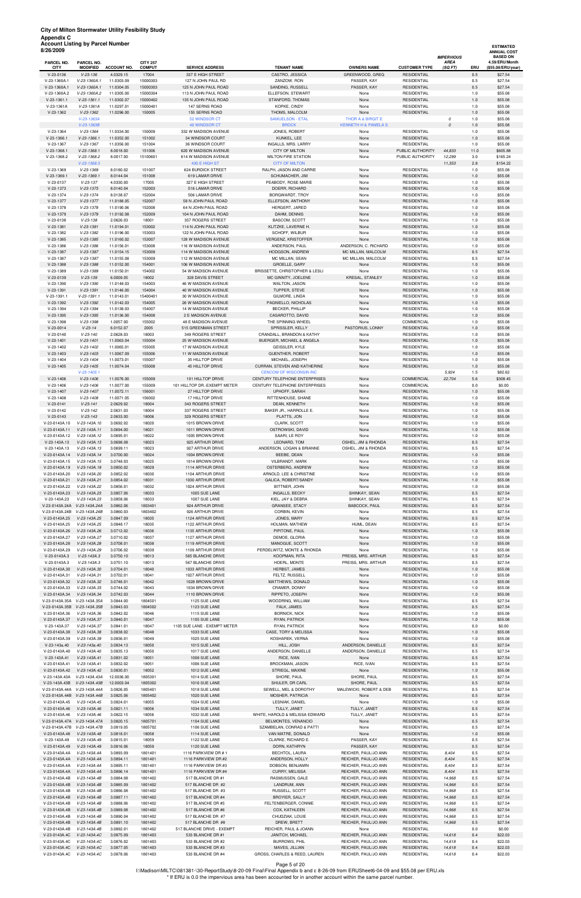**City of Milton Stormwater Utility Feasibility Study**
**Appendix C**
**Account Listing by Parcel Number**
**8/26/2009**

| PARCEL NO. CITY | PARCEL NO. MODIFIED | ACCOUNT NO. | CITY 257 COMPUT | SERVICE ADDRESS | TENANT NAME | OWNERS NAME | CUSTOMER TYPE | IMPERVIOUS AREA (SQ FT) | ERU | ESTIMATED ANNUAL COST BASED ON 4.59/ERU/Month ($55.08/ERU/year) |
|---|---|---|---|---|---|---|---|---|---|---|
| V-23-0136 | V-23-136 | 4.0329.15 | 17004 | 337 E HIGH STREET | CASTRO, JESSICA | GREENWOOD, GREG | RESIDENTIAL | | 0.5 | $27.54 |
| V-23-1360A.1 | V-23-1360A.1 | 11.0303.09 | 15000303 | 127 N JOHN PAUL RD | ZANZOW, RON | PASSER, KAY | RESIDENTIAL | | 0.5 | $27.54 |
| V-23-1360A.1 | V-23-1360A.1 | 11.0304.05 | 15000303 | 125 N JOHN PAUL ROAD | SANDING, RUSSELL | PASSER, KAY | RESIDENTIAL | | 0.5 | $27.54 |
| V-23-1360A.2 | V-23-1360A.2 | 11.0305.00 | 15000304 | 113 N JOHN PAUL ROAD | ELLEFSON, STEWART | None | RESIDENTIAL | | 1.0 | $55.08 |
| V-23-1361.1 | V-23-1361.1 | 11.0302.07 | 15000402 | 135 N JOHN PAUL ROAD | STANFORD, THOMAS | None | RESIDENTIAL | | 1.0 | $55.08 |
| V-23-1361A | V-23-1361A | 11.0297.01 | 15000401 | 147 SERNS ROAD | KOPKE, CINDY | None | RESIDENTIAL | | 1.0 | $55.08 |
| V-23-1362 | V-23-1362 | 11.0296.00 | 150005 | 155 SERNS ROAD | THOMS, MALCOLM | None | RESIDENTIAL | | 1.0 | $55.08 |
| | V-23-1363A | | | 52 WINDSOR CT | SAMUELSON - ETAL | THOR A & BIRGIT E | | 0 | 1.0 | $55.08 |
| | V-23-1363B | | | 40 WINDSOR CT | BROCK | KENNETH H & PAMELA S | | 0 | 1.0 | $55.08 |
| V-23-1364 | V-23-1364 | 11.0334.00 | 150009 | 332 W MADISON AVENUE | JONES, ROBERT | None | RESIDENTIAL | | 1.0 | $55.08 |
| V-23-1366.1 | V-23-1366.1 | 11.0352.00 | 151002 | 34 WINDSOR COURT | KUNKEL, LEE | None | RESIDENTIAL | | 1.0 | $55.08 |
| V-23-1367 | V-23-1367 | 11.0356.00 | 151004 | 36 WINDSOR COURT | INGALLS, MRS. LARRY | None | RESIDENTIAL | | 1.0 | $55.08 |
| V-23-1368.1 | V-23-1368.1 | 8.0018.00 | 151006 | 620 W MADISON AVENUE | CITY OF MILTON | None | PUBLIC AUTHORITY | 44,833 | 11.0 | $605.88 |
| V-23-1368.2 | V-23-1368.2 | 8.0017.00 | 15100601 | 614 W MADISON AVENUE | MILTON FIRE STATION | None | PUBLIC AUTHORITY | 12,299 | 3.0 | $165.24 |
| | V-23-1368.3 | | | 430 E HIGH ST | CITY OF MILTON | | | 11,353 | 2.8 | $154.22 |
| V-23-1369 | V-23-1369 | 8.0180.02 | 151007 | 624 BURDICK STREET | RALPH, JASON AND CARRIE | None | RESIDENTIAL | | 1.0 | $55.08 |
| V-23-1369.1 | V-23-1369.1 | 8.0144.04 | 151008 | 619 LAMAR DRIVE | SCHUMACHER, JIM | None | RESIDENTIAL | | 1.0 | $55.08 |
| V-23-0137 | V-23-137 | 4.0330.00 | 17005 | 327 E HIGH STREET | PEABODY, ROSE MARIE | None | RESIDENTIAL | | 1.0 | $55.08 |
| V-23-1373 | V-23-1373 | 8.0140.04 | 152003 | 516 LAMAR DRIVE | DOERR, RICHARD | None | RESIDENTIAL | | 1.0 | $55.08 |
| V-23-1374 | V-23-1374 | 8.0138.07 | 152004 | 506 LAMAR DRIVE | BORGWARDT, TROY | None | RESIDENTIAL | | 1.0 | $55.08 |
| V-23-1377 | V-23-1377 | 11.0188.05 | 152007 | 58 N JOHN PAUL ROAD | ELLEFSON, ANTHONY | None | RESIDENTIAL | | 1.0 | $55.08 |
| V-23-1378 | V-23-1378 | 11.0190.06 | 152008 | 64 N JOHN PAUL ROAD | HERGERT, JARED | None | RESIDENTIAL | | 1.0 | $55.08 |
| V-23-1379 | V-23-1379 | 11.0192.08 | 152009 | 104 N JOHN PAUL ROAD | DAHM, DENNIS | None | RESIDENTIAL | | 1.0 | $55.08 |
| V-23-0138 | V-23-138 | 2.0626.03 | 18001 | 357 ROGERS STREET | BASCOM, SCOTT | None | RESIDENTIAL | | 1.0 | $55.08 |
| V-23-1381 | V-23-1381 | 11.0194.01 | 153002 | 114 N JOHN PAUL ROAD | KLITZKE, LAVERNE H. | None | RESIDENTIAL | | 1.0 | $55.08 |
| V-23-1382 | V-23-1382 | 11.0196.00 | 153003 | 122 N JOHN PAUL ROAD | SCHOFF, WILBUR | None | RESIDENTIAL | | 1.0 | $55.08 |
| V-23-1385 | V-23-1385 | 11.0160.02 | 153007 | 128 W MADISON AVENUE | VERGENZ, KRISTOFFER | None | RESIDENTIAL | | 1.0 | $55.08 |
| V-23-1386 | V-23-1386 | 11.0156.01 | 153008 | 116 W MADISON AVENUE | ANDERSON, PAUL | ANDERSON, C. RICHARD | RESIDENTIAL | | 1.0 | $55.08 |
| V-23-1387 | V-23-1387 | 11.0154.15 | 153009 | 114 W MADISON AVENUE | HODGSON, ANDREW | MC MILLAN, MALCOLM | RESIDENTIAL | | 0.5 | $27.54 |
| V-23-1387 | V-23-1387 | 11.0155.08 | 153009 | 112 W MADISON AVENUE | MC MILLAN, SEAN | MC MILLAN, MALCOLM | RESIDENTIAL | | 0.5 | $27.54 |
| V-23-1388 | V-23-1388 | 11.0152.00 | 154001 | 106 W MADISON AVENUE | GROELLE, GARY | None | RESIDENTIAL | | 1.0 | $55.08 |
| V-23-1389 | V-23-1389 | 11.0150.01 | 154002 | 54 W MADISON AVENUE | BRISSETTE, CHRISTOPHER & LESLI | None | RESIDENTIAL | | 1.0 | $55.08 |
| V-23-0139 | V-23-139 | 6.0009.05 | 18002 | 328 DAVIS STREET | MC GINNITY, JOELENE | KRESAL, STANLEY | RESIDENTIAL | | 1.0 | $55.08 |
| V-23-1390 | V-23-1390 | 11.0148.03 | 154003 | 46 W MADISON AVENUE | WALTON, JASON | None | RESIDENTIAL | | 1.0 | $55.08 |
| V-23-1391 | V-23-1391 | 11.0146.00 | 154004 | 40 W MADISON AVENUE | TUPPER, STEVE | None | RESIDENTIAL | | 1.0 | $55.08 |
| V-23-1391.1 | V-23-1391.1 | 11.0143.01 | 15400401 | 30 W MADISON AVENUE | GILMORE, LINDA | None | RESIDENTIAL | | 1.0 | $55.08 |
| V-23-1392 | V-23-1392 | 11.0142.03 | 154005 | 26 W MADISON AVENUE | PAGNIELLO, NICHOLAS | None | RESIDENTIAL | | 1.0 | $55.08 |
| V-23-1394 | V-23-1394 | 11.0138.03 | 154007 | 14 W MADISON AVENUE | BECKER, PHILLIP | None | RESIDENTIAL | | 1.0 | $55.08 |
| V-23-1395 | V-23-1395 | 11.0136.00 | 154008 | 2 E MADISON AVENUE | CASAROTTO, DAVID | None | RESIDENTIAL | | 1.0 | $55.08 |
| V-23-1398 | V-23-1398 | 1.0057.00 | 155002 | 48 E MADISON AVENUE | THE SPINNING WHEEL | None | COMMERCIAL | | 1.0 | $55.08 |
| V-23-0014 | V-23-14 | 6.0152.07 | 2005 | 515 GREENMAN STREET | SPRISSLER, KELLY | PASTORIUS, LONNY | RESIDENTIAL | | 1.0 | $55.08 |
| V-23-0140 | V-23-140 | 2.0628.03 | 18003 | 349 ROGERS STREET | CRANDALL, BRANDON & KATHY | None | RESIDENTIAL | | 1.0 | $55.08 |
| V-23-1401 | V-23-1401 | 11.0063.04 | 155004 | 25 W MADISON AVENUE | BUERGER, MICHAEL & ANGELA | None | RESIDENTIAL | | 1.0 | $55.08 |
| V-23-1402 | V-23-1402 | 11.0065.01 | 155005 | 17 W MADISON AVENUE | GEISSLER, KYLE | None | RESIDENTIAL | | 1.0 | $55.08 |
| V-23-1403 | V-23-1403 | 11.0067.09 | 155006 | 11 W MADISON AVENUE | GUENTHER, ROBERT | None | RESIDENTIAL | | 1.0 | $55.08 |
| V-23-1404 | V-23-1404 | 11.0073.01 | 155007 | 35 HILLTOP DRIVE | MICHAEL, JOSEPH | None | RESIDENTIAL | | 1.0 | $55.08 |
| V-23-1405 | V-23-1405 | 11.0074.04 | 155008 | 45 HILLTOP DRIVE | CURRAN, STEVEN AND KATHERINE | None | RESIDENTIAL | | 1.0 | $55.08 |
| | V-23-1405.1 | | | | CENCOM OF WISCONSIN INC | | | 5,924 | 1.5 | $82.62 |
| V-23-1406 | V-23-1406 | 11.0076.00 | 155009 | 101 HILLTOP DRIVE | CENTURY TELEPHONE ENTERPRISES | None | COMMERCIAL | 22,704 | 5.6 | $308.45 |
| V-23-1406 | V-23-1406 | 11.0077.00 | 155009 | 101 HILLTOP DR.-EXEMPT METER | CENTURY TELEPHONE ENTERPRISES | None | COMMERCIAL | | 0.0 | $0.00 |
| V-23-1407 | V-23-1407 | 11.0072.11 | 156001 | 27 HILLTOP DRIVE | UPHOFF, SARAH | None | RESIDENTIAL | | 1.0 | $55.08 |
| V-23-1408 | V-23-1408 | 11.0071.05 | 156002 | 17 HILLTOP DRIVE | RITTENHOUSE, SHANE | None | RESIDENTIAL | | 1.0 | $55.08 |
| V-23-0141 | V-23-141 | 2.0629.02 | 18004 | 343 ROGERS STREET | DEAN, KENNETH | None | RESIDENTIAL | | 1.0 | $55.08 |
| V-23-0142 | V-23-142 | 2.0631.03 | 18004 | 337 ROGERS STREET | BAKER JR., HARROLLE E. | None | RESIDENTIAL | | 1.0 | $55.08 |
| V-23-0143 | V-23-143 | 2.0633.00 | 18006 | 329 ROGERS STREET | PLATTS, JON | None | RESIDENTIAL | | 1.0 | $55.08 |
| V-23-0143A.10 | V-23-143A.10 | 3.0692.02 | 18020 | 1015 BROWN DRIVE | CLARK, SCOTT | None | RESIDENTIAL | | 1.0 | $55.08 |
| V-23-0143A.11 | V-23-143A.11 | 3.0694.00 | 18021 | 1011 BROWN DRIVE | OSTROWSKI, DAVID | None | RESIDENTIAL | | 1.0 | $55.08 |
| V-23-0143A.12 | V-23-143A.12 | 3.0695.01 | 18022 | 1005 BROWN DRIVE | SAARI, LE ROY | None | RESIDENTIAL | | 1.0 | $55.08 |
| V-23-143A.13 | V-23-143A.13 | 3.0698.08 | 18023 | 925 ARTHUR DRIVE | LEONARD, TOM | OSHEL, JIM & RHONDA | RESIDENTIAL | | 0.5 | $27.54 |
| V-23-143A.13 | V-23-143A.13 | 3.0699.11 | 18023 | 927 ARTHUR DRIVE | ANDERSON, LOGAN & BRIANNE | OSHEL, JIM & RHONDA | RESIDENTIAL | | 0.5 | $27.54 |
| V-23-0143A.14 | V-23-143A.14 | 3.0700.00 | 18024 | 1004 BROWN DRIVE | BEEBE, DEAN | None | RESIDENTIAL | | 1.0 | $55.08 |
| V-23-0143A.15 | V-23-143A.15 | 3.0748.03 | 18025 | 1014 BROWN DRIVE | VILBRANDT, MARK | None | RESIDENTIAL | | 1.0 | $55.08 |
| V-23-0143A.19 | V-23-143A.19 | 3.0850.02 | 18029 | 1114 ARTHUR DRIVE | OSTERBERG, ANDREW | None | RESIDENTIAL | | 1.0 | $55.08 |
| V-23-0143A.20 | V-23-143A.20 | 3.0852.02 | 18030 | 1104 ARTHUR DRIVE | ARNOLD, LEE & CHRISTINE | None | RESIDENTIAL | | 1.0 | $55.08 |
| V-23-0143A.21 | V-23-143A.21 | 3.0854.02 | 18031 | 1030 ARTHUR DRIVE | GALICA, ROBERT/SANDY | None | RESIDENTIAL | | 1.0 | $55.08 |
| V-23-0143A.22 | V-23-143A.22 | 3.0856.01 | 18032 | 1024 ARTHUR DRIVE | BITTNER, JOHN | None | RESIDENTIAL | | 1.0 | $55.08 |
| V-23-0143A.23 | V-23-143A.23 | 3.0857.06 | 18033 | 1005 SUE LANE | INGALLS, BECKY | SHINKAY, SEAN | RESIDENTIAL | | 0.5 | $27.54 |
| V-23-143A.23 | V-23-143A.23 | 3.0858.06 | 18033 | 1007 SUE LANE | KIEL, JAY & DEBRA | SHINKAY, SEAN | RESIDENTIAL | | 0.5 | $27.54 |
| V-23-0143A.24A | V-23-143A.24A | 3.0862.06 | 1803401 | 924 ARTHUR DRIVE | GRANSEE, STACY | BABCOCK, PAUL | RESIDENTIAL | | 0.5 | $27.54 |
| V-23-0143A.24B | V-23-143A.24B | 3.0860.03 | 1803402 | 926 ARTHUR DRIVE | CORBIN, KEVIN | None | RESIDENTIAL | | 0.5 | $27.54 |
| V-23-0143A.25 | V-23-143A.25 | 3.0847.09 | 18035 | 1124 ARTHUR DRIVE | JONES, MARY | None | RESIDENTIAL | | 0.5 | $27.54 |
| V-23-0143A.25 | V-23-143A.25 | 3.0848.17 | 18035 | 1122 ARTHUR DRIVE | HOLMAN, MATHEW | HUML, DEAN | RESIDENTIAL | | 0.5 | $27.54 |
| V-23-0143A.26 | V-23-143A.26 | 3.0712.02 | 18036 | 1135 ARTHUR DRIVE | PIPITONE, PAUL | None | RESIDENTIAL | | 1.0 | $55.08 |
| V-23-0143A.27 | V-23-143A.27 | 3.0710.02 | 18037 | 1127 ARTHUR DRIVE | DEMOE, GLORIA | None | RESIDENTIAL | | 1.0 | $55.08 |
| V-23-0143A.28 | V-23-143A.28 | 3.0708.01 | 18038 | 1119 ARTHUR DRIVE | MANOGUE, SCOTT | None | RESIDENTIAL | | 1.0 | $55.08 |
| V-23-0143A.29 | V-23-143A.29 | 3.0706.02 | 18039 | 1109 ARTHUR DRIVE | PERDELWITZ, MONTE & RHONDA | None | RESIDENTIAL | | 1.0 | $55.08 |
| V-23-0143A.3 | V-23-143A.3 | 3.0750.10 | 18013 | 565 BLANCHE DRIVE | KOOPMAN, RITA | PREISS, MRS. ARTHUR | RESIDENTIAL | | 0.5 | $27.54 |
| V-23-0143A.3 | V-23-143A.3 | 3.0751.10 | 18013 | 567 BLANCHE DRIVE | HOERL, MONTE | PREISS, MRS. ARTHUR | RESIDENTIAL | | 0.5 | $27.54 |
| V-23-0143A.30 | V-23-143A.30 | 3.0704.01 | 18040 | 1033 ARTHUR DRIVE | HERBST, JAMES | None | RESIDENTIAL | | 1.0 | $55.08 |
| V-23-0143A.31 | V-23-143A.31 | 3.0702.01 | 18041 | 1027 ARTHUR DRIVE | FELTZ, RUSSELL | None | RESIDENTIAL | | 1.0 | $55.08 |
| V-23-0143A.32 | V-23-143A.32 | 3.0746.01 | 18042 | 1028 BROWN DRIVE | MATTHEWS, DONALD | None | RESIDENTIAL | | 1.0 | $55.08 |
| V-23-0143A.33 | V-23-143A.33 | 3.0744.02 | 18043 | 1034 BROWN DRIVE | CRAMER, DONNY | None | RESIDENTIAL | | 1.0 | $55.08 |
| V-23-0143A.34 | V-23-143A.34 | 3.0742.03 | 18044 | 1110 BROWN DRIVE | RIPPETO, JOSEPH | None | RESIDENTIAL | | 1.0 | $55.08 |
| V-23-0143A.35A | V-23-143A.35A | 3.0844.00 | 1804501 | 1125 SUE LANE | WOODRING, WILLIAM | None | RESIDENTIAL | | 0.5 | $27.54 |
| V-23-0143A.35B | V-23-143A.35B | 3.0843.03 | 1804502 | 1123 SUE LANE | FALK, JAMES | None | RESIDENTIAL | | 0.5 | $27.54 |
| V-23-0143A.36 | V-23-143A.36 | 3.0842.02 | 18046 | 1115 SUE LANE | BORNICK, NICK | None | RESIDENTIAL | | 1.0 | $55.08 |
| V-23-0143A.37 | V-23-143A.37 | 3.0840.01 | 18047 | 1105 SUE LANE | RYAN, PATRICK | None | RESIDENTIAL | | 1.0 | $55.08 |
| V-23-143A.37 | V-23-143A.37 | 3.0841.01 | 18047 | 1105 SUE LANE - EXEMPT METER | RYAN, PATRICK | None | RESIDENTIAL | | 0.0 | $0.00 |
| V-23-0143A.38 | V-23-143A.38 | 3.0838.02 | 18048 | 1033 SUE LANE | CASE, TORY & MELISSA | None | RESIDENTIAL | | 1.0 | $55.08 |
| V-23-0143A.39 | V-23-143A.39 | 3.0836.01 | 18049 | 1025 SUE LANE | KOSHAREK, VERNA | None | RESIDENTIAL | | 1.0 | $55.08 |
| V-23-143a.40 | V-23-143a.40 | 3.0834.13 | 18050 | 1015 SUE LANE | HILL, JOSH | ANDERSON, DANIELLE | RESIDENTIAL | | 0.5 | $27.54 |
| V-23-0143A.40 | V-23-143A.40 | 3.0835.13 | 18050 | 1017 SUE LANE | ANDERSON, DANIELLE | ANDERSON, DANIELLE | RESIDENTIAL | | 0.5 | $27.54 |
| V-23-143A.41 | V-23-143A.41 | 3.0831.02 | 18051 | 1008 SUE LANE | RICE, IVAN | None | RESIDENTIAL | | 0.5 | $27.54 |
| V-23-0143A.41 | V-23-143A.41 | 3.0832.02 | 18051 | 1006 SUE LANE | BROCKMAN, JASON | RICE, IVAN | RESIDENTIAL | | 0.5 | $27.54 |
| V-23-0143A.42 | V-23-143A.42 | 3.0830.01 | 18052 | 1012 SUE LANE | STRIEGL, MAXINE | None | RESIDENTIAL | | 1.0 | $55.08 |
| V-23-143A.43A | V-23-143A.43A | 12.0036.00 | 1805301 | 1014 SUE LANE | SHORE, PAUL | SHORE, PAUL | RESIDENTIAL | | 0.5 | $27.54 |
| V-23-143A.43B | V-23-143A.43B | 12.0003.04 | 1805302 | 1016 SUE LANE | SHULER, DR CARL | SHORE, PAUL | RESIDENTIAL | | 0.5 | $27.54 |
| V-23-0143A.44A | V-23-143A.44A | 3.0826.05 | 1805401 | 1018 SUE LANE | SEWELL, MEL & DOROTHY | MALEWICKI, ROBERT & DEB | RESIDENTIAL | | 0.5 | $27.54 |
| V-23-0143A.44B | V-23-143A.44B | 3.0825.06 | 1805402 | 1020 SUE LANE | MOSHER, PATRICIA | None | RESIDENTIAL | | 0.5 | $27.54 |
| V-23-0143A.45 | V-23-143A.45 | 3.0824.01 | 18055 | 1024 SUE LANE | LESNIAK, DANIEL | None | RESIDENTIAL | | 1.0 | $55.08 |
| V-23-0143A.46 | V-23-143A.46 | 3.0821.11 | 18056 | 1034 SUE LANE | TULLY, JANET | TULLY, JANET | RESIDENTIAL | | 0.5 | $27.54 |
| V-23-0143A.46 | V-23-143A.46 | 3.0822.15 | 18056 | 1032 SUE LANE | WHITE, HAROLD & MELISSA EDWARD | TULLY, JANET | RESIDENTIAL | | 0.5 | $27.54 |
| V-23-0143A.47A | V-23-143A.47A | 3.0820.15 | 1805701 | 1104 SUE LANE | BELMONTES, VENANCIO | None | RESIDENTIAL | | 0.5 | $27.54 |
| V-23-0143A.47B | V-23-143A.47B | 3.0819.05 | 1805702 | 1106 SUE LANE | SZAMBELAN, CONRAD & PATTI | None | RESIDENTIAL | | 0.5 | $27.54 |
| V-23-0143A.48 | V-23-143A.48 | 3.0818.01 | 18058 | 1114 SUE LANE | VAN MATRE, DONALD | None | RESIDENTIAL | | 1.0 | $55.08 |
| V-23-143A.49 | V-23-143A.49 | 3.0815.01 | 18059 | 1122 SUE LANE | CLARKE, RICHARD E. | PASSER, KAY | RESIDENTIAL | | 0.5 | $27.54 |
| V-23-0143A.49 | V-23-143A.49 | 3.0816.06 | 18059 | 1120 SUE LANE | DORN, KATHRYN | PASSER, KAY | RESIDENTIAL | | 0.5 | $27.54 |
| V-23-0143A.4A | V-23-143A.4A | 3.0893.09 | 1801401 | 1116 PARKVIEW DR # 1 | BECHTOL, LAURA | REICHER, PAUL/JO ANN | RESIDENTIAL | 8,404 | 0.5 | $27.54 |
| V-23-0143A.4A | V-23-143A.4A | 3.0894.11 | 1801401 | 1116 PARKVIEW DR #2 | ANDERSON, HOLLY | REICHER, PAUL/JO ANN | RESIDENTIAL | 8,404 | 0.5 | $27.54 |
| V-23-0143A.4A | V-23-143A.4A | 3.0895.11 | 1801401 | 1116 PARKVIEW DR #3 | DOBSON, BENJAMIN | REICHER, PAUL/JO ANN | RESIDENTIAL | 8,404 | 0.5 | $27.54 |
| V-23-0143A.4A | V-23-143A.4A | 3.0896.14 | 1801401 | 1116 PARKVIEW DR #4 | CURRY, MELISSA | REICHER, PAUL/JO ANN | RESIDENTIAL | 8,404 | 0.5 | $27.54 |
| V-23-0143A.4B | V-23-143A.4B | 3.0884.08 | 1801402 | 517 BLANCHE DR #1 | RASMUSSEN, GALE | REICHER, PAUL/JO ANN | RESIDENTIAL | 14,968 | 0.5 | $27.54 |
| V-23-0143A.4B | V-23-143A.4B | 3.0885.09 | 1801402 | 517 BLANCHE DR #2 | LANDRUM, ANN | REICHER, PAUL/JO ANN | RESIDENTIAL | 14,968 | 0.5 | $27.54 |
| V-23-0143A.4B | V-23-143A.4B | 3.0886.08 | 1801402 | 517 BLANCHE DR #3 | RUSSELL, SCOTT | REICHER, PAUL/JO ANN | RESIDENTIAL | 14,968 | 0.5 | $27.54 |
| V-23-0143A.4B | V-23-143A.4B | 3.0887.11 | 1801402 | 517 BLANCHE DR #4 | BROYIER, SALLY | REICHER, PAUL/JO ANN | RESIDENTIAL | 14,968 | 0.5 | $27.54 |
| V-23-0143A.4B | V-23-143A.4B | 3.0888.06 | 1801402 | 517 BLANCHE DR #5 | FELTENBERGER, CONNIE | REICHER, PAUL/JO ANN | RESIDENTIAL | 14,968 | 0.5 | $27.54 |
| V-23-0143A.4B | V-23-143A.4B | 3.0889.08 | 1801402 | 517 BLANCHE DR #6 | COX, KATHLEEN | REICHER, PAUL/JO ANN | RESIDENTIAL | 14,968 | 0.5 | $27.54 |
| V-23-0143A.4B | V-23-143A.4B | 3.0890.04 | 1801402 | 517 BLANCHE DR #7 | CHUDZIAK, LOUIE | REICHER, PAUL/JO ANN | RESIDENTIAL | 14,968 | 0.5 | $27.54 |
| V-23-0143A.4B | V-23-143A.4B | 3.0891.10 | 1801402 | 517 BLANCHE DR #8 | DREW, BRETT | REICHER, PAUL/JO ANN | RESIDENTIAL | 14,968 | 0.5 | $27.54 |
| V-23-0143A.4B | V-23-143A.4B | 3.0892.01 | 1801402 | 517 BLANCHE DRIVE - EXEMPT | REICHER, PAUL & JOANN | None | RESIDENTIAL | | 0.0 | $0.00 |
| V-23-0143A.4C | V-23-143A.4C | 3.0875.09 | 1801403 | 533 BLANCHE DR #1 | JANITCH, MICHAEL | REICHER, PAUL/JO ANN | RESIDENTIAL | 14,618 | 0.4 | $22.03 |
| V-23-0143A.4C | V-23-143A.4C | 3.0876.02 | 1801403 | 533 BLANCHE DR #2 | BURROWS, PHIL | REICHER, PAUL/JO ANN | RESIDENTIAL | 14,618 | 0.4 | $22.03 |
| V-23-0143A.4C | V-23-143A.4C | 3.0877.05 | 1801403 | 533 BLANCHE DR #3 | MAVES, JILLIAN | REICHER, PAUL/JO ANN | RESIDENTIAL | 14,618 | 0.4 | $22.03 |
| V-23-0143A.4C | V-23-143A.4C | 3.0878.06 | 1801403 | 533 BLANCHE DR #4 | GROSS, CHARLES & REED, LAUREN | REICHER, PAUL/JO ANN | RESIDENTIAL | 14,618 | 0.4 | $22.03 |

I:\Madison\MILTC\081381-\30-ReportStudy\8-20-09 Final\Final Appendix b and c 8-26-09 from ERUSheet6-04-09 and $55.08 per ERU.xls

* If ERU is 0.0 the impervious area has been accounted for in another account within the same parcel number.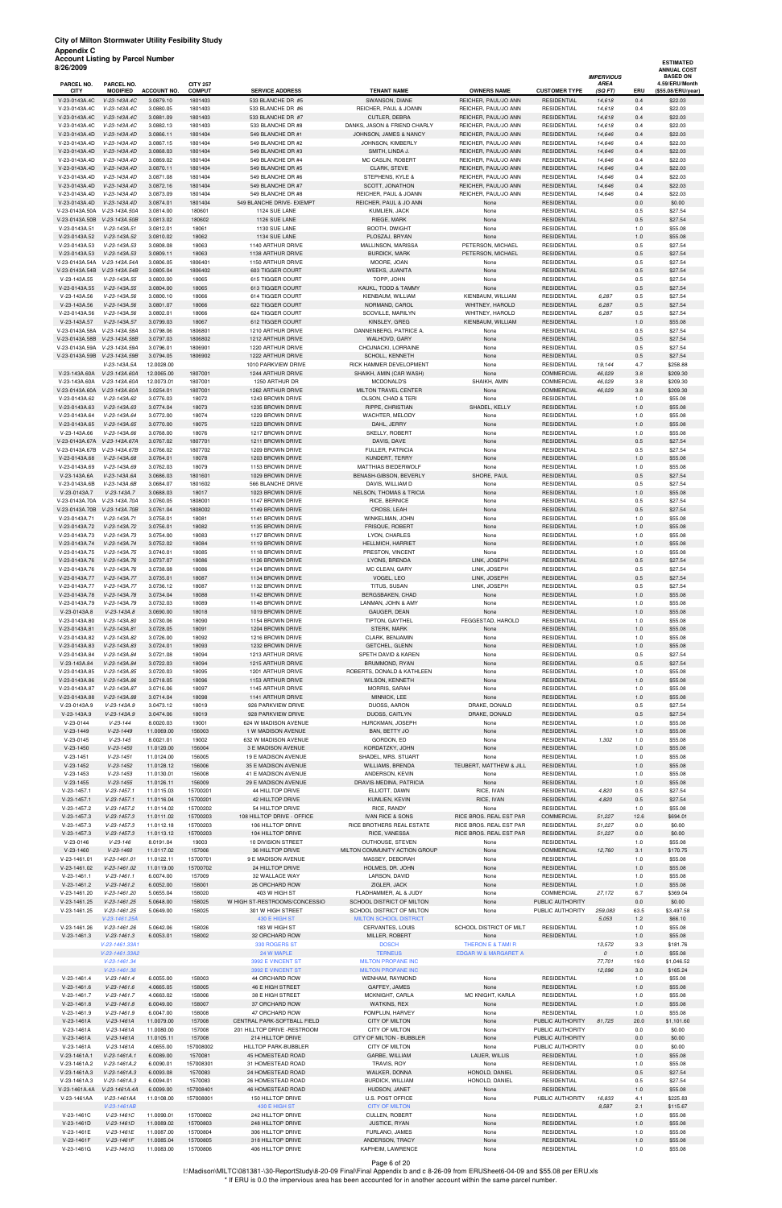**City of Milton Stormwater Utility Feasibility Study**
**Appendix C**
**Account Listing by Parcel Number**
**8/26/2009**

| PARCEL NO. CITY | PARCEL NO. MODIFIED | ACCOUNT NO. | CITY 257 CODE | SERVICE ADDRESS | TENANT NAME | OWNERS NAME | CUSTOMER TYPE | IMPERVIOUS AREA (SQ FT) | ERU | ESTIMATED ANNUAL COST BASED ON 4.59/ERU/Month ($55.08/ERU/year) |
|---|---|---|---|---|---|---|---|---|---|---|
| V-23-0143A.4C | V-23-143A.4C | 3.0879.10 | 1801403 | 533 BLANCHE DR #5 | SWANSON, DIANE | REICHER, PAUL/JO ANN | RESIDENTIAL | 14,618 | 0.4 | $22.03 |
| V-23-0143A.4C | V-23-143A.4C | 3.0880.05 | 1801403 | 533 BLANCHE DR #6 | REICHER, PAUL & JOANN | REICHER, PAUL/JO ANN | RESIDENTIAL | 14,618 | 0.4 | $22.03 |
| V-23-0143A.4C | V-23-143A.4C | 3.0881.09 | 1801403 | 533 BLANCHE DR #7 | CUTLER, DEBRA | REICHER, PAUL/JO ANN | RESIDENTIAL | 14,618 | 0.4 | $22.03 |
| V-23-0143A.4C | V-23-143A.4C | 3.0882.13 | 1801403 | 533 BLANCHE DR #8 | DANKS, JASON & FRIEND CHARLY | REICHER, PAUL/JO ANN | RESIDENTIAL | 14,618 | 0.4 | $22.03 |
| V-23-0143A.4D | V-23-143A.4D | 3.0866.11 | 1801404 | 549 BLANCHE DR #1 | JOHNSON, JAMES & NANCY | REICHER, PAUL/JO ANN | RESIDENTIAL | 14,646 | 0.4 | $22.03 |
| V-23-0143A.4D | V-23-143A.4D | 3.0867.15 | 1801404 | 549 BLANCHE DR #2 | JOHNSON, KIMBERLY | REICHER, PAUL/JO ANN | RESIDENTIAL | 14,646 | 0.4 | $22.03 |
| V-23-0143A.4D | V-23-143A.4D | 3.0868.03 | 1801404 | 549 BLANCHE DR #3 | SMITH, LINDA J. | REICHER, PAUL/JO ANN | RESIDENTIAL | 14,646 | 0.4 | $22.03 |
| V-23-0143A.4D | V-23-143A.4D | 3.0869.02 | 1801404 | 549 BLANCHE DR #4 | MC CASLIN, ROBERT | REICHER, PAUL/JO ANN | RESIDENTIAL | 14,646 | 0.4 | $22.03 |
| V-23-0143A.4D | V-23-143A.4D | 3.0870.11 | 1801404 | 549 BLANCHE DR #5 | CLARK, STEVE | REICHER, PAUL/JO ANN | RESIDENTIAL | 14,646 | 0.4 | $22.03 |
| V-23-0143A.4D | V-23-143A.4D | 3.0871.08 | 1801404 | 549 BLANCHE DR #6 | STEPHENS, KYLE & | REICHER, PAUL/JO ANN | RESIDENTIAL | 14,646 | 0.4 | $22.03 |
| V-23-0143A.4D | V-23-143A.4D | 3.0872.16 | 1801404 | 549 BLANCHE DR #7 | SCOTT, JONATHON | REICHER, PAUL/JO ANN | RESIDENTIAL | 14,646 | 0.4 | $22.03 |
| V-23-0143A.4D | V-23-143A.4D | 3.0873.09 | 1801404 | 549 BLANCHE DR #8 | REICHER, PAUL & JOANN | REICHER, PAUL/JO ANN | RESIDENTIAL | 14,646 | 0.4 | $22.03 |
| V-23-0143A.4D | V-23-143A.4D | 3.0874.01 | 1801404 | 549 BLANCHE DRIVE- EXEMPT | REICHER, PAUL & JO ANN | None | RESIDENTIAL | | 0.0 | $0.00 |
| V-23-0143A.50A | V-23-143A.50A | 3.0814.00 | 180601 | 1124 SUE LANE | KUMLIEN, JACK | None | RESIDENTIAL | | 0.5 | $27.54 |
| V-23-0143A.50B | V-23-143A.50B | 3.0813.02 | 180602 | 1126 SUE LANE | RIEGE, MARK | None | RESIDENTIAL | | 0.5 | $27.54 |
| V-23-0143A.51 | V-23-143A.51 | 3.0812.01 | 18061 | 1130 SUE LANE | BOOTH, DWIGHT | None | RESIDENTIAL | | 1.0 | $55.08 |
| V-23-0143A.52 | V-23-143A.52 | 3.0810.02 | 18062 | 1134 SUE LANE | PLOSZAJ, BRYAN | None | RESIDENTIAL | | 1.0 | $55.08 |
| V-23-0143A.53 | V-23-143A.53 | 3.0808.08 | 18063 | 1140 ARTHUR DRIVE | MALLINSON, MARISSA | PETERSON, MICHAEL | RESIDENTIAL | | 0.5 | $27.54 |
| V-23-0143A.53 | V-23-143A.53 | 3.0809.11 | 18063 | 1138 ARTHUR DRIVE | BURDICK, MARK | PETERSON, MICHAEL | RESIDENTIAL | | 0.5 | $27.54 |
| V-23-0143A.54A | V-23-143A.54A | 3.0806.05 | 1806401 | 1150 ARTHUR DRIVE | MOORE, JOAN | None | RESIDENTIAL | | 0.5 | $27.54 |
| V-23-0143A.54B | V-23-143A.54B | 3.0805.04 | 1806402 | 603 TIGGER COURT | WEEKS, JUANITA | None | RESIDENTIAL | | 0.5 | $27.54 |
| V-23-143A.55 | V-23-143A.55 | 3.0803.00 | 18065 | 615 TIGGER COURT | TOPP, JOHN | None | RESIDENTIAL | | 0.5 | $27.54 |
| V-23-0143A.55 | V-23-143A.55 | 3.0804.00 | 18065 | 613 TIGGER COURT | KAUKL, TODD & TAMMY | None | RESIDENTIAL | | 0.5 | $27.54 |
| V-23-143A.56 | V-23-143A.56 | 3.0800.10 | 18066 | 614 TIGGER COURT | KIENBAUM, WILLIAM | KIENBAUM, WILLIAM | RESIDENTIAL | 6,287 | 0.5 | $27.54 |
| V-23-143A.56 | V-23-143A.56 | 3.0801.07 | 18066 | 622 TIGGER COURT | NORMAND, CAROL | WHITNEY, HAROLD | RESIDENTIAL | 6,287 | 0.5 | $27.54 |
| V-23-0143A.56 | V-23-143A.56 | 3.0802.01 | 18066 | 624 TIGGER COURT | SCOVILLE, MARILYN | WHITNEY, HAROLD | RESIDENTIAL | 6,287 | 0.5 | $27.54 |
| V-23-143A.57 | V-23-143A.57 | 3.0799.03 | 18067 | 612 TIGGER COURT | KINSLEY, GREG | KIENBAUM, WILLIAM | RESIDENTIAL | | 1.0 | $55.08 |
| V-23-0143A.58A | V-23-143A.58A | 3.0798.06 | 1806801 | 1210 ARTHUR DRIVE | DANNENBERG, PATRICE A. | None | RESIDENTIAL | | 0.5 | $27.54 |
| V-23-0143A.58B | V-23-143A.58B | 3.0797.03 | 1806802 | 1212 ARTHUR DRIVE | WALHOVD, GARY | None | RESIDENTIAL | | 0.5 | $27.54 |
| V-23-0143A.59A | V-23-143A.59A | 3.0796.01 | 1806901 | 1220 ARTHUR DRIVE | CHOJNACKI, LORRAINE | None | RESIDENTIAL | | 0.5 | $27.54 |
| V-23-0143A.59B | V-23-143A.59B | 3.0794.05 | 1806902 | 1222 ARTHUR DRIVE | SCHOLL, KENNETH | None | RESIDENTIAL | | 0.5 | $27.54 |
| | V-23-143A.5A | 12.0028.00 | | 1010 PARKVIEW DRIVE | RICK HAMMER DEVELOPMENT | None | RESIDENTIAL | 19,144 | 4.7 | $258.88 |
| V-23-143A.60A | V-23-143A.60A | 12.0065.00 | 1807001 | 1244 ARTHUR DRIVE | SHAIKH, AMIN (CAR WASH) | None | COMMERCIAL | 46,029 | 3.8 | $209.30 |
| V-23-143A.60A | V-23-143A.60A | 12.0073.01 | 1807001 | 1250 ARTHUR DR | MCDONALD'S | SHAIKH, AMIN | COMMERCIAL | 46,029 | 3.8 | $209.30 |
| V-23-0143A.60A | V-23-143A.60A | 3.0254.01 | 1807001 | 1262 ARTHUR DRIVE | MILTON TRAVEL CENTER | None | COMMERCIAL | 46,029 | 3.8 | $209.30 |
| V-23-0143A.62 | V-23-143A.62 | 3.0776.03 | 18072 | 1243 BROWN DRIVE | OLSON, CHAD & TERI | None | RESIDENTIAL | | 1.0 | $55.08 |
| V-23-0143A.63 | V-23-143A.63 | 3.0774.04 | 18073 | 1235 BROWN DRIVE | RIPPE, CHRISTIAN | SHADEL, KELLY | RESIDENTIAL | | 1.0 | $55.08 |
| V-23-0143A.64 | V-23-143A.64 | 3.0772.00 | 18074 | 1229 BROWN DRIVE | WACHTER, MELODY | None | RESIDENTIAL | | 1.0 | $55.08 |
| V-23-0143A.65 | V-23-143A.65 | 3.0770.00 | 18075 | 1223 BROWN DRIVE | DAHL, JERRY | None | RESIDENTIAL | | 1.0 | $55.08 |
| V-23-143A.66 | V-23-143A.66 | 3.0768.00 | 18076 | 1217 BROWN DRIVE | SKELLY, ROBERT | None | RESIDENTIAL | | 1.0 | $55.08 |
| V-23-0143A.67A | V-23-143A.67A | 3.0767.02 | 1807701 | 1211 BROWN DRIVE | DAVIS, DAVE | None | RESIDENTIAL | | 0.5 | $27.54 |
| V-23-0143A.67B | V-23-143A.67B | 3.0766.02 | 1807702 | 1209 BROWN DRIVE | FULLER, PATRICIA | None | RESIDENTIAL | | 0.5 | $27.54 |
| V-23-0143A.68 | V-23-143A.68 | 3.0764.01 | 18078 | 1203 BROWN DRIVE | KUNDERT, TERRY | None | RESIDENTIAL | | 1.0 | $55.08 |
| V-23-0143A.69 | V-23-143A.69 | 3.0762.03 | 18079 | 1153 BROWN DRIVE | MATTHIAS BIEDERWOLF | None | RESIDENTIAL | | 1.0 | $55.08 |
| V-23-143A.6A | V-23-143A.6A | 3.0686.03 | 1801601 | 1029 BROWN DRIVE | BENASH-GIBSON, BEVERLY | SHORE, PAUL | RESIDENTIAL | | 0.5 | $27.54 |
| V-23-0143A.6B | V-23-143A.6B | 3.0684.07 | 1801602 | 566 BLANCHE DRIVE | DAVIS, WILLIAM D | None | RESIDENTIAL | | 0.5 | $27.54 |
| V-23-0143A.7 | V-23-143A.7 | 3.0688.03 | 18017 | 1023 BROWN DRIVE | NELSON, THOMAS & TRICIA | None | RESIDENTIAL | | 1.0 | $55.08 |
| V-23-0143A.70A | V-23-143A.70A | 3.0760.05 | 1808001 | 1147 BROWN DRIVE | RICE, BERNICE | None | RESIDENTIAL | | 0.5 | $27.54 |
| V-23-0143A.70B | V-23-143A.70B | 3.0761.04 | 1808002 | 1149 BROWN DRIVE | CROSS, LEAH | None | RESIDENTIAL | | 0.5 | $27.54 |
| V-23-0143A.71 | V-23-143A.71 | 3.0758.01 | 18081 | 1141 BROWN DRIVE | WINKELMAN, JOHN | None | RESIDENTIAL | | 1.0 | $55.08 |
| V-23-0143A.72 | V-23-143A.72 | 3.0756.01 | 18082 | 1135 BROWN DRIVE | FRISQUE, ROBERT | None | RESIDENTIAL | | 1.0 | $55.08 |
| V-23-0143A.73 | V-23-143A.73 | 3.0754.00 | 18083 | 1127 BROWN DRIVE | LYON, CHARLES | None | RESIDENTIAL | | 1.0 | $55.08 |
| V-23-0143A.74 | V-23-143A.74 | 3.0752.02 | 18084 | 1119 BROWN DRIVE | HELLMICH, HARRIET | None | RESIDENTIAL | | 1.0 | $55.08 |
| V-23-0143A.75 | V-23-143A.75 | 3.0740.01 | 18085 | 1118 BROWN DRIVE | PRESTON, VINCENT | None | RESIDENTIAL | | 1.0 | $55.08 |
| V-23-0143A.76 | V-23-143A.76 | 3.0737.07 | 18086 | 1126 BROWN DRIVE | LYONS, BRENDA | LINK, JOSEPH | RESIDENTIAL | | 0.5 | $27.54 |
| V-23-0143A.76 | V-23-143A.76 | 3.0738.08 | 18086 | 1124 BROWN DRIVE | MC CLEAN, GARY | LINK, JOSEPH | RESIDENTIAL | | 0.5 | $27.54 |
| V-23-0143A.77 | V-23-143A.77 | 3.0735.01 | 18087 | 1134 BROWN DRIVE | VOGEL, LEO | LINK, JOSEPH | RESIDENTIAL | | 0.5 | $27.54 |
| V-23-0143A.77 | V-23-143A.77 | 3.0736.12 | 18087 | 1132 BROWN DRIVE | TITUS, SUSAN | LINK, JOSEPH | RESIDENTIAL | | 0.5 | $27.54 |
| V-23-0143A.78 | V-23-143A.78 | 3.0734.04 | 18088 | 1142 BROWN DRIVE | BERGSBAKEN, CHAD | None | RESIDENTIAL | | 1.0 | $55.08 |
| V-23-0143A.79 | V-23-143A.79 | 3.0732.03 | 18089 | 1148 BROWN DRIVE | LANMAN, JOHN & AMY | None | RESIDENTIAL | | 1.0 | $55.08 |
| V-23-0143A.8 | V-23-143A.8 | 3.0690.00 | 18018 | 1019 BROWN DRIVE | GAUGER, DEAN | None | RESIDENTIAL | | 1.0 | $55.08 |
| V-23-0143A.80 | V-23-143A.80 | 3.0730.06 | 18090 | 1154 BROWN DRIVE | TIPTON, GAYTHEL | FEGGESTAD, HAROLD | RESIDENTIAL | | 1.0 | $55.08 |
| V-23-0143A.81 | V-23-143A.81 | 3.0728.05 | 18091 | 1204 BROWN DRIVE | STERK, MARK | None | RESIDENTIAL | | 1.0 | $55.08 |
| V-23-0143A.82 | V-23-143A.82 | 3.0726.00 | 18092 | 1216 BROWN DRIVE | CLARK, BENJAMIN | None | RESIDENTIAL | | 1.0 | $55.08 |
| V-23-0143A.83 | V-23-143A.83 | 3.0724.01 | 18093 | 1232 BROWN DRIVE | GETCHEL, GLENN | None | RESIDENTIAL | | 1.0 | $55.08 |
| V-23-0143A.84 | V-23-143A.84 | 3.0721.08 | 18094 | 1213 ARTHUR DRIVE | SPETH DAVID & KAREN | None | RESIDENTIAL | | 0.5 | $27.54 |
| V-23-143A.84 | V-23-143A.84 | 3.0722.03 | 18094 | 1215 ARTHUR DRIVE | BRUMMOND, RYAN | None | RESIDENTIAL | | 0.5 | $27.54 |
| V-23-0143A.85 | V-23-143A.85 | 3.0720.03 | 18095 | 1201 ARTHUR DRIVE | ROBERTS, DONALD & KATHLEEN | None | RESIDENTIAL | | 1.0 | $55.08 |
| V-23-0143A.86 | V-23-143A.86 | 3.0718.05 | 18096 | 1153 ARTHUR DRIVE | WILSON, KENNETH | None | RESIDENTIAL | | 1.0 | $55.08 |
| V-23-0143A.87 | V-23-143A.87 | 3.0716.06 | 18097 | 1145 ARTHUR DRIVE | MORRIS, SARAH | None | RESIDENTIAL | | 1.0 | $55.08 |
| V-23-0143A.88 | V-23-143A.88 | 3.0714.04 | 18098 | 1141 ARTHUR DRIVE | MINNICK, LEE | None | RESIDENTIAL | | 1.0 | $55.08 |
| V-23-0143A.9 | V-23-143A.9 | 3.0473.12 | 18019 | 926 PARKVIEW DRIVE | DUOSS, AARON | DRAKE, DONALD | RESIDENTIAL | | 0.5 | $27.54 |
| V-23-143A.9 | V-23-143A.9 | 3.0474.06 | 18019 | 928 PARKVIEW DRIVE | DUOSS, CAITLYN | DRAKE, DONALD | RESIDENTIAL | | 0.5 | $27.54 |
| V-23-0144 | V-23-144 | 8.0020.03 | 19001 | 624 W MADISON AVENUE | HURCKMAN, JOSEPH | None | RESIDENTIAL | | 1.0 | $55.08 |
| V-23-1449 | V-23-1449 | 11.0069.00 | 156003 | 1 W MADISON AVENUE | BAN, BETTY JO | None | RESIDENTIAL | | 1.0 | $55.08 |
| V-23-0145 | V-23-145 | 8.0021.01 | 19002 | 632 W MADISON AVENUE | GORDON, ED | None | RESIDENTIAL | 1,302 | 1.0 | $55.08 |
| V-23-1450 | V-23-1450 | 11.0120.00 | 156004 | 3 E MADISON AVENUE | KORDATZKY, JOHN | None | RESIDENTIAL | | 1.0 | $55.08 |
| V-23-1451 | V-23-1451 | 11.0124.00 | 156005 | 19 E MADISON AVENUE | SHADEL, MRS. STUART | None | RESIDENTIAL | | 1.0 | $55.08 |
| V-23-1452 | V-23-1452 | 11.0128.12 | 156006 | 35 E MADISON AVENUE | WILLIAMS, BRENDA | TEUBERT, MATTHEW & JILL | RESIDENTIAL | | 1.0 | $55.08 |
| V-23-1453 | V-23-1453 | 11.0130.01 | 156008 | 41 E MADISON AVENUE | ANDERSON, KEVIN | None | RESIDENTIAL | | 1.0 | $55.08 |
| V-23-1455 | V-23-1455 | 11.0126.11 | 156009 | 29 E MADISON AVENUE | DRAVIS-MEDINA, PATRICIA | None | RESIDENTIAL | | 1.0 | $55.08 |
| V-23-1457.1 | V-23-1457.1 | 11.0115.03 | 15700201 | 44 HILLTOP DRIVE | ELLIOTT, DAWN | RICE, IVAN | RESIDENTIAL | 4,820 | 0.5 | $27.54 |
| V-23-1457.1 | V-23-1457.1 | 11.0116.04 | 15700201 | 42 HILLTOP DRIVE | KUMLIEN, KEVIN | RICE, IVAN | RESIDENTIAL | 4,820 | 0.5 | $27.54 |
| V-23-1457.2 | V-23-1457.2 | 11.0114.02 | 15700202 | 54 HILLTOP DRIVE | RICE, RANDY | None | RESIDENTIAL | | 1.0 | $55.08 |
| V-23-1457.3 | V-23-1457.3 | 11.0111.02 | 15700203 | 108 HILLTOP DRIVE - OFFICE | IVAN RICE & SONS | RICE BROS. REAL EST PAR | COMMERCIAL | 51,227 | 12.6 | $694.01 |
| V-23-1457.3 | V-23-1457.3 | 11.0112.18 | 15700203 | 106 HILLTOP DRIVE | RICE BROTHERS REAL ESTATE | RICE BROS. REAL EST PAR | RESIDENTIAL | 51,227 | 0.0 | $0.00 |
| V-23-1457.3 | V-23-1457.3 | 11.0113.12 | 15700203 | 104 HILLTOP DRIVE | RICE, VANESSA | RICE BROS. REAL EST PAR | RESIDENTIAL | 51,227 | 0.0 | $0.00 |
| V-23-0146 | V-23-146 | 8.0191.04 | 19003 | 10 DIVISION STREET | OUTHOUSE, STEVEN | None | RESIDENTIAL | | 1.0 | $55.08 |
| V-23-1460 | V-23-1460 | 11.0117.02 | 157006 | 36 HILLTOP DRIVE | MILTON COMMUNITY ACTION GROUP | None | COMMERCIAL | 12,760 | 3.1 | $170.75 |
| V-23-1461.01 | V-23-1461.01 | 11.0122.11 | 15700701 | 9 E MADISON AVENUE | MASSEY, DEBORAH | None | RESIDENTIAL | | 1.0 | $55.08 |
| V-23-1461.02 | V-23-1461.02 | 11.0119.00 | 15700702 | 24 HILLTOP DRIVE | HOLMES, DR. JOHN | None | RESIDENTIAL | | 1.0 | $55.08 |
| V-23-1461.1 | V-23-1461.1 | 6.0074.00 | 157009 | 32 WALLACE WAY | LARSON, DAVID | None | RESIDENTIAL | | 1.0 | $55.08 |
| V-23-1461.2 | V-23-1461.2 | 6.0052.00 | 158001 | 26 ORCHARD ROW | ZIGLER, JACK | None | RESIDENTIAL | | 1.0 | $55.08 |
| V-23-1461.20 | V-23-1461.20 | 5.0655.04 | 158020 | 403 W HIGH ST | FLADHAMMER, AL & JUDY | None | COMMERCIAL | 27,172 | 6.7 | $369.04 |
| V-23-1461.25 | V-23-1461.25 | 5.0648.00 | 158025 | W HIGH ST-RESTROOMS/CONCESSIO | SCHOOL DISTRICT OF MILTON | None | PUBLIC AUTHORITY | | 0.0 | $0.00 |
| V-23-1461.25 | V-23-1461.25 | 5.0649.00 | 158025 | 301 W HIGH STREET | SCHOOL DISTRICT OF MILTON | None | PUBLIC AUTHORITY | 259,083 | 63.5 | $3,497.58 |
| | V-23-1461.25A | | | 430 E HIGH ST | MILTON SCHOOL DISTRICT | | | 5,053 | 1.2 | $66.10 |
| V-23-1461.26 | V-23-1461.26 | 5.0642.06 | 158026 | 183 W HIGH ST | CERVANTES, LOUIS | SCHOOL DISTRICT OF MILT | RESIDENTIAL | | 1.0 | $55.08 |
| V-23-1461.3 | V-23-1461.3 | 6.0053.01 | 158002 | 32 ORCHARD ROW | MILLER, ROBERT | None | RESIDENTIAL | | 1.0 | $55.08 |
| | V-23-1461.33A1 | | | 330 ROGERS ST | DOSCH | THERON E & TAMI R | | 13,572 | 3.3 | $181.76 |
| | V-23-1461.33A2 | | | 24 W MAPLE | TERNEUS | EDGAR W & MARGARET A | | 0 | 1.0 | $55.08 |
| | V-23-1461.34 | | | 3992 E VINCENT ST | MILTON PROPANE INC | | | 77,701 | 19.0 | $1,046.52 |
| | V-23-1461.36 | | | 3992 E VINCENT ST | MILTON PROPANE INC | | | 12,096 | 3.0 | $165.24 |
| V-23-1461.4 | V-23-1461.4 | 6.0055.00 | 158003 | 44 ORCHARD ROW | WENHAM, RAYMOND | None | RESIDENTIAL | | 1.0 | $55.08 |
| V-23-1461.6 | V-23-1461.6 | 4.0665.05 | 158005 | 46 E HIGH STREET | GAFFEY, JAMES | None | RESIDENTIAL | | 1.0 | $55.08 |
| V-23-1461.7 | V-23-1461.7 | 4.0663.02 | 158006 | 38 E HIGH STREET | MCKNIGHT, CARLA | MC KNIGHT, KARLA | RESIDENTIAL | | 1.0 | $55.08 |
| V-23-1461.8 | V-23-1461.8 | 6.0049.00 | 158007 | 37 ORCHARD ROW | WATKINS, REX | None | RESIDENTIAL | | 1.0 | $55.08 |
| V-23-1461.9 | V-23-1461.9 | 6.0047.00 | 158008 | 47 ORCHARD ROW | POMPLUN, HARVEY | None | RESIDENTIAL | | 1.0 | $55.08 |
| V-23-1461A | V-23-1461A | 11.0079.00 | 157008 | CENTRAL PARK-SOFTBALL FIELD | CITY OF MILTON | None | PUBLIC AUTHORITY | 81,725 | 20.0 | $1,101.60 |
| V-23-1461A | V-23-1461A | 11.0080.00 | 157008 | 201 HILLTOP DRIVE -RESTROOM | CITY OF MILTON | None | PUBLIC AUTHORITY | | 0.0 | $0.00 |
| V-23-1461A | V-23-1461A | 11.0105.11 | 157008 | 214 HILLTOP DRIVE | CITY OF MILTON - BUBBLER | None | PUBLIC AUTHORITY | | 0.0 | $0.00 |
| V-23-1461A | V-23-1461A | 4.0655.00 | 157008002 | HILLTOP PARK-BUBBLER | CITY OF MILTON | None | PUBLIC AUTHORITY | | 0.0 | $0.00 |
| V-23-1461A.1 | V-23-1461A.1 | 6.0089.00 | 1570081 | 45 HOMESTEAD ROAD | GARBE, WILLIAM | LAUER, WILLIS | RESIDENTIAL | | 1.0 | $55.08 |
| V-23-1461A.2 | V-23-1461A.2 | 6.0090.01 | 157008301 | 31 HOMESTEAD ROAD | TRAVIS, ROY | None | RESIDENTIAL | | 1.0 | $55.08 |
| V-23-1461A.3 | V-23-1461A.3 | 6.0093.08 | 1570083 | 24 HOMESTEAD ROAD | WALKER, DONNA | HONOLD, DANIEL | RESIDENTIAL | | 0.5 | $27.54 |
| V-23-1461A.3 | V-23-1461A.3 | 6.0094.01 | 1570083 | 26 HOMESTEAD ROAD | BURDICK, WILLIAM | HONOLD, DANIEL | RESIDENTIAL | | 0.5 | $27.54 |
| V-23-1461A.4A | V-23-1461A.4A | 6.0099.00 | 157008401 | 46 HOMESTEAD ROAD | HUDSON, JANET | None | RESIDENTIAL | | 1.0 | $55.08 |
| V-23-1461AA | V-23-1461AA | 11.0108.00 | 157008001 | 150 HILLTOP DRIVE | U.S. POST OFFICE | None | PUBLIC AUTHORITY | 16,833 | 4.1 | $225.83 |
| | V-23-1461AB | | | 430 E HIGH ST | CITY OF MILTON | | | 8,587 | 2.1 | $115.67 |
| V-23-1461C | V-23-1461C | 11.0090.01 | 15700802 | 242 HILLTOP DRIVE | CULLEN, ROBERT | None | RESIDENTIAL | | 1.0 | $55.08 |
| V-23-1461D | V-23-1461D | 11.0089.02 | 15700803 | 248 HILLTOP DRIVE | JUSTICE, RYAN | None | RESIDENTIAL | | 1.0 | $55.08 |
| V-23-1461E | V-23-1461E | 11.0087.00 | 15700804 | 306 HILLTOP DRIVE | FURLANO, JAMES | None | RESIDENTIAL | | 1.0 | $55.08 |
| V-23-1461F | V-23-1461F | 11.0085.04 | 15700805 | 318 HILLTOP DRIVE | ANDERSON, TRACY | None | RESIDENTIAL | | 1.0 | $55.08 |
| V-23-1461G | V-23-1461G | 11.0083.00 | 15700806 | 406 HILLTOP DRIVE | KAPHEIM, LAWRENCE | None | RESIDENTIAL | | 1.0 | $55.08 |

I:\Madison\MILTC\081381-\30-ReportStudy\8-20-09 Final\Final Appendix b and c 8-26-09 from ERUSheet6-04-09 and $55.08 per ERU.xls

* If ERU is 0.0 the impervious area has been accounted for in another account within the same parcel number.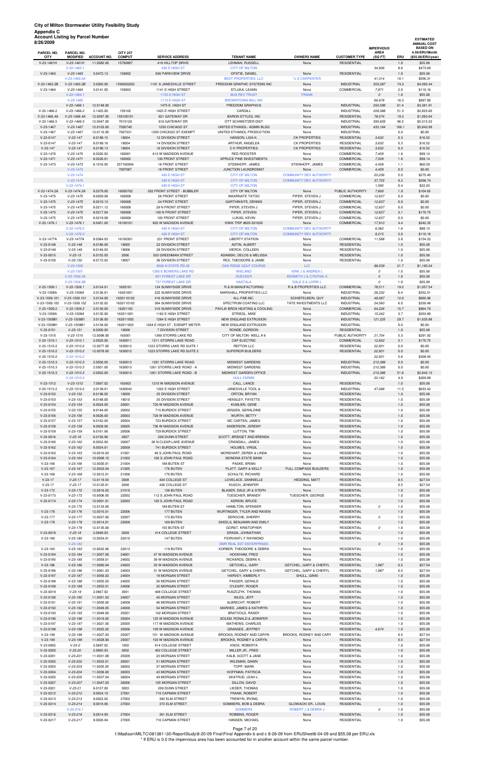**City of Milton Stormwater Utility Fesibility Study**
**Appendix C**
**Account Listing by Parcel Number**
**8/26/2009**

| PARCEL NO. CITY | PARCEL NO. MODIFIED | ACCOUNT NO. | CITY 257 COMPUT | SERVICE ADDRESS | TENANT NAME | OWNERS NAME | CUSTOMER TYPE | IMPERVIOUS AREA (SQ FT) | ERU | ESTIMATED ANNUAL COST BASED ON 4.59/ERU/Month ($55.08/ERU/year) |
|---|---|---|---|---|---|---|---|---|---|---|
| V-23-1461H | V-23-1461H | 11.0082.00 | 15700807 | 418 HILLTOP DRIVE | LEHMAN, RUSSELL | None | RESIDENTIAL | | 1.0 | $55.08 |
| | V-23-1462.1 | | | 430 E HIGH ST | CITY OF MILTON | | | 34,906 | 8.6 | $473.69 |
| V-23-1463 | V-23-1463 | 3.0472.13 | 159002 | 936 PARKVIEW DRIVE | OFSTIE, DANIEL | None | RESIDENTIAL | | 1.0 | $55.08 |
| | V-23-1463.2A | | | | BEST PROPERTIES LLC | % S CARPENTER | | 41,314 | 10.1 | $556.31 |
| V-23-1463.2B | V-23-1463.2B | 3.0260.00 | 1590020202 | 1101 S JANESVILLE STREET | FREEDOM GRAPHIC SYSTEMS INC | None | INDUSTRIAL | 303,287 | 74.3 | $4,092.44 |
| V-23-1464 | V-23-1464 | 3.0141.05 | 159003 | 1141 E HIGH STREET | STLUKA, LEANN | None | COMMERCIAL | 7,971 | 2.0 | $110.16 |
| | V-23-1464.1 | | | 1155 E HIGH ST | BUA REV TRUST | FRANK | | 0 | 1.0 | $55.08 |
| | V-23-1465 | | | 1115 E HIGH ST | BROWNTOWN MILL INC | | | 66,676 | 16.3 | $897.80 |
| | V-23-1466.1 | 12.0148.00 | | 1475 E. HIGH ST | FREEDOM GRAPHICS | None | INDUSTRIAL | 250,599 | 61.4 | $3,381.91 |
| V-23-1466.2 | V-23-1466.2 | 3.1425.00 | 159102 | 1425 E HIGH STREET | CARGILL | None | INDUSTRIAL | 209,388 | 51.3 | $2,825.60 |
| V-23-1466.4A | V-23-1466.4A | 12.0097.00 | 159100101 | 621 GATEWAY DR | BARON STYLES, INC | None | INDUSTRIAL | 78,574 | 19.3 | $1,063.04 |
| V-23-1466.5 | V-23-1466.5 | 12.0047.00 | 7010129 | 616 GATEWAY DR | OTT SCHWEITZER DIST | None | INDUSTRIAL | 393,659 | 96.5 | $5,315.22 |
| V-23-1467 | V-23-1467 | 12.0103.00 | 7500740 | 1250 CHICAGO ST | UNITED ETHANOL- ADMIN BLDG | None | INDUSTRIAL | 433,164 | 106.1 | $5,843.99 |
| V-23-1467 | V-23-1467 | 12.0110.00 | 7007331 | 1250 CHICAGO ST-EXEMPT | UNITED ETHANOL PRODUCTION | None | INDUSTRIAL | | 0.0 | $0.00 |
| V-23-0147 | V-23-147 | 8.0188.15 | 19004 | 12 DIVISION STREET | HANSON, LISA K. | CK PROPERTIES | RESIDENTIAL | 3,632 | 0.3 | $16.52 |
| V-23-0147 | V-23-147 | 8.0189.16 | 19004 | 14 DIVISION STREET | ARTHUR, ANGELEA | CK PROPERTIES | RESIDENTIAL | 3,632 | 0.3 | $16.52 |
| V-23-147 | V-23-147 | 8.0190.13 | 19004 | 16 DIVISION STREET | C K PROPERTIES | CK PROPERTIES | RESIDENTIAL | 3,632 | 0.3 | $16.52 |
| V-23-1470 | V-23-1470 | 8.0202.02 | 160001 | 613 W MADISON AVENUE | RED ROOSTER | None | COMMERCIAL | 7,459 | 1.8 | $99.14 |
| V-23-1471 | V-23-1471 | 8.0226.01 | 160002 | 130 FRONT STREET | SPRUCE PINE INVESTMENTS | None | COMMERCIAL | 7,509 | 1.8 | $99.14 |
| V-23-1473 | V-23-1473 | 8.1016.05 | 257160004 | 16 FRONT STREET | STEINHOFF, JAMES | STEINHOFF, JAMES | COMMERCIAL | 4,459 | 1.1 | $60.59 |
| | V-23-1473 | | 7007067 | 18 FRONT STREET | JUNCTION LAUNDROMAT | None | COMMERCIAL | 4,459 | 0.0 | $0.00 |
| | V-23-1474 | | | 430 E HIGH ST | CITY OF MILTON | COMMUNITY DEV AUTHORITY | | 20,236 | 5.0 | $275.40 |
| | V-23-1474 | | | 430 E HIGH ST | CITY OF MILTON | COMMUNITY DEV AUTHORITY | | 37,725 | 9.2 | $506.74 |
| | V-23-1474.1 | | | 430 E HIGH ST | CITY OF MILTON | | | 1,590 | 0.4 | $22.03 |
| V-23-1474.2A | V-23-1474.2A | 8.0379.00 | 16000702 | 202 FRONT STREET - BUBBLER | CITY OF MILTON | None | PUBLIC AUTHORITY | 7,808 | 1.9 | $104.65 |
| V-23-1475 | V-23-1475 | 8.0209.08 | 160008 | 26 FRONT STREET | INKARNATE TATOO | PIPER, STEVEN J. | COMMERCIAL | 12,637 | 0.0 | $0.00 |
| V-23-1475 | V-23-1475 | 8.0210.13 | 160008 | 24 FRONT STREET | GARTHWAITE, DENNIS | PIPER, STEVEN J. | COMMERCIAL | 12,637 | 0.0 | $0.00 |
| V-23-1475 | V-23-1475 | 8.0211.12 | 160008 | 28 N FRONT STREET | PIPER, STEVEN J. | PIPER, STEVEN J. | COMMERCIAL | 12,637 | 0.0 | $0.00 |
| V-23-1475 | V-23-1475 | 8.0217.04 | 160008 | 100 N FRONT STREET | PIPER, STEVEN | PIPER, STEVEN J. | COMMERCIAL | 12,637 | 3.1 | $170.75 |
| V-23-1475 | V-23-1475 | 8.0219.08 | 160008 | 100 FRONT STREET | LUKAS, KEVIN | PIPER, STEVEN J. | COMMERCIAL | 12,637 | 0.0 | $0.00 |
| V-23-1476.1 | V-23-1476.1 | 8.0451.00 | 16100101 | 603 W MADISON AVENUE | KWIK TRIP #605-501630 | None | COMMERCIAL | 17,910 | 4.4 | $242.35 |
| | V-23-1476.2 | | | 430 E HIGH ST | CITY OF MILTON | COMMUNITY DEV AUTHORITY | | 6,360 | 1.6 | $88.13 |
| | V-23-1476.3 | | | 430 E HIGH ST | CITY OF MILTON | COMMUNITY DEV AUTHORITY | | 8,215 | 2.0 | $110.16 |
| V-23-1477A | V-23-1477A | 8.0384.03 | 16100301 | 231 FRONT STREET | LIBERTY STATION | None | COMMERCIAL | 11,588 | 2.8 | $154.22 |
| V-23-0148 | V-23-148 | 8.0186.00 | 19005 | 22 DIVISION STREET | ASTIN, ALBERT | None | RESIDENTIAL | | 1.0 | $55.08 |
| V-23-0149 | V-23-149 | 8.0184.03 | 19006 | 28 DIVISION STREET | VIERCK, COLLEEN | None | RESIDENTIAL | | 1.0 | $55.08 |
| V-23-0015 | V-23-15 | 6.0155.05 | 2006 | 503 GREENMAN STREET | ADAMSKI, DELOS & MELISSA | None | RESIDENTIAL | | 1.0 | $55.08 |
| V-23-0150 | V-23-150 | 8.0172.02 | 19007 | 36 DIVISION STREET | REX, THEODORE & JAMIE | None | RESIDENTIAL | | 1.0 | $55.08 |
| | V-23-1500 | | | 8026 N STATE RD 26 | OAK RIDGE GOLF COURSE | LLC | | 88,539 | 21.7 | $1,195.24 |
| | V-23-1501 | | | 1280 E BOWERS LAKE RD | WIELAND | KIRK J & ANDREA L | | 0 | 1.0 | $55.08 |
| | V-23-1504.2A | | | 601 FOREST LAKE DR | DUECKER | KENNETH J & CYNTHIA A | | 0 | 1.0 | $55.08 |
| | V-23-1504.2B | | | 737 FOREST LAKE DR | NASTALA | DALE S & LORRI L | | 0 | 1.0 | $55.08 |
| V-23-1508.1 | V-23-1508.1 | 3.0124.01 | 1620101 | 124 SUNNYSIDE DRIVE | R & M MANUFACTURING | R & B PROPERTIES LLC | COMMERCIAL | 78,511 | 19.2 | $1,057.54 |
| V-23-1508A | V-23-1508A | 3.0126.01 | 16201001 | 222 SUNNYSIDE DRIVE | MARSHALL PROPERTIES LLC | None | INDUSTRIAL | 26,232 | 6.4 | $352.51 |
| V-23-1509.101 | V-23-1509.101 | 3.0134.00 | 1620110102 | 416 SUNNYSIDE DRIVE | ALL-FAB INC. | SCHIEFELBEIN, GUY | INDUSTRIAL | 49,087 | 12.0 | $660.96 |
| V-23-1509.102 | V-23-1509.102 | 3.0132.02 | 1620110102 | 364 SUNNYSIDE DRIVE | SPECTRUM COATING LLC | TATE INVESTMENTS LLC | INDUSTRIAL | 24,560 | 6.0 | $330.48 |
| V-23-1509.2 | V-23-1509.2 | 3.0130.00 | 16201102 | 310 SUNNYSIDE DRIVE | PAVLIK BROS HEATING & COOLING | None | COMMERCIAL | 64,226 | 15.7 | $864.76 |
| V-23-1509A | V-23-1509A | 3.0135.00 | 162011001 | 1162 E HIGH STREET | STRIEGL, MIKE | None | INDUSTRIAL | 15,242 | 3.7 | $203.80 |
| V-23-1509B1 | V-23-1509B1 | 3.0136.00 | 162011003 | 1264 E HIGH STREET | NEW ENGLAND EXTRUSION | None | INDUSTRIAL | 121,225 | 29.7 | $1,635.88 |
| V-23-1509B1 | V-23-1509B1 | 3.0138.00 | 162011003 | 1264 E HIGH ST - EXEMPT METER | NEW ENGLAND EXTRUSION | None | INDUSTRIAL | | 0.0 | $0.00 |
| V-23-0151 | V-23-151 | 8.0200.00 | 19008 | 7 DIVISION STREET | RONDE, GORDON | None | RESIDENTIAL | | 1.0 | $55.08 |
| V-23-1510 | V-23-1510 | 12.0098.00 | 163001 | 1389 STORRS LAKE RD | CITY OF MILTON- WELL # 6 | None | PUBLIC AUTHORITY | 21,704 | 5.3 | $291.92 |
| V-23-1510.1 | V-23-1510.1 | 2.0520.00 | 1630011 | 1211 STORRS LAKE ROAD | CAP ELECTRIC | None | COMMERCIAL | 12,602 | 3.1 | $170.75 |
| V-23-1510.2 | V-23-1510.2 | 12.0077.00 | 1630012 | 1223 STORRS LAKE RD SUITE 1 | REFTON LLC | None | RESIDENTIAL | 22,931 | 0.0 | $0.00 |
| V-23-1510.2 | V-23-1510.2 | 12.0078.00 | 1630012 | 1223 STORRS LAKE RD SUITE 2 | SUPERIOR BUILDERS | None | RESIDENTIAL | 22,931 | 0.0 | $0.00 |
| V-23-1510.2 | V-23-1510.2 | | | | | | | 22,931 | 5.6 | $308.45 |
| V-23-1510.3 | V-23-1510.3 | 2.0500.00 | 1630013 | 1261 STORRS LAKE ROAD | MIDWEST GARDENS | None | INDUSTRIAL | 210,389 | 0.0 | $0.00 |
| V-23-1510.3 | V-23-1510.3 | 2.0501.00 | 1630013 | 1261 STORRS LAKE ROAD - A | MIDWEST GARDENS | None | INDUSTRIAL | 210,389 | 0.0 | $0.00 |
| V-23-1510.3 | V-23-1510.3 | 2.0502.00 | 1630013 | 1261 STORRS LAKE ROAD - B | MIDWEST GARDEN OFFICE | None | INDUSTRIAL | 210,389 | 51.6 | $2,842.13 |
| | V-23-1510.4 | | | | HULL FARMS | | | 20,162 | 4.9 | $269.89 |
| V-23-1512 | V-23-1512 | 7.0097.02 | 163003 | 1210 W MADISON AVENUE | CALL, LANCE | None | RESIDENTIAL | | 1.0 | $55.08 |
| V-23-1513.2 | V-23-1513.2 | 3.0139.01 | 1630042 | 1352 E HIGH STREET | JANESVILLE TOOL & | None | INDUSTRIAL | 47,088 | 11.5 | $633.42 |
| V-23-0152 | V-23-152 | 8.0196.05 | 19009 | 25 DIVISION STREET | ORTON, BRYAN | None | RESIDENTIAL | | 1.0 | $55.08 |
| V-23-0153 | V-23-153 | 8.0168.00 | 19010 | 35 DIVISION STREET | HENSLEY, FAYETTE | None | RESIDENTIAL | | 1.0 | $55.08 |
| V-23-0154 | V-23-154 | 8.0024.00 | 20001 | 720 W MADISON AVENUE | KUMLIEN, GENE | None | RESIDENTIAL | | 1.0 | $55.08 |
| V-23-0155 | V-23-155 | 8.0164.00 | 20002 | 715 BURDICK STREET | JENSEN, GERALDINE | None | RESIDENTIAL | | 1.0 | $55.08 |
| V-23-0156 | V-23-156 | 8.0026.00 | 20003 | 726 W MADISON AVENUE | WURTH, BETTY | None | RESIDENTIAL | | 1.0 | $55.08 |
| V-23-0157 | V-23-157 | 8.0162.00 | 20004 | 723 BURDICK STREET | MC CARTEN, JAMES | None | RESIDENTIAL | | 1.0 | $55.08 |
| V-23-0158 | V-23-158 | 8.0028.06 | 20005 | 736 W MADISON AVENUE | ANDERSON, JEREMY | None | RESIDENTIAL | | 1.0 | $55.08 |
| V-23-0159 | V-23-159 | 8.0161.06 | 20006 | 729 BURDICK STREET | LUTTON, TIM | None | RESIDENTIAL | | 1.0 | $55.08 |
| V-23-0016 | V-23-16 | 6.0156.06 | 2007 | 208 DUNN STREET | SCOTT, BRIDGET AND BRENDA | None | RESIDENTIAL | | 1.0 | $55.08 |
| V-23-0160 | V-23-160 | 8.0032.00 | 20007 | 26 N CLEAR LAKE AVENUE | CRANDALL, JAMES | None | RESIDENTIAL | | 1.0 | $55.08 |
| V-23-0162 | V-23-162 | 8.0034.01 | 20009 | 741 BURDICK STREET | HOLMES, VIRGIL | None | RESIDENTIAL | | 1.0 | $55.08 |
| V-23-0163 | V-23-163 | 10.0010.03 | 21001 | 46 S JOHN PAUL ROAD | MOREHART, DEREK & LINDA | None | RESIDENTIAL | | 1.0 | $55.08 |
| V-23-0164 | V-23-164 | 10.0008.10 | 21002 | 100 S JOHN PAUL ROAD | MONONA STATE BANK | None | RESIDENTIAL | | 1.0 | $55.08 |
| V-23-166 | V-23-166 | 12.0030.01 | 21004 | 188 BUTEN ST | PASKE, BRIAN | None | RESIDENTIAL | | 1.0 | $55.08 |
| V-23-167 | V-23-167 | 12.0033.04 | 21005 | 176 BUTEN | PLATT, GARY & KELLY | FULL COMPASS BUILDERS | RESIDENTIAL | | 1.0 | $55.08 |
| V-23-168 | V-23-168 | 12.0012.01 | 21006 | 170 BUTEN | SCHULTE, RICHARD | None | RESIDENTIAL | | 1.0 | $55.08 |
| V-23-17 | V-23-17 | 12.0119.03 | 2008 | 424 COLLEGE ST | LOVELACE, DANNIELLE | HEDDING, MATT | RESIDENTIAL | | 0.5 | $27.54 |
| V-23-17 | V-23-17 | 12.0120.01 | 2008 | 426 COLLEGE ST | KUSCH, JENNIFER | None | RESIDENTIAL | | 0.5 | $27.54 |
| V-23-172 | V-23-172 | 12.0016.02 | 21010 | 138 BUTEN | BLASER, DALE JR & STEPH | None | RESIDENTIAL | | 1.0 | $55.08 |
| V-23-0173 | V-23-173 | 10.0006.05 | 22002 | 112 S JOHN PAUL ROAD | TUESCHER, BRANDY | TUESCHER, GEORGE | RESIDENTIAL | | 1.0 | $55.08 |
| V-23-0174 | V-23-174 | 10.0001.01 | 22003 | 120 S JOHN PAUL ROAD | ADRION, BRUCE | None | RESIDENTIAL | | 1.0 | $55.08 |
| | V-23-175 | 12.0133.00 | | 189 BUTEN ST | HAMILTON, SPENSER | None | RESIDENTIAL | 0 | 1.0 | $55.08 |
| V-23-176 | V-23-176 | 12.0015.01 | 22006 | 177 BUTEN | WURTINGER, TYLER AND RAVEN | None | RESIDENTIAL | | 1.0 | $55.08 |
| V-23-177 | V-23-177 | 12.0037.00 | 22007 | 173 BUTEN | DEROCHE, SHERRY | None | RESIDENTIAL | 0 | 1.0 | $55.08 |
| V-23-178 | V-23-178 | 12.0014.01 | 22008 | 169 BUTEN | SKEELS, BENJAMIN AND EMILY | None | RESIDENTIAL | | 1.0 | $55.08 |
| | V-23-179 | 12.0135.00 | | 155 BUTEN ST | GORST, KRISTOPHER | None | RESIDENTIAL | 0 | 1.0 | $55.08 |
| V-23-0018 | V-23-18 | 2.0669.03 | 2009 | 414 COLLEGE STREET | DRADA, JOHNATHAN | None | RESIDENTIAL | | 1.0 | $55.08 |
| V-23-180 | V-23-180 | 12.0034.01 | 22010 | 147 BUTEN | FIORVANTI, F RAYMOND | None | RESIDENTIAL | | 1.0 | $55.08 |
| | V-23-182 | | | | DMR REAL EST ENTERPRISES | | | 0 | 1.0 | $55.08 |
| V-23-183 | V-23-183 | 12.0032.06 | 22013 | 119 BUTEN | KORBER, THEODORE & DEBRA | None | RESIDENTIAL | | 1.0 | $55.08 |
| V-23-0184 | V-23-184 | 11.0057.00 | 24001 | 47 W MADISON AVENUE | HOOKHAM, FRED | None | RESIDENTIAL | | 1.0 | $55.08 |
| V-23-0185 | V-23-185 | 11.0059.01 | 24002 | 39 W MADISON AVENUE | RICHARDS, DEBRA K. | None | RESIDENTIAL | | 1.0 | $55.08 |
| V-23-186 | V-23-186 | 11.0060.04 | 24003 | 33 W MADISON AVENUE | GETCHELL, GARY | GETCHEL, GARY & CHERYL | RESIDENTIAL | 1,987 | 0.5 | $27.54 |
| V-23-0186 | V-23-186 | 11.0061.03 | 24003 | 31 W MADISON AVENUE | GETCHEL, GARY & CHERYL | GETCHEL, GARY & CHERYL | RESIDENTIAL | 1,987 | 0.5 | $27.54 |
| V-23-0187 | V-23-187 | 11.0056.02 | 24004 | 18 MORGAN STREET | HARVEY, KIMBERLY | SHULL, GINNI | RESIDENTIAL | | 1.0 | $55.08 |
| V-23-0188 | V-23-188 | 11.0055.03 | 24005 | 26 MORGAN STREET | PASSER, GERALD | None | RESIDENTIAL | | 1.0 | $55.08 |
| V-23-0189 | V-23-189 | 11.0053.01 | 24006 | 32 MORGAN STREET | O'LEARY, ROGER | None | RESIDENTIAL | | 1.0 | $55.08 |
| V-23-0019 | V-23-19 | 2.0667.02 | 3001 | 408 COLLEGE STREET | RUSZCZYK, THOMAS | None | RESIDENTIAL | | 1.0 | $55.08 |
| V-23-0190 | V-23-190 | 11.0051.03 | 24007 | 40 MORGAN STREET | NILES, JEFF | None | RESIDENTIAL | | 1.0 | $55.08 |
| V-23-0191 | V-23-191 | 11.0050.00 | 24008 | 46 MORGAN STREET | ALBRECHT, ROBERT | None | RESIDENTIAL | | 1.0 | $55.08 |
| V-23-0192 | V-23-192 | 11.0049.05 | 24009 | 54 MORGAN STREET | MARHEE, JAMES & KATHRYN | None | RESIDENTIAL | | 1.0 | $55.08 |
| V-23-0193 | V-23-193 | 11.0048.00 | 25001 | 102 MORGAN STREET | BRATVOLD, RANDY | None | RESIDENTIAL | | 1.0 | $55.08 |
| V-23-0196 | V-23-196 | 11.0019.05 | 25004 | 125 W MADISON AVENUE | SOLEM, RONALD & JENNIFER | None | RESIDENTIAL | | 1.0 | $55.08 |
| V-23-0197 | V-23-197 | 11.0021.00 | 25005 | 117 W MADISON AVENUE | MATHEWS, CHARLES | None | RESIDENTIAL | | 1.0 | $55.08 |
| V-23-0198 | V-23-198 | 11.0025.02 | 25006 | 109 W MADISON AVENUE | GRANSEE, JEFFREY | None | RESIDENTIAL | 4,674 | 1.0 | $55.08 |
| V-23-199 | V-23-199 | 11.0027.03 | 25007 | 101 W MADISON AVENUE | BROOKS, RODNEY AND CARYN | BROOKS, RODNEY AND CARY | RESIDENTIAL | | 0.5 | $27.54 |
| V-23-199 | V-23-199 | 11.0028.00 | 25007 | 103 W MADISON AVENUE | BROOKS, RODNEY & CARYN | None | RESIDENTIAL | | 0.5 | $27.54 |
| V-23-0002 | V-23-2 | 2.0687.02 | 1002 | 614 COLLEGE STREET | KNOX, ROBERTA | None | RESIDENTIAL | | 1.0 | $55.08 |
| V-23-0020 | V-23-20 | 2.0665.03 | 3002 | 402 COLLEGE STREET | MILLER JR., FRED | None | RESIDENTIAL | | 1.0 | $55.08 |
| V-23-0201 | V-23-201 | 11.0031.08 | 25009 | 23 MORGAN STREET | KALB, SCOTT & JANE | None | RESIDENTIAL | | 1.0 | $55.08 |
| V-23-0202 | V-23-202 | 11.0033.01 | 26001 | 31 MORGAN STREET | WILEMAN, DAWN | None | RESIDENTIAL | | 1.0 | $55.08 |
| V-23-0203 | V-23-203 | 11.0035.05 | 26002 | 37 MORGAN STREET | TOPP, MARK | None | RESIDENTIAL | | 1.0 | $55.08 |
| V-23-0204 | V-23-204 | 11.0036.00 | 26003 | 43 MORGAN STREET | HOFFMAN, PATRICIA | None | RESIDENTIAL | | 1.0 | $55.08 |
| V-23-0205 | V-23-205 | 11.0037.04 | 26004 | 49 MORGAN STREET | SKATRUD, LEAH L. | None | RESIDENTIAL | | 1.0 | $55.08 |
| V-23-0207 | V-23-207 | 11.0047.03 | 26006 | 105 MORGAN STREET | DILLON, DAVID | None | RESIDENTIAL | | 1.0 | $55.08 |
| V-23-0021 | V-23-21 | 6.0157.00 | 3003 | 209 DUNN STREET | LIEDER, THOMAS | None | RESIDENTIAL | | 1.0 | $55.08 |
| V-23-0212 | V-23-212 | 9.0024.10 | 27001 | 710 CAPMAN STREET | FRANK, ROBERT | None | RESIDENTIAL | | 1.0 | $55.08 |
| V-23-0213 | V-23-213 | 9.0022.02 | 27002 | 383 ELM STREET | TREWYN, IRVING | None | RESIDENTIAL | | 1.0 | $55.08 |
| V-23-0214 | V-23-214 | 9.0018.06 | 27003 | 373 ELM STREET | SOMMERS, BOB & DEBRA | GLOWACKI SR., LOUIS | RESIDENTIAL | | 1.0 | $55.08 |
| | V-23-214.1 | | | | SOMMERS | ROBERT J & DEBRA J | | 0 | 1.0 | $55.08 |
| V-23-0216 | V-23-216 | 9.0014.00 | 27004 | 361 ELM STREET | ROBBINS, ROGER | None | RESIDENTIAL | | 1.0 | $55.08 |
| V-23-0217 | V-23-217 | 9.0026.04 | 27005 | 716 CAPMAN STREET | HANSEN, MICHAEL | None | RESIDENTIAL | | 1.0 | $55.08 |

I:\Madison\MILTC\081381-\30-ReportStudy\8-20-09 Final\Final Appendix b and c 8-26-09 from ERUSheet6-04-09 and $55.08 per ERU.xls
* If ERU is 0.0 the impervious area has been accounted for in another account within the same parcel number.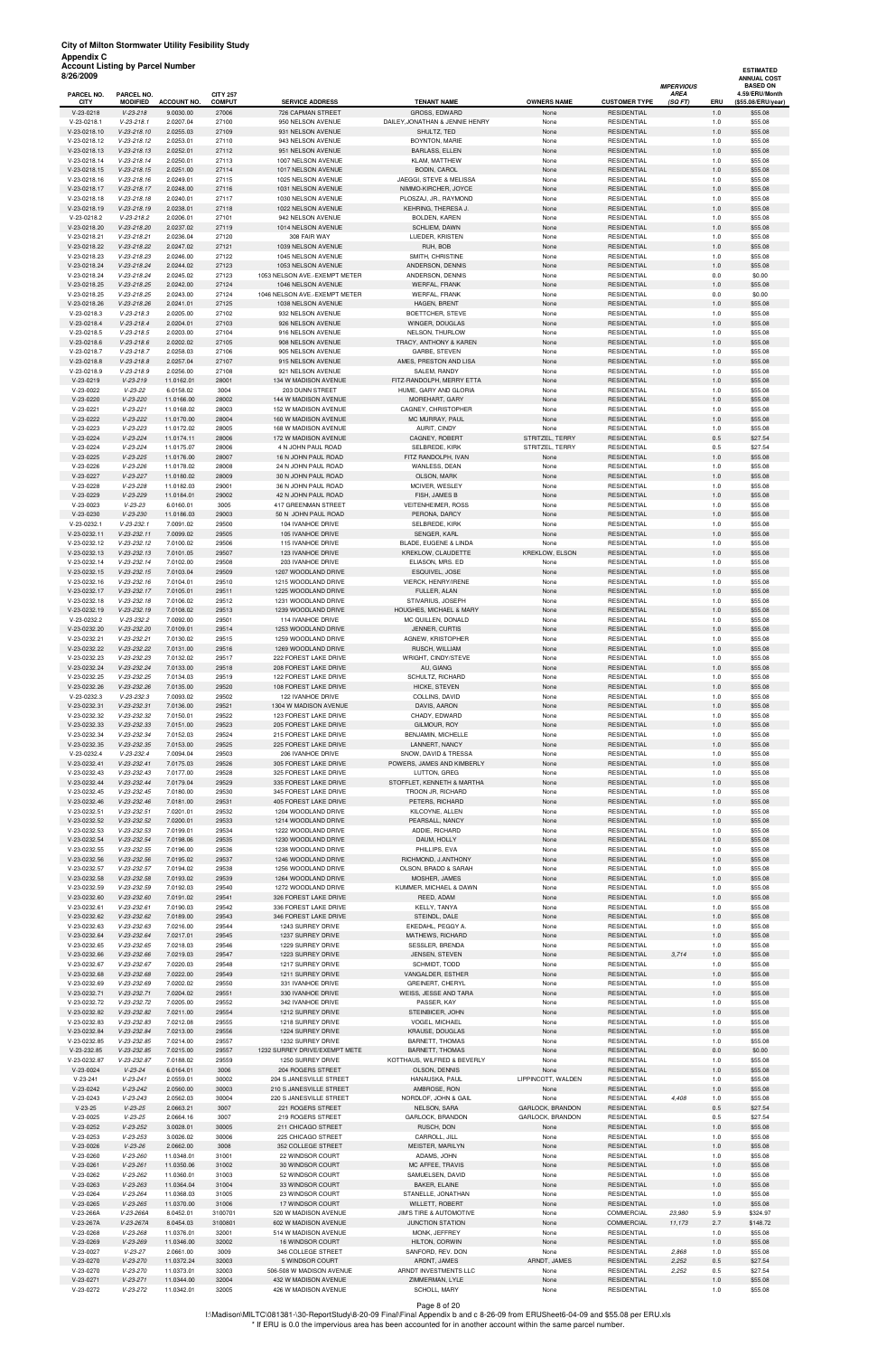**City of Milton Stormwater Utility Fesibility Study**
**Appendix C**
**Account Listing by Parcel Number**
**8/26/2009**

| PARCEL NO. CITY | PARCEL NO. MODIFIED | ACCOUNT NO. | CITY 257 COMPUT | SERVICE ADDRESS | TENANT NAME | OWNERS NAME | CUSTOMER TYPE | IMPERVIOUS AREA (SQ FT) | ERU | ESTIMATED ANNUAL COST BASED ON 4.59/ERU/Month ($55.08/ERU/year) |
|---|---|---|---|---|---|---|---|---|---|---|
| V-23-0218 | V-23-218 | 9.0030.00 | 27006 | 726 CAPMAN STREET | GROSS, EDWARD | None | RESIDENTIAL | | 1.0 | $55.08 |
| V-23-0218.1 | V-23-218.1 | 2.0207.04 | 27100 | 950 NELSON AVENUE | DAILEY,JONATHAN & JENNIE HENRY | None | RESIDENTIAL | | 1.0 | $55.08 |
| V-23-0218.10 | V-23-218.10 | 2.0255.03 | 27109 | 931 NELSON AVENUE | SHULTZ, TED | None | RESIDENTIAL | | 1.0 | $55.08 |
| V-23-0218.12 | V-23-218.12 | 2.0253.01 | 27110 | 943 NELSON AVENUE | BOYNTON, MARIE | None | RESIDENTIAL | | 1.0 | $55.08 |
| V-23-0218.13 | V-23-218.13 | 2.0252.01 | 27112 | 951 NELSON AVENUE | BARLASS, ELLEN | None | RESIDENTIAL | | 1.0 | $55.08 |
| V-23-0218.14 | V-23-218.14 | 2.0250.01 | 27113 | 1007 NELSON AVENUE | KLAM, MATTHEW | None | RESIDENTIAL | | 1.0 | $55.08 |
| V-23-0218.15 | V-23-218.15 | 2.0251.00 | 27114 | 1017 NELSON AVENUE | BODIN, CAROL | None | RESIDENTIAL | | 1.0 | $55.08 |
| V-23-0218.16 | V-23-218.16 | 2.0249.01 | 27115 | 1025 NELSON AVENUE | JAEGGI, STEVE & MELISSA | None | RESIDENTIAL | | 1.0 | $55.08 |
| V-23-0218.17 | V-23-218.17 | 2.0248.00 | 27116 | 1031 NELSON AVENUE | NIMMO-KIRCHER, JOYCE | None | RESIDENTIAL | | 1.0 | $55.08 |
| V-23-0218.18 | V-23-218.18 | 2.0240.01 | 27117 | 1030 NELSON AVENUE | PLOSZAJ, JR., RAYMOND | None | RESIDENTIAL | | 1.0 | $55.08 |
| V-23-0218.19 | V-23-218.19 | 2.0238.01 | 27118 | 1022 NELSON AVENUE | KEHRING, THERESA J. | None | RESIDENTIAL | | 1.0 | $55.08 |
| V-23-0218.2 | V-23-218.2 | 2.0206.01 | 27101 | 942 NELSON AVENUE | BOLDEN, KAREN | None | RESIDENTIAL | | 1.0 | $55.08 |
| V-23-0218.20 | V-23-218.20 | 2.0237.02 | 27119 | 1014 NELSON AVENUE | SCHLIEM, DAWN | None | RESIDENTIAL | | 1.0 | $55.08 |
| V-23-0218.21 | V-23-218.21 | 2.0236.04 | 27120 | 308 FAIR WAY | LUEDER, KRISTEN | None | RESIDENTIAL | | 1.0 | $55.08 |
| V-23-0218.22 | V-23-218.22 | 2.0247.02 | 27121 | 1039 NELSON AVENUE | RUH, BOB | None | RESIDENTIAL | | 1.0 | $55.08 |
| V-23-0218.23 | V-23-218.23 | 2.0246.00 | 27122 | 1045 NELSON AVENUE | SMITH, CHRISTINE | None | RESIDENTIAL | | 1.0 | $55.08 |
| V-23-0218.24 | V-23-218.24 | 2.0244.02 | 27123 | 1053 NELSON AVENUE | ANDERSON, DENNIS | None | RESIDENTIAL | | 1.0 | $55.08 |
| V-23-0218.24 | V-23-218.24 | 2.0245.02 | 27123 | 1053 NELSON AVE..EXEMPT METER | ANDERSON, DENNIS | None | RESIDENTIAL | | 0.0 | $0.00 |
| V-23-0218.25 | V-23-218.25 | 2.0242.00 | 27124 | 1046 NELSON AVENUE | WERFAL, FRANK | None | RESIDENTIAL | | 1.0 | $55.08 |
| V-23-0218.25 | V-23-218.25 | 2.0243.00 | 27124 | 1046 NELSON AVE..EXEMPT METER | WERFAL, FRANK | None | RESIDENTIAL | | 0.0 | $0.00 |
| V-23-0218.26 | V-23-218.26 | 2.0241.01 | 27125 | 1038 NELSON AVENUE | HAGEN, BRENT | None | RESIDENTIAL | | 1.0 | $55.08 |
| V-23-0218.3 | V-23-218.3 | 2.0205.00 | 27102 | 932 NELSON AVENUE | BOETTCHER, STEVE | None | RESIDENTIAL | | 1.0 | $55.08 |
| V-23-0218.4 | V-23-218.4 | 2.0204.01 | 27103 | 926 NELSON AVENUE | WINGER, DOUGLAS | None | RESIDENTIAL | | 1.0 | $55.08 |
| V-23-0218.5 | V-23-218.5 | 2.0203.00 | 27104 | 916 NELSON AVENUE | NELSON, THURLOW | None | RESIDENTIAL | | 1.0 | $55.08 |
| V-23-0218.6 | V-23-218.6 | 2.0202.02 | 27105 | 908 NELSON AVENUE | TRACY, ANTHONY & KAREN | None | RESIDENTIAL | | 1.0 | $55.08 |
| V-23-0218.7 | V-23-218.7 | 2.0258.03 | 27106 | 905 NELSON AVENUE | GARBE, STEVEN | None | RESIDENTIAL | | 1.0 | $55.08 |
| V-23-0218.8 | V-23-218.8 | 2.0257.04 | 27107 | 915 NELSON AVENUE | AMES, PRESTON AND LISA | None | RESIDENTIAL | | 1.0 | $55.08 |
| V-23-0218.9 | V-23-218.9 | 2.0256.00 | 27108 | 921 NELSON AVENUE | SALEM, RANDY | None | RESIDENTIAL | | 1.0 | $55.08 |
| V-23-0219 | V-23-219 | 11.0162.01 | 28001 | 134 W MADISON AVENUE | FITZ-RANDOLPH, MERRY ETTA | None | RESIDENTIAL | | 1.0 | $55.08 |
| V-23-0022 | V-23-22 | 6.0158.02 | 3004 | 203 DUNN STREET | HUME, GARY AND GLORIA | None | RESIDENTIAL | | 1.0 | $55.08 |
| V-23-0220 | V-23-220 | 11.0166.00 | 28002 | 144 W MADISON AVENUE | MOREHART, GARY | None | RESIDENTIAL | | 1.0 | $55.08 |
| V-23-0221 | V-23-221 | 11.0168.02 | 28003 | 152 W MADISON AVENUE | CAGNEY, CHRISTOPHER | None | RESIDENTIAL | | 1.0 | $55.08 |
| V-23-0222 | V-23-222 | 11.0170.00 | 28004 | 160 W MADISON AVENUE | MC MURRAY, PAUL | None | RESIDENTIAL | | 1.0 | $55.08 |
| V-23-0223 | V-23-223 | 11.0172.02 | 28005 | 168 W MADISON AVENUE | AURIT, CINDY | None | RESIDENTIAL | | 1.0 | $55.08 |
| V-23-0224 | V-23-224 | 11.0174.11 | 28006 | 172 W MADISON AVENUE | CAGNEY, ROBERT | STRITZEL, TERRY | RESIDENTIAL | | 0.5 | $27.54 |
| V-23-0224 | V-23-224 | 11.0175.07 | 28006 | 4 N JOHN PAUL ROAD | SELBREDE, KIRK | STRITZEL, TERRY | RESIDENTIAL | | 0.5 | $27.54 |
| V-23-0225 | V-23-225 | 11.0176.00 | 28007 | 16 N JOHN PAUL ROAD | FITZ RANDOLPH, IVAN | None | RESIDENTIAL | | 1.0 | $55.08 |
| V-23-0226 | V-23-226 | 11.0178.02 | 28008 | 24 N JOHN PAUL ROAD | WANLESS, DEAN | None | RESIDENTIAL | | 1.0 | $55.08 |
| V-23-0227 | V-23-227 | 11.0180.02 | 28009 | 30 N JOHN PAUL ROAD | OLSON, MARK | None | RESIDENTIAL | | 1.0 | $55.08 |
| V-23-0228 | V-23-228 | 11.0182.03 | 29001 | 36 N JOHN PAUL ROAD | MCIVER, WESLEY | None | RESIDENTIAL | | 1.0 | $55.08 |
| V-23-0229 | V-23-229 | 11.0184.01 | 29002 | 42 N JOHN PAUL ROAD | FISH, JAMES B | None | RESIDENTIAL | | 1.0 | $55.08 |
| V-23-0023 | V-23-23 | 6.0160.01 | 3005 | 417 GREENMAN STREET | VEITENHEIMER, ROSS | None | RESIDENTIAL | | 1.0 | $55.08 |
| V-23-0230 | V-23-230 | 11.0186.03 | 29003 | 50 N JOHN PAUL ROAD | PERONA, DARCY | None | RESIDENTIAL | | 1.0 | $55.08 |
| V-23-0232.1 | V-23-232.1 | 7.0091.02 | 29500 | 104 IVANHOE DRIVE | SELBREDE, KIRK | None | RESIDENTIAL | | 1.0 | $55.08 |
| V-23-0232.11 | V-23-232.11 | 7.0099.02 | 29505 | 105 IVANHOE DRIVE | SENGER, KARL | None | RESIDENTIAL | | 1.0 | $55.08 |
| V-23-0232.12 | V-23-232.12 | 7.0100.02 | 29506 | 115 IVANHOE DRIVE | BLADE, EUGENE & LINDA | None | RESIDENTIAL | | 1.0 | $55.08 |
| V-23-0232.13 | V-23-232.13 | 7.0101.05 | 29507 | 123 IVANHOE DRIVE | KREKLOW, CLAUDETTE | KREKLOW, ELSON | RESIDENTIAL | | 1.0 | $55.08 |
| V-23-0232.14 | V-23-232.14 | 7.0102.00 | 29508 | 203 IVANHOE DRIVE | ELIASON, MRS. ED | None | RESIDENTIAL | | 1.0 | $55.08 |
| V-23-0232.15 | V-23-232.15 | 7.0103.04 | 29509 | 1207 WOODLAND DRIVE | ESQUIVEL, JOSE | None | RESIDENTIAL | | 1.0 | $55.08 |
| V-23-0232.16 | V-23-232.16 | 7.0104.01 | 29510 | 1215 WOODLAND DRIVE | VIERCK, HENRY/IRENE | None | RESIDENTIAL | | 1.0 | $55.08 |
| V-23-0232.17 | V-23-232.17 | 7.0105.01 | 29511 | 1225 WOODLAND DRIVE | FULLER, ALAN | None | RESIDENTIAL | | 1.0 | $55.08 |
| V-23-0232.18 | V-23-232.18 | 7.0106.02 | 29512 | 1231 WOODLAND DRIVE | STIVARIUS, JOSEPH | None | RESIDENTIAL | | 1.0 | $55.08 |
| V-23-0232.19 | V-23-232.19 | 7.0108.02 | 29513 | 1239 WOODLAND DRIVE | HOUGHES, MICHAEL & MARY | None | RESIDENTIAL | | 1.0 | $55.08 |
| V-23-0232.2 | V-23-232.2 | 7.0092.00 | 29501 | 114 IVANHOE DRIVE | MC QUILLEN, DONALD | None | RESIDENTIAL | | 1.0 | $55.08 |
| V-23-0232.20 | V-23-232.20 | 7.0109.01 | 29514 | 1253 WOODLAND DRIVE | JENNER, CURTIS | None | RESIDENTIAL | | 1.0 | $55.08 |
| V-23-0232.21 | V-23-232.21 | 7.0130.02 | 29515 | 1259 WOODLAND DRIVE | AGNEW, KRISTOPHER | None | RESIDENTIAL | | 1.0 | $55.08 |
| V-23-0232.22 | V-23-232.22 | 7.0131.00 | 29516 | 1269 WOODLAND DRIVE | RUSCH, WILLIAM | None | RESIDENTIAL | | 1.0 | $55.08 |
| V-23-0232.23 | V-23-232.23 | 7.0132.02 | 29517 | 222 FOREST LAKE DRIVE | WRIGHT, CINDY/STEVE | None | RESIDENTIAL | | 1.0 | $55.08 |
| V-23-0232.24 | V-23-232.24 | 7.0133.00 | 29518 | 208 FOREST LAKE DRIVE | AU, GIANG | None | RESIDENTIAL | | 1.0 | $55.08 |
| V-23-0232.25 | V-23-232.25 | 7.0134.03 | 29519 | 122 FOREST LAKE DRIVE | SCHULTZ, RICHARD | None | RESIDENTIAL | | 1.0 | $55.08 |
| V-23-0232.26 | V-23-232.26 | 7.0135.00 | 29520 | 108 FOREST LAKE DRIVE | HICKE, STEVEN | None | RESIDENTIAL | | 1.0 | $55.08 |
| V-23-0232.3 | V-23-232.3 | 7.0093.02 | 29502 | 122 IVANHOE DRIVE | COLLINS, DAVID | None | RESIDENTIAL | | 1.0 | $55.08 |
| V-23-0232.31 | V-23-232.31 | 7.0136.00 | 29521 | 1304 W MADISON AVENUE | DAVIS, AARON | None | RESIDENTIAL | | 1.0 | $55.08 |
| V-23-0232.32 | V-23-232.32 | 7.0150.01 | 29522 | 123 FOREST LAKE DRIVE | CHADY, EDWARD | None | RESIDENTIAL | | 1.0 | $55.08 |
| V-23-0232.33 | V-23-232.33 | 7.0151.00 | 29523 | 205 FOREST LAKE DRIVE | GILMOUR, ROY | None | RESIDENTIAL | | 1.0 | $55.08 |
| V-23-0232.34 | V-23-232.34 | 7.0152.03 | 29524 | 215 FOREST LAKE DRIVE | BENJAMIN, MICHELLE | None | RESIDENTIAL | | 1.0 | $55.08 |
| V-23-0232.35 | V-23-232.35 | 7.0153.00 | 29525 | 225 FOREST LAKE DRIVE | LANNERT, NANCY | None | RESIDENTIAL | | 1.0 | $55.08 |
| V-23-0232.4 | V-23-232.4 | 7.0094.04 | 29503 | 206 IVANHOE DRIVE | SNOW, DAVID & TRESSA | None | RESIDENTIAL | | 1.0 | $55.08 |
| V-23-0232.41 | V-23-232.41 | 7.0175.03 | 29526 | 305 FOREST LAKE DRIVE | POWERS, JAMES AND KIMBERLY | None | RESIDENTIAL | | 1.0 | $55.08 |
| V-23-0232.43 | V-23-232.43 | 7.0177.00 | 29528 | 325 FOREST LAKE DRIVE | LUTTON, GREG | None | RESIDENTIAL | | 1.0 | $55.08 |
| V-23-0232.44 | V-23-232.44 | 7.0179.04 | 29529 | 335 FOREST LAKE DRIVE | STOFFLET, KENNETH & MARTHA | None | RESIDENTIAL | | 1.0 | $55.08 |
| V-23-0232.45 | V-23-232.45 | 7.0180.00 | 29530 | 345 FOREST LAKE DRIVE | TROON JR, RICHARD | None | RESIDENTIAL | | 1.0 | $55.08 |
| V-23-0232.46 | V-23-232.46 | 7.0181.00 | 29531 | 405 FOREST LAKE DRIVE | PETERS, RICHARD | None | RESIDENTIAL | | 1.0 | $55.08 |
| V-23-0232.51 | V-23-232.51 | 7.0201.01 | 29532 | 1204 WOODLAND DRIVE | KILCOYNE, ALLEN | None | RESIDENTIAL | | 1.0 | $55.08 |
| V-23-0232.52 | V-23-232.52 | 7.0200.01 | 29533 | 1214 WOODLAND DRIVE | PEARSALL, NANCY | None | RESIDENTIAL | | 1.0 | $55.08 |
| V-23-0232.53 | V-23-232.53 | 7.0199.01 | 29534 | 1222 WOODLAND DRIVE | ADDIE, RICHARD | None | RESIDENTIAL | | 1.0 | $55.08 |
| V-23-0232.54 | V-23-232.54 | 7.0198.06 | 29535 | 1230 WOODLAND DRIVE | DAUM, HOLLY | None | RESIDENTIAL | | 1.0 | $55.08 |
| V-23-0232.55 | V-23-232.55 | 7.0196.00 | 29536 | 1238 WOODLAND DRIVE | PHILLIPS, EVA | None | RESIDENTIAL | | 1.0 | $55.08 |
| V-23-0232.56 | V-23-232.56 | 7.0195.02 | 29537 | 1246 WOODLAND DRIVE | RICHMOND, J ANTHONY | None | RESIDENTIAL | | 1.0 | $55.08 |
| V-23-0232.57 | V-23-232.57 | 7.0194.02 | 29538 | 1256 WOODLAND DRIVE | OLSON, BRADD & SARAH | None | RESIDENTIAL | | 1.0 | $55.08 |
| V-23-0232.58 | V-23-232.58 | 7.0193.02 | 29539 | 1264 WOODLAND DRIVE | MOSHER, JAMES | None | RESIDENTIAL | | 1.0 | $55.08 |
| V-23-0232.59 | V-23-232.59 | 7.0192.03 | 29540 | 1272 WOODLAND DRIVE | KUMMER, MICHAEL & DAWN | None | RESIDENTIAL | | 1.0 | $55.08 |
| V-23-0232.60 | V-23-232.60 | 7.0191.02 | 29541 | 326 FOREST LAKE DRIVE | REED, ADAM | None | RESIDENTIAL | | 1.0 | $55.08 |
| V-23-0232.61 | V-23-232.61 | 7.0190.03 | 29542 | 336 FOREST LAKE DRIVE | KELLY, TANYA | None | RESIDENTIAL | | 1.0 | $55.08 |
| V-23-0232.62 | V-23-232.62 | 7.0189.00 | 29543 | 346 FOREST LAKE DRIVE | STEINDL, DALE | None | RESIDENTIAL | | 1.0 | $55.08 |
| V-23-0232.63 | V-23-232.63 | 7.0216.00 | 29544 | 1243 SURREY DRIVE | EKEDAHL, PEGGY A. | None | RESIDENTIAL | | 1.0 | $55.08 |
| V-23-0232.64 | V-23-232.64 | 7.0217.01 | 29545 | 1237 SURREY DRIVE | MATHEWS, RICHARD | None | RESIDENTIAL | | 1.0 | $55.08 |
| V-23-0232.65 | V-23-232.65 | 7.0218.03 | 29546 | 1229 SURREY DRIVE | SESSLER, BRENDA | None | RESIDENTIAL | | 1.0 | $55.08 |
| V-23-0232.66 | V-23-232.66 | 7.0219.03 | 29547 | 1223 SURREY DRIVE | JENSEN, STEVEN | None | RESIDENTIAL | 3,714 | 1.0 | $55.08 |
| V-23-0232.67 | V-23-232.67 | 7.0220.03 | 29548 | 1217 SURREY DRIVE | SCHMIDT, TODD | None | RESIDENTIAL | | 1.0 | $55.08 |
| V-23-0232.68 | V-23-232.68 | 7.0222.00 | 29549 | 1211 SURREY DRIVE | VANGALDER, ESTHER | None | RESIDENTIAL | | 1.0 | $55.08 |
| V-23-0232.69 | V-23-232.69 | 7.0202.02 | 29550 | 331 IVANHOE DRIVE | GREINERT, CHERYL | None | RESIDENTIAL | | 1.0 | $55.08 |
| V-23-0232.71 | V-23-232.71 | 7.0204.02 | 29551 | 330 IVANHOE DRIVE | WEISS, JESSE AND TARA | None | RESIDENTIAL | | 1.0 | $55.08 |
| V-23-0232.72 | V-23-232.72 | 7.0205.00 | 29552 | 342 IVANHOE DRIVE | PASSER, KAY | None | RESIDENTIAL | | 1.0 | $55.08 |
| V-23-0232.82 | V-23-232.82 | 7.0211.00 | 29554 | 1212 SURREY DRIVE | STEINBICER, JOHN | None | RESIDENTIAL | | 1.0 | $55.08 |
| V-23-0232.83 | V-23-232.83 | 7.0212.08 | 29555 | 1218 SURREY DRIVE | VOGEL, MICHAEL | None | RESIDENTIAL | | 1.0 | $55.08 |
| V-23-0232.84 | V-23-232.84 | 7.0213.00 | 29556 | 1224 SURREY DRIVE | KRAUSE, DOUGLAS | None | RESIDENTIAL | | 1.0 | $55.08 |
| V-23-0232.85 | V-23-232.85 | 7.0214.00 | 29557 | 1232 SURREY DRIVE | BARNETT, THOMAS | None | RESIDENTIAL | | 1.0 | $55.08 |
| V-23-232.85 | V-23-232.85 | 7.0215.00 | 29557 | 1232 SURREY DRIVE/EXEMPT METE | BARNETT, THOMAS | None | RESIDENTIAL | | 0.0 | $0.00 |
| V-23-0232.87 | V-23-232.87 | 7.0188.02 | 29559 | 1250 SURREY DRIVE | KOTTHAUS, WILFRED & BEVERLY | None | RESIDENTIAL | | 1.0 | $55.08 |
| V-23-0024 | V-23-24 | 6.0164.01 | 3006 | 204 ROGERS STREET | OLSON, DENNIS | None | RESIDENTIAL | | 1.0 | $55.08 |
| V-23-241 | V-23-241 | 2.0559.01 | 30002 | 204 S JANESVILLE STREET | HANAUSKA, PAUL | LIPPINCOTT, WALDEN | RESIDENTIAL | | 1.0 | $55.08 |
| V-23-0242 | V-23-242 | 2.0560.00 | 30003 | 210 S JANESVILLE STREET | AMBROSE, RON | None | RESIDENTIAL | | 1.0 | $55.08 |
| V-23-0243 | V-23-243 | 2.0562.03 | 30004 | 220 S JANESVILLE STREET | NORDLOF, JOHN & GAIL | None | RESIDENTIAL | 4,408 | 1.0 | $55.08 |
| V-23-25 | V-23-25 | 2.0663.21 | 3007 | 221 ROGERS STREET | NELSON, SARA | GARLOCK, BRANDON | RESIDENTIAL | | 0.5 | $27.54 |
| V-23-0025 | V-23-25 | 2.0664.16 | 3007 | 219 ROGERS STREET | GARLOCK, BRANDON | GARLOCK, BRANDON | RESIDENTIAL | | 0.5 | $27.54 |
| V-23-0252 | V-23-252 | 3.0028.01 | 30005 | 211 CHICAGO STREET | RUSCH, DON | None | RESIDENTIAL | | 1.0 | $55.08 |
| V-23-0253 | V-23-253 | 3.0026.02 | 30006 | 225 CHICAGO STREET | CARROLL, JILL | None | RESIDENTIAL | | 1.0 | $55.08 |
| V-23-0026 | V-23-26 | 2.0662.00 | 3008 | 352 COLLEGE STREET | MEISTER, MARILYN | None | RESIDENTIAL | | 1.0 | $55.08 |
| V-23-0260 | V-23-260 | 11.0348.01 | 31001 | 22 WINDSOR COURT | ADAMS, JOHN | None | RESIDENTIAL | | 1.0 | $55.08 |
| V-23-0261 | V-23-261 | 11.0350.06 | 31002 | 30 WINDSOR COURT | MC AFFEE, TRAVIS | None | RESIDENTIAL | | 1.0 | $55.08 |
| V-23-0262 | V-23-262 | 11.0360.01 | 31003 | 52 WINDSOR COURT | SAMUELSEN, DAVID | None | RESIDENTIAL | | 1.0 | $55.08 |
| V-23-0263 | V-23-263 | 11.0364.04 | 31004 | 33 WINDSOR COURT | BAKER, ELAINE | None | RESIDENTIAL | | 1.0 | $55.08 |
| V-23-0264 | V-23-264 | 11.0368.03 | 31005 | 23 WINDSOR COURT | STANELLE, JONATHAN | None | RESIDENTIAL | | 1.0 | $55.08 |
| V-23-0265 | V-23-265 | 11.0370.00 | 31006 | 17 WINDSOR COURT | WILLETT, ROBERT | None | RESIDENTIAL | | 1.0 | $55.08 |
| V-23-266A | V-23-266A | 8.0452.01 | 3100701 | 520 W MADISON AVENUE | JIM'S TIRE & AUTOMOTIVE | None | COMMERCIAL | 23,980 | 5.9 | $324.97 |
| V-23-267A | V-23-267A | 8.0454.03 | 3100801 | 602 W MADISON AVENUE | JUNCTION STATION | None | COMMERCIAL | 11,173 | 2.7 | $148.72 |
| V-23-0268 | V-23-268 | 11.0376.01 | 32001 | 514 W MADISON AVENUE | MONK, JEFFREY | None | RESIDENTIAL | | 1.0 | $55.08 |
| V-23-0269 | V-23-269 | 11.0346.00 | 32002 | 16 WINDSOR COURT | HILTON, CORWIN | None | RESIDENTIAL | | 1.0 | $55.08 |
| V-23-0027 | V-23-27 | 2.0661.00 | 3009 | 346 COLLEGE STREET | SANFORD, REV. DON | None | RESIDENTIAL | 2,868 | 1.0 | $55.08 |
| V-23-0270 | V-23-270 | 11.0372.24 | 32003 | 5 WINDSOR COURT | ARDNT, JAMES | ARNDT, JAMES | RESIDENTIAL | 2,252 | 0.5 | $27.54 |
| V-23-0270 | V-23-270 | 11.0373.01 | 32003 | 506-508 W MADISON AVENUE | ARNDT INVESTMENTS LLC | None | RESIDENTIAL | 2,252 | 0.5 | $27.54 |
| V-23-0271 | V-23-271 | 11.0344.00 | 32004 | 432 W MADISON AVENUE | ZIMMERMAN, LYLE | None | RESIDENTIAL | | 1.0 | $55.08 |
| V-23-0272 | V-23-272 | 11.0342.01 | 32005 | 426 W MADISON AVENUE | SCHOLL, MARY | None | RESIDENTIAL | | 1.0 | $55.08 |

I:\Madison\MILTC\081381-\30-ReportStudy\8-20-09 Final\Final Appendix b and c 8-26-09 from ERUSheet6-04-09 and $55.08 per ERU.xls
* If ERU is 0.0 the impervious area has been accounted for in another account within the same parcel number.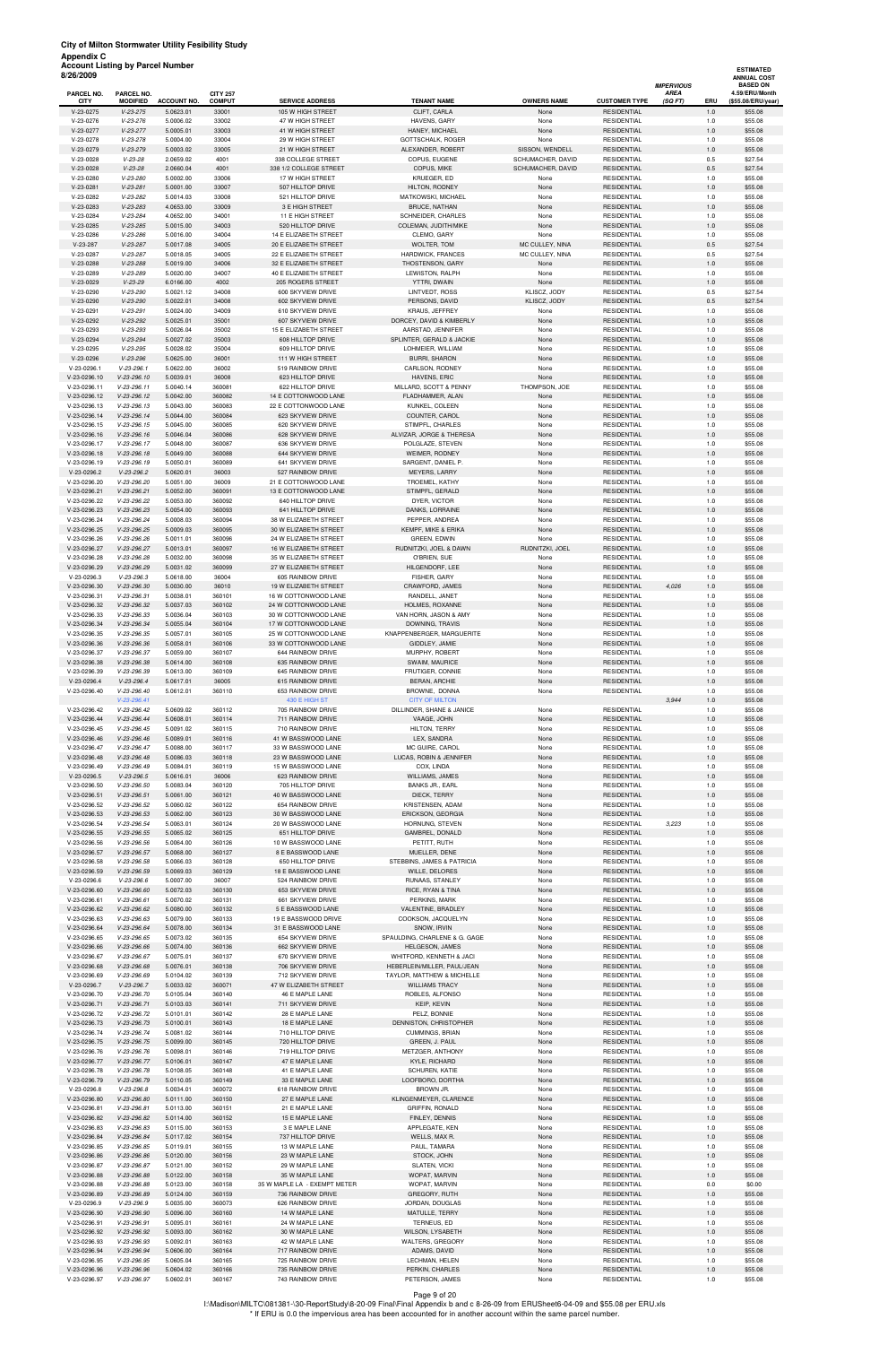**City of Milton Stormwater Utility Fesibility Study**
**Appendix C**
**Account Listing by Parcel Number**
**8/26/2009**

| PARCEL NO. CITY | PARCEL NO. MODIFIED | ACCOUNT NO. | CITY 257 COMPUT | SERVICE ADDRESS | TENANT NAME | OWNERS NAME | CUSTOMER TYPE | IMPERVIOUS AREA (SQ FT) | ERU | ESTIMATED ANNUAL COST BASED ON 4.59/ERU/Month ($55.08/ERU/year) |
|---|---|---|---|---|---|---|---|---|---|---|
| V-23-0275 | V-23-275 | 5.0623.01 | 33001 | 105 W HIGH STREET | CLIFT, CARLA | None | RESIDENTIAL | | 1.0 | $55.08 |
| V-23-0276 | V-23-276 | 5.0006.02 | 33002 | 47 W HIGH STREET | HAVENS, GARY | None | RESIDENTIAL | | 1.0 | $55.08 |
| V-23-0277 | V-23-277 | 5.0005.01 | 33003 | 41 W HIGH STREET | HANEY, MICHAEL | None | RESIDENTIAL | | 1.0 | $55.08 |
| V-23-0278 | V-23-278 | 5.0004.00 | 33004 | 29 W HIGH STREET | GOTTSCHALK, ROGER | None | RESIDENTIAL | | 1.0 | $55.08 |
| V-23-0279 | V-23-279 | 5.0003.02 | 33005 | 21 W HIGH STREET | ALEXANDER, ROBERT | SISSON, WENDELL | RESIDENTIAL | | 1.0 | $55.08 |
| V-23-0028 | V-23-28 | 2.0659.02 | 4001 | 338 COLLEGE STREET | COPUS, EUGENE | SCHUMACHER, DAVID | RESIDENTIAL | | 0.5 | $27.54 |
| V-23-0028 | V-23-28 | 2.0660.04 | 4001 | 338 1/2 COLLEGE STREET | COPUS, MIKE | SCHUMACHER, DAVID | RESIDENTIAL | | 0.5 | $27.54 |
| V-23-0280 | V-23-280 | 5.0002.00 | 33006 | 17 W HIGH STREET | KRUEGER, ED | None | RESIDENTIAL | | 1.0 | $55.08 |
| V-23-0281 | V-23-281 | 5.0001.00 | 33007 | 507 HILLTOP DRIVE | HILTON, RODNEY | None | RESIDENTIAL | | 1.0 | $55.08 |
| V-23-0282 | V-23-282 | 5.0014.03 | 33008 | 521 HILLTOP DRIVE | MATKOWSKI, MICHAEL | None | RESIDENTIAL | | 1.0 | $55.08 |
| V-23-0283 | V-23-283 | 4.0653.00 | 33009 | 3 E HIGH STREET | BRUCE, NATHAN | None | RESIDENTIAL | | 1.0 | $55.08 |
| V-23-0284 | V-23-284 | 4.0652.00 | 34001 | 11 E HIGH STREET | SCHNEIDER, CHARLES | None | RESIDENTIAL | | 1.0 | $55.08 |
| V-23-0285 | V-23-285 | 5.0015.00 | 34003 | 520 HILLTOP DRIVE | COLEMAN, JUDITH/MIKE | None | RESIDENTIAL | | 1.0 | $55.08 |
| V-23-0286 | V-23-286 | 5.0016.00 | 34004 | 14 E ELIZABETH STREET | CLEMO, GARY | None | RESIDENTIAL | | 1.0 | $55.08 |
| V-23-287 | V-23-287 | 5.0017.08 | 34005 | 20 E ELIZABETH STREET | WOLTER, TOM | MC CULLEY, NINA | RESIDENTIAL | | 0.5 | $27.54 |
| V-23-0287 | V-23-287 | 5.0018.05 | 34005 | 22 E ELIZABETH STREET | HARDWICK, FRANCES | MC CULLEY, NINA | RESIDENTIAL | | 0.5 | $27.54 |
| V-23-0288 | V-23-288 | 5.0019.00 | 34006 | 32 E ELIZABETH STREET | THOSTENSON, GARY | None | RESIDENTIAL | | 1.0 | $55.08 |
| V-23-0289 | V-23-289 | 5.0020.00 | 34007 | 40 E ELIZABETH STREET | LEWISTON, RALPH | None | RESIDENTIAL | | 1.0 | $55.08 |
| V-23-0029 | V-23-29 | 6.0166.00 | 4002 | 205 ROGERS STREET | YTTRI, DWAIN | None | RESIDENTIAL | | 1.0 | $55.08 |
| V-23-0290 | V-23-290 | 5.0021.12 | 34008 | 600 SKYVIEW DRIVE | LINTVEDT, ROSS | KLISCZ, JODY | RESIDENTIAL | | 0.5 | $27.54 |
| V-23-0290 | V-23-290 | 5.0022.01 | 34008 | 602 SKYVIEW DRIVE | PERSONS, DAVID | KLISCZ, JODY | RESIDENTIAL | | 0.5 | $27.54 |
| V-23-0291 | V-23-291 | 5.0024.00 | 34009 | 610 SKYVIEW DRIVE | KRAUS, JEFFREY | None | RESIDENTIAL | | 1.0 | $55.08 |
| V-23-0292 | V-23-292 | 5.0025.01 | 35001 | 607 SKYVIEW DRIVE | DORCEY, DAVID & KIMBERLY | None | RESIDENTIAL | | 1.0 | $55.08 |
| V-23-0293 | V-23-293 | 5.0026.04 | 35002 | 15 E ELIZABETH STREET | AARSTAD, JENNIFER | None | RESIDENTIAL | | 1.0 | $55.08 |
| V-23-0294 | V-23-294 | 5.0027.02 | 35003 | 608 HILLTOP DRIVE | SPLINTER, GERALD & JACKIE | None | RESIDENTIAL | | 1.0 | $55.08 |
| V-23-0295 | V-23-295 | 5.0028.02 | 35004 | 609 HILLTOP DRIVE | LOHMEIER, WILLIAM | None | RESIDENTIAL | | 1.0 | $55.08 |
| V-23-0296 | V-23-296 | 5.0625.00 | 36001 | 111 W HIGH STREET | BURRI, SHARON | None | RESIDENTIAL | | 1.0 | $55.08 |
| V-23-0296.1 | V-23-296.1 | 5.0622.00 | 36002 | 519 RAINBOW DRIVE | CARLSON, RODNEY | None | RESIDENTIAL | | 1.0 | $55.08 |
| V-23-0296.10 | V-23-296.10 | 5.0039.01 | 36008 | 623 HILLTOP DRIVE | HAVENS, ERIC | None | RESIDENTIAL | | 1.0 | $55.08 |
| V-23-0296.11 | V-23-296.11 | 5.0040.14 | 360081 | 622 HILLTOP DRIVE | MILLARD, SCOTT & PENNY | THOMPSON, JOE | RESIDENTIAL | | 1.0 | $55.08 |
| V-23-0296.12 | V-23-296.12 | 5.0042.00 | 360082 | 14 E COTTONWOOD LANE | FLADHAMMER, ALAN | None | RESIDENTIAL | | 1.0 | $55.08 |
| V-23-0296.13 | V-23-296.13 | 5.0043.00 | 360083 | 22 E COTTONWOOD LANE | KUNKEL, COLEEN | None | RESIDENTIAL | | 1.0 | $55.08 |
| V-23-0296.14 | V-23-296.14 | 5.0044.00 | 360084 | 623 SKYVIEW DRIVE | COUNTER, CAROL | None | RESIDENTIAL | | 1.0 | $55.08 |
| V-23-0296.15 | V-23-296.15 | 5.0045.00 | 360085 | 620 SKYVIEW DRIVE | STIMPFL, CHARLES | None | RESIDENTIAL | | 1.0 | $55.08 |
| V-23-0296.16 | V-23-296.16 | 5.0046.04 | 360086 | 628 SKYVIEW DRIVE | ALVIZAR, JORGE & THERESA | None | RESIDENTIAL | | 1.0 | $55.08 |
| V-23-0296.17 | V-23-296.17 | 5.0048.00 | 360087 | 636 SKYVIEW DRIVE | POLGLAZE, STEVEN | None | RESIDENTIAL | | 1.0 | $55.08 |
| V-23-0296.18 | V-23-296.18 | 5.0049.00 | 360088 | 644 SKYVIEW DRIVE | WEIMER, RODNEY | None | RESIDENTIAL | | 1.0 | $55.08 |
| V-23-0296.19 | V-23-296.19 | 5.0050.01 | 360089 | 641 SKYVIEW DRIVE | SARGENT, DANIEL P. | None | RESIDENTIAL | | 1.0 | $55.08 |
| V-23-0296.2 | V-23-296.2 | 5.0620.01 | 36003 | 527 RAINBOW DRIVE | MEYERS, LARRY | None | RESIDENTIAL | | 1.0 | $55.08 |
| V-23-0296.20 | V-23-296.20 | 5.0051.00 | 36009 | 21 E COTTONWOOD LANE | TROEMEL, KATHY | None | RESIDENTIAL | | 1.0 | $55.08 |
| V-23-0296.21 | V-23-296.21 | 5.0052.00 | 360091 | 13 E COTTONWOOD LANE | STIMPFL, GERALD | None | RESIDENTIAL | | 1.0 | $55.08 |
| V-23-0296.22 | V-23-296.22 | 5.0053.00 | 360092 | 640 HILLTOP DRIVE | DYER, VICTOR | None | RESIDENTIAL | | 1.0 | $55.08 |
| V-23-0296.23 | V-23-296.23 | 5.0054.00 | 360093 | 641 HILLTOP DRIVE | DANKS, LORRAINE | None | RESIDENTIAL | | 1.0 | $55.08 |
| V-23-0296.24 | V-23-296.24 | 5.0008.03 | 360094 | 38 W ELIZABETH STREET | PEPPER, ANDREA | None | RESIDENTIAL | | 1.0 | $55.08 |
| V-23-0296.25 | V-23-296.25 | 5.0009.03 | 360095 | 30 W ELIZABETH STREET | KEMPF, MIKE & ERIKA | None | RESIDENTIAL | | 1.0 | $55.08 |
| V-23-0296.26 | V-23-296.26 | 5.0011.01 | 360096 | 24 W ELIZABETH STREET | GREEN, EDWIN | None | RESIDENTIAL | | 1.0 | $55.08 |
| V-23-0296.27 | V-23-296.27 | 5.0013.01 | 360097 | 16 W ELIZABETH STREET | RUDNITZKI, JOEL & DAWN | RUDNITZKI, JOEL | RESIDENTIAL | | 1.0 | $55.08 |
| V-23-0296.28 | V-23-296.28 | 5.0032.00 | 360098 | 35 W ELIZABETH STREET | O'BRIEN, SUE | None | RESIDENTIAL | | 1.0 | $55.08 |
| V-23-0296.29 | V-23-296.29 | 5.0031.02 | 360099 | 27 W ELIZABETH STREET | HILGENDORF, LEE | None | RESIDENTIAL | | 1.0 | $55.08 |
| V-23-0296.3 | V-23-296.3 | 5.0618.00 | 36004 | 605 RAINBOW DRIVE | FISHER, GARY | None | RESIDENTIAL | | 1.0 | $55.08 |
| V-23-0296.30 | V-23-296.30 | 5.0030.00 | 36010 | 19 W ELIZABETH STREET | CRAWFORD, JAMES | None | RESIDENTIAL | 4,026 | 1.0 | $55.08 |
| V-23-0296.31 | V-23-296.31 | 5.0038.01 | 360101 | 16 W COTTONWOOD LANE | RANDELL, JANET | None | RESIDENTIAL | | 1.0 | $55.08 |
| V-23-0296.32 | V-23-296.32 | 5.0037.03 | 360102 | 24 W COTTONWOOD LANE | HOLMES, ROXANNE | None | RESIDENTIAL | | 1.0 | $55.08 |
| V-23-0296.33 | V-23-296.33 | 5.0036.04 | 360103 | 30 W COTTONWOOD LANE | VAN HORN, JASON & AMY | None | RESIDENTIAL | | 1.0 | $55.08 |
| V-23-0296.34 | V-23-296.34 | 5.0055.04 | 360104 | 17 W COTTONWOOD LANE | DOWNING, TRAVIS | None | RESIDENTIAL | | 1.0 | $55.08 |
| V-23-0296.35 | V-23-296.35 | 5.0057.01 | 360105 | 25 W COTTONWOOD LANE | KNAPPENBERGER, MARGUERITE | None | RESIDENTIAL | | 1.0 | $55.08 |
| V-23-0296.36 | V-23-296.36 | 5.0058.01 | 360106 | 33 W COTTONWOOD LANE | GIDDLEY, JAMIE | None | RESIDENTIAL | | 1.0 | $55.08 |
| V-23-0296.37 | V-23-296.37 | 5.0059.00 | 360107 | 644 RAINBOW DRIVE | MURPHY, ROBERT | None | RESIDENTIAL | | 1.0 | $55.08 |
| V-23-0296.38 | V-23-296.38 | 5.0614.00 | 360108 | 635 RAINBOW DRIVE | SWAIM, MAURICE | None | RESIDENTIAL | | 1.0 | $55.08 |
| V-23-0296.39 | V-23-296.39 | 5.0613.00 | 360109 | 645 RAINBOW DRIVE | FRUTIGER, CONNIE | None | RESIDENTIAL | | 1.0 | $55.08 |
| V-23-0296.4 | V-23-296.4 | 5.0617.01 | 36005 | 615 RAINBOW DRIVE | BERAN, ARCHIE | None | RESIDENTIAL | | 1.0 | $55.08 |
| V-23-0296.40 | V-23-296.40 | 5.0612.01 | 360110 | 653 RAINBOW DRIVE | BROWNE, DONNA | None | RESIDENTIAL | | 1.0 | $55.08 |
| | V-23-296.41 | | | 430 E HIGH ST | CITY OF MILTON | | | 3,944 | 1.0 | $55.08 |
| V-23-0296.42 | V-23-296.42 | 5.0609.02 | 360112 | 705 RAINBOW DRIVE | DILLINDER, SHANE & JANICE | None | RESIDENTIAL | | 1.0 | $55.08 |
| V-23-0296.44 | V-23-296.44 | 5.0608.01 | 360114 | 711 RAINBOW DRIVE | VAAGE, JOHN | None | RESIDENTIAL | | 1.0 | $55.08 |
| V-23-0296.45 | V-23-296.45 | 5.0091.02 | 360115 | 710 RAINBOW DRIVE | HILTON, TERRY | None | RESIDENTIAL | | 1.0 | $55.08 |
| V-23-0296.46 | V-23-296.46 | 5.0089.01 | 360116 | 41 W BASSWOOD LANE | LEX, SANDRA | None | RESIDENTIAL | | 1.0 | $55.08 |
| V-23-0296.47 | V-23-296.47 | 5.0088.00 | 360117 | 33 W BASSWOOD LANE | MC GUIRE, CAROL | None | RESIDENTIAL | | 1.0 | $55.08 |
| V-23-0296.48 | V-23-296.48 | 5.0086.03 | 360118 | 23 W BASSWOOD LANE | LUCAS, ROBIN & JENNIFER | None | RESIDENTIAL | | 1.0 | $55.08 |
| V-23-0296.49 | V-23-296.49 | 5.0084.01 | 360119 | 15 W BASSWOOD LANE | COX, LINDA | None | RESIDENTIAL | | 1.0 | $55.08 |
| V-23-0296.5 | V-23-296.5 | 5.0616.01 | 36006 | 623 RAINBOW DRIVE | WILLIAMS, JAMES | None | RESIDENTIAL | | 1.0 | $55.08 |
| V-23-0296.50 | V-23-296.50 | 5.0083.04 | 360120 | 705 HILLTOP DRIVE | BANKS JR., EARL | None | RESIDENTIAL | | 1.0 | $55.08 |
| V-23-0296.51 | V-23-296.51 | 5.0061.00 | 360121 | 40 W BASSWOOD LANE | DIECK, TERRY | None | RESIDENTIAL | | 1.0 | $55.08 |
| V-23-0296.52 | V-23-296.52 | 5.0060.02 | 360122 | 654 RAINBOW DRIVE | KRISTENSEN, ADAM | None | RESIDENTIAL | | 1.0 | $55.08 |
| V-23-0296.53 | V-23-296.53 | 5.0062.00 | 360123 | 30 W BASSWOOD LANE | ERICKSON, GEORGIA | None | RESIDENTIAL | | 1.0 | $55.08 |
| V-23-0296.54 | V-23-296.54 | 5.0063.01 | 360124 | 20 W BASSWOOD LANE | HORNUNG, STEVEN | None | RESIDENTIAL | 3,223 | 1.0 | $55.08 |
| V-23-0296.55 | V-23-296.55 | 5.0065.02 | 360125 | 651 HILLTOP DRIVE | GAMBREL, DONALD | None | RESIDENTIAL | | 1.0 | $55.08 |
| V-23-0296.56 | V-23-296.56 | 5.0064.00 | 360126 | 10 W BASSWOOD LANE | PETITT, RUTH | None | RESIDENTIAL | | 1.0 | $55.08 |
| V-23-0296.57 | V-23-296.57 | 5.0068.00 | 360127 | 8 E BASSWOOD LANE | MUELLER, DENE | None | RESIDENTIAL | | 1.0 | $55.08 |
| V-23-0296.58 | V-23-296.58 | 5.0066.03 | 360128 | 650 HILLTOP DRIVE | STEBBINS, JAMES & PATRICIA | None | RESIDENTIAL | | 1.0 | $55.08 |
| V-23-0296.59 | V-23-296.59 | 5.0069.03 | 360129 | 18 E BASSWOOD LANE | WILLE, DELORES | None | RESIDENTIAL | | 1.0 | $55.08 |
| V-23-0296.6 | V-23-296.6 | 5.0007.00 | 36007 | 524 RAINBOW DRIVE | RUNAAS, STANLEY | None | RESIDENTIAL | | 1.0 | $55.08 |
| V-23-0296.60 | V-23-296.60 | 5.0072.03 | 360130 | 653 SKYVIEW DRIVE | RICE, RYAN & TINA | None | RESIDENTIAL | | 1.0 | $55.08 |
| V-23-0296.61 | V-23-296.61 | 5.0070.02 | 360131 | 661 SKYVIEW DRIVE | PERKINS, MARK | None | RESIDENTIAL | | 1.0 | $55.08 |
| V-23-0296.62 | V-23-296.62 | 5.0080.00 | 360132 | 5 E BASSWOOD LANE | VALENTINE, BRADLEY | None | RESIDENTIAL | | 1.0 | $55.08 |
| V-23-0296.63 | V-23-296.63 | 5.0079.00 | 360133 | 19 E BASSWOOD DRIVE | COOKSON, JACQUELYN | None | RESIDENTIAL | | 1.0 | $55.08 |
| V-23-0296.64 | V-23-296.64 | 5.0078.00 | 360134 | 31 E BASSWOOD LANE | SNOW, IRVIN | None | RESIDENTIAL | | 1.0 | $55.08 |
| V-23-0296.65 | V-23-296.65 | 5.0073.02 | 360135 | 654 SKYVIEW DRIVE | SPAULDING, CHARLENE & G. GAGE | None | RESIDENTIAL | | 1.0 | $55.08 |
| V-23-0296.66 | V-23-296.66 | 5.0074.00 | 360136 | 662 SKYVIEW DRIVE | HELGESON, JAMES | None | RESIDENTIAL | | 1.0 | $55.08 |
| V-23-0296.67 | V-23-296.67 | 5.0075.01 | 360137 | 670 SKYVIEW DRIVE | WHITFORD, KENNETH & JACI | None | RESIDENTIAL | | 1.0 | $55.08 |
| V-23-0296.68 | V-23-296.68 | 5.0076.01 | 360138 | 706 SKYVIEW DRIVE | HEBERLEIN/MILLER, PAUL/JEAN | None | RESIDENTIAL | | 1.0 | $55.08 |
| V-23-0296.69 | V-23-296.69 | 5.0104.02 | 360139 | 712 SKYVIEW DRIVE | TAYLOR, MATTHEW & MICHELLE | None | RESIDENTIAL | | 1.0 | $55.08 |
| V-23-0296.7 | V-23-296.7 | 5.0033.02 | 360071 | 47 W ELIZABETH STREET | WILLIAMS TRACY | None | RESIDENTIAL | | 1.0 | $55.08 |
| V-23-0296.70 | V-23-296.70 | 5.0105.04 | 360140 | 46 E MAPLE LANE | ROBLES, ALFONSO | None | RESIDENTIAL | | 1.0 | $55.08 |
| V-23-0296.71 | V-23-296.71 | 5.0103.03 | 360141 | 711 SKYVIEW DRIVE | KEIP, KEVIN | None | RESIDENTIAL | | 1.0 | $55.08 |
| V-23-0296.72 | V-23-296.72 | 5.0101.01 | 360142 | 28 E MAPLE LANE | PELZ, BONNIE | None | RESIDENTIAL | | 1.0 | $55.08 |
| V-23-0296.73 | V-23-296.73 | 5.0100.01 | 360143 | 18 E MAPLE LANE | DENNISTON, CHRISTOPHER | None | RESIDENTIAL | | 1.0 | $55.08 |
| V-23-0296.74 | V-23-296.74 | 5.0081.02 | 360144 | 710 HILLTOP DRIVE | CUMMINGS, BRIAN | None | RESIDENTIAL | | 1.0 | $55.08 |
| V-23-0296.75 | V-23-296.75 | 5.0099.00 | 360145 | 720 HILLTOP DRIVE | GREEN, J. PAUL | None | RESIDENTIAL | | 1.0 | $55.08 |
| V-23-0296.76 | V-23-296.76 | 5.0098.01 | 360146 | 719 HILLTOP DRIVE | METZGER, ANTHONY | None | RESIDENTIAL | | 1.0 | $55.08 |
| V-23-0296.77 | V-23-296.77 | 5.0106.01 | 360147 | 47 E MAPLE LANE | KYLE, RICHARD | None | RESIDENTIAL | | 1.0 | $55.08 |
| V-23-0296.78 | V-23-296.78 | 5.0108.05 | 360148 | 41 E MAPLE LANE | SCHUREN, KATIE | None | RESIDENTIAL | | 1.0 | $55.08 |
| V-23-0296.79 | V-23-296.79 | 5.0110.05 | 360149 | 33 E MAPLE LANE | LOOFBORO, DORTHA | None | RESIDENTIAL | | 1.0 | $55.08 |
| V-23-0296.8 | V-23-296.8 | 5.0034.01 | 360072 | 618 RAINBOW DRIVE | BROWN JR. | None | RESIDENTIAL | | 1.0 | $55.08 |
| V-23-0296.80 | V-23-296.80 | 5.0111.00 | 360150 | 27 E MAPLE LANE | KLINGENMEYER, CLARENCE | None | RESIDENTIAL | | 1.0 | $55.08 |
| V-23-0296.81 | V-23-296.81 | 5.0113.00 | 360151 | 21 E MAPLE LANE | GRIFFIN, RONALD | None | RESIDENTIAL | | 1.0 | $55.08 |
| V-23-0296.82 | V-23-296.82 | 5.0114.00 | 360152 | 15 E MAPLE LANE | FINLEY, DENNIS | None | RESIDENTIAL | | 1.0 | $55.08 |
| V-23-0296.83 | V-23-296.83 | 5.0115.00 | 360153 | 3 E MAPLE LANE | APPLEGATE, KEN | None | RESIDENTIAL | | 1.0 | $55.08 |
| V-23-0296.84 | V-23-296.84 | 5.0117.02 | 360154 | 737 HILLTOP DRIVE | WELLS, MAX R. | None | RESIDENTIAL | | 1.0 | $55.08 |
| V-23-0296.85 | V-23-296.85 | 5.0119.01 | 360155 | 13 W MAPLE LANE | PAUL, TAMARA | None | RESIDENTIAL | | 1.0 | $55.08 |
| V-23-0296.86 | V-23-296.86 | 5.0120.00 | 360156 | 23 W MAPLE LANE | STOCK, JOHN | None | RESIDENTIAL | | 1.0 | $55.08 |
| V-23-0296.87 | V-23-296.87 | 5.0121.00 | 360152 | 29 W MAPLE LANE | SLATEN, VICKI | None | RESIDENTIAL | | 1.0 | $55.08 |
| V-23-0296.88 | V-23-296.88 | 5.0122.00 | 360158 | 35 W MAPLE LANE | WOPAT, MARVIN | None | RESIDENTIAL | | 1.0 | $55.08 |
| V-23-0296.88 | V-23-296.88 | 5.0123.00 | 360158 | 35 W MAPLE LA - EXEMPT METER | WOPAT, MARVIN | None | RESIDENTIAL | | 0.0 | $0.00 |
| V-23-0296.89 | V-23-296.89 | 5.0124.00 | 360159 | 736 RAINBOW DRIVE | GREGORY, RUTH | None | RESIDENTIAL | | 1.0 | $55.08 |
| V-23-0296.9 | V-23-296.9 | 5.0035.00 | 360073 | 626 RAINBOW DRIVE | JORDAN, DOUGLAS | None | RESIDENTIAL | | 1.0 | $55.08 |
| V-23-0296.90 | V-23-296.90 | 5.0096.00 | 360160 | 14 W MAPLE LANE | MATULLE, TERRY | None | RESIDENTIAL | | 1.0 | $55.08 |
| V-23-0296.91 | V-23-296.91 | 5.0095.01 | 360161 | 24 W MAPLE LANE | TERNEUS, ED | None | RESIDENTIAL | | 1.0 | $55.08 |
| V-23-0296.92 | V-23-296.92 | 5.0093.00 | 360162 | 30 W MAPLE LANE | WILSON, LYSABETH | None | RESIDENTIAL | | 1.0 | $55.08 |
| V-23-0296.93 | V-23-296.93 | 5.0092.01 | 360163 | 42 W MAPLE LANE | WALTERS, GREGORY | None | RESIDENTIAL | | 1.0 | $55.08 |
| V-23-0296.94 | V-23-296.94 | 5.0606.00 | 360164 | 717 RAINBOW DRIVE | ADAMS, DAVID | None | RESIDENTIAL | | 1.0 | $55.08 |
| V-23-0296.95 | V-23-296.95 | 5.0605.04 | 360165 | 725 RAINBOW DRIVE | LECHMAN, HELEN | None | RESIDENTIAL | | 1.0 | $55.08 |
| V-23-0296.96 | V-23-296.96 | 5.0604.02 | 360166 | 735 RAINBOW DRIVE | PERKIN, CHARLES | None | RESIDENTIAL | | 1.0 | $55.08 |
| V-23-0296.97 | V-23-296.97 | 5.0602.01 | 360167 | 743 RAINBOW DRIVE | PETERSON, JAMES | None | RESIDENTIAL | | 1.0 | $55.08 |

I:\Madison\MILTC\081381-\30-ReportStudy\8-20-09 Final\Final Appendix b and c 8-26-09 from ERUSheet6-04-09 and $55.08 per ERU.xls

* If ERU is 0.0 the impervious area has been accounted for in another account within the same parcel number.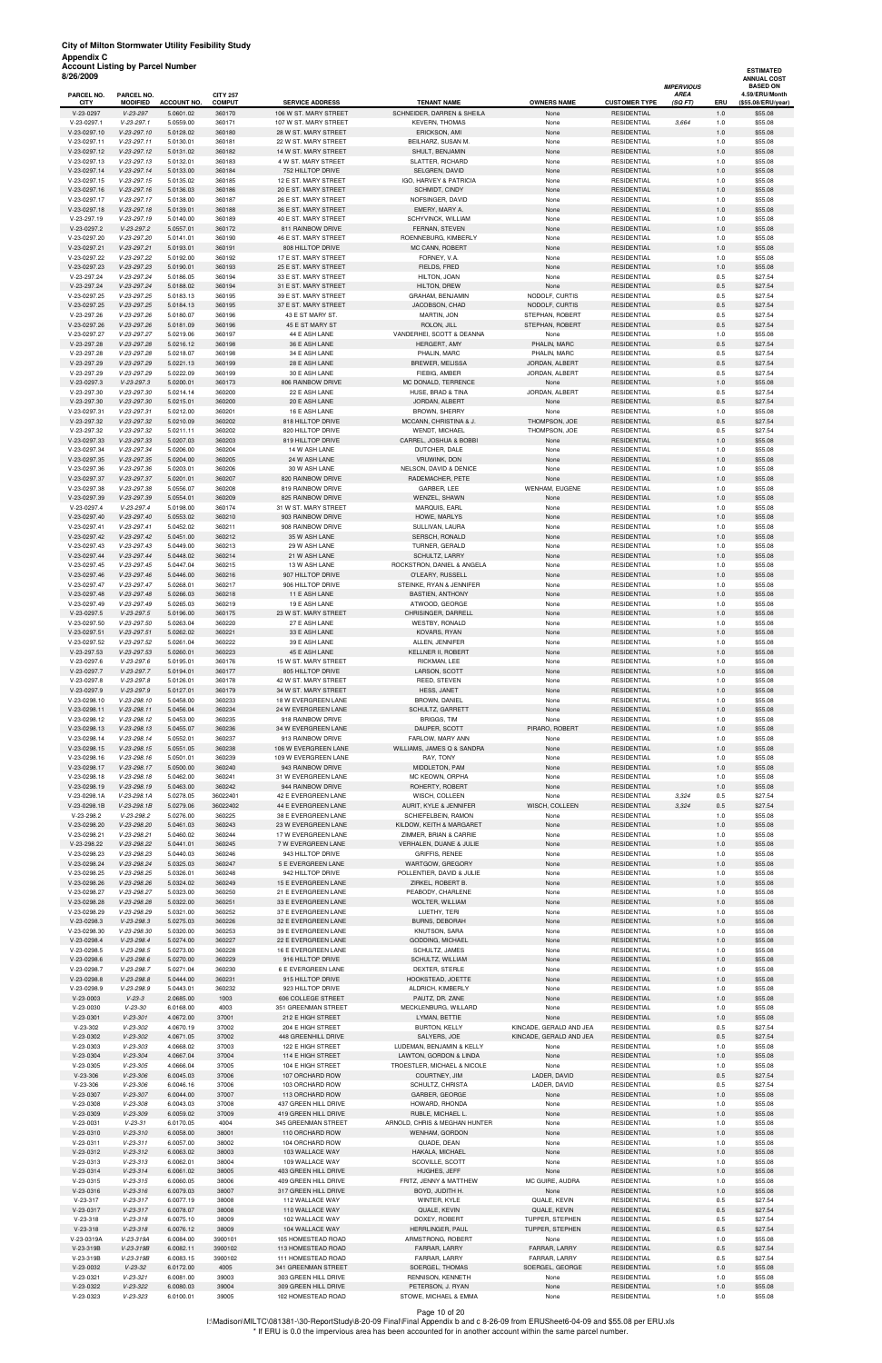**City of Milton Stormwater Utility Fesibility Study**
**Appendix C**
**Account Listing by Parcel Number**
**8/26/2009**

| PARCEL NO. CITY | PARCEL NO. MODIFIED | ACCOUNT NO. | CITY 257 COMPUT | SERVICE ADDRESS | TENANT NAME | OWNERS NAME | CUSTOMER TYPE | IMPERVIOUS AREA (SQ FT) | ERU | ESTIMATED ANNUAL COST BASED ON 4.59/ERU/Month ($55.08/ERU/year) |
|---|---|---|---|---|---|---|---|---|---|---|
| V-23-0297 | V-23-297 | 5.0601.02 | 360170 | 106 W ST. MARY STREET | SCHNEIDER, DARREN & SHEILA | None | RESIDENTIAL | | 1.0 | $55.08 |
| V-23-0297.1 | V-23-297.1 | 5.0559.00 | 360171 | 107 W ST. MARY STREET | KEVERN, THOMAS | None | RESIDENTIAL | 3,664 | 1.0 | $55.08 |
| V-23-0297.10 | V-23-297.10 | 5.0128.02 | 360180 | 28 W ST. MARY STREET | ERICKSON, AMI | None | RESIDENTIAL | | 1.0 | $55.08 |
| V-23-0297.11 | V-23-297.11 | 5.0130.01 | 360181 | 22 W ST. MARY STREET | BEILHARZ, SUSAN M. | None | RESIDENTIAL | | 1.0 | $55.08 |
| V-23-0297.12 | V-23-297.12 | 5.0131.02 | 360182 | 14 W ST. MARY STREET | SHULT, BENJAMIN | None | RESIDENTIAL | | 1.0 | $55.08 |
| V-23-0297.13 | V-23-297.13 | 5.0132.01 | 360183 | 4 W ST. MARY STREET | SLATTER, RICHARD | None | RESIDENTIAL | | 1.0 | $55.08 |
| V-23-0297.14 | V-23-297.14 | 5.0133.00 | 360184 | 752 HILLTOP DRIVE | SELGREN, DAVID | None | RESIDENTIAL | | 1.0 | $55.08 |
| V-23-0297.15 | V-23-297.15 | 5.0135.02 | 360185 | 12 E ST. MARY STREET | IGO, HARVEY & PATRICIA | None | RESIDENTIAL | | 1.0 | $55.08 |
| V-23-0297.16 | V-23-297.16 | 5.0136.03 | 360186 | 20 E ST. MARY STREET | SCHMIDT, CINDY | None | RESIDENTIAL | | 1.0 | $55.08 |
| V-23-0297.17 | V-23-297.17 | 5.0138.00 | 360187 | 26 E ST. MARY STREET | NOFSINGER, DAVID | None | RESIDENTIAL | | 1.0 | $55.08 |
| V-23-0297.18 | V-23-297.18 | 5.0139.01 | 360188 | 36 E ST. MARY STREET | EMERY, MARY A. | None | RESIDENTIAL | | 1.0 | $55.08 |
| V-23-297.19 | V-23-297.19 | 5.0140.00 | 360189 | 40 E ST. MARY STREET | SCHYVINCK, WILLIAM | None | RESIDENTIAL | | 1.0 | $55.08 |
| V-23-0297.2 | V-23-297.2 | 5.0557.01 | 360172 | 811 RAINBOW DRIVE | FERNAN, STEVEN | None | RESIDENTIAL | | 1.0 | $55.08 |
| V-23-0297.20 | V-23-297.20 | 5.0141.01 | 360190 | 46 E ST. MARY STREET | ROENNEBURG, KIMBERLY | None | RESIDENTIAL | | 1.0 | $55.08 |
| V-23-0297.21 | V-23-297.21 | 5.0193.01 | 360191 | 808 HILLTOP DRIVE | MC CANN, ROBERT | None | RESIDENTIAL | | 1.0 | $55.08 |
| V-23-0297.22 | V-23-297.22 | 5.0192.00 | 360192 | 17 E ST. MARY STREET | FORNEY, V.A. | None | RESIDENTIAL | | 1.0 | $55.08 |
| V-23-0297.23 | V-23-297.23 | 5.0190.01 | 360193 | 25 E ST. MARY STREET | FIELDS, FRED | None | RESIDENTIAL | | 1.0 | $55.08 |
| V-23-297.24 | V-23-297.24 | 5.0186.05 | 360194 | 33 E ST. MARY STREET | HILTON, JOAN | None | RESIDENTIAL | | 0.5 | $27.54 |
| V-23-297.24 | V-23-297.24 | 5.0188.02 | 360194 | 31 E ST. MARY STREET | HILTON, DREW | None | RESIDENTIAL | | 0.5 | $27.54 |
| V-23-0297.25 | V-23-297.25 | 5.0183.13 | 360195 | 39 E ST. MARY STREET | GRAHAM, BENJAMIN | NODOLF, CURTIS | RESIDENTIAL | | 0.5 | $27.54 |
| V-23-0297.25 | V-23-297.25 | 5.0184.13 | 360195 | 37 E ST. MARY STREET | JACOBSON, CHAD | NODOLF, CURTIS | RESIDENTIAL | | 0.5 | $27.54 |
| V-23-297.26 | V-23-297.26 | 5.0180.07 | 360196 | 43 E ST MARY ST. | MARTIN, JON | STEPHAN, ROBERT | RESIDENTIAL | | 0.5 | $27.54 |
| V-23-0297.26 | V-23-297.26 | 5.0181.09 | 360196 | 45 E ST MARY ST | ROLON, JILL | STEPHAN, ROBERT | RESIDENTIAL | | 0.5 | $27.54 |
| V-23-0297.27 | V-23-297.27 | 5.0219.06 | 360197 | 44 E ASH LANE | VANDERHEI, SCOTT & DEANNA | None | RESIDENTIAL | | 1.0 | $55.08 |
| V-23-297.28 | V-23-297.28 | 5.0216.12 | 360198 | 36 E ASH LANE | HERGERT, AMY | PHALIN, MARC | RESIDENTIAL | | 0.5 | $27.54 |
| V-23-297.28 | V-23-297.28 | 5.0218.07 | 360198 | 34 E ASH LANE | PHALIN, MARC | PHALIN, MARC | RESIDENTIAL | | 0.5 | $27.54 |
| V-23-297.29 | V-23-297.29 | 5.0221.13 | 360199 | 28 E ASH LANE | BREWER, MELISSA | JORDAN, ALBERT | RESIDENTIAL | | 0.5 | $27.54 |
| V-23-297.29 | V-23-297.29 | 5.0222.09 | 360199 | 30 E ASH LANE | FIEBIG, AMBER | JORDAN, ALBERT | RESIDENTIAL | | 0.5 | $27.54 |
| V-23-0297.3 | V-23-297.3 | 5.0200.01 | 360173 | 806 RAINBOW DRIVE | MC DONALD, TERRENCE | None | RESIDENTIAL | | 1.0 | $55.08 |
| V-23-297.30 | V-23-297.30 | 5.0214.14 | 360200 | 22 E ASH LANE | HUSE, BRAD & TINA | JORDAN, ALBERT | RESIDENTIAL | | 0.5 | $27.54 |
| V-23-297.30 | V-23-297.30 | 5.0215.01 | 360200 | 20 E ASH LANE | JORDAN, ALBERT | None | RESIDENTIAL | | 0.5 | $27.54 |
| V-23-0297.31 | V-23-297.31 | 5.0212.00 | 360201 | 16 E ASH LANE | BROWN, SHERRY | None | RESIDENTIAL | | 1.0 | $55.08 |
| V-23-297.32 | V-23-297.32 | 5.0210.09 | 360202 | 818 HILLTOP DRIVE | MCCANN, CHRISTINA & J. | THOMPSON, JOE | RESIDENTIAL | | 0.5 | $27.54 |
| V-23-297.32 | V-23-297.32 | 5.0211.11 | 360202 | 820 HILLTOP DRIVE | WENDT, MICHAEL | THOMPSON, JOE | RESIDENTIAL | | 0.5 | $27.54 |
| V-23-0297.33 | V-23-297.33 | 5.0207.03 | 360203 | 819 HILLTOP DRIVE | CARREL, JOSHUA & BOBBI | None | RESIDENTIAL | | 1.0 | $55.08 |
| V-23-0297.34 | V-23-297.34 | 5.0206.00 | 360204 | 14 W ASH LANE | DUTCHER, DALE | None | RESIDENTIAL | | 1.0 | $55.08 |
| V-23-0297.35 | V-23-297.35 | 5.0204.00 | 360205 | 24 W ASH LANE | VRUWINK, DON | None | RESIDENTIAL | | 1.0 | $55.08 |
| V-23-0297.36 | V-23-297.36 | 5.0203.01 | 360206 | 30 W ASH LANE | NELSON, DAVID & DENICE | None | RESIDENTIAL | | 1.0 | $55.08 |
| V-23-0297.37 | V-23-297.37 | 5.0201.01 | 360207 | 820 RAINBOW DRIVE | RADEMACHER, PETE | None | RESIDENTIAL | | 1.0 | $55.08 |
| V-23-0297.38 | V-23-297.38 | 5.0556.07 | 360208 | 819 RAINBOW DRIVE | GARBER, LEE | WENHAM, EUGENE | RESIDENTIAL | | 1.0 | $55.08 |
| V-23-0297.39 | V-23-297.39 | 5.0554.01 | 360209 | 825 RAINBOW DRIVE | WENZEL, SHAWN | None | RESIDENTIAL | | 1.0 | $55.08 |
| V-23-0297.4 | V-23-297.4 | 5.0198.00 | 360174 | 31 W ST. MARY STREET | MARQUIS, EARL | None | RESIDENTIAL | | 1.0 | $55.08 |
| V-23-0297.40 | V-23-297.40 | 5.0553.02 | 360210 | 903 RAINBOW DRIVE | HOWE, MARLYS | None | RESIDENTIAL | | 1.0 | $55.08 |
| V-23-0297.41 | V-23-297.41 | 5.0452.02 | 360211 | 908 RAINBOW DRIVE | SULLIVAN, LAURA | None | RESIDENTIAL | | 1.0 | $55.08 |
| V-23-0297.42 | V-23-297.42 | 5.0451.00 | 360212 | 35 W ASH LANE | SERSCH, RONALD | None | RESIDENTIAL | | 1.0 | $55.08 |
| V-23-0297.43 | V-23-297.43 | 5.0449.00 | 360213 | 29 W ASH LANE | TURNER, GERALD | None | RESIDENTIAL | | 1.0 | $55.08 |
| V-23-0297.44 | V-23-297.44 | 5.0448.02 | 360214 | 21 W ASH LANE | SCHULTZ, LARRY | None | RESIDENTIAL | | 1.0 | $55.08 |
| V-23-0297.45 | V-23-297.45 | 5.0447.04 | 360215 | 13 W ASH LANE | ROCKSTRON, DANIEL & ANGELA | None | RESIDENTIAL | | 1.0 | $55.08 |
| V-23-0297.46 | V-23-297.46 | 5.0446.00 | 360216 | 907 HILLTOP DRIVE | O'LEARY, RUSSELL | None | RESIDENTIAL | | 1.0 | $55.08 |
| V-23-0297.47 | V-23-297.47 | 5.0268.01 | 360217 | 906 HILLTOP DRIVE | STEINKE, RYAN & JENNIFER | None | RESIDENTIAL | | 1.0 | $55.08 |
| V-23-0297.48 | V-23-297.48 | 5.0266.03 | 360218 | 11 E ASH LANE | BASTIEN, ANTHONY | None | RESIDENTIAL | | 1.0 | $55.08 |
| V-23-0297.49 | V-23-297.49 | 5.0265.03 | 360219 | 19 E ASH LANE | ATWOOD, GEORGE | None | RESIDENTIAL | | 1.0 | $55.08 |
| V-23-0297.5 | V-23-297.5 | 5.0196.00 | 360175 | 23 W ST. MARY STREET | CHRISINGER, DARRELL | None | RESIDENTIAL | | 1.0 | $55.08 |
| V-23-0297.50 | V-23-297.50 | 5.0263.04 | 360220 | 27 E ASH LANE | WESTBY, RONALD | None | RESIDENTIAL | | 1.0 | $55.08 |
| V-23-0297.51 | V-23-297.51 | 5.0262.02 | 360221 | 33 E ASH LANE | KOVARS, RYAN | None | RESIDENTIAL | | 1.0 | $55.08 |
| V-23-0297.52 | V-23-297.52 | 5.0261.04 | 360222 | 39 E ASH LANE | ALLEN, JENNIFER | None | RESIDENTIAL | | 1.0 | $55.08 |
| V-23-297.53 | V-23-297.53 | 5.0260.01 | 360223 | 45 E ASH LANE | KELLNER II, ROBERT | None | RESIDENTIAL | | 1.0 | $55.08 |
| V-23-0297.6 | V-23-297.6 | 5.0195.01 | 360176 | 15 W ST. MARY STREET | RICKMAN, LEE | None | RESIDENTIAL | | 1.0 | $55.08 |
| V-23-0297.7 | V-23-297.7 | 5.0194.01 | 360177 | 805 HILLTOP DRIVE | LARSON, SCOTT | None | RESIDENTIAL | | 1.0 | $55.08 |
| V-23-0297.8 | V-23-297.8 | 5.0126.01 | 360178 | 42 W ST. MARY STREET | REED, STEVEN | None | RESIDENTIAL | | 1.0 | $55.08 |
| V-23-0297.9 | V-23-297.9 | 5.0127.01 | 360179 | 34 W ST. MARY STREET | HESS, JANET | None | RESIDENTIAL | | 1.0 | $55.08 |
| V-23-0298.10 | V-23-298.10 | 5.0458.00 | 360233 | 18 W EVERGREEN LANE | BROWN, DANIEL | None | RESIDENTIAL | | 1.0 | $55.08 |
| V-23-0298.11 | V-23-298.11 | 5.0456.04 | 360234 | 24 W EVERGREEN LANE | SCHULTZ, GARRETT | None | RESIDENTIAL | | 1.0 | $55.08 |
| V-23-0298.12 | V-23-298.12 | 5.0453.00 | 360235 | 918 RAINBOW DRIVE | BRIGGS, TIM | None | RESIDENTIAL | | 1.0 | $55.08 |
| V-23-0298.13 | V-23-298.13 | 5.0455.07 | 360236 | 34 W EVERGREEN LANE | DAUPER, SCOTT | PIRARO, ROBERT | RESIDENTIAL | | 1.0 | $55.08 |
| V-23-0298.14 | V-23-298.14 | 5.0552.01 | 360237 | 913 RAINBOW DRIVE | FARLOW, MARY ANN | None | RESIDENTIAL | | 1.0 | $55.08 |
| V-23-0298.15 | V-23-298.15 | 5.0551.05 | 360238 | 106 W EVERGREEN LANE | WILLIAMS, JAMES Q & SANDRA | None | RESIDENTIAL | | 1.0 | $55.08 |
| V-23-0298.16 | V-23-298.16 | 5.0501.01 | 360239 | 109 W EVERGREEN LANE | RAY, TONY | None | RESIDENTIAL | | 1.0 | $55.08 |
| V-23-0298.17 | V-23-298.17 | 5.0500.00 | 360240 | 943 RAINBOW DRIVE | MIDDLETON, PAM | None | RESIDENTIAL | | 1.0 | $55.08 |
| V-23-0298.18 | V-23-298.18 | 5.0462.00 | 360241 | 31 W EVERGREEN LANE | MC KEOWN, ORPHA | None | RESIDENTIAL | | 1.0 | $55.08 |
| V-23-0298.19 | V-23-298.19 | 5.0463.00 | 360242 | 944 RAINBOW DRIVE | ROHERTY, ROBERT | None | RESIDENTIAL | | 1.0 | $55.08 |
| V-23-0298.1A | V-23-298.1A | 5.0278.05 | 36022401 | 42 E EVERGREEN LANE | WISCH, COLLEEN | None | RESIDENTIAL | 3,324 | 0.5 | $27.54 |
| V-23-0298.1B | V-23-298.1B | 5.0279.06 | 36022402 | 44 E EVERGREEN LANE | AURIT, KYLE & JENNIFER | WISCH, COLLEEN | RESIDENTIAL | 3,324 | 0.5 | $27.54 |
| V-23-298.2 | V-23-298.2 | 5.0276.00 | 360225 | 38 E EVERGREEN LANE | SCHIEFELBEIN, RAMON | None | RESIDENTIAL | | 1.0 | $55.08 |
| V-23-0298.20 | V-23-298.20 | 5.0461.03 | 360243 | 23 W EVERGREEN LANE | KILDOW, KEITH & MARGARET | None | RESIDENTIAL | | 1.0 | $55.08 |
| V-23-0298.21 | V-23-298.21 | 5.0460.02 | 360244 | 17 W EVERGREEN LANE | ZIMMER, BRIAN & CARRIE | None | RESIDENTIAL | | 1.0 | $55.08 |
| V-23-298.22 | V-23-298.22 | 5.0441.01 | 360245 | 7 W EVERGREEN LANE | VERHALEN, DUANE & JULIE | None | RESIDENTIAL | | 1.0 | $55.08 |
| V-23-0298.23 | V-23-298.23 | 5.0440.03 | 360246 | 943 HILLTOP DRIVE | GRIFFIS, RENEE | None | RESIDENTIAL | | 1.0 | $55.08 |
| V-23-0298.24 | V-23-298.24 | 5.0325.03 | 360247 | 5 E EVERGREEN LANE | WARTGOW, GREGORY | None | RESIDENTIAL | | 1.0 | $55.08 |
| V-23-0298.25 | V-23-298.25 | 5.0326.01 | 360248 | 942 HILLTOP DRIVE | POLLENTIER, DAVID & JULIE | None | RESIDENTIAL | | 1.0 | $55.08 |
| V-23-0298.26 | V-23-298.26 | 5.0324.02 | 360249 | 15 E EVERGREEN LANE | ZIRKEL, ROBERT B. | None | RESIDENTIAL | | 1.0 | $55.08 |
| V-23-0298.27 | V-23-298.27 | 5.0323.00 | 360250 | 21 E EVERGREEN LANE | PEABODY, CHARLENE | None | RESIDENTIAL | | 1.0 | $55.08 |
| V-23-0298.28 | V-23-298.28 | 5.0322.00 | 360251 | 33 E EVERGREEN LANE | WOLTER, WILLIAM | None | RESIDENTIAL | | 1.0 | $55.08 |
| V-23-0298.29 | V-23-298.29 | 5.0321.00 | 360252 | 37 E EVERGREEN LANE | LUETHY, TERI | None | RESIDENTIAL | | 1.0 | $55.08 |
| V-23-0298.3 | V-23-298.3 | 5.0275.03 | 360226 | 32 E EVERGREEN LANE | BURNS, DEBORAH | None | RESIDENTIAL | | 1.0 | $55.08 |
| V-23-0298.30 | V-23-298.30 | 5.0320.00 | 360253 | 39 E EVERGREEN LANE | KNUTSON, SARA | None | RESIDENTIAL | | 1.0 | $55.08 |
| V-23-0298.4 | V-23-298.4 | 5.0274.00 | 360227 | 22 E EVERGREEN LANE | GODDING, MICHAEL | None | RESIDENTIAL | | 1.0 | $55.08 |
| V-23-0298.5 | V-23-298.5 | 5.0273.00 | 360228 | 16 E EVERGREEN LANE | SCHULTZ, JAMES | None | RESIDENTIAL | | 1.0 | $55.08 |
| V-23-0298.6 | V-23-298.6 | 5.0270.00 | 360229 | 916 HILLTOP DRIVE | SCHULTZ, WILLIAM | None | RESIDENTIAL | | 1.0 | $55.08 |
| V-23-0298.7 | V-23-298.7 | 5.0271.04 | 360230 | 6 E EVERGREEN LANE | DEXTER, STERLE | None | RESIDENTIAL | | 1.0 | $55.08 |
| V-23-0298.8 | V-23-298.8 | 5.0444.00 | 360231 | 915 HILLTOP DRIVE | HOOKSTEAD, JOETTE | None | RESIDENTIAL | | 1.0 | $55.08 |
| V-23-0298.9 | V-23-298.9 | 5.0443.01 | 360232 | 923 HILLTOP DRIVE | ALDRICH, KIMBERLY | None | RESIDENTIAL | | 1.0 | $55.08 |
| V-23-0003 | V-23-3 | 2.0685.00 | 1003 | 606 COLLEGE STREET | PAUTZ, DR. ZANE | None | RESIDENTIAL | | 1.0 | $55.08 |
| V-23-0030 | V-23-30 | 6.0168.00 | 4003 | 351 GREENMAN STREET | MECKLENBURG, WILLARD | None | RESIDENTIAL | | 1.0 | $55.08 |
| V-23-0301 | V-23-301 | 4.0672.00 | 37001 | 212 E HIGH STREET | LYMAN, BETTIE | None | RESIDENTIAL | | 1.0 | $55.08 |
| V-23-302 | V-23-302 | 4.0670.19 | 37002 | 204 E HIGH STREET | BURTON, KELLY | KINCADE, GERALD AND JEA | RESIDENTIAL | | 0.5 | $27.54 |
| V-23-0302 | V-23-302 | 4.0671.05 | 37002 | 448 GREENHILL DRIVE | SALYERS, JOE | KINCADE, GERALD AND JEA | RESIDENTIAL | | 0.5 | $27.54 |
| V-23-0303 | V-23-303 | 4.0668.02 | 37003 | 122 E HIGH STREET | LUDEMAN, BENJAMIN & KELLY | None | RESIDENTIAL | | 1.0 | $55.08 |
| V-23-0304 | V-23-304 | 4.0667.04 | 37004 | 114 E HIGH STREET | LAWTON, GORDON & LINDA | None | RESIDENTIAL | | 1.0 | $55.08 |
| V-23-0305 | V-23-305 | 4.0666.04 | 37005 | 104 E HIGH STREET | TROESTLER, MICHAEL & NICOLE | None | RESIDENTIAL | | 1.0 | $55.08 |
| V-23-306 | V-23-306 | 6.0045.03 | 37006 | 107 ORCHARD ROW | COURTNEY, JIM | LADER, DAVID | RESIDENTIAL | | 0.5 | $27.54 |
| V-23-306 | V-23-306 | 6.0046.16 | 37006 | 103 ORCHARD ROW | SCHULTZ, CHRISTA | LADER, DAVID | RESIDENTIAL | | 0.5 | $27.54 |
| V-23-0307 | V-23-307 | 6.0044.00 | 37007 | 113 ORCHARD ROW | GARBER, GEORGE | None | RESIDENTIAL | | 1.0 | $55.08 |
| V-23-0308 | V-23-308 | 6.0043.03 | 37008 | 437 GREEN HILL DRIVE | HOWARD, RHONDA | None | RESIDENTIAL | | 1.0 | $55.08 |
| V-23-0309 | V-23-309 | 6.0059.02 | 37009 | 419 GREEN HILL DRIVE | RUBLE, MICHAEL L. | None | RESIDENTIAL | | 1.0 | $55.08 |
| V-23-0031 | V-23-31 | 6.0170.05 | 4004 | 345 GREENMAN STREET | ARNOLD, CHRIS & MEGHAN HUNTER | None | RESIDENTIAL | | 1.0 | $55.08 |
| V-23-0310 | V-23-310 | 6.0058.00 | 38001 | 110 ORCHARD ROW | WENHAM, GORDON | None | RESIDENTIAL | | 1.0 | $55.08 |
| V-23-0311 | V-23-311 | 6.0057.00 | 38002 | 104 ORCHARD ROW | QUADE, DEAN | None | RESIDENTIAL | | 1.0 | $55.08 |
| V-23-0312 | V-23-312 | 6.0063.02 | 38003 | 103 WALLACE WAY | HAKALA, MICHAEL | None | RESIDENTIAL | | 1.0 | $55.08 |
| V-23-0313 | V-23-313 | 6.0062.01 | 38004 | 109 WALLACE WAY | SCOVILLE, SCOTT | None | RESIDENTIAL | | 1.0 | $55.08 |
| V-23-0314 | V-23-314 | 6.0061.02 | 38005 | 403 GREEN HILL DRIVE | HUGHES, JEFF | None | RESIDENTIAL | | 1.0 | $55.08 |
| V-23-0315 | V-23-315 | 6.0060.05 | 38006 | 409 GREEN HILL DRIVE | FRITZ, JENNY & MATTHEW | MC GUIRE, AUDRA | RESIDENTIAL | | 1.0 | $55.08 |
| V-23-0316 | V-23-316 | 6.0079.03 | 38007 | 317 GREEN HILL DRIVE | BOYD, JUDITH H. | None | RESIDENTIAL | | 1.0 | $55.08 |
| V-23-317 | V-23-317 | 6.0077.19 | 38008 | 112 WALLACE WAY | WINTER, KYLE | QUALE, KEVIN | RESIDENTIAL | | 0.5 | $27.54 |
| V-23-0317 | V-23-317 | 6.0078.07 | 38008 | 110 WALLACE WAY | QUALE, KEVIN | QUALE, KEVIN | RESIDENTIAL | | 0.5 | $27.54 |
| V-23-318 | V-23-318 | 6.0075.10 | 38009 | 102 WALLACE WAY | DOXEY, ROBERT | TUPPER, STEPHEN | RESIDENTIAL | | 0.5 | $27.54 |
| V-23-318 | V-23-318 | 6.0076.12 | 38009 | 104 WALLACE WAY | HERRLINGER, PAUL | TUPPER, STEPHEN | RESIDENTIAL | | 0.5 | $27.54 |
| V-23-0319A | V-23-319A | 6.0084.00 | 3900101 | 105 HOMESTEAD ROAD | ARMSTRONG, ROBERT | None | RESIDENTIAL | | 1.0 | $55.08 |
| V-23-319B | V-23-319B | 6.0082.11 | 3900102 | 113 HOMESTEAD ROAD | FARRAR, LARRY | FARRAR, LARRY | RESIDENTIAL | | 0.5 | $27.54 |
| V-23-319B | V-23-319B | 6.0083.15 | 3900102 | 111 HOMESTEAD ROAD | FARRAR, LARRY | FARRAR, LARRY | RESIDENTIAL | | 0.5 | $27.54 |
| V-23-0032 | V-23-32 | 6.0172.00 | 4005 | 341 GREENMAN STREET | SOERGEL, THOMAS | SOERGEL, GEORGE | RESIDENTIAL | | 1.0 | $55.08 |
| V-23-0321 | V-23-321 | 6.0081.00 | 39003 | 303 GREEN HILL DRIVE | RENNISON, KENNETH | None | RESIDENTIAL | | 1.0 | $55.08 |
| V-23-0322 | V-23-322 | 6.0080.03 | 39004 | 309 GREEN HILL DRIVE | PETERSON, J. RYAN | None | RESIDENTIAL | | 1.0 | $55.08 |
| V-23-0323 | V-23-323 | 6.0100.01 | 39005 | 102 HOMESTEAD ROAD | STOWE, MICHAEL & EMMA | None | RESIDENTIAL | | 1.0 | $55.08 |

I:\Madison\MILTC\081381-\30-ReportStudy\8-20-09 Final\Final Appendix b and c 8-26-09 from ERUSheet6-04-09 and $55.08 per ERU.xls
* If ERU is 0.0 the impervious area has been accounted for in another account within the same parcel number.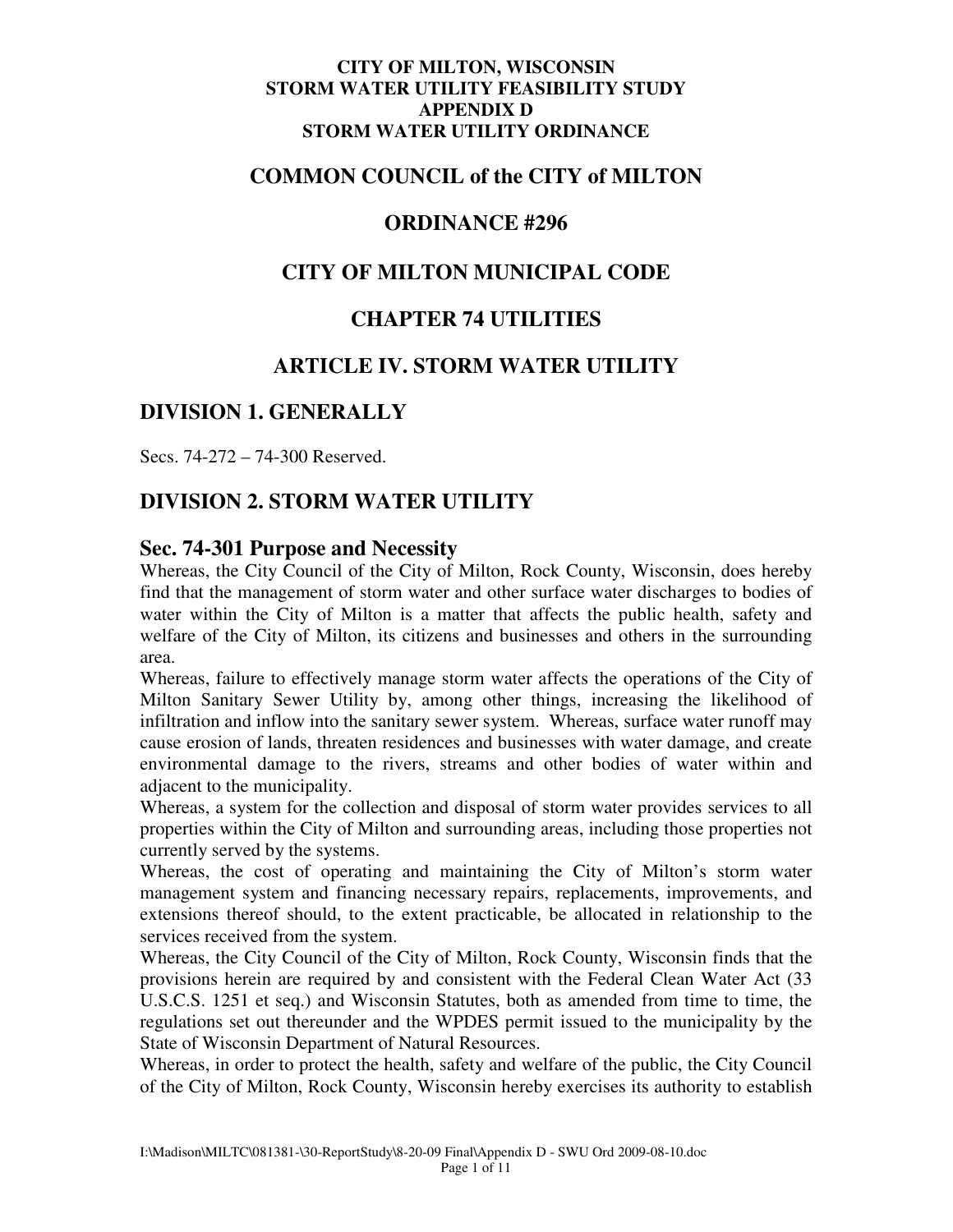**CITY OF MILTON, WISCONSIN**
**STORM WATER UTILITY FEASIBILITY STUDY**
**APPENDIX D**
**STORM WATER UTILITY ORDINANCE**

# COMMON COUNCIL of the CITY of MILTON

# ORDINANCE #296

# CITY OF MILTON MUNICIPAL CODE

# CHAPTER 74 UTILITIES

# ARTICLE IV. STORM WATER UTILITY

## DIVISION 1. GENERALLY

Secs. 74-272 – 74-300 Reserved.

## DIVISION 2. STORM WATER UTILITY

### Sec. 74-301 Purpose and Necessity

Whereas, the City Council of the City of Milton, Rock County, Wisconsin, does hereby find that the management of storm water and other surface water discharges to bodies of water within the City of Milton is a matter that affects the public health, safety and welfare of the City of Milton, its citizens and businesses and others in the surrounding area.

Whereas, failure to effectively manage storm water affects the operations of the City of Milton Sanitary Sewer Utility by, among other things, increasing the likelihood of infiltration and inflow into the sanitary sewer system. Whereas, surface water runoff may cause erosion of lands, threaten residences and businesses with water damage, and create environmental damage to the rivers, streams and other bodies of water within and adjacent to the municipality.

Whereas, a system for the collection and disposal of storm water provides services to all properties within the City of Milton and surrounding areas, including those properties not currently served by the systems.

Whereas, the cost of operating and maintaining the City of Milton's storm water management system and financing necessary repairs, replacements, improvements, and extensions thereof should, to the extent practicable, be allocated in relationship to the services received from the system.

Whereas, the City Council of the City of Milton, Rock County, Wisconsin finds that the provisions herein are required by and consistent with the Federal Clean Water Act (33 U.S.C.S. 1251 et seq.) and Wisconsin Statutes, both as amended from time to time, the regulations set out thereunder and the WPDES permit issued to the municipality by the State of Wisconsin Department of Natural Resources.

Whereas, in order to protect the health, safety and welfare of the public, the City Council of the City of Milton, Rock County, Wisconsin hereby exercises its authority to establish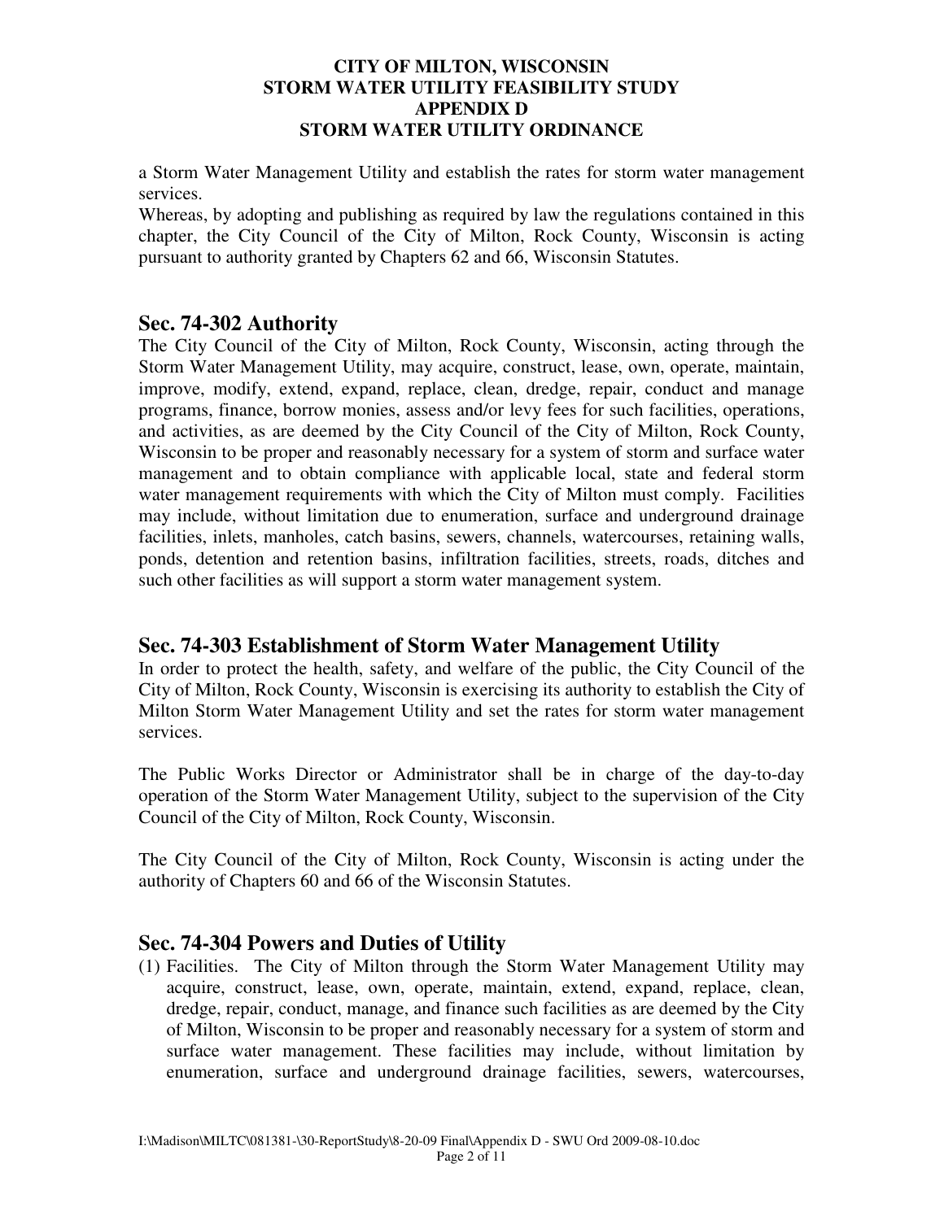a Storm Water Management Utility and establish the rates for storm water management services.

Whereas, by adopting and publishing as required by law the regulations contained in this chapter, the City Council of the City of Milton, Rock County, Wisconsin is acting pursuant to authority granted by Chapters 62 and 66, Wisconsin Statutes.

## Sec. 74-302 Authority

The City Council of the City of Milton, Rock County, Wisconsin, acting through the Storm Water Management Utility, may acquire, construct, lease, own, operate, maintain, improve, modify, extend, expand, replace, clean, dredge, repair, conduct and manage programs, finance, borrow monies, assess and/or levy fees for such facilities, operations, and activities, as are deemed by the City Council of the City of Milton, Rock County, Wisconsin to be proper and reasonably necessary for a system of storm and surface water management and to obtain compliance with applicable local, state and federal storm water management requirements with which the City of Milton must comply. Facilities may include, without limitation due to enumeration, surface and underground drainage facilities, inlets, manholes, catch basins, sewers, channels, watercourses, retaining walls, ponds, detention and retention basins, infiltration facilities, streets, roads, ditches and such other facilities as will support a storm water management system.

## Sec. 74-303 Establishment of Storm Water Management Utility

In order to protect the health, safety, and welfare of the public, the City Council of the City of Milton, Rock County, Wisconsin is exercising its authority to establish the City of Milton Storm Water Management Utility and set the rates for storm water management services.

The Public Works Director or Administrator shall be in charge of the day-to-day operation of the Storm Water Management Utility, subject to the supervision of the City Council of the City of Milton, Rock County, Wisconsin.

The City Council of the City of Milton, Rock County, Wisconsin is acting under the authority of Chapters 60 and 66 of the Wisconsin Statutes.

## Sec. 74-304 Powers and Duties of Utility

(1) Facilities. The City of Milton through the Storm Water Management Utility may acquire, construct, lease, own, operate, maintain, extend, expand, replace, clean, dredge, repair, conduct, manage, and finance such facilities as are deemed by the City of Milton, Wisconsin to be proper and reasonably necessary for a system of storm and surface water management. These facilities may include, without limitation by enumeration, surface and underground drainage facilities, sewers, watercourses,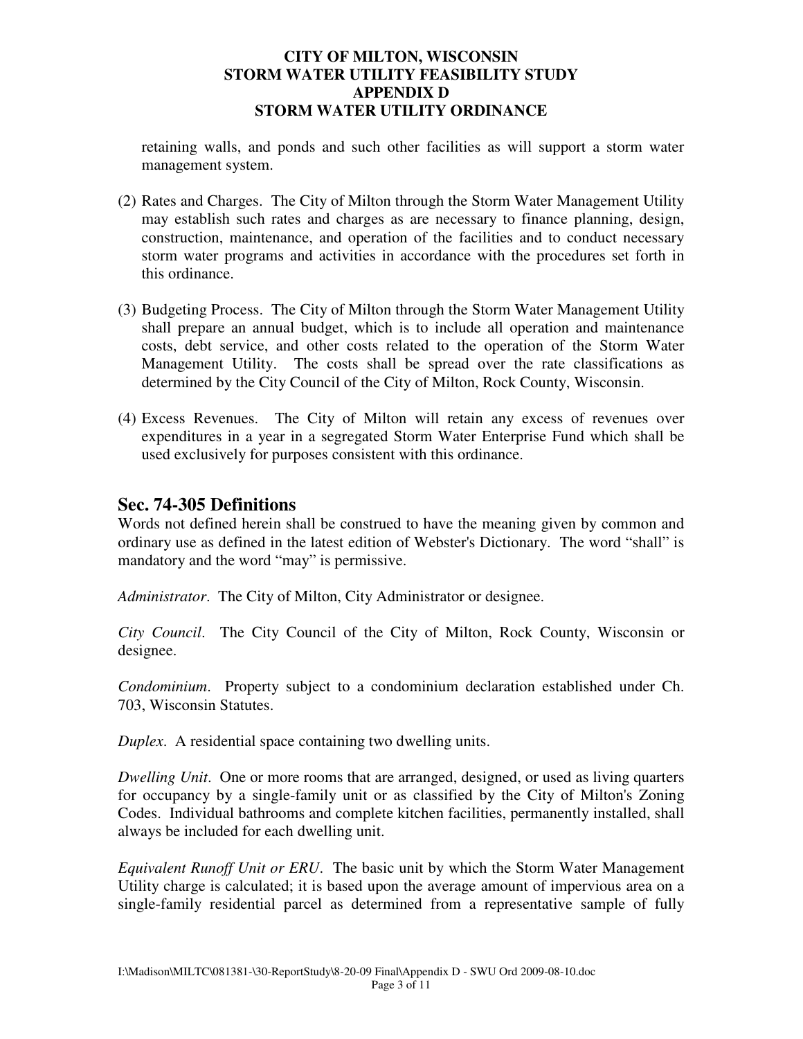retaining walls, and ponds and such other facilities as will support a storm water management system.

(2) Rates and Charges. The City of Milton through the Storm Water Management Utility may establish such rates and charges as are necessary to finance planning, design, construction, maintenance, and operation of the facilities and to conduct necessary storm water programs and activities in accordance with the procedures set forth in this ordinance.

(3) Budgeting Process. The City of Milton through the Storm Water Management Utility shall prepare an annual budget, which is to include all operation and maintenance costs, debt service, and other costs related to the operation of the Storm Water Management Utility. The costs shall be spread over the rate classifications as determined by the City Council of the City of Milton, Rock County, Wisconsin.

(4) Excess Revenues. The City of Milton will retain any excess of revenues over expenditures in a year in a segregated Storm Water Enterprise Fund which shall be used exclusively for purposes consistent with this ordinance.

## Sec. 74-305 Definitions

Words not defined herein shall be construed to have the meaning given by common and ordinary use as defined in the latest edition of Webster's Dictionary. The word "shall" is mandatory and the word "may" is permissive.

*Administrator*. The City of Milton, City Administrator or designee.

*City Council*. The City Council of the City of Milton, Rock County, Wisconsin or designee.

*Condominium*. Property subject to a condominium declaration established under Ch. 703, Wisconsin Statutes.

*Duplex*. A residential space containing two dwelling units.

*Dwelling Unit*. One or more rooms that are arranged, designed, or used as living quarters for occupancy by a single-family unit or as classified by the City of Milton's Zoning Codes. Individual bathrooms and complete kitchen facilities, permanently installed, shall always be included for each dwelling unit.

*Equivalent Runoff Unit or ERU*. The basic unit by which the Storm Water Management Utility charge is calculated; it is based upon the average amount of impervious area on a single-family residential parcel as determined from a representative sample of fully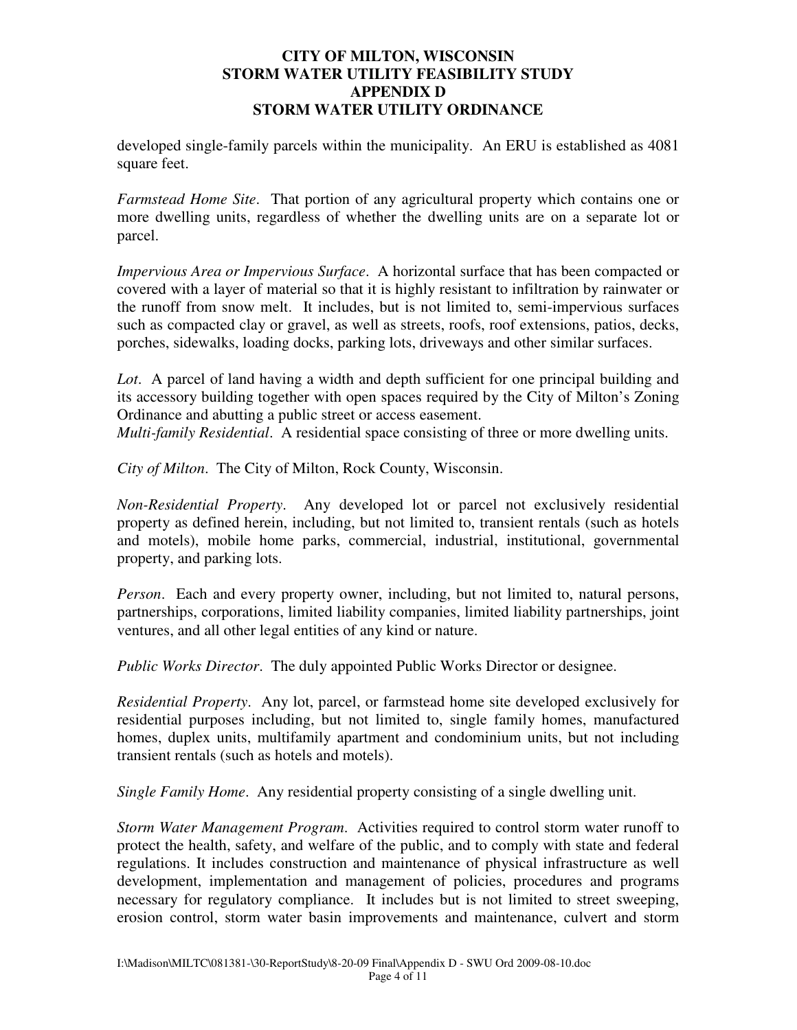developed single-family parcels within the municipality. An ERU is established as 4081 square feet.

*Farmstead Home Site*. That portion of any agricultural property which contains one or more dwelling units, regardless of whether the dwelling units are on a separate lot or parcel.

*Impervious Area or Impervious Surface*. A horizontal surface that has been compacted or covered with a layer of material so that it is highly resistant to infiltration by rainwater or the runoff from snow melt. It includes, but is not limited to, semi-impervious surfaces such as compacted clay or gravel, as well as streets, roofs, roof extensions, patios, decks, porches, sidewalks, loading docks, parking lots, driveways and other similar surfaces.

*Lot*. A parcel of land having a width and depth sufficient for one principal building and its accessory building together with open spaces required by the City of Milton's Zoning Ordinance and abutting a public street or access easement.

*Multi-family Residential*. A residential space consisting of three or more dwelling units.

*City of Milton*. The City of Milton, Rock County, Wisconsin.

*Non-Residential Property*. Any developed lot or parcel not exclusively residential property as defined herein, including, but not limited to, transient rentals (such as hotels and motels), mobile home parks, commercial, industrial, institutional, governmental property, and parking lots.

*Person*. Each and every property owner, including, but not limited to, natural persons, partnerships, corporations, limited liability companies, limited liability partnerships, joint ventures, and all other legal entities of any kind or nature.

*Public Works Director*. The duly appointed Public Works Director or designee.

*Residential Property*. Any lot, parcel, or farmstead home site developed exclusively for residential purposes including, but not limited to, single family homes, manufactured homes, duplex units, multifamily apartment and condominium units, but not including transient rentals (such as hotels and motels).

*Single Family Home*. Any residential property consisting of a single dwelling unit.

*Storm Water Management Program*. Activities required to control storm water runoff to protect the health, safety, and welfare of the public, and to comply with state and federal regulations. It includes construction and maintenance of physical infrastructure as well development, implementation and management of policies, procedures and programs necessary for regulatory compliance. It includes but is not limited to street sweeping, erosion control, storm water basin improvements and maintenance, culvert and storm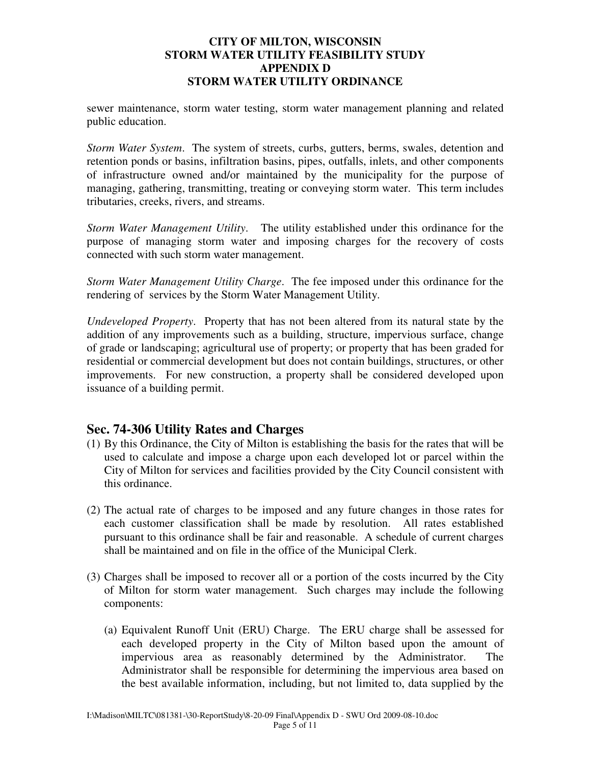sewer maintenance, storm water testing, storm water management planning and related public education.

*Storm Water System*. The system of streets, curbs, gutters, berms, swales, detention and retention ponds or basins, infiltration basins, pipes, outfalls, inlets, and other components of infrastructure owned and/or maintained by the municipality for the purpose of managing, gathering, transmitting, treating or conveying storm water. This term includes tributaries, creeks, rivers, and streams.

*Storm Water Management Utility*. The utility established under this ordinance for the purpose of managing storm water and imposing charges for the recovery of costs connected with such storm water management.

*Storm Water Management Utility Charge*. The fee imposed under this ordinance for the rendering of services by the Storm Water Management Utility.

*Undeveloped Property*. Property that has not been altered from its natural state by the addition of any improvements such as a building, structure, impervious surface, change of grade or landscaping; agricultural use of property; or property that has been graded for residential or commercial development but does not contain buildings, structures, or other improvements. For new construction, a property shall be considered developed upon issuance of a building permit.

## Sec. 74-306 Utility Rates and Charges

(1) By this Ordinance, the City of Milton is establishing the basis for the rates that will be used to calculate and impose a charge upon each developed lot or parcel within the City of Milton for services and facilities provided by the City Council consistent with this ordinance.

(2) The actual rate of charges to be imposed and any future changes in those rates for each customer classification shall be made by resolution. All rates established pursuant to this ordinance shall be fair and reasonable. A schedule of current charges shall be maintained and on file in the office of the Municipal Clerk.

(3) Charges shall be imposed to recover all or a portion of the costs incurred by the City of Milton for storm water management. Such charges may include the following components:

   (a) Equivalent Runoff Unit (ERU) Charge. The ERU charge shall be assessed for each developed property in the City of Milton based upon the amount of impervious area as reasonably determined by the Administrator. The Administrator shall be responsible for determining the impervious area based on the best available information, including, but not limited to, data supplied by the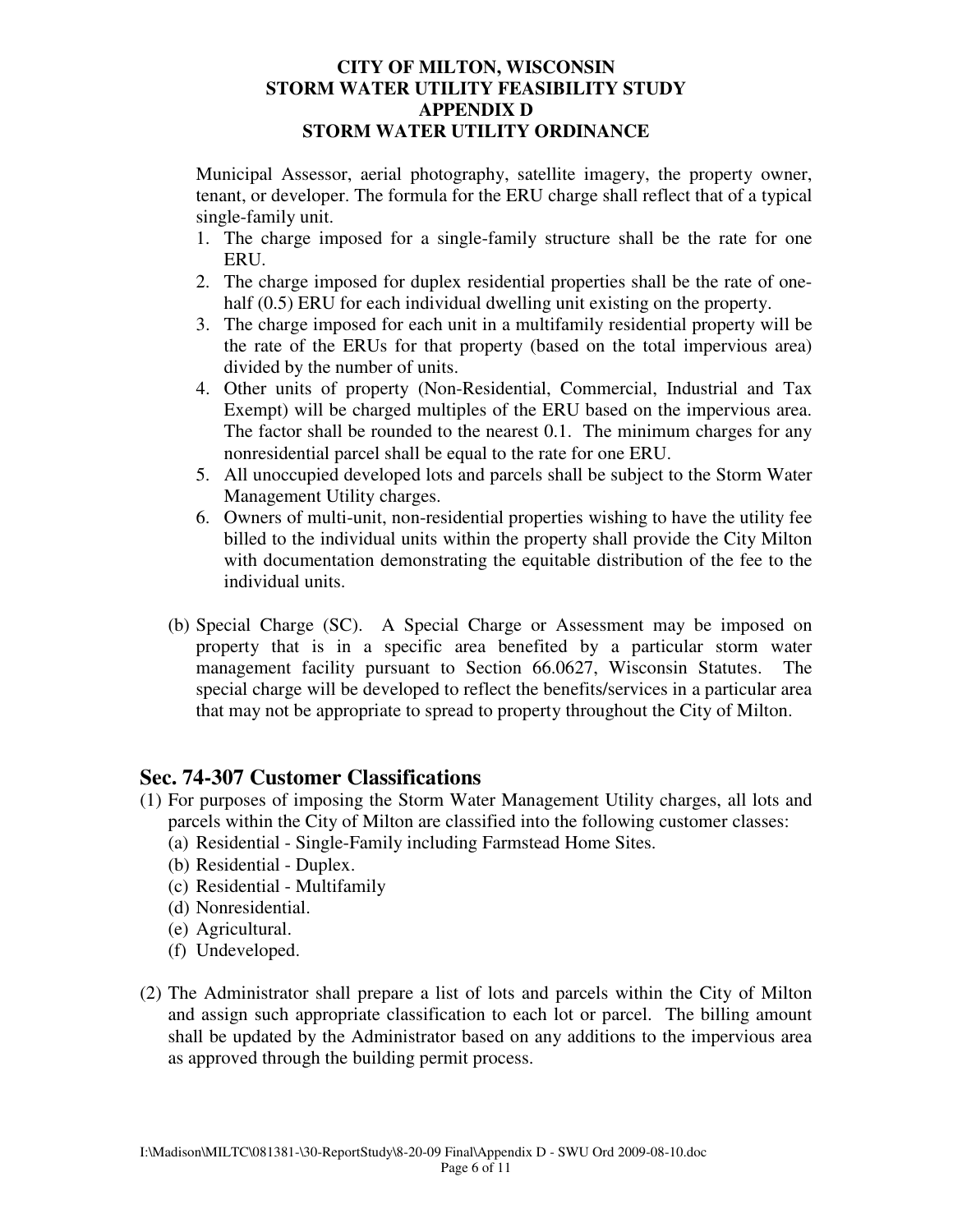Municipal Assessor, aerial photography, satellite imagery, the property owner, tenant, or developer. The formula for the ERU charge shall reflect that of a typical single-family unit.

1. The charge imposed for a single-family structure shall be the rate for one ERU.
2. The charge imposed for duplex residential properties shall be the rate of one-half (0.5) ERU for each individual dwelling unit existing on the property.
3. The charge imposed for each unit in a multifamily residential property will be the rate of the ERUs for that property (based on the total impervious area) divided by the number of units.
4. Other units of property (Non-Residential, Commercial, Industrial and Tax Exempt) will be charged multiples of the ERU based on the impervious area. The factor shall be rounded to the nearest 0.1. The minimum charges for any nonresidential parcel shall be equal to the rate for one ERU.
5. All unoccupied developed lots and parcels shall be subject to the Storm Water Management Utility charges.
6. Owners of multi-unit, non-residential properties wishing to have the utility fee billed to the individual units within the property shall provide the City Milton with documentation demonstrating the equitable distribution of the fee to the individual units.

(b) Special Charge (SC). A Special Charge or Assessment may be imposed on property that is in a specific area benefited by a particular storm water management facility pursuant to Section 66.0627, Wisconsin Statutes. The special charge will be developed to reflect the benefits/services in a particular area that may not be appropriate to spread to property throughout the City of Milton.

## Sec. 74-307 Customer Classifications

(1) For purposes of imposing the Storm Water Management Utility charges, all lots and parcels within the City of Milton are classified into the following customer classes:
   (a) Residential - Single-Family including Farmstead Home Sites.
   (b) Residential - Duplex.
   (c) Residential - Multifamily
   (d) Nonresidential.
   (e) Agricultural.
   (f) Undeveloped.

(2) The Administrator shall prepare a list of lots and parcels within the City of Milton and assign such appropriate classification to each lot or parcel. The billing amount shall be updated by the Administrator based on any additions to the impervious area as approved through the building permit process.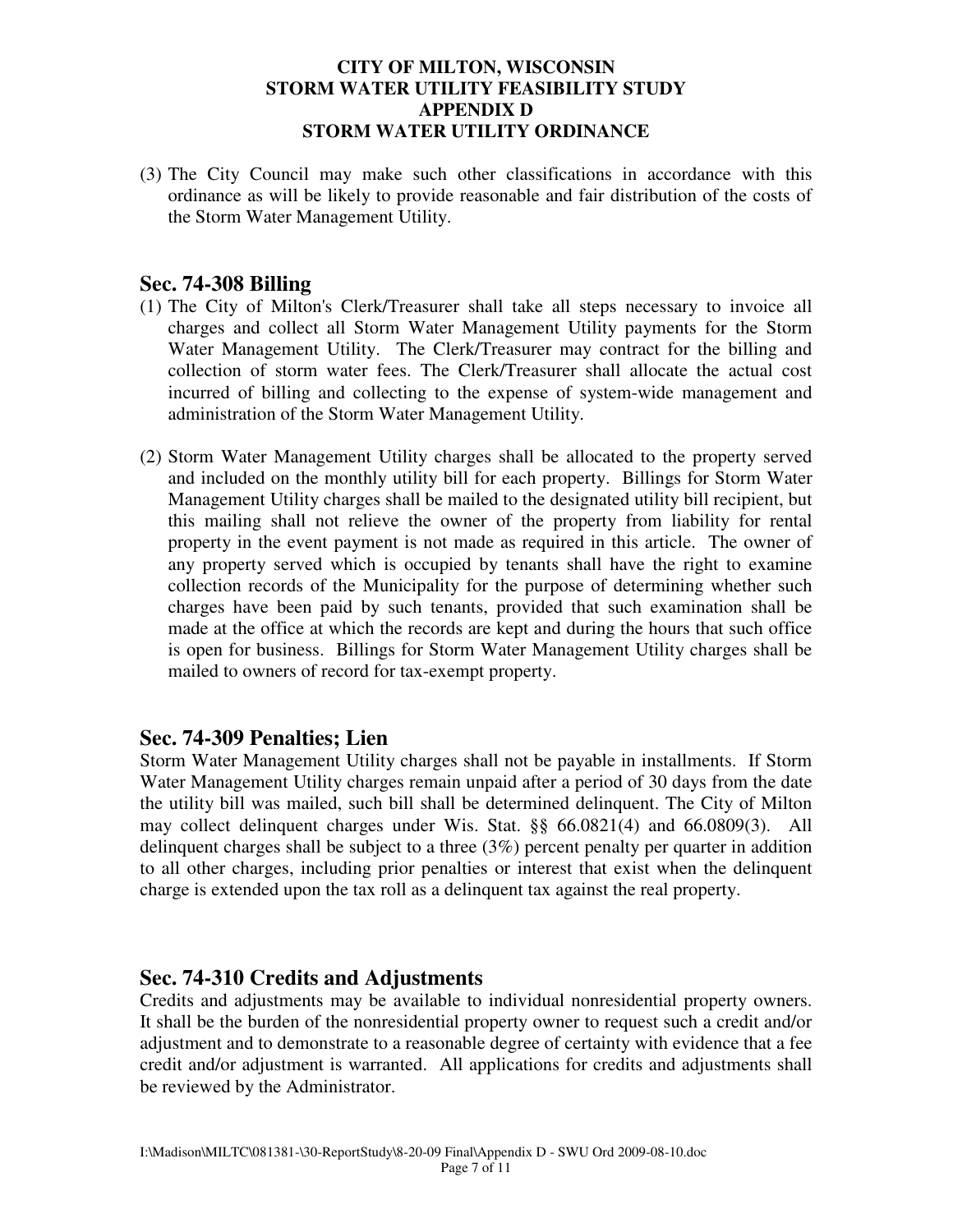(3) The City Council may make such other classifications in accordance with this ordinance as will be likely to provide reasonable and fair distribution of the costs of the Storm Water Management Utility.

## Sec. 74-308 Billing

(1) The City of Milton's Clerk/Treasurer shall take all steps necessary to invoice all charges and collect all Storm Water Management Utility payments for the Storm Water Management Utility. The Clerk/Treasurer may contract for the billing and collection of storm water fees. The Clerk/Treasurer shall allocate the actual cost incurred of billing and collecting to the expense of system-wide management and administration of the Storm Water Management Utility.

(2) Storm Water Management Utility charges shall be allocated to the property served and included on the monthly utility bill for each property. Billings for Storm Water Management Utility charges shall be mailed to the designated utility bill recipient, but this mailing shall not relieve the owner of the property from liability for rental property in the event payment is not made as required in this article. The owner of any property served which is occupied by tenants shall have the right to examine collection records of the Municipality for the purpose of determining whether such charges have been paid by such tenants, provided that such examination shall be made at the office at which the records are kept and during the hours that such office is open for business. Billings for Storm Water Management Utility charges shall be mailed to owners of record for tax-exempt property.

## Sec. 74-309 Penalties; Lien

Storm Water Management Utility charges shall not be payable in installments. If Storm Water Management Utility charges remain unpaid after a period of 30 days from the date the utility bill was mailed, such bill shall be determined delinquent. The City of Milton may collect delinquent charges under Wis. Stat. §§ 66.0821(4) and 66.0809(3). All delinquent charges shall be subject to a three (3%) percent penalty per quarter in addition to all other charges, including prior penalties or interest that exist when the delinquent charge is extended upon the tax roll as a delinquent tax against the real property.

## Sec. 74-310 Credits and Adjustments

Credits and adjustments may be available to individual nonresidential property owners. It shall be the burden of the nonresidential property owner to request such a credit and/or adjustment and to demonstrate to a reasonable degree of certainty with evidence that a fee credit and/or adjustment is warranted. All applications for credits and adjustments shall be reviewed by the Administrator.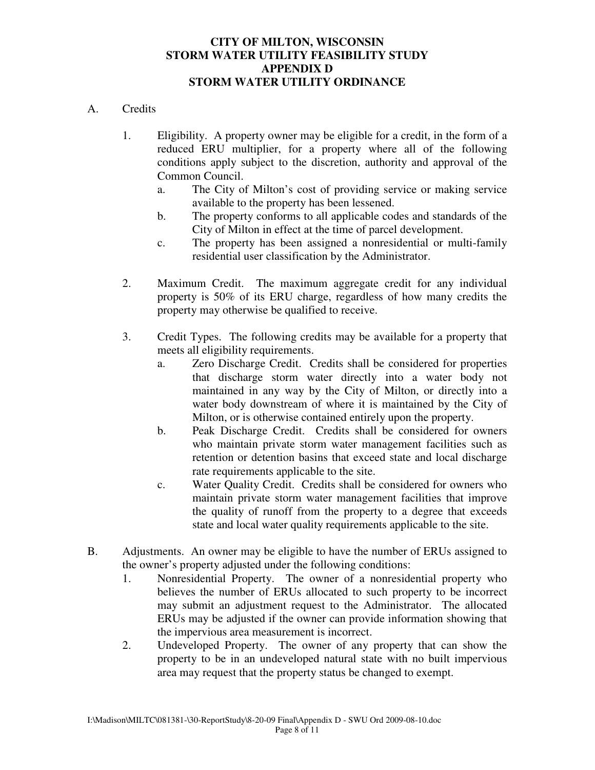# CITY OF MILTON, WISCONSIN
# STORM WATER UTILITY FEASIBILITY STUDY
# APPENDIX D
# STORM WATER UTILITY ORDINANCE

A. Credits

1. Eligibility. A property owner may be eligible for a credit, in the form of a reduced ERU multiplier, for a property where all of the following conditions apply subject to the discretion, authority and approval of the Common Council.
   a. The City of Milton's cost of providing service or making service available to the property has been lessened.
   b. The property conforms to all applicable codes and standards of the City of Milton in effect at the time of parcel development.
   c. The property has been assigned a nonresidential or multi-family residential user classification by the Administrator.

2. Maximum Credit. The maximum aggregate credit for any individual property is 50% of its ERU charge, regardless of how many credits the property may otherwise be qualified to receive.

3. Credit Types. The following credits may be available for a property that meets all eligibility requirements.
   a. Zero Discharge Credit. Credits shall be considered for properties that discharge storm water directly into a water body not maintained in any way by the City of Milton, or directly into a water body downstream of where it is maintained by the City of Milton, or is otherwise contained entirely upon the property.
   b. Peak Discharge Credit. Credits shall be considered for owners who maintain private storm water management facilities such as retention or detention basins that exceed state and local discharge rate requirements applicable to the site.
   c. Water Quality Credit. Credits shall be considered for owners who maintain private storm water management facilities that improve the quality of runoff from the property to a degree that exceeds state and local water quality requirements applicable to the site.

B. Adjustments. An owner may be eligible to have the number of ERUs assigned to the owner's property adjusted under the following conditions:

1. Nonresidential Property. The owner of a nonresidential property who believes the number of ERUs allocated to such property to be incorrect may submit an adjustment request to the Administrator. The allocated ERUs may be adjusted if the owner can provide information showing that the impervious area measurement is incorrect.
2. Undeveloped Property. The owner of any property that can show the property to be in an undeveloped natural state with no built impervious area may request that the property status be changed to exempt.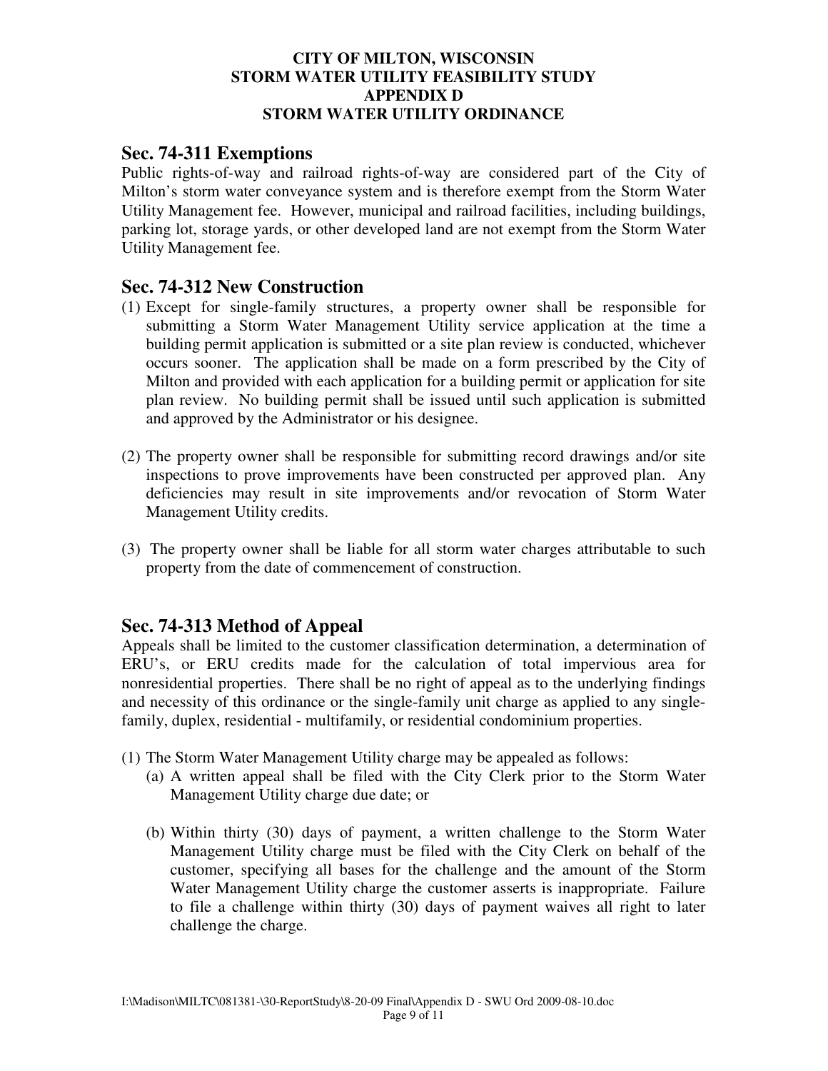## Sec. 74-311 Exemptions

Public rights-of-way and railroad rights-of-way are considered part of the City of Milton's storm water conveyance system and is therefore exempt from the Storm Water Utility Management fee. However, municipal and railroad facilities, including buildings, parking lot, storage yards, or other developed land are not exempt from the Storm Water Utility Management fee.

## Sec. 74-312 New Construction

(1) Except for single-family structures, a property owner shall be responsible for submitting a Storm Water Management Utility service application at the time a building permit application is submitted or a site plan review is conducted, whichever occurs sooner. The application shall be made on a form prescribed by the City of Milton and provided with each application for a building permit or application for site plan review. No building permit shall be issued until such application is submitted and approved by the Administrator or his designee.

(2) The property owner shall be responsible for submitting record drawings and/or site inspections to prove improvements have been constructed per approved plan. Any deficiencies may result in site improvements and/or revocation of Storm Water Management Utility credits.

(3) The property owner shall be liable for all storm water charges attributable to such property from the date of commencement of construction.

## Sec. 74-313 Method of Appeal

Appeals shall be limited to the customer classification determination, a determination of ERU's, or ERU credits made for the calculation of total impervious area for nonresidential properties. There shall be no right of appeal as to the underlying findings and necessity of this ordinance or the single-family unit charge as applied to any single-family, duplex, residential - multifamily, or residential condominium properties.

(1) The Storm Water Management Utility charge may be appealed as follows:

   (a) A written appeal shall be filed with the City Clerk prior to the Storm Water Management Utility charge due date; or

   (b) Within thirty (30) days of payment, a written challenge to the Storm Water Management Utility charge must be filed with the City Clerk on behalf of the customer, specifying all bases for the challenge and the amount of the Storm Water Management Utility charge the customer asserts is inappropriate. Failure to file a challenge within thirty (30) days of payment waives all right to later challenge the charge.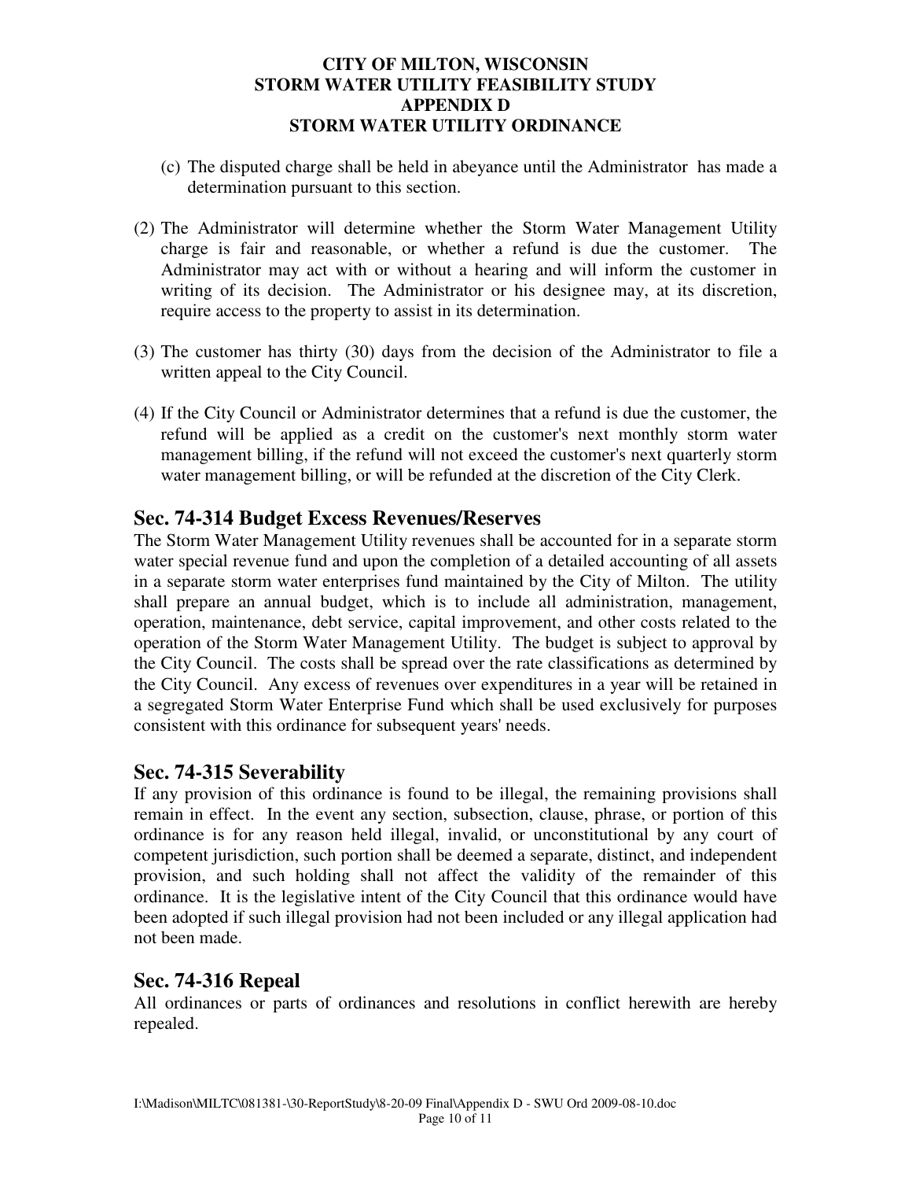(c) The disputed charge shall be held in abeyance until the Administrator has made a determination pursuant to this section.

(2) The Administrator will determine whether the Storm Water Management Utility charge is fair and reasonable, or whether a refund is due the customer. The Administrator may act with or without a hearing and will inform the customer in writing of its decision. The Administrator or his designee may, at its discretion, require access to the property to assist in its determination.

(3) The customer has thirty (30) days from the decision of the Administrator to file a written appeal to the City Council.

(4) If the City Council or Administrator determines that a refund is due the customer, the refund will be applied as a credit on the customer's next monthly storm water management billing, if the refund will not exceed the customer's next quarterly storm water management billing, or will be refunded at the discretion of the City Clerk.

## Sec. 74-314 Budget Excess Revenues/Reserves

The Storm Water Management Utility revenues shall be accounted for in a separate storm water special revenue fund and upon the completion of a detailed accounting of all assets in a separate storm water enterprises fund maintained by the City of Milton. The utility shall prepare an annual budget, which is to include all administration, management, operation, maintenance, debt service, capital improvement, and other costs related to the operation of the Storm Water Management Utility. The budget is subject to approval by the City Council. The costs shall be spread over the rate classifications as determined by the City Council. Any excess of revenues over expenditures in a year will be retained in a segregated Storm Water Enterprise Fund which shall be used exclusively for purposes consistent with this ordinance for subsequent years' needs.

## Sec. 74-315 Severability

If any provision of this ordinance is found to be illegal, the remaining provisions shall remain in effect. In the event any section, subsection, clause, phrase, or portion of this ordinance is for any reason held illegal, invalid, or unconstitutional by any court of competent jurisdiction, such portion shall be deemed a separate, distinct, and independent provision, and such holding shall not affect the validity of the remainder of this ordinance. It is the legislative intent of the City Council that this ordinance would have been adopted if such illegal provision had not been included or any illegal application had not been made.

## Sec. 74-316 Repeal

All ordinances or parts of ordinances and resolutions in conflict herewith are hereby repealed.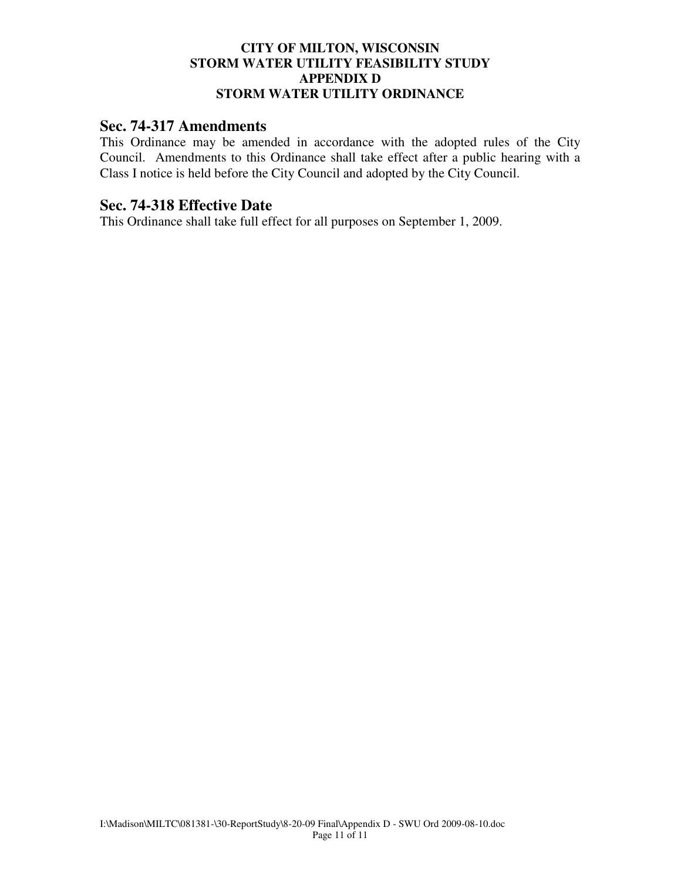## Sec. 74-317 Amendments

This Ordinance may be amended in accordance with the adopted rules of the City Council. Amendments to this Ordinance shall take effect after a public hearing with a Class I notice is held before the City Council and adopted by the City Council.

## Sec. 74-318 Effective Date

This Ordinance shall take full effect for all purposes on September 1, 2009.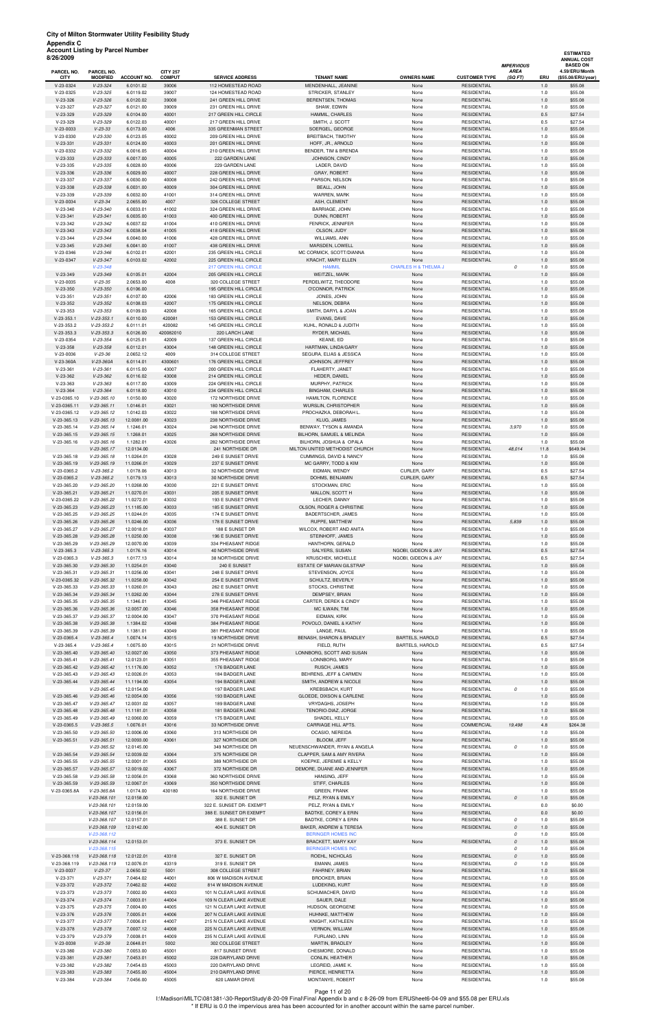**City of Milton Stormwater Utility Fesibility Study**
**Appendix C**
**Account Listing by Parcel Number**
**8/26/2009**

| PARCEL NO. CITY | PARCEL NO. MODIFIED | ACCOUNT NO. | CITY 257 COMPUT | SERVICE ADDRESS | TENANT NAME | OWNERS NAME | CUSTOMER TYPE | IMPERVIOUS AREA (SQ FT) | ERU | ESTIMATED ANNUAL COST BASED ON 4.59/ERU/Month ($55.08/ERU/year) |
|---|---|---|---|---|---|---|---|---|---|---|
| V-23-0324 | V-23-324 | 6.0101.02 | 39006 | 112 HOMESTEAD ROAD | MENDENHALL, JEANINE | None | RESIDENTIAL | | 1.0 | $55.08 |
| V-23-0325 | V-23-325 | 6.0119.02 | 39007 | 124 HOMESTEAD ROAD | STRICKER, STANLEY | None | RESIDENTIAL | | 1.0 | $55.08 |
| V-23-326 | V-23-326 | 6.0120.02 | 39008 | 241 GREEN HILL DRIVE | BERENTSEN, THOMAS | None | RESIDENTIAL | | 1.0 | $55.08 |
| V-23-327 | V-23-327 | 6.0121.00 | 39009 | 231 GREEN HILL DRIVE | SHAW, EDWIN | None | RESIDENTIAL | | 1.0 | $55.08 |
| V-23-329 | V-23-329 | 6.0104.00 | 40001 | 217 GREEN HILL CIRCLE | HAMMIL, CHARLES | None | RESIDENTIAL | | 0.5 | $27.54 |
| V-23-329 | V-23-329 | 6.0122.03 | 40001 | 217 GREEN HILL DRIVE | SMITH, J. SCOTT | None | RESIDENTIAL | | 0.5 | $27.54 |
| V-23-0033 | V-23-33 | 6.0173.00 | 4006 | 335 GREENMAN STREET | SOERGEL, GEORGE | None | RESIDENTIAL | | 1.0 | $55.08 |
| V-23-0330 | V-23-330 | 6.0123.05 | 40002 | 209 GREEN HILL DRIVE | BREITBACH, TIMOTHY | None | RESIDENTIAL | | 1.0 | $55.08 |
| V-23-331 | V-23-331 | 6.0124.00 | 40003 | 201 GREEN HILL DRIVE | HOFF, JR., ARNOLD | None | RESIDENTIAL | | 1.0 | $55.08 |
| V-23-0332 | V-23-332 | 6.0016.05 | 40004 | 210 GREEN HILL DRIVE | BENDER, TIM & BRENDA | None | RESIDENTIAL | | 1.0 | $55.08 |
| V-23-333 | V-23-333 | 6.0017.00 | 40005 | 222 GARDEN LANE | JOHNSON, CINDY | None | RESIDENTIAL | | 1.0 | $55.08 |
| V-23-335 | V-23-335 | 6.0028.00 | 40006 | 229 GARDEN LANE | LADER, DAVID | None | RESIDENTIAL | | 1.0 | $55.08 |
| V-23-336 | V-23-336 | 6.0029.00 | 40007 | 228 GREEN HILL DRIVE | GRAY, ROBERT | None | RESIDENTIAL | | 1.0 | $55.08 |
| V-23-337 | V-23-337 | 6.0030.00 | 40008 | 242 GREEN HILL DRIVE | PARSON, NELSON | None | RESIDENTIAL | | 1.0 | $55.08 |
| V-23-338 | V-23-338 | 6.0031.00 | 40009 | 304 GREEN HILL DRIVE | BEALL, JOHN | None | RESIDENTIAL | | 1.0 | $55.08 |
| V-23-339 | V-23-339 | 6.0032.00 | 41001 | 314 GREEN HILL DRIVE | WARREN, MARK | None | RESIDENTIAL | | 1.0 | $55.08 |
| V-23-0034 | V-23-34 | 2.0655.00 | 4007 | 326 COLLEGE STREET | ASH, CLEMENT | None | RESIDENTIAL | | 1.0 | $55.08 |
| V-23-340 | V-23-340 | 6.0033.01 | 41002 | 324 GREEN HILL DRIVE | BARRIAGE, JOHN | None | RESIDENTIAL | | 1.0 | $55.08 |
| V-23-341 | V-23-341 | 6.0035.00 | 41003 | 400 GREEN HILL DRIVE | DUNN, ROBERT | None | RESIDENTIAL | | 1.0 | $55.08 |
| V-23-342 | V-23-342 | 6.0037.02 | 41004 | 410 GREEN HILL DRIVE | FENRICK, JENNIFER | None | RESIDENTIAL | | 1.0 | $55.08 |
| V-23-343 | V-23-343 | 6.0038.04 | 41005 | 418 GREEN HILL DRIVE | OLSON, JUDY | None | RESIDENTIAL | | 1.0 | $55.08 |
| V-23-344 | V-23-344 | 6.0040.00 | 41006 | 428 GREEN HILL DRIVE | WILLIAMS, ANN | None | RESIDENTIAL | | 1.0 | $55.08 |
| V-23-345 | V-23-345 | 6.0041.00 | 41007 | 438 GREEN HILL DRIVE | MARSDEN, LOWELL | None | RESIDENTIAL | | 1.0 | $55.08 |
| V-23-0346 | V-23-346 | 6.0102.01 | 42001 | 235 GREEN HILL CIRCLE | MC CORMICK, SCOTT/DIANNA | None | RESIDENTIAL | | 1.0 | $55.08 |
| V-23-0347 | V-23-347 | 6.0103.02 | 42002 | 225 GREEN HILL CIRCLE | KRACHT, MARY ELLEN | None | RESIDENTIAL | | 1.0 | $55.08 |
| | V-23-348 | | | 217 GREEN HILL CIRCLE | HAMMIL | CHARLES H & THELMA J | | 0 | 1.0 | $55.08 |
| V-23-349 | V-23-349 | 6.0105.01 | 42004 | 205 GREEN HILL CIRCLE | WEITZEL, MARK | None | RESIDENTIAL | | 1.0 | $55.08 |
| V-23-0035 | V-23-35 | 2.0653.00 | 4008 | 320 COLLEGE STREET | PERDELWITZ, THEODORE | None | RESIDENTIAL | | 1.0 | $55.08 |
| V-23-350 | V-23-350 | 6.0106.00 | | 195 GREEN HILL CIRCLE | O'CONNOR, PATRICK | None | RESIDENTIAL | | 1.0 | $55.08 |
| V-23-351 | V-23-351 | 6.0107.00 | 42006 | 183 GREEN HILL CIRCLE | JONES, JOHN | None | RESIDENTIAL | | 1.0 | $55.08 |
| V-23-352 | V-23-352 | 6.0108.03 | 42007 | 175 GREEN HILL CIRCLE | NELSON, DEBRA | None | RESIDENTIAL | | 1.0 | $55.08 |
| V-23-353 | V-23-353 | 6.0109.03 | 42008 | 165 GREEN HILL CIRCLE | SMITH, DARYL & JOAN | None | RESIDENTIAL | | 1.0 | $55.08 |
| V-23-353.1 | V-23-353.1 | 6.0110.00 | 420081 | 153 GREEN HILL CIRCLE | EVANS, DAVE | None | RESIDENTIAL | | 1.0 | $55.08 |
| V-23-353.2 | V-23-353.2 | 6.0111.01 | 420082 | 145 GREEN HILL CIRCLE | KUHL, RONALD & JUDITH | None | RESIDENTIAL | | 1.0 | $55.08 |
| V-23-353.3 | V-23-353.3 | 6.0126.00 | 420082010 | 220 LARCH LANE | RYDER, MICHAEL | None | RESIDENTIAL | | 1.0 | $55.08 |
| V-23-0354 | V-23-354 | 6.0125.01 | 42009 | 137 GREEN HILL CIRCLE | KEANE, ED | None | RESIDENTIAL | | 1.0 | $55.08 |
| V-23-358 | V-23-358 | 6.0112.01 | 43004 | 148 GREEN HILL CIRCLE | HARTMAN, LINDA/GARY | None | RESIDENTIAL | | 1.0 | $55.08 |
| V-23-0036 | V-23-36 | 2.0652.12 | 4009 | 314 COLLEGE STREET | SEGURA, ELIAS & JESSICA | None | RESIDENTIAL | | 1.0 | $55.08 |
| V-23-360A | V-23-360A | 6.0114.01 | 4300601 | 176 GREEN HILL CIRCLE | JOHNSON, JEFFREY | None | RESIDENTIAL | | 1.0 | $55.08 |
| V-23-361 | V-23-361 | 6.0115.00 | 43007 | 200 GREEN HILL CIRCLE | FLAHERTY, JANET | None | RESIDENTIAL | | 1.0 | $55.08 |
| V-23-362 | V-23-362 | 6.0116.02 | 43008 | 214 GREEN HILL CIRCLE | HEDER, DANIEL | None | RESIDENTIAL | | 1.0 | $55.08 |
| V-23-363 | V-23-363 | 6.0117.00 | 43009 | 224 GREEN HILL CIRCLE | MURPHY, PATRICK | None | RESIDENTIAL | | 1.0 | $55.08 |
| V-23-364 | V-23-364 | 6.0118.00 | 43010 | 234 GREEN HILL CIRCLE | BINGHAM, CHARLES | None | RESIDENTIAL | | 1.0 | $55.08 |
| V-23-0365.10 | V-23-365.10 | 1.0150.00 | 43020 | 172 NORTHSIDE DRIVE | HAMILTON, FLORENCE | None | RESIDENTIAL | | 1.0 | $55.08 |
| V-23-0365.11 | V-23-365.11 | 1.0146.01 | 43021 | 180 NORTHSIDE DRIVE | WURSLIN, CHRISTOPHER | None | RESIDENTIAL | | 1.0 | $55.08 |
| V-23-0365.12 | V-23-365.12 | 1.0142.03 | 43022 | 188 NORTHSIDE DRIVE | PROCHAZKA, DEBORAH L. | None | RESIDENTIAL | | 1.0 | $55.08 |
| V-23-365.13 | V-23-365.13 | 12.0081.00 | 43023 | 238 NORTHSIDE DRIVE | KLUG, JAMES | None | RESIDENTIAL | | 1.0 | $55.08 |
| V-23-365.14 | V-23-365.14 | 1.1246.01 | 43024 | 246 NORTHSIDE DRIVE | BENWAY, TYSON & AMANDA | None | RESIDENTIAL | 3,970 | 1.0 | $55.08 |
| V-23-365.15 | V-23-365.15 | 1.1268.01 | 43025 | 268 NORTHSIDE DRIVE | BILHORN, SAMUEL & MELINDA | None | RESIDENTIAL | | 1.0 | $55.08 |
| V-23-365.16 | V-23-365.16 | 1.1282.01 | 43026 | 282 NORTHSIDE DRIVE | BILHORN, JOSHUA & OPALA | None | RESIDENTIAL | | 1.0 | $55.08 |
| | V-23-365.17 | 12.0134.00 | | 241 NORTHSIDE DR | MILTON UNITED METHODIST CHURCH | None | RESIDENTIAL | 48,014 | 11.8 | $649.94 |
| V-23-365.18 | V-23-365.18 | 11.0264.01 | 43028 | 249 E SUNSET DRIVE | CUMMINGS, DAVID & NANCY | None | RESIDENTIAL | | 1.0 | $55.08 |
| V-23-365.19 | V-23-365.19 | 11.0266.01 | 43029 | 237 E SUNSET DRIVE | MC GARRY, TODD & KIM | None | RESIDENTIAL | | 1.0 | $55.08 |
| V-23-0365.2 | V-23-365.2 | 1.0178.06 | 43013 | 32 NORTHSIDE DRIVE | EIDMAN, WENDY | CURLER, GARY | RESIDENTIAL | | 0.5 | $27.54 |
| V-23-0365.2 | V-23-365.2 | 1.0179.13 | 43013 | 30 NORTHSIDE DRIVE | DOHMS, BENJAMIN | CURLER, GARY | RESIDENTIAL | | 0.5 | $27.54 |
| V-23-365.20 | V-23-365.20 | 11.0268.00 | 43030 | 221 E SUNSET DRIVE | STOCKMAN, ERIC | None | RESIDENTIAL | | 1.0 | $55.08 |
| V-23-365.21 | V-23-365.21 | 11.0270.01 | 43031 | 205 E SUNSET DRIVE | MALLON, SCOTT H | None | RESIDENTIAL | | 1.0 | $55.08 |
| V-23-0365.22 | V-23-365.22 | 11.0272.01 | 43032 | 193 E SUNSET DRIVE | LECHER, DANNY | None | RESIDENTIAL | | 1.0 | $55.08 |
| V-23-365.23 | V-23-365.23 | 11.1185.00 | 43033 | 185 E SUNSET DRIVE | OLSON, ROGER & CHRISTINE | None | RESIDENTIAL | | 1.0 | $55.08 |
| V-23-365.25 | V-23-365.25 | 11.0244.01 | 43035 | 174 E SUNSET DRIVE | BADERTSCHER, JAMES | None | RESIDENTIAL | | 1.0 | $55.08 |
| V-23-365.26 | V-23-365.26 | 11.0246.00 | 43036 | 178 E SUNSET DRIVE | RUPPE, MATTHEW | None | RESIDENTIAL | 5,839 | 1.0 | $55.08 |
| V-23-365.27 | V-23-365.27 | 12.0018.01 | 43037 | 188 E SUNSET DR | WILCOX, ROBERT AND ANITA | None | RESIDENTIAL | | 1.0 | $55.08 |
| V-23-365.28 | V-23-365.28 | 11.0250.00 | 43038 | 196 E SUNSET DRIVE | STEINHOFF, JAMES | None | RESIDENTIAL | | 1.0 | $55.08 |
| V-23-365.29 | V-23-365.29 | 12.0070.00 | 43039 | 334 PHEASANT RIDGE | HANTHORN, GERALD | None | RESIDENTIAL | | 1.0 | $55.08 |
| V-23-365.3 | V-23-365.3 | 1.0176.16 | 43014 | 40 NORTHSIDE DRIVE | SALYERS, SUSAN | NGOBI, GIDEON & JAY | RESIDENTIAL | | 0.5 | $27.54 |
| V-23-0365.3 | V-23-365.3 | 1.0177.13 | 43014 | 38 NORTHSIDE DRIVE | KRUSCHEK, MICHELLE | NGOBI, GIDEON & JAY | RESIDENTIAL | | 0.5 | $27.54 |
| V-23-365.30 | V-23-365.30 | 11.0254.01 | 43040 | 240 E SUNSET | ESTATE OF MARIAN GILSTRAP | None | RESIDENTIAL | | 1.0 | $55.08 |
| V-23-365.31 | V-23-365.31 | 11.0256.00 | 43041 | 248 E SUNSET DRIVE | STEVENSON, JOYCE | None | RESIDENTIAL | | 1.0 | $55.08 |
| V-23-0365.32 | V-23-365.32 | 11.0258.00 | 43042 | 254 E SUNSET DRIVE | SCHULTZ, BEVERLY | None | RESIDENTIAL | | 1.0 | $55.08 |
| V-23-365.33 | V-23-365.33 | 11.0260.01 | 43043 | 262 E SUNSET DRIVE | STOCKS, CHRISTINE | None | RESIDENTIAL | | 1.0 | $55.08 |
| V-23-365.34 | V-23-365.34 | 11.0262.00 | 43044 | 278 E SUNSET DRIVE | DEMPSEY, BRIAN | None | RESIDENTIAL | | 1.0 | $55.08 |
| V-23-365.35 | V-23-365.35 | 1.1346.01 | 43045 | 346 PHEASANT RIDGE | CARTER, DEREK & CINDY | None | RESIDENTIAL | | 1.0 | $55.08 |
| V-23-365.36 | V-23-365.36 | 12.0057.00 | 43046 | 358 PHEASANT RIDGE | MC ILWAIN, TIM | None | RESIDENTIAL | | 1.0 | $55.08 |
| V-23-365.37 | V-23-365.37 | 12.0004.00 | 43047 | 370 PHEASANT RIDGE | EIDMAN, KIRK | None | RESIDENTIAL | | 1.0 | $55.08 |
| V-23-365.38 | V-23-365.38 | 1.1384.02 | 43048 | 384 PHEASANT RIDGE | POVOLO, DANIEL & KATHY | None | RESIDENTIAL | | 1.0 | $55.08 |
| V-23-365.39 | V-23-365.39 | 1.1381.01 | 43049 | 381 PHEASANT RIDGE | LANGE, PAUL | None | RESIDENTIAL | | 1.0 | $55.08 |
| V-23-0365.4 | V-23-365.4 | 1.0074.14 | 43015 | 19 NORTHSIDE DRIVE | BENASH, SHARON & BRADLEY | BARTELS, HAROLD | RESIDENTIAL | | 0.5 | $27.54 |
| V-23-365.4 | V-23-365.4 | 1.0075.00 | 43015 | 21 NORTHSIDE DRIVE | FIELD, RUTH | BARTELS, HAROLD | RESIDENTIAL | | 0.5 | $27.54 |
| V-23-365.40 | V-23-365.40 | 12.0027.00 | 43050 | 373 PHEASANT RIDGE | LONNBORG, SCOTT AND SUSAN | None | RESIDENTIAL | | 1.0 | $55.08 |
| V-23-365.41 | V-23-365.41 | 12.0123.01 | 43051 | 355 PHEASANT RIDGE | LONNBORG, MARY | None | RESIDENTIAL | | 1.0 | $55.08 |
| V-23-365.42 | V-23-365.42 | 11.1176.00 | 43052 | 176 BADGER LANE | RUSCH, JAMES | None | RESIDENTIAL | | 1.0 | $55.08 |
| V-23-365.43 | V-23-365.43 | 12.0026.01 | 43053 | 184 BADGER LANE | BEHRENS, JEFF & CARMEN | None | RESIDENTIAL | | 1.0 | $55.08 |
| V-23-365.44 | V-23-365.44 | 11.1194.00 | 43054 | 194 BADGER LANE | SMITH, ANDREW & NICOLE | None | RESIDENTIAL | | 1.0 | $55.08 |
| | V-23-365.45 | 12.0154.00 | | 197 BADGER LANE | KREBSBACH, KURT | None | RESIDENTIAL | 0 | 1.0 | $55.08 |
| V-23-365.46 | V-23-365.46 | 12.0054.00 | 43056 | 193 BADGER LANE | GLOEDE, DIXSON & CARLENE | None | RESIDENTIAL | | 1.0 | $55.08 |
| V-23-365.47 | V-23-365.47 | 12.0031.02 | 43057 | 189 BADGER LANE | VRYDAGHS, JOSEPH | None | RESIDENTIAL | | 1.0 | $55.08 |
| V-23-365.48 | V-23-365.48 | 11.1181.01 | 43058 | 181 BADGER LANE | TENORIO-DIAZ, JORGE | None | RESIDENTIAL | | 1.0 | $55.08 |
| V-23-365.49 | V-23-365.49 | 12.0060.00 | 43059 | 175 BADGER LANE | SHADEL, KELLY | None | RESIDENTIAL | | 1.0 | $55.08 |
| V-23-0365.5 | V-23-365.5 | 1.0076.01 | 43016 | 33 NORTHSIDE DRIVE | CARRIAGE HILL APTS. | None | COMMERCIAL | 19,498 | 4.8 | $264.38 |
| V-23-365.50 | V-23-365.50 | 12.0006.00 | 43060 | 313 NORTHSIDE DR | OCASIO, NEREIDA | None | RESIDENTIAL | | 1.0 | $55.08 |
| V-23-365.51 | V-23-365.51 | 12.0093.00 | 43061 | 327 NORTHSIDE DR | BLOOM, JEFF | None | RESIDENTIAL | | 1.0 | $55.08 |
| | V-23-365.52 | 12.0145.00 | | 349 NORTHSIDE DR | NEUENSCHWANDER, RYAN & ANGELA | None | RESIDENTIAL | 0 | 1.0 | $55.08 |
| V-23-365.54 | V-23-365.54 | 12.0039.02 | 43064 | 375 NORTHSIDE DR | CLAPPER, SAM & AMY RIVERA | None | RESIDENTIAL | | 1.0 | $55.08 |
| V-23-365.55 | V-23-365.55 | 12.0001.01 | 43065 | 389 NORTHSIDE DR | KOEPKE, JEREMIE & KELLY | None | RESIDENTIAL | | 1.0 | $55.08 |
| V-23-365.57 | V-23-365.57 | 12.0019.02 | 43067 | 372 NORTHSIDE DR | DEMORE, DUANE AND JENNIFER | None | RESIDENTIAL | | 1.0 | $55.08 |
| V-23-365.58 | V-23-365.58 | 12.0056.01 | 43068 | 360 NORTHSIDE DRIVE | HANSING, JEFF | None | RESIDENTIAL | | 1.0 | $55.08 |
| V-23-365.59 | V-23-365.59 | 12.0067.01 | 43069 | 350 NORTHSIDE DRIVE | STIFF, CHARLES | None | RESIDENTIAL | | 1.0 | $55.08 |
| V-23-0365.8A | V-23-365.8A | 1.0174.00 | 430180 | 164 NORTHSIDE DRIVE | GREEN, FRANK | None | RESIDENTIAL | | 1.0 | $55.08 |
| | V-23-368.101 | 12.0158.00 | | 322 E. SUNSET DR | PELZ, RYAN & EMILY | None | RESIDENTIAL | 0 | 1.0 | $55.08 |
| | V-23-368.101 | 12.0159.00 | | 322 E. SUNSET DR. EXEMPT | PELZ, RYAN & EMILY | None | RESIDENTIAL | | 0.0 | $0.00 |
| | V-23-368.107 | 12.0156.01 | | 388 E. SUNSET DR EXEMPT | BADTKE, COREY & ERIN | None | RESIDENTIAL | | 0.0 | $0.00 |
| | V-23-368.107 | 12.0157.01 | | 388 E. SUNSET DR | BADTKE, COREY & ERIN | None | RESIDENTIAL | 0 | 1.0 | $55.08 |
| | V-23-368.109 | 12.0142.00 | | 404 E. SUNSET DR | BAKER, ANDREW & TERESA | None | RESIDENTIAL | 0 | 1.0 | $55.08 |
| | V-23-368.112 | | | | BERINGER HOMES INC | | | 0 | 1.0 | $55.08 |
| | V-23-368.114 | 12.0153.01 | | 373 E. SUNSET DR | BRACKETT, MARY KAY | None | RESIDENTIAL | 0 | 1.0 | $55.08 |
| | V-23-368.115 | | | | BERINGER HOMES INC | | | 0 | 1.0 | $55.08 |
| V-23-368.118 | V-23-368.118 | 12.0122.01 | 43318 | 327 E. SUNSET DR | ROEHL, NICHOLAS | None | RESIDENTIAL | 0 | 1.0 | $55.08 |
| V-23-368.119 | V-23-368.119 | 12.0076.01 | 43319 | 319 E. SUNSET DR | EMANN, JAMES | None | RESIDENTIAL | 0 | 1.0 | $55.08 |
| V-23-0037 | V-23-37 | 2.0650.02 | 5001 | 308 COLLEGE STREET | FAHRNEY, BRIAN | None | RESIDENTIAL | | 1.0 | $55.08 |
| V-23-371 | V-23-371 | 7.0464.02 | 44001 | 806 W MADISON AVENUE | BROOKER, BRIAN | None | RESIDENTIAL | | 1.0 | $55.08 |
| V-23-372 | V-23-372 | 7.0462.02 | 44002 | 814 W MADISON AVENUE | LUDEKING, KURT | None | RESIDENTIAL | | 1.0 | $55.08 |
| V-23-373 | V-23-373 | 7.0002.00 | 44003 | 101 N CLEAR LAKE AVENUE | SCHUMACHER, DAVID | None | RESIDENTIAL | | 1.0 | $55.08 |
| V-23-374 | V-23-374 | 7.0003.01 | 44004 | 109 N CLEAR LAKE AVENUE | SAUER, DALE | None | RESIDENTIAL | | 1.0 | $55.08 |
| V-23-375 | V-23-375 | 7.0004.00 | 44005 | 121 N CLEAR LAKE AVENUE | HUDSON, GEORGENE | None | RESIDENTIAL | | 1.0 | $55.08 |
| V-23-376 | V-23-376 | 7.0005.01 | 44006 | 207 N CLEAR LAKE AVENUE | HUHNKE, MATTHEW | None | RESIDENTIAL | | 1.0 | $55.08 |
| V-23-377 | V-23-377 | 7.0006.01 | 44007 | 215 N CLEAR LAKE AVENUE | KNIGHT, KATHLEEN | None | RESIDENTIAL | | 1.0 | $55.08 |
| V-23-378 | V-23-378 | 7.0007.12 | 44008 | 225 N CLEAR LAKE AVENUE | VERNON, WILLIAM | None | RESIDENTIAL | | 1.0 | $55.08 |
| V-23-379 | V-23-379 | 7.0008.01 | 44009 | 235 N CLEAR LAKE AVENUE | FURLANO, LINN | None | RESIDENTIAL | | 1.0 | $55.08 |
| V-23-0038 | V-23-38 | 2.0648.01 | 5002 | 302 COLLEGE STREET | MARTIN, BRADLEY | None | RESIDENTIAL | | 1.0 | $55.08 |
| V-23-380 | V-23-380 | 7.0053.00 | 45001 | 817 SUNSET DRIVE | CHESMORE, DONALD | None | RESIDENTIAL | | 1.0 | $55.08 |
| V-23-381 | V-23-381 | 7.0453.01 | 45002 | 228 DAIRYLAND DRIVE | CONLIN, HEATHER | None | RESIDENTIAL | | 1.0 | $55.08 |
| V-23-382 | V-23-382 | 7.0454.03 | 45003 | 220 DAIRYLAND DRIVE | LEGREID, JAMIE K. | None | RESIDENTIAL | | 1.0 | $55.08 |
| V-23-383 | V-23-383 | 7.0455.00 | 45004 | 210 DAIRYLAND DRIVE | PIERCE, HENRIETTA | None | RESIDENTIAL | | 1.0 | $55.08 |
| V-23-384 | V-23-384 | 7.0456.00 | 45005 | 820 LAMAR DRIVE | MONTANYE, ROBERT | None | RESIDENTIAL | | 1.0 | $55.08 |

I:\Madison\MILTC\081381-\30-ReportStudy\8-20-09 Final\Final Appendix b and c 8-26-09 from ERUSheet6-04-09 and $55.08 per ERU.xls

* If ERU is 0.0 the impervious area has been accounted for in another account within the same parcel number.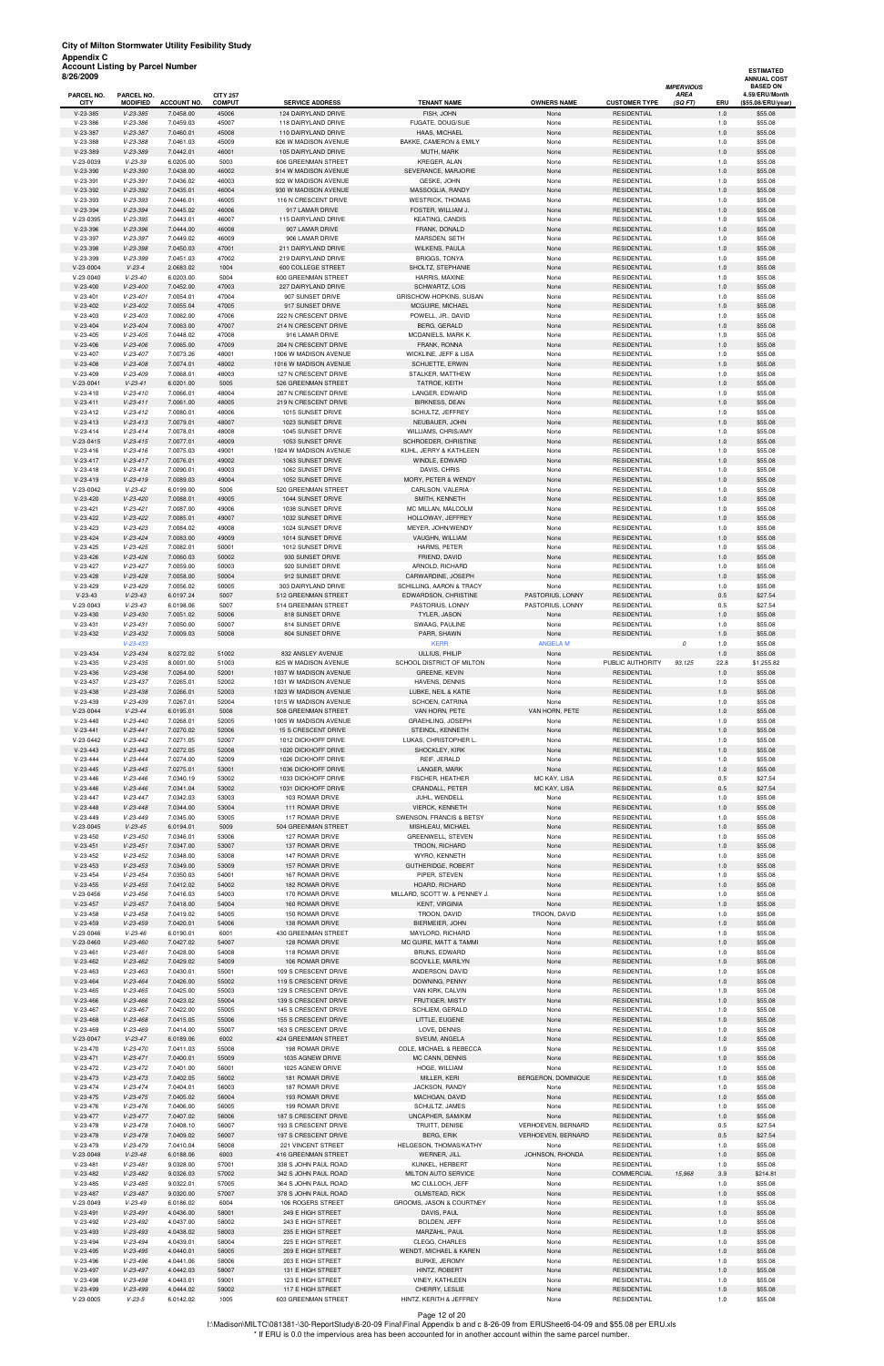**City of Milton Stormwater Utility Fesibility Study**
**Appendix C**
**Account Listing by Parcel Number**
**8/26/2009**

| PARCEL NO. CITY | PARCEL NO. MODIFIED | ACCOUNT NO. | CITY 257 COMPUT | SERVICE ADDRESS | TENANT NAME | OWNERS NAME | CUSTOMER TYPE | IMPERVIOUS AREA (SQ FT) | ERU | ESTIMATED ANNUAL COST BASED ON 4.59/ERU/Month ($55.08/ERU/year) |
|---|---|---|---|---|---|---|---|---|---|---|
| V-23-385 | V-23-385 | 7.0458.00 | 45006 | 124 DAIRYLAND DRIVE | FISH, JOHN | None | RESIDENTIAL | | 1.0 | $55.08 |
| V-23-386 | V-23-386 | 7.0459.03 | 45007 | 118 DAIRYLAND DRIVE | FUGATE, DOUG/SUE | None | RESIDENTIAL | | 1.0 | $55.08 |
| V-23-387 | V-23-387 | 7.0460.01 | 45008 | 110 DAIRYLAND DRIVE | HAAS, MICHAEL | None | RESIDENTIAL | | 1.0 | $55.08 |
| V-23-388 | V-23-388 | 7.0461.03 | 45009 | 826 W MADISON AVENUE | BAKKE, CAMERON & EMILY | None | RESIDENTIAL | | 1.0 | $55.08 |
| V-23-389 | V-23-389 | 7.0442.01 | 46001 | 105 DAIRYLAND DRIVE | MUTH, MARK | None | RESIDENTIAL | | 1.0 | $55.08 |
| V-23-0039 | V-23-39 | 6.0205.00 | 5003 | 606 GREENMAN STREET | KREGER, ALAN | None | RESIDENTIAL | | 1.0 | $55.08 |
| V-23-390 | V-23-390 | 7.0438.00 | 46002 | 914 W MADISON AVENUE | SEVERANCE, MARJORIE | None | RESIDENTIAL | | 1.0 | $55.08 |
| V-23-391 | V-23-391 | 7.0436.02 | 46003 | 922 W MADISON AVENUE | GESKE, JOHN | None | RESIDENTIAL | | 1.0 | $55.08 |
| V-23-392 | V-23-392 | 7.0435.01 | 46004 | 930 W MADISON AVENUE | MASSOGLIA, RANDY | None | RESIDENTIAL | | 1.0 | $55.08 |
| V-23-393 | V-23-393 | 7.0446.01 | 46005 | 116 N CRESCENT DRIVE | WESTRICK, THOMAS | None | RESIDENTIAL | | 1.0 | $55.08 |
| V-23-394 | V-23-394 | 7.0445.02 | 46006 | 917 LAMAR DRIVE | FOSTER, WILLIAM J. | None | RESIDENTIAL | | 1.0 | $55.08 |
| V-23-0395 | V-23-395 | 7.0443.01 | 46007 | 115 DAIRYLAND DRIVE | KEATING, CANDIS | None | RESIDENTIAL | | 1.0 | $55.08 |
| V-23-396 | V-23-396 | 7.0444.00 | 46008 | 907 LAMAR DRIVE | FRANK, DONALD | None | RESIDENTIAL | | 1.0 | $55.08 |
| V-23-397 | V-23-397 | 7.0449.02 | 46009 | 906 LAMAR DRIVE | MARSDEN, SETH | None | RESIDENTIAL | | 1.0 | $55.08 |
| V-23-398 | V-23-398 | 7.0450.03 | 47001 | 211 DAIRYLAND DRIVE | WILKENS, PAULA | None | RESIDENTIAL | | 1.0 | $55.08 |
| V-23-399 | V-23-399 | 7.0451.03 | 47002 | 219 DAIRYLAND DRIVE | BRIGGS, TONYA | None | RESIDENTIAL | | 1.0 | $55.08 |
| V-23-0004 | V-23-4 | 2.0683.02 | 1004 | 600 COLLEGE STREET | SHOLTZ, STEPHANIE | None | RESIDENTIAL | | 1.0 | $55.08 |
| V-23-0040 | V-23-40 | 6.0203.00 | 5004 | 600 GREENMAN STREET | HARRIS, MAXINE | None | RESIDENTIAL | | 1.0 | $55.08 |
| V-23-400 | V-23-400 | 7.0452.00 | 47003 | 227 DAIRYLAND DRIVE | SCHWARTZ, LOIS | None | RESIDENTIAL | | 1.0 | $55.08 |
| V-23-401 | V-23-401 | 7.0054.01 | 47004 | 907 SUNSET DRIVE | GRISCHOW-HOPKINS, SUSAN | None | RESIDENTIAL | | 1.0 | $55.08 |
| V-23-402 | V-23-402 | 7.0055.04 | 47005 | 917 SUNSET DRIVE | MCGUIRE, MICHAEL | None | RESIDENTIAL | | 1.0 | $55.08 |
| V-23-403 | V-23-403 | 7.0062.00 | 47006 | 222 N CRESCENT DRIVE | POWELL, JR., DAVID | None | RESIDENTIAL | | 1.0 | $55.08 |
| V-23-404 | V-23-404 | 7.0063.00 | 47007 | 214 N CRESCENT DRIVE | BERG, GERALD | None | RESIDENTIAL | | 1.0 | $55.08 |
| V-23-405 | V-23-405 | 7.0448.02 | 47008 | 916 LAMAR DRIVE | MCDANIELS, MARK K. | None | RESIDENTIAL | | 1.0 | $55.08 |
| V-23-406 | V-23-406 | 7.0065.00 | 47009 | 204 N CRESCENT DRIVE | FRANK, RONNA | None | RESIDENTIAL | | 1.0 | $55.08 |
| V-23-407 | V-23-407 | 7.0073.26 | 48001 | 1006 W MADISON AVENUE | WICKLINE, JEFF & LISA | None | RESIDENTIAL | | 1.0 | $55.08 |
| V-23-408 | V-23-408 | 7.0074.01 | 48002 | 1016 W MADISON AVENUE | SCHUETTE, ERWIN | None | RESIDENTIAL | | 1.0 | $55.08 |
| V-23-409 | V-23-409 | 7.0068.01 | 48003 | 127 N CRESCENT DRIVE | STALKER, MATTHEW | None | RESIDENTIAL | | 1.0 | $55.08 |
| V-23-0041 | V-23-41 | 6.0201.00 | 5005 | 526 GREENMAN STREET | TATROE, KEITH | None | RESIDENTIAL | | 1.0 | $55.08 |
| V-23-410 | V-23-410 | 7.0066.01 | 48004 | 207 N CRESCENT DRIVE | LANGER, EDWARD | None | RESIDENTIAL | | 1.0 | $55.08 |
| V-23-411 | V-23-411 | 7.0061.00 | 48005 | 219 N CRESCENT DRIVE | BIRKNESS, DEAN | None | RESIDENTIAL | | 1.0 | $55.08 |
| V-23-412 | V-23-412 | 7.0080.01 | 48006 | 1015 SUNSET DRIVE | SCHULTZ, JEFFREY | None | RESIDENTIAL | | 1.0 | $55.08 |
| V-23-413 | V-23-413 | 7.0079.01 | 48007 | 1023 SUNSET DRIVE | NEUBAUER, JOHN | None | RESIDENTIAL | | 1.0 | $55.08 |
| V-23-414 | V-23-414 | 7.0078.01 | 48008 | 1045 SUNSET DRIVE | WILLIAMS, CHRIS/AMY | None | RESIDENTIAL | | 1.0 | $55.08 |
| V-23-0415 | V-23-415 | 7.0077.01 | 48009 | 1053 SUNSET DRIVE | SCHROEDER, CHRISTINE | None | RESIDENTIAL | | 1.0 | $55.08 |
| V-23-416 | V-23-416 | 7.0075.03 | 49001 | 1024 W MADISON AVENUE | KUHL, JERRY & KATHLEEN | None | RESIDENTIAL | | 1.0 | $55.08 |
| V-23-417 | V-23-417 | 7.0076.01 | 49002 | 1063 SUNSET DRIVE | WINDLE, EDWARD | None | RESIDENTIAL | | 1.0 | $55.08 |
| V-23-418 | V-23-418 | 7.0090.01 | 49003 | 1062 SUNSET DRIVE | DAVIS, CHRIS | None | RESIDENTIAL | | 1.0 | $55.08 |
| V-23-419 | V-23-419 | 7.0089.03 | 49004 | 1052 SUNSET DRIVE | MORY, PETER & WENDY | None | RESIDENTIAL | | 1.0 | $55.08 |
| V-23-0042 | V-23-42 | 6.0199.00 | 5006 | 520 GREENMAN STREET | CARLSON, VALERIA | None | RESIDENTIAL | | 1.0 | $55.08 |
| V-23-420 | V-23-420 | 7.0088.01 | 49005 | 1044 SUNSET DRIVE | SMITH, KENNETH | None | RESIDENTIAL | | 1.0 | $55.08 |
| V-23-421 | V-23-421 | 7.0087.00 | 49006 | 1038 SUNSET DRIVE | MC MILLAN, MALCOLM | None | RESIDENTIAL | | 1.0 | $55.08 |
| V-23-422 | V-23-422 | 7.0085.01 | 49007 | 1032 SUNSET DRIVE | HOLLOWAY, JEFFREY | None | RESIDENTIAL | | 1.0 | $55.08 |
| V-23-423 | V-23-423 | 7.0084.02 | 49008 | 1024 SUNSET DRIVE | MEYER, JOHN/WENDY | None | RESIDENTIAL | | 1.0 | $55.08 |
| V-23-424 | V-23-424 | 7.0083.00 | 49009 | 1014 SUNSET DRIVE | VAUGHN, WILLIAM | None | RESIDENTIAL | | 1.0 | $55.08 |
| V-23-425 | V-23-425 | 7.0082.01 | 50001 | 1012 SUNSET DRIVE | HARMS, PETER | None | RESIDENTIAL | | 1.0 | $55.08 |
| V-23-426 | V-23-426 | 7.0060.03 | 50002 | 930 SUNSET DRIVE | FRIEND, DAVID | None | RESIDENTIAL | | 1.0 | $55.08 |
| V-23-427 | V-23-427 | 7.0059.00 | 50003 | 920 SUNSET DRIVE | ARNOLD, RICHARD | None | RESIDENTIAL | | 1.0 | $55.08 |
| V-23-428 | V-23-428 | 7.0058.00 | 50004 | 912 SUNSET DRIVE | CARWARDINE, JOSEPH | None | RESIDENTIAL | | 1.0 | $55.08 |
| V-23-429 | V-23-429 | 7.0056.02 | 50005 | 303 DAIRYLAND DRIVE | SCHILLING, AARON & TRACY | None | RESIDENTIAL | | 1.0 | $55.08 |
| V-23-43 | V-23-43 | 6.0197.24 | 5007 | 512 GREENMAN STREET | EDWARDSON, CHRISTINE | PASTORIUS, LONNY | RESIDENTIAL | | 0.5 | $27.54 |
| V-23-0043 | V-23-43 | 6.0198.06 | 5007 | 514 GREENMAN STREET | PASTORIUS, LONNY | PASTORIUS, LONNY | RESIDENTIAL | | 0.5 | $27.54 |
| V-23-430 | V-23-430 | 7.0051.02 | 50006 | 818 SUNSET DRIVE | TYLER, JASON | None | RESIDENTIAL | | 1.0 | $55.08 |
| V-23-431 | V-23-431 | 7.0050.00 | 50007 | 814 SUNSET DRIVE | SWAAG, PAULINE | None | RESIDENTIAL | | 1.0 | $55.08 |
| V-23-432 | V-23-432 | 7.0009.03 | 50008 | 804 SUNSET DRIVE | PARR, SHAWN | None | RESIDENTIAL | | 1.0 | $55.08 |
| | V-23-433 | | | | KERR | ANGELA M | | 0 | 1.0 | $55.08 |
| V-23-434 | V-23-434 | 8.0272.02 | 51002 | 832 ANSLEY AVENUE | ULLIUS, PHILIP | None | RESIDENTIAL | | 1.0 | $55.08 |
| V-23-435 | V-23-435 | 8.0001.00 | 51003 | 825 W MADISON AVENUE | SCHOOL DISTRICT OF MILTON | None | PUBLIC AUTHORITY | 93,125 | 22.8 | $1,255.82 |
| V-23-436 | V-23-436 | 7.0264.00 | 52001 | 1037 W MADISON AVENUE | GREENE, KEVIN | None | RESIDENTIAL | | 1.0 | $55.08 |
| V-23-437 | V-23-437 | 7.0265.01 | 52002 | 1031 W MADISON AVENUE | HAVENS, DENNIS | None | RESIDENTIAL | | 1.0 | $55.08 |
| V-23-438 | V-23-438 | 7.0266.01 | 52003 | 1023 W MADISON AVENUE | LUBKE, NEIL & KATIE | None | RESIDENTIAL | | 1.0 | $55.08 |
| V-23-439 | V-23-439 | 7.0267.01 | 52004 | 1015 W MADISON AVENUE | SCHOEN, CATRINA | None | RESIDENTIAL | | 1.0 | $55.08 |
| V-23-0044 | V-23-44 | 6.0195.01 | 5008 | 508 GREENMAN STREET | VAN HORN, PETE | VAN HORN, PETE | RESIDENTIAL | | 1.0 | $55.08 |
| V-23-440 | V-23-440 | 7.0268.01 | 52005 | 1005 W MADISON AVENUE | GRAEHLING, JOSEPH | None | RESIDENTIAL | | 1.0 | $55.08 |
| V-23-441 | V-23-441 | 7.0270.02 | 52006 | 15 S CRESCENT DRIVE | STEINDL, KENNETH | None | RESIDENTIAL | | 1.0 | $55.08 |
| V-23-0442 | V-23-442 | 7.0271.05 | 52007 | 1012 DICKHOFF DRIVE | LUKAS, CHRISTOPHER L. | None | RESIDENTIAL | | 1.0 | $55.08 |
| V-23-443 | V-23-443 | 7.0272.05 | 52008 | 1020 DICKHOFF DRIVE | SHOCKLEY, KIRK | None | RESIDENTIAL | | 1.0 | $55.08 |
| V-23-444 | V-23-444 | 7.0274.00 | 52009 | 1026 DICKHOFF DRIVE | REIF, JERALD | None | RESIDENTIAL | | 1.0 | $55.08 |
| V-23-445 | V-23-445 | 7.0275.01 | 53001 | 1036 DICKHOFF DRIVE | LANGER, MARK | None | RESIDENTIAL | | 1.0 | $55.08 |
| V-23-446 | V-23-446 | 7.0340.19 | 53002 | 1033 DICKHOFF DRIVE | FISCHER, HEATHER | MC KAY, LISA | RESIDENTIAL | | 0.5 | $27.54 |
| V-23-446 | V-23-446 | 7.0341.04 | 53002 | 1031 DICKHOFF DRIVE | CRANDALL, PETER | MC KAY, LISA | RESIDENTIAL | | 0.5 | $27.54 |
| V-23-447 | V-23-447 | 7.0342.03 | 53003 | 103 ROMAR DRIVE | JUHL, WENDELL | None | RESIDENTIAL | | 1.0 | $55.08 |
| V-23-448 | V-23-448 | 7.0344.00 | 53004 | 111 ROMAR DRIVE | VIERCK, KENNETH | None | RESIDENTIAL | | 1.0 | $55.08 |
| V-23-449 | V-23-449 | 7.0345.00 | 53005 | 117 ROMAR DRIVE | SWENSON, FRANCIS & BETSY | None | RESIDENTIAL | | 1.0 | $55.08 |
| V-23-0045 | V-23-45 | 6.0194.01 | 5009 | 504 GREENMAN STREET | MISHLEAU, MICHAEL | None | RESIDENTIAL | | 1.0 | $55.08 |
| V-23-450 | V-23-450 | 7.0346.01 | 53006 | 127 ROMAR DRIVE | GREENWELL, STEVEN | None | RESIDENTIAL | | 1.0 | $55.08 |
| V-23-451 | V-23-451 | 7.0347.00 | 53007 | 137 ROMAR DRIVE | TROON, RICHARD | None | RESIDENTIAL | | 1.0 | $55.08 |
| V-23-452 | V-23-452 | 7.0348.00 | 53008 | 147 ROMAR DRIVE | WYRO, KENNETH | None | RESIDENTIAL | | 1.0 | $55.08 |
| V-23-453 | V-23-453 | 7.0349.00 | 53009 | 157 ROMAR DRIVE | GUTHERIDGE, ROBERT | None | RESIDENTIAL | | 1.0 | $55.08 |
| V-23-454 | V-23-454 | 7.0350.03 | 54001 | 167 ROMAR DRIVE | PIPER, STEVEN | None | RESIDENTIAL | | 1.0 | $55.08 |
| V-23-455 | V-23-455 | 7.0412.02 | 54002 | 182 ROMAR DRIVE | HOARD, RICHARD | None | RESIDENTIAL | | 1.0 | $55.08 |
| V-23-0456 | V-23-456 | 7.0416.03 | 54003 | 170 ROMAR DRIVE | MILLARD, SCOTT W. & PENNEY J. | None | RESIDENTIAL | | 1.0 | $55.08 |
| V-23-457 | V-23-457 | 7.0418.00 | 54004 | 160 ROMAR DRIVE | KENT, VIRGINIA | None | RESIDENTIAL | | 1.0 | $55.08 |
| V-23-458 | V-23-458 | 7.0419.02 | 54005 | 150 ROMAR DRIVE | TROON, DAVID | TROON, DAVID | RESIDENTIAL | | 1.0 | $55.08 |
| V-23-459 | V-23-459 | 7.0420.01 | 54006 | 138 ROMAR DRIVE | BIERMEIER, JOHN | None | RESIDENTIAL | | 1.0 | $55.08 |
| V-23-0046 | V-23-46 | 6.0190.01 | 6001 | 430 GREENMAN STREET | MAYLORD, RICHARD | None | RESIDENTIAL | | 1.0 | $55.08 |
| V-23-0460 | V-23-460 | 7.0427.02 | 54007 | 128 ROMAR DRIVE | MC GUIRE, MATT & TAMMI | None | RESIDENTIAL | | 1.0 | $55.08 |
| V-23-461 | V-23-461 | 7.0428.00 | 54008 | 118 ROMAR DRIVE | BRUNS, EDWARD | None | RESIDENTIAL | | 1.0 | $55.08 |
| V-23-462 | V-23-462 | 7.0429.02 | 54009 | 106 ROMAR DRIVE | SCOVILLE, MARILYN | None | RESIDENTIAL | | 1.0 | $55.08 |
| V-23-463 | V-23-463 | 7.0430.01 | 55001 | 109 S CRESCENT DRIVE | ANDERSON, DAVID | None | RESIDENTIAL | | 1.0 | $55.08 |
| V-23-464 | V-23-464 | 7.0426.00 | 55002 | 119 S CRESCENT DRIVE | DOWNING, PENNY | None | RESIDENTIAL | | 1.0 | $55.08 |
| V-23-465 | V-23-465 | 7.0425.00 | 55003 | 129 S CRESCENT DRIVE | VAN KIRK, CALVIN | None | RESIDENTIAL | | 1.0 | $55.08 |
| V-23-466 | V-23-466 | 7.0423.02 | 55004 | 139 S CRESCENT DRIVE | FRUTIGER, MISTY | None | RESIDENTIAL | | 1.0 | $55.08 |
| V-23-467 | V-23-467 | 7.0422.00 | 55005 | 145 S CRESCENT DRIVE | SCHLIEM, GERALD | None | RESIDENTIAL | | 1.0 | $55.08 |
| V-23-468 | V-23-468 | 7.0415.05 | 55006 | 155 S CRESCENT DRIVE | LITTLE, EUGENE | None | RESIDENTIAL | | 1.0 | $55.08 |
| V-23-469 | V-23-469 | 7.0414.00 | 55007 | 163 S CRESCENT DRIVE | LOVE, DENNIS | None | RESIDENTIAL | | 1.0 | $55.08 |
| V-23-0047 | V-23-47 | 6.0189.06 | 6002 | 424 GREENMAN STREET | SVEUM, ANGELA | None | RESIDENTIAL | | 1.0 | $55.08 |
| V-23-470 | V-23-470 | 7.0411.03 | 55008 | 198 ROMAR DRIVE | COLE, MICHAEL & REBECCA | None | RESIDENTIAL | | 1.0 | $55.08 |
| V-23-471 | V-23-471 | 7.0400.01 | 55009 | 1035 AGNEW DRIVE | MC CANN, DENNIS | None | RESIDENTIAL | | 1.0 | $55.08 |
| V-23-472 | V-23-472 | 7.0401.00 | 56001 | 1025 AGNEW DRIVE | HOGE, WILLIAM | None | RESIDENTIAL | | 1.0 | $55.08 |
| V-23-473 | V-23-473 | 7.0402.05 | 56002 | 181 ROMAR DRIVE | MILLER, KERI | BERGERON, DOMINIQUE | RESIDENTIAL | | 1.0 | $55.08 |
| V-23-474 | V-23-474 | 7.0404.01 | 56003 | 187 ROMAR DRIVE | JACKSON, RANDY | None | RESIDENTIAL | | 1.0 | $55.08 |
| V-23-475 | V-23-475 | 7.0405.02 | 56004 | 193 ROMAR DRIVE | MACHGAN, DAVID | None | RESIDENTIAL | | 1.0 | $55.08 |
| V-23-476 | V-23-476 | 7.0406.00 | 56005 | 199 ROMAR DRIVE | SCHULTZ, JAMES | None | RESIDENTIAL | | 1.0 | $55.08 |
| V-23-477 | V-23-477 | 7.0407.02 | 56006 | 187 S CRESCENT DRIVE | UNCAPHER, SAM/KIM | None | RESIDENTIAL | | 1.0 | $55.08 |
| V-23-478 | V-23-478 | 7.0408.10 | 56007 | 193 S CRESCENT DRIVE | TRUITT, DENISE | VERHOEVEN, BERNARD | RESIDENTIAL | | 0.5 | $27.54 |
| V-23-478 | V-23-478 | 7.0409.02 | 56007 | 197 S CRESCENT DRIVE | BERG, ERIK | VERHOEVEN, BERNARD | RESIDENTIAL | | 0.5 | $27.54 |
| V-23-479 | V-23-479 | 7.0410.04 | 56008 | 221 VINCENT STREET | HELGESON, THOMAS/KATHY | None | RESIDENTIAL | | 1.0 | $55.08 |
| V-23-0048 | V-23-48 | 6.0188.06 | 6003 | 416 GREENMAN STREET | WERNER, JILL | JOHNSON, RHONDA | RESIDENTIAL | | 1.0 | $55.08 |
| V-23-481 | V-23-481 | 9.0328.00 | 57001 | 338 S JOHN PAUL ROAD | KUNKEL, HERBERT | None | RESIDENTIAL | | 1.0 | $55.08 |
| V-23-482 | V-23-482 | 9.0326.03 | 57002 | 342 S JOHN PAUL ROAD | MILTON AUTO SERVICE | None | COMMERCIAL | 15,968 | 3.9 | $214.81 |
| V-23-485 | V-23-485 | 9.0322.01 | 57005 | 364 S JOHN PAUL ROAD | MC CULLOCH, JEFF | None | RESIDENTIAL | | 1.0 | $55.08 |
| V-23-487 | V-23-487 | 9.0320.00 | 57007 | 378 S JOHN PAUL ROAD | OLMSTEAD, RICK | None | RESIDENTIAL | | 1.0 | $55.08 |
| V-23-0049 | V-23-49 | 6.0186.02 | 6004 | 106 ROGERS STREET | GROOMS, JASON & COURTNEY | None | RESIDENTIAL | | 1.0 | $55.08 |
| V-23-491 | V-23-491 | 4.0436.00 | 58001 | 249 E HIGH STREET | DAVIS, PAUL | None | RESIDENTIAL | | 1.0 | $55.08 |
| V-23-492 | V-23-492 | 4.0437.00 | 58002 | 243 E HIGH STREET | BOLDEN, JEFF | None | RESIDENTIAL | | 1.0 | $55.08 |
| V-23-493 | V-23-493 | 4.0438.02 | 58003 | 235 E HIGH STREET | MARZAHL, PAUL | None | RESIDENTIAL | | 1.0 | $55.08 |
| V-23-494 | V-23-494 | 4.0439.01 | 58004 | 225 E HIGH STREET | CLEGG, CHARLES | None | RESIDENTIAL | | 1.0 | $55.08 |
| V-23-495 | V-23-495 | 4.0440.01 | 58005 | 209 E HIGH STREET | WENDT, MICHAEL & KAREN | None | RESIDENTIAL | | 1.0 | $55.08 |
| V-23-496 | V-23-496 | 4.0441.06 | 58006 | 203 E HIGH STREET | BURKE, JEROMY | None | RESIDENTIAL | | 1.0 | $55.08 |
| V-23-497 | V-23-497 | 4.0442.03 | 58007 | 131 E HIGH STREET | HINTZ, ROBERT | None | RESIDENTIAL | | 1.0 | $55.08 |
| V-23-498 | V-23-498 | 4.0443.01 | 59001 | 123 E HIGH STREET | VINEY, KATHLEEN | None | RESIDENTIAL | | 1.0 | $55.08 |
| V-23-499 | V-23-499 | 4.0444.02 | 59002 | 117 E HIGH STREET | CHERRY, LESLIE | None | RESIDENTIAL | | 1.0 | $55.08 |
| V-23-0005 | V-23-5 | 6.0142.02 | 1005 | 603 GREENMAN STREET | HINTZ, KERITH & JEFFREY | None | RESIDENTIAL | | 1.0 | $55.08 |

I:\Madison\MILTC\081381-\30-ReportStudy\8-20-09 Final\Final Appendix b and c 8-26-09 from ERUSheet6-04-09 and $55.08 per ERU.xls
* If ERU is 0.0 the impervious area has been accounted for in another account within the same parcel number.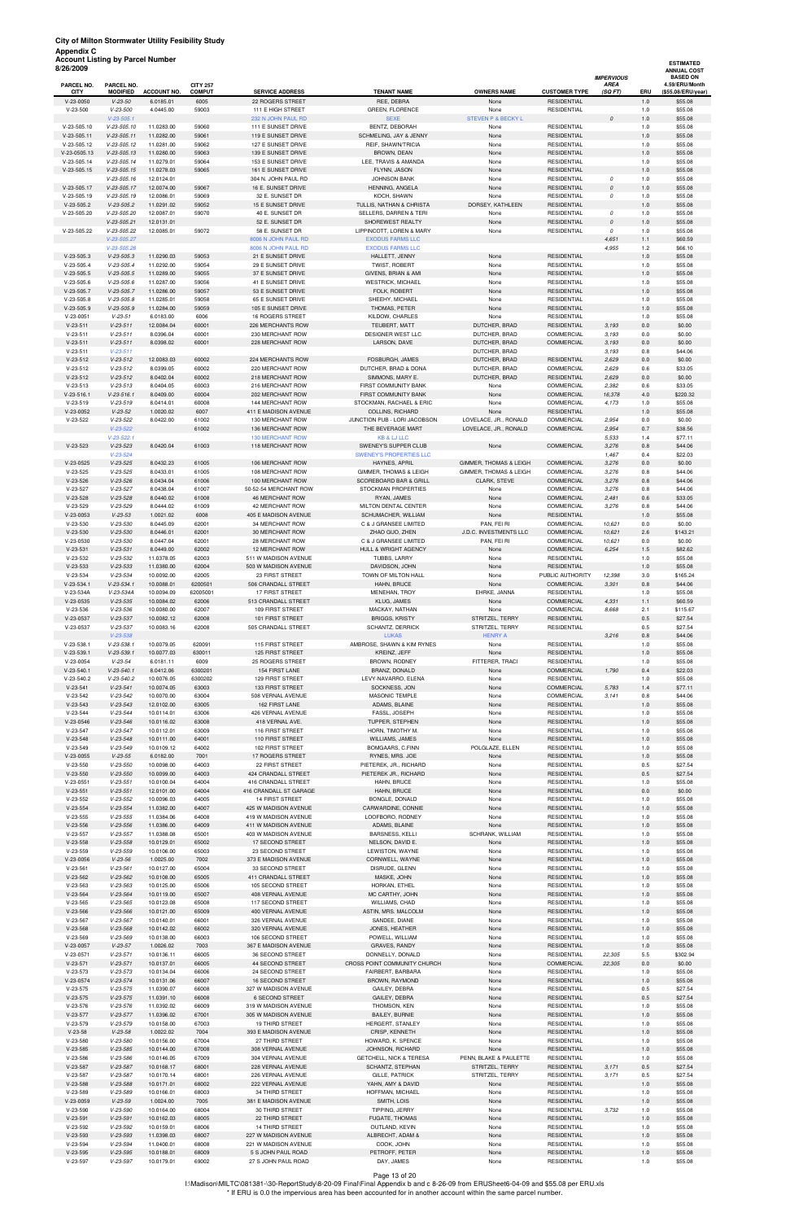# City of Milton Stormwater Utility Feasibility Study

## Appendix C

## Account Listing by Parcel Number

8/26/2009

| PARCEL NO. CITY | PARCEL NO. MODIFIED | ACCOUNT NO. | CITY 257 COMPUT | SERVICE ADDRESS | TENANT NAME | OWNERS NAME | CUSTOMER TYPE | IMPERVIOUS AREA (SQ FT) | ERU | ESTIMATED ANNUAL COST BASED ON 4.59/ERU/Month ($55.08/ERU/year) |
|---|---|---|---|---|---|---|---|---|---|---|
| V-23-0050 | V-23-50 | 6.0185.01 | 6005 | 22 ROGERS STREET | REE, DEBRA | None | RESIDENTIAL | | 1.0 | $55.08 |
| V-23-500 | V-23-500 | 4.0445.00 | 59003 | 111 E HIGH STREET | GREEN, FLORENCE | None | RESIDENTIAL | | 1.0 | $55.08 |
| | V-23-505.1 | | | 232 N JOHN PAUL RD | SEXE | STEVEN P & BECKY L | | 0 | 1.0 | $55.08 |
| V-23-505.10 | V-23-505.10 | 11.0283.00 | 59060 | 111 E SUNSET DRIVE | BENTZ, DEBORAH | None | RESIDENTIAL | | 1.0 | $55.08 |
| V-23-505.11 | V-23-505.11 | 11.0282.00 | 59061 | 119 E SUNSET DRIVE | SCHMELING, JAY & JENNY | None | RESIDENTIAL | | 1.0 | $55.08 |
| V-23-505.12 | V-23-505.12 | 11.0281.00 | 59062 | 127 E SUNSET DRIVE | REIF, SHAWN/TRICIA | None | RESIDENTIAL | | 1.0 | $55.08 |
| V-23-0505.13 | V-23-505.13 | 11.0280.00 | 59063 | 139 E SUNSET DRIVE | BROWN, DEAN | None | RESIDENTIAL | | 1.0 | $55.08 |
| V-23-505.14 | V-23-505.14 | 11.0279.01 | 59064 | 153 E SUNSET DRIVE | LEE, TRAVIS & AMANDA | None | RESIDENTIAL | | 1.0 | $55.08 |
| V-23-505.15 | V-23-505.15 | 11.0278.03 | 59065 | 161 E SUNSET DRIVE | FLYNN, JASON | None | RESIDENTIAL | | 1.0 | $55.08 |
| | V-23-505.16 | 12.0124.01 | | 304 N. JOHN PAUL RD | JOHNSON BANK | None | RESIDENTIAL | 0 | 1.0 | $55.08 |
| V-23-505.17 | V-23-505.17 | 12.0074.00 | 59067 | 16 E. SUNSET DRIVE | HENNING, ANGELA | None | RESIDENTIAL | 0 | 1.0 | $55.08 |
| V-23-505.19 | V-23-505.19 | 12.0086.01 | 59069 | 32 E. SUNSET DR | KOCH, SHAWN | None | RESIDENTIAL | 0 | 1.0 | $55.08 |
| V-23-505.2 | V-23-505.2 | 11.0291.02 | 59052 | 15 E SUNSET DRIVE | TULLIS, NATHAN & CHRISTA | DORSEY, KATHLEEN | RESIDENTIAL | | 1.0 | $55.08 |
| V-23-505.20 | V-23-505.20 | 12.0087.01 | 59070 | 40 E. SUNSET DR | SELLERS, DARREN & TERI | None | RESIDENTIAL | 0 | 1.0 | $55.08 |
| | V-23-505.21 | 12.0131.01 | | 52 E. SUNSET DR | SHOREWEST REALTY | None | RESIDENTIAL | 0 | 1.0 | $55.08 |
| V-23-505.22 | V-23-505.22 | 12.0085.01 | 59072 | 58 E. SUNSET DR | LIPPINCOTT, LOREN & MARY | None | RESIDENTIAL | 0 | 1.0 | $55.08 |
| | V-23-505.27 | | | 8006 N JOHN PAUL RD | EXODUS FARMS LLC | | | 4,651 | 1.1 | $60.59 |
| | V-23-505.28 | | | 8006 N JOHN PAUL RD | EXODUS FARMS LLC | | | 4,955 | 1.2 | $66.10 |
| V-23-505.3 | V-23-505.3 | 11.0290.03 | 59053 | 21 E SUNSET DRIVE | HALLETT, JENNY | None | RESIDENTIAL | | 1.0 | $55.08 |
| V-23-505.4 | V-23-505.4 | 11.0292.00 | 59054 | 29 E SUNSET DRIVE | TWIST, ROBERT | None | RESIDENTIAL | | 1.0 | $55.08 |
| V-23-505.5 | V-23-505.5 | 11.0289.00 | 59055 | 37 E SUNSET DRIVE | GIVENS, BRIAN & AMI | None | RESIDENTIAL | | 1.0 | $55.08 |
| V-23-505.6 | V-23-505.6 | 11.0287.00 | 59056 | 41 E SUNSET DRIVE | WESTRICK, MICHAEL | None | RESIDENTIAL | | 1.0 | $55.08 |
| V-23-505.7 | V-23-505.7 | 11.0286.00 | 59057 | 53 E SUNSET DRIVE | FOLK, ROBERT | None | RESIDENTIAL | | 1.0 | $55.08 |
| V-23-505.8 | V-23-505.8 | 11.0285.01 | 59058 | 65 E SUNSET DRIVE | SHEEHY, MICHAEL | None | RESIDENTIAL | | 1.0 | $55.08 |
| V-23-505.9 | V-23-505.9 | 11.0284.00 | 59059 | 105 E SUNSET DRIVE | THOMAS, PETER | None | RESIDENTIAL | | 1.0 | $55.08 |
| V-23-0051 | V-23-51 | 6.0183.00 | 6006 | 16 ROGERS STREET | KILDOW, CHARLES | None | RESIDENTIAL | | 1.0 | $55.08 |
| V-23-511 | V-23-511 | 12.0084.04 | 60001 | 226 MERCHANTS ROW | TEUBERT, MATT | DUTCHER, BRAD | RESIDENTIAL | 3,193 | 0.0 | $0.00 |
| V-23-511 | V-23-511 | 8.0396.04 | 60001 | 230 MERCHANT ROW | DESIGNER WEST LLC | DUTCHER, BRAD | COMMERCIAL | 3,193 | 0.0 | $0.00 |
| V-23-511 | V-23-511 | 8.0398.02 | 60001 | 228 MERCHANT ROW | LARSON, DAVE | DUTCHER, BRAD | COMMERCIAL | 3,193 | 0.0 | $0.00 |
| V-23-511 | V-23-511 | | | | | DUTCHER, BRAD | | 3,193 | 0.8 | $44.06 |
| V-23-512 | V-23-512 | 12.0083.03 | 60002 | 224 MERCHANTS ROW | FOSBURGH, JAMES | DUTCHER, BRAD | RESIDENTIAL | 2,629 | 0.0 | $0.00 |
| V-23-512 | V-23-512 | 8.0399.05 | 60002 | 220 MERCHANT ROW | DUTCHER, BRAD & DONA | DUTCHER, BRAD | COMMERCIAL | 2,629 | 0.6 | $33.05 |
| V-23-512 | V-23-512 | 8.0402.04 | 60002 | 218 MERCHANT ROW | SIMMONS, MARY E. | DUTCHER, BRAD | COMMERCIAL | 2,629 | 0.0 | $0.00 |
| V-23-513 | V-23-513 | 8.0404.05 | 60003 | 216 MERCHANT ROW | FIRST COMMUNITY BANK | None | COMMERCIAL | 2,382 | 0.6 | $33.05 |
| V-23-516.1 | V-23-516.1 | 8.0409.00 | 60004 | 202 MERCHANT ROW | FIRST COMMUNITY BANK | None | COMMERCIAL | 16,378 | 4.0 | $220.32 |
| V-23-519 | V-23-519 | 8.0414.01 | 60008 | 144 MERCHANT ROW | STOCKMAN, RACHAEL & ERIC | None | COMMERCIAL | 4,173 | 1.0 | $55.08 |
| V-23-0052 | V-23-52 | 1.0020.02 | 6007 | 411 E MADISON AVENUE | COLLINS, RICHARD | None | RESIDENTIAL | | 1.0 | $55.08 |
| V-23-522 | V-23-522 | 8.0422.00 | 61002 | 130 MERCHANT ROW | JUNCTION PUB - LORI JACOBSON | LOVELACE, JR., RONALD | COMMERCIAL | 2,954 | 0.0 | $0.00 |
| | V-23-522 | | 61002 | 136 MERCHANT ROW | THE BEVERAGE MART | LOVELACE, JR., RONALD | COMMERCIAL | 2,954 | 0.7 | $38.56 |
| | V-23-522.1 | | | 130 MERCHANT ROW | KB & LJ LLC | | | 5,533 | 1.4 | $77.11 |
| V-23-523 | V-23-523 | 8.0420.04 | 61003 | 118 MERCHANT ROW | SWENEY'S SUPPER CLUB | None | COMMERCIAL | 3,276 | 0.8 | $44.06 |
| | V-23-524 | | | | SWENEY'S PROPERTIES LLC | | | 1,467 | 0.4 | $22.03 |
| V-23-0525 | V-23-525 | 8.0432.23 | 61005 | 106 MERCHANT ROW | HAYNES, APRIL | GIMMER, THOMAS & LEIGH | COMMERCIAL | 3,276 | 0.0 | $0.00 |
| V-23-525 | V-23-525 | 8.0433.01 | 61005 | 108 MERCHANT ROW | GIMMER, THOMAS & LEIGH | GIMMER, THOMAS & LEIGH | COMMERCIAL | 3,276 | 0.8 | $44.06 |
| V-23-526 | V-23-526 | 8.0434.04 | 61006 | 100 MERCHANT ROW | SCOREBOARD BAR & GRILL | CLARK, STEVE | COMMERCIAL | 3,276 | 0.8 | $44.06 |
| V-23-527 | V-23-527 | 8.0438.04 | 61007 | 50-52-54 MERCHANT ROW | STOCKMAN PROPERTIES | None | COMMERCIAL | 3,276 | 0.8 | $44.06 |
| V-23-528 | V-23-528 | 8.0440.02 | 61008 | 46 MERCHANT ROW | RYAN, JAMES | None | COMMERCIAL | 2,481 | 0.6 | $33.05 |
| V-23-529 | V-23-529 | 8.0444.02 | 61009 | 42 MERCHANT ROW | MILTON DENTAL CENTER | None | COMMERCIAL | 3,276 | 0.8 | $44.06 |
| V-23-0053 | V-23-53 | 1.0021.02 | 6008 | 405 E MADISON AVENUE | SCHUMACHER, WILLIAM | None | RESIDENTIAL | | 1.0 | $55.08 |
| V-23-530 | V-23-530 | 8.0445.09 | 62001 | 34 MERCHANT ROW | C & J GRANSEE LIMITED | PAN, FEI RI | COMMERCIAL | 10,621 | 0.0 | $0.00 |
| V-23-530 | V-23-530 | 8.0446.01 | 62001 | 30 MERCHANT ROW | ZHAO GUO, ZHEN | J.D.C. INVESTMENTS LLC | COMMERCIAL | 10,621 | 2.6 | $143.21 |
| V-23-0530 | V-23-530 | 8.0447.04 | 62001 | 28 MERCHANT ROW | C & J GRANSEE LIMITED | PAN, FEI RI | COMMERCIAL | 10,621 | 0.0 | $0.00 |
| V-23-531 | V-23-531 | 8.0449.00 | 62002 | 12 MERCHANT ROW | HULL & WRIGHT AGENCY | None | COMMERCIAL | 6,254 | 1.5 | $82.62 |
| V-23-532 | V-23-532 | 11.0378.05 | 62003 | 511 W MADISON AVENUE | TUBBS, LARRY | None | RESIDENTIAL | | 1.0 | $55.08 |
| V-23-533 | V-23-533 | 11.0380.00 | 62004 | 503 W MADISON AVENUE | DAVIDSON, JOHN | None | RESIDENTIAL | | 1.0 | $55.08 |
| V-23-534 | V-23-534 | 10.0092.00 | 62005 | 23 FIRST STREET | TOWN OF MILTON HALL | None | PUBLIC AUTHORITY | 12,398 | 3.0 | $165.24 |
| V-23-534.1 | V-23-534.1 | 10.0088.01 | 6200501 | 506 CRANDALL STREET | HAHN, BRUCE | None | COMMERCIAL | 3,301 | 0.8 | $44.06 |
| V-23-534A | V-23-534A | 10.0094.09 | 62005001 | 17 FIRST STREET | MENEHAN, TROY | EHRKE, JANNA | RESIDENTIAL | | 1.0 | $55.08 |
| V-23-0535 | V-23-535 | 10.0084.02 | 62006 | 513 CRANDALL STREET | KLUG, JAMES | None | COMMERCIAL | 4,331 | 1.1 | $60.59 |
| V-23-536 | V-23-536 | 10.0080.00 | 62007 | 109 FIRST STREET | MACKAY, NATHAN | None | COMMERCIAL | 8,668 | 2.1 | $115.67 |
| V-23-0537 | V-23-537 | 10.0082.12 | 62008 | 101 FIRST STREET | BRIGGS, KRISTY | STRITZEL, TERRY | RESIDENTIAL | | 0.5 | $27.54 |
| V-23-0537 | V-23-537 | 10.0083.16 | 62008 | 505 CRANDALL STREET | SCHANTZ, DERRICK | STRITZEL, TERRY | RESIDENTIAL | | 0.5 | $27.54 |
| | V-23-538 | | | | LUKAS | HENRY A | | 3,216 | 0.8 | $44.06 |
| V-23-538.1 | V-23-538.1 | 10.0079.05 | 620091 | 115 FIRST STREET | AMBROSE, SHAWN & KIM RYNES | None | RESIDENTIAL | | 1.0 | $55.08 |
| V-23-539.1 | V-23-539.1 | 10.0077.03 | 630011 | 125 FIRST STREET | KREINZ, JEFF | None | RESIDENTIAL | | 1.0 | $55.08 |
| V-23-0054 | V-23-54 | 6.0181.11 | 6009 | 25 ROGERS STREET | BROWN, RODNEY | FITTERER, TRACI | RESIDENTIAL | | 1.0 | $55.08 |
| V-23-540.1 | V-23-540.1 | 8.0412.06 | 6300201 | 154 FIRST LANE | BRANZ, DONALD | None | COMMERCIAL | 1,790 | 0.4 | $22.03 |
| V-23-540.2 | V-23-540.2 | 10.0076.05 | 6300202 | 129 FIRST STREET | LEVY-NAVARRO, ELENA | None | RESIDENTIAL | | 1.0 | $55.08 |
| V-23-541 | V-23-541 | 10.0074.05 | 63003 | 133 FIRST STREET | SOCKNESS, JON | None | COMMERCIAL | 5,783 | 1.4 | $77.11 |
| V-23-542 | V-23-542 | 10.0070.00 | 63004 | 508 VERNAL AVENUE | MASONIC TEMPLE | None | COMMERCIAL | 3,141 | 0.8 | $44.06 |
| V-23-543 | V-23-543 | 12.0102.00 | 63005 | 162 FIRST LANE | ADAMS, BLAINE | None | RESIDENTIAL | | 1.0 | $55.08 |
| V-23-544 | V-23-544 | 10.0114.01 | 63006 | 426 VERNAL AVENUE | FASSL, JOSEPH | None | RESIDENTIAL | | 1.0 | $55.08 |
| V-23-0546 | V-23-546 | 10.0116.02 | 63008 | 418 VERNAL AVE. | TUPPER, STEPHEN | None | RESIDENTIAL | | 1.0 | $55.08 |
| V-23-547 | V-23-547 | 10.0112.01 | 63009 | 116 FIRST STREET | HORN, TIMOTHY M. | None | RESIDENTIAL | | 1.0 | $55.08 |
| V-23-548 | V-23-548 | 10.0111.00 | 64001 | 110 FIRST STREET | WILLIAMS, JAMES | None | RESIDENTIAL | | 1.0 | $55.08 |
| V-23-549 | V-23-549 | 10.0109.12 | 64002 | 102 FIRST STREET | BOMGAARS, C.FINN | POLGLAZE, ELLEN | RESIDENTIAL | | 1.0 | $55.08 |
| V-23-0055 | V-23-55 | 6.0182.00 | 7001 | 17 ROGERS STREET | RYNES, MRS. JOE | None | RESIDENTIAL | | 1.0 | $55.08 |
| V-23-550 | V-23-550 | 10.0098.00 | 64003 | 22 FIRST STREET | PIETEREK, JR., RICHARD | None | RESIDENTIAL | | 0.5 | $27.54 |
| V-23-550 | V-23-550 | 10.0099.00 | 64003 | 424 CRANDALL STREET | PIETEREK JR., RICHARD | None | RESIDENTIAL | | 0.5 | $27.54 |
| V-23-0551 | V-23-551 | 10.0100.04 | 64004 | 416 CRANDALL STREET | HAHN, BRUCE | None | RESIDENTIAL | | 1.0 | $55.08 |
| V-23-551 | V-23-551 | 12.0101.00 | 64004 | 416 CRANDALL ST GARAGE | HAHN, BRUCE | None | RESIDENTIAL | | 0.0 | $0.00 |
| V-23-552 | V-23-552 | 10.0096.03 | 64005 | 14 FIRST STREET | BONGLE, DONALD | None | RESIDENTIAL | | 1.0 | $55.08 |
| V-23-554 | V-23-554 | 11.0382.00 | 64007 | 425 W MADISON AVENUE | CARWARDINE, CONNIE | None | RESIDENTIAL | | 1.0 | $55.08 |
| V-23-555 | V-23-555 | 11.0384.06 | 64008 | 419 W MADISON AVENUE | LOOFBORO, RODNEY | None | RESIDENTIAL | | 1.0 | $55.08 |
| V-23-556 | V-23-556 | 11.0386.00 | 64009 | 411 W MADISON AVENUE | ADAMS, BLAINE | None | RESIDENTIAL | | 1.0 | $55.08 |
| V-23-557 | V-23-557 | 11.0388.08 | 65001 | 403 W MADISON AVENUE | BARSNESS, KELLI | SCHRANK, WILLIAM | RESIDENTIAL | | 1.0 | $55.08 |
| V-23-558 | V-23-558 | 10.0129.01 | 65002 | 17 SECOND STREET | NELSON, DAVID E. | None | RESIDENTIAL | | 1.0 | $55.08 |
| V-23-559 | V-23-559 | 10.0106.00 | 65003 | 23 SECOND STREET | LEWISTON, WAYNE | None | RESIDENTIAL | | 1.0 | $55.08 |
| V-23-0056 | V-23-56 | 1.0025.00 | 7002 | 373 E MADISON AVENUE | CORNWELL, WAYNE | None | RESIDENTIAL | | 1.0 | $55.08 |
| V-23-561 | V-23-561 | 10.0127.00 | 65004 | 33 SECOND STREET | DISRUDE, GLENN | None | RESIDENTIAL | | 1.0 | $55.08 |
| V-23-562 | V-23-562 | 10.0108.00 | 65005 | 411 CRANDALL STREET | MASKE, JOHN | None | RESIDENTIAL | | 1.0 | $55.08 |
| V-23-563 | V-23-563 | 10.0125.00 | 65006 | 105 SECOND STREET | HORKAN, ETHEL | None | RESIDENTIAL | | 1.0 | $55.08 |
| V-23-564 | V-23-564 | 10.0119.00 | 65007 | 408 VERNAL AVENUE | MC CARTHY, JOHN | None | RESIDENTIAL | | 1.0 | $55.08 |
| V-23-565 | V-23-565 | 10.0123.08 | 65008 | 117 SECOND STREET | WILLIAMS, CHAD | None | RESIDENTIAL | | 1.0 | $55.08 |
| V-23-566 | V-23-566 | 10.0121.00 | 65009 | 400 VERNAL AVENUE | ASTIN, MRS. MALCOLM | None | RESIDENTIAL | | 1.0 | $55.08 |
| V-23-567 | V-23-567 | 10.0140.01 | 66001 | 326 VERNAL AVENUE | SANDEE, DIANE | None | RESIDENTIAL | | 1.0 | $55.08 |
| V-23-568 | V-23-568 | 10.0142.02 | 66002 | 320 VERNAL AVENUE | JONES, HEATHER | None | RESIDENTIAL | | 1.0 | $55.08 |
| V-23-569 | V-23-569 | 10.0138.00 | 66003 | 106 SECOND STREET | POWELL, WILLIAM | None | RESIDENTIAL | | 1.0 | $55.08 |
| V-23-0057 | V-23-57 | 1.0026.02 | 7003 | 367 E MADISON AVENUE | GRAVES, RANDY | None | RESIDENTIAL | | 1.0 | $55.08 |
| V-23-0571 | V-23-571 | 10.0136.11 | 66005 | 36 SECOND STREET | DONNELLY, DONALD | None | RESIDENTIAL | 22,305 | 5.5 | $302.94 |
| V-23-571 | V-23-571 | 10.0137.01 | 66005 | 44 SECOND STREET | CROSS POINT COMMUNITY CHURCH | None | COMMERCIAL | 22,305 | 0.0 | $0.00 |
| V-23-573 | V-23-573 | 10.0134.04 | 66006 | 24 SECOND STREET | FAIRBERT, BARBARA | None | RESIDENTIAL | | 1.0 | $55.08 |
| V-23-0574 | V-23-574 | 10.0131.06 | 66007 | 16 SECOND STREET | BROWN, RAYMOND | None | RESIDENTIAL | | 1.0 | $55.08 |
| V-23-575 | V-23-575 | 11.0390.07 | 66008 | 327 W MADISON AVENUE | GAILEY, DEBRA | None | RESIDENTIAL | | 0.5 | $27.54 |
| V-23-575 | V-23-575 | 11.0391.10 | 66008 | 6 SECOND STREET | GAILEY, DEBRA | None | RESIDENTIAL | | 0.5 | $27.54 |
| V-23-576 | V-23-576 | 11.0392.02 | 66009 | 319 W MADISON AVENUE | THOMSON, KEN | None | RESIDENTIAL | | 1.0 | $55.08 |
| V-23-577 | V-23-577 | 11.0396.02 | 67001 | 305 W MADISON AVENUE | BAILEY, BURNIE | None | RESIDENTIAL | | 1.0 | $55.08 |
| V-23-579 | V-23-579 | 10.0158.00 | 67003 | 19 THIRD STREET | HERGERT, STANLEY | None | RESIDENTIAL | | 1.0 | $55.08 |
| V-23-58 | V-23-58 | 1.0022.02 | 7004 | 393 E MADISON AVENUE | CRISP, KENNETH | None | RESIDENTIAL | | 1.0 | $55.08 |
| V-23-580 | V-23-580 | 10.0156.00 | 67004 | 27 THIRD STREET | HOWARD, K. SPENCE | None | RESIDENTIAL | | 1.0 | $55.08 |
| V-23-585 | V-23-585 | 10.0144.00 | 67008 | 308 VERNAL AVENUE | JOHNSON, RICHARD | None | RESIDENTIAL | | 1.0 | $55.08 |
| V-23-586 | V-23-586 | 10.0146.05 | 67009 | 304 VERNAL AVENUE | GETCHELL, NICK & TERESA | PENN, BLAKE & PAULETTE | RESIDENTIAL | | 1.0 | $55.08 |
| V-23-587 | V-23-587 | 10.0168.17 | 68001 | 228 VERNAL AVENUE | SCHANTZ, STEPHAN | STRITZEL, TERRY | RESIDENTIAL | 3,171 | 0.5 | $27.54 |
| V-23-587 | V-23-587 | 10.0170.14 | 68001 | 226 VERNAL AVENUE | GILLE, PATRICK | STRITZEL, TERRY | RESIDENTIAL | 3,171 | 0.5 | $27.54 |
| V-23-588 | V-23-588 | 10.0171.01 | 68002 | 222 VERNAL AVENUE | YAHN, AMY & DAVID | None | RESIDENTIAL | | 1.0 | $55.08 |
| V-23-589 | V-23-589 | 10.0166.01 | 68003 | 34 THIRD STREET | HOFFMAN, MICHAEL | None | RESIDENTIAL | | 1.0 | $55.08 |
| V-23-0059 | V-23-59 | 1.0024.00 | 7005 | 381 E MADISON AVENUE | SMITH, LOIS | None | RESIDENTIAL | | 1.0 | $55.08 |
| V-23-590 | V-23-590 | 10.0164.00 | 68004 | 30 THIRD STREET | TIPPING, JERRY | None | RESIDENTIAL | 3,732 | 1.0 | $55.08 |
| V-23-591 | V-23-591 | 10.0162.03 | 68005 | 22 THIRD STREET | FUGATE, THOMAS | None | RESIDENTIAL | | 1.0 | $55.08 |
| V-23-592 | V-23-592 | 10.0159.01 | 68006 | 14 THIRD STREET | OUTLAND, KEVIN | None | RESIDENTIAL | | 1.0 | $55.08 |
| V-23-593 | V-23-593 | 11.0398.03 | 68007 | 227 W MADISON AVENUE | ALBRECHT, ADAM & | None | RESIDENTIAL | | 1.0 | $55.08 |
| V-23-594 | V-23-594 | 11.0400.01 | 68008 | 221 W MADISON AVENUE | COOK, JOHN | None | RESIDENTIAL | | 1.0 | $55.08 |
| V-23-595 | V-23-595 | 10.0188.01 | 68009 | 5 S JOHN PAUL ROAD | PETROFF, PETER | None | RESIDENTIAL | | 1.0 | $55.08 |
| V-23-597 | V-23-597 | 10.0179.01 | 69002 | 27 S JOHN PAUL ROAD | DAY, JAMES | None | RESIDENTIAL | | 1.0 | $55.08 |

I:\Madison\MILTC\081381-\30-ReportStudy\8-20-09 Final\Final Appendix b and c 8-26-09 from ERUSheet6-04-09 and $55.08 per ERU.xls

* If ERU is 0.0 the impervious area has been accounted for in another account within the same parcel number.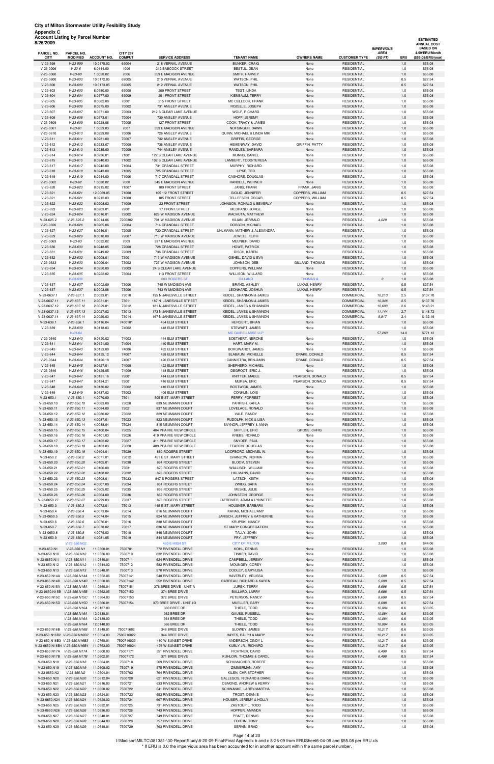**City of Milton Stormwater Utility Fesibility Study**
**Appendix C**
**Account Listing by Parcel Number**
**8/26/2009**

| PARCEL NO. CITY | PARCEL NO. MODIFIED | ACCOUNT NO. | CITY 257 COMPUT | SERVICE ADDRESS | TENANT NAME | OWNERS NAME | CUSTOMER TYPE | IMPERVIOUS AREA (SQ FT) | ERU | ESTIMATED ANNUAL COST BASED ON 4.59/ERU/Month ($55.08/ERU/year) |
|---|---|---|---|---|---|---|---|---|---|---|
| V-23-599 | V-23-599 | 10.0175.02 | 69004 | 218 VERNAL AVENUE | BUNKER, CRAIG | None | RESIDENTIAL | | 1.0 | $55.08 |
| V-23-0006 | V-23-6 | 6.0144.00 | 1006 | 212 BABCOCK STREET | BESTUL, DEAN | None | RESIDENTIAL | | 1.0 | $55.08 |
| V-23-0060 | V-23-60 | 1.0028.02 | 7006 | 359 E MADISON AVENUE | SMITH, HARVEY | None | RESIDENTIAL | | 1.0 | $55.08 |
| V-23-0600 | V-23-600 | 10.0172.05 | 69005 | 210 VERNAL AVENUE | WATSON, PHIL | None | RESIDENTIAL | | 0.5 | $27.54 |
| V-23-600 | V-23-600 | 10.0173.05 | 69005 | 212 VERNAL AVENUE | WATSON, PHIL | None | RESIDENTIAL | | 0.5 | $27.54 |
| V-23-603 | V-23-603 | 8.0380.00 | 69008 | 209 FRONT STREET | TEGT, LINDA | None | RESIDENTIAL | | 1.0 | $55.08 |
| V-23-604 | V-23-604 | 8.0377.00 | 69009 | 201 FRONT STREET | KIENBAUM, TERRY | None | RESIDENTIAL | | 1.0 | $55.08 |
| V-23-605 | V-23-605 | 8.0382.00 | 70001 | 215 FRONT STREET | MC CULLOCH, FRANK | None | RESIDENTIAL | | 1.0 | $55.08 |
| V-23-606 | V-23-606 | 8.0375.00 | 70002 | 731 ANSLEY AVENUE | ROZELLE, JOSEPH | None | RESIDENTIAL | | 1.0 | $55.08 |
| V-23-607 | V-23-607 | 8.0371.00 | 70003 | 212 S CLEAR LAKE AVENUE | WOLF, RICHARD | None | RESIDENTIAL | | 1.0 | $55.08 |
| V-23-608 | V-23-608 | 8.0373.01 | 70004 | 739 ANSLEY AVENUE | HOFF, JEREMY | None | RESIDENTIAL | | 1.0 | $55.08 |
| V-23-0609 | V-23-609 | 8.0228.06 | 70005 | 127 FRONT STREET | COOK, TRACY & JAMES | None | RESIDENTIAL | | 1.0 | $55.08 |
| V-23-0061 | V-23-61 | 1.0029.03 | 7007 | 353 E MADISON AVENUE | NOFSINGER, DAWN | None | RESIDENTIAL | | 1.0 | $55.08 |
| V-23-0610 | V-23-610 | 8.0229.08 | 70006 | 726 ANSLEY AVENUE | QUINN, MICHAEL & LINDA MIK | None | RESIDENTIAL | | 1.0 | $55.08 |
| V-23-611 | V-23-611 | 8.0231.00 | 70007 | 732 ANSLEY AVENUE | GRIFFIS, GEORGE | None | RESIDENTIAL | | 1.0 | $55.08 |
| V-23-612 | V-23-612 | 8.0233.07 | 70008 | 736 ANSLEY AVENUE | HEMENWAY, DAVID | GRIFFIN, PATTY | RESIDENTIAL | | 1.0 | $55.08 |
| V-23-613 | V-23-613 | 8.0235.00 | 70009 | 744 ANSLEY AVENUE | RANDLES, BARBARA | None | RESIDENTIAL | | 1.0 | $55.08 |
| V-23-614 | V-23-614 | 8.0236.01 | 71001 | 122 S CLEAR LAKE AVENUE | MUNNS, DANIEL | None | RESIDENTIAL | | 1.0 | $55.08 |
| V-23-615 | V-23-615 | 8.0240.03 | 71002 | 102 S CLEAR LAKE AVENUE | LAMBERT, TODD/TERESA | None | RESIDENTIAL | | 1.0 | $55.08 |
| V-23-617 | V-23-617 | 8.0242.00 | 71004 | 731 CRANDALL STREET | MURPHY, RICHARD | None | RESIDENTIAL | | 1.0 | $55.08 |
| V-23-618 | V-23-618 | 8.0243.00 | 71005 | 725 CRANDALL STREET | LIPKE, TED | None | RESIDENTIAL | | 1.0 | $55.08 |
| V-23-619 | V-23-619 | 8.0244.00 | 71006 | 717 CRANDALL STREET | CASHORE, DOUGLAS | None | RESIDENTIAL | | 1.0 | $55.08 |
| V-23-0062 | V-23-62 | 1.0030.02 | 7008 | 345 E MADISON AVENUE | RANDELL, WERNER | None | RESIDENTIAL | | 1.0 | $55.08 |
| V-23-620 | V-23-620 | 8.0215.02 | 71007 | 109 FRONT STREET | JANIS, FRANK | FRANK, JANIS | RESIDENTIAL | | 1.0 | $55.08 |
| V-23-621 | V-23-621 | 12.0069.05 | 71008 | 105 1/2 FRONT STREET | GIGLIO, JENNIFER | COPPERS, WILLIAM | RESIDENTIAL | | 0.5 | $27.54 |
| V-23-621 | V-23-621 | 8.0212.03 | 71008 | 105 FRONT STREET | TELLEFSON, OSCAR | COPPERS, WILLIAM | RESIDENTIAL | | 0.5 | $27.54 |
| V-23-622 | V-23-622 | 8.0208.02 | 71009 | 23 FRONT STREET | JOHNSON, RONALD & BEVERLY | None | RESIDENTIAL | | 1.0 | $55.08 |
| V-23-623 | V-23-623 | 8.0203.01 | 72001 | 17 FRONT STREET | MEDRANO, JORGE | None | RESIDENTIAL | | 1.0 | $55.08 |
| V-23-624 | V-23-624 | 8.0016.01 | 72002 | 629 W MADISON AVENUE | WACHUTA, MATTHEW | None | RESIDENTIAL | | 1.0 | $55.08 |
| V-23-625.2 | V-23-625.2 | 8.0014.06 | 7200302 | 701 W MADISON AVENUE | KILIAN, JERRALD | None | RESIDENTIAL | 4,029 | 1.0 | $55.08 |
| V-23-0626 | V-23-626 | 8.0205.06 | 72004 | 714 CRANDALL STREET | DOBSON, MICHAEL | None | RESIDENTIAL | | 1.0 | $55.08 |
| V-23-627 | V-23-627 | 8.0246.01 | 72005 | 720 CRANDALL STREET | UHLMANN, MATHEW & ALEXANDRA | None | RESIDENTIAL | | 1.0 | $55.08 |
| V-23-629 | V-23-629 | 8.0010.00 | 72007 | 715 W MADISON AVENUE | JEWELL, KEITH | None | RESIDENTIAL | | 1.0 | $55.08 |
| V-23-0063 | V-23-63 | 1.0032.02 | 7009 | 337 E MADISON AVENUE | MEUNIER, DAVID | None | RESIDENTIAL | | 1.0 | $55.08 |
| V-23-630 | V-23-630 | 8.0248.05 | 72008 | 728 CRANDALL STREET | HOWE, PATRICK | None | RESIDENTIAL | | 1.0 | $55.08 |
| V-23-631 | V-23-631 | 8.0249.02 | 72009 | 736 CRANDALL STREET | DISCH, KAREN | None | RESIDENTIAL | | 1.0 | $55.08 |
| V-23-632 | V-23-632 | 8.0008.01 | 73001 | 719 W MADISON AVENUE | OSHEL, DAVID & EVA | None | RESIDENTIAL | | 1.0 | $55.08 |
| V-23-0633 | V-23-633 | 8.0006.04 | 73002 | 727 W MADISON AVENUE | JOHNSON, DEB | GILLAND, THOMAS | RESIDENTIAL | | 1.0 | $55.08 |
| V-23-634 | V-23-634 | 8.0250.00 | 73003 | 24 S CLEAR LAKE AVENUE | COPPERS, WILLIAM | None | RESIDENTIAL | | 1.0 | $55.08 |
| V-23-635 | V-23-635 | 8.0222.02 | 73004 | 113 FRONT STREET | WILLISON, WILLARD | None | RESIDENTIAL | | 1.0 | $55.08 |
| | V-23-636 | | | 603 ROGERS ST | GILLAND | THOMAS A | | 0 | 1.0 | $55.08 |
| V-23-637 | V-23-637 | 8.0002.09 | 73006 | 745 W MADISON AVE | BRAND, ASHLEY | LUKAS, HENRY | RESIDENTIAL | | 0.5 | $27.54 |
| V-23-637 | V-23-637 | 8.0003.08 | 73006 | 743 W MADISON AVE | LEONHARD, JOSHUA | LUKAS, HENRY | RESIDENTIAL | | 0.5 | $27.54 |
| V-23-0637.1 | V-23-637.1 | 2.0033.01 | 73010 | 195 N JANESVILLE STREET | KEIDEL, SHANNON & JAMES | None | COMMERCIAL | 10,210 | 2.5 | $137.70 |
| V-23-0637.11 | V-23-637.11 | 2.0031.01 | 73011 | 187 N JANESVILLE STREET | KEIDEL, SHANNON & JAMES | None | COMMERCIAL | 10,346 | 2.5 | $137.70 |
| V-23-0637.12 | V-23-637.12 | 2.0029.01 | 73012 | 181 N JANESVILLE STREET | KEIDEL, JAMES & SHANNON | None | COMMERCIAL | 10,603 | 2.6 | $143.21 |
| V-23-0637.13 | V-23-637.13 | 2.0027.02 | 73013 | 173 N JANESVILLE STREET | KEIDEL, JAMES & SHANNON | None | COMMERCIAL | 11,144 | 2.7 | $148.72 |
| V-23-0637.14 | V-23-637.14 | 2.0026.03 | 73014 | 167 N JANESVILLE STREET | KEIDEL, JAMES & SHANNON | None | COMMERCIAL | 9,917 | 2.4 | $132.19 |
| V-23-638.1 | V-23-638.1 | 9.0116.04 | 7400101 | 454 ELM STREET | HERGERT, BRIAN | None | RESIDENTIAL | | 1.0 | $55.08 |
| V-23-639 | V-23-639 | 9.0118.03 | 74002 | 448 ELM STREET | STEWART, JAMES | None | RESIDENTIAL | | 1.0 | $55.08 |
| | V-23-64 | | | | MC GUIRE-LASSE LLP | | | 57,260 | 14.0 | $771.12 |
| V-23-0640 | V-23-640 | 9.0120.02 | 74003 | 444 ELM STREET | SOETAERT, NERONE | None | RESIDENTIAL | | 1.0 | $55.08 |
| V-23-641 | V-23-641 | 9.0121.00 | 74004 | 440 ELM STREET | HART, MARY M. | None | RESIDENTIAL | | 1.0 | $55.08 |
| V-23-643 | V-23-643 | 9.0123.00 | 74006 | 432 ELM STREET | BORGWARDT, JAMES | None | RESIDENTIAL | | 1.0 | $55.08 |
| V-23-644 | V-23-644 | 9.0125.12 | 74007 | 428 ELM STREET | BLABAUM, MICHELLE | DRAKE, DONALD | RESIDENTIAL | | 0.5 | $27.54 |
| V-23-0644 | V-23-644 | 9.0126.18 | 74007 | 426 ELM STREET | CANNISTRA, BENJAMIN | DRAKE, DONALD | RESIDENTIAL | | 0.5 | $27.54 |
| V-23-645 | V-23-645 | 9.0127.01 | 74008 | 422 ELM STREET | SHEPHERD, MICHAEL | None | RESIDENTIAL | | 1.0 | $55.08 |
| V-23-0646 | V-23-646 | 9.0129.05 | 74009 | 418 ELM STREET | DEGROOT, ERIC J. | None | RESIDENTIAL | | 1.0 | $55.08 |
| V-23-647 | V-23-647 | 9.0131.16 | 75001 | 414 ELM STREET | KNITTER, MABLE | PEARSON, DONALD | RESIDENTIAL | | 0.5 | $27.54 |
| V-23-647 | V-23-647 | 9.0134.21 | 75001 | 416 ELM STREET | MURSA, ERIC | PEARSON, DONALD | RESIDENTIAL | | 0.5 | $27.54 |
| V-23-648 | V-23-648 | 9.0136.02 | 75002 | 410 ELM STREET | BOSTWICK, JAMES | None | RESIDENTIAL | | 1.0 | $55.08 |
| V-23-649 | V-23-649 | 9.0137.02 | 75003 | 406 ELM STREET | CONKLIN, LOIS | None | RESIDENTIAL | | 1.0 | $55.08 |
| V-23-650.1 | V-23-650.1 | 4.0070.00 | 75011 | 505 E ST. MARY STREET | PERRY, FORREST | None | RESIDENTIAL | | 1.0 | $55.08 |
| V-23-650.10 | V-23-650.10 | 4.0083.00 | 75020 | 839 NEUMANN COURT | PARRISH, KARLA | None | RESIDENTIAL | | 1.0 | $55.08 |
| V-23-650.11 | V-23-650.11 | 4.0084.00 | 75021 | 837 NEUMANN COURT | LOVELACE, RONALD | None | RESIDENTIAL | | 1.0 | $55.08 |
| V-23-650.12 | V-23-650.12 | 4.0086.02 | 75022 | 829 NEUMANN COURT | VALE, RANDY | None | RESIDENTIAL | | 1.0 | $55.08 |
| V-23-650.13 | V-23-650.13 | 4.0087.01 | 75023 | 823 NEUMANN COURT | RUDOLPH, NICK & LISA | None | RESIDENTIAL | | 1.0 | $55.08 |
| V-23-650.14 | V-23-650.14 | 4.0088.04 | 75024 | 815 NEUMANN COURT | SAYNOR, JEFFREY & ANNA | None | RESIDENTIAL | | 1.0 | $55.08 |
| V-23-650.15 | V-23-650.15 | 4.0100.04 | 75025 | 404 PRAIRIE VIEW CIRCLE | SHIPLER, ERIC | GROSS, CHRIS | RESIDENTIAL | | 1.0 | $55.08 |
| V-23-650.16 | V-23-650.16 | 4.0101.03 | 75026 | 410 PRAIRIE VIEW CIRCLE | KREBS, RONALD | None | RESIDENTIAL | | 1.0 | $55.08 |
| V-23-650.17 | V-23-650.17 | 4.0102.02 | 75027 | 411 PRAIRIE VIEW CIRCLE | SNYDER, PAUL | None | RESIDENTIAL | | 1.0 | $55.08 |
| V-23-650.18 | V-23-650.18 | 4.0103.03 | 75028 | 409 PRAIRIE VIEW CIRCLE | FEARON, DOUGLAS | None | RESIDENTIAL | | 1.0 | $55.08 |
| V-23-650.19 | V-23-650.19 | 4.0104.01 | 75029 | 860 ROGERS STREET | LOOFBORO, MICHAEL W. | None | RESIDENTIAL | | 1.0 | $55.08 |
| V-23-650.2 | V-23-650.2 | 4.0071.01 | 75012 | 451 E ST. MARY STREET | GRANZOW, NORMA | None | RESIDENTIAL | | 1.0 | $55.08 |
| V-23-650.20 | V-23-650.20 | 4.0105.01 | 75030 | 864 ROGERS STREET | BLOOM, STEVEN | None | RESIDENTIAL | | 1.0 | $55.08 |
| V-23-650.21 | V-23-650.21 | 4.0106.00 | 75031 | 870 ROGERS STREET | WALLISCH, WILLIAM | None | RESIDENTIAL | | 1.0 | $55.08 |
| V-23-650.22 | V-23-650.22 | 4.0108.02 | 75032 | 876 ROGERS STREET | HILLMANN, DAVID | None | RESIDENTIAL | | 1.0 | $55.08 |
| V-23-650.23 | V-23-650.23 | 4.0308.01 | 75033 | 847 S ROGERS STREET | LATSCH, KEITH | None | RESIDENTIAL | | 1.0 | $55.08 |
| V-23-650.24 | V-23-650.24 | 4.0307.00 | 75034 | 851 ROGERS STREET | ZWIEG, SARA | None | RESIDENTIAL | | 1.0 | $55.08 |
| V-23-650.25 | V-23-650.25 | 4.0305.02 | 75035 | 859 ROGERS STREET | MESKE, JULIE | None | RESIDENTIAL | | 1.0 | $55.08 |
| V-23-650.26 | V-23-650.26 | 4.0304.00 | 75036 | 867 ROGERS STREET | JOHNSTON, GEORGE | None | RESIDENTIAL | | 1.0 | $55.08 |
| V-23-0650.27 | V-23-650.27 | 4.0299.03 | 75037 | 873 ROGERS STREET | LAFRENIER, ADAM & LYNNETTE | None | RESIDENTIAL | | 1.0 | $55.08 |
| V-23-650.3 | V-23-650.3 | 4.0072.01 | 75013 | 445 E ST. MARY STREET | KRUSNER, BARBARA | None | RESIDENTIAL | | 1.0 | $55.08 |
| V-23-650.4 | V-23-650.4 | 4.0073.04 | 75014 | 816 NEUMANN COURT | KARAS, MICHAEL/AMY | None | RESIDENTIAL | | 1.0 | $55.08 |
| V-23-0650.5 | V-23-650.5 | 4.0074.04 | 75015 | 824 NEUMANN COURT | JANISCH, JEFFREY & KATHERINE | None | RESIDENTIAL | | 1.0 | $55.08 |
| V-23-650.6 | V-23-650.6 | 4.0076.01 | 75016 | 830 NEUMANN COURT | KRUPSKI, NANCY | None | RESIDENTIAL | | 1.0 | $55.08 |
| V-23-650.7 | V-23-650.7 | 4.0078.02 | 75017 | 836 NEUMANN COURT | ST MARY CONGREGATION | None | RESIDENTIAL | | 1.0 | $55.08 |
| V-23-0650.8 | V-23-650.8 | 4.0079.03 | 75018 | 840 NEUMANN COURT | TALLY, JOHN | None | RESIDENTIAL | | 1.0 | $55.08 |
| V-23-650.9 | V-23-650.9 | 4.0081.05 | 75019 | 844 NEUMANN COURT | FRY, JEFFREY | None | RESIDENTIAL | | 1.0 | $55.08 |
| | V-23-650.N02 | | | 430 E HIGH ST | CITY OF MILTON | | | 3,093 | 0.8 | $44.06 |
| V-23-650.N1 | V-23-650.N1 | 11.0500.01 | 7500701 | 772 RIVENDELL DRIVE | KOHL, DENNIS | None | RESIDENTIAL | | 1.0 | $55.08 |
| V-23-650.N10 | V-23-650.N10 | 11.0536.00 | 7500710 | 632 RIVENDELL DRIVE | TINKER, DAVID | None | RESIDENTIAL | | 1.0 | $55.08 |
| V-23-0650.N11 | V-23-650.N11 | 11.0540.01 | 7500711 | 624 RIVENDELL DRIVE | CAMPBELL, JEREMY | None | RESIDENTIAL | | 1.0 | $55.08 |
| V-23-650.N12 | V-23-650.N12 | 11.0544.02 | 7500712 | 582 RIVENDELL DRIVE | MOUNGEY, COREY | None | RESIDENTIAL | | 1.0 | $55.08 |
| V-23-650.N13 | V-23-650.N13 | 11.0548.01 | 7500713 | 570 RIVENDELL DRIVE | COOLEY, GARY/LISA | None | RESIDENTIAL | | 1.0 | $55.08 |
| V-23-650.N14A | V-23-650.N14A | 11.0552.06 | 75007141 | 548 RIVENDELL DRIVE | HAVERLEY, MELISSA | None | RESIDENTIAL | 5,099 | 0.5 | $27.54 |
| V-23-065.N14B | V-23-650.N14B | 11.0550.06 | 75007142 | 552 RIVENDELL DRIVE | BARREAU, RICHARD & KAREN | None | RESIDENTIAL | 5,099 | 0.5 | $27.54 |
| V-23-650.N15A | V-23-650.N15A | 11.0560.04 | 75007151 | 376 BREE DRIVE - UNIT A | JUREK, TERRY | None | RESIDENTIAL | 8,698 | 0.5 | $27.54 |
| V-23-0650.N15B | V-23-650.N15B | 11.0562.05 | 75007152 | 374 BREE DRIVE | BALLARD, LARRY | None | RESIDENTIAL | 8,698 | 0.5 | $27.54 |
| V-23-650.N15C | V-23-650.N15C | 11.0564.03 | 75007153 | 372 BREE DRIVE | PETERSON, NANCY | None | RESIDENTIAL | 8,698 | 0.5 | $27.54 |
| V-23-650.N15D | V-23-650.N15D | 11.0566.01 | 75007154 | 370 BREE DRIVE - UNIT #D | MUELLER, GARY | None | RESIDENTIAL | 8,698 | 0.5 | $27.54 |
| | V-23-650.N16A | 12.0137.00 | | 360 BREE DR | THIELE, TODD | None | RESIDENTIAL | 10,084 | 0.6 | $33.05 |
| | V-23-650.N16A | 12.0138.01 | | 362 BREE DR | GAUSS, RUSSELL | None | RESIDENTIAL | 10,084 | 0.6 | $33.05 |
| | V-23-650.N16A | 12.0139.00 | | 364 BREE DR | THIELE, TODD | None | RESIDENTIAL | 10,084 | 0.6 | $33.05 |
| | V-23-650.N16A | 12.0140.00 | | 366 BREE DR | THIELE, TODD | None | RESIDENTIAL | 10,084 | 0.6 | $33.05 |
| V-23-650.N16B | V-23-650.N16B | 11.1348.01 | 750071602 | 348 BREE DRIVE | SLOWEY, JAMES | None | RESIDENTIAL | 10,217 | 0.6 | $33.05 |
| V-23-650.N16B2 | V-23-650.N16B2 | 11.0554.00 | 7500716022 | 344 BREE DRIVE | HAYES, RALPH & MARY | None | RESIDENTIAL | 10,217 | 0.6 | $33.05 |
| V-23-650.N16B3 | V-23-650.N16B3 | 11.0768.01 | 7500716023 | 480 W SUNSET DRIVE | ANDERSON, CINDY L. | None | RESIDENTIAL | 10,217 | 0.6 | $33.05 |
| V-23-0650.N16B4 | V-23-650.N16B4 | 11.0763.00 | 7500716024 | 476 W SUNSET DRIVE | KUBLY JR., RICHARD | None | RESIDENTIAL | 10,217 | 0.6 | $33.05 |
| V-23-650.N17A | V-23-650.N17A | 11.0600.00 | 75007171 | 551 RIVENDELL DRIVE | FICHTNER, DAVID | None | RESIDENTIAL | 6,498 | 0.5 | $27.54 |
| V-23-650.N17B | V-23-650.N17B | 11.0602.01 | 75007172 | 371 BREE DRIVE | KUHLOW, THOMAS & CAROL | None | RESIDENTIAL | 6,498 | 0.5 | $27.54 |
| V-23-650.N18 | V-23-650.N18 | 11.0604.01 | 7500718 | 569 RIVENDELL DRIVE | SCHUMACHER, ROBERT | None | RESIDENTIAL | | 1.0 | $55.08 |
| V-23-650.N19 | V-23-650.N19 | 11.0608.02 | 7500719 | 575 RIVENDELL DRIVE | ZIMMERMAN, AMY | None | RESIDENTIAL | | 1.0 | $55.08 |
| V-23-0650.N2 | V-23-650.N2 | 11.0504.04 | 7500702 | 764 RIVENDELL DRIVE | KILEN, CHRISTOPHER | None | RESIDENTIAL | | 1.0 | $55.08 |
| V-23-650.N20 | V-23-650.N20 | 11.0612.04 | 7500720 | 621 RIVENDELL DRIVE | GALLEGOS, RICHARD & DIANE | None | RESIDENTIAL | | 1.0 | $55.08 |
| V-23-650.N21 | V-23-650.N21 | 11.0616.03 | 7500721 | 633 RIVENDELL DRIVE | OSMOND, ANDREW & KERRY | None | RESIDENTIAL | | 1.0 | $55.08 |
| V-23-650.N22 | V-23-650.N22 | 11.0620.02 | 7500722 | 641 RIVENDELL DRIVE | SCHWANKE, LARRY/MARTHA | None | RESIDENTIAL | | 1.0 | $55.08 |
| V-23-650.N23 | V-23-650.N23 | 11.0624.01 | 7500723 | 653 RIVENDELL DRIVE | TROST, DEAN E | None | RESIDENTIAL | | 1.0 | $55.08 |
| V-23-0650.N24 | V-23-650.N24 | 11.0628.02 | 7500724 | 667 RIVENDELL DRIVE | HOUSER, JEREMY & HOLLY | None | RESIDENTIAL | | 1.0 | $55.08 |
| V-23-650.N25 | V-23-650.N25 | 11.0632.01 | 7500725 | 731 RIVENDELL DRIVE | ZASTOUPIL, TODD | None | RESIDENTIAL | | 1.0 | $55.08 |
| V-23-0650.N26 | V-23-650.N26 | 11.0636.03 | 7500726 | 743 RIVENDELL DRIVE | HOPPER, AMANDA | None | RESIDENTIAL | | 1.0 | $55.08 |
| V-23-650.N27 | V-23-650.N27 | 11.0640.01 | 7500727 | 749 RIVENDELL DRIVE | PRATT, DENNIS | None | RESIDENTIAL | | 1.0 | $55.08 |
| V-23-650.N28 | V-23-650.N28 | 11.0644.00 | 7500728 | 757 RIVENDELL DRIVE | FORTIN, TONY | None | RESIDENTIAL | | 1.0 | $55.08 |
| V-23-650.N29 | V-23-650.N29 | 11.0648.01 | 7500729 | 763 RIVENDELL DRIVE | SERVIN, BRAD | None | RESIDENTIAL | | 1.0 | $55.08 |

I:\Madison\MILTC\081381-\30-ReportStudy\8-20-09 Final\Final Appendix b and c 8-26-09 from ERUSheet6-04-09 and $55.08 per ERU.xls
* If ERU is 0.0 the impervious area has been accounted for in another account within the same parcel number.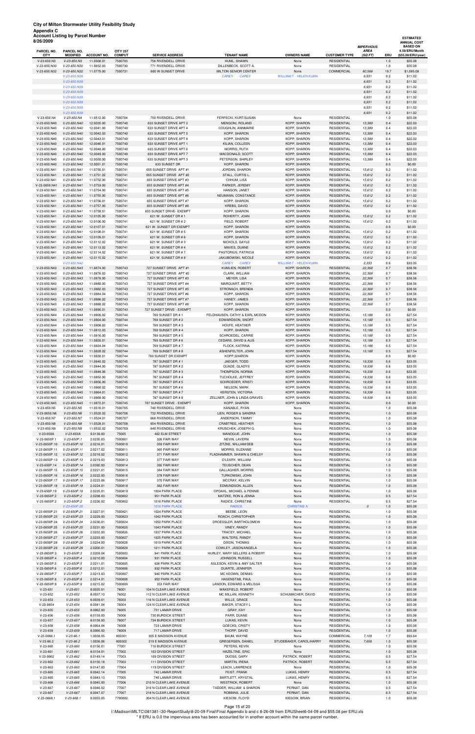# City of Milton Stormwater Utility Fesibility Study

## Appendix C

## Account Listing by Parcel Number

8/26/2009

| PARCEL NO. CITY | PARCEL NO. MODIFIED | ACCOUNT NO. | CITY 257 COMPUT | SERVICE ADDRESS | TENANT NAME | OWNERS NAME | CUSTOMER TYPE | IMPERVIOUS AREA (SQ FT) | ERU | ESTIMATED ANNUAL COST BASED ON 4.59/ERU/Month ($55.08/ERU/year) |
|---|---|---|---|---|---|---|---|---|---|---|
| V-23-650.N3 | V-23-650.N3 | 11.0508.01 | 7500703 | 756 RIVENDELL DRIVE | HUML, SHAWN | None | RESIDENTIAL | | 1.0 | $55.08 |
| V-23-650.N30 | V-23-650.N30 | 11.0652.03 | 7500730 | 771 RIVENDELL DRIVE | DILLENBECK, SCOTT A. | None | RESIDENTIAL | | 1.0 | $55.08 |
| V-23-650.N32 | V-23-650.N32 | 11.0770.00 | 7500731 | 600 W SUNSET DRIVE | MILTON SENIOR CENTER | None | COMMERCIAL | 80,568 | 19.7 | $1,085.08 |
| | V-23-650.N39 | | | | CAREY - CAREY | WILLIAM T - HELEN KUHN | | 6,931 | 0.2 | $11.02 |
| | V-23-650.N39 | | | | | | | 6,931 | 0.2 | $11.02 |
| | V-23-650.N39 | | | | | | | 6,931 | 0.2 | $11.02 |
| | V-23-650.N39 | | | | | | | 6,931 | 0.2 | $11.02 |
| | V-23-650.N39 | | | | | | | 6,931 | 0.2 | $11.02 |
| | V-23-650.N39 | | | | | | | 6,931 | 0.2 | $11.02 |
| | V-23-650.N39 | | | | | | | 6,931 | 0.2 | $11.02 |
| | V-23-650.N39 | | | | | | | 6,931 | 0.2 | $11.02 |
| V-23-650.N4 | V-23-650.N4 | 11.0512.00 | 7500704 | 750 RIVENDELL DRIVE | FERFECKI, KURT/SUSAN | None | RESIDENTIAL | | 1.0 | $55.08 |
| V-23-650.N40 | V-23-650.N40 | 12.0035.00 | 7500740 | 633 SUNSET DRIVE APT 2 | MENGONI, ROLAND | KOPP, SHARON | RESIDENTIAL | 13,389 | 0.4 | $22.03 |
| V-23-650.N40 | V-23-650.N40 | 12.0041.00 | 7500740 | 633 SUNSET DRIVE APT 4 | COUGHLIN, ANNMARIE | KOPP, SHARON | RESIDENTIAL | 13,389 | 0.4 | $22.03 |
| V-23-650.N40 | V-23-650.N40 | 12.0042.03 | 7500740 | 633 SUNSET DRIVE APT 5 | KOPP, SHARON | KOPP, SHARON | RESIDENTIAL | 13,389 | 0.4 | $22.03 |
| V-23-650.N40 | V-23-650.N40 | 12.0043.01 | 7500740 | 633 SUNSET DRIVE APT 8 | KOPP, SHARON | KOPP, SHARON | RESIDENTIAL | 13,389 | 0.4 | $22.03 |
| V-23-650.N40 | V-23-650.N40 | 12.0046.01 | 7500740 | 633 SUNSET DRIVE APT 1 | KILIAN, COLLEEN | KOPP, SHARON | RESIDENTIAL | 13,389 | 0.4 | $22.03 |
| V-23-650.N40 | V-23-650.N40 | 12.0048.00 | 7500740 | 633 SUNSET DRIVE APT 6 | MORRIS, RUTH | KOPP, SHARON | RESIDENTIAL | 13,389 | 0.4 | $22.03 |
| V-23-650.N40 | V-23-650.N40 | 12.0049.00 | 7500740 | 633 SUNSET DRIVE APT 7 | MACDONALD, SCOTT | KOPP, SHARON | RESIDENTIAL | 13,389 | 0.4 | $22.03 |
| V-23-650.N40 | V-23-650.N40 | 12.0050.00 | 7500740 | 633 SUNSET DRIVE APT 3 | PETERSON, SHIRLEY | KOPP, SHARON | RESIDENTIAL | 13,389 | 0.4 | $22.03 |
| V-23-650.N40 | V-23-650.N40 | 12.0051.01 | 7500740 | 633 SUNSET DR | KOPP, SHARON | KOPP, SHARON | RESIDENTIAL | | 0.0 | $0.00 |
| V-23-650.N41 | V-23-650.N41 | 11.0750.01 | 7500741 | 655 SUNSET DRIVE APT #1 | JORDAN, SHARON | KOPP, SHARON | RESIDENTIAL | 15,612 | 0.2 | $11.02 |
| V-23-650.N41 | V-23-650.N41 | 11.0751.02 | 7500741 | 655 SUNSET DRIVE APT #2 | STALL, CURTIS L. | KOPP, SHARON | RESIDENTIAL | 15,612 | 0.2 | $11.02 |
| V-23-650.N41 | V-23-650.N41 | 11.0752.00 | 7500741 | 655 SUNSET DRIVE APT #3 | CHHUM, LISA | KOPP, SHARON | RESIDENTIAL | 15,612 | 0.2 | $11.02 |
| V-23-0650.N41 | V-23-650.N41 | 11.0753.00 | 7500741 | 655 SUNSET DRIVE APT #4 | PARKER, JEREMY | KOPP, SHARON | RESIDENTIAL | 15,612 | 0.2 | $11.02 |
| V-23-650.N41 | V-23-650.N41 | 11.0754.00 | 7500741 | 655 SUNSET DRIVE APT #5 | HANSON, JANET | KOPP, SHARON | RESIDENTIAL | 15,612 | 0.2 | $11.02 |
| V-23-650.N41 | V-23-650.N41 | 11.0755.00 | 7500741 | 655 SUNSET DRIVE APT #6 | NEUMANN, CONSTANCE | KOPP, SHARON | RESIDENTIAL | 15,612 | 0.2 | $11.02 |
| V-23-650.N41 | V-23-650.N41 | 11.0756.01 | 7500741 | 655 SUNSET DRIVE APT #7 | KOPP, SHARON | KOPP, SHARON | RESIDENTIAL | 15,612 | 0.2 | $11.02 |
| V-23-650.N41 | V-23-650.N41 | 11.0757.00 | 7500741 | 655 SUNSET DRIVE APT #8 | KREBS, DAVID | KOPP, SHARON | RESIDENTIAL | 15,612 | 0.2 | $11.02 |
| V-23-650.N41 | V-23-650.N41 | 11.0758.01 | 7500741 | 655 SUNSET DRIVE- EXEMPT | KOPP, SHARON | KOPP, SHARON | RESIDENTIAL | | 0.0 | $0.00 |
| V-23-650.N41 | V-23-650.N41 | 12.0105.00 | 7500741 | 621 W. SUNSET DR # 1 | ROHERTY, JOAN | KOPP, SHARON | RESIDENTIAL | 15,612 | 0.2 | $11.02 |
| V-23-650.N41 | V-23-650.N41 | 12.0106.00 | 7500741 | 621 W. SUNSET DR # 2 | FIELD, ROBERT | KOPP, SHARON | RESIDENTIAL | 15,612 | 0.2 | $11.02 |
| V-23-650.N41 | V-23-650.N41 | 12.0107.01 | 7500741 | 621 W. SUNSET DR EXEMPT | KOPP, SHARON | KOPP, SHARON | RESIDENTIAL | | 0.0 | $0.00 |
| V-23-650.N41 | V-23-650.N41 | 12.0108.01 | 7500741 | 621 W. SUNSET DR # 5 | KOPP, SHARON | KOPP, SHARON | RESIDENTIAL | 15,612 | 0.2 | $11.02 |
| V-23-650.N41 | V-23-650.N41 | 12.0109.01 | 7500741 | 621 W. SUNSET DR # 6 | KOPP, SHARON | KOPP, SHARON | RESIDENTIAL | 15,612 | 0.2 | $11.02 |
| V-23-650.N41 | V-23-650.N41 | 12.0112.02 | 7500741 | 621 W. SUNSET DR # 3 | NICKOLS, GAYLE | KOPP, SHARON | RESIDENTIAL | 15,612 | 0.2 | $11.02 |
| V-23-650.N41 | V-23-650.N41 | 12.0113.02 | 7500741 | 621 W. SUNSET DR # 4 | MAVES, DUANE | KOPP, SHARON | RESIDENTIAL | 15,612 | 0.2 | $11.02 |
| V-23-650.N41 | V-23-650.N41 | 12.0114.02 | 7500741 | 621 W. SUNSET DR # 7 | PASTORIUS, PATRICIA | KOPP, SHARON | RESIDENTIAL | 15,612 | 0.2 | $11.02 |
| V-23-650.N41 | V-23-650.N41 | 12.0115.02 | 7500741 | 621 W. SUNSET DR # 8 | JAKUBOWSKI, NICOLE | KOPP, SHARON | RESIDENTIAL | 15,612 | 0.2 | $11.02 |
| | V-23-650.N42 | | | | CAREY - CAREY | WILLIAM T - HELEN KUHN | | 2,333 | 0.6 | $33.05 |
| V-23-650.N43 | V-23-650.N43 | 11.0874.00 | 7500743 | 727 SUNSET DRIVE APT #1 | KUMLIEN, ROBERT | KOPP, SHARON | RESIDENTIAL | 22,368 | 0.7 | $38.56 |
| V-23-650.N43 | V-23-650.N43 | 11.0876.03 | 7500743 | 727 SUNSET DRIVE APT #2 | CLARK, WILLIAM | KOPP, SHARON | RESIDENTIAL | 22,368 | 0.7 | $38.56 |
| V-23-650.N43 | V-23-650.N43 | 11.0878.00 | 7500743 | 727 SUNSET DRIVE APT #3 | MEYER, LISA | KOPP, SHARON | RESIDENTIAL | 22,368 | 0.7 | $38.56 |
| V-23-650.N43 | V-23-650.N43 | 11.0880.00 | 7500743 | 727 SUNSET DRIVE APT #4 | MARQUART, BETTY | KOPP, SHARON | RESIDENTIAL | 22,368 | 0.7 | $38.56 |
| V-23-650.N43 | V-23-650.N43 | 11.0882.03 | 7500743 | 727 SUNSET DRIVE APT #5 | STRONACH, BRENDA | KOPP, SHARON | RESIDENTIAL | 22,368 | 0.7 | $38.56 |
| V-23-650.N43 | V-23-650.N43 | 11.0884.04 | 7500743 | 727 SUNSET DRIVE APT #6 | KOPP, SHARON | KOPP, SHARON | RESIDENTIAL | 22,368 | 0.7 | $38.56 |
| V-23-650.N43 | V-23-650.N43 | 11.0886.02 | 7500743 | 727 SUNSET DRIVE APT #7 | HANEY, JAMES | KOPP, SHARON | RESIDENTIAL | 22,368 | 0.7 | $38.56 |
| V-23-650.N43 | V-23-650.N43 | 11.0888.02 | 7500743 | 727 SUNSET DRIVE APT #8 | KOPP, SHARON | KOPP, SHARON | RESIDENTIAL | 22,368 | 0.7 | $38.56 |
| V-23-650.N43 | V-23-650.N43 | 11.0890.01 | 7500743 | 727 SUNSET DRIVE - EXEMPT | KOPP, SHARON | KOPP, SHARON | RESIDENTIAL | | 0.0 | $0.00 |
| V-23-650.N44 | V-23-650.N44 | 11.0800.02 | 7500744 | 769 SUNSET DR # 1 | FELDHAUSEN, CATHY & EARL MCDON | KOPP, SHARON | RESIDENTIAL | 15,188 | 0.5 | $27.54 |
| V-23-650.N44 | V-23-650.N44 | 11.0804.00 | 7500744 | 769 SUNSET DR # 2 | EDWARDSON, SNORT | KOPP, SHARON | RESIDENTIAL | 15,188 | 0.5 | $27.54 |
| V-23-650.N44 | V-23-650.N44 | 11.0808.02 | 7500744 | 769 SUNSET DR # 3 | HOUFE, HEATHER | KOPP, SHARON | RESIDENTIAL | 15,188 | 0.5 | $27.54 |
| V-23-650.N44 | V-23-650.N44 | 11.0812.03 | 7500744 | 769 SUNSET DR # 4 | KOPP, SHARON | KOPP, SHARON | RESIDENTIAL | 15,188 | 0.5 | $27.54 |
| V-23-650.N44 | V-23-650.N44 | 11.0816.00 | 7500744 | 769 SUNSET DR # 5 | SCHROEDEL, CARRIE | KOPP, SHARON | RESIDENTIAL | 15,188 | 0.5 | $27.54 |
| V-23-650.N44 | V-23-650.N44 | 11.0820.01 | 7500744 | 769 SUNSET DR # 6 | CEDARS, DAVID & ALIS | KOPP, SHARON | RESIDENTIAL | 15,188 | 0.5 | $27.54 |
| V-23-650.N44 | V-23-650.N44 | 11.0824.04 | 7500744 | 769 SUNSET DR # 7 | FLOCK, KATRINA | KOPP, SHARON | RESIDENTIAL | 15,188 | 0.5 | $27.54 |
| V-23-650.N44 | V-23-650.N44 | 11.0828.02 | 7500744 | 769 SUNSET DR # 8 | ASHENFELTER, JOHN | KOPP, SHARON | RESIDENTIAL | 15,188 | 0.5 | $27.54 |
| V-23-650.N44 | V-23-650.N44 | 11.0830.01 | 7500744 | 769 SUNSET DR EXEMPT | KOPP,SHARON | KOPP, SHARON | RESIDENTIAL | | 0.0 | $0.00 |
| V-23-650.N45 | V-23-650.N45 | 11.0840.02 | 7500745 | 787 SUNSET DR # 1 | JAEGER, TODD | KOPP, SHARON | RESIDENTIAL | 19,338 | 0.6 | $33.05 |
| V-23-650.N45 | V-23-650.N45 | 11.0844.00 | 7500745 | 787 SUNSET DR # 2 | QUADE, GLADYS | KOPP, SHARON | RESIDENTIAL | 19,338 | 0.6 | $33.05 |
| V-23-650.N45 | V-23-650.N45 | 11.0848.06 | 7500745 | 787 SUNSET DR # 3 | THOMPSON, NORMA | KOPP, SHARON | RESIDENTIAL | 19,338 | 0.6 | $33.05 |
| V-23-650.N45 | V-23-650.N45 | 11.0852.00 | 7500745 | 787 SUNSET DR # 4 | TUCHOLKE, JEFFREY | KOPP, SHARON | RESIDENTIAL | 19,338 | 0.6 | $33.05 |
| V-23-650.N45 | V-23-650.N45 | 11.0856.00 | 7500745 | 787 SUNSET DR # 5 | SCHROEDER, KRISTI | KOPP, SHARON | RESIDENTIAL | 19,338 | 0.6 | $33.05 |
| V-23-650.N45 | V-23-650.N45 | 11.0860.02 | 7500745 | 787 SUNSET DR # 6 | NELSON, MARK | KOPP, SHARON | RESIDENTIAL | 19,338 | 0.6 | $33.05 |
| V-23-650.N45 | V-23-650.N45 | 11.0864.01 | 7500745 | 787 SUNSET DR # 7 | KERSTEN, VICTORIA | KOPP, SHARON | RESIDENTIAL | 19,338 | 0.6 | $33.05 |
| V-23-650.N45 | V-23-650.N45 | 11.0868.00 | 7500745 | 787 SUNSET DR # 8 | ZELLNER, JOHN & LINDA GRAVES | KOPP, SHARON | RESIDENTIAL | 19,338 | 0.6 | $33.05 |
| V-23-650.N45 | V-23-650.N45 | 11.0872.01 | 7500745 | 787 SUNSET DRIVE - EXEMPT | KOPP, SHARON | KOPP, SHARON | RESIDENTIAL | | 0.0 | $0.00 |
| V-23-650.N5 | V-23-650.N5 | 11.0516.01 | 7500705 | 740 RIVENDELL DRIVE | KANABLE, RYAN | None | RESIDENTIAL | | 1.0 | $55.08 |
| V-23-650.N6 | V-23-650.N6 | 11.0520.02 | 7500706 | 732 RIVENDELL DRIVE | LIEN, ROGER & SANDRA | None | RESIDENTIAL | | 1.0 | $55.08 |
| V-23-650.N7 | V-23-650.N7 | 11.0524.01 | 7500707 | 668 RIVENDELL DRIVE | ANDERSON, TAMMY | None | RESIDENTIAL | | 1.0 | $55.08 |
| V-23-650.N8 | V-23-650.N8 | 11.0528.01 | 7500708 | 654 RIVENDELL DRIVE | CRABTREE, HEATHER | None | RESIDENTIAL | | 1.0 | $55.08 |
| V-23-650.N9 | V-23-650.N9 | 11.0532.02 | 7500709 | 640 RIVENDELL DRIVE | KRUSCHEK, JOSEPH G. | None | RESIDENTIAL | | 1.0 | $55.08 |
| V-23-650A | V-23-650A | 9.0139.00 | 75005 | 402 ELM STREET | MANOGUE, JOHN | None | RESIDENTIAL | | 1.0 | $55.08 |
| V-23-0650P.1 | V-23-650P.1 | 2.0235.03 | 7500801 | 326 FAIR WAY | NEVIN, LAVERN | None | RESIDENTIAL | | 1.0 | $55.08 |
| V-23-0650P.10 | V-23-650P.10 | 2.0216.01 | 7500810 | 359 FAIR WAY | ZITZKE, WILLIAM/DEB | None | RESIDENTIAL | | 1.0 | $55.08 |
| V-23-0650P.11 | V-23-650P.11 | 2.0217.02 | 7500811 | 365 FAIR WAY | MORRIS, SUZANNE | None | RESIDENTIAL | | 1.0 | $55.08 |
| V-23-0650P.12 | V-23-650P.12 | 2.0218.02 | 7500812 | 371 FAIR WAY | FLADHAMMER, SHAWN & CHELSY | None | RESIDENTIAL | | 1.0 | $55.08 |
| V-23-0650P.13 | V-23-650P.13 | 2.0219.03 | 7500813 | 377 FAIR WAY | O'LEARY, WILLIAM | None | RESIDENTIAL | | 1.0 | $55.08 |
| V-23-650P.14 | V-23-650P.14 | 2.0392.00 | 7500814 | 392 FAIR WAY | TEUSCHER, DEAN | None | RESIDENTIAL | | 1.0 | $55.08 |
| V-23-0650P.15 | V-23-650P.15 | 2.0221.01 | 7500815 | 384 FAIR WAY | GALLAGHER, MORRIS | None | RESIDENTIAL | | 1.0 | $55.08 |
| V-23-0650P.16 | V-23-650P.16 | 2.0222.00 | 7500816 | 378 FAIR WAY | TURKOWSKI, JOHN | None | RESIDENTIAL | | 1.0 | $55.08 |
| V-23-0650P.17 | V-23-650P.17 | 2.0223.06 | 7500817 | 370 FAIR WAY | MCCRAY, KELVIN | None | RESIDENTIAL | | 1.0 | $55.08 |
| V-23-0650P.18 | V-23-650P.18 | 2.0224.01 | 7500818 | 362 FAIR WAY | EDMUNDSON, ALLEN | None | RESIDENTIAL | | 1.0 | $55.08 |
| V-23-650P.19 | V-23-650P.19 | 2.0225.01 | 7500819 | 1004 PARK PLACE | OPDAHL, MICHAEL & PENNIE | None | RESIDENTIAL | | 1.0 | $55.08 |
| V-23-0650P.2 | V-23-650P.2 | 2.0208.03 | 7500802 | 951 PARK PLACE | MATZKE, RON & JENNA | None | RESIDENTIAL | | 0.5 | $27.54 |
| V-23-0650P.2 | V-23-650P.2 | 2.0226.02 | 7500802 | 1018 PARK PLACE | RADICE, CHRISTINE | None | RESIDENTIAL | | 0.5 | $27.54 |
| | V-23-650P.20 | | | 1018 PARK PLACE | RADICE | CHRISTINE A | | 0 | 1.0 | $55.08 |
| V-23-0650P.21 | V-23-650P.21 | 2.0227.01 | 7500821 | 1024 PARK PLACE | BEEBE, LEON | None | RESIDENTIAL | | 1.0 | $55.08 |
| V-23-0650P.23 | V-23-650P.23 | 2.0229.00 | 7500823 | 1042 PARK PLACE | ROACH, CHRISTOPHER | None | RESIDENTIAL | | 1.0 | $55.08 |
| V-23-0650P.24 | V-23-650P.24 | 2.0230.01 | 7500824 | 1050 PARK PLACE | DROESSLER, BARTHOLOMEW | None | RESIDENTIAL | | 1.0 | $55.08 |
| V-23-0650P.25 | V-23-650P.25 | 2.0231.00 | 7500825 | 1043 PARK PLACE | VINEY, RANDY | None | RESIDENTIAL | | 1.0 | $55.08 |
| V-23-0650P.26 | V-23-650P.26 | 2.0232.00 | 7500826 | 1037 PARK PLACE | TRACEY, MICHAEL | None | RESIDENTIAL | | 1.0 | $55.08 |
| V-23-0650P.27 | V-23-650P.27 | 2.0233.00 | 7500827 | 1025 PARK PLACE | WALTERS, RANDY | None | RESIDENTIAL | | 1.0 | $55.08 |
| V-23-0650P.28 | V-23-650P.28 | 2.0234.00 | 7500828 | 1019 PARK PLACE | DIXON, THOMAS | None | RESIDENTIAL | | 1.0 | $55.08 |
| V-23-0650P.29 | V-23-650P.29 | 2.0200.01 | 7500829 | 1011 PARK PLACE | COWLEY, JASON/ANGELA | None | RESIDENTIAL | | 1.0 | $55.08 |
| V-23-0650P.3 | V-23-650P.3 | 2.0209.04 | 7500803 | 941 PARK PLACE | HURLEY, MARY SELLERS & ROBERT | None | RESIDENTIAL | | 1.0 | $55.08 |
| V-23-0650P.4 | V-23-650P.4 | 2.0210.00 | 7500804 | 931 PARK PLACE | JOHNSON, RUSSELL | None | RESIDENTIAL | | 1.0 | $55.08 |
| V-23-0650P.5 | V-23-650P.5 | 2.0211.01 | 7500805 | 926 PARK PLACE | ASLESON, KEVIN & AMY SALTER | None | RESIDENTIAL | | 1.0 | $55.08 |
| V-23-0650P.6 | V-23-650P.6 | 2.0212.01 | 7500806 | 932 PARK PLACE | DUARTE, JENNIFER | None | RESIDENTIAL | | 1.0 | $55.08 |
| V-23-0650P.7 | V-23-650P.7 | 2.0213.03 | 7500807 | 940 PARK PLACE | MC KEOWN, DENNIS | None | RESIDENTIAL | | 1.0 | $55.08 |
| V-23-0650P.8 | V-23-650P.8 | 2.0214.01 | 7500808 | 952 PARK PLACE | HASENSTAB, PAUL | None | RESIDENTIAL | | 1.0 | $55.08 |
| V-23-0650P.9 | V-23-650P.9 | 2.0215.02 | 7500809 | 353 FAIR WAY | LANDON, EDWARD & MELISSA | None | RESIDENTIAL | | 1.0 | $55.08 |
| V-23-651 | V-23-651 | 8.0035.01 | 76001 | 104 N CLEAR LAKE AVENUE | WAKEFIELD, ROBERT | None | RESIDENTIAL | | 1.0 | $55.08 |
| V-23-652 | V-23-652 | 8.0037.10 | 76002 | 112 N CLEAR LAKE AVENUE | MC MILLAN, KENNETH | SCHUMACHER, DAVID | RESIDENTIAL | | 1.0 | $55.08 |
| V-23-653 | V-23-653 | 8.0039.01 | 76003 | 116 N CLEAR LAKE AVENUE | WILLE, GRACE | None | RESIDENTIAL | | 1.0 | $55.08 |
| V-23-0654 | V-23-654 | 8.0041.04 | 76004 | 124 N CLEAR LAKE AVENUE | BAKER, STACEY L | None | RESIDENTIAL | | 1.0 | $55.08 |
| V-23-655 | V-23-655 | 8.0062.00 | 76005 | 731 LAMAR DRIVE | GRAY, KAY | None | RESIDENTIAL | | 1.0 | $55.08 |
| V-23-656 | V-23-656 | 8.0159.00 | 76006 | 730 BURDICK STREET | PARR, DUANE | None | RESIDENTIAL | | 1.0 | $55.08 |
| V-23-657 | V-23-657 | 8.0158.00 | 76007 | 724 BURDICK STREET | LUKAS, KEVIN | None | RESIDENTIAL | | 1.0 | $55.08 |
| V-23-658 | V-23-658 | 8.0064.03 | 76008 | 723 LAMAR DRIVE | GOECKS, CRISTY | None | RESIDENTIAL | | 1.0 | $55.08 |
| V-23-659 | V-23-659 | 8.0066.00 | 76009 | 717 LAMAR DRIVE | THORP, DAVID | None | RESIDENTIAL | | 1.0 | $55.08 |
| V-23-0066.1 | V-23-66.1 | 1.0038.05 | 800301 | 305 E MADISON AVENUE | BAUM, WAYNE | None | COMMERCIAL | 7,109 | 1.7 | $93.64 |
| V-23-66.2 | V-23-66.2 | 1.0036.06 | 800302 | 319 E MADISON AVENUE | GREGERSEN, DANIEL | STUDEBAKER, CAROL/HARRY | RESIDENTIAL | 7,608 | 1.0 | $55.08 |
| V-23-660 | V-23-660 | 8.0156.01 | 77001 | 716 BURDICK STREET | PETERS, KEVIN | None | RESIDENTIAL | | 1.0 | $55.08 |
| V-23-661 | V-23-661 | 8.0154.01 | 77002 | 103 DIVISION STREET | HAZELTINE, ERIC | None | RESIDENTIAL | | 1.0 | $55.08 |
| V-23-0662 | V-23-662 | 8.0149.14 | 77003 | 109 DIVISION STREET | DUOSS, GARY | PATRICK, ROBERT | RESIDENTIAL | | 0.5 | $27.54 |
| V-23-662 | V-23-662 | 8.0150.18 | 77003 | 111 DIVISION STREET | MARTIN, IRENA | PATRICK, ROBERT | RESIDENTIAL | | 0.5 | $27.54 |
| V-23-663 | V-23-663 | 8.0147.00 | 77004 | 119 DIVISION STREET | LEACH, LAWRENCE | None | RESIDENTIAL | | 1.0 | $55.08 |
| V-23-665 | V-23-665 | 8.0042.14 | 77005 | 742 LAMAR DRIVE | FEIST, FRANK | LUKAS, HENRY | RESIDENTIAL | | 0.5 | $27.54 |
| V-23-665 | V-23-665 | 8.0043.13 | 77005 | 740 LAMAR DRIVE | BARTLETT, KRYSTAL | LUKAS, HENRY | RESIDENTIAL | | 0.5 | $27.54 |
| V-23-666 | V-23-666 | 8.0045.00 | 77006 | 210 N CLEAR LAKE AVENUE | WESTRICK, ROBERT | None | RESIDENTIAL | | 1.0 | $55.08 |
| V-23-667 | V-23-667 | 8.0046.02 | 77007 | 216 N CLEAR LAKE AVENUE | TADDER, WILLIAM & SHARON | PERNAT, DAN | RESIDENTIAL | | 0.5 | $27.54 |
| V-23-667 | V-23-667 | 8.0047.07 | 77007 | 218 N CLEAR LAKE AVENUE | ROBBINS, JULIE | PERNAT, DAN | RESIDENTIAL | | 0.5 | $27.54 |
| V-23-0668.1 | V-23-668.1 | 8.0055.05 | 7700802 | 304 N CLEAR LAKE AVENUE | KIESOW, FLOYD | KIESOW, BRIAN | RESIDENTIAL | | 1.0 | $55.08 |

I:\Madison\MILTC\081381-\30-ReportStudy\8-20-09 Final\Final Appendix b and c 8-26-09 from ERUSheet6-04-09 and $55.08 per ERU.xls

* If ERU is 0.0 the impervious area has been accounted for in another account within the same parcel number.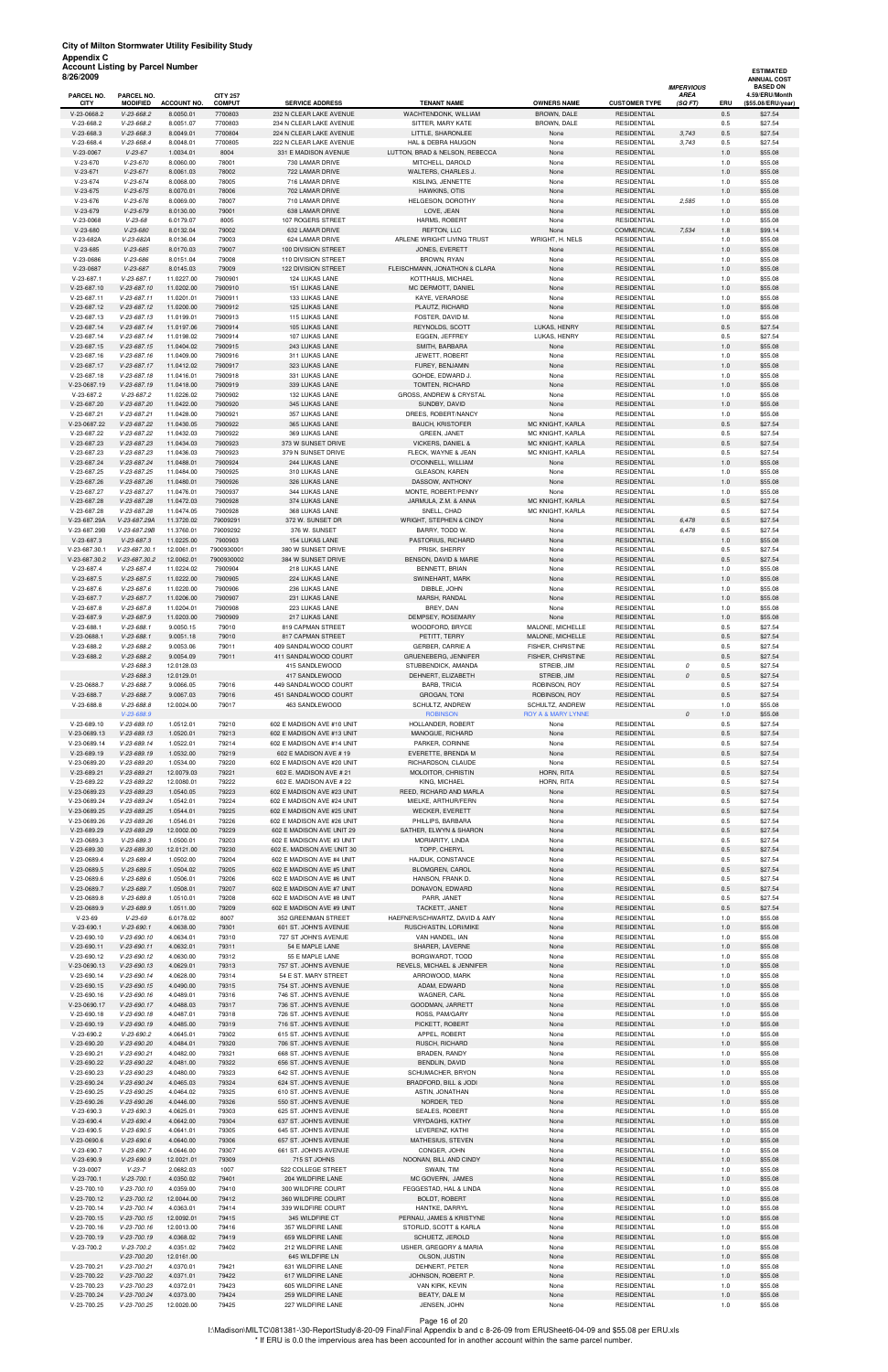**City of Milton Stormwater Utility Fesibility Study**
**Appendix C**
**Account Listing by Parcel Number**
**8/26/2009**

| PARCEL NO. CITY | PARCEL NO. MODIFIED | ACCOUNT NO. | CITY 257 COMPUT | SERVICE ADDRESS | TENANT NAME | OWNERS NAME | CUSTOMER TYPE | IMPERVIOUS AREA (SQ FT) | ERU | ESTIMATED ANNUAL COST BASED ON 4.59/ERU/Month ($55.08/ERU/year) |
|---|---|---|---|---|---|---|---|---|---|---|
| V-23-0668.2 | V-23-668.2 | 8.0050.01 | 7700803 | 232 N CLEAR LAKE AVENUE | WACHTENDONK, WILLIAM | BROWN, DALE | RESIDENTIAL | | 0.5 | $27.54 |
| V-23-668.2 | V-23-668.2 | 8.0051.07 | 7700803 | 234 N CLEAR LAKE AVENUE | SITTER, MARY KATE | BROWN, DALE | RESIDENTIAL | | 0.5 | $27.54 |
| V-23-668.3 | V-23-668.3 | 8.0049.01 | 7700804 | 224 N CLEAR LAKE AVENUE | LITTLE, SHARONLEE | None | RESIDENTIAL | 3,743 | 0.5 | $27.54 |
| V-23-668.4 | V-23-668.4 | 8.0048.01 | 7700805 | 222 N CLEAR LAKE AVENUE | HAL & DEBRA HAUGON | None | RESIDENTIAL | 3,743 | 0.5 | $27.54 |
| V-23-0067 | V-23-67 | 1.0034.01 | 8004 | 331 E MADISON AVENUE | LUTTON, BRAD & NELSON, REBECCA | None | RESIDENTIAL | | 1.0 | $55.08 |
| V-23-670 | V-23-670 | 8.0060.00 | 78001 | 730 LAMAR DRIVE | MITCHELL, DAROLD | None | RESIDENTIAL | | 1.0 | $55.08 |
| V-23-671 | V-23-671 | 8.0061.03 | 78002 | 722 LAMAR DRIVE | WALTERS, CHARLES J. | None | RESIDENTIAL | | 1.0 | $55.08 |
| V-23-674 | V-23-674 | 8.0068.00 | 78005 | 716 LAMAR DRIVE | KISLING, JENNETTE | None | RESIDENTIAL | | 1.0 | $55.08 |
| V-23-675 | V-23-675 | 8.0070.01 | 78006 | 702 LAMAR DRIVE | HAWKINS, OTIS | None | RESIDENTIAL | | 1.0 | $55.08 |
| V-23-676 | V-23-676 | 8.0069.00 | 78007 | 710 LAMAR DRIVE | HELGESON, DOROTHY | None | RESIDENTIAL | 2,585 | 1.0 | $55.08 |
| V-23-679 | V-23-679 | 8.0130.00 | 79001 | 638 LAMAR DRIVE | LOVE, JEAN | None | RESIDENTIAL | | 1.0 | $55.08 |
| V-23-0068 | V-23-68 | 6.0179.07 | 8005 | 107 ROGERS STREET | HARMS, ROBERT | None | RESIDENTIAL | | 1.0 | $55.08 |
| V-23-680 | V-23-680 | 8.0132.04 | 79002 | 632 LAMAR DRIVE | REFTON, LLC | None | COMMERCIAL | 7,534 | 1.8 | $99.14 |
| V-23-682A | V-23-682A | 8.0136.04 | 79003 | 624 LAMAR DRIVE | ARLENE WRIGHT LIVING TRUST | WRIGHT, H. NELS | RESIDENTIAL | | 1.0 | $55.08 |
| V-23-685 | V-23-685 | 8.0170.03 | 79007 | 100 DIVISION STREET | JONES, EVERETT | None | RESIDENTIAL | | 1.0 | $55.08 |
| V-23-0686 | V-23-686 | 8.0151.04 | 79008 | 110 DIVISION STREET | BROWN, RYAN | None | RESIDENTIAL | | 1.0 | $55.08 |
| V-23-0687 | V-23-687 | 8.0145.03 | 79009 | 122 DIVISION STREET | FLEISCHMANN, JONATHON & CLARA | None | RESIDENTIAL | | 1.0 | $55.08 |
| V-23-687.1 | V-23-687.1 | 11.0227.00 | 7900901 | 124 LUKAS LANE | KOTTHAUS, MICHAEL | None | RESIDENTIAL | | 1.0 | $55.08 |
| V-23-687.10 | V-23-687.10 | 11.0202.00 | 7900910 | 151 LUKAS LANE | MC DERMOTT, DANIEL | None | RESIDENTIAL | | 1.0 | $55.08 |
| V-23-687.11 | V-23-687.11 | 11.0201.01 | 7900911 | 133 LUKAS LANE | KAYE, VERAROSE | None | RESIDENTIAL | | 1.0 | $55.08 |
| V-23-687.12 | V-23-687.12 | 11.0200.00 | 7900912 | 125 LUKAS LANE | PLAUTZ, RICHARD | None | RESIDENTIAL | | 1.0 | $55.08 |
| V-23-687.13 | V-23-687.13 | 11.0199.01 | 7900913 | 115 LUKAS LANE | FOSTER, DAVID M. | None | RESIDENTIAL | | 1.0 | $55.08 |
| V-23-687.14 | V-23-687.14 | 11.0197.06 | 7900914 | 105 LUKAS LANE | REYNOLDS, SCOTT | LUKAS, HENRY | RESIDENTIAL | | 0.5 | $27.54 |
| V-23-687.14 | V-23-687.14 | 11.0198.02 | 7900914 | 107 LUKAS LANE | EGGEN, JEFFREY | LUKAS, HENRY | RESIDENTIAL | | 0.5 | $27.54 |
| V-23-687.15 | V-23-687.15 | 11.0404.02 | 7900915 | 243 LUKAS LANE | SMITH, BARBARA | None | RESIDENTIAL | | 1.0 | $55.08 |
| V-23-687.16 | V-23-687.16 | 11.0409.00 | 7900916 | 311 LUKAS LANE | JEWETT, ROBERT | None | RESIDENTIAL | | 1.0 | $55.08 |
| V-23-687.17 | V-23-687.17 | 11.0412.02 | 7900917 | 323 LUKAS LANE | FUREY, BENJAMIN | None | RESIDENTIAL | | 1.0 | $55.08 |
| V-23-687.18 | V-23-687.18 | 11.0416.01 | 7900918 | 331 LUKAS LANE | GOHDE, EDWARD J. | None | RESIDENTIAL | | 1.0 | $55.08 |
| V-23-0687.19 | V-23-687.19 | 11.0418.00 | 7900919 | 339 LUKAS LANE | TOMTEN, RICHARD | None | RESIDENTIAL | | 1.0 | $55.08 |
| V-23-687.2 | V-23-687.2 | 11.0226.02 | 7900902 | 132 LUKAS LANE | GROSS, ANDREW & CRYSTAL | None | RESIDENTIAL | | 1.0 | $55.08 |
| V-23-687.20 | V-23-687.20 | 11.0422.00 | 7900920 | 345 LUKAS LANE | SUNDBY, DAVID | None | RESIDENTIAL | | 1.0 | $55.08 |
| V-23-687.21 | V-23-687.21 | 11.0428.00 | 7900921 | 357 LUKAS LANE | DREES, ROBERT/NANCY | None | RESIDENTIAL | | 1.0 | $55.08 |
| V-23-0687.22 | V-23-687.22 | 11.0430.05 | 7900922 | 365 LUKAS LANE | BAUCH, KRISTOFER | MC KNIGHT, KARLA | RESIDENTIAL | | 0.5 | $27.54 |
| V-23-687.22 | V-23-687.22 | 11.0432.03 | 7900922 | 369 LUKAS LANE | GREEN, JANET | MC KNIGHT, KARLA | RESIDENTIAL | | 0.5 | $27.54 |
| V-23-687.23 | V-23-687.23 | 11.0434.03 | 7900923 | 373 W SUNSET DRIVE | VICKERS, DANIEL & | MC KNIGHT, KARLA | RESIDENTIAL | | 0.5 | $27.54 |
| V-23-687.23 | V-23-687.23 | 11.0436.03 | 7900923 | 379 N SUNSET DRIVE | FLECK, WAYNE & JEAN | MC KNIGHT, KARLA | RESIDENTIAL | | 0.5 | $27.54 |
| V-23-687.24 | V-23-687.24 | 11.0488.01 | 7900924 | 244 LUKAS LANE | O'CONNELL, WILLIAM | None | RESIDENTIAL | | 1.0 | $55.08 |
| V-23-687.25 | V-23-687.25 | 11.0484.00 | 7900925 | 310 LUKAS LANE | GLEASON, KAREN | None | RESIDENTIAL | | 1.0 | $55.08 |
| V-23-687.26 | V-23-687.26 | 11.0480.01 | 7900926 | 326 LUKAS LANE | DASSOW, ANTHONY | None | RESIDENTIAL | | 1.0 | $55.08 |
| V-23-687.27 | V-23-687.27 | 11.0476.01 | 7900937 | 344 LUKAS LANE | MONTE, ROBERT/PENNY | None | RESIDENTIAL | | 1.0 | $55.08 |
| V-23-687.28 | V-23-687.28 | 11.0472.03 | 7900928 | 374 LUKAS LANE | JARMULA, Z.M. & ANNA | MC KNIGHT, KARLA | RESIDENTIAL | | 0.5 | $27.54 |
| V-23-687.28 | V-23-687.28 | 11.0474.05 | 7900928 | 368 LUKAS LANE | SNELL, CHAD | MC KNIGHT, KARLA | RESIDENTIAL | | 0.5 | $27.54 |
| V-23-687.29A | V-23-687.29A | 11.3720.02 | 79009291 | 372 W. SUNSET DR | WRIGHT, STEPHEN & CINDY | None | RESIDENTIAL | 6,478 | 0.5 | $27.54 |
| V-23-687.29B | V-23-687.29B | 11.3760.01 | 79009292 | 376 W. SUNSET | BARRY, TODD W. | None | RESIDENTIAL | 6,478 | 0.5 | $27.54 |
| V-23-687.3 | V-23-687.3 | 11.0225.00 | 7900903 | 154 LUKAS LANE | PASTORIUS, RICHARD | None | RESIDENTIAL | | 1.0 | $55.08 |
| V-23-687.30.1 | V-23-687.30.1 | 12.0061.01 | 7900930001 | 380 W SUNSET DRIVE | PRISK, SHERRY | None | RESIDENTIAL | | 0.5 | $27.54 |
| V-23-687.30.2 | V-23-687.30.2 | 12.0062.01 | 7900930002 | 384 W SUNSET DRIVE | BENSON, DAVID & MARIE | None | RESIDENTIAL | | 0.5 | $27.54 |
| V-23-687.4 | V-23-687.4 | 11.0224.02 | 7900904 | 218 LUKAS LANE | BENNETT, BRIAN | None | RESIDENTIAL | | 1.0 | $55.08 |
| V-23-687.5 | V-23-687.5 | 11.0222.00 | 7900905 | 224 LUKAS LANE | SWINEHART, MARK | None | RESIDENTIAL | | 1.0 | $55.08 |
| V-23-687.6 | V-23-687.6 | 11.0220.00 | 7900906 | 236 LUKAS LANE | DIBBLE, JOHN | None | RESIDENTIAL | | 1.0 | $55.08 |
| V-23-687.7 | V-23-687.7 | 11.0206.00 | 7900907 | 231 LUKAS LANE | MARSH, RANDAL | None | RESIDENTIAL | | 1.0 | $55.08 |
| V-23-687.8 | V-23-687.8 | 11.0204.01 | 7900908 | 223 LUKAS LANE | BREY, DAN | None | RESIDENTIAL | | 1.0 | $55.08 |
| V-23-687.9 | V-23-687.9 | 11.0203.00 | 7900909 | 217 LUKAS LANE | DEMPSEY, ROSEMARY | None | RESIDENTIAL | | 1.0 | $55.08 |
| V-23-688.1 | V-23-688.1 | 9.0050.15 | 79010 | 819 CAPMAN STREET | WOODFORD, BRYCE | MALONE, MICHELLE | RESIDENTIAL | | 0.5 | $27.54 |
| V-23-0688.1 | V-23-688.1 | 9.0051.18 | 79010 | 817 CAPMAN STREET | PETITT, TERRY | MALONE, MICHELLE | RESIDENTIAL | | 0.5 | $27.54 |
| V-23-688.2 | V-23-688.2 | 9.0053.06 | 79011 | 409 SANDALWOOD COURT | GERBER, CARRIE A | FISHER, CHRISTINE | RESIDENTIAL | | 0.5 | $27.54 |
| V-23-688.2 | V-23-688.2 | 9.0054.09 | 79011 | 411 SANDALWOOD COURT | GRUENEBERG, JENNIFER | FISHER, CHRISTINE | RESIDENTIAL | | 0.5 | $27.54 |
| | V-23-688.3 | 12.0128.03 | | 415 SANDLEWOOD | STUBBENDICK, AMANDA | STREIB, JIM | RESIDENTIAL | 0 | 0.5 | $27.54 |
| | V-23-688.3 | 12.0129.01 | | 417 SANDLEWOOD | DEHNERT, ELIZABETH | STREIB, JIM | RESIDENTIAL | 0 | 0.5 | $27.54 |
| V-23-0688.7 | V-23-688.7 | 9.0066.05 | 79016 | 449 SANDALWOOD COURT | BARB, TRICIA | ROBINSON, ROY | RESIDENTIAL | | 0.5 | $27.54 |
| V-23-688.7 | V-23-688.7 | 9.0067.03 | 79016 | 451 SANDALWOOD COURT | GROGAN, TONI | ROBINSON, ROY | RESIDENTIAL | | 0.5 | $27.54 |
| V-23-688.8 | V-23-688.8 | 12.0024.00 | 79017 | 463 SANDLEWOOD | SCHULTZ, ANDREW | SCHULTZ, ANDREW | RESIDENTIAL | | 1.0 | $55.08 |
| | V-23-688.9 | | | | ROBINSON | ROY A & MARY LYNNE | | 0 | 1.0 | $55.08 |
| V-23-689.10 | V-23-689.10 | 1.0512.01 | 79210 | 602 E MADISON AVE #10 UNIT | HOLLANDER, ROBERT | None | RESIDENTIAL | | 0.5 | $27.54 |
| V-23-0689.13 | V-23-689.13 | 1.0520.01 | 79213 | 602 E MADISON AVE #13 UNIT | MANOGUE, RICHARD | None | RESIDENTIAL | | 0.5 | $27.54 |
| V-23-0689.14 | V-23-689.14 | 1.0522.01 | 79214 | 602 E MADISON AVE #14 UNIT | PARKER, CORINNE | None | RESIDENTIAL | | 0.5 | $27.54 |
| V-23-689.19 | V-23-689.19 | 1.0532.00 | 79219 | 602 E MADISON AVE # 19 | EVERETTE, BRENDA M | None | RESIDENTIAL | | 0.5 | $27.54 |
| V-23-0689.20 | V-23-689.20 | 1.0534.00 | 79220 | 602 E MADISON AVE #20 UNIT | RICHARDSON, CLAUDE | None | RESIDENTIAL | | 0.5 | $27.54 |
| V-23-689.21 | V-23-689.21 | 12.0079.03 | 79221 | 602 E. MADISON AVE # 21 | MOLOITOR, CHRISTIN | HORN, RITA | RESIDENTIAL | | 0.5 | $27.54 |
| V-23-689.22 | V-23-689.22 | 12.0080.01 | 79222 | 602 E. MADISON AVE # 22 | KING, MICHAEL | HORN, RITA | RESIDENTIAL | | 0.5 | $27.54 |
| V-23-0689.23 | V-23-689.23 | 1.0540.05 | 79223 | 602 E MADISON AVE #23 UNIT | REED, RICHARD AND MARLA | None | RESIDENTIAL | | 0.5 | $27.54 |
| V-23-0689.24 | V-23-689.24 | 1.0542.01 | 79224 | 602 E MADISON AVE #24 UNIT | MIELKE, ARTHUR/FERN | None | RESIDENTIAL | | 0.5 | $27.54 |
| V-23-0689.25 | V-23-689.25 | 1.0544.01 | 79225 | 602 E MADISON AVE #25 UNIT | WECKER, EVERETT | None | RESIDENTIAL | | 0.5 | $27.54 |
| V-23-0689.26 | V-23-689.26 | 1.0546.01 | 79226 | 602 E MADISON AVE #26 UNIT | PHILLIPS, BARBARA | None | RESIDENTIAL | | 0.5 | $27.54 |
| V-23-689.29 | V-23-689.29 | 12.0002.00 | 79229 | 602 E MADISON AVE UNIT 29 | SATHER, ELWYN & SHARON | None | RESIDENTIAL | | 0.5 | $27.54 |
| V-23-0689.3 | V-23-689.3 | 1.0500.01 | 79203 | 602 E MADISON AVE #3 UNIT | MORIARITY, LINDA | None | RESIDENTIAL | | 0.5 | $27.54 |
| V-23-689.30 | V-23-689.30 | 12.0121.00 | 79230 | 602 E. MADISON AVE UNIT 30 | TOPP, CHERYL | None | RESIDENTIAL | | 0.5 | $27.54 |
| V-23-0689.4 | V-23-689.4 | 1.0502.00 | 79204 | 602 E MADISON AVE #4 UNIT | HAJDUK, CONSTANCE | None | RESIDENTIAL | | 0.5 | $27.54 |
| V-23-0689.5 | V-23-689.5 | 1.0504.02 | 79205 | 602 E MADISON AVE #5 UNIT | BLOMGREN, CAROL | None | RESIDENTIAL | | 0.5 | $27.54 |
| V-23-0689.6 | V-23-689.6 | 1.0506.01 | 79206 | 602 E MADISON AVE #6 UNIT | HANSON, FRANK D. | None | RESIDENTIAL | | 0.5 | $27.54 |
| V-23-0689.7 | V-23-689.7 | 1.0508.01 | 79207 | 602 E MADISON AVE #7 UNIT | DONAVON, EDWARD | None | RESIDENTIAL | | 0.5 | $27.54 |
| V-23-0689.8 | V-23-689.8 | 1.0510.01 | 79208 | 602 E MADISON AVE #8 UNIT | PARR, JANET | None | RESIDENTIAL | | 0.5 | $27.54 |
| V-23-0689.9 | V-23-689.9 | 1.0511.00 | 79209 | 602 E MADISON AVE #9 UNIT | TACKETT, JANET | None | RESIDENTIAL | | 0.5 | $27.54 |
| V-23-69 | V-23-69 | 6.0178.02 | 8007 | 352 GREENMAN STREET | HAEFNER/SCHWARTZ, DAVID & AMY | None | RESIDENTIAL | | 1.0 | $55.08 |
| V-23-690.1 | V-23-690.1 | 4.0638.00 | 79301 | 601 ST. JOHN'S AVENUE | RUSCH/ASTIN, LORI/MIKE | None | RESIDENTIAL | | 1.0 | $55.08 |
| V-23-690.10 | V-23-690.10 | 4.0634.01 | 79310 | 727 ST JOHN'S AVENUE | VAN HANDEL, IAN | None | RESIDENTIAL | | 1.0 | $55.08 |
| V-23-690.11 | V-23-690.11 | 4.0632.01 | 79311 | 54 E MAPLE LANE | SHARER, LAVERNE | None | RESIDENTIAL | | 1.0 | $55.08 |
| V-23-690.12 | V-23-690.12 | 4.0630.00 | 79312 | 55 E MAPLE LANE | BORGWARDT, TODD | None | RESIDENTIAL | | 1.0 | $55.08 |
| V-23-0690.13 | V-23-690.13 | 4.0629.01 | 79313 | 757 ST. JOHN'S AVENUE | REVELS, MICHAEL & JENNIFER | None | RESIDENTIAL | | 1.0 | $55.08 |
| V-23-690.14 | V-23-690.14 | 4.0628.00 | 79314 | 54 E ST. MARY STREET | ARROWOOD, MARK | None | RESIDENTIAL | | 1.0 | $55.08 |
| V-23-690.15 | V-23-690.15 | 4.0490.00 | 79315 | 754 ST. JOHN'S AVENUE | ADAM, EDWARD | None | RESIDENTIAL | | 1.0 | $55.08 |
| V-23-690.16 | V-23-690.16 | 4.0489.01 | 79316 | 746 ST. JOHN'S AVENUE | WAGNER, CARL | None | RESIDENTIAL | | 1.0 | $55.08 |
| V-23-0690.17 | V-23-690.17 | 4.0488.03 | 79317 | 736 ST. JOHN'S AVENUE | GOODMAN, JARRETT | None | RESIDENTIAL | | 1.0 | $55.08 |
| V-23-690.18 | V-23-690.18 | 4.0487.01 | 79318 | 726 ST. JOHN'S AVENUE | ROSS, PAM/GARY | None | RESIDENTIAL | | 1.0 | $55.08 |
| V-23-690.19 | V-23-690.19 | 4.0485.00 | 79319 | 716 ST. JOHN'S AVENUE | PICKETT, ROBERT | None | RESIDENTIAL | | 1.0 | $55.08 |
| V-23-690.2 | V-23-690.2 | 4.0645.01 | 79302 | 615 ST. JOHN'S AVENUE | APPEL, ROBERT | None | RESIDENTIAL | | 1.0 | $55.08 |
| V-23-690.20 | V-23-690.20 | 4.0484.01 | 79320 | 706 ST. JOHN'S AVENUE | RUSCH, RICHARD | None | RESIDENTIAL | | 1.0 | $55.08 |
| V-23-690.21 | V-23-690.21 | 4.0482.00 | 79321 | 668 ST. JOHN'S AVENUE | BRADEN, RANDY | None | RESIDENTIAL | | 1.0 | $55.08 |
| V-23-690.22 | V-23-690.22 | 4.0481.00 | 79322 | 656 ST. JOHN'S AVENUE | BENDLIN, DAVID | None | RESIDENTIAL | | 1.0 | $55.08 |
| V-23-690.23 | V-23-690.23 | 4.0480.00 | 79323 | 642 ST. JOHN'S AVENUE | SCHUMACHER, BRYON | None | RESIDENTIAL | | 1.0 | $55.08 |
| V-23-690.24 | V-23-690.24 | 4.0465.03 | 79324 | 624 ST. JOHN'S AVENUE | BRADFORD, BILL & JODI | None | RESIDENTIAL | | 1.0 | $55.08 |
| V-23-690.25 | V-23-690.25 | 4.0464.02 | 79325 | 610 ST. JOHN'S AVENUE | ASTIN, JONATHAN | None | RESIDENTIAL | | 1.0 | $55.08 |
| V-23-690.26 | V-23-690.26 | 4.0446.00 | 79326 | 550 ST. JOHN'S AVENUE | NORDER, TED | None | RESIDENTIAL | | 1.0 | $55.08 |
| V-23-690.3 | V-23-690.3 | 4.0625.01 | 79303 | 625 ST. JOHN'S AVENUE | SEALES, ROBERT | None | RESIDENTIAL | | 1.0 | $55.08 |
| V-23-690.4 | V-23-690.4 | 4.0642.00 | 79304 | 637 ST. JOHN'S AVENUE | VRYDAGHS, KATHY | None | RESIDENTIAL | | 1.0 | $55.08 |
| V-23-690.5 | V-23-690.5 | 4.0641.01 | 79305 | 645 ST. JOHN'S AVENUE | LEVERENZ, KATHI | None | RESIDENTIAL | | 1.0 | $55.08 |
| V-23-0690.6 | V-23-690.6 | 4.0640.00 | 79306 | 657 ST. JOHN'S AVENUE | MATHESIUS, STEVEN | None | RESIDENTIAL | | 1.0 | $55.08 |
| V-23-690.7 | V-23-690.7 | 4.0646.00 | 79307 | 661 ST. JOHN'S AVENUE | CONGER, JOHN | None | RESIDENTIAL | | 1.0 | $55.08 |
| V-23-690.9 | V-23-690.9 | 12.0021.01 | 79309 | 715 ST JOHNS | NOONAN, BILL AND CINDY | None | RESIDENTIAL | | 1.0 | $55.08 |
| V-23-0007 | V-23-7 | 2.0682.03 | 1007 | 522 COLLEGE STREET | SWAIN, TIM | None | RESIDENTIAL | | 1.0 | $55.08 |
| V-23-700.1 | V-23-700.1 | 4.0350.02 | 79401 | 204 WILDFIRE LANE | MC GOVERN, JAMES | None | RESIDENTIAL | | 1.0 | $55.08 |
| V-23-700.10 | V-23-700.10 | 4.0359.00 | 79410 | 300 WILDFIRE COURT | FEGGESTAD, HAL & LINDA | None | RESIDENTIAL | | 1.0 | $55.08 |
| V-23-700.12 | V-23-700.12 | 12.0044.00 | 79412 | 360 WILDFIRE COURT | BOLDT, ROBERT | None | RESIDENTIAL | | 1.0 | $55.08 |
| V-23-700.14 | V-23-700.14 | 4.0363.01 | 79414 | 339 WILDFIRE COURT | HANTKE, DARRYL | None | RESIDENTIAL | | 1.0 | $55.08 |
| V-23-700.15 | V-23-700.15 | 12.0092.01 | 79415 | 345 WILDFIRE CT | PERNAU, JAMES & KRISTYNE | None | RESIDENTIAL | | 1.0 | $55.08 |
| V-23-700.16 | V-23-700.16 | 12.0013.00 | 79416 | 357 WILDFIRE LANE | STORLID, SCOTT & KARLA | None | RESIDENTIAL | | 1.0 | $55.08 |
| V-23-700.19 | V-23-700.19 | 4.0368.02 | 79419 | 659 WILDFIRE LANE | SCHUETZ, JEROLD | None | RESIDENTIAL | | 1.0 | $55.08 |
| V-23-700.2 | V-23-700.2 | 4.0351.02 | 79402 | 212 WILDFIRE LANE | USHER, GREGORY & MARIA | None | RESIDENTIAL | | 1.0 | $55.08 |
| | V-23-700.20 | 12.0161.00 | | 645 WILDFIRE LN | OLSON, JUSTIN | None | RESIDENTIAL | | 1.0 | $55.08 |
| V-23-700.21 | V-23-700.21 | 4.0370.01 | 79421 | 631 WILDFIRE LANE | DEHNERT, PETER | None | RESIDENTIAL | | 1.0 | $55.08 |
| V-23-700.22 | V-23-700.22 | 4.0371.01 | 79422 | 617 WILDFIRE LANE | JOHNSON, ROBERT P. | None | RESIDENTIAL | | 1.0 | $55.08 |
| V-23-700.23 | V-23-700.23 | 4.0372.01 | 79423 | 605 WILDFIRE LANE | VAN KIRK, KEVIN | None | RESIDENTIAL | | 1.0 | $55.08 |
| V-23-700.24 | V-23-700.24 | 4.0373.00 | 79424 | 259 WILDFIRE LANE | BEATY, DALE M | None | RESIDENTIAL | | 1.0 | $55.08 |
| V-23-700.25 | V-23-700.25 | 12.0020.00 | 79425 | 227 WILDFIRE LANE | JENSEN, JOHN | None | RESIDENTIAL | | 1.0 | $55.08 |

I:\Madison\MILTC\081381-\30-ReportStudy\8-20-09 Final\Final Appendix b and c 8-26-09 from ERUSheet6-04-09 and $55.08 per ERU.xls
* If ERU is 0.0 the impervious area has been accounted for in another account within the same parcel number.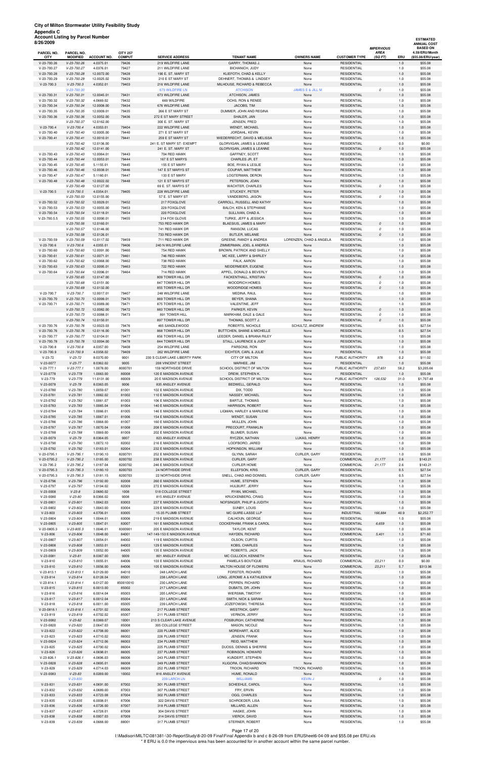**City of Milton Stormwater Utility Fesibility Study**
**Appendix C**
**Account Listing by Parcel Number**
**8/26/2009**

| PARCEL NO. CITY | PARCEL NO. MODIFIED | ACCOUNT NO. | CITY 257 COMPUT | SERVICE ADDRESS | TENANT NAME | OWNERS NAME | CUSTOMER TYPE | IMPERVIOUS AREA (SQ FT) | ERU | ESTIMATED ANNUAL COST BASED ON 4.59/ERU/Month ($55.08/ERU/year) |
|---|---|---|---|---|---|---|---|---|---|---|
| V-23-700.26 | V-23-700.26 | 4.0375.01 | 79426 | 219 WILDFIRE LANE | GARRY, THOMAS J. | None | RESIDENTIAL | | 1.0 | $55.08 |
| V-23-700.27 | V-23-700.27 | 4.0376.01 | 79427 | 211 WILDFIRE LANE | BICHANICH, JUDY | None | RESIDENTIAL | | 1.0 | $55.08 |
| V-23-700.28 | V-23-700.28 | 12.0072.00 | 79428 | 190 E. ST. MARY ST | KLIEFOTH, CHAD & KELLY | None | RESIDENTIAL | | 1.0 | $55.08 |
| V-23-700.29 | V-23-700.29 | 12.0025.02 | 79429 | 210 E ST MARY ST | DEHNERT, THOMAS & LINDSEY | None | RESIDENTIAL | | 1.0 | $55.08 |
| V-23-700.3 | V-23-700.3 | 4.0352.01 | 79403 | 216 WILDFIRE LANE | MILHOUSE, RICHARD & REBECCA | None | RESIDENTIAL | | 1.0 | $55.08 |
| | V-23-700.30 | | | 673 WILDFIRE LN | ATCHISON | JAMES E & JILL M | | 0 | 1.0 | $55.08 |
| V-23-700.31 | V-23-700.31 | 12.0045.01 | 79431 | 673 WILDFIRE LANE | ATCHISON, JAMES | None | RESIDENTIAL | | 1.0 | $55.08 |
| V-23-700.32 | V-23-700.32 | 4.0669.02 | 79432 | 669 WILDFIRE | OCHS, RON & RENEE | None | RESIDENTIAL | | 1.0 | $55.08 |
| V-23-700.34 | V-23-700.34 | 12.0008.00 | 79434 | 676 WILDFIRE LANE | JACOBS, TIM | None | RESIDENTIAL | | 1.0 | $55.08 |
| V-23-700.35 | V-23-700.35 | 12.0009.01 | 79435 | 266 E ST MARY ST | DUMMER, JOHN AND REGINA | None | RESIDENTIAL | | 1.0 | $55.08 |
| V-23-700.36 | V-23-700.36 | 12.0052.00 | 79436 | 272 E ST MARY STREET | SHALER, JAN | None | RESIDENTIAL | | 1.0 | $55.08 |
| | V-23-700.37 | 12.0162.00 | | 300 E. ST. MARY ST | JENSEN, FRED | None | RESIDENTIAL | | 1.0 | $55.08 |
| V-23-700.4 | V-23-700.4 | 4.0353.01 | 79404 | 222 WILDFIRE LANE | WENDT, MICHAEL | None | RESIDENTIAL | | 1.0 | $55.08 |
| V-23-700.40 | V-23-700.40 | 12.0005.00 | 79440 | 271 E ST MARY ST | JORDAHL, KEVIN | None | RESIDENTIAL | | 1.0 | $55.08 |
| V-23-700.41 | V-23-700.41 | 12.0010.01 | 79441 | 259 E ST MARY ST | WIEDERRECHT, DAVID & MELISSA | None | RESIDENTIAL | | 1.0 | $55.08 |
| | V-23-700.42 | 12.0136.00 | | 241 E. ST MARY ST- EXEMPT | GLORVIGAN, JAMES & LEANNE | None | RESIDENTIAL | | 0.0 | $0.00 |
| | V-23-700.42 | 12.0141.00 | | 241 E. ST. MARY ST | GLORVIGAN, JAMES & LEANNE | None | RESIDENTIAL | 0 | 1.0 | $55.08 |
| V-23-700.43 | V-23-700.43 | 12.0064.01 | 79443 | 704 RED HAWK | GAFFNEY, SCOTT | None | RESIDENTIAL | | 1.0 | $55.08 |
| V-23-700.44 | V-23-700.44 | 12.0053.01 | 79444 | 167 E ST MARYS | CHARLES JR, ET | None | RESIDENTIAL | | 1.0 | $55.08 |
| V-23-700.45 | V-23-700.45 | 5.1155.01 | 79445 | 155 E ST MARY | BOE, RYAN & LESLIE | None | RESIDENTIAL | | 1.0 | $55.08 |
| V-23-700.46 | V-23-700.46 | 12.0038.01 | 79446 | 147 E ST MARYS ST | COUPAR, MATTHEW | None | RESIDENTIAL | | 1.0 | $55.08 |
| V-23-700.47 | V-23-700.47 | 5.1160.01 | 79447 | 133 E ST MARY | LOGTERMAN, DERON | None | RESIDENTIAL | | 1.0 | $55.08 |
| V-23-700.48 | V-23-700.48 | 12.0022.02 | 79448 | 121 E ST MARYS ST | PETERSON, JOAN | None | RESIDENTIAL | | 1.0 | $55.08 |
| | V-23-700.49 | 12.0127.00 | | 69 E. ST. MARYS ST | WACHTER, CHARLES | None | RESIDENTIAL | 0 | 1.0 | $55.08 |
| V-23-700.5 | V-23-700.5 | 4.0354.01 | 79405 | 228 WILDFIRE LANE | STUCKEY, PETER | None | RESIDENTIAL | | 1.0 | $55.08 |
| | V-23-700.50 | 12.0155.00 | | 57 E. ST MARY ST | VANDEBERG, JASON | None | RESIDENTIAL | 0 | 1.0 | $55.08 |
| V-23-700.52 | V-23-700.52 | 12.0029.01 | 79452 | 217 FOXGLOVE | CARROLL, RUSSELL AND KATHY | None | RESIDENTIAL | | 1.0 | $55.08 |
| V-23-700.53 | V-23-700.53 | 12.0055.00 | 79453 | 229 FOXGLOVE | BALCH, KEN & STEPHANIE | None | RESIDENTIAL | | 1.0 | $55.08 |
| V-23-700.54 | V-23-700.54 | 12.0118.01 | 79454 | 220 FOXGLOVE | SULLIVAN, CHAD A. | None | RESIDENTIAL | | 1.0 | $55.08 |
| V-23-700.5.5 | V-23-700.55 | 12.0090.01 | 79455 | 214 FOX GLOVE | TURKE, JEFF & JESSICA | None | RESIDENTIAL | | 1.0 | $55.08 |
| | V-23-700.56 | 12.0160.01 | | 753 RED HAWK DR | BLAESIUS, JAMES & MARY | None | RESIDENTIAL | 0 | 1.0 | $55.08 |
| | V-23-700.57 | 12.0146.00 | | 741 RED HAWK DR | RANSOM, LUCAS | None | RESIDENTIAL | 0 | 1.0 | $55.08 |
| | V-23-700.58 | 12.0126.01 | | 733 RED HAWK DR | BUTLER, MELANIE | None | RESIDENTIAL | 0 | 1.0 | $55.08 |
| V-23-700.59 | V-23-700.59 | 12.0117.02 | 79459 | 711 RED HAWK DR | GREENE, RANDY & ANDREA | LORENZEN, CHAD & ANGELA | RESIDENTIAL | | 1.0 | $55.08 |
| V-23-700.6 | V-23-700.6 | 4.0355.01 | 79406 | 240 N WILDFIRE LANE | ZIMMERMAN, JOEL & ANDREA | None | RESIDENTIAL | | 1.0 | $55.08 |
| V-23-700.60 | V-23-700.60 | 12.0091.00 | 79460 | 754 RED HAWK | BROWN, PATRICK AND SHELLY | None | RESIDENTIAL | | 1.0 | $55.08 |
| V-23-700.61 | V-23-700.61 | 12.0071.01 | 79461 | 746 RED HAWK | MC KEE, LARRY & SHIRLEY | None | RESIDENTIAL | | 1.0 | $55.08 |
| V-23-700.62 | V-23-700.62 | 12.0068.00 | 79462 | 738 RED HAWK | FALK, AARON | None | RESIDENTIAL | | 1.0 | $55.08 |
| V-23-700.63 | V-23-700.63 | 12.0095.01 | 79463 | 722 RED HAWK | NEIDERMEIER, EUGENE | None | RESIDENTIAL | | 1.0 | $55.08 |
| V-23-700.64 | V-23-700.64 | 12.0096.01 | 79464 | 714 RED HAWK | APPEL, DONALD & BEVERLY | None | RESIDENTIAL | | 1.0 | $55.08 |
| | V-23-700.65 | 12.0147.00 | | 809 TOWER HILL DR | FACKENTHALL, KRISTIAN | None | RESIDENTIAL | 0 | 1.0 | $55.08 |
| | V-23-700.68 | 12.0151.00 | | 847 TOWER HILL DR | WOODRICH HOMES | None | RESIDENTIAL | 0 | 1.0 | $55.08 |
| | V-23-700.69 | 12.0132.00 | | 855 TOWER HILL DR | WOODRIDGE HOMES | None | RESIDENTIAL | 0 | 1.0 | $55.08 |
| V-23-700.7 | V-23-700.7 | 12.0017.01 | 79407 | 248 WILDFIRE LANE | MEDINA, RAUL | None | RESIDENTIAL | | 1.0 | $55.08 |
| V-23-700.70 | V-23-700.70 | 12.0099.01 | 79470 | 869 TOWER HILL DR | BEYER, SHANA | None | RESIDENTIAL | | 1.0 | $55.08 |
| V-23-700.71 | V-23-700.71 | 12.0089.00 | 79471 | 875 TOWER HILL DR | VALENTINE, JEFF | None | RESIDENTIAL | | 1.0 | $55.08 |
| | V-23-700.72 | 12.0082.00 | 79472 | 883 TOWER HILL DR | PARKER, KEVIN | None | RESIDENTIAL | 0 | 1.0 | $55.08 |
| | V-23-700.73 | 12.0088.01 | 79473 | 891 TOWER HILL | MARKHAM, DALE & GALE | None | RESIDENTIAL | 0 | 1.0 | $55.08 |
| | V-23-700.74 | 12.0150.01 | | 897 TOWER HILL DR | THOMAS, SCOTT J. | None | RESIDENTIAL | 0 | 1.0 | $55.08 |
| V-23-700.76 | V-23-700.76 | 12.0023.03 | 79476 | 465 SANDLEWOOD | ROBERTS, NICHOLE | SCHULTZ, ANDREW | RESIDENTIAL | | 0.5 | $27.54 |
| V-23-700.76 | V-23-700.76 | 12.0116.00 | 79476 | 868 TOWER HILL DR | BUTTCHEN, SHANE & MICHELLE | None | RESIDENTIAL | | 0.5 | $27.54 |
| V-23-700.77 | V-23-700.77 | 12.0104.01 | 79477 | 856 TOWER HILL DR | LEEDER, DANIEL & BRIANA RILEY | None | RESIDENTIAL | | 1.0 | $55.08 |
| V-23-700.78 | V-23-700.78 | 12.0094.00 | 79478 | 844 TOWER HILL DR | STALL, LAURENCE & JUDY | None | RESIDENTIAL | | 1.0 | $55.08 |
| V-23-700.8 | V-23-700.8 | 4.0357.00 | 79408 | 254 WILDFIRE LANE | PARSONS, RON | None | RESIDENTIAL | | 1.0 | $55.08 |
| V-23-700.9 | V-23-700.9 | 4.0358.02 | 79409 | 262 WILDFIRE LANE | EICHTER, CARL & JULIE | None | RESIDENTIAL | | 1.0 | $55.08 |
| V-23-72 | V-23-72 | 8.0370.00 | 9001 | 230 S CLEAR LAKE-LIBERTY PARK | CITY OF MILTON | None | PUBLIC AUTHORITY | 976 | 0.2 | $11.02 |
| V-23-0077 | V-23-77 | 8.0362.02 | 9005 | 208 VINCENT STREET | MARHEE, JIM | None | RESIDENTIAL | | 1.0 | $55.08 |
| V-23-777.1 | V-23-777.1 | 1.0078.00 | 8000701 | 159 NORTHSIDE DRIVE | SCHOOL DISTRICT OF MILTON | None | PUBLIC AUTHORITY | 237,651 | 58.2 | $3,205.66 |
| V-23-0778 | V-23-778 | 1.0063.00 | 80008 | 120 E MADISON AVENUE | DREW, STEPHEN K. | None | RESIDENTIAL | | 1.0 | $55.08 |
| V-23-779 | V-23-779 | 11.0131.00 | 80009 | 20 E MADISON AVENUE | SCHOOL DISTRICT OF MILTON | None | PUBLIC AUTHORITY | 126,532 | 31.0 | $1,707.48 |
| V-23-0078 | V-23-78 | 8.0363.05 | 9006 | 835 ANSLEY AVENUE | BEDWELL, GERALD | None | RESIDENTIAL | | 1.0 | $55.08 |
| V-23-0780 | V-23-780 | 1.0059.07 | 81001 | 102 E MADISON AVENUE | DIX, TODD | None | RESIDENTIAL | | 1.0 | $55.08 |
| V-23-0781 | V-23-781 | 1.0062.02 | 81002 | 110 E MADISON AVENUE | NASSEY, MICHAEL | None | RESIDENTIAL | | 1.0 | $55.08 |
| V-23-0782 | V-23-782 | 1.0061.07 | 81003 | 106 E MADISON AVENUE | BARTLE, THOMAS | None | RESIDENTIAL | | 1.0 | $55.08 |
| V-23-0783 | V-23-783 | 1.0065.04 | 81004 | 140 E MADISON AVENUE | HARRISON, ROBERT | None | RESIDENTIAL | | 1.0 | $55.08 |
| V-23-0784 | V-23-784 | 1.0066.01 | 81005 | 146 E MADISON AVENUE | LIGMAN, HARLEY & MARLENE | None | RESIDENTIAL | | 1.0 | $55.08 |
| V-23-0785 | V-23-785 | 1.0067.01 | 81006 | 154 E MADISON AVENUE | WENDT, SUSAN | None | RESIDENTIAL | | 1.0 | $55.08 |
| V-23-0786 | V-23-786 | 1.0068.00 | 81007 | 160 E MADISON AVENUE | MULLEN, JOHN | None | RESIDENTIAL | | 1.0 | $55.08 |
| V-23-0787 | V-23-787 | 1.0070.04 | 81008 | 208 E MADISON AVENUE | PRECOURT, FRANKLIN | None | RESIDENTIAL | | 1.0 | $55.08 |
| V-23-0788 | V-23-788 | 1.0069.00 | 81009 | 202 E MADISON AVENUE | BLUMER, SUSAN | None | RESIDENTIAL | | 1.0 | $55.08 |
| V-23-0079 | V-23-79 | 8.0364.05 | 9007 | 823 ANSLEY AVENUE | RYCZEK, NATHAN | LUKAS, HENRY | RESIDENTIAL | | 1.0 | $55.08 |
| V-23-0790 | V-23-790 | 1.0072.10 | 82002 | 216 E MADISON AVENUE | LOOFBORO, JARED | None | RESIDENTIAL | | 1.0 | $55.08 |
| V-23-0792 | V-23-792 | 1.0183.01 | 82004 | 232 E MADISON AVENUE | HOPKINSON, WILLIAM | None | RESIDENTIAL | | 1.0 | $55.08 |
| V-23-0795.1 | V-23-795.1 | 1.0190.10 | 8200701 | 252 E MADISON AVENUE | GLYNN, SARAH | CURLER, GARY | RESIDENTIAL | | 1.0 | $55.08 |
| V-23-0795.2 | V-23-795.2 | 1.0185.00 | 8200702 | 238 E MADISON AVENUE | CURLER, GARY | None | COMMERCIAL | 21,177 | 2.6 | $143.21 |
| V-23-795.2 | V-23-795.2 | 1.0187.04 | 8200702 | 246 E MADISON AVENUE | CURLER HOME | None | COMMERCIAL | 21,177 | 2.6 | $143.21 |
| V-23-0795.3 | V-23-795.3 | 1.0180.10 | 8200703 | 24 NORTHSIDE DRIVE | ELLEFSON, KRIS | CURLER, GARY | RESIDENTIAL | | 0.5 | $27.54 |
| V-23-0795.3 | V-23-795.3 | 1.0181.15 | 8200703 | 22 NORTHSIDE DRIVE | SNELL, CHAD AND DONNEL | CURLER, GARY | RESIDENTIAL | | 0.5 | $27.54 |
| V-23-0796 | V-23-796 | 1.0192.00 | 82008 | 260 E MADISON AVENUE | HUME, STEPHEN | None | RESIDENTIAL | | 1.0 | $55.08 |
| V-23-0797 | V-23-797 | 1.0194.02 | 82009 | 272 E MADISON AVENUE | HULBURT, JERRY | None | RESIDENTIAL | | 1.0 | $55.08 |
| V-23-0008 | V-23-8 | 2.0680.02 | 1008 | 518 COLLEGE STREET | RYAN, MICHAEL | None | RESIDENTIAL | | 1.0 | $55.08 |
| V-23-0080 | V-23-80 | 8.0366.02 | 9008 | 815 ANSLEY AVENUE | KRUCKENBERG, CRAIG | None | RESIDENTIAL | | 1.0 | $55.08 |
| V-23-0801 | V-23-801 | 1.0042.03 | 83003 | 237 E MADISON AVENUE | NOFSINGER, PHILIP & JUDITH | None | RESIDENTIAL | | 1.0 | $55.08 |
| V-23-0802 | V-23-802 | 1.0043.00 | 83004 | 229 E MADISON AVENUE | SUNBY, LOUIS | None | RESIDENTIAL | | 1.0 | $55.08 |
| V-23-803 | V-23-803 | 4.0706.01 | 83005 | 15-35 PLUMB STREET | MC GUIRE-LASSE LLP | None | INDUSTRIAL | 166,884 | 40.9 | $2,252.77 |
| V-23-0804 | V-23-804 | 1.0044.01 | 83006 | 219 E MADISON AVENUE | CALHOUN, GEORGE | None | RESIDENTIAL | | 1.0 | $55.08 |
| V-23-0805 | V-23-805 | 1.0047.01 | 83007 | 161 E MADISON AVENUE | DOCKERHAM, FRANK & CAROL | None | RESIDENTIAL | 6,659 | 1.0 | $55.08 |
| V-23-0805.3 | V-23-805.3 | 1.0046.01 | 8300901 | 205 E MADISON AVENUE | TAYLOR, KENT | None | RESIDENTIAL | | 1.0 | $55.08 |
| V-23-806 | V-23-806 | 1.0048.00 | 84001 | 147-149-153 E MADISON AVENUE | HAYDEN, RICHARD | None | COMMERCIAL | 5,401 | 1.3 | $71.60 |
| V-23-0807 | V-23-807 | 1.0054.01 | 84002 | 119 E MADISON AVENUE | OLSON, CURTIS | None | RESIDENTIAL | | 1.0 | $55.08 |
| V-23-0808 | V-23-808 | 1.0053.01 | 84003 | 129 E MADISON AVENUE | KOBS, CHARLES | None | RESIDENTIAL | | 1.0 | $55.08 |
| V-23-0809 | V-23-809 | 1.0052.00 | 84005 | 135 E MADISON AVENUE | ROBERTS, JACK | None | RESIDENTIAL | | 1.0 | $55.08 |
| V-23-0081 | V-23-81 | 8.0367.00 | 9009 | 801 ANSLEY AVENUE | MC CULLOCH, KENNETH | None | RESIDENTIAL | | 1.0 | $55.08 |
| V-23-810 | V-23-810 | 1.0055.01 | 84006 | 103 E MADISON AVENUE | PAMELA'S BOUTIQUE | KRAUS, RICHARD | COMMERCIAL | 23,211 | 0.0 | $0.00 |
| V-23-810 | V-23-810 | 1.0056.00 | 84006 | 105 E MADISON AVENUE | MILTON HOUSE OF FLOWERS | None | COMMERCIAL | 23,211 | 5.7 | $313.96 |
| V-23-813.1 | V-23-813.1 | 6.0129.00 | 84010 | 248 LARCH LANE | FORSTER, RICHARD | None | RESIDENTIAL | | 1.0 | $55.08 |
| V-23-814 | V-23-814 | 6.0128.04 | 85001 | 238 LARCH LANE | LONG, JEROME A & KATHLEEN M | None | RESIDENTIAL | | 1.0 | $55.08 |
| V-23-814.1 | V-23-814.1 | 6.0127.00 | 850010010 | 230 LARCH LANE | PERRIN, RICHARD | None | RESIDENTIAL | | 1.0 | $55.08 |
| V-23-815 | V-23-815 | 6.0013.00 | 85002 | 217 LARCH LANE | DUBATS, DR. JOHN | None | RESIDENTIAL | | 1.0 | $55.08 |
| V-23-816 | V-23-816 | 6.0014.04 | 85003 | 205 LARCH LANE | WIERSMA, TIMOTHY | None | RESIDENTIAL | | 1.0 | $55.08 |
| V-23-817 | V-23-817 | 6.0012.04 | 85004 | 231 LARCH LANE | SMITH, NICK & SARAH | None | RESIDENTIAL | | 1.0 | $55.08 |
| V-23-818 | V-23-818 | 6.0011.00 | 85005 | 239 LARCH LANE | JOZEFOWSKI, THERESA | None | RESIDENTIAL | | 1.0 | $55.08 |
| V-23-0818.1 | V-23-818.1 | 4.0701.02 | 85006 | 217 PLUMB STREET | WESTRICK, GARY | None | RESIDENTIAL | | 1.0 | $55.08 |
| V-23-819 | V-23-819 | 4.0702.02 | 85007 | 211 PLUMB STREET | VERNON, JERRY | None | RESIDENTIAL | | 1.0 | $55.08 |
| V-23-0082 | V-23-82 | 8.0369.07 | 10001 | 213 S CLEAR LAKE AVENUE | FOSBURGH, CATHERINE | None | RESIDENTIAL | | 1.0 | $55.08 |
| V-23-0820 | V-23-820 | 2.0647.03 | 85008 | 305 COLLEGE STREET | MASON, NICOLE | None | RESIDENTIAL | | 1.0 | $55.08 |
| V-23-822 | V-23-822 | 4.0708.00 | 86001 | 220 PLUMB STREET | MOREHART, ALICE | None | RESIDENTIAL | | 1.0 | $55.08 |
| V-23-823 | V-23-823 | 4.0710.02 | 86002 | 226 PLUMB STREET | JENSEN, FRANK | None | RESIDENTIAL | | 1.0 | $55.08 |
| V-23-0824 | V-23-824 | 4.0712.06 | 86003 | 234 PLUMB STREET | REID, MATTHEW | None | RESIDENTIAL | | 1.0 | $55.08 |
| V-23-825 | V-23-825 | 4.0700.02 | 86004 | 225 PLUMB STREET | DUOSS, DENNIS & SHERRIE | None | RESIDENTIAL | | 1.0 | $55.08 |
| V-23-826 | V-23-826 | 4.0698.01 | 86005 | 237 PLUMB STREET | ROBINSON, HOWARD | None | RESIDENTIAL | | 1.0 | $55.08 |
| V-23-826.1 | V-23-826.1 | 4.0696.03 | 86006 | 243 PLUMB STREET | KUNDERT, STEPHEN | None | RESIDENTIAL | | 1.0 | $55.08 |
| V-23-0828 | V-23-828 | 4.0695.01 | 86008 | 249 PLUMB STREET | KLIGORA, CHAD/SHANNON | None | RESIDENTIAL | | 1.0 | $55.08 |
| V-23-829 | V-23-829 | 4.0714.03 | 86009 | 252 PLUMB STREET | TROON, RICHARD | TROON, RICHARD | RESIDENTIAL | | 1.0 | $55.08 |
| V-23-0083 | V-23-83 | 8.0269.00 | 10002 | 816 ANSLEY AVENUE | HUME, RONALD | None | RESIDENTIAL | | 1.0 | $55.08 |
| | V-23-830 | | | 239 LARCH LN | WILLIAMS | KEVIN J | | 0 | 1.0 | $55.08 |
| V-23-831 | V-23-831 | 4.0691.00 | 87002 | 301 PLUMB STREET | SCHEEHLE, CAROL | None | RESIDENTIAL | | 1.0 | $55.08 |
| V-23-832 | V-23-832 | 4.0689.00 | 87003 | 307 PLUMB STREET | FRY, ERVIN | None | RESIDENTIAL | | 1.0 | $55.08 |
| V-23-833 | V-23-833 | 4.0723.08 | 87004 | 302 PLUMB STREET | OGG, CHARLES | None | RESIDENTIAL | | 1.0 | $55.08 |
| V-23-835 | V-23-835 | 6.0008.01 | 87006 | 322 DAVIS STREET | SCHROEDER, LISA | None | RESIDENTIAL | | 1.0 | $55.08 |
| V-23-836 | V-23-836 | 4.0726.00 | 87007 | 318 PLUMB STREET | MILLARD, ALLEN | None | RESIDENTIAL | | 1.0 | $55.08 |
| V-23-837 | V-23-837 | 4.0728.01 | 87008 | 304 DAVIS STREET | HASKE, JOHN | None | RESIDENTIAL | | 1.0 | $55.08 |
| V-23-838 | V-23-838 | 6.0007.03 | 87009 | 314 DAVIS STREET | VIERCK, DAVID | None | RESIDENTIAL | | 1.0 | $55.08 |
| V-23-839 | V-23-839 | 4.0688.00 | 88001 | 317 PLUMB STREET | STERNER, ROBERT | None | RESIDENTIAL | | 1.0 | $55.08 |

I:\Madison\MILTC\081381-\30-ReportStudy\8-20-09 Final\Final Appendix b and c 8-26-09 from ERUSheet6-04-09 and $55.08 per ERU.xls

* If ERU is 0.0 the impervious area has been accounted for in another account within the same parcel number.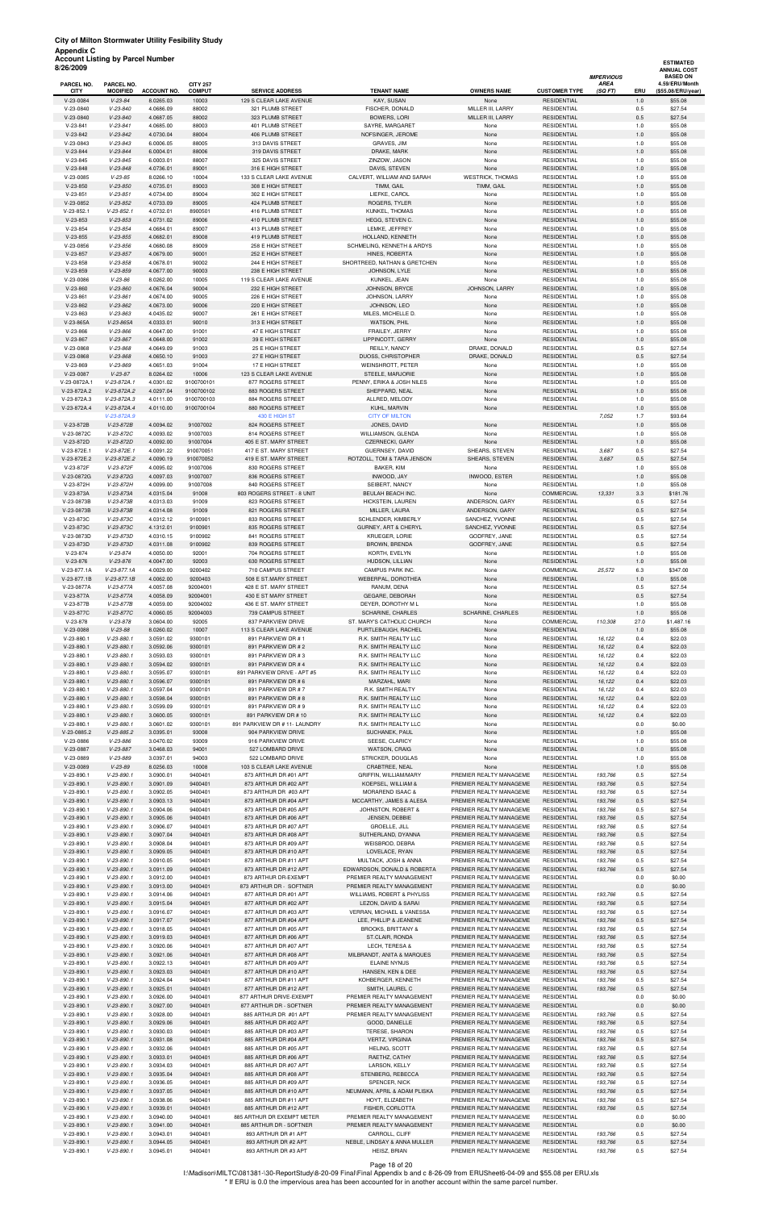# City of Milton Stormwater Utility Fesibility Study
## Appendix C
## Account Listing by Parcel Number
## 8/26/2009

| PARCEL NO. CITY | PARCEL NO. MODIFIED | ACCOUNT NO. | CITY 257 COMPUT | SERVICE ADDRESS | TENANT NAME | OWNERS NAME | CUSTOMER TYPE | IMPERVIOUS AREA (SQ FT) | ERU | ESTIMATED ANNUAL COST BASED ON 4.59/ERU/Month ($55.08/ERU/year) |
|---|---|---|---|---|---|---|---|---|---|---|
| V-23-0084 | V-23-84 | 8.0265.03 | 10003 | 129 S CLEAR LAKE AVENUE | KAY, SUSAN | None | RESIDENTIAL | | 1.0 | $55.08 |
| V-23-0840 | V-23-840 | 4.0686.09 | 88002 | 321 PLUMB STREET | FISCHER, DONALD | MILLER III, LARRY | RESIDENTIAL | | 0.5 | $27.54 |
| V-23-0840 | V-23-840 | 4.0687.05 | 88002 | 323 PLUMB STREET | BOWERS, LORI | MILLER III, LARRY | RESIDENTIAL | | 0.5 | $27.54 |
| V-23-841 | V-23-841 | 4.0685.00 | 88003 | 401 PLUMB STREET | SAYRE, MARGARET | None | RESIDENTIAL | | 1.0 | $55.08 |
| V-23-842 | V-23-842 | 4.0730.04 | 88004 | 406 PLUMB STREET | NOFSINGER, JEROME | None | RESIDENTIAL | | 1.0 | $55.08 |
| V-23-0843 | V-23-843 | 6.0006.05 | 88005 | 313 DAVIS STREET | GRAVES, JIM | None | RESIDENTIAL | | 1.0 | $55.08 |
| V-23-844 | V-23-844 | 6.0004.01 | 88006 | 319 DAVIS STREET | DRAKE, MARK | None | RESIDENTIAL | | 1.0 | $55.08 |
| V-23-845 | V-23-845 | 6.0003.01 | 88007 | 325 DAVIS STREET | ZINZOW, JASON | None | RESIDENTIAL | | 1.0 | $55.08 |
| V-23-848 | V-23-848 | 4.0736.01 | 89001 | 316 E HIGH STREET | DAVIS, STEVEN | None | RESIDENTIAL | | 1.0 | $55.08 |
| V-23-0085 | V-23-85 | 8.0266.10 | 10004 | 133 S CLEAR LAKE AVENUE | CALVERT, WILLIAM AND SARAH | WESTRICK, THOMAS | RESIDENTIAL | | 1.0 | $55.08 |
| V-23-850 | V-23-850 | 4.0735.01 | 89003 | 308 E HIGH STREET | TIMM, GAIL | TIMM, GAIL | RESIDENTIAL | | 1.0 | $55.08 |
| V-23-851 | V-23-851 | 4.0734.00 | 89004 | 302 E HIGH STREET | LIEFKE, CAROL | None | RESIDENTIAL | | 1.0 | $55.08 |
| V-23-0852 | V-23-852 | 4.0733.09 | 89005 | 424 PLUMB STREET | ROGERS, TYLER | None | RESIDENTIAL | | 1.0 | $55.08 |
| V-23-852.1 | V-23-852.1 | 4.0732.01 | 8900501 | 416 PLUMB STREET | KUNKEL, THOMAS | None | RESIDENTIAL | | 1.0 | $55.08 |
| V-23-853 | V-23-853 | 4.0731.02 | 89006 | 410 PLUMB STREET | HEGG, STEVEN C. | None | RESIDENTIAL | | 1.0 | $55.08 |
| V-23-854 | V-23-854 | 4.0684.01 | 89007 | 413 PLUMB STREET | LEMKE, JEFFREY | None | RESIDENTIAL | | 1.0 | $55.08 |
| V-23-855 | V-23-855 | 4.0682.01 | 89008 | 419 PLUMB STREET | HOLLAND, KENNETH | None | RESIDENTIAL | | 1.0 | $55.08 |
| V-23-0856 | V-23-856 | 4.0680.08 | 89009 | 258 E HIGH STREET | SCHMELING, KENNETH & ARDYS | None | RESIDENTIAL | | 1.0 | $55.08 |
| V-23-857 | V-23-857 | 4.0679.00 | 90001 | 252 E HIGH STREET | HINES, ROBERTA | None | RESIDENTIAL | | 1.0 | $55.08 |
| V-23-858 | V-23-858 | 4.0678.01 | 90002 | 244 E HIGH STREET | SHORTREED, NATHAN & GRETCHEN | None | RESIDENTIAL | | 1.0 | $55.08 |
| V-23-859 | V-23-859 | 4.0677.00 | 90003 | 238 E HIGH STREET | JOHNSON, LYLE | None | RESIDENTIAL | | 1.0 | $55.08 |
| V-23-0086 | V-23-86 | 8.0262.00 | 10005 | 119 S CLEAR LAKE AVENUE | KUNKEL, JEAN | None | RESIDENTIAL | | 1.0 | $55.08 |
| V-23-860 | V-23-860 | 4.0676.04 | 90004 | 232 E HIGH STREET | JOHNSON, BRYCE | JOHNSON, LARRY | RESIDENTIAL | | 1.0 | $55.08 |
| V-23-861 | V-23-861 | 4.0674.00 | 90005 | 226 E HIGH STREET | JOHNSON, LARRY | None | RESIDENTIAL | | 1.0 | $55.08 |
| V-23-862 | V-23-862 | 4.0673.00 | 90006 | 220 E HIGH STREET | JOHNSON, LEO | None | RESIDENTIAL | | 1.0 | $55.08 |
| V-23-863 | V-23-863 | 4.0435.02 | 90007 | 261 E HIGH STREET | MILES, MICHELLE D. | None | RESIDENTIAL | | 1.0 | $55.08 |
| V-23-865A | V-23-865A | 4.0333.01 | 90010 | 313 E HIGH STREET | WATSON, PHIL | None | RESIDENTIAL | | 1.0 | $55.08 |
| V-23-866 | V-23-866 | 4.0647.00 | 91001 | 47 E HIGH STREET | FRAILEY, JERRY | None | RESIDENTIAL | | 1.0 | $55.08 |
| V-23-867 | V-23-867 | 4.0648.00 | 91002 | 39 E HIGH STREET | LIPPINCOTT, GERRY | None | RESIDENTIAL | | 1.0 | $55.08 |
| V-23-0868 | V-23-868 | 4.0649.09 | 91003 | 25 E HIGH STREET | REILLY, NANCY | DRAKE, DONALD | RESIDENTIAL | | 0.5 | $27.54 |
| V-23-0868 | V-23-868 | 4.0650.10 | 91003 | 27 E HIGH STREET | DUOSS, CHRISTOPHER | DRAKE, DONALD | RESIDENTIAL | | 0.5 | $27.54 |
| V-23-869 | V-23-869 | 4.0651.03 | 91004 | 17 E HIGH STREET | WEINSHROTT, PETER | None | RESIDENTIAL | | 1.0 | $55.08 |
| V-23-0087 | V-23-87 | 8.0264.02 | 10006 | 123 S CLEAR LAKE AVENUE | STEELE, MARJORIE | None | RESIDENTIAL | | 1.0 | $55.08 |
| V-23-0872A.1 | V-23-872A.1 | 4.0301.02 | 9100700101 | 877 ROGERS STREET | PENNY, ERIKA & JOSH NILES | None | RESIDENTIAL | | 1.0 | $55.08 |
| V-23-872A.2 | V-23-872A.2 | 4.0297.04 | 9100700102 | 883 ROGERS STREET | SHEPPARD, NEAL | None | RESIDENTIAL | | 1.0 | $55.08 |
| V-23-872A.3 | V-23-872A.3 | 4.0111.00 | 9100700103 | 884 ROGERS STREET | ALLRED, MELODY | None | RESIDENTIAL | | 1.0 | $55.08 |
| V-23-872A.4 | V-23-872A.4 | 4.0110.00 | 9100700104 | 880 ROGERS STREET | KUHL, MARVIN | None | RESIDENTIAL | | 1.0 | $55.08 |
| | V-23-872A.9 | | | 430 E HIGH ST | CITY OF MILTON | | | 7,052 | 1.7 | $93.64 |
| V-23-872B | V-23-872B | 4.0094.02 | 91007002 | 824 ROGERS STREET | JONES, DAVID | None | RESIDENTIAL | | 1.0 | $55.08 |
| V-23-0872C | V-23-872C | 4.0093.02 | 91007003 | 814 ROGERS STREET | WILLIAMSON, GLENDA | None | RESIDENTIAL | | 1.0 | $55.08 |
| V-23-872D | V-23-872D | 4.0092.00 | 91007004 | 405 E ST. MARY STREET | CZERNECKI, GARY | None | RESIDENTIAL | | 1.0 | $55.08 |
| V-23-872E.1 | V-23-872E.1 | 4.0091.22 | 910070051 | 417 E ST. MARY STREET | GUERNSEY, DAVID | SHEARS, STEVEN | RESIDENTIAL | 3,687 | 0.5 | $27.54 |
| V-23-872E.2 | V-23-872E.2 | 4.0090.19 | 910070052 | 419 E ST. MARY STREET | ROTZOLL, TOM & TARA JENSON | SHEARS, STEVEN | RESIDENTIAL | 3,687 | 0.5 | $27.54 |
| V-23-872F | V-23-872F | 4.0095.02 | 91007006 | 830 ROGERS STREET | BAKER, KIM | None | RESIDENTIAL | | 1.0 | $55.08 |
| V-23-0872G | V-23-872G | 4.0097.03 | 91007007 | 836 ROGERS STREET | INWOOD, JAY | INWOOD, ESTER | RESIDENTIAL | | 1.0 | $55.08 |
| V-23-872H | V-23-872H | 4.0099.00 | 91007008 | 840 ROGERS STREET | SEIBERT, NANCY | None | RESIDENTIAL | | 1.0 | $55.08 |
| V-23-873A | V-23-873A | 4.0315.04 | 91008 | 803 ROGERS STREET - 8 UNIT | BEULAH BEACH INC. | None | COMMERCIAL | 13,331 | 3.3 | $181.76 |
| V-23-0873B | V-23-873B | 4.0313.03 | 91009 | 823 ROGERS STREET | HICKSTEIN, LAUREN | ANDERSON, GARY | RESIDENTIAL | | 0.5 | $27.54 |
| V-23-0873B | V-23-873B | 4.0314.08 | 91009 | 821 ROGERS STREET | MILLER, LAURA | ANDERSON, GARY | RESIDENTIAL | | 0.5 | $27.54 |
| V-23-873C | V-23-873C | 4.0312.12 | 9100901 | 833 ROGERS STREET | SCHLENDER, KIMBERLY | SANCHEZ, YVONNE | RESIDENTIAL | | 0.5 | $27.54 |
| V-23-873C | V-23-873C | 4.1312.01 | 9100901 | 835 ROGERS STREET | GURNEY, ART & CHERYL | SANCHEZ, YVONNE | RESIDENTIAL | | 0.5 | $27.54 |
| V-23-0873D | V-23-873D | 4.0310.15 | 9100902 | 841 ROGERS STREET | KRUEGER, LORIE | GODFREY, JANE | RESIDENTIAL | | 0.5 | $27.54 |
| V-23-873D | V-23-873D | 4.0311.08 | 9100902 | 839 ROGERS STREET | BROWN, BRENDA | GODFREY, JANE | RESIDENTIAL | | 0.5 | $27.54 |
| V-23-874 | V-23-874 | 4.0050.00 | 92001 | 704 ROGERS STREET | KORTH, EVELYN | None | RESIDENTIAL | | 1.0 | $55.08 |
| V-23-876 | V-23-876 | 4.0047.00 | 92003 | 630 ROGERS STREET | HUDSON, LILLIAN | None | RESIDENTIAL | | 1.0 | $55.08 |
| V-23-877.1A | V-23-877.1A | 4.0029.00 | 9200402 | 710 CAMPUS STREET | CAMPUS PARK INC. | None | COMMERCIAL | 25,572 | 6.3 | $347.00 |
| V-23-877.1B | V-23-877.1B | 4.0062.00 | 9200403 | 508 E ST.MARY STREET | WEBERPAL, DOROTHEA | None | RESIDENTIAL | | 1.0 | $55.08 |
| V-23-0877A | V-23-877A | 4.0057.08 | 92004001 | 428 E ST. MARY STREET | RANUM, DENA | None | RESIDENTIAL | | 0.5 | $27.54 |
| V-23-877A | V-23-877A | 4.0058.09 | 92004001 | 430 E ST MARY STREET | GEGARE, DEBORAH | None | RESIDENTIAL | | 0.5 | $27.54 |
| V-23-877B | V-23-877B | 4.0059.00 | 92004002 | 436 E ST. MARY STREET | DEYER, DOROTHY M L | None | RESIDENTIAL | | 1.0 | $55.08 |
| V-23-877C | V-23-877C | 4.0060.05 | 92004003 | 739 CAMPUS STREET | SCHARINE, CHARLES | SCHARINE, CHARLES | RESIDENTIAL | | 1.0 | $55.08 |
| V-23-878 | V-23-878 | 3.0604.00 | 92005 | 837 PARKVIEW DRIVE | ST. MARY'S CATHOLIC CHURCH | None | COMMERCIAL | 110,308 | 27.0 | $1,487.16 |
| V-23-0088 | V-23-88 | 8.0260.02 | 10007 | 113 S CLEAR LAKE AVENUE | PURTLEBAUGH, RACHEL | None | RESIDENTIAL | | 1.0 | $55.08 |
| V-23-880.1 | V-23-880.1 | 3.0591.02 | 9300101 | 891 PARKVIEW DR # 1 | R.K. SMITH REALTY LLC | None | RESIDENTIAL | 16,122 | 0.4 | $22.03 |
| V-23-880.1 | V-23-880.1 | 3.0592.06 | 9300101 | 891 PARKVIEW DR # 2 | R.K. SMITH REALTY LLC | None | RESIDENTIAL | 16,122 | 0.4 | $22.03 |
| V-23-880.1 | V-23-880.1 | 3.0593.03 | 9300101 | 891 PARKVIEW DR # 3 | R.K. SMITH REALTY LLC | None | RESIDENTIAL | 16,122 | 0.4 | $22.03 |
| V-23-880.1 | V-23-880.1 | 3.0594.02 | 9300101 | 891 PARKVIEW DR # 4 | R.K. SMITH REALTY LLC | None | RESIDENTIAL | 16,122 | 0.4 | $22.03 |
| V-23-880.1 | V-23-880.1 | 3.0595.07 | 9300101 | 891 PARKVIEW DRIVE - APT #5 | R.K. SMITH REALTY LLC | None | RESIDENTIAL | 16,122 | 0.4 | $22.03 |
| V-23-880.1 | V-23-880.1 | 3.0596.07 | 9300101 | 891 PARKVIEW DR # 6 | MARZAHL, MARI | None | RESIDENTIAL | 16,122 | 0.4 | $22.03 |
| V-23-880.1 | V-23-880.1 | 3.0597.04 | 9300101 | 891 PARKVIEW DR # 7 | R.K. SMITH REALTY | None | RESIDENTIAL | 16,122 | 0.4 | $22.03 |
| V-23-880.1 | V-23-880.1 | 3.0598.04 | 9300101 | 891 PARKVIEW DR # 8 | R.K. SMITH REALTY LLC | None | RESIDENTIAL | 16,122 | 0.4 | $22.03 |
| V-23-880.1 | V-23-880.1 | 3.0599.09 | 9300101 | 891 PARKVIEW DR # 9 | R.K. SMITH REALTY LLC | None | RESIDENTIAL | 16,122 | 0.4 | $22.03 |
| V-23-880.1 | V-23-880.1 | 3.0600.05 | 9300101 | 891 PARKVIEW DR # 10 | R.K. SMITH REALTY LLC | None | RESIDENTIAL | 16,122 | 0.4 | $22.03 |
| V-23-880.1 | V-23-880.1 | 3.0601.02 | 9300101 | 891 PARKVIEW DR # 11- LAUNDRY | R.K. SMITH REALTY LLC | None | RESIDENTIAL | | 0.0 | $0.00 |
| V-23-0885.2 | V-23-885.2 | 3.0395.01 | 93008 | 904 PARKVIEW DRIVE | SUCHANEK, PAUL | None | RESIDENTIAL | | 1.0 | $55.08 |
| V-23-0886 | V-23-886 | 3.0470.02 | 93009 | 916 PARKVIEW DRIVE | SEESE, CLARICY | None | RESIDENTIAL | | 1.0 | $55.08 |
| V-23-0887 | V-23-887 | 3.0468.03 | 94001 | 527 LOMBARD DRIVE | WATSON, CRAIG | None | RESIDENTIAL | | 1.0 | $55.08 |
| V-23-0889 | V-23-889 | 3.0397.01 | 94003 | 522 LOMBARD DRIVE | STRICKER, DOUGLAS | None | RESIDENTIAL | | 1.0 | $55.08 |
| V-23-0089 | V-23-89 | 8.0256.03 | 10008 | 103 S CLEAR LAKE AVENUE | CRABTREE, NEAL | None | RESIDENTIAL | | 1.0 | $55.08 |
| V-23-890.1 | V-23-890.1 | 3.0900.01 | 9400401 | 873 ARTHUR DR #01 APT | GRIFFIN, WILLIAM/MARY | PREMIER REALTY MANAGEME | RESIDENTIAL | 193,766 | 0.5 | $27.54 |
| V-23-890.1 | V-23-890.1 | 3.0901.09 | 9400401 | 873 ARTHUR DR #02 APT | KOEPSEL, WILLIAM & | PREMIER REALTY MANAGEME | RESIDENTIAL | 193,766 | 0.5 | $27.54 |
| V-23-890.1 | V-23-890.1 | 3.0902.05 | 9400401 | 873 ARTHUR DR #03 APT | MORAREND ISAAC & | PREMIER REALTY MANAGEME | RESIDENTIAL | 193,766 | 0.5 | $27.54 |
| V-23-890.1 | V-23-890.1 | 3.0903.13 | 9400401 | 873 ARTHUR DR #04 APT | MCCARTHY, JAMES & ALESA | PREMIER REALTY MANAGEME | RESIDENTIAL | 193,766 | 0.5 | $27.54 |
| V-23-890.1 | V-23-890.1 | 3.0904.06 | 9400401 | 873 ARTHUR DR #05 APT | JOHNSTON, ROBERT & | PREMIER REALTY MANAGEME | RESIDENTIAL | 193,766 | 0.5 | $27.54 |
| V-23-890.1 | V-23-890.1 | 3.0905.06 | 9400401 | 873 ARTHUR DR #06 APT | JENSEN, DEBBIE | PREMIER REALTY MANAGEME | RESIDENTIAL | 193,766 | 0.5 | $27.54 |
| V-23-890.1 | V-23-890.1 | 3.0906.07 | 9400401 | 873 ARTHUR DR #07 APT | GROELLE, JILL | PREMIER REALTY MANAGEME | RESIDENTIAL | 193,766 | 0.5 | $27.54 |
| V-23-890.1 | V-23-890.1 | 3.0907.04 | 9400401 | 873 ARTHUR DR #08 APT | SUTHERLAND, DYANNA | PREMIER REALTY MANAGEME | RESIDENTIAL | 193,766 | 0.5 | $27.54 |
| V-23-890.1 | V-23-890.1 | 3.0908.04 | 9400401 | 873 ARTHUR DR #09 APT | WEISBROD, DEBRA | PREMIER REALTY MANAGEME | RESIDENTIAL | 193,766 | 0.5 | $27.54 |
| V-23-890.1 | V-23-890.1 | 3.0909.05 | 9400401 | 873 ARTHUR DR #10 APT | LOVELACE, RYAN | PREMIER REALTY MANAGEME | RESIDENTIAL | 193,766 | 0.5 | $27.54 |
| V-23-890.1 | V-23-890.1 | 3.0910.05 | 9400401 | 873 ARTHUR DR #11 APT | MULTACK, JOSH & ANNA | PREMIER REALTY MANAGEME | RESIDENTIAL | 193,766 | 0.5 | $27.54 |
| V-23-890.1 | V-23-890.1 | 3.0911.09 | 9400401 | 873 ARTHUR DR #12 APT | EDWARDSON, DONALD & ROBERTA | PREMIER REALTY MANAGEME | RESIDENTIAL | 193,766 | 0.5 | $27.54 |
| V-23-890.1 | V-23-890.1 | 3.0912.00 | 9400401 | 873 ARTHUR DR-EXEMPT | PREMIER REALTY MANAGEMENT | PREMIER REALTY MANAGEME | RESIDENTIAL | | 0.0 | $0.00 |
| V-23-890.1 | V-23-890.1 | 3.0913.00 | 9400401 | 873 ARTHUR DR - SOFTNER | PREMIER REALTY MANAGEMENT | PREMIER REALTY MANAGEME | RESIDENTIAL | | 0.0 | $0.00 |
| V-23-890.1 | V-23-890.1 | 3.0914.06 | 9400401 | 877 ARTHUR DR #01 APT | WILLIAMS, ROBERT & PHYLISS | PREMIER REALTY MANAGEME | RESIDENTIAL | 193,766 | 0.5 | $27.54 |
| V-23-890.1 | V-23-890.1 | 3.0915.04 | 9400401 | 877 ARTHUR DR #02 APT | LEZON, DAVID & SARAI | PREMIER REALTY MANAGEME | RESIDENTIAL | 193,766 | 0.5 | $27.54 |
| V-23-890.1 | V-23-890.1 | 3.0916.07 | 9400401 | 877 ARTHUR DR #03 APT | VERRAN, MICHAEL & VANESSA | PREMIER REALTY MANAGEME | RESIDENTIAL | 193,766 | 0.5 | $27.54 |
| V-23-890.1 | V-23-890.1 | 3.0917.07 | 9400401 | 877 ARTHUR DR #04 APT | LEE, PHILLIP & JEANENE | PREMIER REALTY MANAGEME | RESIDENTIAL | 193,766 | 0.5 | $27.54 |
| V-23-890.1 | V-23-890.1 | 3.0918.05 | 9400401 | 877 ARTHUR DR #05 APT | BROOKS, BRITTANY & | PREMIER REALTY MANAGEME | RESIDENTIAL | 193,766 | 0.5 | $27.54 |
| V-23-890.1 | V-23-890.1 | 3.0919.03 | 9400401 | 877 ARTHUR DR #06 APT | ST.CLAIR, RONDA | PREMIER REALTY MANAGEME | RESIDENTIAL | 193,766 | 0.5 | $27.54 |
| V-23-890.1 | V-23-890.1 | 3.0920.06 | 9400401 | 877 ARTHUR DR #07 APT | LECH, TERESA & | PREMIER REALTY MANAGEME | RESIDENTIAL | 193,766 | 0.5 | $27.54 |
| V-23-890.1 | V-23-890.1 | 3.0921.06 | 9400401 | 877 ARTHUR DR #08 APT | MILBRANDT, ANITA & MARQUES | PREMIER REALTY MANAGEME | RESIDENTIAL | 193,766 | 0.5 | $27.54 |
| V-23-890.1 | V-23-890.1 | 3.0922.13 | 9400401 | 877 ARTHUR DR #09 APT | ELAINE NYNUS | PREMIER REALTY MANAGEME | RESIDENTIAL | 193,766 | 0.5 | $27.54 |
| V-23-890.1 | V-23-890.1 | 3.0923.03 | 9400401 | 877 ARTHUR DR #10 APT | HANSEN, KEN & DEE | PREMIER REALTY MANAGEME | RESIDENTIAL | 193,766 | 0.5 | $27.54 |
| V-23-890.1 | V-23-890.1 | 3.0924.04 | 9400401 | 877 ARTHUR DR #11 APT | KOHBERGER, KENNETH | PREMIER REALTY MANAGEME | RESIDENTIAL | 193,766 | 0.5 | $27.54 |
| V-23-890.1 | V-23-890.1 | 3.0925.01 | 9400401 | 877 ARTHUR DR #12 APT | SMITH, LAUREL C | PREMIER REALTY MANAGEME | RESIDENTIAL | 193,766 | 0.5 | $27.54 |
| V-23-890.1 | V-23-890.1 | 3.0926.00 | 9400401 | 877 ARTHUR DRIVE-EXEMPT | PREMIER REALTY MANAGEMENT | PREMIER REALTY MANAGEME | RESIDENTIAL | | 0.0 | $0.00 |
| V-23-890.1 | V-23-890.1 | 3.0927.00 | 9400401 | 877 ARTHUR DR - SOFTNER | PREMIER REALTY MANAGEMENT | PREMIER REALTY MANAGEME | RESIDENTIAL | | 0.0 | $0.00 |
| V-23-890.1 | V-23-890.1 | 3.0928.00 | 9400401 | 885 ARTHUR DR #01 APT | PREMIER REALTY MANAGEMENT | PREMIER REALTY MANAGEME | RESIDENTIAL | 193,766 | 0.5 | $27.54 |
| V-23-890.1 | V-23-890.1 | 3.0929.06 | 9400401 | 885 ARTHUR DR #02 APT | GOOD, DANIELLE | PREMIER REALTY MANAGEME | RESIDENTIAL | 193,766 | 0.5 | $27.54 |
| V-23-890.1 | V-23-890.1 | 3.0930.03 | 9400401 | 885 ARTHUR DR #03 APT | TERESE, SHARON | PREMIER REALTY MANAGEME | RESIDENTIAL | 193,766 | 0.5 | $27.54 |
| V-23-890.1 | V-23-890.1 | 3.0931.08 | 9400401 | 885 ARTHUR DR #04 APT | VERTZ, VIRGINIA | PREMIER REALTY MANAGEME | RESIDENTIAL | 193,766 | 0.5 | $27.54 |
| V-23-890.1 | V-23-890.1 | 3.0932.06 | 9400401 | 885 ARTHUR DR #05 APT | HELING, SCOTT | PREMIER REALTY MANAGEME | RESIDENTIAL | 193,766 | 0.5 | $27.54 |
| V-23-890.1 | V-23-890.1 | 3.0933.01 | 9400401 | 885 ARTHUR DR #06 APT | RAETHZ, CATHY | PREMIER REALTY MANAGEME | RESIDENTIAL | 193,766 | 0.5 | $27.54 |
| V-23-890.1 | V-23-890.1 | 3.0934.03 | 9400401 | 885 ARTHUR DR #07 APT | LARSON, KELLY | PREMIER REALTY MANAGEME | RESIDENTIAL | 193,766 | 0.5 | $27.54 |
| V-23-890.1 | V-23-890.1 | 3.0935.04 | 9400401 | 885 ARTHUR DR #08 APT | STENBERG, REBECCA | PREMIER REALTY MANAGEME | RESIDENTIAL | 193,766 | 0.5 | $27.54 |
| V-23-890.1 | V-23-890.1 | 3.0936.05 | 9400401 | 885 ARTHUR DR #09 APT | SPENCER, NICK | PREMIER REALTY MANAGEME | RESIDENTIAL | 193,766 | 0.5 | $27.54 |
| V-23-890.1 | V-23-890.1 | 3.0937.05 | 9400401 | 885 ARTHUR DR #10 APT | NEUMANN, APRIL & ADAM PLISKA | PREMIER REALTY MANAGEME | RESIDENTIAL | 193,766 | 0.5 | $27.54 |
| V-23-890.1 | V-23-890.1 | 3.0938.06 | 9400401 | 885 ARTHUR DR #11 APT | HOYT, ELIZABETH | PREMIER REALTY MANAGEME | RESIDENTIAL | 193,766 | 0.5 | $27.54 |
| V-23-890.1 | V-23-890.1 | 3.0939.01 | 9400401 | 885 ARTHUR DR #12 APT | FISHER, CORLOTTA | PREMIER REALTY MANAGEME | RESIDENTIAL | 193,766 | 0.5 | $27.54 |
| V-23-890.1 | V-23-890.1 | 3.0940.00 | 9400401 | 885 ARTHUR DR EXEMPT METER | PREMIER REALTY MANAGEMENT | PREMIER REALTY MANAGEME | RESIDENTIAL | | 0.0 | $0.00 |
| V-23-890.1 | V-23-890.1 | 3.0941.00 | 9400401 | 885 ARTHUR DR - SOFTNER | PREMIER REALTY MANAGEMENT | PREMIER REALTY MANAGEME | RESIDENTIAL | | 0.0 | $0.00 |
| V-23-890.1 | V-23-890.1 | 3.0943.01 | 9400401 | 893 ARTHUR DR #1 APT | CARROLL, CLIFF | PREMIER REALTY MANAGEME | RESIDENTIAL | 193,766 | 0.5 | $27.54 |
| V-23-890.1 | V-23-890.1 | 3.0944.05 | 9400401 | 893 ARTHUR DR #2 APT | NEBLE, LINDSAY & ANNA MULLER | PREMIER REALTY MANAGEME | RESIDENTIAL | 193,766 | 0.5 | $27.54 |
| V-23-890.1 | V-23-890.1 | 3.0945.01 | 9400401 | 893 ARTHUR DR #3 APT | HEISZ, BRIAN | PREMIER REALTY MANAGEME | RESIDENTIAL | 193,766 | 0.5 | $27.54 |

I:\Madison\MILTC\081381-\30-ReportStudy\8-20-09 Final\Final Appendix b and c 8-26-09 from ERUSheet6-04-09 and $55.08 per ERU.xls

* If ERU is 0.0 the impervious area has been accounted for in another account within the same parcel number.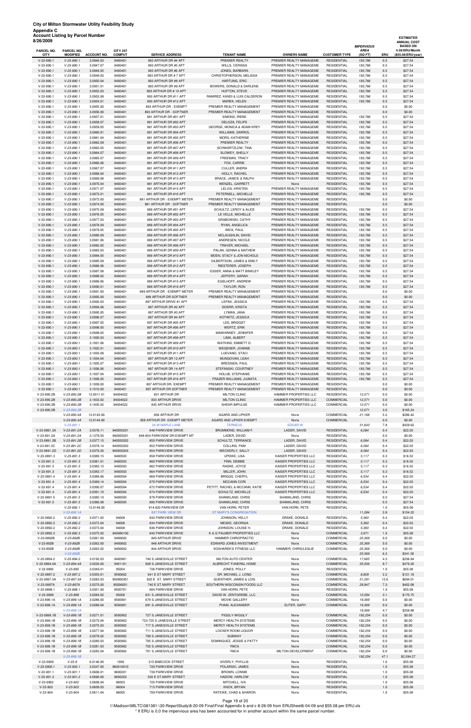**City of Milton Stormwater Utility Fesibility Study**
**Appendix C**
**Account Listing by Parcel Number**
**8/26/2009**

| PARCEL NO. CITY | PARCEL NO. MODIFIED | ACCOUNT NO. | CITY 257 COMPUT | SERVICE ADDRESS | TENANT NAME | OWNERS NAME | CUSTOMER TYPE | IMPERVIOUS AREA (SQ FT) | ERU | ESTIMATED ANNUAL COST BASED ON 4.59/ERU/Month ($55.08/ERU/year) |
|---|---|---|---|---|---|---|---|---|---|---|
| V-23-890.1 | V-23-890.1 | 3.0946.03 | 9400401 | 893 ARTHUR DR #4 APT | PREMIER REALTY | PREMIER REALTY MANAGEME | RESIDENTIAL | 193,766 | 0.5 | $27.54 |
| V-23-890.1 | V-23-890.1 | 3.0947.07 | 9400401 | 893 ARTHUR DR #5 APT | WILLS, CERISSA | PREMIER REALTY MANAGEME | RESIDENTIAL | 193,766 | 0.5 | $27.54 |
| V-23-890.1 | V-23-890.1 | 3.0948.05 | 9400401 | 893 ARTHUR DR #6 APT | JONES, BARBARA | PREMIER REALTY MANAGEME | RESIDENTIAL | 193,766 | 0.5 | $27.54 |
| V-23-890.1 | V-23-890.1 | 3.0949.03 | 9400401 | 893 ARTHUR DR # 7 APT | CHRISTOPHERSON, MELISSA | PREMIER REALTY MANAGEME | RESIDENTIAL | 193,766 | 0.5 | $27.54 |
| V-23-890.1 | V-23-890.1 | 3.0950.04 | 9400401 | 893 ARTHUR DR #8 APT | HARTUNG, ERIC | PREMIER REALTY MANAGEME | RESIDENTIAL | 193,766 | 0.5 | $27.54 |
| V-23-890.1 | V-23-890.1 | 3.0951.01 | 9400401 | 893 ARTHUR DR #9 APT | BOWERS, DONALD & DARLENE | PREMIER REALTY MANAGEME | RESIDENTIAL | 193,766 | 0.5 | $27.54 |
| V-23-890.1 | V-23-890.1 | 3.0952.03 | 9400401 | 893 ARTHUR DR # 10 APT | HUFTON, STEVE | PREMIER REALTY MANAGEME | RESIDENTIAL | 193,766 | 0.5 | $27.54 |
| V-23-890.1 | V-23-890.1 | 3.0953.08 | 9400401 | 893 ARTHUR DR #11 APT | RAMIREZ, KANDI & LUIS CALDERON | PREMIER REALTY MANAGEME | RESIDENTIAL | 193,766 | 0.5 | $27.54 |
| V-23-890.1 | V-23-890.1 | 3.0954.01 | 9400401 | 893 ARTHUR DR #12 APT | MAREK, HELEN | PREMIER REALTY MANAGEME | RESIDENTIAL | 193,766 | 0.5 | $27.54 |
| V-23-890.1 | V-23-890.1 | 3.0955.00 | 9400401 | 893 ARTHUR DR - EXEMPT | PREMIER REALTY MANAGEMENT | PREMIER REALTY MANAGEME | RESIDENTIAL | | 0.0 | $0.00 |
| V-23-890.1 | V-23-890.1 | 3.0956.00 | 9400401 | 893 ARTHUR DR - SOFTNER | PREMIER REALTY MANAGEMENT | PREMIER REALTY MANAGEME | RESIDENTIAL | | 0.0 | $0.00 |
| V-23-890.1 | V-23-890.1 | 3.0957.01 | 9400401 | 881 ARTHUR DR #01 APT | SIMONS, IRENE | PREMIER REALTY MANAGEME | RESIDENTIAL | 193,766 | 0.5 | $27.54 |
| V-23-890.1 | V-23-890.1 | 3.0958.07 | 9400401 | 881 ARTHUR DR #02 APT | DELOZA, FELIPE | PREMIER REALTY MANAGEME | RESIDENTIAL | 193,766 | 0.5 | $27.54 |
| V-23-890.1 | V-23-890.1 | 3.0959.05 | 9400401 | 881 ARTHUR DR #03 APT | GEORGE, MONICA & ADAM KREY | PREMIER REALTY MANAGEME | RESIDENTIAL | 193,766 | 0.5 | $27.54 |
| V-23-890.1 | V-23-890.1 | 3.0960.01 | 9400401 | 881 ARTHUR DR #04 APT | WILLIAMS, DARROL | PREMIER REALTY MANAGEME | RESIDENTIAL | 193,766 | 0.5 | $27.54 |
| V-23-890.1 | V-23-890.1 | 3.0961.04 | 9400401 | 881 ARTHUR DR #05 APT | MORS, KATHERINE | PREMIER REALTY MANAGEME | RESIDENTIAL | 193,766 | 0.5 | $27.54 |
| V-23-890.1 | V-23-890.1 | 3.0962.09 | 9400401 | 881 ARTHUR DR #06 APT | PREMIER REALTY | PREMIER REALTY MANAGEME | RESIDENTIAL | 193,766 | 0.5 | $27.54 |
| V-23-890.1 | V-23-890.1 | 3.0963.05 | 9400401 | 881 ARTHUR DR #07 APT | SCHWARTZLOW, TINA | PREMIER REALTY MANAGEME | RESIDENTIAL | 193,766 | 0.5 | $27.54 |
| V-23-890.1 | V-23-890.1 | 3.0964.07 | 9400401 | 881 ARTHUR DR #08 APT | SLOWEY, SHELLY | PREMIER REALTY MANAGEME | RESIDENTIAL | 193,766 | 0.5 | $27.54 |
| V-23-890.1 | V-23-890.1 | 3.0965.07 | 9400401 | 881 ARTHUR DR #09 APT | FREEMAN, TRACY | PREMIER REALTY MANAGEME | RESIDENTIAL | 193,766 | 0.5 | $27.54 |
| V-23-890.1 | V-23-890.1 | 3.0966.06 | 9400401 | 881 ARTHUR DR #10 APT | FOX, CARRIE | PREMIER REALTY MANAGEME | RESIDENTIAL | 193,766 | 0.5 | $27.54 |
| V-23-890.1 | V-23-890.1 | 3.0967.07 | 9400401 | 881 ARTHUR DR #11 APT | CULLER, ANDRA | PREMIER REALTY MANAGEME | RESIDENTIAL | 193,766 | 0.5 | $27.54 |
| V-23-890.1 | V-23-890.1 | 3.0968.04 | 9400401 | 881 ARTHUR DR #12 APT | HOLLY, RACHEL | PREMIER REALTY MANAGEME | RESIDENTIAL | 193,766 | 0.5 | $27.54 |
| V-23-890.1 | V-23-890.1 | 3.0969.08 | 9400401 | 881 ARTHUR DR #13 APT | BRACE, JANICE & RALPH | PREMIER REALTY MANAGEME | RESIDENTIAL | 193,766 | 0.5 | $27.54 |
| V-23-890.1 | V-23-890.1 | 3.0970.04 | 9400401 | 881 ARTHUR DR #14 APT | WENZEL, GARRETT | None | RESIDENTIAL | 193,766 | 0.5 | $27.54 |
| V-23-890.1 | V-23-890.1 | 3.0971.07 | 9400401 | 881 ARTHUR DR #15 APT | LELVIS, KRISTEN | PREMIER REALTY MANAGEME | RESIDENTIAL | 193,766 | 0.5 | $27.54 |
| V-23-890.1 | V-23-890.1 | 3.0972.01 | 9400401 | 881 ARTHUR DR #16 APT | PETERNELL, MICHELLE | PREMIER REALTY MANAGEME | RESIDENTIAL | 193,766 | 0.5 | $27.54 |
| V-23-890.1 | V-23-890.1 | 3.0973.00 | 9400401 | 881 ARTHUR DR - EXEMPT METER | PREMIER REALTY MANAGEMENT | PREMIER REALTY MANAGEME | RESIDENTIAL | | 0.0 | $0.00 |
| V-23-890.1 | V-23-890.1 | 3.0974.00 | 9400401 | 881 ARTHUR DR - SOFTNER | PREMIER REALTY MANAGEMENT | PREMIER REALTY MANAGEME | RESIDENTIAL | | 0.0 | $0.00 |
| V-23-890.1 | V-23-890.1 | 3.0975.09 | 9400401 | 889 ARTHUR DR #01 APT | SCHULTZ, LEROY & ALICE | PREMIER REALTY MANAGEME | RESIDENTIAL | 193,766 | 0.5 | $27.54 |
| V-23-890.1 | V-23-890.1 | 3.0976.05 | 9400401 | 889 ARTHUR DR #02 APT | LE VELLE, MICHELLE | PREMIER REALTY MANAGEME | RESIDENTIAL | 193,766 | 0.5 | $27.54 |
| V-23-890.1 | V-23-890.1 | 3.0977.03 | 9400401 | 889 ARTHUR DR #03 APT | GRABOWSKI, CATHY | PREMIER REALTY MANAGEME | RESIDENTIAL | 193,766 | 0.5 | $27.54 |
| V-23-890.1 | V-23-890.1 | 3.0978.09 | 9400401 | 889 ARTHUR DR #04 APT | RYAN, ANGELICA | PREMIER REALTY MANAGEME | RESIDENTIAL | 193,766 | 0.5 | $27.54 |
| V-23-890.1 | V-23-890.1 | 3.0979.05 | 9400401 | 889 ARTHUR DR #05 APT | WEIX, PAUL | PREMIER REALTY MANAGEME | RESIDENTIAL | 193,766 | 0.5 | $27.54 |
| V-23-890.1 | V-23-890.1 | 3.0980.09 | 9400401 | 889 ARTHUR DR #06 APT | MCLAUGHLIN, DAVID | PREMIER REALTY MANAGEME | RESIDENTIAL | 193,766 | 0.5 | $27.54 |
| V-23-890.1 | V-23-890.1 | 3.0981.06 | 9400401 | 889 ARTHUR DR #07 APT | ANDRESEN, NICOLE | PREMIER REALTY MANAGEME | RESIDENTIAL | 193,766 | 0.5 | $27.54 |
| V-23-890.1 | V-23-890.1 | 3.0982.05 | 9400401 | 889 ARTHUR DR #08 APT | TRAVER, MICHAEL | PREMIER REALTY MANAGEME | RESIDENTIAL | 193,766 | 0.5 | $27.54 |
| V-23-890.1 | V-23-890.1 | 3.0983.03 | 9400401 | 889 ARTHUR DR #09 APT | PALAN, GENNA & MATHEW | PREMIER REALTY MANAGEME | RESIDENTIAL | 193,766 | 0.5 | $27.54 |
| V-23-890.1 | V-23-890.1 | 3.0984.05 | 9400401 | 889 ARTHUR DR #10 APT | MOEN, STACY & JON NICHOLS | PREMIER REALTY MANAGEME | RESIDENTIAL | 193,766 | 0.5 | $27.54 |
| V-23-890.1 | V-23-890.1 | 3.0985.09 | 9400401 | 889 ARTHUR DR #11 APT | GILBERTSON, JAMES & EMILY | PREMIER REALTY MANAGEME | RESIDENTIAL | 193,766 | 0.5 | $27.54 |
| V-23-890.1 | V-23-890.1 | 3.0986.06 | 9400401 | 889 ARTHUR DR #12 APT | RIESTERER, JOSEPH | PREMIER REALTY MANAGEME | RESIDENTIAL | 193,766 | 0.5 | $27.54 |
| V-23-890.1 | V-23-890.1 | 3.0987.08 | 9400401 | 889 ARTHUR DR #13 APT | ESSER, ANNA & MATT BINKLEY | PREMIER REALTY MANAGEME | RESIDENTIAL | 193,766 | 0.5 | $27.54 |
| V-23-890.1 | V-23-890.1 | 3.0988.02 | 9400401 | 889 ARTHUR DR #14 APT | JEFFERY, SARAH | PREMIER REALTY MANAGEME | RESIDENTIAL | 193,766 | 0.5 | $27.54 |
| V-23-890.1 | V-23-890.1 | 3.0989.06 | 9400401 | 889 ARTHUR DR #15 APT | EGELHOFF, ANDREW | PREMIER REALTY MANAGEME | RESIDENTIAL | 193,766 | 0.5 | $27.54 |
| V-23-890.1 | V-23-890.1 | 3.0990.01 | 9400401 | 889 ARTHUR DR #16 APT | TAYLOR, RON | PREMIER REALTY MANAGEME | RESIDENTIAL | 193,766 | 0.5 | $27.54 |
| V-23-890.1 | V-23-890.1 | 3.0991.00 | 9400401 | 889 ARTHUR DR - EXEMPT METER | PREMIER REALTY MANAGEMENT | PREMIER REALTY MANAGEME | RESIDENTIAL | | 0.0 | $0.00 |
| V-23-890.1 | V-23-890.1 | 3.0992.00 | 9400401 | 889 ARTHUR DR SOFTNER | PREMIER REALTY MANAGEMENT | PREMIER REALTY MANAGEME | RESIDENTIAL | | 0.0 | $0.00 |
| V-23-890.1 | V-23-890.1 | 3.0993.03 | 9400401 | 897 ARTHUR DRIVE #1 APT | LEPAK, JESSICA | PREMIER REALTY MANAGEME | RESIDENTIAL | 193,766 | 0.5 | $27.54 |
| V-23-890.1 | V-23-890.1 | 3.0994.06 | 9400401 | 897 ARTHUR DR #2 APT | DOERR, KRISTA | PREMIER REALTY MANAGEME | RESIDENTIAL | 193,766 | 0.5 | $27.54 |
| V-23-890.1 | V-23-890.1 | 3.0995.05 | 9400401 | 897 ARTHUR DR #3 APT | LYMAN, JANA | PREMIER REALTY MANAGEME | RESIDENTIAL | 193,766 | 0.5 | $27.54 |
| V-23-890.1 | V-23-890.1 | 3.0996.07 | 9400401 | 897 ARTHUR DR #4 APT | KOTWITZ, JESSICA | PREMIER REALTY MANAGEME | RESIDENTIAL | 193,766 | 0.5 | $27.54 |
| V-23-890.1 | V-23-890.1 | 3.0997.05 | 9400401 | 897 ARTHUR DR #05 APT | LEE, BRIDGET | PREMIER REALTY MANAGEME | RESIDENTIAL | 193,766 | 0.5 | $27.54 |
| V-23-890.1 | V-23-890.1 | 3.0998.05 | 9400401 | 897 ARTHUR DR #06 APT | WERTZ, ERIK | PREMIER REALTY MANAGEME | RESIDENTIAL | 193,766 | 0.5 | $27.54 |
| V-23-890.1 | V-23-890.1 | 3.0999.05 | 9400401 | 897 ARTHUR DR #07 APT | MAWHINNEY, JENNIFER | PREMIER REALTY MANAGEME | RESIDENTIAL | 193,766 | 0.5 | $27.54 |
| V-23-890.1 | V-23-890.1 | 3.1000.03 | 9400401 | 897 ARTHUR DR #08 APT | LIMA, ALBERT | PREMIER REALTY MANAGEME | RESIDENTIAL | 193,766 | 0.5 | $27.54 |
| V-23-890.1 | V-23-890.1 | 3.1001.06 | 9400401 | 897 ARTHUR DR #09 APT | WATKINS, EMMETT D. | PREMIER REALTY MANAGEME | RESIDENTIAL | 193,766 | 0.5 | $27.54 |
| V-23-890.1 | V-23-890.1 | 3.1002.01 | 9400401 | 897 ARTHUR DR #10 APT | WEGENER, JOANNE | PREMIER REALTY MANAGEME | RESIDENTIAL | 193,766 | 0.5 | $27.54 |
| V-23-890.1 | V-23-890.1 | 3.1003.08 | 9400401 | 897 ARTHUR DR #11 APT | LUEVANO, STACI | PREMIER REALTY MANAGEME | RESIDENTIAL | 193,766 | 0.5 | $27.54 |
| V-23-890.1 | V-23-890.1 | 3.1004.04 | 9400401 | 897 ARTHUR DR 12 APT | MUNGOVAN, LEAH | PREMIER REALTY MANAGEME | RESIDENTIAL | 193,766 | 0.5 | $27.54 |
| V-23-890.1 | V-23-890.1 | 3.1005.07 | 9400401 | 897 ARTHUR DR #13 APT | BREDISEN, PAUL | PREMIER REALTY MANAGEME | RESIDENTIAL | 193,766 | 0.5 | $27.54 |
| V-23-890.1 | V-23-890.1 | 3.1006.06 | 9400401 | 897 ARTHUR DR 14 APT | STEFANSKI, COURTNEY | PREMIER REALTY MANAGEME | RESIDENTIAL | 193,766 | 0.5 | $27.54 |
| V-23-890.1 | V-23-890.1 | 3.1007.04 | 9400401 | 897 ARTHUR DR #15 APT | HOLUB, STEPHANIE | PREMIER REALTY MANAGEME | RESIDENTIAL | 193,766 | 0.5 | $27.54 |
| V-23-890.1 | V-23-890.1 | 3.1008.05 | 9400401 | 897 ARTHUR DR #16 APT | FRAZER-WILLIAMS, JUANITA | PREMIER REALTY MANAGEME | RESIDENTIAL | 193,766 | 0.5 | $27.54 |
| V-23-890.1 | V-23-890.1 | 3.1009.00 | 9400401 | 897 ARTHUR DR- EXEMPT | PREMIER REALTY MANAGEMENT | PREMIER REALTY MANAGEME | RESIDENTIAL | | 0.0 | $0.00 |
| V-23-890.1 | V-23-890.1 | 3.1010.00 | 9400401 | 897 ARTHUR DR SOFTNER | PREMIER REALTY MANAGEMENT | PREMIER REALTY MANAGEME | RESIDENTIAL | | 0.0 | $0.00 |
| V-23-890.2B | V-23-890.2B | 12.0011.01 | 94004022 | 831 ARTHUR DR | MILTON CLINIC | HAMMER PROPERTIES LLC | RESIDENTIAL | 12,071 | 0.0 | $0.00 |
| V-23-890.2B | V-23-890.2B | 3.1833.02 | 94004022 | 833 ARTHUR DRIVE | MILTON CLINIC | HAMMER PROPERTIES LLC | COMMERCIAL | 12,071 | 0.0 | $0.00 |
| V-23-890.2B | V-23-890.2B | 3.1835.02 | 94004022 | 835 ARTHUR DRIVE | SHEAR IMPULSE | HAMMER PROPERTIES LLC | COMMERCIAL | 12,071 | 0.0 | $0.00 |
| V-23-890.2B | V-23-890.2B | | | | | | | 12,071 | 3.0 | $165.24 |
| | V-23-890.4A | 12.0143.00 | | 858 ARTHUR DR | AGARD AND LIPKER | None | COMMERCIAL | 21,168 | 5.2 | $286.42 |
| | V-23-890.4A | 12.0144.00 | | 858 ARTHUR DR- EXEMPT METER | AGARD AND LIPKER-EXEMPT | None | COMMERCIAL | | 0.0 | $0.00 |
| | V-23-891.1 | | | 24 W MAPLE LANE | TERNEUS | EDGAR W | | 31,643 | 7.8 | $429.62 |
| V-23-0891.2A | V-23-891.2A | 3.0376.11 | 940050201 | 848 PARKVIEW DRIVE | BRUMMOND, WILLIAM F. | LADER, DAVID | RESIDENTIAL | 6,084 | 0.4 | $22.03 |
| V-23-891.2A | V-23-891.2A | 3.1379.50 | 940050201 | 848-854 PARKVIEW DR-EXEMPT MT | LADER, DAVID | None | RESIDENTIAL | | 0.0 | $0.00 |
| V-23-0891.2B | V-23-891.2B | 3.0377.15 | 940050202 | 850 PARKVIEW DRIVE | SCHULTZ, TERRANCE | LADER, DAVID | RESIDENTIAL | 6,084 | 0.4 | $22.03 |
| V-23-891.2C | V-23-891.2C | 3.0378.14 | 940050203 | 852 PARKVIEW DRIVE | COLLINS, PAM | LADER, DAVID | RESIDENTIAL | 6,084 | 0.4 | $22.03 |
| V-23-0891.2D | V-23-891.2D | 3.0379.20 | 940050204 | 854 PARKVIEW DRIVE | WECKERLY, SALLY | LADER, DAVID | RESIDENTIAL | 6,084 | 0.4 | $22.03 |
| V-23-0891.3 | V-23-891.3 | 3.0380.15 | 9400503 | 858 PARKVIEW DRIVE | UPDIKE, LISA | KAISER PROPERTIES LLC | RESIDENTIAL | 5,117 | 0.3 | $16.52 |
| V-23-891.3 | V-23-891.3 | 3.0381.01 | 9400503 | 860 PARKVIEW DRIVE | FINN, DEBBIE | KAISER PROPERTIES LLC | RESIDENTIAL | 5,117 | 0.3 | $16.52 |
| V-23-891.3 | V-23-891.3 | 3.0382.15 | 9400503 | 862 PARKVIEW DRIVE | RADKE, JOYCE | KAISER PROPERTIES LLC | RESIDENTIAL | 5,117 | 0.3 | $16.52 |
| V-23-891.3 | V-23-891.3 | 3.0383.17 | 9400503 | 864 PARKVIEW DRIVE | MILLER, JOHN | KAISER PROPERTIES LLC | RESIDENTIAL | 5,117 | 0.3 | $16.52 |
| V-23-0891.4 | V-23-891.4 | 3.0388.06 | 9400504 | 868 PARKVIEW DRIVE | BRIGGS, CHERYL | KAISER PROPERTIES LLC | RESIDENTIAL | 6,534 | 0.4 | $22.03 |
| V-23-891.4 | V-23-891.4 | 3.0389.14 | 9400504 | 870 PARKVIEW DRIVE | MCCANN CORI | KAISER PROPERTIES LLC | RESIDENTIAL | 6,534 | 0.4 | $22.03 |
| V-23-891.4 | V-23-891.4 | 3.0390.07 | 9400504 | 872 PARKVIEW DRIVE | PETITT, RACHEL & MCCANN, KATIE | KAISER PROPERTIES LLC | RESIDENTIAL | 6,534 | 0.4 | $22.03 |
| V-23-891.4 | V-23-891.4 | 3.0391.10 | 9400504 | 874 PARKVIEW DRIVE | SCHULTZ, MICHELLE | KAISER PROPERTIES LLC | RESIDENTIAL | 6,534 | 0.4 | $22.03 |
| V-23-0891.5 | V-23-891.5 | 3.0385.10 | 9400505 | 878 PARKVIEW DRIVE | SHANKLAND, CHRIS | SHANKLAND, CHRIS | RESIDENTIAL | | 0.5 | $27.54 |
| V-23-891.5 | V-23-891.5 | 3.0386.08 | 9400505 | 880 PARKVIEW DRIVE | SHANKLAND, CHRIS | SHANKLAND, CHRIS | RESIDENTIAL | | 0.5 | $27.54 |
| | V-23-892.1 | 12.0149.00 | | 814-820 PARKVIEW DR | VAN HORN, PETER | VAN HORN, PETE | RESIDENTIAL | | 1.0 | $55.08 |
| | V-23-892.1A | | | 837 PARK VIEW DR | ST MARY'S CONGREGATION | | | 11,284 | 2.8 | $154.22 |
| V-23-0892.2 | V-23-892.2 | 3.0371.02 | 94008 | 832 PARKVIEW DRIVE | JOHNSON, KELLY | DRAKE, DONALD | RESIDENTIAL | 5,360 | 0.4 | $22.03 |
| V-23-0892.2 | V-23-892.2 | 3.0372.04 | 94008 | 834 PARKVIEW DRIVE | MESKE, GEORGIA | DRAKE, DONALD | RESIDENTIAL | 5,360 | 0.4 | $22.03 |
| V-23-0892.2 | V-23-892.2 | 3.0373.04 | 94008 | 836 PARKVIEW DRIVE | JOHNSON, LOUISE H. | DRAKE, DONALD | RESIDENTIAL | 5,360 | 0.4 | $22.03 |
| V-23-0892.3 | V-23-892.3 | 3.0375.02 | 940080100 | 842 PARKVIEW DRIVE | K & G PALMER PROPERTIES LLC | None | COMMERCIAL | 3,971 | 1.0 | $55.08 |
| V-23-0892B | V-23-892B | 3.0261.00 | 9400602 | 840 ARTHUR DRIVE | HAMMER CHIROPRACTIC | None | COMMERCIAL | 25,369 | 0.0 | $0.00 |
| V-23-892B | V-23-892B | 3.0262.00 | 9400602 | 848 ARTHUR DRIVE | EDWARD JONES INVESTMENT | None | COMMERCIAL | 25,369 | 0.0 | $0.00 |
| V-23-892B | V-23-892B | 3.0263.02 | 9400602 | 844 ARTHUR DRIVE | KOSHAREK'S FITNESS LLC | HAMMER, CHRIS/LESLIE | COMMERCIAL | 25,369 | 0.0 | $0.00 |
| | V-23-892B | | | | | | | 25,369 | 6.2 | $341.50 |
| V-23-0894.2 | V-23-894.2 | 3.0192.03 | 9400901 | 740 S JANESVILLE STREET | MILTON AUTO CENTER | None | COMMERCIAL | 17,665 | 4.3 | $236.84 |
| V-23-0894.4A | V-23-894.4A | 3.0226.00 | 9401101 | 828 S JANESVILLE STREET | ALBRECHT FUNERAL HOME | None | COMMERCIAL | 35,506 | 8.7 | $479.20 |
| V-23-0895 | V-23-895 | 3.0349.01 | 95004 | 726 PARKVIEW DRIVE | JONES, POLLY | None | RESIDENTIAL | | 1.0 | $55.08 |
| V-23-0897.2 | V-23-897.2 | 3.0350.01 | 9500602 | 641 E ST MARY STREET | DR. MICHAEL J. LONG | None | COMMERCIAL | 8,809 | 2.2 | $121.18 |
| V-23-0897.3A | V-23-897.3A | 3.0283.03 | 950060301 | 620 E. ST. MARY STREET | GUENTHER, JAMES & LOIS | None | COMMERCIAL | 51,291 | 12.6 | $694.01 |
| V-23-0897A | V-23-897A | 3.0270.00 | 95006001 | 740 E ST.MARY STREET | SOUTHERN WISCONSIN FOODS LLC | None | COMMERCIAL | 29,947 | 7.3 | $402.08 |
| V-23-0898.1 | V-23-898.1 | 3.0351.00 | 9500701 | 804 PARKVIEW DRIVE | VAN HORN, PETE | None | RESIDENTIAL | | 1.0 | $55.08 |
| V-23-0899 | V-23-899 | 3.0284.02 | 95008 | 631 S JANESVILLE STREET | DAVID W. ZENTGREBE, LLC. | None | COMMERCIAL | 12,594 | 3.1 | $170.75 |
| V-23-899.1A | V-23-899.1A | 3.0286.00 | 9500901 | 679 S JANESVILLE STREET | MOVIE GALLERY | None | COMMERCIAL | 19,369 | 0.0 | $0.00 |
| V-23-899.1A | V-23-899.1A | 3.0288.04 | 9500901 | 691 S JANESVILLE STREET | PHAM, ALEXANDER | SUTER, GARY | COMMERCIAL | 19,369 | 0.0 | $0.00 |
| | V-23-899.1A | | | | | | | 19,369 | 4.7 | $258.88 |
| V-23-0899.1B | V-23-899.1B | 3.0271.01 | 9500902 | 727 S JANESVILLE STREET | PIGGLY-WIGGLY | None | COMMERCIAL | 192,254 | 0.0 | $0.00 |
| V-23-899.1B | V-23-899.1B | 3.0273.04 | 9500902 | 723-725 S JANESVILLE STREET | MERCY HEALTH SYSTEMS | None | COMMERCIAL | 192,254 | 0.0 | $0.00 |
| V-23-899.1B | V-23-899.1B | 3.0275.03 | 9500902 | 717 S JANESVILLE STREET | MERCY HEALTH SYSTEMS | None | COMMERCIAL | 192,254 | 0.0 | $0.00 |
| V-23-899.1B | V-23-899.1B | 3.0277.04 | 9500902 | 711 S JANESVILLE STREET | LOCKER ROOM LIQUOR | None | COMMERCIAL | 192,254 | 0.0 | $0.00 |
| V-23-899.1B | V-23-899.1B | 3.0278.02 | 9500902 | 709 S JANESVILLE STREET | SUBWAY | None | COMMERCIAL | 192,254 | 0.0 | $0.00 |
| V-23-899.1B | V-23-899.1B | 3.0280.03 | 9500902 | 705 S JANESVILLE STREET | DOMINQUEZ, JESSIE & PATTY | None | COMMERCIAL | 192,254 | 0.0 | $0.00 |
| V-23-899.1B | V-23-899.1B | 3.0281.03 | 9500902 | 703 S JANESVILLE STREET | YMCA | None | COMMERCIAL | 192,254 | 0.0 | $0.00 |
| V-23-899.1B | V-23-899.1B | 3.0282.04 | 9500902 | 701 S JANESVILLE STREET | YMCA | MILTON DEVELOPMENT | COMMERCIAL | 192,254 | 0.0 | $0.00 |
| | V-23-899.1B | | | | | | | 192,254 | 47.1 | $2,594.27 |
| V-23-0009 | V-23-9 | 6.0146.00 | 1009 | 215 BABCOCK STREET | SIVERLY, PHYLLIS | None | RESIDENTIAL | | 1.0 | $55.08 |
| V-23-0900.1 | V-23-900.1 | 3.0347.00 | 960010010 | 720 PARKVIEW DRIVE | POLARSKI, JAMES | None | RESIDENTIAL | | 1.0 | $55.08 |
| V-23-901.1 | V-23-901.1 | 3.0606.01 | 9600201 | 739 PARKVIEW DRIVE | BROWN, LONNIE | None | RESIDENTIAL | | 1.0 | $55.08 |
| V-23-901.2 | V-23-901.2 | 4.0068.00 | 9600202 | 520 E ST.MARY STREET | HADOW, HARLOW | None | RESIDENTIAL | | 1.0 | $55.08 |
| V-23-0902 | V-23-902 | 3.0608.04 | 96003 | 725 PARKVIEW DRIVE | MITCHELL, IVA | None | RESIDENTIAL | | 1.0 | $55.08 |
| V-23-903 | V-23-903 | 3.0609.03 | 96004 | 715 PARKVIEW DRIVE | KNOX, BRYAN | None | RESIDENTIAL | | 1.0 | $55.08 |
| V-23-904 | V-23-904 | 3.0611.04 | 96005 | 709 PARKVIEW DRIVE | RATEIKE, CHAD & SHARON | None | RESIDENTIAL | | 1.0 | $55.08 |

I:\Madison\MILTC\081381-\30-ReportStudy\8-20-09 Final\Final Appendix b and c 8-26-09 from ERUSheet6-04-09 and $55.08 per ERU.xls
* If ERU is 0.0 the impervious area has been accounted for in another account within the same parcel number.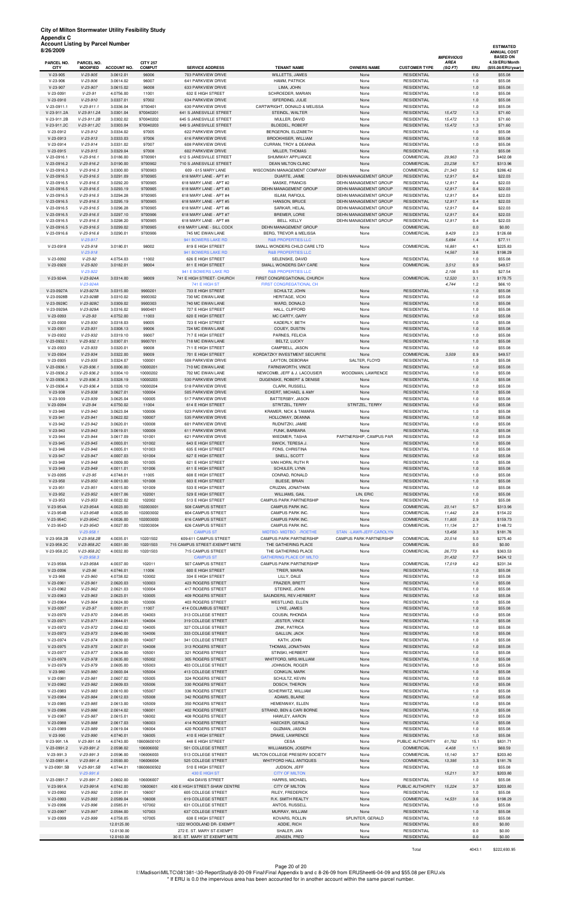# City of Milton Stormwater Utility Feasibility Study

## Appendix C

## Account Listing by Parcel Number

8/26/2009

| PARCEL NO. CITY | PARCEL NO. MODIFIED | ACCOUNT NO. | CITY 257 COMPUT | SERVICE ADDRESS | TENANT NAME | OWNERS NAME | CUSTOMER TYPE | IMPERVIOUS AREA (SQ FT) | ERU | ESTIMATED ANNUAL COST BASED ON 4.59/ERU/Month ($55.08/ERU/year) |
|---|---|---|---|---|---|---|---|---|---|---|
| V-23-905 | V-23-905 | 3.0612.01 | 96006 | 703 PARKVIEW DRIVE | WILLETS, JAMES | None | RESIDENTIAL | | 1.0 | $55.08 |
| V-23-906 | V-23-906 | 3.0614.02 | 96007 | 641 PARKVIEW DRIVE | HAMM, PATRICK | None | RESIDENTIAL | | 1.0 | $55.08 |
| V-23-907 | V-23-907 | 3.0615.02 | 96008 | 633 PARKVIEW DRIVE | LIMA, JOHN | None | RESIDENTIAL | | 1.0 | $55.08 |
| V-23-0091 | V-23-91 | 4.0756.00 | 11001 | 632 E HIGH STREET | SCHROEDER, MARIAN | None | RESIDENTIAL | | 1.0 | $55.08 |
| V-23-0910 | V-23-910 | 3.0337.01 | 97002 | 634 PARKVIEW DRIVE | ISFERDING, JULIE | None | RESIDENTIAL | | 1.0 | $55.08 |
| V-23-0911.1 | V-23-911.1 | 3.0336.04 | 9700401 | 630 PARKVIEW DRIVE | CARTWRIGHT, DONALD & MELISSA | None | RESIDENTIAL | | 1.0 | $55.08 |
| V-23-911.2A | V-23-911.2A | 3.0301.04 | 970040201 | 641 S JANESVILLE STREET | STEINDL, WALTER | None | RESIDENTIAL | 15,472 | 1.3 | $71.60 |
| V-23-911.2B | V-23-911.2B | 3.0302.02 | 970040202 | 645 S JANESVILLE STREET | MILLER, DAVID | None | RESIDENTIAL | 15,472 | 1.3 | $71.60 |
| V-23-911.2C | V-23-911.2C | 3.0303.04 | 970040203 | 649 S JANESVILLE STREET | BLOEDEL, ROBERT | None | RESIDENTIAL | 15,472 | 1.3 | $71.60 |
| V-23-0912 | V-23-912 | 3.0334.02 | 97005 | 622 PARKVIEW DRIVE | BERGERON, ELIZABETH | None | RESIDENTIAL | | 1.0 | $55.08 |
| V-23-0913 | V-23-913 | 3.0333.03 | 97006 | 616 PARKVIEW DRIVE | BROOKHISER, WILLIAM | None | RESIDENTIAL | | 1.0 | $55.08 |
| V-23-0914 | V-23-914 | 3.0331.02 | 97007 | 608 PARKVIEW DRIVE | CURRAN, TROY & DEANNA | None | RESIDENTIAL | | 1.0 | $55.08 |
| V-23-0915 | V-23-915 | 3.0329.04 | 97008 | 602 PARKVIEW DRIVE | MILLER, THOMAS | None | RESIDENTIAL | | 1.0 | $55.08 |
| V-23-0916.1 | V-23-916.1 | 3.0186.00 | 9700901 | 612 S JANESVILLE STREET | SHUMWAY APPLIANCE | None | COMMERCIAL | 29,963 | 7.3 | $402.08 |
| V-23-0916.2 | V-23-916.2 | 3.0190.00 | 9700902 | 710 S JANESVILLE STREET | DEAN MILTON CLINIC | None | COMMERCIAL | 23,238 | 5.7 | $313.96 |
| V-23-0916.3 | V-23-916.3 | 3.0300.00 | 9700903 | 609 - 615 MARY LANE | WISCONSIN MANAGEMENT COMPANY | None | COMMERCIAL | 21,343 | 5.2 | $286.42 |
| V-23-0916.5 | V-23-916.5 | 3.0291.09 | 9700905 | 618 MARY LANE - APT #1 | DUARTE, JAIME | DEHN MANAGEMENT GROUP | RESIDENTIAL | 12,917 | 0.4 | $22.03 |
| V-23-0916.5 | V-23-916.5 | 3.0292.20 | 9700905 | 618 MARY LANE - APT #2 | MASKE, FRANCIS | DEHN MANAGEMENT GROUP | RESIDENTIAL | 12,917 | 0.4 | $22.03 |
| V-23-0916.5 | V-23-916.5 | 3.0293.19 | 9700905 | 618 MARY LANE - APT #3 | DEHN MANAGEMENT GROUP | DEHN MANAGEMENT GROUP | RESIDENTIAL | 12,917 | 0.4 | $22.03 |
| V-23-0916.5 | V-23-916.5 | 3.0294.28 | 9700905 | 618 MARY LANE - APT #4 | ISLAM, RAFIQUL | DEHN MANAGEMENT GROUP | RESIDENTIAL | 12,917 | 0.4 | $22.03 |
| V-23-0916.5 | V-23-916.5 | 3.0295.19 | 9700905 | 618 MARY LANE - APT #5 | HANSON, BRUCE | DEHN MANAGEMENT GROUP | RESIDENTIAL | 12,917 | 0.4 | $22.03 |
| V-23-0916.5 | V-23-916.5 | 3.0296.28 | 9700905 | 618 MARY LANE - APT #6 | SARKAR, HELAL | DEHN MANAGEMENT GROUP | RESIDENTIAL | 12,917 | 0.4 | $22.03 |
| V-23-0916.5 | V-23-916.5 | 3.0297.10 | 9700906 | 618 MARY LANE - APT #7 | BREMER, LORIE | DEHN MANAGEMENT GROUP | RESIDENTIAL | 12,917 | 0.4 | $22.03 |
| V-23-0916.5 | V-23-916.5 | 3.0298.20 | 9700905 | 618 MARY LANE - APT #8 | BELL, KELLY | DEHN MANAGEMENT GROUP | RESIDENTIAL | 12,917 | 0.4 | $22.03 |
| V-23-0916.5 | V-23-916.5 | 3.0299.02 | 9700905 | 618 MARY LANE - SILL COCK | DEHN MANAGEMENT GROUP | None | COMMERCIAL | | 0.0 | $0.00 |
| V-23-0916.6 | V-23-916.6 | 3.0290.01 | 9700906 | 745 MC EWAN LANE | BERG, TREVOR & MELISSA | None | COMMERCIAL | 9,429 | 2.3 | $126.68 |
| | V-23-917 | | | 941 BOWERS LAKE RD | R&B PROPERTIES LLC | | | 5,694 | 1.4 | $77.11 |
| V-23-0918 | V-23-918 | 3.0180.01 | 98002 | 819 E HIGH STREET | SMALL WONDERS CHILD CARE LTD | None | COMMERCIAL | 16,681 | 4.1 | $225.83 |
| | V-23-918 | | | 941 BOWERS LAKE RD | R&B PROPERTIES LLC | | | 14,567 | 3.6 | $198.29 |
| V-23-0092 | V-23-92 | 4.0754.03 | 11002 | 626 E HIGH STREET | SELENSKE, DAVID | None | RESIDENTIAL | | 1.0 | $55.08 |
| V-23-0920 | V-23-920 | 3.0182.01 | 98004 | 811 E HIGH STREET | SMALL WONDERS DAY CARE | None | COMMERCIAL | 3,512 | 0.9 | $49.57 |
| | V-23-922 | | | 941 E BOWERS LAKE RD | R&B PROPERTIES LLC | | | 2,106 | 0.5 | $27.54 |
| V-23-924A | V-23-924A | 3.0314.00 | 98009 | 741 E HIGH STREET- CHURCH | FIRST CONGREGATIONAL CHURCH | None | COMMERCIAL | 12,520 | 3.1 | $170.75 |
| | V-23-924A | | | 741 E HIGH ST | FIRST CONGREGATIONAL CH | | | 4,744 | 1.2 | $66.10 |
| V-23-0927A | V-23-927A | 3.0315.00 | 9900201 | 733 E HIGH STREET | SCHULTZ, JOHN | None | RESIDENTIAL | | 1.0 | $55.08 |
| V-23-0928B | V-23-928B | 3.0310.02 | 9900302 | 730 MC EWAN LANE | HERITAGE, VICKI | None | RESIDENTIAL | | 1.0 | $55.08 |
| V-23-0928C | V-23-928C | 3.0309.02 | 9900303 | 740 MC EWAN LANE | WARD, DONALD | None | RESIDENTIAL | | 1.0 | $55.08 |
| V-23-0929A | V-23-929A | 3.0316.02 | 9900401 | 727 E HIGH STREET | HALL, CLIFFORD | None | RESIDENTIAL | | 1.0 | $55.08 |
| V-23-0093 | V-23-93 | 4.0752.00 | 11003 | 620 E HIGH STREET | MC CARTY, GARY | None | RESIDENTIAL | | 1.0 | $55.08 |
| V-23-0930 | V-23-930 | 3.0318.03 | 99005 | 723 E HIGH STREET | KADERLY, BETH | None | RESIDENTIAL | | 1.0 | $55.08 |
| V-23-0931 | V-23-931 | 3.0308.13 | 99006 | 724 MC EWAN LANE | COUEY, DUSTIN | None | RESIDENTIAL | | 1.0 | $55.08 |
| V-23-0932 | V-23-932 | 3.0319.10 | 99007 | 717 E HIGH STREET | PARNES, FELICIA | None | RESIDENTIAL | | 1.0 | $55.08 |
| V-23-0932.1 | V-23-932.1 | 3.0307.01 | 9900701 | 718 MC EWAN LANE | BELTZ, LUCKY | None | RESIDENTIAL | | 1.0 | $55.08 |
| V-23-0933 | V-23-933 | 3.0320.01 | 99008 | 711 E HIGH STREET | CAMPBELL, JASON | None | RESIDENTIAL | | 1.0 | $55.08 |
| V-23-0934 | V-23-934 | 3.0322.00 | 99009 | 701 E HIGH STREET | KORDATZKY INVESTMENT SECURITIE | None | COMMERCIAL | 3,509 | 0.9 | $49.57 |
| V-23-0935 | V-23-935 | 3.0324.07 | 100001 | 508 PARKVIEW DRIVE | LAYTON, DEBORAH | SALTER, FLOYD | RESIDENTIAL | | 1.0 | $55.08 |
| V-23-0936.1 | V-23-936.1 | 3.0306.00 | 10000201 | 710 MC EWAN LANE | FARNSWORTH, VINCE | None | RESIDENTIAL | | 1.0 | $55.08 |
| V-23-0936.2 | V-23-936.2 | 3.0304.10 | 10000202 | 702 MC EWAN LANE | NEWCOMB, JEFF & J. LACOUSIER | WOODMAN, LAWRENCE | RESIDENTIAL | | 1.0 | $55.08 |
| V-23-0936.3 | V-23-936.3 | 3.0328.19 | 10000203 | 530 PARKVIEW DRIVE | DUGENSKE, ROBERT & DENISE | None | RESIDENTIAL | | 1.0 | $55.08 |
| V-23-0936.4 | V-23-936.4 | 3.0326.10 | 10000204 | 518 PARKVIEW DRIVE | CLARK, RUSSELL | None | RESIDENTIAL | | 1.0 | $55.08 |
| V-23-938 | V-23-938 | 3.0627.01 | 100004 | 505 PARKVIEW DRIVE | ECKERT, MICHAEL & AMY | None | RESIDENTIAL | | 1.0 | $55.08 |
| V-23-939 | V-23-939 | 3.0625.04 | 100005 | 517 PARKVIEW DRIVE | BATTERSBY, JASON | None | RESIDENTIAL | | 1.0 | $55.08 |
| V-23-0094 | V-23-94 | 4.0750.02 | 11004 | 614 E HIGH STREET | STRITZEL, TERRY | STRITZEL, TERRY | RESIDENTIAL | | 1.0 | $55.08 |
| V-23-940 | V-23-940 | 3.0623.04 | 100006 | 523 PARKVIEW DRIVE | KRAMER, NICK & TAMARA | None | RESIDENTIAL | | 1.0 | $55.08 |
| V-23-941 | V-23-941 | 3.0622.02 | 100007 | 535 PARKVIEW DRIVE | HOLLOWAY, DEANNA | None | RESIDENTIAL | | 1.0 | $55.08 |
| V-23-942 | V-23-942 | 3.0620.01 | 100008 | 601 PARKVIEW DRIVE | RUDNITZKI, JAMIE | None | RESIDENTIAL | | 1.0 | $55.08 |
| V-23-943 | V-23-943 | 3.0619.01 | 100009 | 611 PARKVIEW DRIVE | FUNK, BARBARA | None | RESIDENTIAL | | 1.0 | $55.08 |
| V-23-944 | V-23-944 | 3.0617.09 | 101001 | 621 PARKVIEW DRIVE | WIEDMER, TASHA | PARTNERSHIP, CAMPUS PAR | RESIDENTIAL | | 1.0 | $55.08 |
| V-23-945 | V-23-945 | 4.0003.01 | 101002 | 643 E HIGH STREET | SWICK, TERESA J. | None | RESIDENTIAL | | 1.0 | $55.08 |
| V-23-946 | V-23-946 | 4.0005.01 | 101003 | 635 E HIGH STREET | FONS, CHRISTINA | None | RESIDENTIAL | | 1.0 | $55.08 |
| V-23-947 | V-23-947 | 4.0007.03 | 101004 | 627 E HIGH STREET | SNELL, SCOTT | None | RESIDENTIAL | | 1.0 | $55.08 |
| V-23-948 | V-23-948 | 4.0009.00 | 101005 | 621 E HIGH STREET | VAN HORN, RUTH R | None | RESIDENTIAL | | 1.0 | $55.08 |
| V-23-949 | V-23-949 | 4.0011.01 | 101006 | 611 E HIGH STREET | SCHULER, LYNN | None | RESIDENTIAL | | 1.0 | $55.08 |
| V-23-0095 | V-23-95 | 4.0748.01 | 11005 | 608 E HIGH STREET | CONRAD, RONALD | None | RESIDENTIAL | | 1.0 | $55.08 |
| V-23-950 | V-23-950 | 4.0013.00 | 101008 | 603 E HIGH STREET | BLIESE, BRIAN | None | RESIDENTIAL | | 1.0 | $55.08 |
| V-23-951 | V-23-951 | 4.0015.00 | 101009 | 533 E HIGH STREET | CRUZAN, JONATHAN | None | RESIDENTIAL | | 1.0 | $55.08 |
| V-23-952 | V-23-952 | 4.0017.06 | 102001 | 529 E HIGH STREET | WILLIAMS, GAIL | LIN, ERIC | RESIDENTIAL | | 1.0 | $55.08 |
| V-23-953 | V-23-953 | 4.0022.02 | 102002 | 513 E HIGH STREET | CAMPUS PARK PARTNERSHIP | None | RESIDENTIAL | | 1.0 | $55.08 |
| V-23-954A | V-23-954A | 4.0023.00 | 102003001 | 508 CAMPUS STREET | CAMPUS PARK INC. | None | COMMERCIAL | 23,141 | 5.7 | $313.96 |
| V-23-954B | V-23-954B | 4.0025.00 | 102003002 | 604 CAMPUS STREET | CAMPUS PARK INC. | None | COMMERCIAL | 11,442 | 2.8 | $154.22 |
| V-23-954C | V-23-954C | 4.0026.00 | 102003003 | 616 CAMPUS STREET | CAMPUS PARK INC. | None | COMMERCIAL | 11,805 | 2.9 | $159.73 |
| V-23-954D | V-23-954D | 4.0027.00 | 102003004 | 626 CAMPUS STREET | CAMPUS PARK INC. | None | COMMERCIAL | 11,134 | 2.7 | $148.72 |
| | V-23-958.1 | | | CAMPUS ST | MIDTBO- MIDTBO -ROETHE | STAN -LAWR-JEFF-CAROLYN | | 13,456 | 3.3 | $181.76 |
| V-23-958.2B | V-23-958.2B | 4.0035.01 | 10201502 | 609-611 CAMPUS STREET | CAMPUS PARK PARTNERSHIP | CAMPUS PARK PARTNERSHIP | COMMERCIAL | 20,516 | 5.0 | $275.40 |
| V-23-958.2C | V-23-958.2C | 4.0031.00 | 10201503 | 715 CAMPUS STREET-EXEMPT METE | THE GATHERING PLACE | None | COMMERCIAL | | 0.0 | $0.00 |
| V-23-958.2C | V-23-958.2C | 4.0032.00 | 10201503 | 715 CAMPUS STREET | THE GATHERING PLACE | None | COMMERCIAL | 26,773 | 6.6 | $363.53 |
| | V-23-958.3 | | | CAMPUS ST | GATHERING PLACE OF MILTO | | | 31,432 | 7.7 | $424.12 |
| V-23-958A | V-23-958A | 4.0037.00 | 102011 | 507 CAMPUS STREET | CAMPUS PARK PARTNERSHIP | None | COMMERCIAL | 17,019 | 4.2 | $231.34 |
| V-23-0096 | V-23-96 | 4.0746.01 | 11006 | 600 E HIGH STREET | TRIER, MARIA | None | RESIDENTIAL | | 1.0 | $55.08 |
| V-23-960 | V-23-960 | 4.0738.02 | 103002 | 334 E HIGH STREET | LILLY, DALE | None | RESIDENTIAL | | 1.0 | $55.08 |
| V-23-0961 | V-23-961 | 2.0620.03 | 103003 | 423 ROGERS STREET | FRAZIER, BRETT | None | RESIDENTIAL | | 1.0 | $55.08 |
| V-23-0962 | V-23-962 | 2.0621.03 | 103004 | 417 ROGERS STREET | STEINKE, JOHN | None | RESIDENTIAL | | 1.0 | $55.08 |
| V-23-0963 | V-23-963 | 2.0623.01 | 103005 | 409 ROGERS STREET | SAUNDERS, REV.HERBERT | None | RESIDENTIAL | | 1.0 | $55.08 |
| V-23-0964 | V-23-964 | 2.0624.00 | 103006 | 403 ROGERS STREET | WESTLUND, ELLEN | None | RESIDENTIAL | | 1.0 | $55.08 |
| V-23-0097 | V-23-97 | 6.0001.01 | 11007 | 414 COLUMBUS STREET | LYKE, JAMES | None | RESIDENTIAL | | 1.0 | $55.08 |
| V-23-0970 | V-23-970 | 2.0645.05 | 104003 | 313 COLLEGE STREET | COUSIN, RHONDA | None | RESIDENTIAL | | 1.0 | $55.08 |
| V-23-0971 | V-23-971 | 2.0644.01 | 104004 | 319 COLLEGE STREET | JESTER, VINCE | None | RESIDENTIAL | | 1.0 | $55.08 |
| V-23-0972 | V-23-972 | 2.0642.02 | 104005 | 327 COLLEGE STREET | ZINK, PATRICA | None | RESIDENTIAL | | 1.0 | $55.08 |
| V-23-0973 | V-23-973 | 2.0640.00 | 104006 | 333 COLLEGE STREET | GALLUN, JACK | None | RESIDENTIAL | | 1.0 | $55.08 |
| V-23-0974 | V-23-974 | 2.0639.00 | 104007 | 341 COLLEGE STREET | KATH, JOHN | None | RESIDENTIAL | | 1.0 | $55.08 |
| V-23-0975 | V-23-975 | 2.0637.01 | 104008 | 313 ROGERS STREET | THOMAS, JONATHAN | None | RESIDENTIAL | | 1.0 | $55.08 |
| V-23-0977 | V-23-977 | 2.0634.00 | 105001 | 321 ROGERS STREET | STINSKI, HERBERT | None | RESIDENTIAL | | 1.0 | $55.08 |
| V-23-0978 | V-23-978 | 2.0635.00 | 105002 | 305 ROGERS STREET | WHITFORD, MRS.WILLIAM | None | RESIDENTIAL | | 1.0 | $55.08 |
| V-23-0979 | V-23-979 | 2.0605.00 | 105003 | 403 COLLEGE STREET | JOHNSON, ROGER | None | RESIDENTIAL | | 1.0 | $55.08 |
| V-23-980 | V-23-980 | 2.0603.04 | 105004 | 413 COLLEGE STREET | CONKLIN, MARK | None | RESIDENTIAL | | 1.0 | $55.08 |
| V-23-0981 | V-23-981 | 2.0607.02 | 105005 | 324 ROGERS STREET | SCHULTZ, KEVIN | None | RESIDENTIAL | | 1.0 | $55.08 |
| V-23-0982 | V-23-982 | 2.0609.03 | 105006 | 330 ROGERS STREET | DOSCH, THERON | None | RESIDENTIAL | | 1.0 | $55.08 |
| V-23-0983 | V-23-983 | 2.0610.00 | 105007 | 336 ROGERS STREET | SCHERWITZ, WILLIAM | None | RESIDENTIAL | | 1.0 | $55.08 |
| V-23-0984 | V-23-984 | 2.0612.03 | 105008 | 342 ROGERS STREET | ADAMS, BLAINE | None | RESIDENTIAL | | 1.0 | $55.08 |
| V-23-0985 | V-23-985 | 2.0613.00 | 105009 | 350 ROGERS STREET | HEMENWAY, ELLEN | None | RESIDENTIAL | | 1.0 | $55.08 |
| V-23-0986 | V-23-986 | 2.0614.02 | 106001 | 402 ROGERS STREET | STRAND, BEN & CARI BORNE | None | RESIDENTIAL | | 1.0 | $55.08 |
| V-23-0987 | V-23-987 | 2.0615.01 | 106002 | 408 ROGERS STREET | HAWLEY, AARON | None | RESIDENTIAL | | 1.0 | $55.08 |
| V-23-0988 | V-23-988 | 2.0617.03 | 106003 | 414 ROGERS STREET | HAECKER, GERALD | None | RESIDENTIAL | | 1.0 | $55.08 |
| V-23-0989 | V-23-989 | 2.0619.04 | 106004 | 420 ROGERS STREET | GUZMAN, JASON | None | RESIDENTIAL | | 1.0 | $55.08 |
| V-23-990 | V-23-990 | 4.0740.01 | 106005 | 410 E HIGH STREET | DRAKE, LAWRENCE | None | RESIDENTIAL | | 1.0 | $55.08 |
| V-23-991.1A | V-23-991.1A | 4.0743.00 | 10600600101 | 448 E HIGH STREET | CESA | None | PUBLIC AUTHORITY | 61,782 | 15.1 | $831.71 |
| V-23-0991.2 | V-23-991.2 | 2.0598.02 | 106006002 | 501 COLLEGE STREET | WILLIAMSON, JOSEPH | None | COMMERCIAL | 4,408 | 1.1 | $60.59 |
| V-23-991.3 | V-23-991.3 | 2.0596.00 | 106006003 | 513 COLLEGE STREET | MILTON COLLEGE PRESERV SOCIETY | None | COMMERCIAL | 15,140 | 3.7 | $203.80 |
| V-23-0991.4 | V-23-991.4 | 2.0593.00 | 106006004 | 525 COLLEGE STREET | WHITFORD HALL ANTIQUES | None | COMMERCIAL | 13,395 | 3.3 | $181.76 |
| V-23-0991.5B | V-23-991.5B | 4.0744.01 | 10600600502 | 510 E HIGH STREET | JUDSON, JEFF | None | RESIDENTIAL | | 1.0 | $55.08 |
| | V-23-991.6 | | | 430 E HIGH ST | CITY OF MILTON | | | 15,211 | 3.7 | $203.80 |
| V-23-0991.7 | V-23-991.7 | 2.0602.00 | 106006007 | 434 DAVIS STREET | HARRIS, MICHAEL | None | RESIDENTIAL | | 1.0 | $55.08 |
| V-23-991A | V-23-991A | 4.0742.00 | 10600601 | 430 E HIGH STREET-SHAW CENTRE | CITY OF MILTON | None | PUBLIC AUTHORITY | 15,224 | 3.7 | $203.80 |
| V-23-0992 | V-23-992 | 2.0591.01 | 106007 | 605 COLLEGE STREET | RILEY, FREDERICK | None | RESIDENTIAL | | 1.0 | $55.08 |
| V-23-0993 | V-23-993 | 2.0589.04 | 106008 | 619 COLLEGE STREET | R.K. SMITH REALTY | None | COMMERCIAL | 14,531 | 3.6 | $198.29 |
| V-23-0996 | V-23-996 | 2.0585.01 | 107002 | 631 COLLEGE STREET | ANTOS, RUSSELL | None | RESIDENTIAL | | 1.0 | $55.08 |
| V-23-0997 | V-23-997 | 2.0584.00 | 107003 | 637 COLLEGE STREET | MURRAY, WILLIAM | None | RESIDENTIAL | | 1.0 | $55.08 |
| V-23-0999 | V-23-999 | 4.0758.05 | 107005 | 638 E HIGH STREET | KOVARS, ROLLIN | SPLINTER, GERALD | RESIDENTIAL | | 1.0 | $55.08 |
| | | 12.0125.00 | | 1222 WOODLAND DR- EXEMPT | ADDIE, RICH | None | RESIDENTIAL | | 0.0 | $0.00 |
| | | 12.0130.00 | | 272 E. ST. MARY ST-EXEMPT | SHALER, JAN | None | RESIDENTIAL | | 0.0 | $0.00 |
| | | 12.0163.00 | | 30 E. ST. MARY ST EXEMPT METE | JENSEN, FRED | None | RESIDENTIAL | | 0.0 | $0.00 |
| | | | | | | | Total | | 4043.1 | $222,693.95 |

I:\Madison\MILTC\081381-\30-ReportStudy\8-20-09 Final\Final Appendix b and c 8-26-09 from ERUSheet6-04-09 and $55.08 per ERU.xls

* If ERU is 0.0 the impervious area has been accounted for in another account within the same parcel number.